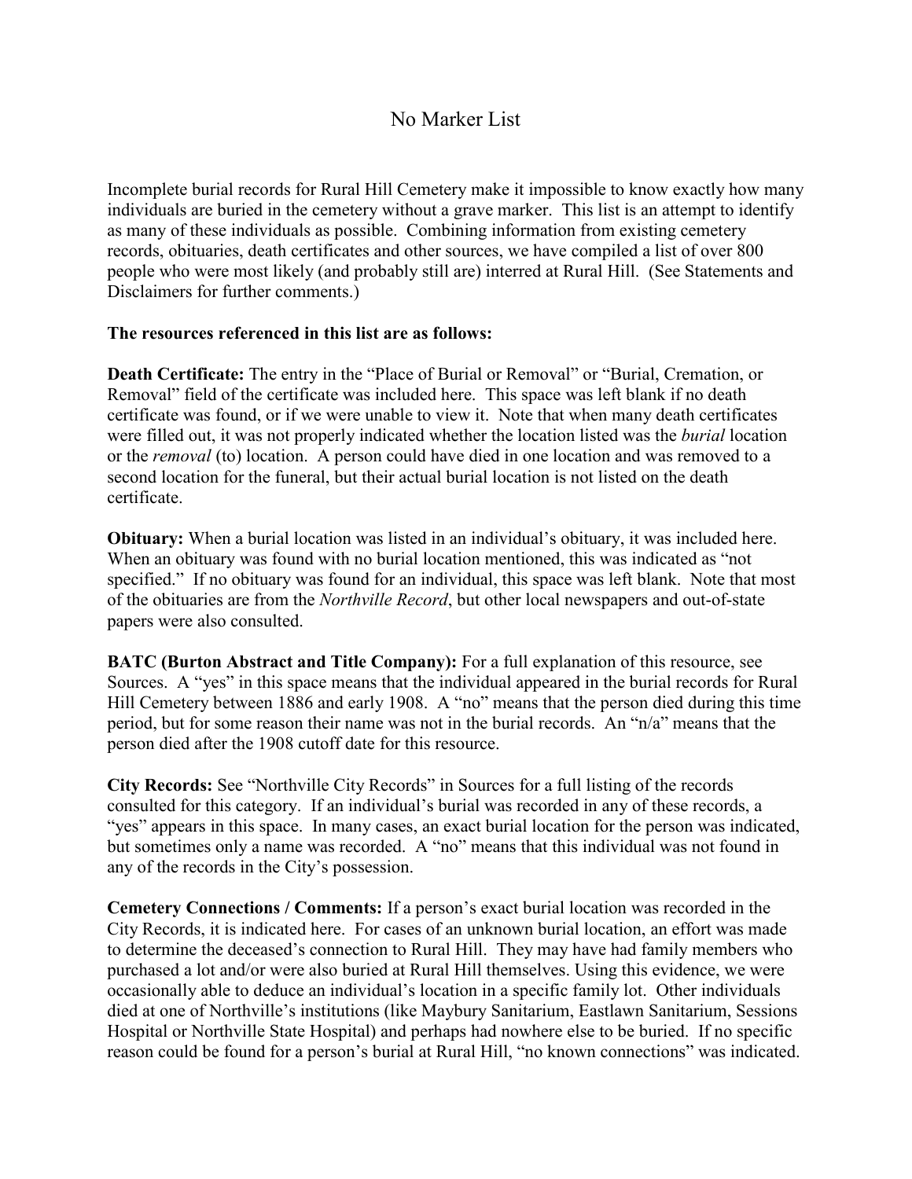# No Marker List

Incomplete burial records for Rural Hill Cemetery make it impossible to know exactly how many individuals are buried in the cemetery without a grave marker. This list is an attempt to identify as many of these individuals as possible. Combining information from existing cemetery records, obituaries, death certificates and other sources, we have compiled a list of over 800 people who were most likely (and probably still are) interred at Rural Hill. (See Statements and Disclaimers for further comments.)

**The resources referenced in this list are as follows:**

**Death Certificate:** The entry in the "Place of Burial or Removal" or "Burial, Cremation, or Removal" field of the certificate was included here. This space was left blank if no death certificate was found, or if we were unable to view it. Note that when many death certificates were filled out, it was not properly indicated whether the location listed was the *burial* location or the *removal* (to) location. A person could have died in one location and was removed to a second location for the funeral, but their actual burial location is not listed on the death certificate.

**Obituary:** When a burial location was listed in an individual's obituary, it was included here. When an obituary was found with no burial location mentioned, this was indicated as "not specified." If no obituary was found for an individual, this space was left blank. Note that most of the obituaries are from the *Northville Record*, but other local newspapers and out-of-state papers were also consulted.

**BATC (Burton Abstract and Title Company):** For a full explanation of this resource, see Sources. A "yes" in this space means that the individual appeared in the burial records for Rural Hill Cemetery between 1886 and early 1908. A "no" means that the person died during this time period, but for some reason their name was not in the burial records. An "n/a" means that the person died after the 1908 cutoff date for this resource.

**City Records:** See "Northville City Records" in Sources for a full listing of the records consulted for this category. If an individual's burial was recorded in any of these records, a "yes" appears in this space. In many cases, an exact burial location for the person was indicated, but sometimes only a name was recorded. A "no" means that this individual was not found in any of the records in the City's possession.

**Cemetery Connections / Comments:** If a person's exact burial location was recorded in the City Records, it is indicated here. For cases of an unknown burial location, an effort was made to determine the deceased's connection to Rural Hill. They may have had family members who purchased a lot and/or were also buried at Rural Hill themselves. Using this evidence, we were occasionally able to deduce an individual's location in a specific family lot. Other individuals died at one of Northville's institutions (like Maybury Sanitarium, Eastlawn Sanitarium, Sessions Hospital or Northville State Hospital) and perhaps had nowhere else to be buried. If no specific reason could be found for a person's burial at Rural Hill, "no known connections" was indicated.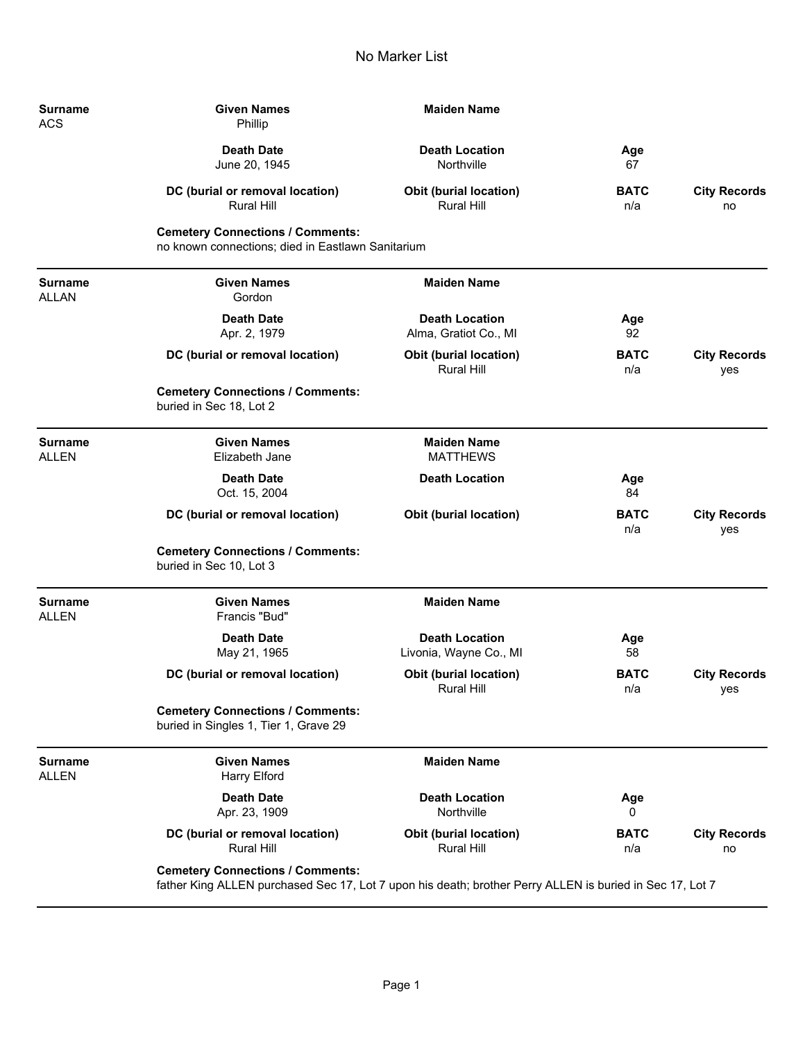# No Marker List

| Surname | Given Names | Maiden Name | | |
|---|---|---|---|---|
| ACS | Phillip | | | |
| | **Death Date** | **Death Location** | **Age** | |
| | June 20, 1945 | Northville | 67 | |
| | **DC (burial or removal location)** | **Obit (burial location)** | **BATC** | **City Records** |
| | Rural Hill | Rural Hill | n/a | no |

**Cemetery Connections / Comments:**
no known connections; died in Eastlawn Sanitarium

---

| Surname | Given Names | Maiden Name | | |
|---|---|---|---|---|
| ALLAN | Gordon | | | |
| | **Death Date** | **Death Location** | **Age** | |
| | Apr. 2, 1979 | Alma, Gratiot Co., MI | 92 | |
| | **DC (burial or removal location)** | **Obit (burial location)** | **BATC** | **City Records** |
| | | Rural Hill | n/a | yes |

**Cemetery Connections / Comments:**
buried in Sec 18, Lot 2

---

| Surname | Given Names | Maiden Name | | |
|---|---|---|---|---|
| ALLEN | Elizabeth Jane | MATTHEWS | | |
| | **Death Date** | **Death Location** | **Age** | |
| | Oct. 15, 2004 | | 84 | |
| | **DC (burial or removal location)** | **Obit (burial location)** | **BATC** | **City Records** |
| | | | n/a | yes |

**Cemetery Connections / Comments:**
buried in Sec 10, Lot 3

---

| Surname | Given Names | Maiden Name | | |
|---|---|---|---|---|
| ALLEN | Francis "Bud" | | | |
| | **Death Date** | **Death Location** | **Age** | |
| | May 21, 1965 | Livonia, Wayne Co., MI | 58 | |
| | **DC (burial or removal location)** | **Obit (burial location)** | **BATC** | **City Records** |
| | | Rural Hill | n/a | yes |

**Cemetery Connections / Comments:**
buried in Singles 1, Tier 1, Grave 29

---

| Surname | Given Names | Maiden Name | | |
|---|---|---|---|---|
| ALLEN | Harry Elford | | | |
| | **Death Date** | **Death Location** | **Age** | |
| | Apr. 23, 1909 | Northville | 0 | |
| | **DC (burial or removal location)** | **Obit (burial location)** | **BATC** | **City Records** |
| | Rural Hill | Rural Hill | n/a | no |

**Cemetery Connections / Comments:**
father King ALLEN purchased Sec 17, Lot 7 upon his death; brother Perry ALLEN is buried in Sec 17, Lot 7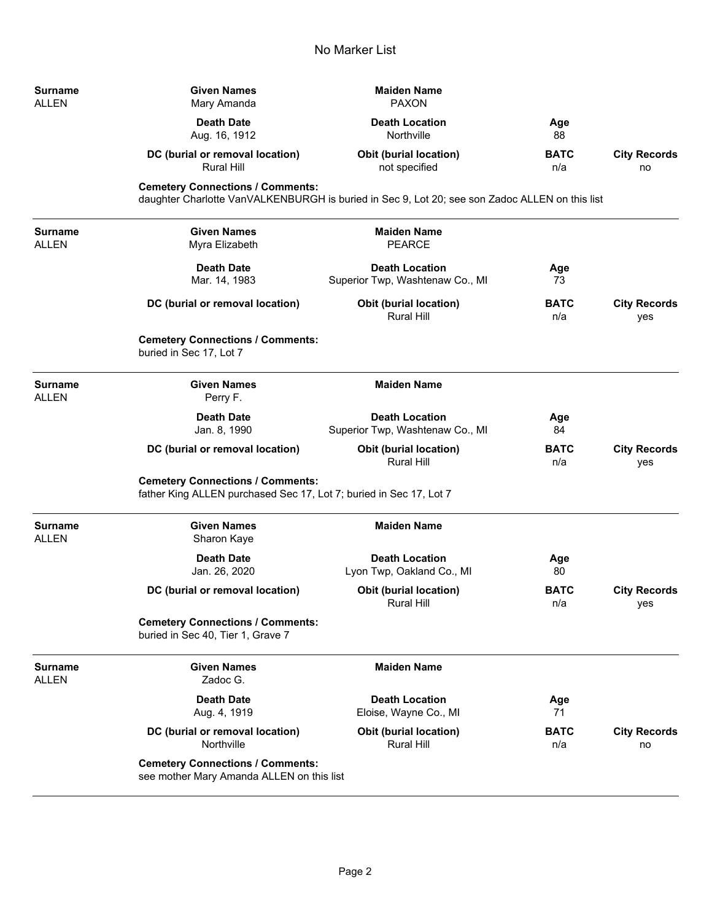# No Marker List

| Surname | Given Names | Maiden Name | | |
|---|---|---|---|---|
| ALLEN | Mary Amanda | PAXON | | |
| | **Death Date** | **Death Location** | **Age** | |
| | Aug. 16, 1912 | Northville | 88 | |
| | **DC (burial or removal location)** | **Obit (burial location)** | **BATC** | **City Records** |
| | Rural Hill | not specified | n/a | no |

**Cemetery Connections / Comments:**
daughter Charlotte VanVALKENBURGH is buried in Sec 9, Lot 20; see son Zadoc ALLEN on this list

---

| Surname | Given Names | Maiden Name | | |
|---|---|---|---|---|
| ALLEN | Myra Elizabeth | PEARCE | | |
| | **Death Date** | **Death Location** | **Age** | |
| | Mar. 14, 1983 | Superior Twp, Washtenaw Co., MI | 73 | |
| | **DC (burial or removal location)** | **Obit (burial location)** | **BATC** | **City Records** |
| | | Rural Hill | n/a | yes |

**Cemetery Connections / Comments:**
buried in Sec 17, Lot 7

---

| Surname | Given Names | Maiden Name | | |
|---|---|---|---|---|
| ALLEN | Perry F. | | | |
| | **Death Date** | **Death Location** | **Age** | |
| | Jan. 8, 1990 | Superior Twp, Washtenaw Co., MI | 84 | |
| | **DC (burial or removal location)** | **Obit (burial location)** | **BATC** | **City Records** |
| | | Rural Hill | n/a | yes |

**Cemetery Connections / Comments:**
father King ALLEN purchased Sec 17, Lot 7; buried in Sec 17, Lot 7

---

| Surname | Given Names | Maiden Name | | |
|---|---|---|---|---|
| ALLEN | Sharon Kaye | | | |
| | **Death Date** | **Death Location** | **Age** | |
| | Jan. 26, 2020 | Lyon Twp, Oakland Co., MI | 80 | |
| | **DC (burial or removal location)** | **Obit (burial location)** | **BATC** | **City Records** |
| | | Rural Hill | n/a | yes |

**Cemetery Connections / Comments:**
buried in Sec 40, Tier 1, Grave 7

---

| Surname | Given Names | Maiden Name | | |
|---|---|---|---|---|
| ALLEN | Zadoc G. | | | |
| | **Death Date** | **Death Location** | **Age** | |
| | Aug. 4, 1919 | Eloise, Wayne Co., MI | 71 | |
| | **DC (burial or removal location)** | **Obit (burial location)** | **BATC** | **City Records** |
| | Northville | Rural Hill | n/a | no |

**Cemetery Connections / Comments:**
see mother Mary Amanda ALLEN on this list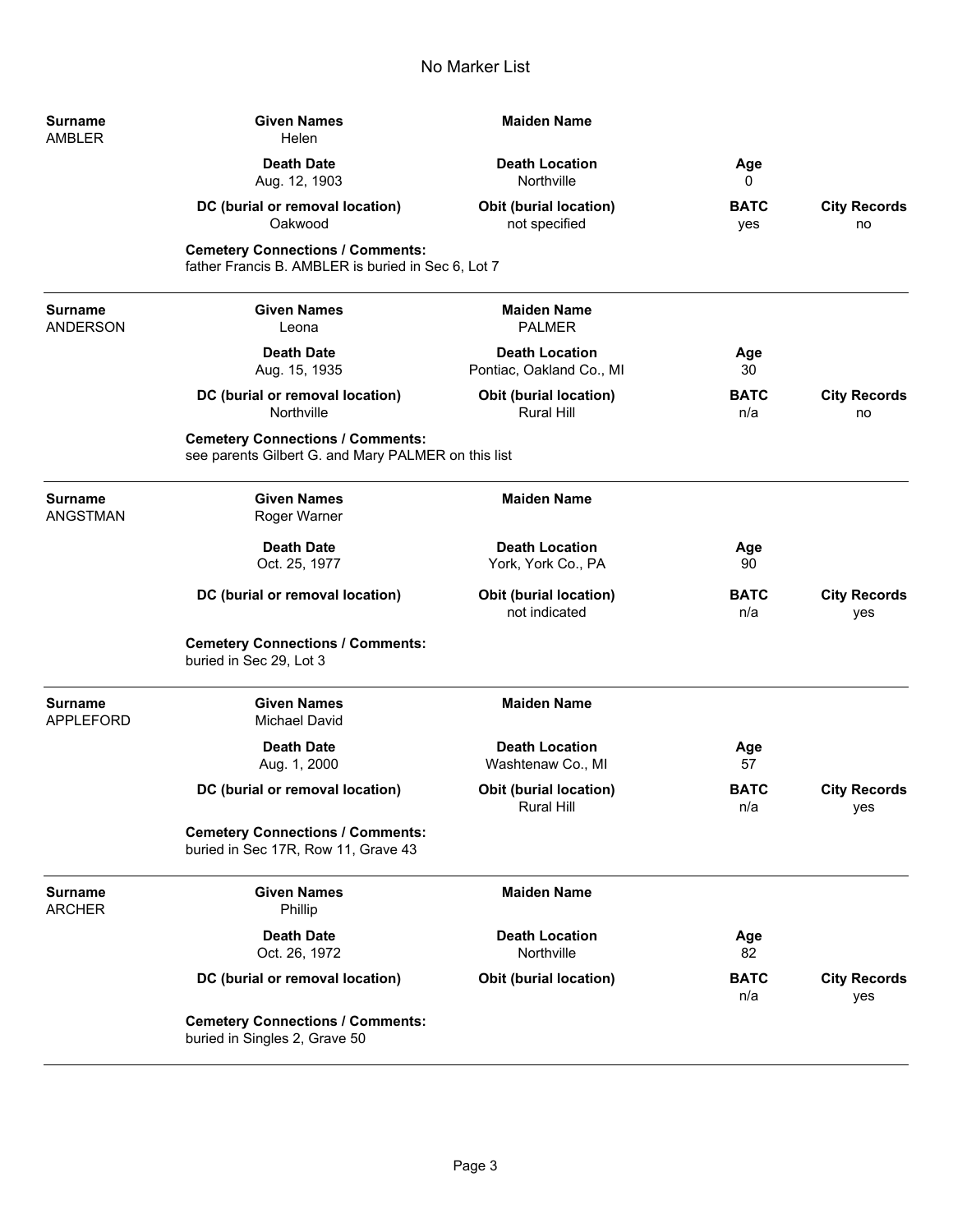# No Marker List

| Surname | Given Names | Maiden Name | | |
|---|---|---|---|---|
| AMBLER | Helen | | | |
| | **Death Date** | **Death Location** | **Age** | |
| | Aug. 12, 1903 | Northville | 0 | |
| | **DC (burial or removal location)** | **Obit (burial location)** | **BATC** | **City Records** |
| | Oakwood | not specified | yes | no |

**Cemetery Connections / Comments:**
father Francis B. AMBLER is buried in Sec 6, Lot 7

---

| Surname | Given Names | Maiden Name | | |
|---|---|---|---|---|
| ANDERSON | Leona | PALMER | | |
| | **Death Date** | **Death Location** | **Age** | |
| | Aug. 15, 1935 | Pontiac, Oakland Co., MI | 30 | |
| | **DC (burial or removal location)** | **Obit (burial location)** | **BATC** | **City Records** |
| | Northville | Rural Hill | n/a | no |

**Cemetery Connections / Comments:**
see parents Gilbert G. and Mary PALMER on this list

---

| Surname | Given Names | Maiden Name | | |
|---|---|---|---|---|
| ANGSTMAN | Roger Warner | | | |
| | **Death Date** | **Death Location** | **Age** | |
| | Oct. 25, 1977 | York, York Co., PA | 90 | |
| | **DC (burial or removal location)** | **Obit (burial location)** | **BATC** | **City Records** |
| | | not indicated | n/a | yes |

**Cemetery Connections / Comments:**
buried in Sec 29, Lot 3

---

| Surname | Given Names | Maiden Name | | |
|---|---|---|---|---|
| APPLEFORD | Michael David | | | |
| | **Death Date** | **Death Location** | **Age** | |
| | Aug. 1, 2000 | Washtenaw Co., MI | 57 | |
| | **DC (burial or removal location)** | **Obit (burial location)** | **BATC** | **City Records** |
| | | Rural Hill | n/a | yes |

**Cemetery Connections / Comments:**
buried in Sec 17R, Row 11, Grave 43

---

| Surname | Given Names | Maiden Name | | |
|---|---|---|---|---|
| ARCHER | Phillip | | | |
| | **Death Date** | **Death Location** | **Age** | |
| | Oct. 26, 1972 | Northville | 82 | |
| | **DC (burial or removal location)** | **Obit (burial location)** | **BATC** | **City Records** |
| | | | n/a | yes |

**Cemetery Connections / Comments:**
buried in Singles 2, Grave 50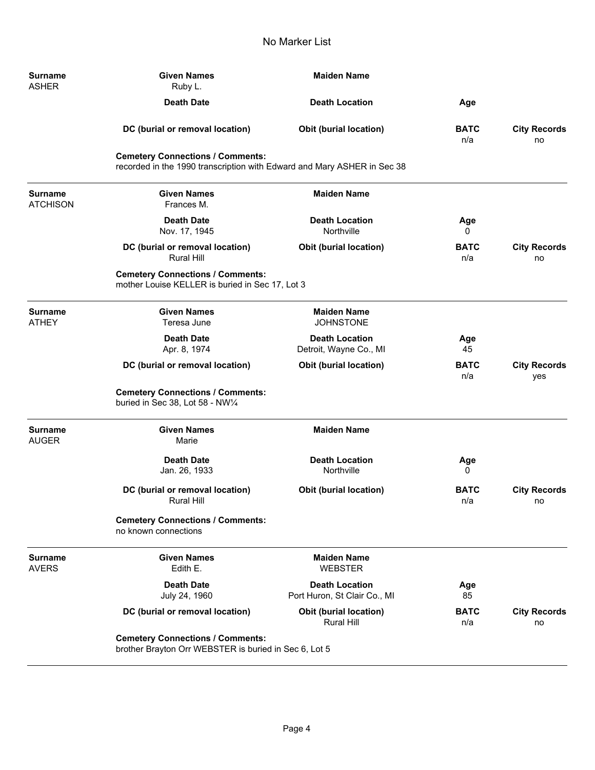# No Marker List

| Surname | Given Names | Maiden Name | | |
|---|---|---|---|---|
| ASHER | Ruby L. | | | |
| | **Death Date** | **Death Location** | **Age** | |
| | | | | |
| | **DC (burial or removal location)** | **Obit (burial location)** | **BATC** | **City Records** |
| | | | n/a | no |

**Cemetery Connections / Comments:**
recorded in the 1990 transcription with Edward and Mary ASHER in Sec 38

---

| Surname | Given Names | Maiden Name | | |
|---|---|---|---|---|
| ATCHISON | Frances M. | | | |
| | **Death Date** | **Death Location** | **Age** | |
| | Nov. 17, 1945 | Northville | 0 | |
| | **DC (burial or removal location)** | **Obit (burial location)** | **BATC** | **City Records** |
| | Rural Hill | | n/a | no |

**Cemetery Connections / Comments:**
mother Louise KELLER is buried in Sec 17, Lot 3

---

| Surname | Given Names | Maiden Name | | |
|---|---|---|---|---|
| ATHEY | Teresa June | JOHNSTONE | | |
| | **Death Date** | **Death Location** | **Age** | |
| | Apr. 8, 1974 | Detroit, Wayne Co., MI | 45 | |
| | **DC (burial or removal location)** | **Obit (burial location)** | **BATC** | **City Records** |
| | | | n/a | yes |

**Cemetery Connections / Comments:**
buried in Sec 38, Lot 58 - NW¼

---

| Surname | Given Names | Maiden Name | | |
|---|---|---|---|---|
| AUGER | Marie | | | |
| | **Death Date** | **Death Location** | **Age** | |
| | Jan. 26, 1933 | Northville | 0 | |
| | **DC (burial or removal location)** | **Obit (burial location)** | **BATC** | **City Records** |
| | Rural Hill | | n/a | no |

**Cemetery Connections / Comments:**
no known connections

---

| Surname | Given Names | Maiden Name | | |
|---|---|---|---|---|
| AVERS | Edith E. | WEBSTER | | |
| | **Death Date** | **Death Location** | **Age** | |
| | July 24, 1960 | Port Huron, St Clair Co., MI | 85 | |
| | **DC (burial or removal location)** | **Obit (burial location)** | **BATC** | **City Records** |
| | | Rural Hill | n/a | no |

**Cemetery Connections / Comments:**
brother Brayton Orr WEBSTER is buried in Sec 6, Lot 5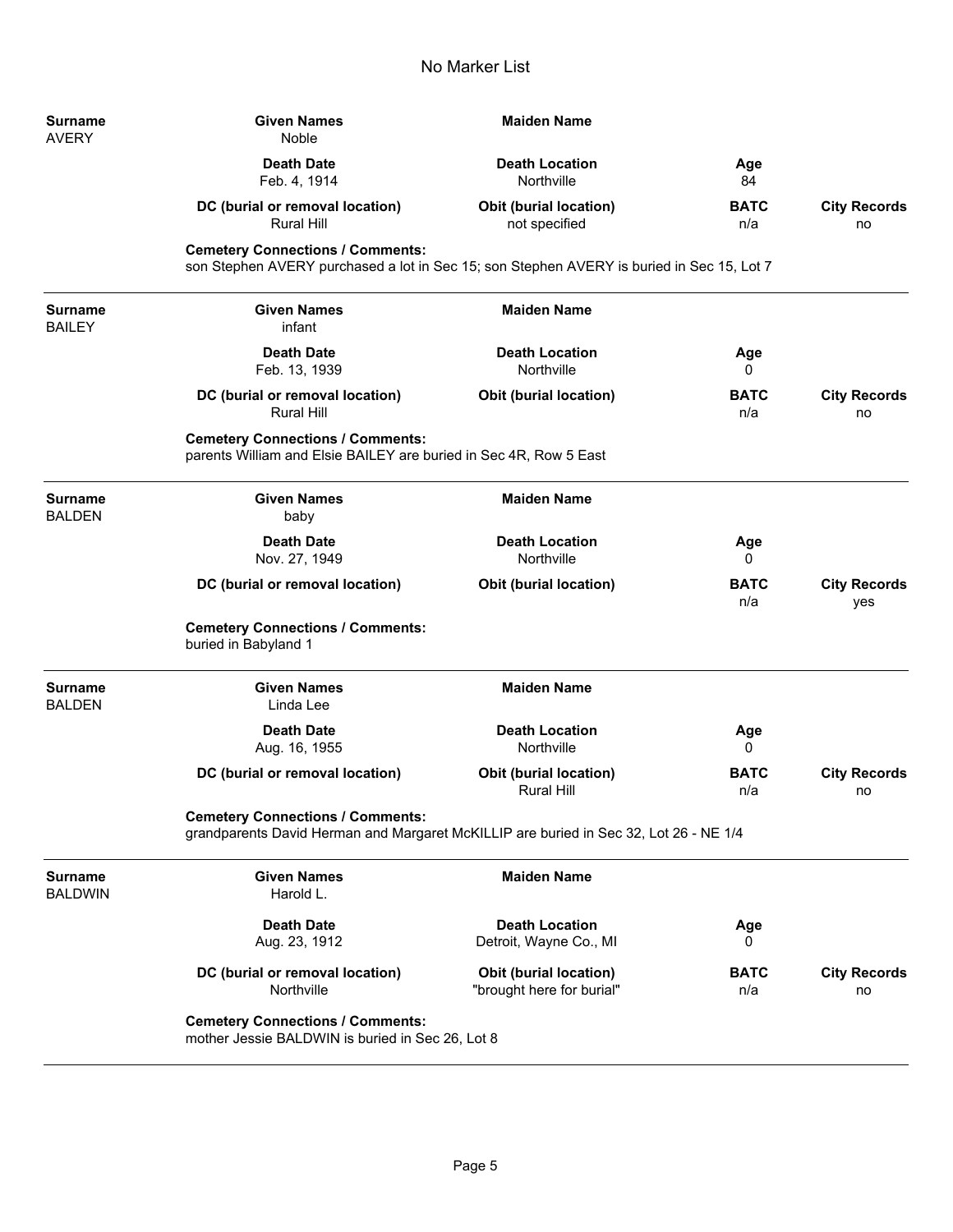# No Marker List

| Surname | Given Names | Maiden Name | | |
|---|---|---|---|---|
| AVERY | Noble | | | |
| | **Death Date** | **Death Location** | **Age** | |
| | Feb. 4, 1914 | Northville | 84 | |
| | **DC (burial or removal location)** | **Obit (burial location)** | **BATC** | **City Records** |
| | Rural Hill | not specified | n/a | no |

**Cemetery Connections / Comments:**
son Stephen AVERY purchased a lot in Sec 15; son Stephen AVERY is buried in Sec 15, Lot 7

---

| Surname | Given Names | Maiden Name | | |
|---|---|---|---|---|
| BAILEY | infant | | | |
| | **Death Date** | **Death Location** | **Age** | |
| | Feb. 13, 1939 | Northville | 0 | |
| | **DC (burial or removal location)** | **Obit (burial location)** | **BATC** | **City Records** |
| | Rural Hill | | n/a | no |

**Cemetery Connections / Comments:**
parents William and Elsie BAILEY are buried in Sec 4R, Row 5 East

---

| Surname | Given Names | Maiden Name | | |
|---|---|---|---|---|
| BALDEN | baby | | | |
| | **Death Date** | **Death Location** | **Age** | |
| | Nov. 27, 1949 | Northville | 0 | |
| | **DC (burial or removal location)** | **Obit (burial location)** | **BATC** | **City Records** |
| | | | n/a | yes |

**Cemetery Connections / Comments:**
buried in Babyland 1

---

| Surname | Given Names | Maiden Name | | |
|---|---|---|---|---|
| BALDEN | Linda Lee | | | |
| | **Death Date** | **Death Location** | **Age** | |
| | Aug. 16, 1955 | Northville | 0 | |
| | **DC (burial or removal location)** | **Obit (burial location)** | **BATC** | **City Records** |
| | | Rural Hill | n/a | no |

**Cemetery Connections / Comments:**
grandparents David Herman and Margaret McKILLIP are buried in Sec 32, Lot 26 - NE 1/4

---

| Surname | Given Names | Maiden Name | | |
|---|---|---|---|---|
| BALDWIN | Harold L. | | | |
| | **Death Date** | **Death Location** | **Age** | |
| | Aug. 23, 1912 | Detroit, Wayne Co., MI | 0 | |
| | **DC (burial or removal location)** | **Obit (burial location)** | **BATC** | **City Records** |
| | Northville | "brought here for burial" | n/a | no |

**Cemetery Connections / Comments:**
mother Jessie BALDWIN is buried in Sec 26, Lot 8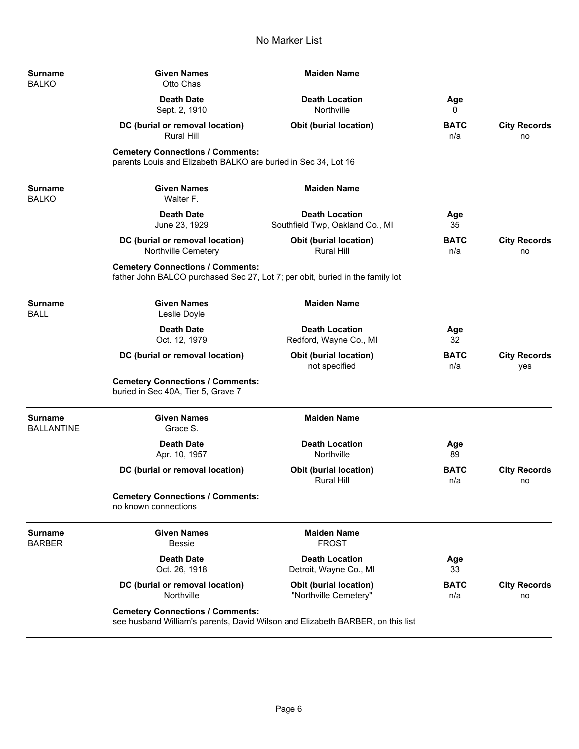# No Marker List

| Surname | Given Names | Maiden Name | | |
|---|---|---|---|---|
| BALKO | Otto Chas | | | |
| | **Death Date** | **Death Location** | **Age** | |
| | Sept. 2, 1910 | Northville | 0 | |
| | **DC (burial or removal location)** | **Obit (burial location)** | **BATC** | **City Records** |
| | Rural Hill | | n/a | no |

**Cemetery Connections / Comments:**
parents Louis and Elizabeth BALKO are buried in Sec 34, Lot 16

---

| Surname | Given Names | Maiden Name | | |
|---|---|---|---|---|
| BALKO | Walter F. | | | |
| | **Death Date** | **Death Location** | **Age** | |
| | June 23, 1929 | Southfield Twp, Oakland Co., MI | 35 | |
| | **DC (burial or removal location)** | **Obit (burial location)** | **BATC** | **City Records** |
| | Northville Cemetery | Rural Hill | n/a | no |

**Cemetery Connections / Comments:**
father John BALCO purchased Sec 27, Lot 7; per obit, buried in the family lot

---

| Surname | Given Names | Maiden Name | | |
|---|---|---|---|---|
| BALL | Leslie Doyle | | | |
| | **Death Date** | **Death Location** | **Age** | |
| | Oct. 12, 1979 | Redford, Wayne Co., MI | 32 | |
| | **DC (burial or removal location)** | **Obit (burial location)** | **BATC** | **City Records** |
| | | not specified | n/a | yes |

**Cemetery Connections / Comments:**
buried in Sec 40A, Tier 5, Grave 7

---

| Surname | Given Names | Maiden Name | | |
|---|---|---|---|---|
| BALLANTINE | Grace S. | | | |
| | **Death Date** | **Death Location** | **Age** | |
| | Apr. 10, 1957 | Northville | 89 | |
| | **DC (burial or removal location)** | **Obit (burial location)** | **BATC** | **City Records** |
| | | Rural Hill | n/a | no |

**Cemetery Connections / Comments:**
no known connections

---

| Surname | Given Names | Maiden Name | | |
|---|---|---|---|---|
| BARBER | Bessie | FROST | | |
| | **Death Date** | **Death Location** | **Age** | |
| | Oct. 26, 1918 | Detroit, Wayne Co., MI | 33 | |
| | **DC (burial or removal location)** | **Obit (burial location)** | **BATC** | **City Records** |
| | Northville | "Northville Cemetery" | n/a | no |

**Cemetery Connections / Comments:**
see husband William's parents, David Wilson and Elizabeth BARBER, on this list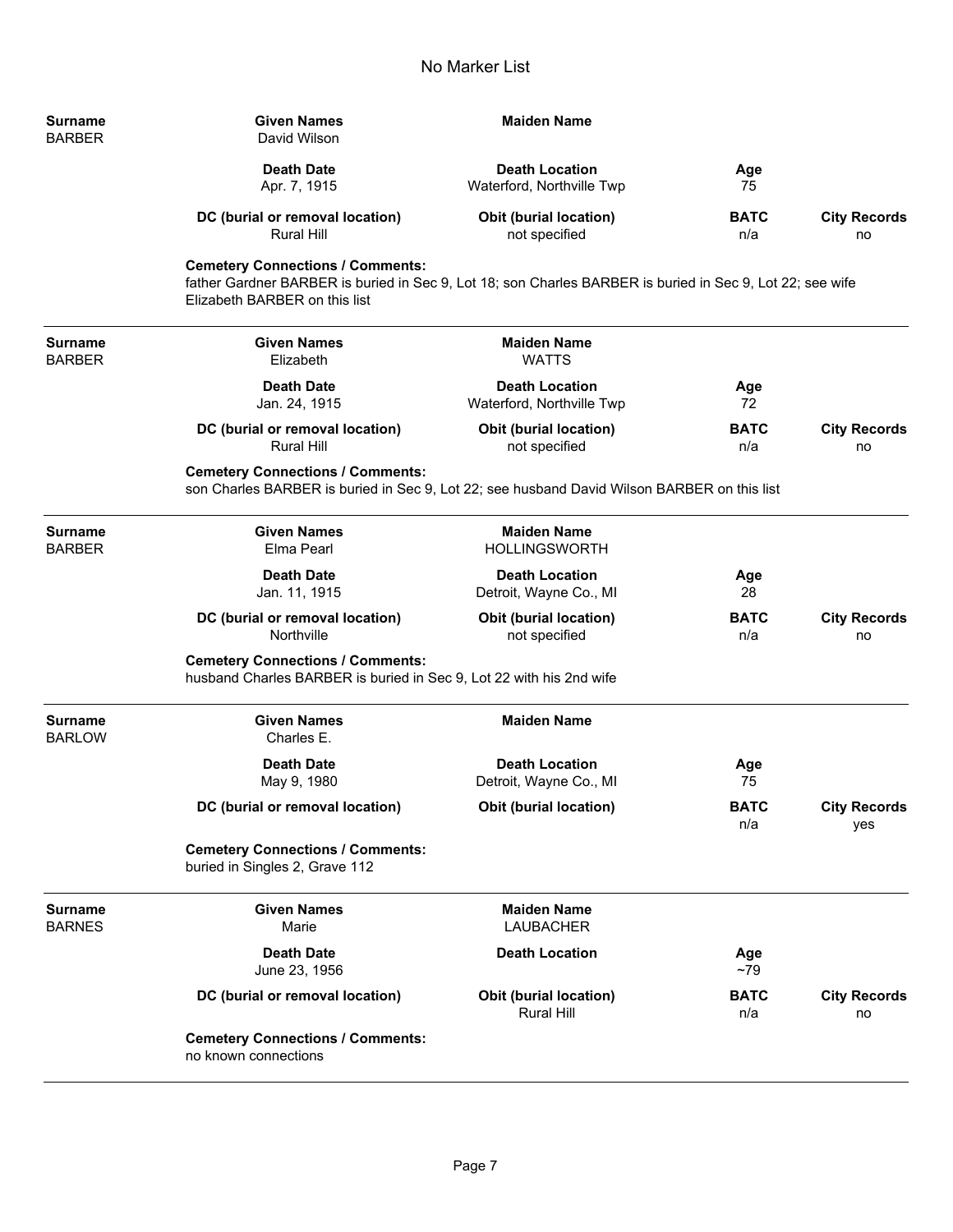# No Marker List

| Surname | Given Names | Maiden Name | | |
|---|---|---|---|---|
| BARBER | David Wilson | | | |
| | **Death Date** | **Death Location** | **Age** | |
| | Apr. 7, 1915 | Waterford, Northville Twp | 75 | |
| | **DC (burial or removal location)** | **Obit (burial location)** | **BATC** | **City Records** |
| | Rural Hill | not specified | n/a | no |

**Cemetery Connections / Comments:**
father Gardner BARBER is buried in Sec 9, Lot 18; son Charles BARBER is buried in Sec 9, Lot 22; see wife Elizabeth BARBER on this list

---

| Surname | Given Names | Maiden Name | | |
|---|---|---|---|---|
| BARBER | Elizabeth | WATTS | | |
| | **Death Date** | **Death Location** | **Age** | |
| | Jan. 24, 1915 | Waterford, Northville Twp | 72 | |
| | **DC (burial or removal location)** | **Obit (burial location)** | **BATC** | **City Records** |
| | Rural Hill | not specified | n/a | no |

**Cemetery Connections / Comments:**
son Charles BARBER is buried in Sec 9, Lot 22; see husband David Wilson BARBER on this list

---

| Surname | Given Names | Maiden Name | | |
|---|---|---|---|---|
| BARBER | Elma Pearl | HOLLINGSWORTH | | |
| | **Death Date** | **Death Location** | **Age** | |
| | Jan. 11, 1915 | Detroit, Wayne Co., MI | 28 | |
| | **DC (burial or removal location)** | **Obit (burial location)** | **BATC** | **City Records** |
| | Northville | not specified | n/a | no |

**Cemetery Connections / Comments:**
husband Charles BARBER is buried in Sec 9, Lot 22 with his 2nd wife

---

| Surname | Given Names | Maiden Name | | |
|---|---|---|---|---|
| BARLOW | Charles E. | | | |
| | **Death Date** | **Death Location** | **Age** | |
| | May 9, 1980 | Detroit, Wayne Co., MI | 75 | |
| | **DC (burial or removal location)** | **Obit (burial location)** | **BATC** | **City Records** |
| | | | n/a | yes |

**Cemetery Connections / Comments:**
buried in Singles 2, Grave 112

---

| Surname | Given Names | Maiden Name | | |
|---|---|---|---|---|
| BARNES | Marie | LAUBACHER | | |
| | **Death Date** | **Death Location** | **Age** | |
| | June 23, 1956 | | ~79 | |
| | **DC (burial or removal location)** | **Obit (burial location)** | **BATC** | **City Records** |
| | | Rural Hill | n/a | no |

**Cemetery Connections / Comments:**
no known connections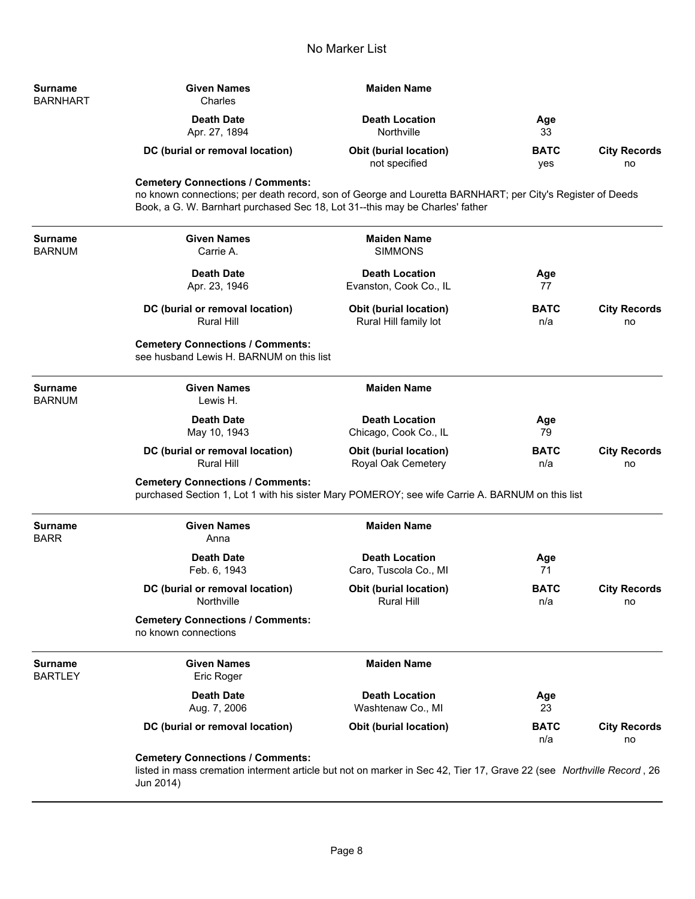# No Marker List

| Surname | Given Names | Maiden Name | | |
|---|---|---|---|---|
| BARNHART | Charles | | | |
| | **Death Date** | **Death Location** | **Age** | |
| | Apr. 27, 1894 | Northville | 33 | |
| | **DC (burial or removal location)** | **Obit (burial location)** | **BATC** | **City Records** |
| | | not specified | yes | no |

**Cemetery Connections / Comments:**
no known connections; per death record, son of George and Louretta BARNHART; per City's Register of Deeds Book, a G. W. Barnhart purchased Sec 18, Lot 31--this may be Charles' father

---

| Surname | Given Names | Maiden Name | | |
|---|---|---|---|---|
| BARNUM | Carrie A. | SIMMONS | | |
| | **Death Date** | **Death Location** | **Age** | |
| | Apr. 23, 1946 | Evanston, Cook Co., IL | 77 | |
| | **DC (burial or removal location)** | **Obit (burial location)** | **BATC** | **City Records** |
| | Rural Hill | Rural Hill family lot | n/a | no |

**Cemetery Connections / Comments:**
see husband Lewis H. BARNUM on this list

---

| Surname | Given Names | Maiden Name | | |
|---|---|---|---|---|
| BARNUM | Lewis H. | | | |
| | **Death Date** | **Death Location** | **Age** | |
| | May 10, 1943 | Chicago, Cook Co., IL | 79 | |
| | **DC (burial or removal location)** | **Obit (burial location)** | **BATC** | **City Records** |
| | Rural Hill | Royal Oak Cemetery | n/a | no |

**Cemetery Connections / Comments:**
purchased Section 1, Lot 1 with his sister Mary POMEROY; see wife Carrie A. BARNUM on this list

---

| Surname | Given Names | Maiden Name | | |
|---|---|---|---|---|
| BARR | Anna | | | |
| | **Death Date** | **Death Location** | **Age** | |
| | Feb. 6, 1943 | Caro, Tuscola Co., MI | 71 | |
| | **DC (burial or removal location)** | **Obit (burial location)** | **BATC** | **City Records** |
| | Northville | Rural Hill | n/a | no |

**Cemetery Connections / Comments:**
no known connections

---

| Surname | Given Names | Maiden Name | | |
|---|---|---|---|---|
| BARTLEY | Eric Roger | | | |
| | **Death Date** | **Death Location** | **Age** | |
| | Aug. 7, 2006 | Washtenaw Co., MI | 23 | |
| | **DC (burial or removal location)** | **Obit (burial location)** | **BATC** | **City Records** |
| | | | n/a | no |

**Cemetery Connections / Comments:**
listed in mass cremation interment article but not on marker in Sec 42, Tier 17, Grave 22 (see *Northville Record* , 26 Jun 2014)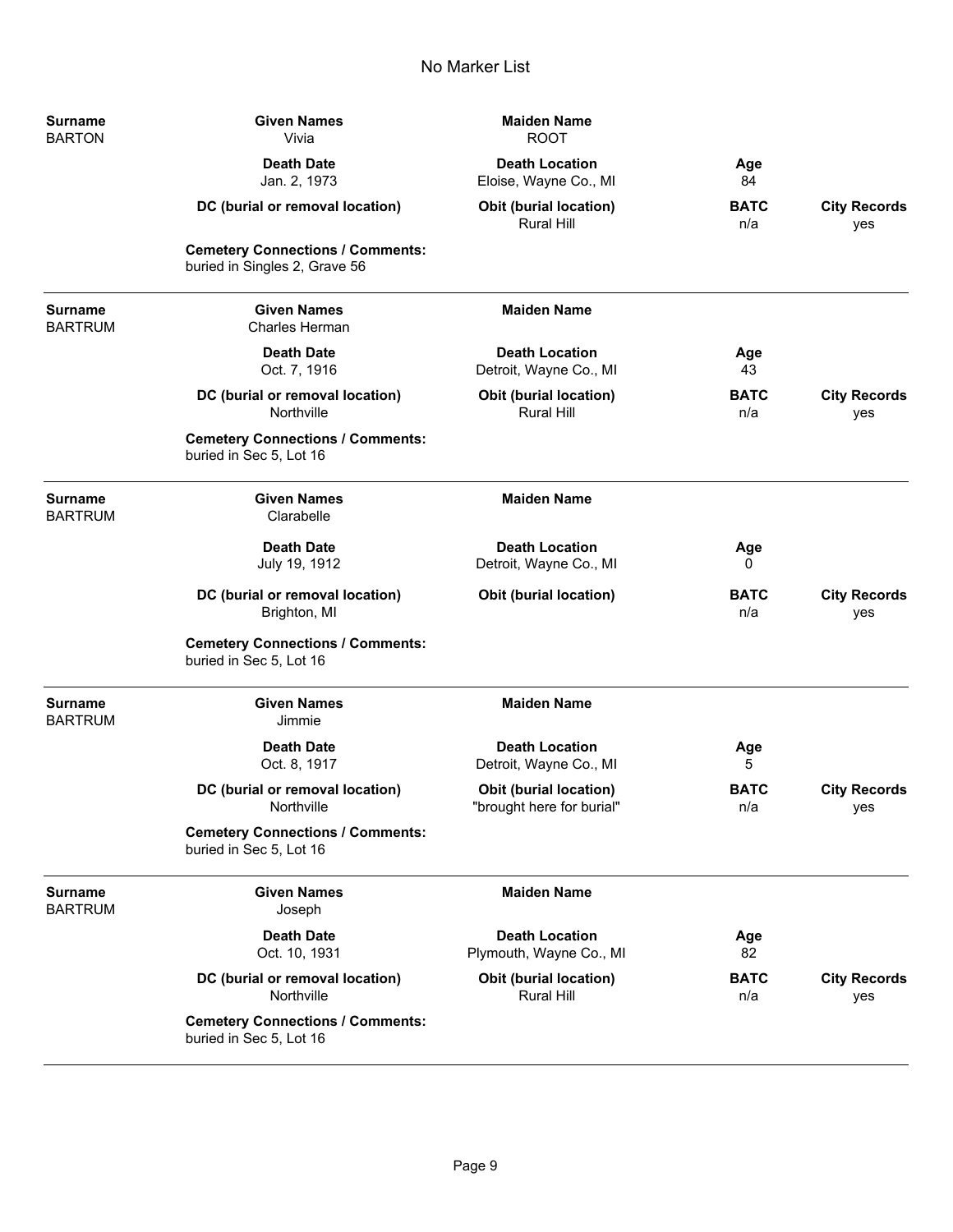# No Marker List

**Surname:** BARTON
**Given Names:** Vivia
**Maiden Name:** ROOT

| Death Date | Death Location | Age | |
|---|---|---|---|
| Jan. 2, 1973 | Eloise, Wayne Co., MI | 84 | |

| DC (burial or removal location) | Obit (burial location) | BATC | City Records |
|---|---|---|---|
| | Rural Hill | n/a | yes |

**Cemetery Connections / Comments:**
buried in Singles 2, Grave 56

---

**Surname:** BARTRUM
**Given Names:** Charles Herman
**Maiden Name:**

| Death Date | Death Location | Age | |
|---|---|---|---|
| Oct. 7, 1916 | Detroit, Wayne Co., MI | 43 | |

| DC (burial or removal location) | Obit (burial location) | BATC | City Records |
|---|---|---|---|
| Northville | Rural Hill | n/a | yes |

**Cemetery Connections / Comments:**
buried in Sec 5, Lot 16

---

**Surname:** BARTRUM
**Given Names:** Clarabelle
**Maiden Name:**

| Death Date | Death Location | Age | |
|---|---|---|---|
| July 19, 1912 | Detroit, Wayne Co., MI | 0 | |

| DC (burial or removal location) | Obit (burial location) | BATC | City Records |
|---|---|---|---|
| Brighton, MI | | n/a | yes |

**Cemetery Connections / Comments:**
buried in Sec 5, Lot 16

---

**Surname:** BARTRUM
**Given Names:** Jimmie
**Maiden Name:**

| Death Date | Death Location | Age | |
|---|---|---|---|
| Oct. 8, 1917 | Detroit, Wayne Co., MI | 5 | |

| DC (burial or removal location) | Obit (burial location) | BATC | City Records |
|---|---|---|---|
| Northville | "brought here for burial" | n/a | yes |

**Cemetery Connections / Comments:**
buried in Sec 5, Lot 16

---

**Surname:** BARTRUM
**Given Names:** Joseph
**Maiden Name:**

| Death Date | Death Location | Age | |
|---|---|---|---|
| Oct. 10, 1931 | Plymouth, Wayne Co., MI | 82 | |

| DC (burial or removal location) | Obit (burial location) | BATC | City Records |
|---|---|---|---|
| Northville | Rural Hill | n/a | yes |

**Cemetery Connections / Comments:**
buried in Sec 5, Lot 16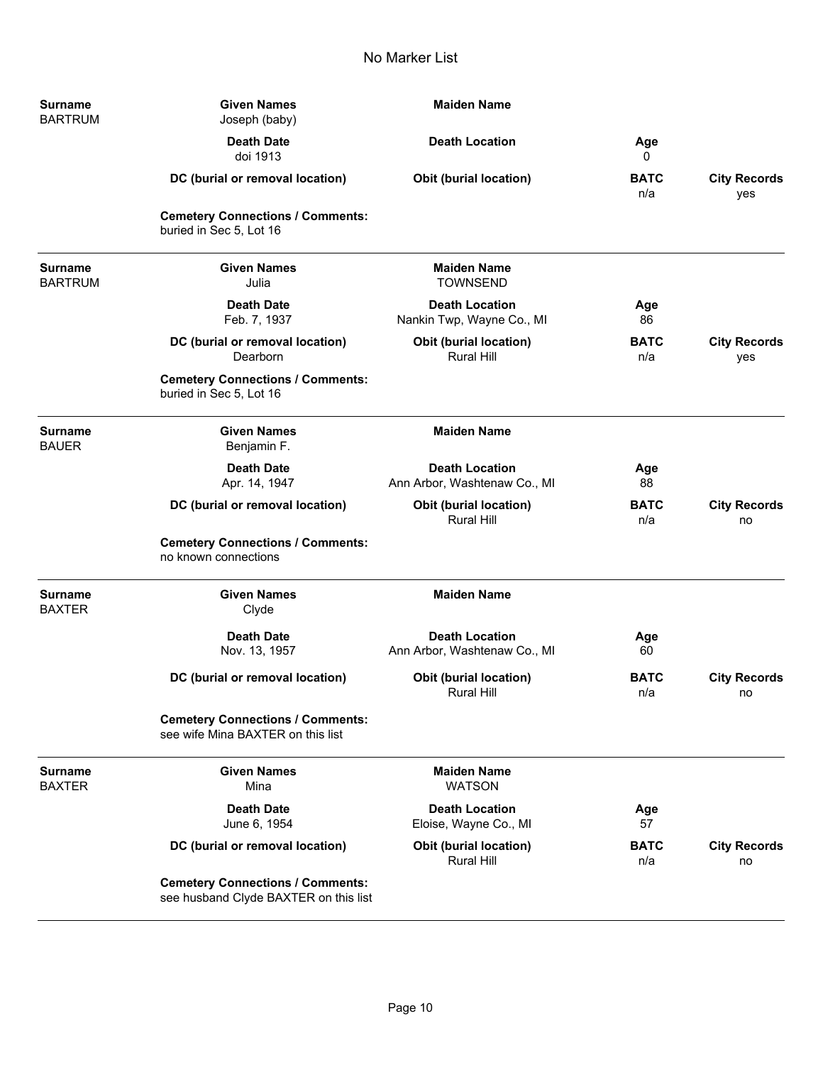# No Marker List

| Surname | Given Names | Maiden Name | | |
|---|---|---|---|---|
| BARTRUM | Joseph (baby) | | | |
| | **Death Date** | **Death Location** | **Age** | |
| | doi 1913 | | 0 | |
| | **DC (burial or removal location)** | **Obit (burial location)** | **BATC** | **City Records** |
| | | | n/a | yes |
| | **Cemetery Connections / Comments:** | | | |
| | buried in Sec 5, Lot 16 | | | |

| Surname | Given Names | Maiden Name | | |
|---|---|---|---|---|
| BARTRUM | Julia | TOWNSEND | | |
| | **Death Date** | **Death Location** | **Age** | |
| | Feb. 7, 1937 | Nankin Twp, Wayne Co., MI | 86 | |
| | **DC (burial or removal location)** | **Obit (burial location)** | **BATC** | **City Records** |
| | Dearborn | Rural Hill | n/a | yes |
| | **Cemetery Connections / Comments:** | | | |
| | buried in Sec 5, Lot 16 | | | |

| Surname | Given Names | Maiden Name | | |
|---|---|---|---|---|
| BAUER | Benjamin F. | | | |
| | **Death Date** | **Death Location** | **Age** | |
| | Apr. 14, 1947 | Ann Arbor, Washtenaw Co., MI | 88 | |
| | **DC (burial or removal location)** | **Obit (burial location)** | **BATC** | **City Records** |
| | | Rural Hill | n/a | no |
| | **Cemetery Connections / Comments:** | | | |
| | no known connections | | | |

| Surname | Given Names | Maiden Name | | |
|---|---|---|---|---|
| BAXTER | Clyde | | | |
| | **Death Date** | **Death Location** | **Age** | |
| | Nov. 13, 1957 | Ann Arbor, Washtenaw Co., MI | 60 | |
| | **DC (burial or removal location)** | **Obit (burial location)** | **BATC** | **City Records** |
| | | Rural Hill | n/a | no |
| | **Cemetery Connections / Comments:** | | | |
| | see wife Mina BAXTER on this list | | | |

| Surname | Given Names | Maiden Name | | |
|---|---|---|---|---|
| BAXTER | Mina | WATSON | | |
| | **Death Date** | **Death Location** | **Age** | |
| | June 6, 1954 | Eloise, Wayne Co., MI | 57 | |
| | **DC (burial or removal location)** | **Obit (burial location)** | **BATC** | **City Records** |
| | | Rural Hill | n/a | no |
| | **Cemetery Connections / Comments:** | | | |
| | see husband Clyde BAXTER on this list | | | |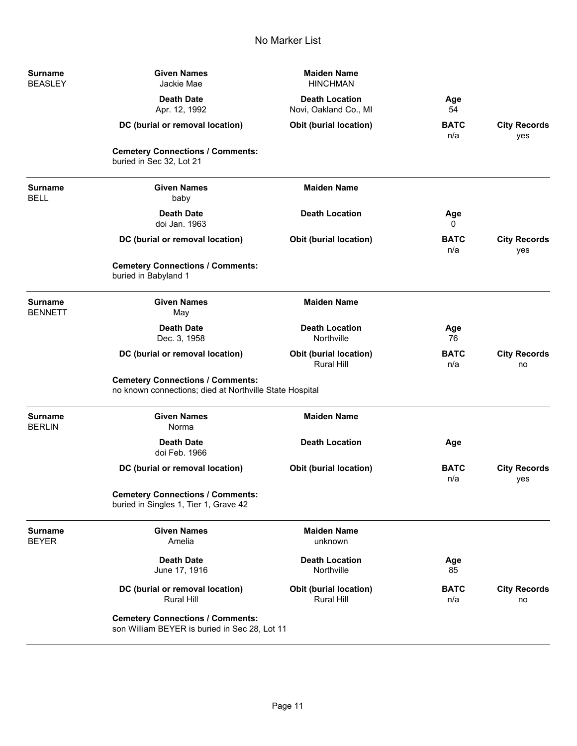# No Marker List

| Surname | Given Names | Maiden Name | | |
|---|---|---|---|---|
| BEASLEY | Jackie Mae | HINCHMAN | | |
| | **Death Date** | **Death Location** | **Age** | |
| | Apr. 12, 1992 | Novi, Oakland Co., MI | 54 | |
| | **DC (burial or removal location)** | **Obit (burial location)** | **BATC** | **City Records** |
| | | | n/a | yes |

**Cemetery Connections / Comments:**
buried in Sec 32, Lot 21

---

| Surname | Given Names | Maiden Name | | |
|---|---|---|---|---|
| BELL | baby | | | |
| | **Death Date** | **Death Location** | **Age** | |
| | doi Jan. 1963 | | 0 | |
| | **DC (burial or removal location)** | **Obit (burial location)** | **BATC** | **City Records** |
| | | | n/a | yes |

**Cemetery Connections / Comments:**
buried in Babyland 1

---

| Surname | Given Names | Maiden Name | | |
|---|---|---|---|---|
| BENNETT | May | | | |
| | **Death Date** | **Death Location** | **Age** | |
| | Dec. 3, 1958 | Northville | 76 | |
| | **DC (burial or removal location)** | **Obit (burial location)** | **BATC** | **City Records** |
| | | Rural Hill | n/a | no |

**Cemetery Connections / Comments:**
no known connections; died at Northville State Hospital

---

| Surname | Given Names | Maiden Name | | |
|---|---|---|---|---|
| BERLIN | Norma | | | |
| | **Death Date** | **Death Location** | **Age** | |
| | doi Feb. 1966 | | | |
| | **DC (burial or removal location)** | **Obit (burial location)** | **BATC** | **City Records** |
| | | | n/a | yes |

**Cemetery Connections / Comments:**
buried in Singles 1, Tier 1, Grave 42

---

| Surname | Given Names | Maiden Name | | |
|---|---|---|---|---|
| BEYER | Amelia | unknown | | |
| | **Death Date** | **Death Location** | **Age** | |
| | June 17, 1916 | Northville | 85 | |
| | **DC (burial or removal location)** | **Obit (burial location)** | **BATC** | **City Records** |
| | Rural Hill | Rural Hill | n/a | no |

**Cemetery Connections / Comments:**
son William BEYER is buried in Sec 28, Lot 11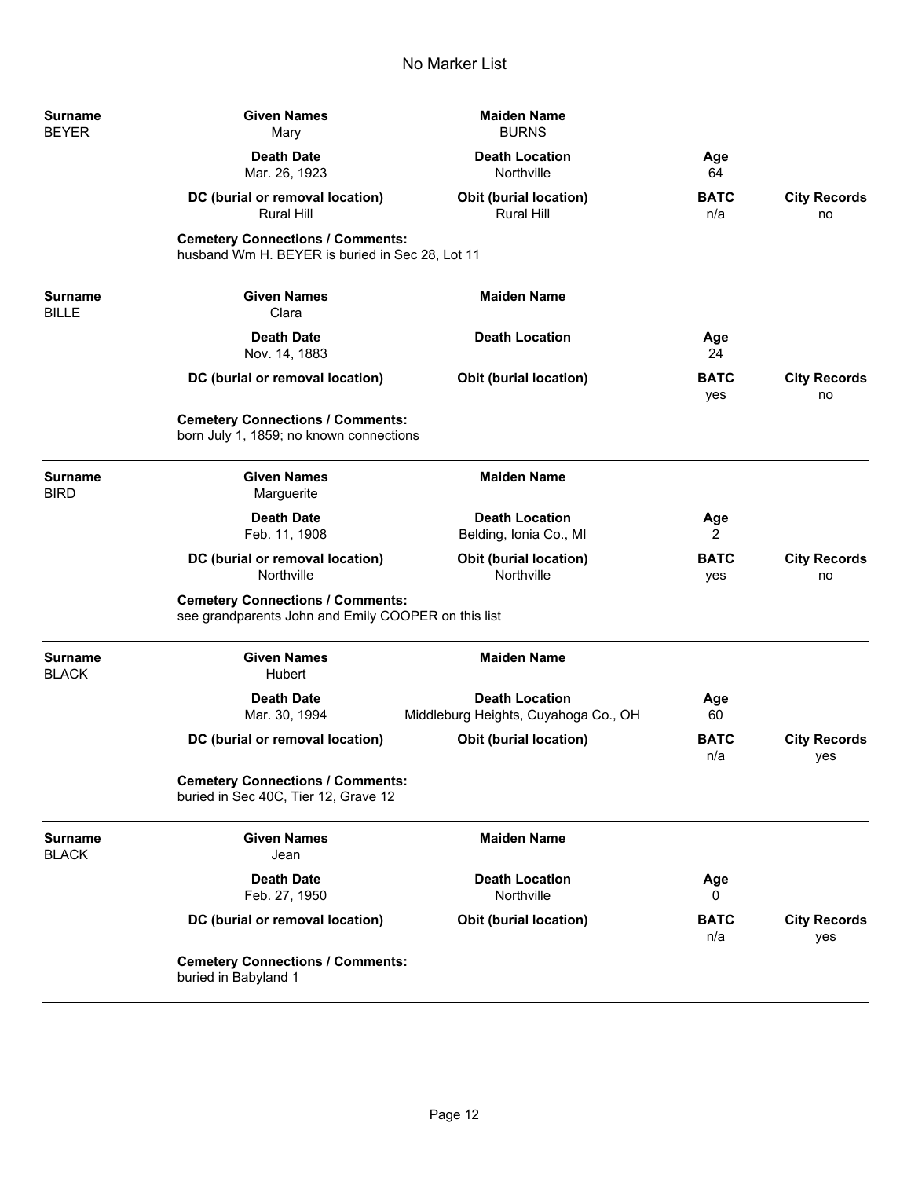# No Marker List

| Surname | Given Names | Maiden Name | | |
|---|---|---|---|---|
| BEYER | Mary | BURNS | | |
| | **Death Date** | **Death Location** | **Age** | |
| | Mar. 26, 1923 | Northville | 64 | |
| | **DC (burial or removal location)** | **Obit (burial location)** | **BATC** | **City Records** |
| | Rural Hill | Rural Hill | n/a | no |

**Cemetery Connections / Comments:**
husband Wm H. BEYER is buried in Sec 28, Lot 11

---

| Surname | Given Names | Maiden Name | | |
|---|---|---|---|---|
| BILLE | Clara | | | |
| | **Death Date** | **Death Location** | **Age** | |
| | Nov. 14, 1883 | | 24 | |
| | **DC (burial or removal location)** | **Obit (burial location)** | **BATC** | **City Records** |
| | | | yes | no |

**Cemetery Connections / Comments:**
born July 1, 1859; no known connections

---

| Surname | Given Names | Maiden Name | | |
|---|---|---|---|---|
| BIRD | Marguerite | | | |
| | **Death Date** | **Death Location** | **Age** | |
| | Feb. 11, 1908 | Belding, Ionia Co., MI | 2 | |
| | **DC (burial or removal location)** | **Obit (burial location)** | **BATC** | **City Records** |
| | Northville | Northville | yes | no |

**Cemetery Connections / Comments:**
see grandparents John and Emily COOPER on this list

---

| Surname | Given Names | Maiden Name | | |
|---|---|---|---|---|
| BLACK | Hubert | | | |
| | **Death Date** | **Death Location** | **Age** | |
| | Mar. 30, 1994 | Middleburg Heights, Cuyahoga Co., OH | 60 | |
| | **DC (burial or removal location)** | **Obit (burial location)** | **BATC** | **City Records** |
| | | | n/a | yes |

**Cemetery Connections / Comments:**
buried in Sec 40C, Tier 12, Grave 12

---

| Surname | Given Names | Maiden Name | | |
|---|---|---|---|---|
| BLACK | Jean | | | |
| | **Death Date** | **Death Location** | **Age** | |
| | Feb. 27, 1950 | Northville | 0 | |
| | **DC (burial or removal location)** | **Obit (burial location)** | **BATC** | **City Records** |
| | | | n/a | yes |

**Cemetery Connections / Comments:**
buried in Babyland 1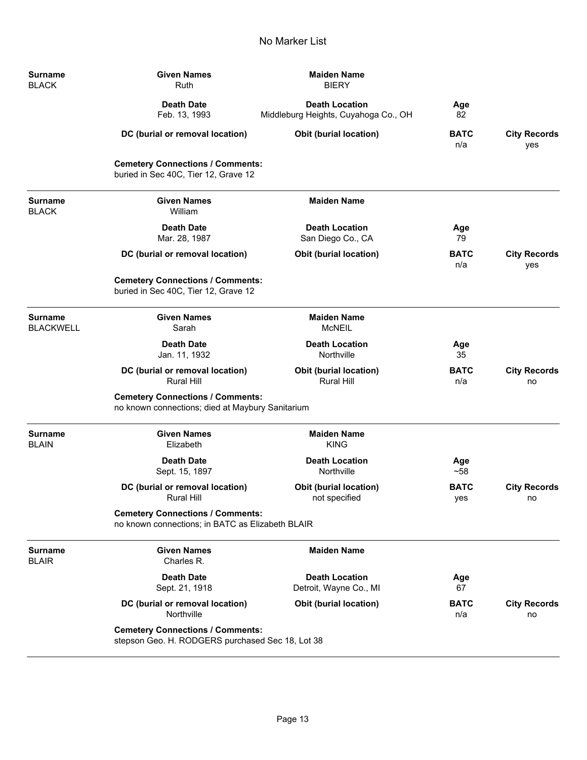# No Marker List

| Surname | Given Names | Maiden Name | | |
|---|---|---|---|---|
| BLACK | Ruth | BIERY | | |
| | **Death Date** | **Death Location** | **Age** | |
| | Feb. 13, 1993 | Middleburg Heights, Cuyahoga Co., OH | 82 | |
| | **DC (burial or removal location)** | **Obit (burial location)** | **BATC** | **City Records** |
| | | | n/a | yes |

**Cemetery Connections / Comments:**
buried in Sec 40C, Tier 12, Grave 12

---

| Surname | Given Names | Maiden Name | | |
|---|---|---|---|---|
| BLACK | William | | | |
| | **Death Date** | **Death Location** | **Age** | |
| | Mar. 28, 1987 | San Diego Co., CA | 79 | |
| | **DC (burial or removal location)** | **Obit (burial location)** | **BATC** | **City Records** |
| | | | n/a | yes |

**Cemetery Connections / Comments:**
buried in Sec 40C, Tier 12, Grave 12

---

| Surname | Given Names | Maiden Name | | |
|---|---|---|---|---|
| BLACKWELL | Sarah | McNEIL | | |
| | **Death Date** | **Death Location** | **Age** | |
| | Jan. 11, 1932 | Northville | 35 | |
| | **DC (burial or removal location)** | **Obit (burial location)** | **BATC** | **City Records** |
| | Rural Hill | Rural Hill | n/a | no |

**Cemetery Connections / Comments:**
no known connections; died at Maybury Sanitarium

---

| Surname | Given Names | Maiden Name | | |
|---|---|---|---|---|
| BLAIN | Elizabeth | KING | | |
| | **Death Date** | **Death Location** | **Age** | |
| | Sept. 15, 1897 | Northville | ~58 | |
| | **DC (burial or removal location)** | **Obit (burial location)** | **BATC** | **City Records** |
| | Rural Hill | not specified | yes | no |

**Cemetery Connections / Comments:**
no known connections; in BATC as Elizabeth BLAIR

---

| Surname | Given Names | Maiden Name | | |
|---|---|---|---|---|
| BLAIR | Charles R. | | | |
| | **Death Date** | **Death Location** | **Age** | |
| | Sept. 21, 1918 | Detroit, Wayne Co., MI | 67 | |
| | **DC (burial or removal location)** | **Obit (burial location)** | **BATC** | **City Records** |
| | Northville | | n/a | no |

**Cemetery Connections / Comments:**
stepson Geo. H. RODGERS purchased Sec 18, Lot 38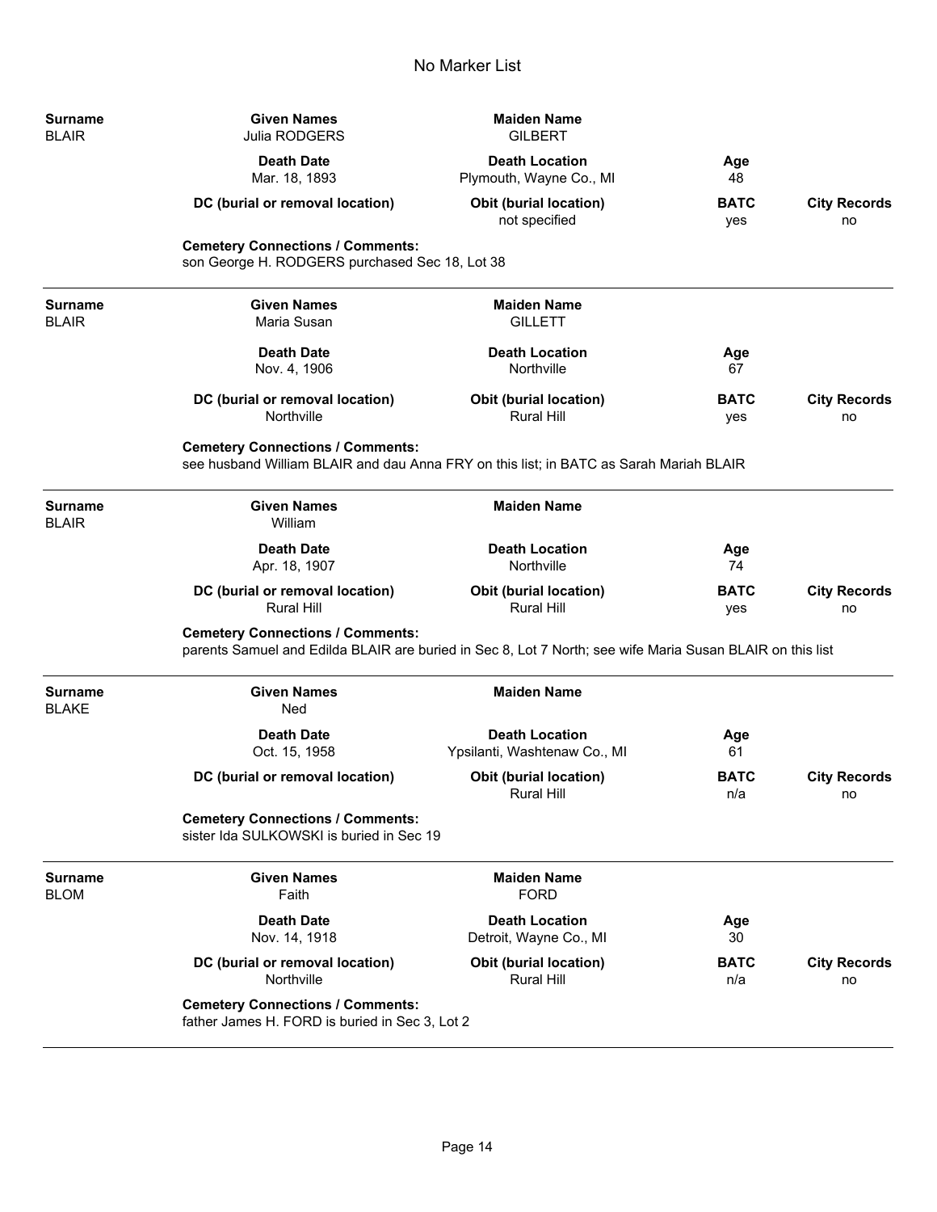| Surname | Given Names | Maiden Name | | |
|---|---|---|---|---|
| BLAIR | Julia RODGERS | GILBERT | | |
| | **Death Date** | **Death Location** | **Age** | |
| | Mar. 18, 1893 | Plymouth, Wayne Co., MI | 48 | |
| | **DC (burial or removal location)** | **Obit (burial location)** | **BATC** | **City Records** |
| | | not specified | yes | no |

**Cemetery Connections / Comments:**
son George H. RODGERS purchased Sec 18, Lot 38

---

| Surname | Given Names | Maiden Name | | |
|---|---|---|---|---|
| BLAIR | Maria Susan | GILLETT | | |
| | **Death Date** | **Death Location** | **Age** | |
| | Nov. 4, 1906 | Northville | 67 | |
| | **DC (burial or removal location)** | **Obit (burial location)** | **BATC** | **City Records** |
| | Northville | Rural Hill | yes | no |

**Cemetery Connections / Comments:**
see husband William BLAIR and dau Anna FRY on this list; in BATC as Sarah Mariah BLAIR

---

| Surname | Given Names | Maiden Name | | |
|---|---|---|---|---|
| BLAIR | William | | | |
| | **Death Date** | **Death Location** | **Age** | |
| | Apr. 18, 1907 | Northville | 74 | |
| | **DC (burial or removal location)** | **Obit (burial location)** | **BATC** | **City Records** |
| | Rural Hill | Rural Hill | yes | no |

**Cemetery Connections / Comments:**
parents Samuel and Edilda BLAIR are buried in Sec 8, Lot 7 North; see wife Maria Susan BLAIR on this list

---

| Surname | Given Names | Maiden Name | | |
|---|---|---|---|---|
| BLAKE | Ned | | | |
| | **Death Date** | **Death Location** | **Age** | |
| | Oct. 15, 1958 | Ypsilanti, Washtenaw Co., MI | 61 | |
| | **DC (burial or removal location)** | **Obit (burial location)** | **BATC** | **City Records** |
| | | Rural Hill | n/a | no |

**Cemetery Connections / Comments:**
sister Ida SULKOWSKI is buried in Sec 19

---

| Surname | Given Names | Maiden Name | | |
|---|---|---|---|---|
| BLOM | Faith | FORD | | |
| | **Death Date** | **Death Location** | **Age** | |
| | Nov. 14, 1918 | Detroit, Wayne Co., MI | 30 | |
| | **DC (burial or removal location)** | **Obit (burial location)** | **BATC** | **City Records** |
| | Northville | Rural Hill | n/a | no |

**Cemetery Connections / Comments:**
father James H. FORD is buried in Sec 3, Lot 2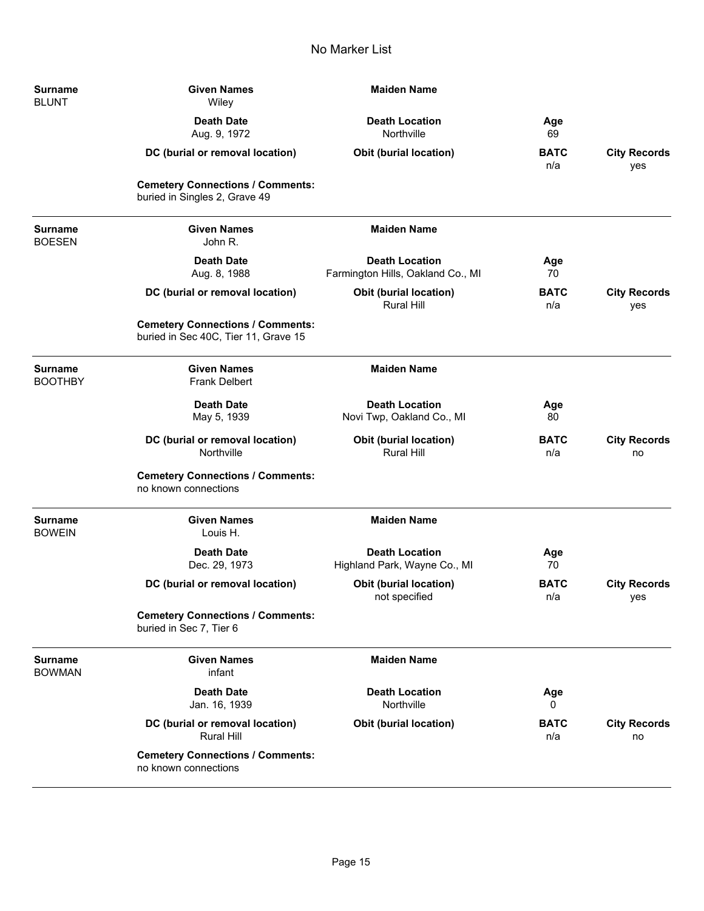# No Marker List

**Surname** BLUNT | **Given Names** Wiley | **Maiden Name**

**Death Date** Aug. 9, 1972 | **Death Location** Northville | **Age** 69

**DC (burial or removal location)** | **Obit (burial location)** | **BATC** n/a | **City Records** yes

**Cemetery Connections / Comments:**
buried in Singles 2, Grave 49

---

**Surname** BOESEN | **Given Names** John R. | **Maiden Name**

**Death Date** Aug. 8, 1988 | **Death Location** Farmington Hills, Oakland Co., MI | **Age** 70

**DC (burial or removal location)** | **Obit (burial location)** Rural Hill | **BATC** n/a | **City Records** yes

**Cemetery Connections / Comments:**
buried in Sec 40C, Tier 11, Grave 15

---

**Surname** BOOTHBY | **Given Names** Frank Delbert | **Maiden Name**

**Death Date** May 5, 1939 | **Death Location** Novi Twp, Oakland Co., MI | **Age** 80

**DC (burial or removal location)** Northville | **Obit (burial location)** Rural Hill | **BATC** n/a | **City Records** no

**Cemetery Connections / Comments:**
no known connections

---

**Surname** BOWEIN | **Given Names** Louis H. | **Maiden Name**

**Death Date** Dec. 29, 1973 | **Death Location** Highland Park, Wayne Co., MI | **Age** 70

**DC (burial or removal location)** | **Obit (burial location)** not specified | **BATC** n/a | **City Records** yes

**Cemetery Connections / Comments:**
buried in Sec 7, Tier 6

---

**Surname** BOWMAN | **Given Names** infant | **Maiden Name**

**Death Date** Jan. 16, 1939 | **Death Location** Northville | **Age** 0

**DC (burial or removal location)** Rural Hill | **Obit (burial location)** | **BATC** n/a | **City Records** no

**Cemetery Connections / Comments:**
no known connections

---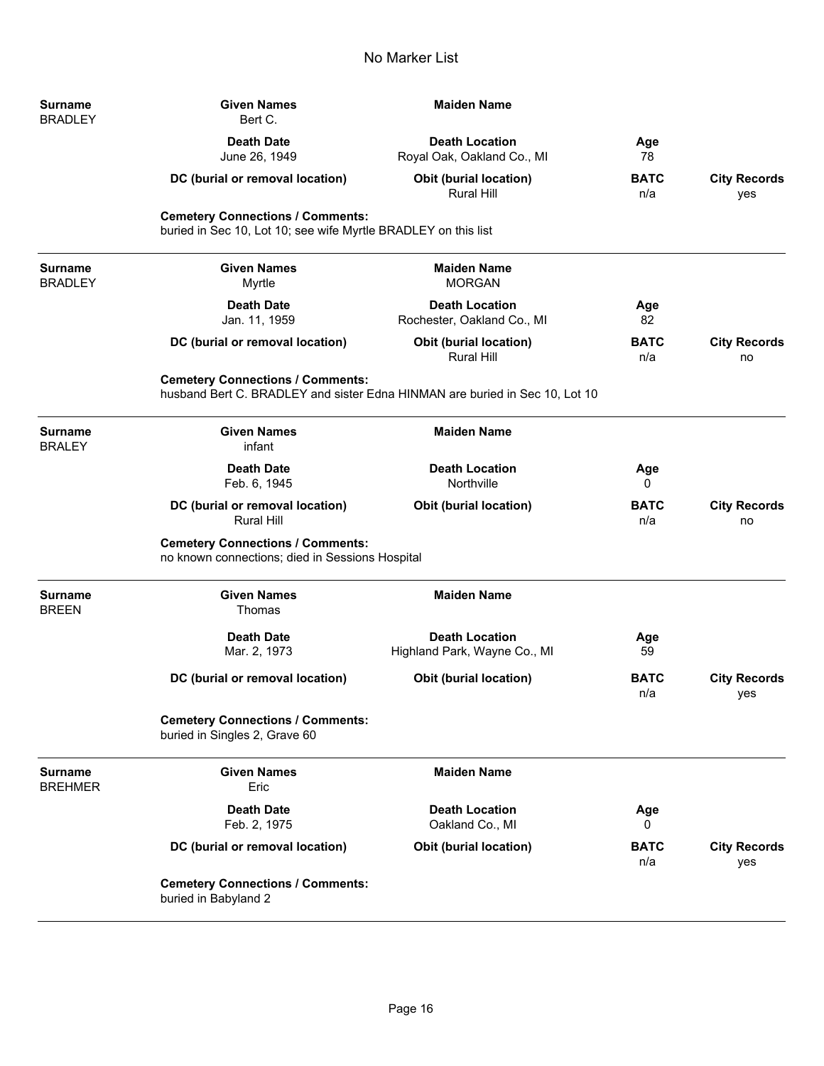# No Marker List

| Surname | Given Names | Maiden Name | | |
|---|---|---|---|---|
| BRADLEY | Bert C. | | | |
| | **Death Date** | **Death Location** | **Age** | |
| | June 26, 1949 | Royal Oak, Oakland Co., MI | 78 | |
| | **DC (burial or removal location)** | **Obit (burial location)** | **BATC** | **City Records** |
| | | Rural Hill | n/a | yes |

**Cemetery Connections / Comments:**
buried in Sec 10, Lot 10; see wife Myrtle BRADLEY on this list

---

| Surname | Given Names | Maiden Name | | |
|---|---|---|---|---|
| BRADLEY | Myrtle | MORGAN | | |
| | **Death Date** | **Death Location** | **Age** | |
| | Jan. 11, 1959 | Rochester, Oakland Co., MI | 82 | |
| | **DC (burial or removal location)** | **Obit (burial location)** | **BATC** | **City Records** |
| | | Rural Hill | n/a | no |

**Cemetery Connections / Comments:**
husband Bert C. BRADLEY and sister Edna HINMAN are buried in Sec 10, Lot 10

---

| Surname | Given Names | Maiden Name | | |
|---|---|---|---|---|
| BRALEY | infant | | | |
| | **Death Date** | **Death Location** | **Age** | |
| | Feb. 6, 1945 | Northville | 0 | |
| | **DC (burial or removal location)** | **Obit (burial location)** | **BATC** | **City Records** |
| | Rural Hill | | n/a | no |

**Cemetery Connections / Comments:**
no known connections; died in Sessions Hospital

---

| Surname | Given Names | Maiden Name | | |
|---|---|---|---|---|
| BREEN | Thomas | | | |
| | **Death Date** | **Death Location** | **Age** | |
| | Mar. 2, 1973 | Highland Park, Wayne Co., MI | 59 | |
| | **DC (burial or removal location)** | **Obit (burial location)** | **BATC** | **City Records** |
| | | | n/a | yes |

**Cemetery Connections / Comments:**
buried in Singles 2, Grave 60

---

| Surname | Given Names | Maiden Name | | |
|---|---|---|---|---|
| BREHMER | Eric | | | |
| | **Death Date** | **Death Location** | **Age** | |
| | Feb. 2, 1975 | Oakland Co., MI | 0 | |
| | **DC (burial or removal location)** | **Obit (burial location)** | **BATC** | **City Records** |
| | | | n/a | yes |

**Cemetery Connections / Comments:**
buried in Babyland 2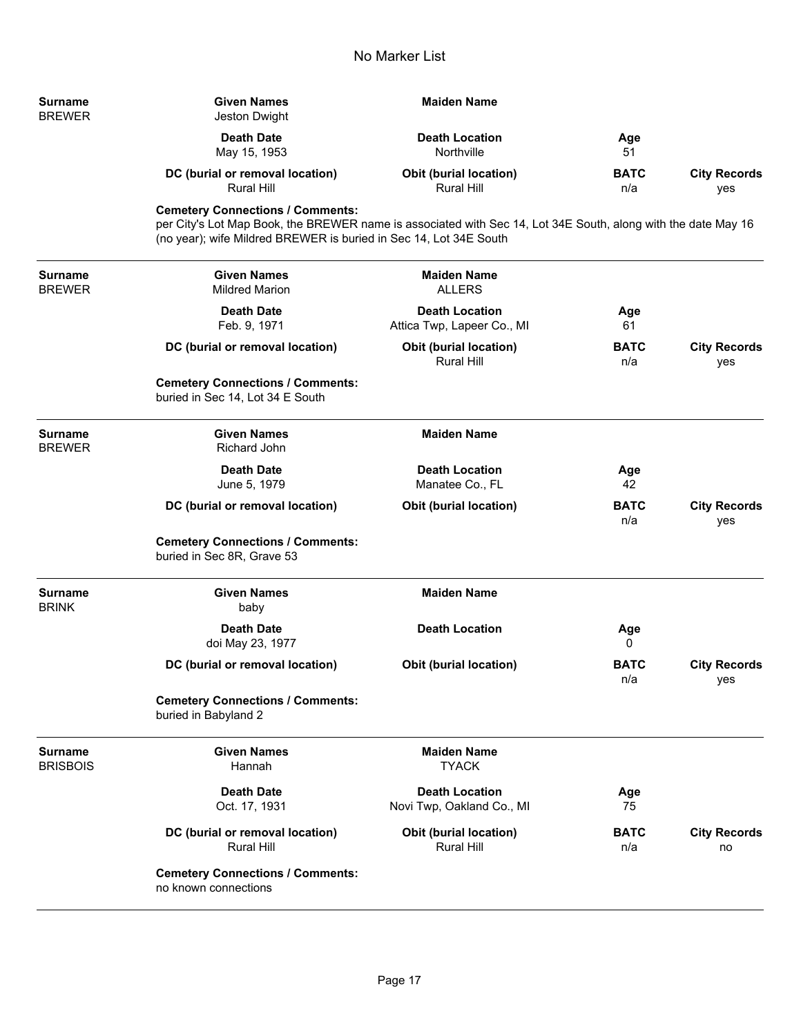# No Marker List

| Surname | Given Names | Maiden Name | | |
|---|---|---|---|---|
| BREWER | Jeston Dwight | | | |
| | **Death Date** | **Death Location** | **Age** | |
| | May 15, 1953 | Northville | 51 | |
| | **DC (burial or removal location)** | **Obit (burial location)** | **BATC** | **City Records** |
| | Rural Hill | Rural Hill | n/a | yes |

**Cemetery Connections / Comments:**
per City's Lot Map Book, the BREWER name is associated with Sec 14, Lot 34E South, along with the date May 16 (no year); wife Mildred BREWER is buried in Sec 14, Lot 34E South

---

| Surname | Given Names | Maiden Name | | |
|---|---|---|---|---|
| BREWER | Mildred Marion | ALLERS | | |
| | **Death Date** | **Death Location** | **Age** | |
| | Feb. 9, 1971 | Attica Twp, Lapeer Co., MI | 61 | |
| | **DC (burial or removal location)** | **Obit (burial location)** | **BATC** | **City Records** |
| | | Rural Hill | n/a | yes |

**Cemetery Connections / Comments:**
buried in Sec 14, Lot 34 E South

---

| Surname | Given Names | Maiden Name | | |
|---|---|---|---|---|
| BREWER | Richard John | | | |
| | **Death Date** | **Death Location** | **Age** | |
| | June 5, 1979 | Manatee Co., FL | 42 | |
| | **DC (burial or removal location)** | **Obit (burial location)** | **BATC** | **City Records** |
| | | | n/a | yes |

**Cemetery Connections / Comments:**
buried in Sec 8R, Grave 53

---

| Surname | Given Names | Maiden Name | | |
|---|---|---|---|---|
| BRINK | baby | | | |
| | **Death Date** | **Death Location** | **Age** | |
| | doi May 23, 1977 | | 0 | |
| | **DC (burial or removal location)** | **Obit (burial location)** | **BATC** | **City Records** |
| | | | n/a | yes |

**Cemetery Connections / Comments:**
buried in Babyland 2

---

| Surname | Given Names | Maiden Name | | |
|---|---|---|---|---|
| BRISBOIS | Hannah | TYACK | | |
| | **Death Date** | **Death Location** | **Age** | |
| | Oct. 17, 1931 | Novi Twp, Oakland Co., MI | 75 | |
| | **DC (burial or removal location)** | **Obit (burial location)** | **BATC** | **City Records** |
| | Rural Hill | Rural Hill | n/a | no |

**Cemetery Connections / Comments:**
no known connections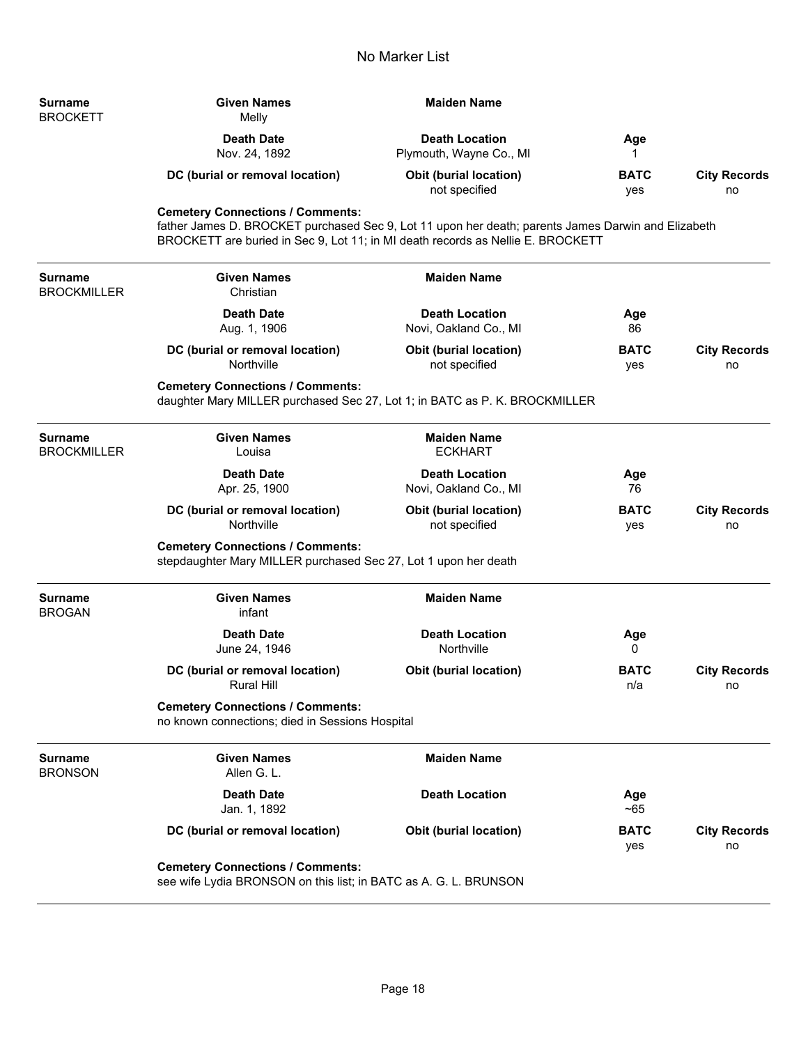# No Marker List

| Surname | Given Names | Maiden Name | | |
|---|---|---|---|---|
| BROCKETT | Melly | | | |
| | **Death Date** | **Death Location** | **Age** | |
| | Nov. 24, 1892 | Plymouth, Wayne Co., MI | 1 | |
| | **DC (burial or removal location)** | **Obit (burial location)** | **BATC** | **City Records** |
| | | not specified | yes | no |

**Cemetery Connections / Comments:**
father James D. BROCKET purchased Sec 9, Lot 11 upon her death; parents James Darwin and Elizabeth BROCKETT are buried in Sec 9, Lot 11; in MI death records as Nellie E. BROCKETT

---

| Surname | Given Names | Maiden Name | | |
|---|---|---|---|---|
| BROCKMILLER | Christian | | | |
| | **Death Date** | **Death Location** | **Age** | |
| | Aug. 1, 1906 | Novi, Oakland Co., MI | 86 | |
| | **DC (burial or removal location)** | **Obit (burial location)** | **BATC** | **City Records** |
| | Northville | not specified | yes | no |

**Cemetery Connections / Comments:**
daughter Mary MILLER purchased Sec 27, Lot 1; in BATC as P. K. BROCKMILLER

---

| Surname | Given Names | Maiden Name | | |
|---|---|---|---|---|
| BROCKMILLER | Louisa | ECKHART | | |
| | **Death Date** | **Death Location** | **Age** | |
| | Apr. 25, 1900 | Novi, Oakland Co., MI | 76 | |
| | **DC (burial or removal location)** | **Obit (burial location)** | **BATC** | **City Records** |
| | Northville | not specified | yes | no |

**Cemetery Connections / Comments:**
stepdaughter Mary MILLER purchased Sec 27, Lot 1 upon her death

---

| Surname | Given Names | Maiden Name | | |
|---|---|---|---|---|
| BROGAN | infant | | | |
| | **Death Date** | **Death Location** | **Age** | |
| | June 24, 1946 | Northville | 0 | |
| | **DC (burial or removal location)** | **Obit (burial location)** | **BATC** | **City Records** |
| | Rural Hill | | n/a | no |

**Cemetery Connections / Comments:**
no known connections; died in Sessions Hospital

---

| Surname | Given Names | Maiden Name | | |
|---|---|---|---|---|
| BRONSON | Allen G. L. | | | |
| | **Death Date** | **Death Location** | **Age** | |
| | Jan. 1, 1892 | | ~65 | |
| | **DC (burial or removal location)** | **Obit (burial location)** | **BATC** | **City Records** |
| | | | yes | no |

**Cemetery Connections / Comments:**
see wife Lydia BRONSON on this list; in BATC as A. G. L. BRUNSON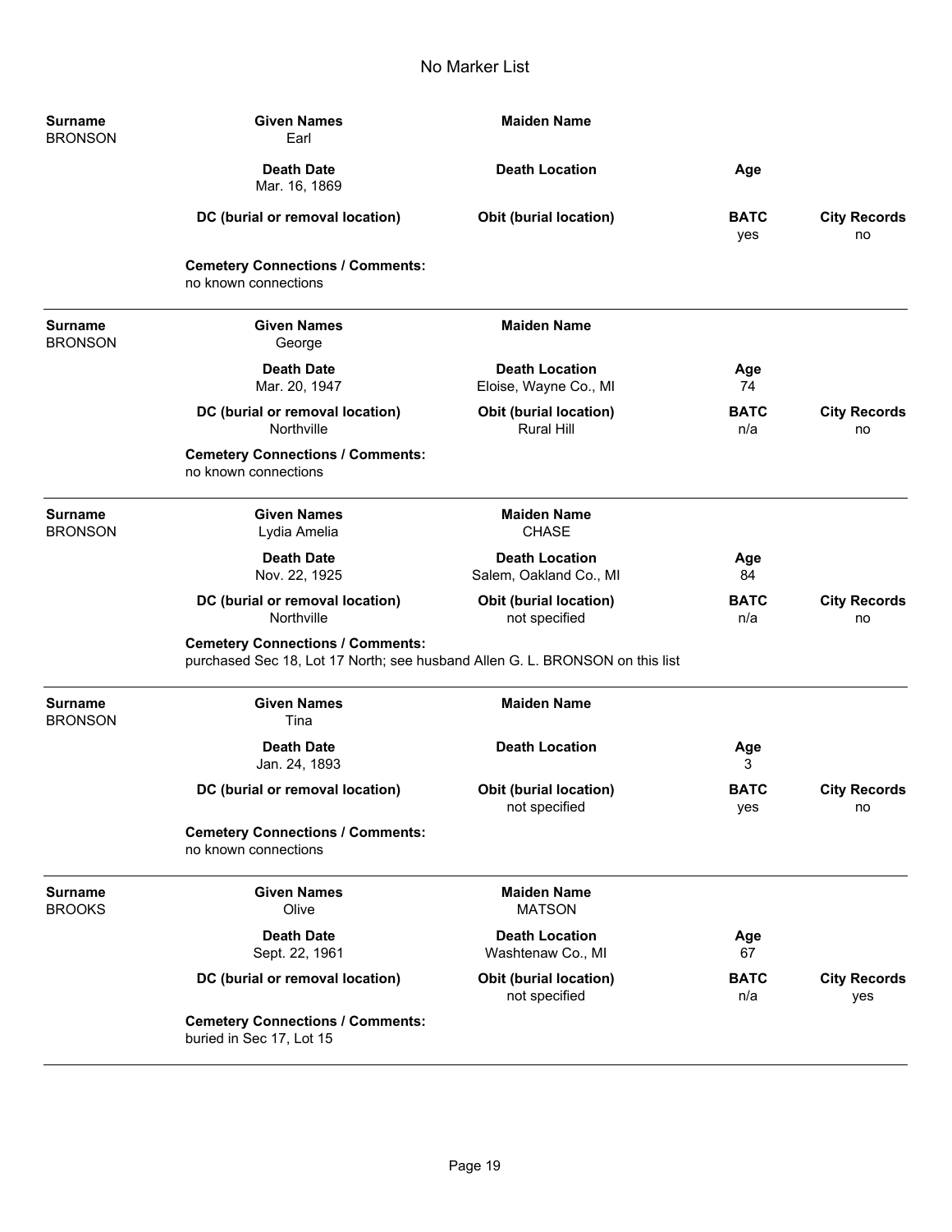# No Marker List

| Surname | Given Names | Maiden Name | | |
|---|---|---|---|---|
| BRONSON | Earl | | | |
| | **Death Date** | **Death Location** | **Age** | |
| | Mar. 16, 1869 | | | |
| | **DC (burial or removal location)** | **Obit (burial location)** | **BATC** | **City Records** |
| | | | yes | no |

**Cemetery Connections / Comments:**
no known connections

---

| Surname | Given Names | Maiden Name | | |
|---|---|---|---|---|
| BRONSON | George | | | |
| | **Death Date** | **Death Location** | **Age** | |
| | Mar. 20, 1947 | Eloise, Wayne Co., MI | 74 | |
| | **DC (burial or removal location)** | **Obit (burial location)** | **BATC** | **City Records** |
| | Northville | Rural Hill | n/a | no |

**Cemetery Connections / Comments:**
no known connections

---

| Surname | Given Names | Maiden Name | | |
|---|---|---|---|---|
| BRONSON | Lydia Amelia | CHASE | | |
| | **Death Date** | **Death Location** | **Age** | |
| | Nov. 22, 1925 | Salem, Oakland Co., MI | 84 | |
| | **DC (burial or removal location)** | **Obit (burial location)** | **BATC** | **City Records** |
| | Northville | not specified | n/a | no |

**Cemetery Connections / Comments:**
purchased Sec 18, Lot 17 North; see husband Allen G. L. BRONSON on this list

---

| Surname | Given Names | Maiden Name | | |
|---|---|---|---|---|
| BRONSON | Tina | | | |
| | **Death Date** | **Death Location** | **Age** | |
| | Jan. 24, 1893 | | 3 | |
| | **DC (burial or removal location)** | **Obit (burial location)** | **BATC** | **City Records** |
| | | not specified | yes | no |

**Cemetery Connections / Comments:**
no known connections

---

| Surname | Given Names | Maiden Name | | |
|---|---|---|---|---|
| BROOKS | Olive | MATSON | | |
| | **Death Date** | **Death Location** | **Age** | |
| | Sept. 22, 1961 | Washtenaw Co., MI | 67 | |
| | **DC (burial or removal location)** | **Obit (burial location)** | **BATC** | **City Records** |
| | | not specified | n/a | yes |

**Cemetery Connections / Comments:**
buried in Sec 17, Lot 15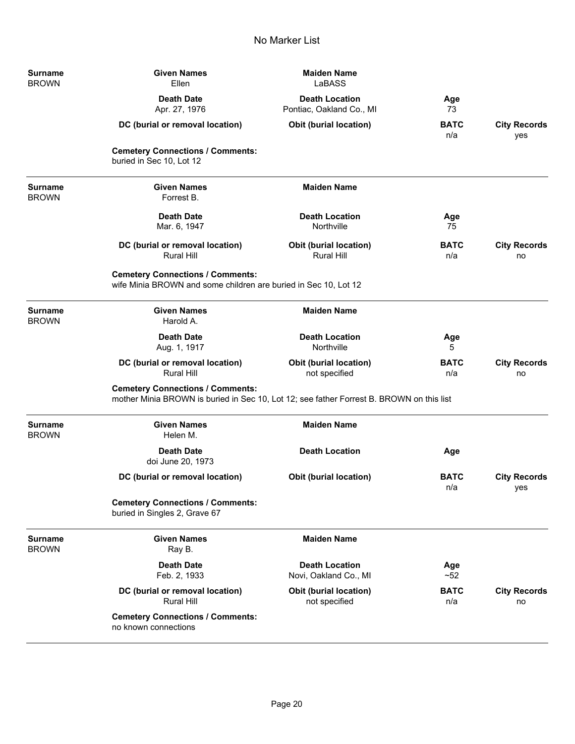# No Marker List

| Surname | Given Names | Maiden Name | | |
|---|---|---|---|---|
| BROWN | Ellen | LaBASS | | |
| | **Death Date** | **Death Location** | **Age** | |
| | Apr. 27, 1976 | Pontiac, Oakland Co., MI | 73 | |
| | **DC (burial or removal location)** | **Obit (burial location)** | **BATC** | **City Records** |
| | | | n/a | yes |

**Cemetery Connections / Comments:**
buried in Sec 10, Lot 12

---

| Surname | Given Names | Maiden Name | | |
|---|---|---|---|---|
| BROWN | Forrest B. | | | |
| | **Death Date** | **Death Location** | **Age** | |
| | Mar. 6, 1947 | Northville | 75 | |
| | **DC (burial or removal location)** | **Obit (burial location)** | **BATC** | **City Records** |
| | Rural Hill | Rural Hill | n/a | no |

**Cemetery Connections / Comments:**
wife Minia BROWN and some children are buried in Sec 10, Lot 12

---

| Surname | Given Names | Maiden Name | | |
|---|---|---|---|---|
| BROWN | Harold A. | | | |
| | **Death Date** | **Death Location** | **Age** | |
| | Aug. 1, 1917 | Northville | 5 | |
| | **DC (burial or removal location)** | **Obit (burial location)** | **BATC** | **City Records** |
| | Rural Hill | not specified | n/a | no |

**Cemetery Connections / Comments:**
mother Minia BROWN is buried in Sec 10, Lot 12; see father Forrest B. BROWN on this list

---

| Surname | Given Names | Maiden Name | | |
|---|---|---|---|---|
| BROWN | Helen M. | | | |
| | **Death Date** | **Death Location** | **Age** | |
| | doi June 20, 1973 | | | |
| | **DC (burial or removal location)** | **Obit (burial location)** | **BATC** | **City Records** |
| | | | n/a | yes |

**Cemetery Connections / Comments:**
buried in Singles 2, Grave 67

---

| Surname | Given Names | Maiden Name | | |
|---|---|---|---|---|
| BROWN | Ray B. | | | |
| | **Death Date** | **Death Location** | **Age** | |
| | Feb. 2, 1933 | Novi, Oakland Co., MI | ~52 | |
| | **DC (burial or removal location)** | **Obit (burial location)** | **BATC** | **City Records** |
| | Rural Hill | not specified | n/a | no |

**Cemetery Connections / Comments:**
no known connections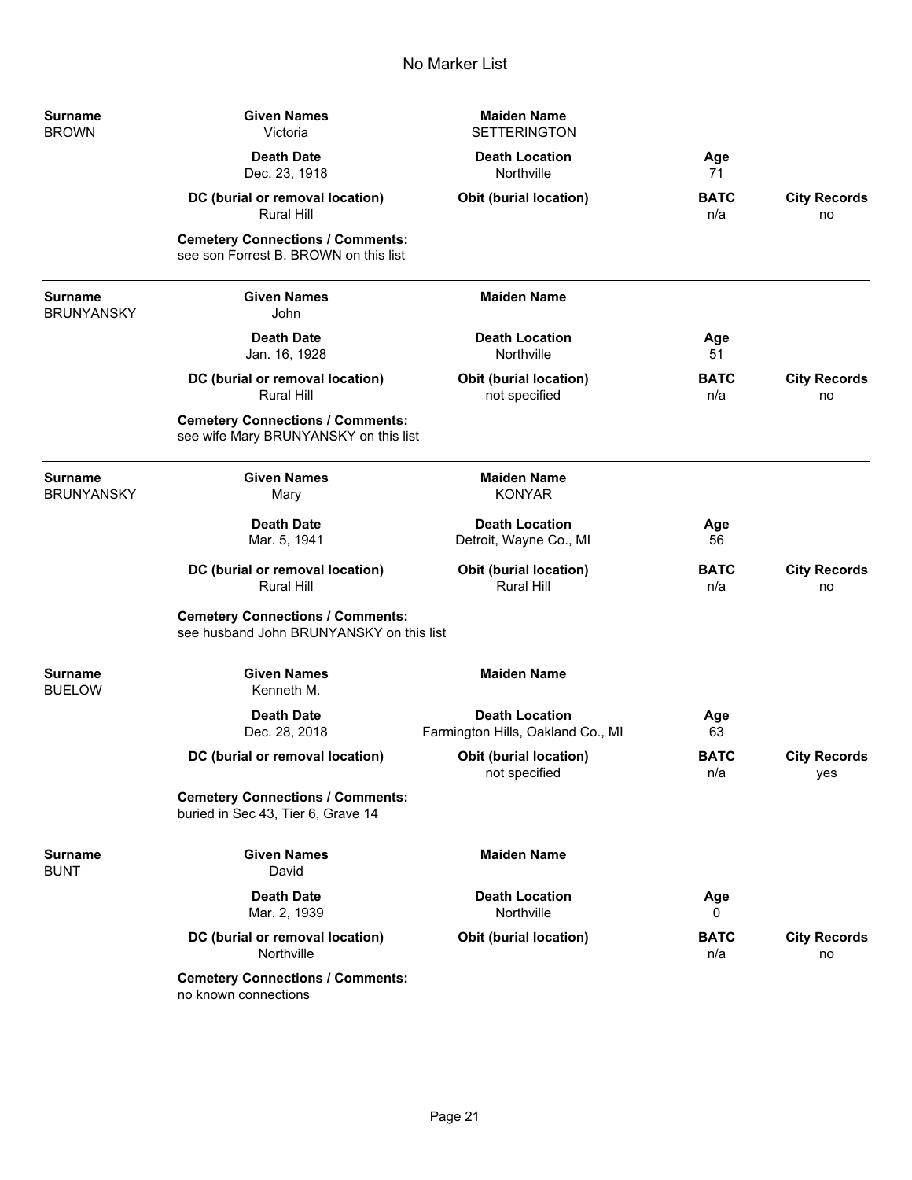# No Marker List

| Surname | Given Names | Maiden Name | Death Date | Death Location | Age | DC (burial or removal location) | Obit (burial location) | BATC | City Records | Cemetery Connections / Comments |
|---|---|---|---|---|---|---|---|---|---|---|
| BROWN | Victoria | SETTERINGTON | Dec. 23, 1918 | Northville | 71 | Rural Hill | | n/a | no | see son Forrest B. BROWN on this list |
| BRUNYANSKY | John | | Jan. 16, 1928 | Northville | 51 | Rural Hill | not specified | n/a | no | see wife Mary BRUNYANSKY on this list |
| BRUNYANSKY | Mary | KONYAR | Mar. 5, 1941 | Detroit, Wayne Co., MI | 56 | Rural Hill | Rural Hill | n/a | no | see husband John BRUNYANSKY on this list |
| BUELOW | Kenneth M. | | Dec. 28, 2018 | Farmington Hills, Oakland Co., MI | 63 | | not specified | n/a | yes | buried in Sec 43, Tier 6, Grave 14 |
| BUNT | David | | Mar. 2, 1939 | Northville | 0 | Northville | | n/a | no | no known connections |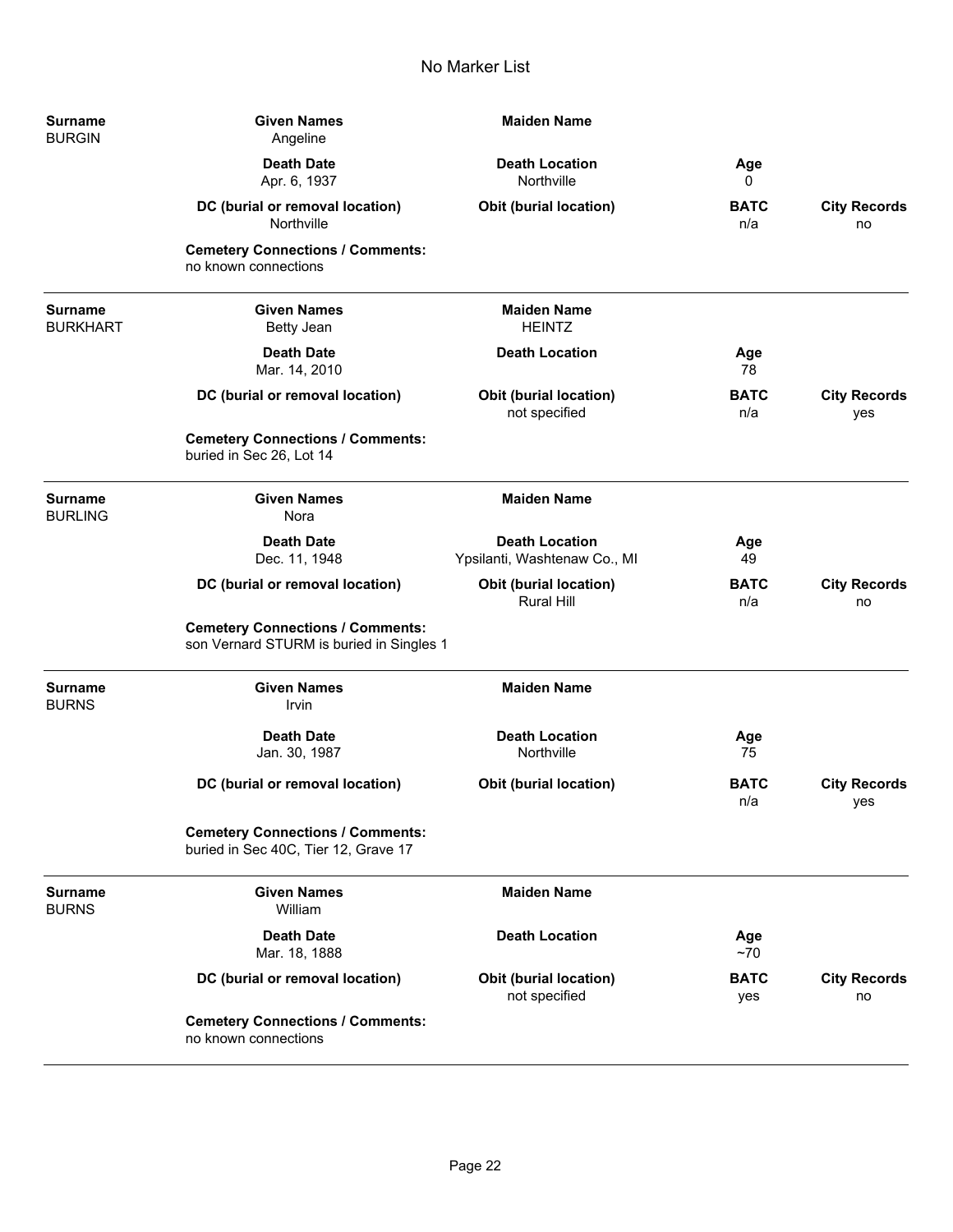# No Marker List

| Surname | Given Names | Maiden Name | | |
|---|---|---|---|---|
| BURGIN | Angeline | | | |
| | **Death Date** | **Death Location** | **Age** | |
| | Apr. 6, 1937 | Northville | 0 | |
| | **DC (burial or removal location)** | **Obit (burial location)** | **BATC** | **City Records** |
| | Northville | | n/a | no |

**Cemetery Connections / Comments:**
no known connections

---

| Surname | Given Names | Maiden Name | | |
|---|---|---|---|---|
| BURKHART | Betty Jean | HEINTZ | | |
| | **Death Date** | **Death Location** | **Age** | |
| | Mar. 14, 2010 | | 78 | |
| | **DC (burial or removal location)** | **Obit (burial location)** | **BATC** | **City Records** |
| | | not specified | n/a | yes |

**Cemetery Connections / Comments:**
buried in Sec 26, Lot 14

---

| Surname | Given Names | Maiden Name | | |
|---|---|---|---|---|
| BURLING | Nora | | | |
| | **Death Date** | **Death Location** | **Age** | |
| | Dec. 11, 1948 | Ypsilanti, Washtenaw Co., MI | 49 | |
| | **DC (burial or removal location)** | **Obit (burial location)** | **BATC** | **City Records** |
| | | Rural Hill | n/a | no |

**Cemetery Connections / Comments:**
son Vernard STURM is buried in Singles 1

---

| Surname | Given Names | Maiden Name | | |
|---|---|---|---|---|
| BURNS | Irvin | | | |
| | **Death Date** | **Death Location** | **Age** | |
| | Jan. 30, 1987 | Northville | 75 | |
| | **DC (burial or removal location)** | **Obit (burial location)** | **BATC** | **City Records** |
| | | | n/a | yes |

**Cemetery Connections / Comments:**
buried in Sec 40C, Tier 12, Grave 17

---

| Surname | Given Names | Maiden Name | | |
|---|---|---|---|---|
| BURNS | William | | | |
| | **Death Date** | **Death Location** | **Age** | |
| | Mar. 18, 1888 | | ~70 | |
| | **DC (burial or removal location)** | **Obit (burial location)** | **BATC** | **City Records** |
| | | not specified | yes | no |

**Cemetery Connections / Comments:**
no known connections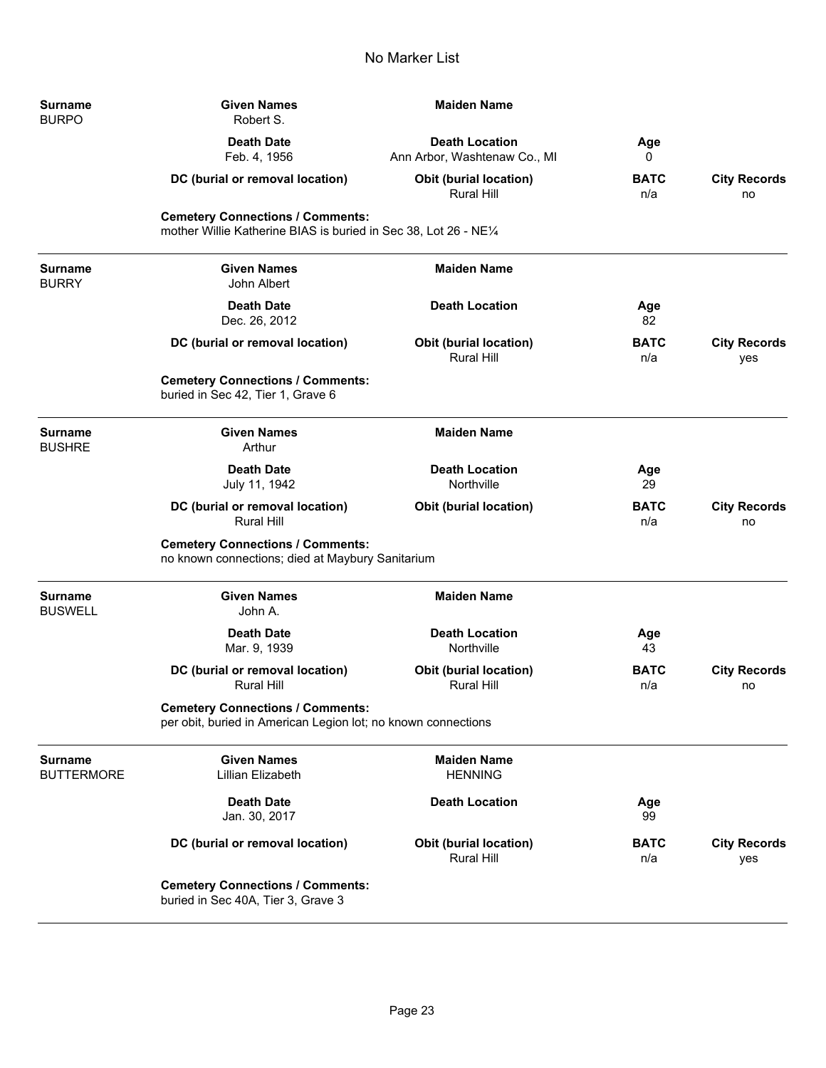# No Marker List

| Surname | Given Names | Maiden Name | | |
|---|---|---|---|---|
| BURPO | Robert S. | | | |
| | **Death Date** | **Death Location** | **Age** | |
| | Feb. 4, 1956 | Ann Arbor, Washtenaw Co., MI | 0 | |
| | **DC (burial or removal location)** | **Obit (burial location)** | **BATC** | **City Records** |
| | | Rural Hill | n/a | no |

**Cemetery Connections / Comments:**
mother Willie Katherine BIAS is buried in Sec 38, Lot 26 - NE¼

---

| Surname | Given Names | Maiden Name | | |
|---|---|---|---|---|
| BURRY | John Albert | | | |
| | **Death Date** | **Death Location** | **Age** | |
| | Dec. 26, 2012 | | 82 | |
| | **DC (burial or removal location)** | **Obit (burial location)** | **BATC** | **City Records** |
| | | Rural Hill | n/a | yes |

**Cemetery Connections / Comments:**
buried in Sec 42, Tier 1, Grave 6

---

| Surname | Given Names | Maiden Name | | |
|---|---|---|---|---|
| BUSHRE | Arthur | | | |
| | **Death Date** | **Death Location** | **Age** | |
| | July 11, 1942 | Northville | 29 | |
| | **DC (burial or removal location)** | **Obit (burial location)** | **BATC** | **City Records** |
| | Rural Hill | | n/a | no |

**Cemetery Connections / Comments:**
no known connections; died at Maybury Sanitarium

---

| Surname | Given Names | Maiden Name | | |
|---|---|---|---|---|
| BUSWELL | John A. | | | |
| | **Death Date** | **Death Location** | **Age** | |
| | Mar. 9, 1939 | Northville | 43 | |
| | **DC (burial or removal location)** | **Obit (burial location)** | **BATC** | **City Records** |
| | Rural Hill | Rural Hill | n/a | no |

**Cemetery Connections / Comments:**
per obit, buried in American Legion lot; no known connections

---

| Surname | Given Names | Maiden Name | | |
|---|---|---|---|---|
| BUTTERMORE | Lillian Elizabeth | HENNING | | |
| | **Death Date** | **Death Location** | **Age** | |
| | Jan. 30, 2017 | | 99 | |
| | **DC (burial or removal location)** | **Obit (burial location)** | **BATC** | **City Records** |
| | | Rural Hill | n/a | yes |

**Cemetery Connections / Comments:**
buried in Sec 40A, Tier 3, Grave 3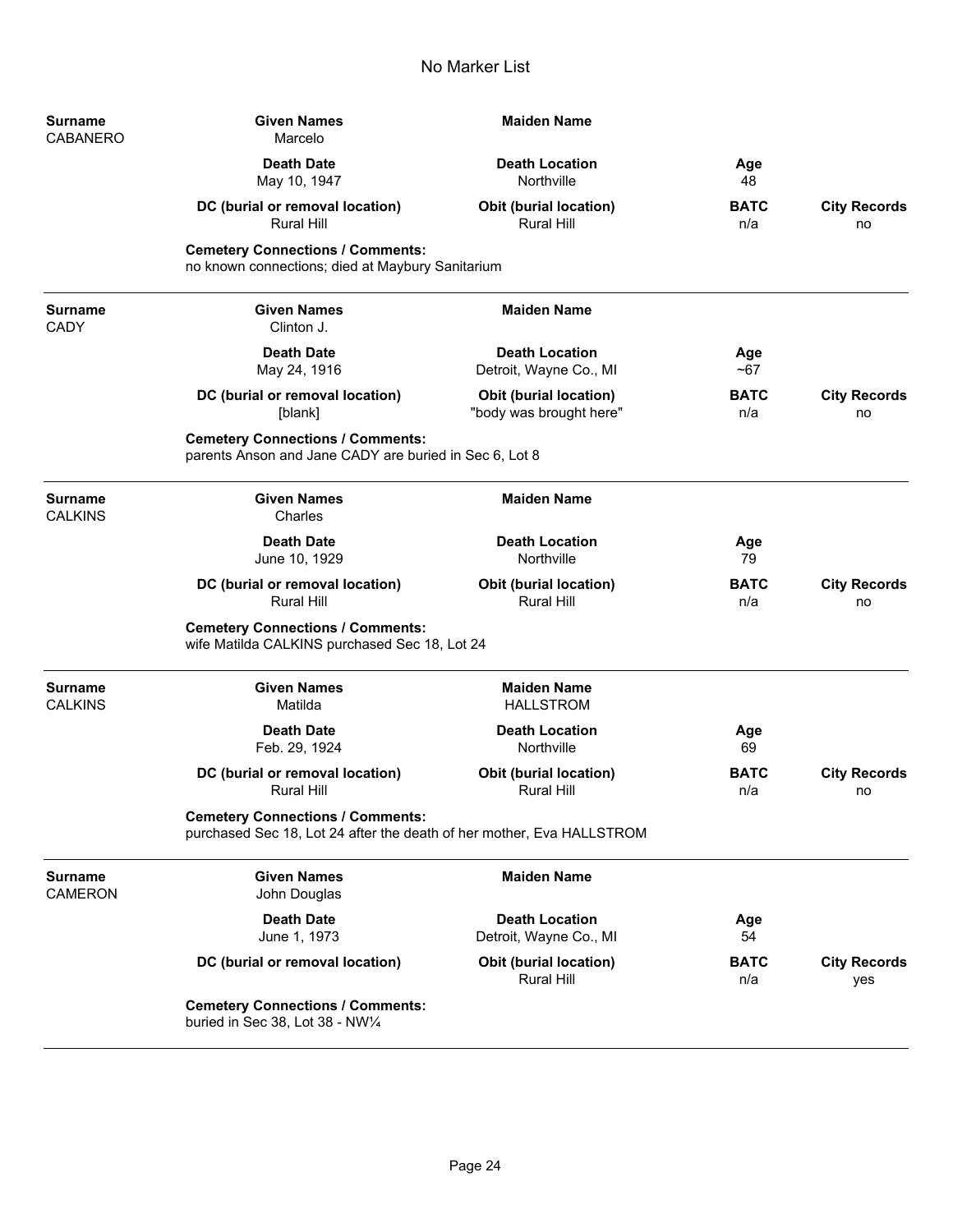No Marker List

| Surname | Given Names | Maiden Name | | |
|---|---|---|---|---|
| CABANERO | Marcelo | | | |
| | **Death Date** | **Death Location** | **Age** | |
| | May 10, 1947 | Northville | 48 | |
| | **DC (burial or removal location)** | **Obit (burial location)** | **BATC** | **City Records** |
| | Rural Hill | Rural Hill | n/a | no |

**Cemetery Connections / Comments:**
no known connections; died at Maybury Sanitarium

---

| Surname | Given Names | Maiden Name | | |
|---|---|---|---|---|
| CADY | Clinton J. | | | |
| | **Death Date** | **Death Location** | **Age** | |
| | May 24, 1916 | Detroit, Wayne Co., MI | ~67 | |
| | **DC (burial or removal location)** | **Obit (burial location)** | **BATC** | **City Records** |
| | [blank] | "body was brought here" | n/a | no |

**Cemetery Connections / Comments:**
parents Anson and Jane CADY are buried in Sec 6, Lot 8

---

| Surname | Given Names | Maiden Name | | |
|---|---|---|---|---|
| CALKINS | Charles | | | |
| | **Death Date** | **Death Location** | **Age** | |
| | June 10, 1929 | Northville | 79 | |
| | **DC (burial or removal location)** | **Obit (burial location)** | **BATC** | **City Records** |
| | Rural Hill | Rural Hill | n/a | no |

**Cemetery Connections / Comments:**
wife Matilda CALKINS purchased Sec 18, Lot 24

---

| Surname | Given Names | Maiden Name | | |
|---|---|---|---|---|
| CALKINS | Matilda | HALLSTROM | | |
| | **Death Date** | **Death Location** | **Age** | |
| | Feb. 29, 1924 | Northville | 69 | |
| | **DC (burial or removal location)** | **Obit (burial location)** | **BATC** | **City Records** |
| | Rural Hill | Rural Hill | n/a | no |

**Cemetery Connections / Comments:**
purchased Sec 18, Lot 24 after the death of her mother, Eva HALLSTROM

---

| Surname | Given Names | Maiden Name | | |
|---|---|---|---|---|
| CAMERON | John Douglas | | | |
| | **Death Date** | **Death Location** | **Age** | |
| | June 1, 1973 | Detroit, Wayne Co., MI | 54 | |
| | **DC (burial or removal location)** | **Obit (burial location)** | **BATC** | **City Records** |
| | | Rural Hill | n/a | yes |

**Cemetery Connections / Comments:**
buried in Sec 38, Lot 38 - NW¼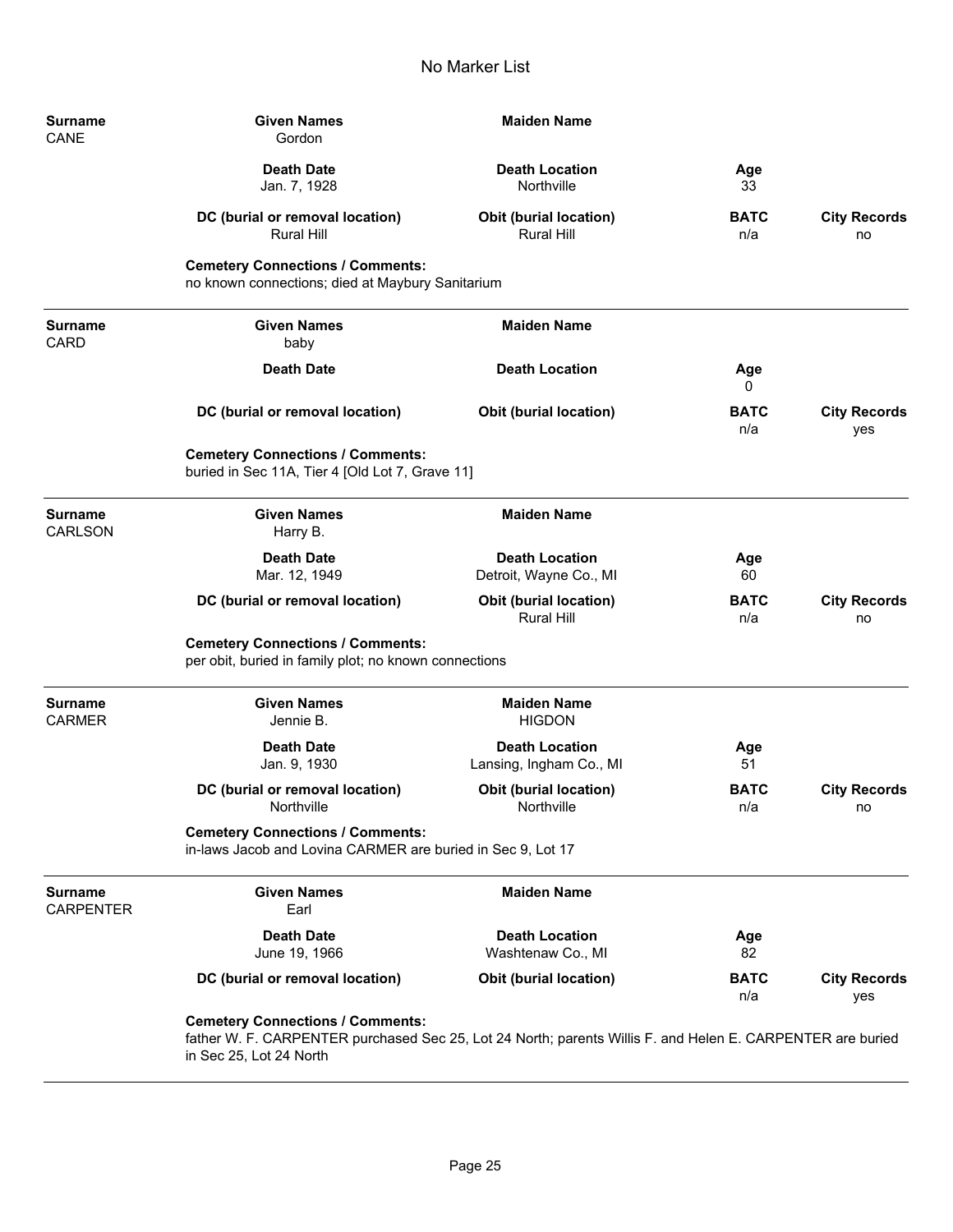# No Marker List

| Surname | Given Names | Maiden Name | | |
|---|---|---|---|---|
| CANE | Gordon | | | |
| | **Death Date** | **Death Location** | **Age** | |
| | Jan. 7, 1928 | Northville | 33 | |
| | **DC (burial or removal location)** | **Obit (burial location)** | **BATC** | **City Records** |
| | Rural Hill | Rural Hill | n/a | no |

**Cemetery Connections / Comments:**
no known connections; died at Maybury Sanitarium

---

| Surname | Given Names | Maiden Name | | |
|---|---|---|---|---|
| CARD | baby | | | |
| | **Death Date** | **Death Location** | **Age** | |
| | | | 0 | |
| | **DC (burial or removal location)** | **Obit (burial location)** | **BATC** | **City Records** |
| | | | n/a | yes |

**Cemetery Connections / Comments:**
buried in Sec 11A, Tier 4 [Old Lot 7, Grave 11]

---

| Surname | Given Names | Maiden Name | | |
|---|---|---|---|---|
| CARLSON | Harry B. | | | |
| | **Death Date** | **Death Location** | **Age** | |
| | Mar. 12, 1949 | Detroit, Wayne Co., MI | 60 | |
| | **DC (burial or removal location)** | **Obit (burial location)** | **BATC** | **City Records** |
| | | Rural Hill | n/a | no |

**Cemetery Connections / Comments:**
per obit, buried in family plot; no known connections

---

| Surname | Given Names | Maiden Name | | |
|---|---|---|---|---|
| CARMER | Jennie B. | HIGDON | | |
| | **Death Date** | **Death Location** | **Age** | |
| | Jan. 9, 1930 | Lansing, Ingham Co., MI | 51 | |
| | **DC (burial or removal location)** | **Obit (burial location)** | **BATC** | **City Records** |
| | Northville | Northville | n/a | no |

**Cemetery Connections / Comments:**
in-laws Jacob and Lovina CARMER are buried in Sec 9, Lot 17

---

| Surname | Given Names | Maiden Name | | |
|---|---|---|---|---|
| CARPENTER | Earl | | | |
| | **Death Date** | **Death Location** | **Age** | |
| | June 19, 1966 | Washtenaw Co., MI | 82 | |
| | **DC (burial or removal location)** | **Obit (burial location)** | **BATC** | **City Records** |
| | | | n/a | yes |

**Cemetery Connections / Comments:**
father W. F. CARPENTER purchased Sec 25, Lot 24 North; parents Willis F. and Helen E. CARPENTER are buried in Sec 25, Lot 24 North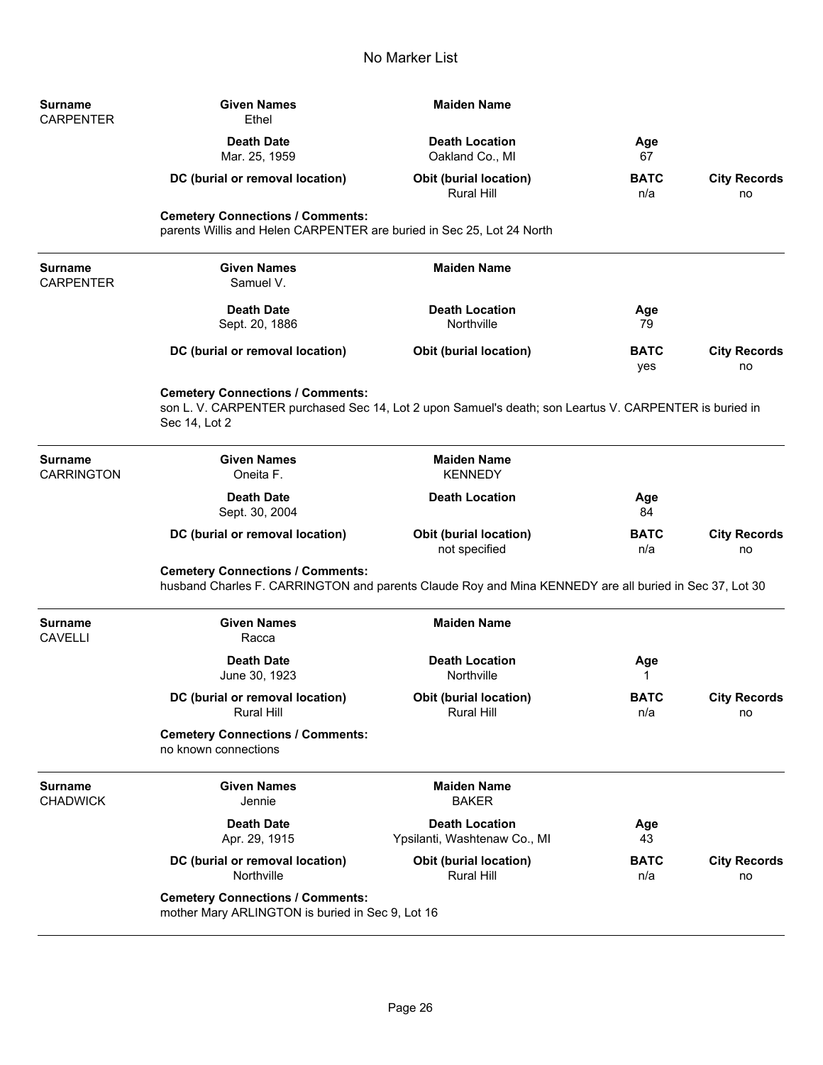# No Marker List

| Surname | Given Names | Maiden Name | | |
|---|---|---|---|---|
| CARPENTER | Ethel | | | |
| | **Death Date** | **Death Location** | **Age** | |
| | Mar. 25, 1959 | Oakland Co., MI | 67 | |
| | **DC (burial or removal location)** | **Obit (burial location)** | **BATC** | **City Records** |
| | | Rural Hill | n/a | no |

**Cemetery Connections / Comments:**
parents Willis and Helen CARPENTER are buried in Sec 25, Lot 24 North

---

| Surname | Given Names | Maiden Name | | |
|---|---|---|---|---|
| CARPENTER | Samuel V. | | | |
| | **Death Date** | **Death Location** | **Age** | |
| | Sept. 20, 1886 | Northville | 79 | |
| | **DC (burial or removal location)** | **Obit (burial location)** | **BATC** | **City Records** |
| | | | yes | no |

**Cemetery Connections / Comments:**
son L. V. CARPENTER purchased Sec 14, Lot 2 upon Samuel's death; son Leartus V. CARPENTER is buried in Sec 14, Lot 2

---

| Surname | Given Names | Maiden Name | | |
|---|---|---|---|---|
| CARRINGTON | Oneita F. | KENNEDY | | |
| | **Death Date** | **Death Location** | **Age** | |
| | Sept. 30, 2004 | | 84 | |
| | **DC (burial or removal location)** | **Obit (burial location)** | **BATC** | **City Records** |
| | | not specified | n/a | no |

**Cemetery Connections / Comments:**
husband Charles F. CARRINGTON and parents Claude Roy and Mina KENNEDY are all buried in Sec 37, Lot 30

---

| Surname | Given Names | Maiden Name | | |
|---|---|---|---|---|
| CAVELLI | Racca | | | |
| | **Death Date** | **Death Location** | **Age** | |
| | June 30, 1923 | Northville | 1 | |
| | **DC (burial or removal location)** | **Obit (burial location)** | **BATC** | **City Records** |
| | Rural Hill | Rural Hill | n/a | no |

**Cemetery Connections / Comments:**
no known connections

---

| Surname | Given Names | Maiden Name | | |
|---|---|---|---|---|
| CHADWICK | Jennie | BAKER | | |
| | **Death Date** | **Death Location** | **Age** | |
| | Apr. 29, 1915 | Ypsilanti, Washtenaw Co., MI | 43 | |
| | **DC (burial or removal location)** | **Obit (burial location)** | **BATC** | **City Records** |
| | Northville | Rural Hill | n/a | no |

**Cemetery Connections / Comments:**
mother Mary ARLINGTON is buried in Sec 9, Lot 16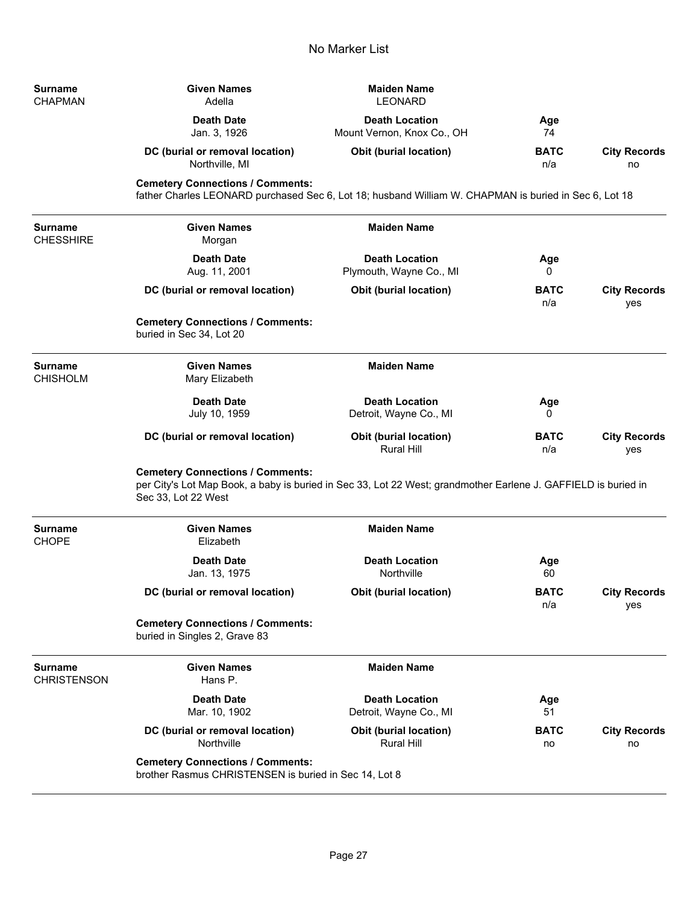# No Marker List

| Surname | Given Names | Maiden Name | | |
|---|---|---|---|---|
| CHAPMAN | Adella | LEONARD | | |
| | **Death Date** | **Death Location** | **Age** | |
| | Jan. 3, 1926 | Mount Vernon, Knox Co., OH | 74 | |
| | **DC (burial or removal location)** | **Obit (burial location)** | **BATC** | **City Records** |
| | Northville, MI | | n/a | no |

**Cemetery Connections / Comments:**
father Charles LEONARD purchased Sec 6, Lot 18; husband William W. CHAPMAN is buried in Sec 6, Lot 18

---

| Surname | Given Names | Maiden Name | | |
|---|---|---|---|---|
| CHESSHIRE | Morgan | | | |
| | **Death Date** | **Death Location** | **Age** | |
| | Aug. 11, 2001 | Plymouth, Wayne Co., MI | 0 | |
| | **DC (burial or removal location)** | **Obit (burial location)** | **BATC** | **City Records** |
| | | | n/a | yes |

**Cemetery Connections / Comments:**
buried in Sec 34, Lot 20

---

| Surname | Given Names | Maiden Name | | |
|---|---|---|---|---|
| CHISHOLM | Mary Elizabeth | | | |
| | **Death Date** | **Death Location** | **Age** | |
| | July 10, 1959 | Detroit, Wayne Co., MI | 0 | |
| | **DC (burial or removal location)** | **Obit (burial location)** | **BATC** | **City Records** |
| | | Rural Hill | n/a | yes |

**Cemetery Connections / Comments:**
per City's Lot Map Book, a baby is buried in Sec 33, Lot 22 West; grandmother Earlene J. GAFFIELD is buried in Sec 33, Lot 22 West

---

| Surname | Given Names | Maiden Name | | |
|---|---|---|---|---|
| CHOPE | Elizabeth | | | |
| | **Death Date** | **Death Location** | **Age** | |
| | Jan. 13, 1975 | Northville | 60 | |
| | **DC (burial or removal location)** | **Obit (burial location)** | **BATC** | **City Records** |
| | | | n/a | yes |

**Cemetery Connections / Comments:**
buried in Singles 2, Grave 83

---

| Surname | Given Names | Maiden Name | | |
|---|---|---|---|---|
| CHRISTENSON | Hans P. | | | |
| | **Death Date** | **Death Location** | **Age** | |
| | Mar. 10, 1902 | Detroit, Wayne Co., MI | 51 | |
| | **DC (burial or removal location)** | **Obit (burial location)** | **BATC** | **City Records** |
| | Northville | Rural Hill | no | no |

**Cemetery Connections / Comments:**
brother Rasmus CHRISTENSEN is buried in Sec 14, Lot 8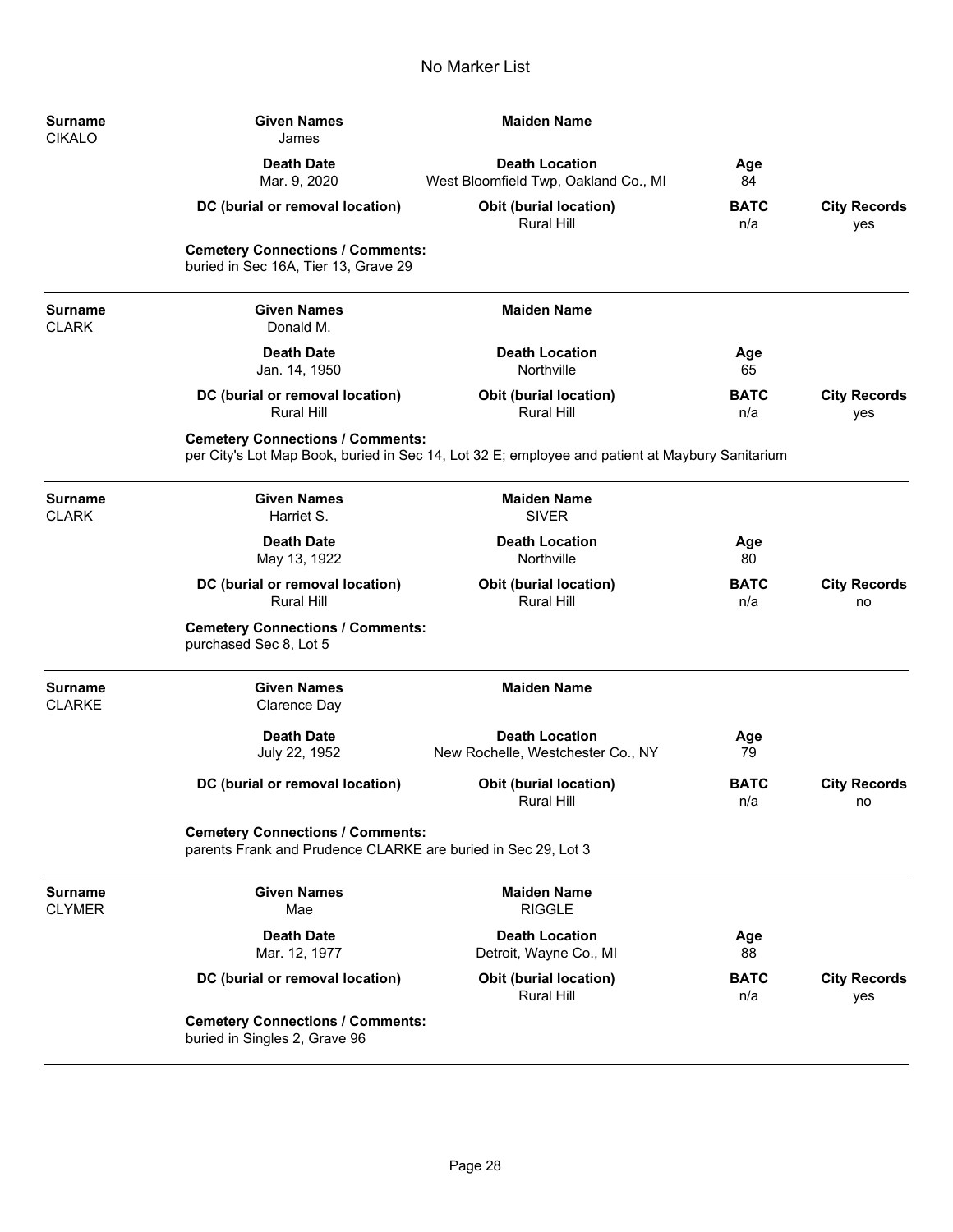# No Marker List

| Surname | Given Names | Maiden Name | | |
|---|---|---|---|---|
| CIKALO | James | | | |
| | **Death Date** | **Death Location** | **Age** | |
| | Mar. 9, 2020 | West Bloomfield Twp, Oakland Co., MI | 84 | |
| | **DC (burial or removal location)** | **Obit (burial location)** | **BATC** | **City Records** |
| | | Rural Hill | n/a | yes |

**Cemetery Connections / Comments:**
buried in Sec 16A, Tier 13, Grave 29

---

| Surname | Given Names | Maiden Name | | |
|---|---|---|---|---|
| CLARK | Donald M. | | | |
| | **Death Date** | **Death Location** | **Age** | |
| | Jan. 14, 1950 | Northville | 65 | |
| | **DC (burial or removal location)** | **Obit (burial location)** | **BATC** | **City Records** |
| | Rural Hill | Rural Hill | n/a | yes |

**Cemetery Connections / Comments:**
per City's Lot Map Book, buried in Sec 14, Lot 32 E; employee and patient at Maybury Sanitarium

---

| Surname | Given Names | Maiden Name | | |
|---|---|---|---|---|
| CLARK | Harriet S. | SIVER | | |
| | **Death Date** | **Death Location** | **Age** | |
| | May 13, 1922 | Northville | 80 | |
| | **DC (burial or removal location)** | **Obit (burial location)** | **BATC** | **City Records** |
| | Rural Hill | Rural Hill | n/a | no |

**Cemetery Connections / Comments:**
purchased Sec 8, Lot 5

---

| Surname | Given Names | Maiden Name | | |
|---|---|---|---|---|
| CLARKE | Clarence Day | | | |
| | **Death Date** | **Death Location** | **Age** | |
| | July 22, 1952 | New Rochelle, Westchester Co., NY | 79 | |
| | **DC (burial or removal location)** | **Obit (burial location)** | **BATC** | **City Records** |
| | | Rural Hill | n/a | no |

**Cemetery Connections / Comments:**
parents Frank and Prudence CLARKE are buried in Sec 29, Lot 3

---

| Surname | Given Names | Maiden Name | | |
|---|---|---|---|---|
| CLYMER | Mae | RIGGLE | | |
| | **Death Date** | **Death Location** | **Age** | |
| | Mar. 12, 1977 | Detroit, Wayne Co., MI | 88 | |
| | **DC (burial or removal location)** | **Obit (burial location)** | **BATC** | **City Records** |
| | | Rural Hill | n/a | yes |

**Cemetery Connections / Comments:**
buried in Singles 2, Grave 96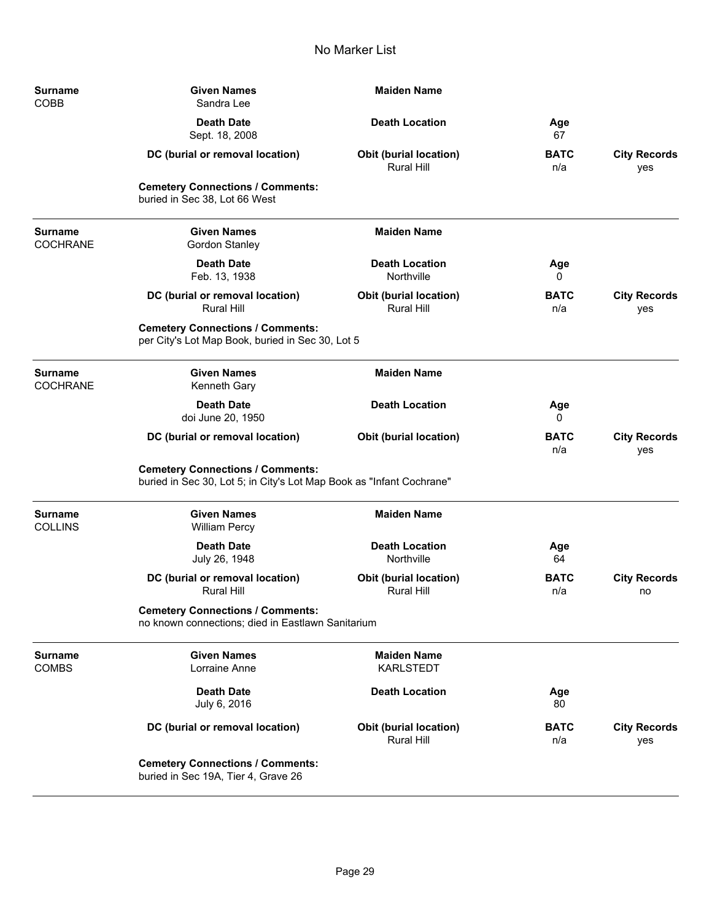# No Marker List

| Surname | Given Names | Maiden Name | | |
|---|---|---|---|---|
| COBB | Sandra Lee | | | |
| | **Death Date** | **Death Location** | **Age** | |
| | Sept. 18, 2008 | | 67 | |
| | **DC (burial or removal location)** | **Obit (burial location)** | **BATC** | **City Records** |
| | | Rural Hill | n/a | yes |

**Cemetery Connections / Comments:**
buried in Sec 38, Lot 66 West

---

| Surname | Given Names | Maiden Name | | |
|---|---|---|---|---|
| COCHRANE | Gordon Stanley | | | |
| | **Death Date** | **Death Location** | **Age** | |
| | Feb. 13, 1938 | Northville | 0 | |
| | **DC (burial or removal location)** | **Obit (burial location)** | **BATC** | **City Records** |
| | Rural Hill | Rural Hill | n/a | yes |

**Cemetery Connections / Comments:**
per City's Lot Map Book, buried in Sec 30, Lot 5

---

| Surname | Given Names | Maiden Name | | |
|---|---|---|---|---|
| COCHRANE | Kenneth Gary | | | |
| | **Death Date** | **Death Location** | **Age** | |
| | doi June 20, 1950 | | 0 | |
| | **DC (burial or removal location)** | **Obit (burial location)** | **BATC** | **City Records** |
| | | | n/a | yes |

**Cemetery Connections / Comments:**
buried in Sec 30, Lot 5; in City's Lot Map Book as "Infant Cochrane"

---

| Surname | Given Names | Maiden Name | | |
|---|---|---|---|---|
| COLLINS | William Percy | | | |
| | **Death Date** | **Death Location** | **Age** | |
| | July 26, 1948 | Northville | 64 | |
| | **DC (burial or removal location)** | **Obit (burial location)** | **BATC** | **City Records** |
| | Rural Hill | Rural Hill | n/a | no |

**Cemetery Connections / Comments:**
no known connections; died in Eastlawn Sanitarium

---

| Surname | Given Names | Maiden Name | | |
|---|---|---|---|---|
| COMBS | Lorraine Anne | KARLSTEDT | | |
| | **Death Date** | **Death Location** | **Age** | |
| | July 6, 2016 | | 80 | |
| | **DC (burial or removal location)** | **Obit (burial location)** | **BATC** | **City Records** |
| | | Rural Hill | n/a | yes |

**Cemetery Connections / Comments:**
buried in Sec 19A, Tier 4, Grave 26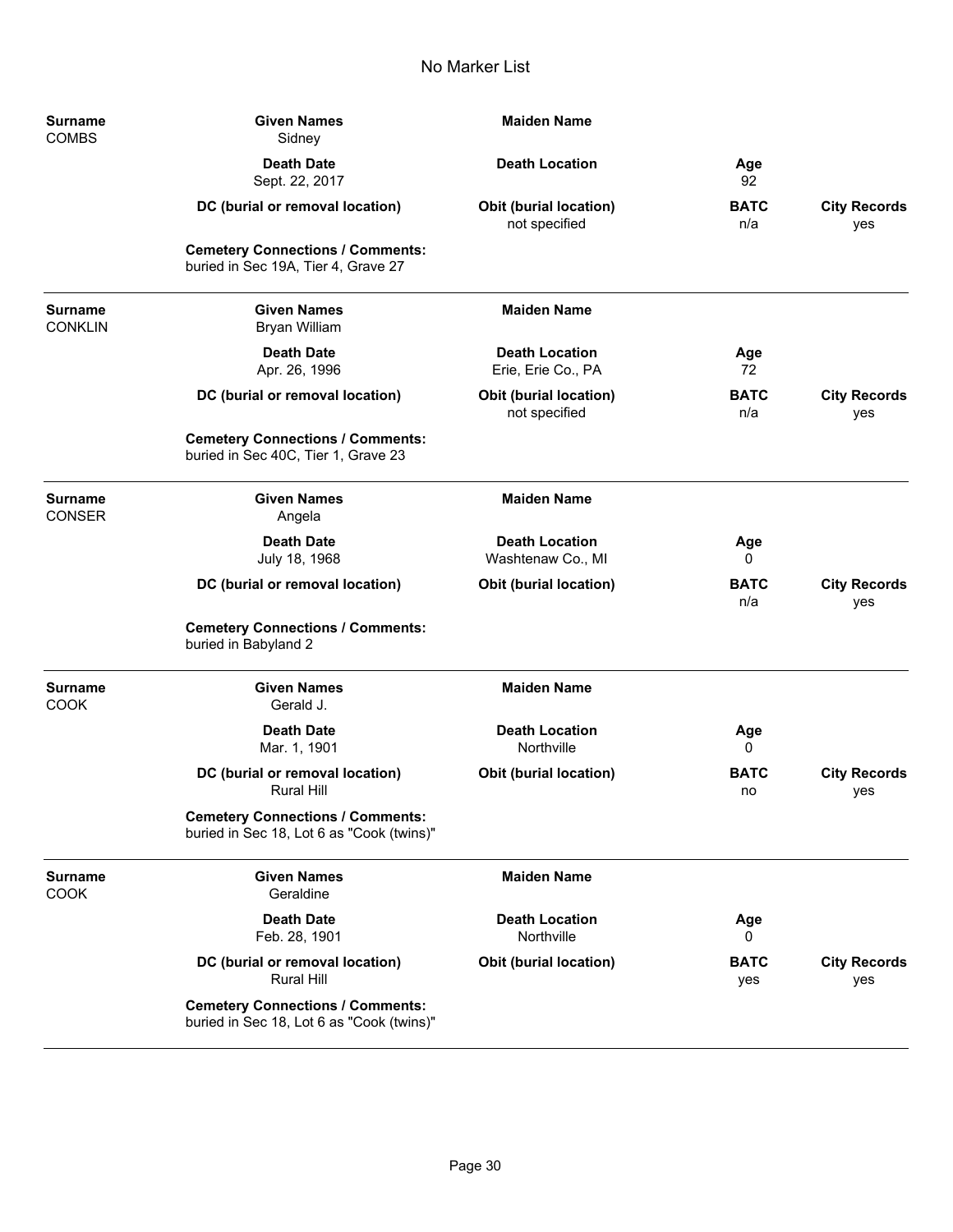# No Marker List

| Surname | Given Names | Maiden Name | | |
|---|---|---|---|---|
| COMBS | Sidney | | | |
| | **Death Date** | **Death Location** | **Age** | |
| | Sept. 22, 2017 | | 92 | |
| | **DC (burial or removal location)** | **Obit (burial location)** | **BATC** | **City Records** |
| | | not specified | n/a | yes |

**Cemetery Connections / Comments:**
buried in Sec 19A, Tier 4, Grave 27

---

| Surname | Given Names | Maiden Name | | |
|---|---|---|---|---|
| CONKLIN | Bryan William | | | |
| | **Death Date** | **Death Location** | **Age** | |
| | Apr. 26, 1996 | Erie, Erie Co., PA | 72 | |
| | **DC (burial or removal location)** | **Obit (burial location)** | **BATC** | **City Records** |
| | | not specified | n/a | yes |

**Cemetery Connections / Comments:**
buried in Sec 40C, Tier 1, Grave 23

---

| Surname | Given Names | Maiden Name | | |
|---|---|---|---|---|
| CONSER | Angela | | | |
| | **Death Date** | **Death Location** | **Age** | |
| | July 18, 1968 | Washtenaw Co., MI | 0 | |
| | **DC (burial or removal location)** | **Obit (burial location)** | **BATC** | **City Records** |
| | | | n/a | yes |

**Cemetery Connections / Comments:**
buried in Babyland 2

---

| Surname | Given Names | Maiden Name | | |
|---|---|---|---|---|
| COOK | Gerald J. | | | |
| | **Death Date** | **Death Location** | **Age** | |
| | Mar. 1, 1901 | Northville | 0 | |
| | **DC (burial or removal location)** | **Obit (burial location)** | **BATC** | **City Records** |
| | Rural Hill | | no | yes |

**Cemetery Connections / Comments:**
buried in Sec 18, Lot 6 as "Cook (twins)"

---

| Surname | Given Names | Maiden Name | | |
|---|---|---|---|---|
| COOK | Geraldine | | | |
| | **Death Date** | **Death Location** | **Age** | |
| | Feb. 28, 1901 | Northville | 0 | |
| | **DC (burial or removal location)** | **Obit (burial location)** | **BATC** | **City Records** |
| | Rural Hill | | yes | yes |

**Cemetery Connections / Comments:**
buried in Sec 18, Lot 6 as "Cook (twins)"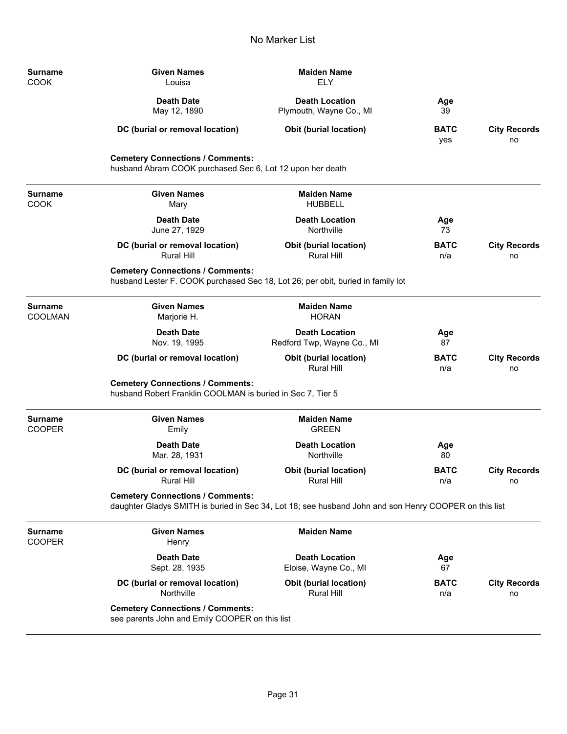# No Marker List

| Surname | Given Names | Maiden Name | | |
|---|---|---|---|---|
| COOK | Louisa | ELY | | |
| | **Death Date** | **Death Location** | **Age** | |
| | May 12, 1890 | Plymouth, Wayne Co., MI | 39 | |
| | **DC (burial or removal location)** | **Obit (burial location)** | **BATC** | **City Records** |
| | | | yes | no |

**Cemetery Connections / Comments:**
husband Abram COOK purchased Sec 6, Lot 12 upon her death

---

| Surname | Given Names | Maiden Name | | |
|---|---|---|---|---|
| COOK | Mary | HUBBELL | | |
| | **Death Date** | **Death Location** | **Age** | |
| | June 27, 1929 | Northville | 73 | |
| | **DC (burial or removal location)** | **Obit (burial location)** | **BATC** | **City Records** |
| | Rural Hill | Rural Hill | n/a | no |

**Cemetery Connections / Comments:**
husband Lester F. COOK purchased Sec 18, Lot 26; per obit, buried in family lot

---

| Surname | Given Names | Maiden Name | | |
|---|---|---|---|---|
| COOLMAN | Marjorie H. | HORAN | | |
| | **Death Date** | **Death Location** | **Age** | |
| | Nov. 19, 1995 | Redford Twp, Wayne Co., MI | 87 | |
| | **DC (burial or removal location)** | **Obit (burial location)** | **BATC** | **City Records** |
| | | Rural Hill | n/a | no |

**Cemetery Connections / Comments:**
husband Robert Franklin COOLMAN is buried in Sec 7, Tier 5

---

| Surname | Given Names | Maiden Name | | |
|---|---|---|---|---|
| COOPER | Emily | GREEN | | |
| | **Death Date** | **Death Location** | **Age** | |
| | Mar. 28, 1931 | Northville | 80 | |
| | **DC (burial or removal location)** | **Obit (burial location)** | **BATC** | **City Records** |
| | Rural Hill | Rural Hill | n/a | no |

**Cemetery Connections / Comments:**
daughter Gladys SMITH is buried in Sec 34, Lot 18; see husband John and son Henry COOPER on this list

---

| Surname | Given Names | Maiden Name | | |
|---|---|---|---|---|
| COOPER | Henry | | | |
| | **Death Date** | **Death Location** | **Age** | |
| | Sept. 28, 1935 | Eloise, Wayne Co., MI | 67 | |
| | **DC (burial or removal location)** | **Obit (burial location)** | **BATC** | **City Records** |
| | Northville | Rural Hill | n/a | no |

**Cemetery Connections / Comments:**
see parents John and Emily COOPER on this list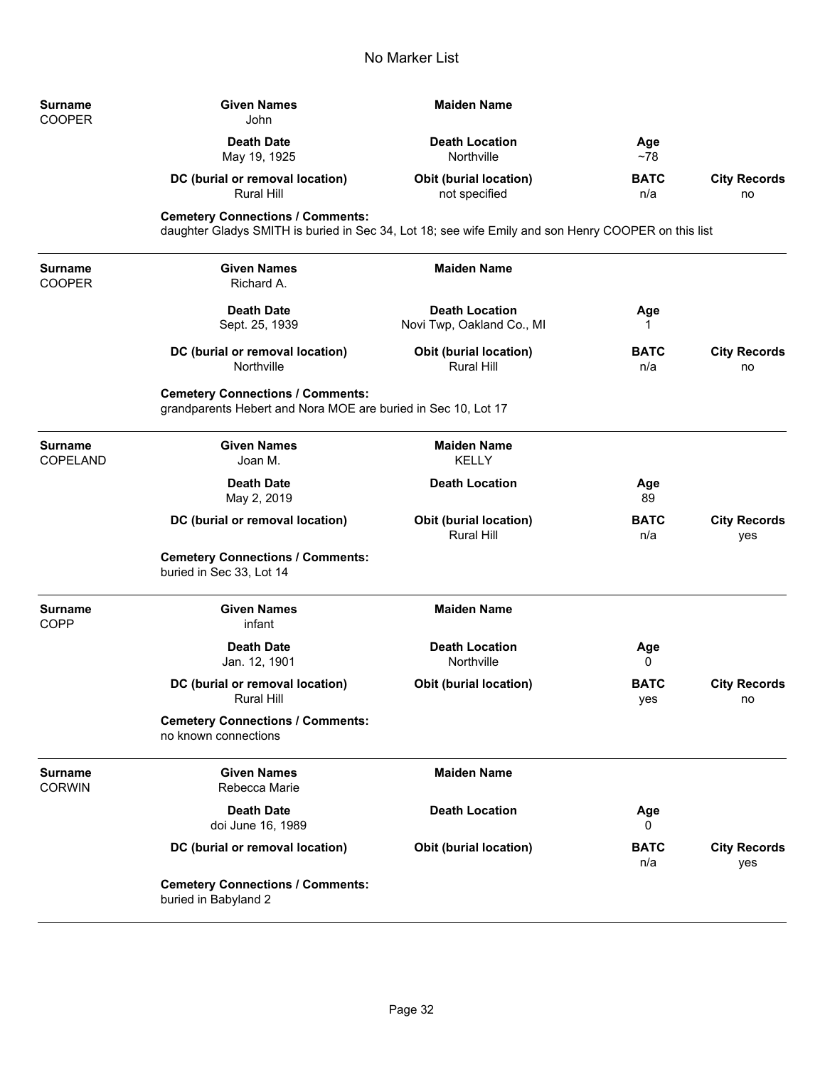# No Marker List

| Surname | Given Names | Maiden Name | | |
|---|---|---|---|---|
| COOPER | John | | | |
| | **Death Date** | **Death Location** | **Age** | |
| | May 19, 1925 | Northville | ~78 | |
| | **DC (burial or removal location)** | **Obit (burial location)** | **BATC** | **City Records** |
| | Rural Hill | not specified | n/a | no |

**Cemetery Connections / Comments:**
daughter Gladys SMITH is buried in Sec 34, Lot 18; see wife Emily and son Henry COOPER on this list

---

| Surname | Given Names | Maiden Name | | |
|---|---|---|---|---|
| COOPER | Richard A. | | | |
| | **Death Date** | **Death Location** | **Age** | |
| | Sept. 25, 1939 | Novi Twp, Oakland Co., MI | 1 | |
| | **DC (burial or removal location)** | **Obit (burial location)** | **BATC** | **City Records** |
| | Northville | Rural Hill | n/a | no |

**Cemetery Connections / Comments:**
grandparents Hebert and Nora MOE are buried in Sec 10, Lot 17

---

| Surname | Given Names | Maiden Name | | |
|---|---|---|---|---|
| COPELAND | Joan M. | KELLY | | |
| | **Death Date** | **Death Location** | **Age** | |
| | May 2, 2019 | | 89 | |
| | **DC (burial or removal location)** | **Obit (burial location)** | **BATC** | **City Records** |
| | | Rural Hill | n/a | yes |

**Cemetery Connections / Comments:**
buried in Sec 33, Lot 14

---

| Surname | Given Names | Maiden Name | | |
|---|---|---|---|---|
| COPP | infant | | | |
| | **Death Date** | **Death Location** | **Age** | |
| | Jan. 12, 1901 | Northville | 0 | |
| | **DC (burial or removal location)** | **Obit (burial location)** | **BATC** | **City Records** |
| | Rural Hill | | yes | no |

**Cemetery Connections / Comments:**
no known connections

---

| Surname | Given Names | Maiden Name | | |
|---|---|---|---|---|
| CORWIN | Rebecca Marie | | | |
| | **Death Date** | **Death Location** | **Age** | |
| | doi June 16, 1989 | | 0 | |
| | **DC (burial or removal location)** | **Obit (burial location)** | **BATC** | **City Records** |
| | | | n/a | yes |

**Cemetery Connections / Comments:**
buried in Babyland 2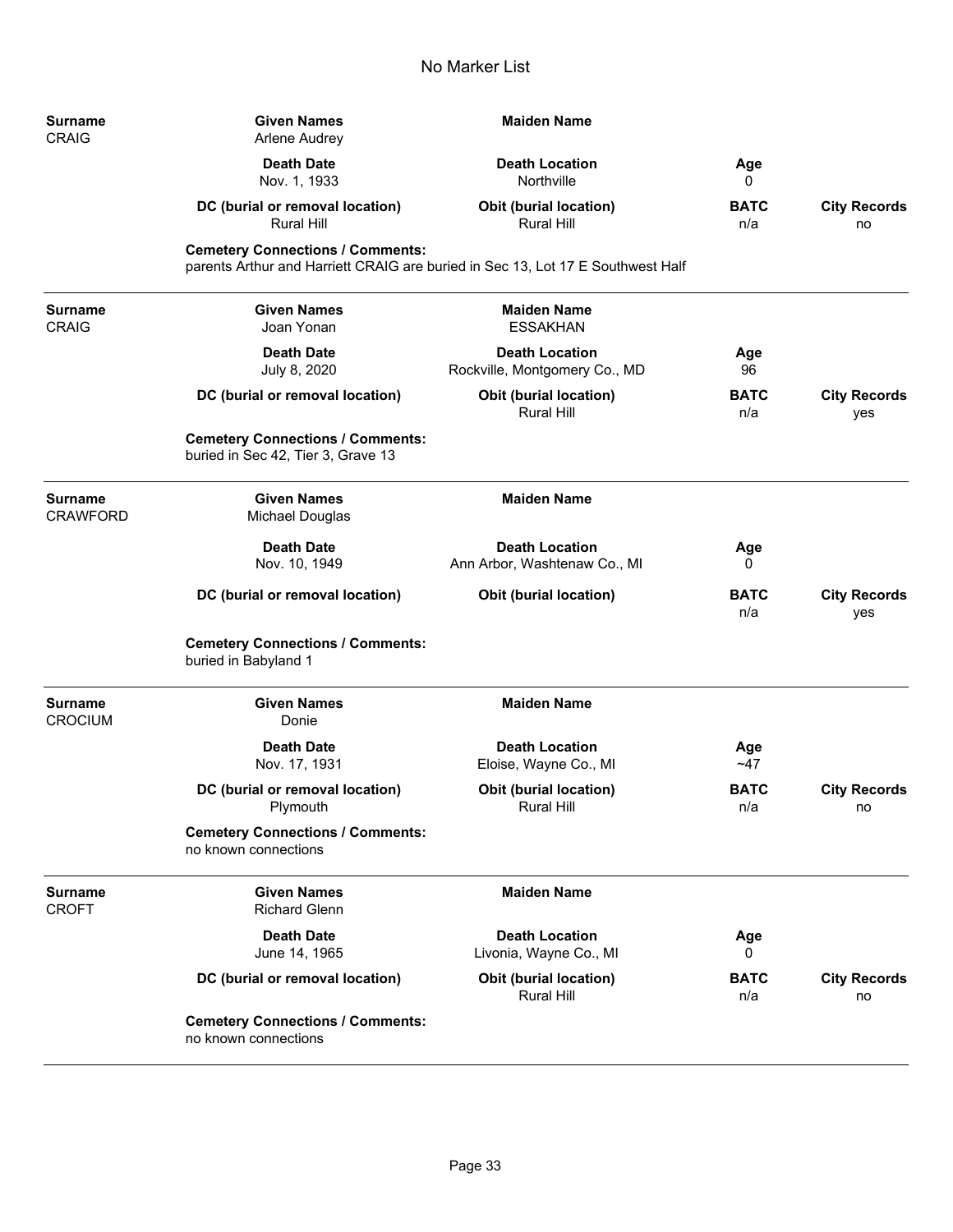# No Marker List

| Surname | Given Names | Maiden Name | | |
|---|---|---|---|---|
| CRAIG | Arlene Audrey | | | |
| | **Death Date** | **Death Location** | **Age** | |
| | Nov. 1, 1933 | Northville | 0 | |
| | **DC (burial or removal location)** | **Obit (burial location)** | **BATC** | **City Records** |
| | Rural Hill | Rural Hill | n/a | no |

**Cemetery Connections / Comments:**
parents Arthur and Harriett CRAIG are buried in Sec 13, Lot 17 E Southwest Half

---

| Surname | Given Names | Maiden Name | | |
|---|---|---|---|---|
| CRAIG | Joan Yonan | ESSAKHAN | | |
| | **Death Date** | **Death Location** | **Age** | |
| | July 8, 2020 | Rockville, Montgomery Co., MD | 96 | |
| | **DC (burial or removal location)** | **Obit (burial location)** | **BATC** | **City Records** |
| | | Rural Hill | n/a | yes |

**Cemetery Connections / Comments:**
buried in Sec 42, Tier 3, Grave 13

---

| Surname | Given Names | Maiden Name | | |
|---|---|---|---|---|
| CRAWFORD | Michael Douglas | | | |
| | **Death Date** | **Death Location** | **Age** | |
| | Nov. 10, 1949 | Ann Arbor, Washtenaw Co., MI | 0 | |
| | **DC (burial or removal location)** | **Obit (burial location)** | **BATC** | **City Records** |
| | | | n/a | yes |

**Cemetery Connections / Comments:**
buried in Babyland 1

---

| Surname | Given Names | Maiden Name | | |
|---|---|---|---|---|
| CROCIUM | Donie | | | |
| | **Death Date** | **Death Location** | **Age** | |
| | Nov. 17, 1931 | Eloise, Wayne Co., MI | ~47 | |
| | **DC (burial or removal location)** | **Obit (burial location)** | **BATC** | **City Records** |
| | Plymouth | Rural Hill | n/a | no |

**Cemetery Connections / Comments:**
no known connections

---

| Surname | Given Names | Maiden Name | | |
|---|---|---|---|---|
| CROFT | Richard Glenn | | | |
| | **Death Date** | **Death Location** | **Age** | |
| | June 14, 1965 | Livonia, Wayne Co., MI | 0 | |
| | **DC (burial or removal location)** | **Obit (burial location)** | **BATC** | **City Records** |
| | | Rural Hill | n/a | no |

**Cemetery Connections / Comments:**
no known connections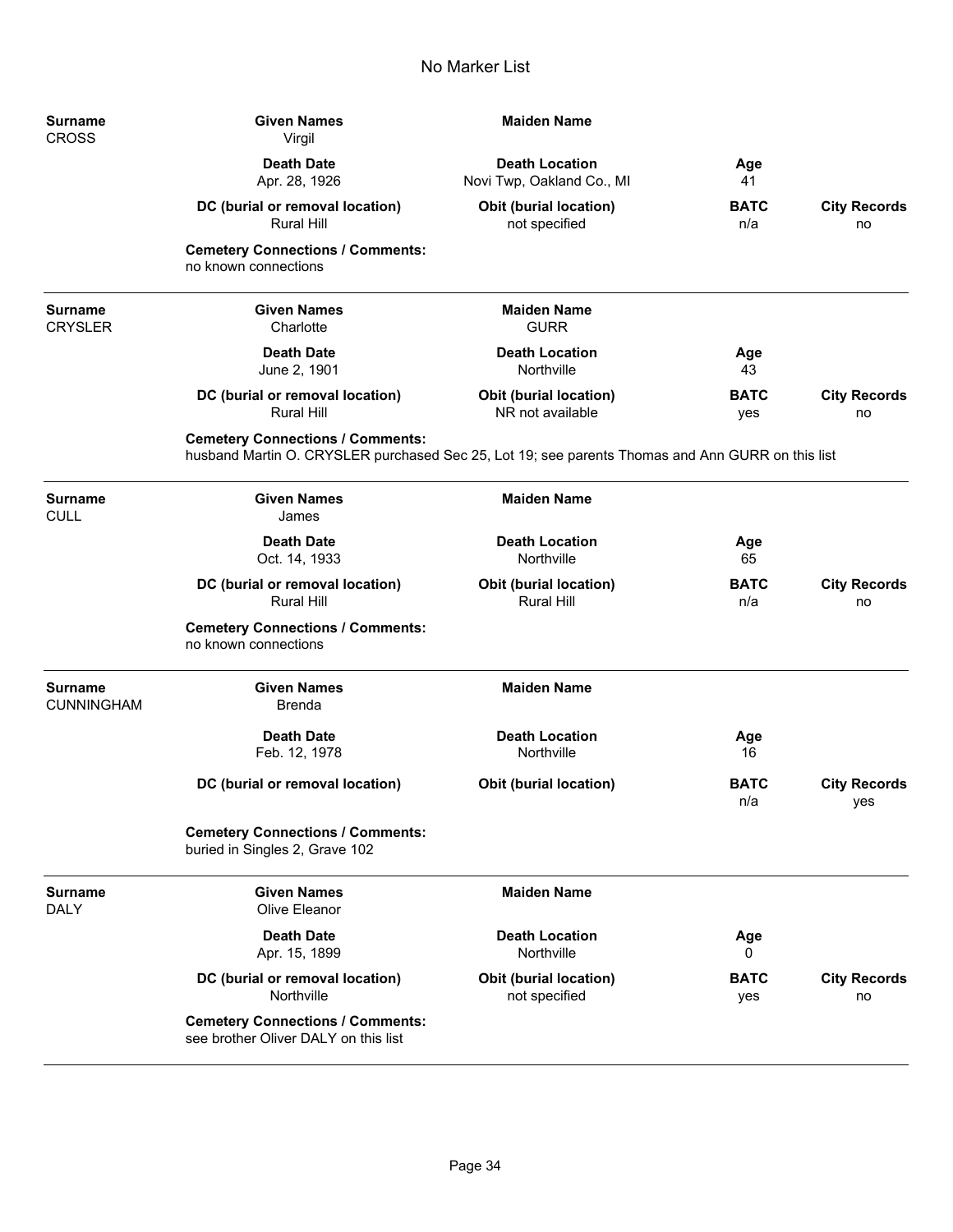# No Marker List

| Surname | Given Names | Maiden Name | | |
|---|---|---|---|---|
| CROSS | Virgil | | | |
| | **Death Date** | **Death Location** | **Age** | |
| | Apr. 28, 1926 | Novi Twp, Oakland Co., MI | 41 | |
| | **DC (burial or removal location)** | **Obit (burial location)** | **BATC** | **City Records** |
| | Rural Hill | not specified | n/a | no |

**Cemetery Connections / Comments:**
no known connections

---

| Surname | Given Names | Maiden Name | | |
|---|---|---|---|---|
| CRYSLER | Charlotte | GURR | | |
| | **Death Date** | **Death Location** | **Age** | |
| | June 2, 1901 | Northville | 43 | |
| | **DC (burial or removal location)** | **Obit (burial location)** | **BATC** | **City Records** |
| | Rural Hill | NR not available | yes | no |

**Cemetery Connections / Comments:**
husband Martin O. CRYSLER purchased Sec 25, Lot 19; see parents Thomas and Ann GURR on this list

---

| Surname | Given Names | Maiden Name | | |
|---|---|---|---|---|
| CULL | James | | | |
| | **Death Date** | **Death Location** | **Age** | |
| | Oct. 14, 1933 | Northville | 65 | |
| | **DC (burial or removal location)** | **Obit (burial location)** | **BATC** | **City Records** |
| | Rural Hill | Rural Hill | n/a | no |

**Cemetery Connections / Comments:**
no known connections

---

| Surname | Given Names | Maiden Name | | |
|---|---|---|---|---|
| CUNNINGHAM | Brenda | | | |
| | **Death Date** | **Death Location** | **Age** | |
| | Feb. 12, 1978 | Northville | 16 | |
| | **DC (burial or removal location)** | **Obit (burial location)** | **BATC** | **City Records** |
| | | | n/a | yes |

**Cemetery Connections / Comments:**
buried in Singles 2, Grave 102

---

| Surname | Given Names | Maiden Name | | |
|---|---|---|---|---|
| DALY | Olive Eleanor | | | |
| | **Death Date** | **Death Location** | **Age** | |
| | Apr. 15, 1899 | Northville | 0 | |
| | **DC (burial or removal location)** | **Obit (burial location)** | **BATC** | **City Records** |
| | Northville | not specified | yes | no |

**Cemetery Connections / Comments:**
see brother Oliver DALY on this list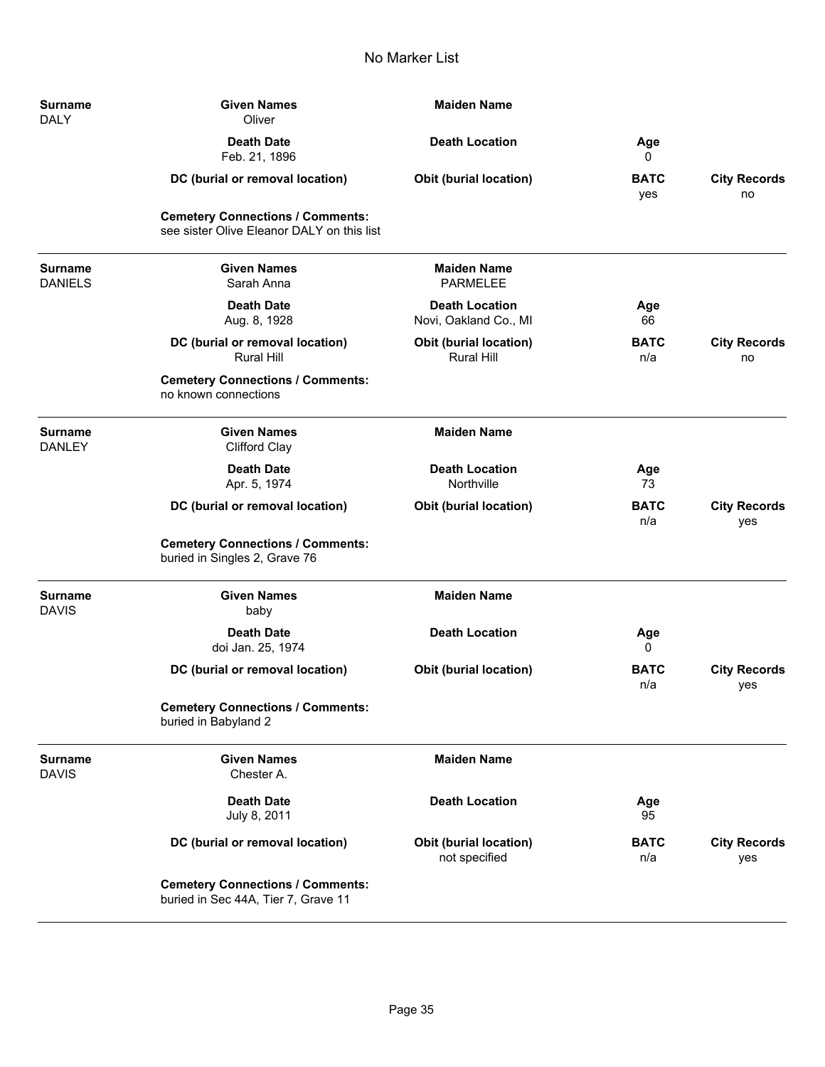# No Marker List

| Surname | Given Names | Maiden Name | | |
|---|---|---|---|---|
| DALY | Oliver | | | |
| | **Death Date** | **Death Location** | **Age** | |
| | Feb. 21, 1896 | | 0 | |
| | **DC (burial or removal location)** | **Obit (burial location)** | **BATC** | **City Records** |
| | | | yes | no |

**Cemetery Connections / Comments:**
see sister Olive Eleanor DALY on this list

---

| Surname | Given Names | Maiden Name | | |
|---|---|---|---|---|
| DANIELS | Sarah Anna | PARMELEE | | |
| | **Death Date** | **Death Location** | **Age** | |
| | Aug. 8, 1928 | Novi, Oakland Co., MI | 66 | |
| | **DC (burial or removal location)** | **Obit (burial location)** | **BATC** | **City Records** |
| | Rural Hill | Rural Hill | n/a | no |

**Cemetery Connections / Comments:**
no known connections

---

| Surname | Given Names | Maiden Name | | |
|---|---|---|---|---|
| DANLEY | Clifford Clay | | | |
| | **Death Date** | **Death Location** | **Age** | |
| | Apr. 5, 1974 | Northville | 73 | |
| | **DC (burial or removal location)** | **Obit (burial location)** | **BATC** | **City Records** |
| | | | n/a | yes |

**Cemetery Connections / Comments:**
buried in Singles 2, Grave 76

---

| Surname | Given Names | Maiden Name | | |
|---|---|---|---|---|
| DAVIS | baby | | | |
| | **Death Date** | **Death Location** | **Age** | |
| | doi Jan. 25, 1974 | | 0 | |
| | **DC (burial or removal location)** | **Obit (burial location)** | **BATC** | **City Records** |
| | | | n/a | yes |

**Cemetery Connections / Comments:**
buried in Babyland 2

---

| Surname | Given Names | Maiden Name | | |
|---|---|---|---|---|
| DAVIS | Chester A. | | | |
| | **Death Date** | **Death Location** | **Age** | |
| | July 8, 2011 | | 95 | |
| | **DC (burial or removal location)** | **Obit (burial location)** | **BATC** | **City Records** |
| | | not specified | n/a | yes |

**Cemetery Connections / Comments:**
buried in Sec 44A, Tier 7, Grave 11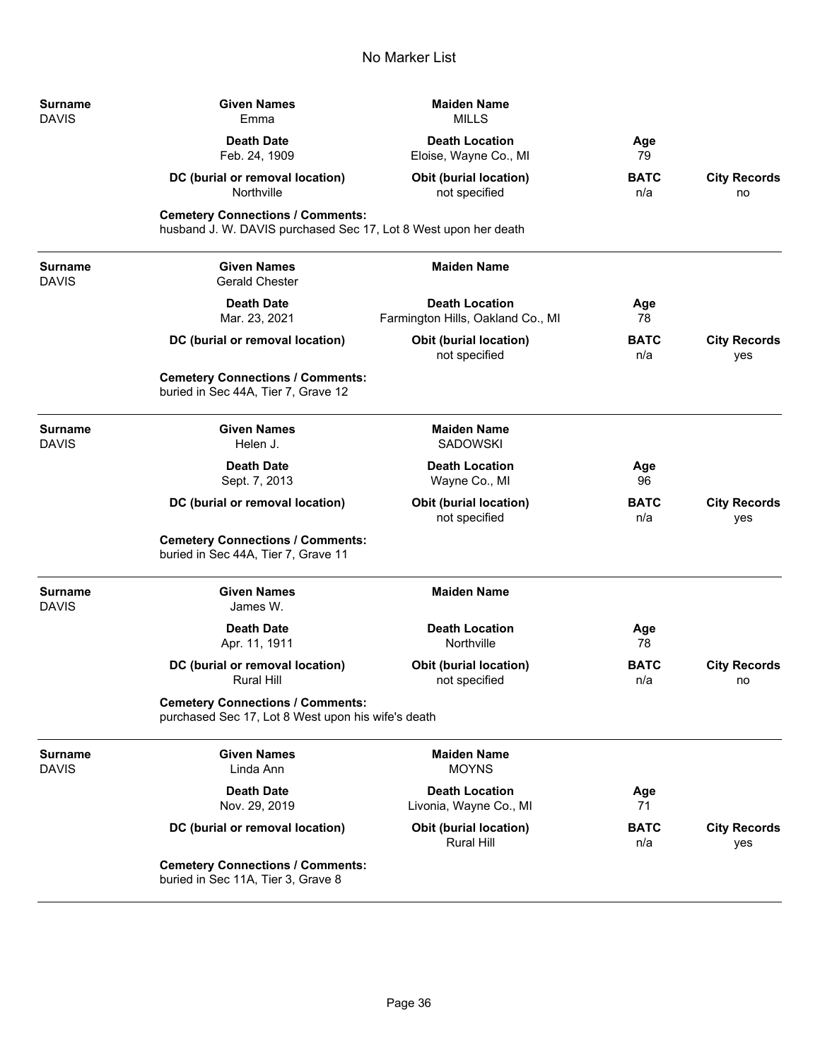## No Marker List

**Surname**
DAVIS

**Given Names**
Emma

**Maiden Name**
MILLS

**Death Date**
Feb. 24, 1909

**Death Location**
Eloise, Wayne Co., MI

**Age**
79

**DC (burial or removal location)**
Northville

**Obit (burial location)**
not specified

**BATC**
n/a

**City Records**
no

**Cemetery Connections / Comments:**
husband J. W. DAVIS purchased Sec 17, Lot 8 West upon her death

---

**Surname**
DAVIS

**Given Names**
Gerald Chester

**Maiden Name**

**Death Date**
Mar. 23, 2021

**Death Location**
Farmington Hills, Oakland Co., MI

**Age**
78

**DC (burial or removal location)**

**Obit (burial location)**
not specified

**BATC**
n/a

**City Records**
yes

**Cemetery Connections / Comments:**
buried in Sec 44A, Tier 7, Grave 12

---

**Surname**
DAVIS

**Given Names**
Helen J.

**Maiden Name**
SADOWSKI

**Death Date**
Sept. 7, 2013

**Death Location**
Wayne Co., MI

**Age**
96

**DC (burial or removal location)**

**Obit (burial location)**
not specified

**BATC**
n/a

**City Records**
yes

**Cemetery Connections / Comments:**
buried in Sec 44A, Tier 7, Grave 11

---

**Surname**
DAVIS

**Given Names**
James W.

**Maiden Name**

**Death Date**
Apr. 11, 1911

**Death Location**
Northville

**Age**
78

**DC (burial or removal location)**
Rural Hill

**Obit (burial location)**
not specified

**BATC**
n/a

**City Records**
no

**Cemetery Connections / Comments:**
purchased Sec 17, Lot 8 West upon his wife's death

---

**Surname**
DAVIS

**Given Names**
Linda Ann

**Maiden Name**
MOYNS

**Death Date**
Nov. 29, 2019

**Death Location**
Livonia, Wayne Co., MI

**Age**
71

**DC (burial or removal location)**

**Obit (burial location)**
Rural Hill

**BATC**
n/a

**City Records**
yes

**Cemetery Connections / Comments:**
buried in Sec 11A, Tier 3, Grave 8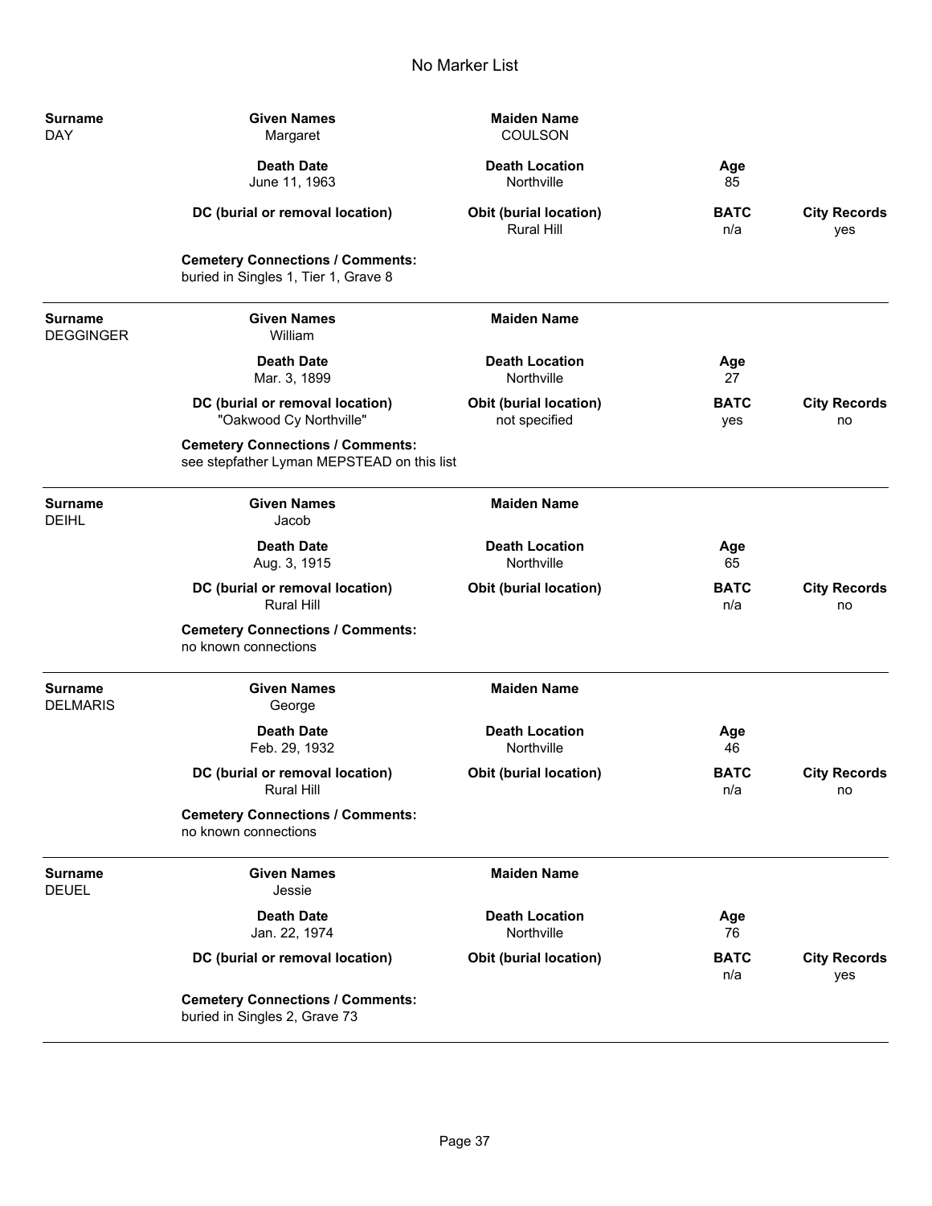No Marker List

**Surname** DAY
**Given Names** Margaret
**Maiden Name** COULSON
**Death Date** June 11, 1963
**Death Location** Northville
**Age** 85
**DC (burial or removal location)**
**Obit (burial location)** Rural Hill
**BATC** n/a
**City Records** yes
**Cemetery Connections / Comments:** buried in Singles 1, Tier 1, Grave 8

---

**Surname** DEGGINGER
**Given Names** William
**Maiden Name**
**Death Date** Mar. 3, 1899
**Death Location** Northville
**Age** 27
**DC (burial or removal location)** "Oakwood Cy Northville"
**Obit (burial location)** not specified
**BATC** yes
**City Records** no
**Cemetery Connections / Comments:** see stepfather Lyman MEPSTEAD on this list

---

**Surname** DEIHL
**Given Names** Jacob
**Maiden Name**
**Death Date** Aug. 3, 1915
**Death Location** Northville
**Age** 65
**DC (burial or removal location)** Rural Hill
**Obit (burial location)**
**BATC** n/a
**City Records** no
**Cemetery Connections / Comments:** no known connections

---

**Surname** DELMARIS
**Given Names** George
**Maiden Name**
**Death Date** Feb. 29, 1932
**Death Location** Northville
**Age** 46
**DC (burial or removal location)** Rural Hill
**Obit (burial location)**
**BATC** n/a
**City Records** no
**Cemetery Connections / Comments:** no known connections

---

**Surname** DEUEL
**Given Names** Jessie
**Maiden Name**
**Death Date** Jan. 22, 1974
**Death Location** Northville
**Age** 76
**DC (burial or removal location)**
**Obit (burial location)**
**BATC** n/a
**City Records** yes
**Cemetery Connections / Comments:** buried in Singles 2, Grave 73

---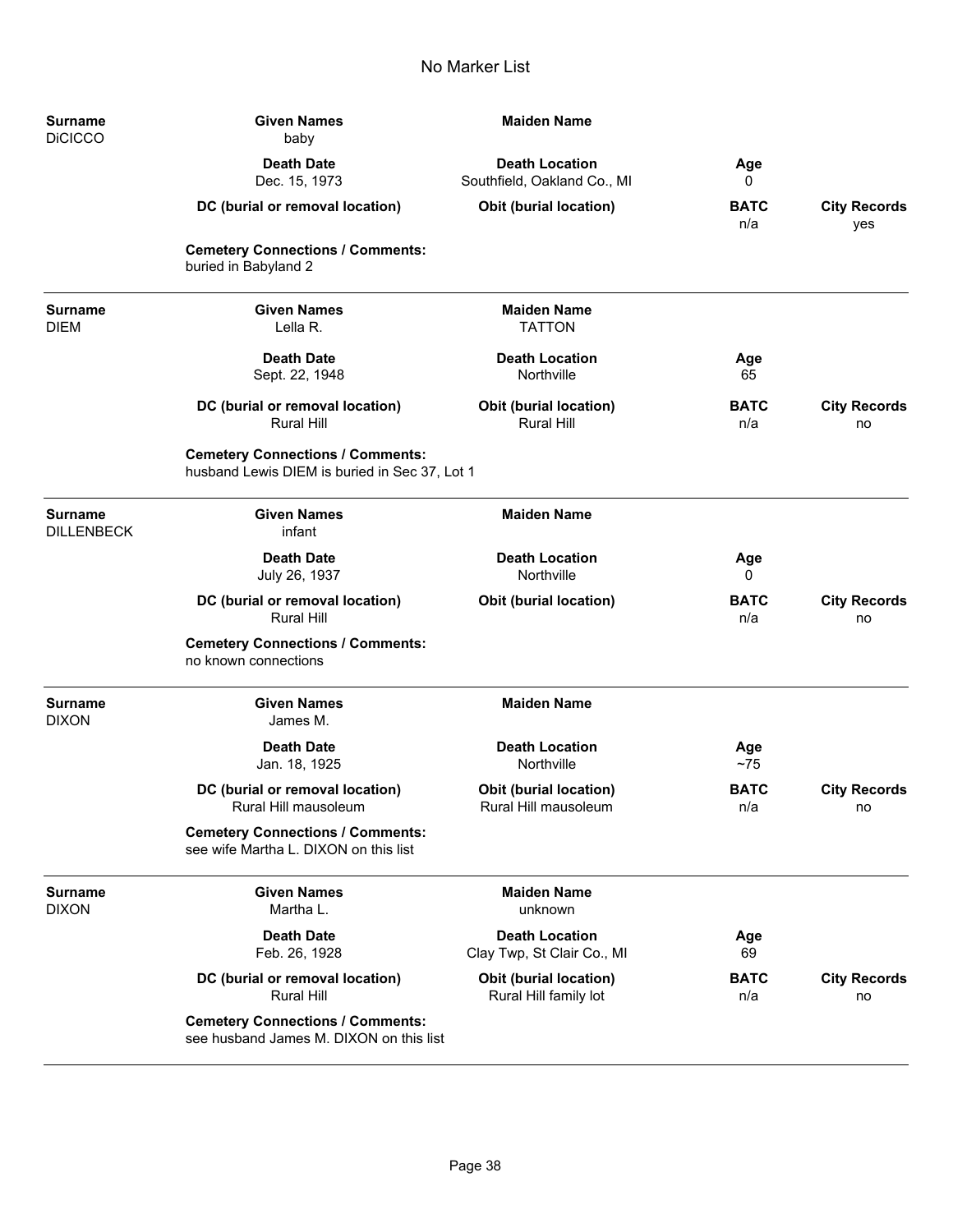# No Marker List

**Surname**: DiCICCO
**Given Names**: baby
**Maiden Name**:
**Death Date**: Dec. 15, 1973
**Death Location**: Southfield, Oakland Co., MI
**Age**: 0
**DC (burial or removal location)**:
**Obit (burial location)**:
**BATC**: n/a
**City Records**: yes
**Cemetery Connections / Comments**: buried in Babyland 2

---

**Surname**: DIEM
**Given Names**: Lella R.
**Maiden Name**: TATTON
**Death Date**: Sept. 22, 1948
**Death Location**: Northville
**Age**: 65
**DC (burial or removal location)**: Rural Hill
**Obit (burial location)**: Rural Hill
**BATC**: n/a
**City Records**: no
**Cemetery Connections / Comments**: husband Lewis DIEM is buried in Sec 37, Lot 1

---

**Surname**: DILLENBECK
**Given Names**: infant
**Maiden Name**:
**Death Date**: July 26, 1937
**Death Location**: Northville
**Age**: 0
**DC (burial or removal location)**: Rural Hill
**Obit (burial location)**:
**BATC**: n/a
**City Records**: no
**Cemetery Connections / Comments**: no known connections

---

**Surname**: DIXON
**Given Names**: James M.
**Maiden Name**:
**Death Date**: Jan. 18, 1925
**Death Location**: Northville
**Age**: ~75
**DC (burial or removal location)**: Rural Hill mausoleum
**Obit (burial location)**: Rural Hill mausoleum
**BATC**: n/a
**City Records**: no
**Cemetery Connections / Comments**: see wife Martha L. DIXON on this list

---

**Surname**: DIXON
**Given Names**: Martha L.
**Maiden Name**: unknown
**Death Date**: Feb. 26, 1928
**Death Location**: Clay Twp, St Clair Co., MI
**Age**: 69
**DC (burial or removal location)**: Rural Hill
**Obit (burial location)**: Rural Hill family lot
**BATC**: n/a
**City Records**: no
**Cemetery Connections / Comments**: see husband James M. DIXON on this list

---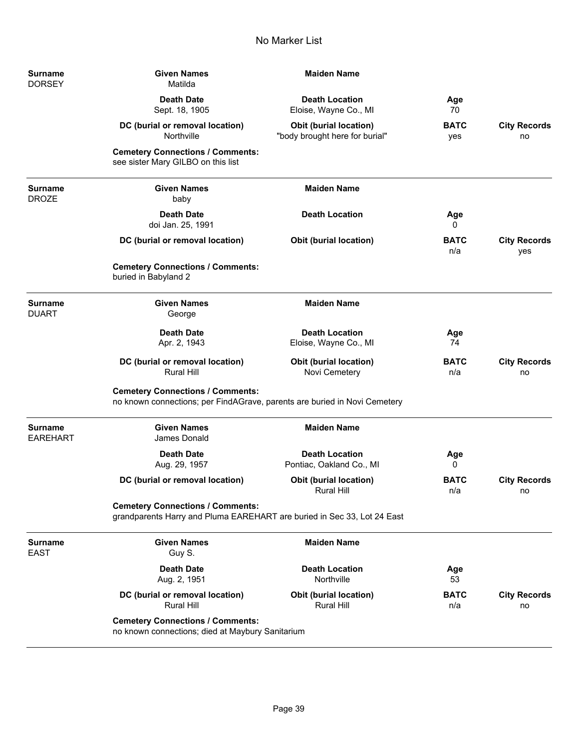# No Marker List

| Surname | Given Names | Maiden Name | | |
|---|---|---|---|---|
| DORSEY | Matilda | | | |
| | **Death Date** | **Death Location** | **Age** | |
| | Sept. 18, 1905 | Eloise, Wayne Co., MI | 70 | |
| | **DC (burial or removal location)** | **Obit (burial location)** | **BATC** | **City Records** |
| | Northville | "body brought here for burial" | yes | no |

**Cemetery Connections / Comments:**
see sister Mary GILBO on this list

---

| Surname | Given Names | Maiden Name | | |
|---|---|---|---|---|
| DROZE | baby | | | |
| | **Death Date** | **Death Location** | **Age** | |
| | doi Jan. 25, 1991 | | 0 | |
| | **DC (burial or removal location)** | **Obit (burial location)** | **BATC** | **City Records** |
| | | | n/a | yes |

**Cemetery Connections / Comments:**
buried in Babyland 2

---

| Surname | Given Names | Maiden Name | | |
|---|---|---|---|---|
| DUART | George | | | |
| | **Death Date** | **Death Location** | **Age** | |
| | Apr. 2, 1943 | Eloise, Wayne Co., MI | 74 | |
| | **DC (burial or removal location)** | **Obit (burial location)** | **BATC** | **City Records** |
| | Rural Hill | Novi Cemetery | n/a | no |

**Cemetery Connections / Comments:**
no known connections; per FindAGrave, parents are buried in Novi Cemetery

---

| Surname | Given Names | Maiden Name | | |
|---|---|---|---|---|
| EAREHART | James Donald | | | |
| | **Death Date** | **Death Location** | **Age** | |
| | Aug. 29, 1957 | Pontiac, Oakland Co., MI | 0 | |
| | **DC (burial or removal location)** | **Obit (burial location)** | **BATC** | **City Records** |
| | | Rural Hill | n/a | no |

**Cemetery Connections / Comments:**
grandparents Harry and Pluma EAREHART are buried in Sec 33, Lot 24 East

---

| Surname | Given Names | Maiden Name | | |
|---|---|---|---|---|
| EAST | Guy S. | | | |
| | **Death Date** | **Death Location** | **Age** | |
| | Aug. 2, 1951 | Northville | 53 | |
| | **DC (burial or removal location)** | **Obit (burial location)** | **BATC** | **City Records** |
| | Rural Hill | Rural Hill | n/a | no |

**Cemetery Connections / Comments:**
no known connections; died at Maybury Sanitarium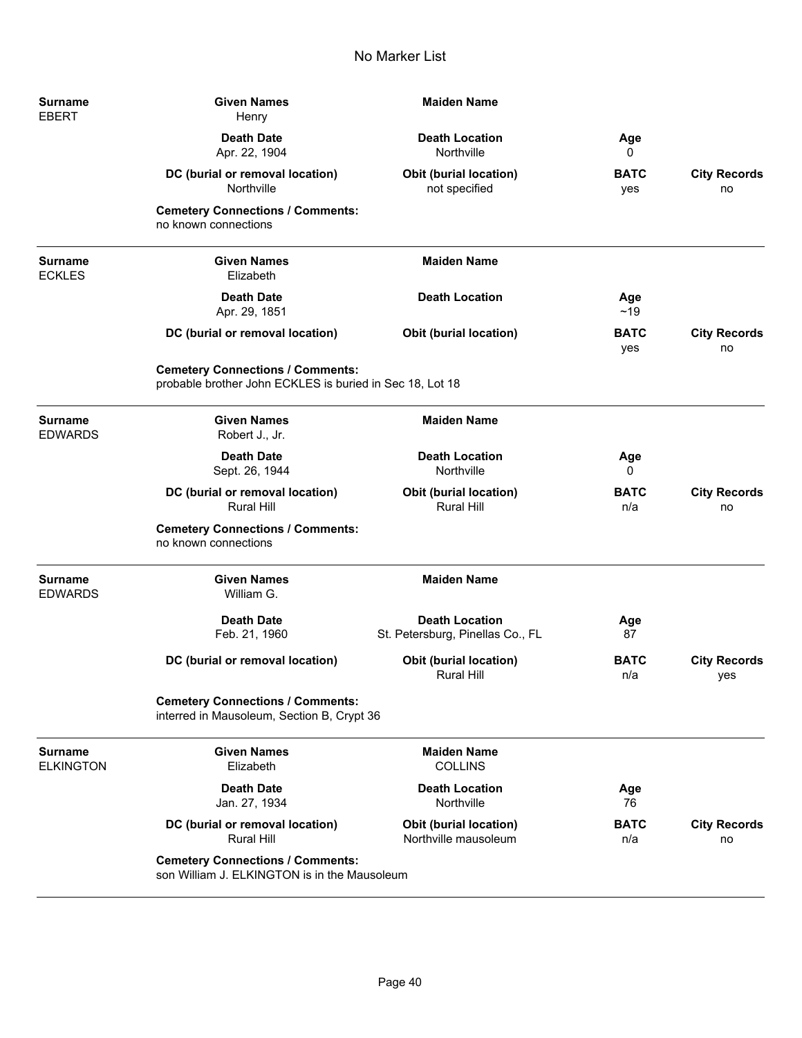# No Marker List

| Surname | Given Names | Maiden Name | | |
|---|---|---|---|---|
| EBERT | Henry | | | |
| | **Death Date** | **Death Location** | **Age** | |
| | Apr. 22, 1904 | Northville | 0 | |
| | **DC (burial or removal location)** | **Obit (burial location)** | **BATC** | **City Records** |
| | Northville | not specified | yes | no |

**Cemetery Connections / Comments:**
no known connections

---

| Surname | Given Names | Maiden Name | | |
|---|---|---|---|---|
| ECKLES | Elizabeth | | | |
| | **Death Date** | **Death Location** | **Age** | |
| | Apr. 29, 1851 | | ~19 | |
| | **DC (burial or removal location)** | **Obit (burial location)** | **BATC** | **City Records** |
| | | | yes | no |

**Cemetery Connections / Comments:**
probable brother John ECKLES is buried in Sec 18, Lot 18

---

| Surname | Given Names | Maiden Name | | |
|---|---|---|---|---|
| EDWARDS | Robert J., Jr. | | | |
| | **Death Date** | **Death Location** | **Age** | |
| | Sept. 26, 1944 | Northville | 0 | |
| | **DC (burial or removal location)** | **Obit (burial location)** | **BATC** | **City Records** |
| | Rural Hill | Rural Hill | n/a | no |

**Cemetery Connections / Comments:**
no known connections

---

| Surname | Given Names | Maiden Name | | |
|---|---|---|---|---|
| EDWARDS | William G. | | | |
| | **Death Date** | **Death Location** | **Age** | |
| | Feb. 21, 1960 | St. Petersburg, Pinellas Co., FL | 87 | |
| | **DC (burial or removal location)** | **Obit (burial location)** | **BATC** | **City Records** |
| | | Rural Hill | n/a | yes |

**Cemetery Connections / Comments:**
interred in Mausoleum, Section B, Crypt 36

---

| Surname | Given Names | Maiden Name | | |
|---|---|---|---|---|
| ELKINGTON | Elizabeth | COLLINS | | |
| | **Death Date** | **Death Location** | **Age** | |
| | Jan. 27, 1934 | Northville | 76 | |
| | **DC (burial or removal location)** | **Obit (burial location)** | **BATC** | **City Records** |
| | Rural Hill | Northville mausoleum | n/a | no |

**Cemetery Connections / Comments:**
son William J. ELKINGTON is in the Mausoleum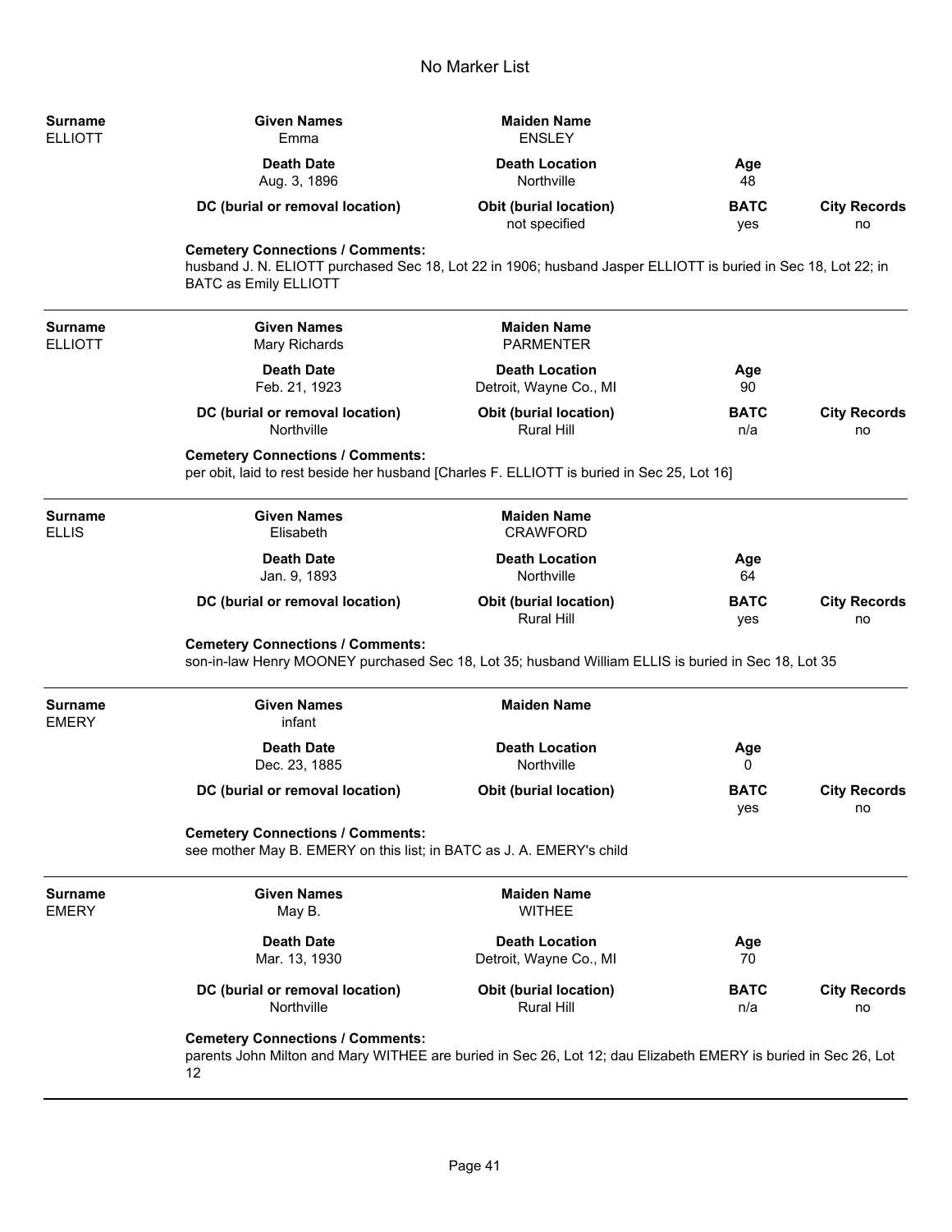# No Marker List

| Surname | Given Names | Maiden Name | | |
|---|---|---|---|---|
| ELLIOTT | Emma | ENSLEY | | |
| | **Death Date** | **Death Location** | **Age** | |
| | Aug. 3, 1896 | Northville | 48 | |
| | **DC (burial or removal location)** | **Obit (burial location)** | **BATC** | **City Records** |
| | | not specified | yes | no |

**Cemetery Connections / Comments:**
husband J. N. ELIOTT purchased Sec 18, Lot 22 in 1906; husband Jasper ELLIOTT is buried in Sec 18, Lot 22; in BATC as Emily ELLIOTT

---

| Surname | Given Names | Maiden Name | | |
|---|---|---|---|---|
| ELLIOTT | Mary Richards | PARMENTER | | |
| | **Death Date** | **Death Location** | **Age** | |
| | Feb. 21, 1923 | Detroit, Wayne Co., MI | 90 | |
| | **DC (burial or removal location)** | **Obit (burial location)** | **BATC** | **City Records** |
| | Northville | Rural Hill | n/a | no |

**Cemetery Connections / Comments:**
per obit, laid to rest beside her husband [Charles F. ELLIOTT is buried in Sec 25, Lot 16]

---

| Surname | Given Names | Maiden Name | | |
|---|---|---|---|---|
| ELLIS | Elisabeth | CRAWFORD | | |
| | **Death Date** | **Death Location** | **Age** | |
| | Jan. 9, 1893 | Northville | 64 | |
| | **DC (burial or removal location)** | **Obit (burial location)** | **BATC** | **City Records** |
| | | Rural Hill | yes | no |

**Cemetery Connections / Comments:**
son-in-law Henry MOONEY purchased Sec 18, Lot 35; husband William ELLIS is buried in Sec 18, Lot 35

---

| Surname | Given Names | Maiden Name | | |
|---|---|---|---|---|
| EMERY | infant | | | |
| | **Death Date** | **Death Location** | **Age** | |
| | Dec. 23, 1885 | Northville | 0 | |
| | **DC (burial or removal location)** | **Obit (burial location)** | **BATC** | **City Records** |
| | | | yes | no |

**Cemetery Connections / Comments:**
see mother May B. EMERY on this list; in BATC as J. A. EMERY's child

---

| Surname | Given Names | Maiden Name | | |
|---|---|---|---|---|
| EMERY | May B. | WITHEE | | |
| | **Death Date** | **Death Location** | **Age** | |
| | Mar. 13, 1930 | Detroit, Wayne Co., MI | 70 | |
| | **DC (burial or removal location)** | **Obit (burial location)** | **BATC** | **City Records** |
| | Northville | Rural Hill | n/a | no |

**Cemetery Connections / Comments:**
parents John Milton and Mary WITHEE are buried in Sec 26, Lot 12; dau Elizabeth EMERY is buried in Sec 26, Lot 12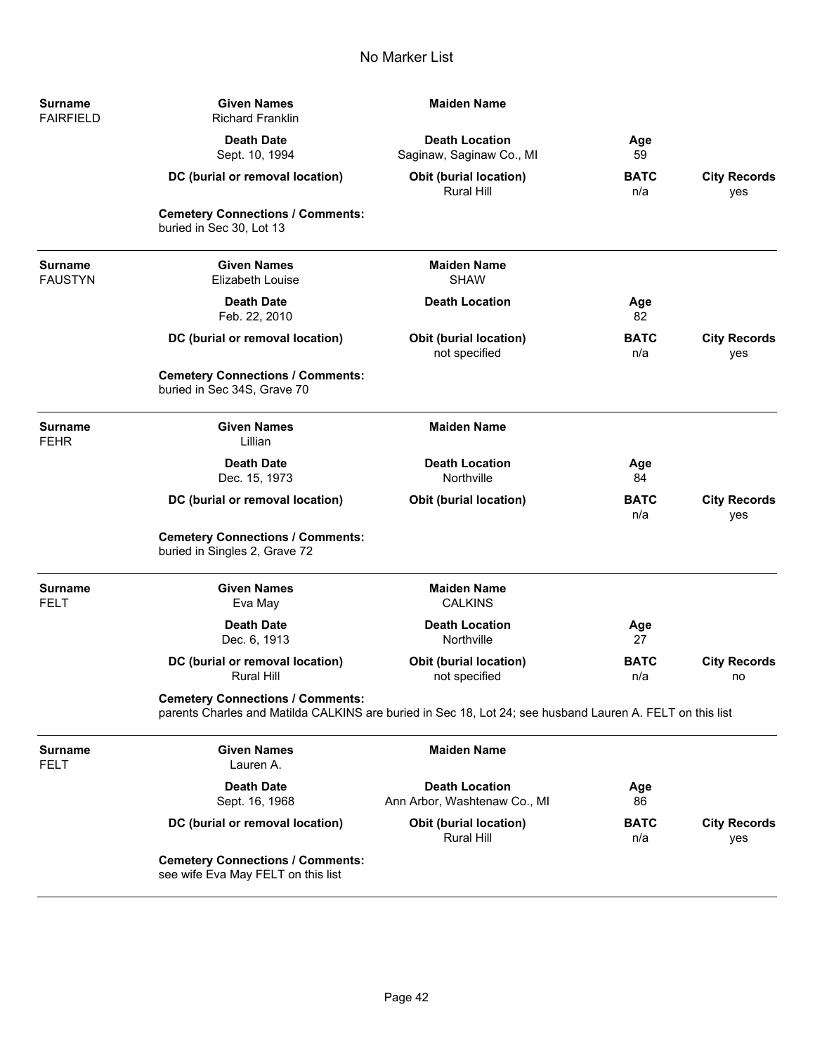# No Marker List

| Surname | Given Names | Maiden Name | | |
|---|---|---|---|---|
| FAIRFIELD | Richard Franklin | | | |
| | **Death Date** | **Death Location** | **Age** | |
| | Sept. 10, 1994 | Saginaw, Saginaw Co., MI | 59 | |
| | **DC (burial or removal location)** | **Obit (burial location)** | **BATC** | **City Records** |
| | | Rural Hill | n/a | yes |

**Cemetery Connections / Comments:**
buried in Sec 30, Lot 13

---

| Surname | Given Names | Maiden Name | | |
|---|---|---|---|---|
| FAUSTYN | Elizabeth Louise | SHAW | | |
| | **Death Date** | **Death Location** | **Age** | |
| | Feb. 22, 2010 | | 82 | |
| | **DC (burial or removal location)** | **Obit (burial location)** | **BATC** | **City Records** |
| | | not specified | n/a | yes |

**Cemetery Connections / Comments:**
buried in Sec 34S, Grave 70

---

| Surname | Given Names | Maiden Name | | |
|---|---|---|---|---|
| FEHR | Lillian | | | |
| | **Death Date** | **Death Location** | **Age** | |
| | Dec. 15, 1973 | Northville | 84 | |
| | **DC (burial or removal location)** | **Obit (burial location)** | **BATC** | **City Records** |
| | | | n/a | yes |

**Cemetery Connections / Comments:**
buried in Singles 2, Grave 72

---

| Surname | Given Names | Maiden Name | | |
|---|---|---|---|---|
| FELT | Eva May | CALKINS | | |
| | **Death Date** | **Death Location** | **Age** | |
| | Dec. 6, 1913 | Northville | 27 | |
| | **DC (burial or removal location)** | **Obit (burial location)** | **BATC** | **City Records** |
| | Rural Hill | not specified | n/a | no |

**Cemetery Connections / Comments:**
parents Charles and Matilda CALKINS are buried in Sec 18, Lot 24; see husband Lauren A. FELT on this list

---

| Surname | Given Names | Maiden Name | | |
|---|---|---|---|---|
| FELT | Lauren A. | | | |
| | **Death Date** | **Death Location** | **Age** | |
| | Sept. 16, 1968 | Ann Arbor, Washtenaw Co., MI | 86 | |
| | **DC (burial or removal location)** | **Obit (burial location)** | **BATC** | **City Records** |
| | | Rural Hill | n/a | yes |

**Cemetery Connections / Comments:**
see wife Eva May FELT on this list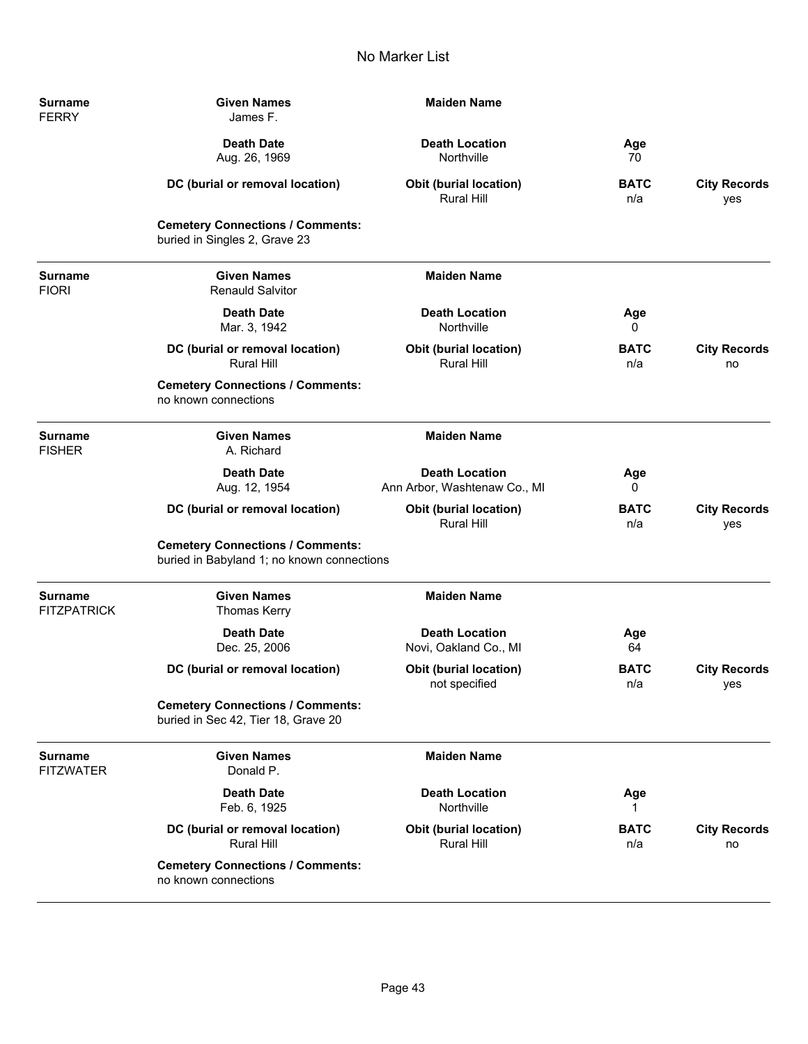# No Marker List

| Surname | Given Names | Maiden Name | | |
|---|---|---|---|---|
| FERRY | James F. | | | |
| | **Death Date** | **Death Location** | **Age** | |
| | Aug. 26, 1969 | Northville | 70 | |
| | **DC (burial or removal location)** | **Obit (burial location)** | **BATC** | **City Records** |
| | | Rural Hill | n/a | yes |
| | **Cemetery Connections / Comments:** | | | |
| | buried in Singles 2, Grave 23 | | | |

| Surname | Given Names | Maiden Name | | |
|---|---|---|---|---|
| FIORI | Renauld Salvitor | | | |
| | **Death Date** | **Death Location** | **Age** | |
| | Mar. 3, 1942 | Northville | 0 | |
| | **DC (burial or removal location)** | **Obit (burial location)** | **BATC** | **City Records** |
| | Rural Hill | Rural Hill | n/a | no |
| | **Cemetery Connections / Comments:** | | | |
| | no known connections | | | |

| Surname | Given Names | Maiden Name | | |
|---|---|---|---|---|
| FISHER | A. Richard | | | |
| | **Death Date** | **Death Location** | **Age** | |
| | Aug. 12, 1954 | Ann Arbor, Washtenaw Co., MI | 0 | |
| | **DC (burial or removal location)** | **Obit (burial location)** | **BATC** | **City Records** |
| | | Rural Hill | n/a | yes |
| | **Cemetery Connections / Comments:** | | | |
| | buried in Babyland 1; no known connections | | | |

| Surname | Given Names | Maiden Name | | |
|---|---|---|---|---|
| FITZPATRICK | Thomas Kerry | | | |
| | **Death Date** | **Death Location** | **Age** | |
| | Dec. 25, 2006 | Novi, Oakland Co., MI | 64 | |
| | **DC (burial or removal location)** | **Obit (burial location)** | **BATC** | **City Records** |
| | | not specified | n/a | yes |
| | **Cemetery Connections / Comments:** | | | |
| | buried in Sec 42, Tier 18, Grave 20 | | | |

| Surname | Given Names | Maiden Name | | |
|---|---|---|---|---|
| FITZWATER | Donald P. | | | |
| | **Death Date** | **Death Location** | **Age** | |
| | Feb. 6, 1925 | Northville | 1 | |
| | **DC (burial or removal location)** | **Obit (burial location)** | **BATC** | **City Records** |
| | Rural Hill | Rural Hill | n/a | no |
| | **Cemetery Connections / Comments:** | | | |
| | no known connections | | | |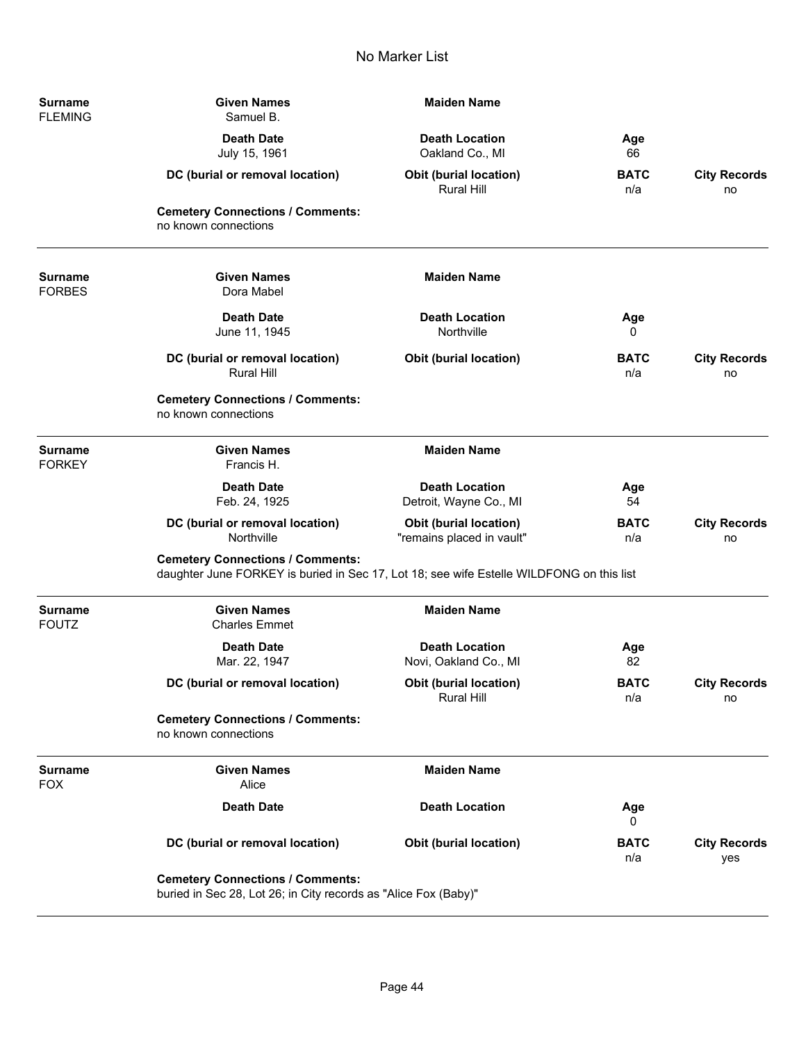# No Marker List

| Surname | Given Names | Maiden Name | | |
|---|---|---|---|---|
| FLEMING | Samuel B. | | | |
| | **Death Date** | **Death Location** | **Age** | |
| | July 15, 1961 | Oakland Co., MI | 66 | |
| | **DC (burial or removal location)** | **Obit (burial location)** | **BATC** | **City Records** |
| | | Rural Hill | n/a | no |

**Cemetery Connections / Comments:**
no known connections

---

| Surname | Given Names | Maiden Name | | |
|---|---|---|---|---|
| FORBES | Dora Mabel | | | |
| | **Death Date** | **Death Location** | **Age** | |
| | June 11, 1945 | Northville | 0 | |
| | **DC (burial or removal location)** | **Obit (burial location)** | **BATC** | **City Records** |
| | Rural Hill | | n/a | no |

**Cemetery Connections / Comments:**
no known connections

---

| Surname | Given Names | Maiden Name | | |
|---|---|---|---|---|
| FORKEY | Francis H. | | | |
| | **Death Date** | **Death Location** | **Age** | |
| | Feb. 24, 1925 | Detroit, Wayne Co., MI | 54 | |
| | **DC (burial or removal location)** | **Obit (burial location)** | **BATC** | **City Records** |
| | Northville | "remains placed in vault" | n/a | no |

**Cemetery Connections / Comments:**
daughter June FORKEY is buried in Sec 17, Lot 18; see wife Estelle WILDFONG on this list

---

| Surname | Given Names | Maiden Name | | |
|---|---|---|---|---|
| FOUTZ | Charles Emmet | | | |
| | **Death Date** | **Death Location** | **Age** | |
| | Mar. 22, 1947 | Novi, Oakland Co., MI | 82 | |
| | **DC (burial or removal location)** | **Obit (burial location)** | **BATC** | **City Records** |
| | | Rural Hill | n/a | no |

**Cemetery Connections / Comments:**
no known connections

---

| Surname | Given Names | Maiden Name | | |
|---|---|---|---|---|
| FOX | Alice | | | |
| | **Death Date** | **Death Location** | **Age** | |
| | | | 0 | |
| | **DC (burial or removal location)** | **Obit (burial location)** | **BATC** | **City Records** |
| | | | n/a | yes |

**Cemetery Connections / Comments:**
buried in Sec 28, Lot 26; in City records as "Alice Fox (Baby)"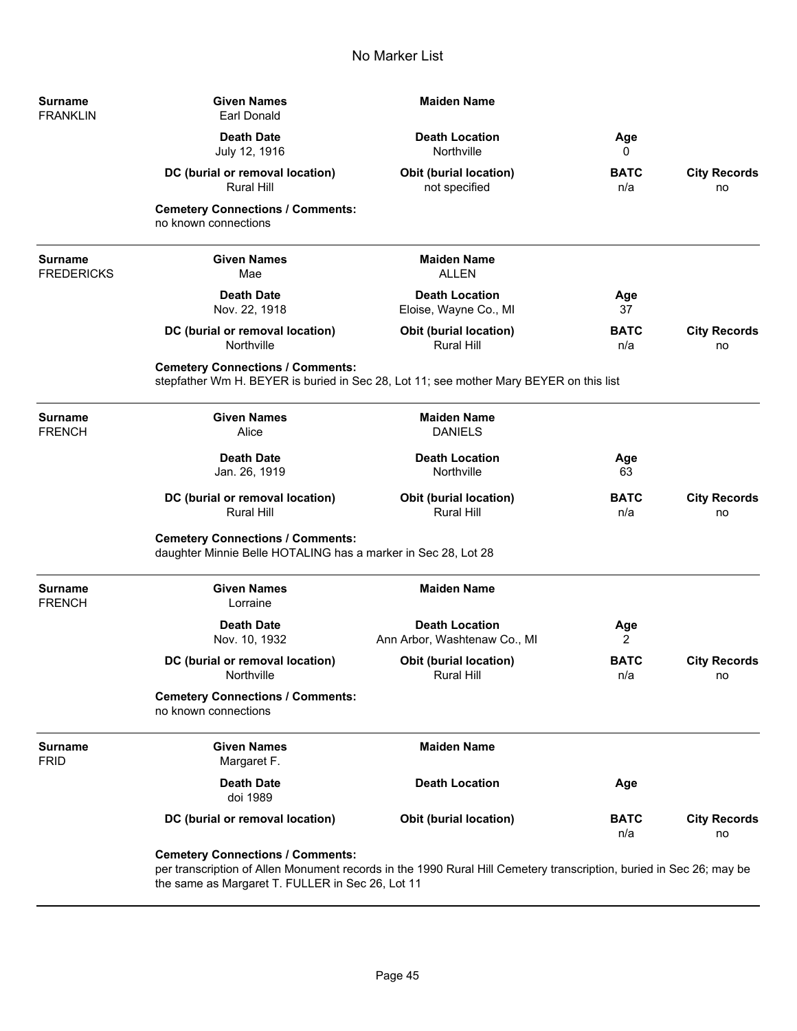# No Marker List

| Surname | Given Names | Maiden Name | | |
|---|---|---|---|---|
| FRANKLIN | Earl Donald | | | |
| | **Death Date** | **Death Location** | **Age** | |
| | July 12, 1916 | Northville | 0 | |
| | **DC (burial or removal location)** | **Obit (burial location)** | **BATC** | **City Records** |
| | Rural Hill | not specified | n/a | no |

**Cemetery Connections / Comments:**
no known connections

---

| Surname | Given Names | Maiden Name | | |
|---|---|---|---|---|
| FREDERICKS | Mae | ALLEN | | |
| | **Death Date** | **Death Location** | **Age** | |
| | Nov. 22, 1918 | Eloise, Wayne Co., MI | 37 | |
| | **DC (burial or removal location)** | **Obit (burial location)** | **BATC** | **City Records** |
| | Northville | Rural Hill | n/a | no |

**Cemetery Connections / Comments:**
stepfather Wm H. BEYER is buried in Sec 28, Lot 11; see mother Mary BEYER on this list

---

| Surname | Given Names | Maiden Name | | |
|---|---|---|---|---|
| FRENCH | Alice | DANIELS | | |
| | **Death Date** | **Death Location** | **Age** | |
| | Jan. 26, 1919 | Northville | 63 | |
| | **DC (burial or removal location)** | **Obit (burial location)** | **BATC** | **City Records** |
| | Rural Hill | Rural Hill | n/a | no |

**Cemetery Connections / Comments:**
daughter Minnie Belle HOTALING has a marker in Sec 28, Lot 28

---

| Surname | Given Names | Maiden Name | | |
|---|---|---|---|---|
| FRENCH | Lorraine | | | |
| | **Death Date** | **Death Location** | **Age** | |
| | Nov. 10, 1932 | Ann Arbor, Washtenaw Co., MI | 2 | |
| | **DC (burial or removal location)** | **Obit (burial location)** | **BATC** | **City Records** |
| | Northville | Rural Hill | n/a | no |

**Cemetery Connections / Comments:**
no known connections

---

| Surname | Given Names | Maiden Name | | |
|---|---|---|---|---|
| FRID | Margaret F. | | | |
| | **Death Date** | **Death Location** | **Age** | |
| | doi 1989 | | | |
| | **DC (burial or removal location)** | **Obit (burial location)** | **BATC** | **City Records** |
| | | | n/a | no |

**Cemetery Connections / Comments:**
per transcription of Allen Monument records in the 1990 Rural Hill Cemetery transcription, buried in Sec 26; may be the same as Margaret T. FULLER in Sec 26, Lot 11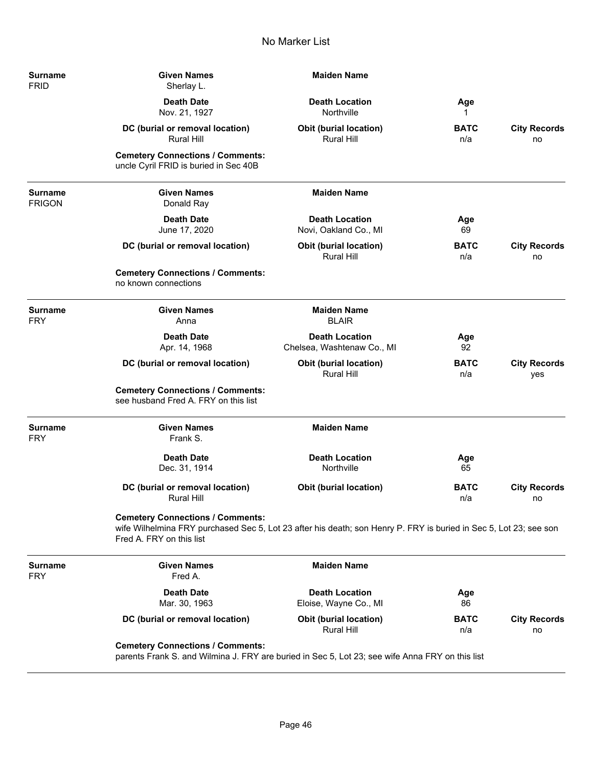# No Marker List

**Surname**
FRID

| Given Names | Maiden Name | | |
|---|---|---|---|
| Sherlay L. | | | |
| **Death Date** | **Death Location** | **Age** | |
| Nov. 21, 1927 | Northville | 1 | |
| **DC (burial or removal location)** | **Obit (burial location)** | **BATC** | **City Records** |
| Rural Hill | Rural Hill | n/a | no |

**Cemetery Connections / Comments:**
uncle Cyril FRID is buried in Sec 40B

---

**Surname**
FRIGON

| Given Names | Maiden Name | | |
|---|---|---|---|
| Donald Ray | | | |
| **Death Date** | **Death Location** | **Age** | |
| June 17, 2020 | Novi, Oakland Co., MI | 69 | |
| **DC (burial or removal location)** | **Obit (burial location)** | **BATC** | **City Records** |
| | Rural Hill | n/a | no |

**Cemetery Connections / Comments:**
no known connections

---

**Surname**
FRY

| Given Names | Maiden Name | | |
|---|---|---|---|
| Anna | BLAIR | | |
| **Death Date** | **Death Location** | **Age** | |
| Apr. 14, 1968 | Chelsea, Washtenaw Co., MI | 92 | |
| **DC (burial or removal location)** | **Obit (burial location)** | **BATC** | **City Records** |
| | Rural Hill | n/a | yes |

**Cemetery Connections / Comments:**
see husband Fred A. FRY on this list

---

**Surname**
FRY

| Given Names | Maiden Name | | |
|---|---|---|---|
| Frank S. | | | |
| **Death Date** | **Death Location** | **Age** | |
| Dec. 31, 1914 | Northville | 65 | |
| **DC (burial or removal location)** | **Obit (burial location)** | **BATC** | **City Records** |
| Rural Hill | | n/a | no |

**Cemetery Connections / Comments:**
wife Wilhelmina FRY purchased Sec 5, Lot 23 after his death; son Henry P. FRY is buried in Sec 5, Lot 23; see son Fred A. FRY on this list

---

**Surname**
FRY

| Given Names | Maiden Name | | |
|---|---|---|---|
| Fred A. | | | |
| **Death Date** | **Death Location** | **Age** | |
| Mar. 30, 1963 | Eloise, Wayne Co., MI | 86 | |
| **DC (burial or removal location)** | **Obit (burial location)** | **BATC** | **City Records** |
| | Rural Hill | n/a | no |

**Cemetery Connections / Comments:**
parents Frank S. and Wilmina J. FRY are buried in Sec 5, Lot 23; see wife Anna FRY on this list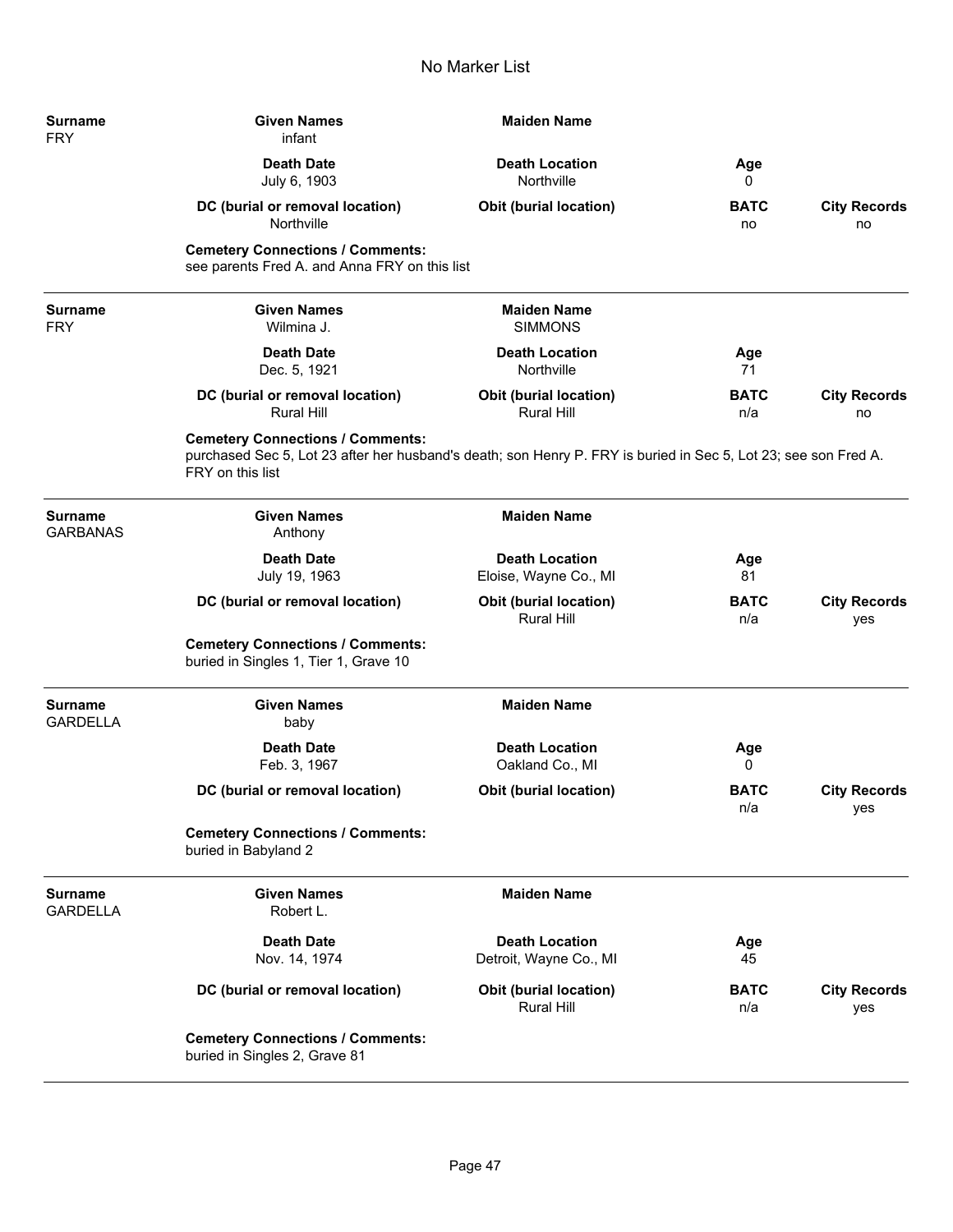# No Marker List

| Surname | Given Names | Maiden Name | | |
|---|---|---|---|---|
| FRY | infant | | | |
| | **Death Date** | **Death Location** | **Age** | |
| | July 6, 1903 | Northville | 0 | |
| | **DC (burial or removal location)** | **Obit (burial location)** | **BATC** | **City Records** |
| | Northville | | no | no |

**Cemetery Connections / Comments:**
see parents Fred A. and Anna FRY on this list

---

| Surname | Given Names | Maiden Name | | |
|---|---|---|---|---|
| FRY | Wilmina J. | SIMMONS | | |
| | **Death Date** | **Death Location** | **Age** | |
| | Dec. 5, 1921 | Northville | 71 | |
| | **DC (burial or removal location)** | **Obit (burial location)** | **BATC** | **City Records** |
| | Rural Hill | Rural Hill | n/a | no |

**Cemetery Connections / Comments:**
purchased Sec 5, Lot 23 after her husband's death; son Henry P. FRY is buried in Sec 5, Lot 23; see son Fred A. FRY on this list

---

| Surname | Given Names | Maiden Name | | |
|---|---|---|---|---|
| GARBANAS | Anthony | | | |
| | **Death Date** | **Death Location** | **Age** | |
| | July 19, 1963 | Eloise, Wayne Co., MI | 81 | |
| | **DC (burial or removal location)** | **Obit (burial location)** | **BATC** | **City Records** |
| | | Rural Hill | n/a | yes |

**Cemetery Connections / Comments:**
buried in Singles 1, Tier 1, Grave 10

---

| Surname | Given Names | Maiden Name | | |
|---|---|---|---|---|
| GARDELLA | baby | | | |
| | **Death Date** | **Death Location** | **Age** | |
| | Feb. 3, 1967 | Oakland Co., MI | 0 | |
| | **DC (burial or removal location)** | **Obit (burial location)** | **BATC** | **City Records** |
| | | | n/a | yes |

**Cemetery Connections / Comments:**
buried in Babyland 2

---

| Surname | Given Names | Maiden Name | | |
|---|---|---|---|---|
| GARDELLA | Robert L. | | | |
| | **Death Date** | **Death Location** | **Age** | |
| | Nov. 14, 1974 | Detroit, Wayne Co., MI | 45 | |
| | **DC (burial or removal location)** | **Obit (burial location)** | **BATC** | **City Records** |
| | | Rural Hill | n/a | yes |

**Cemetery Connections / Comments:**
buried in Singles 2, Grave 81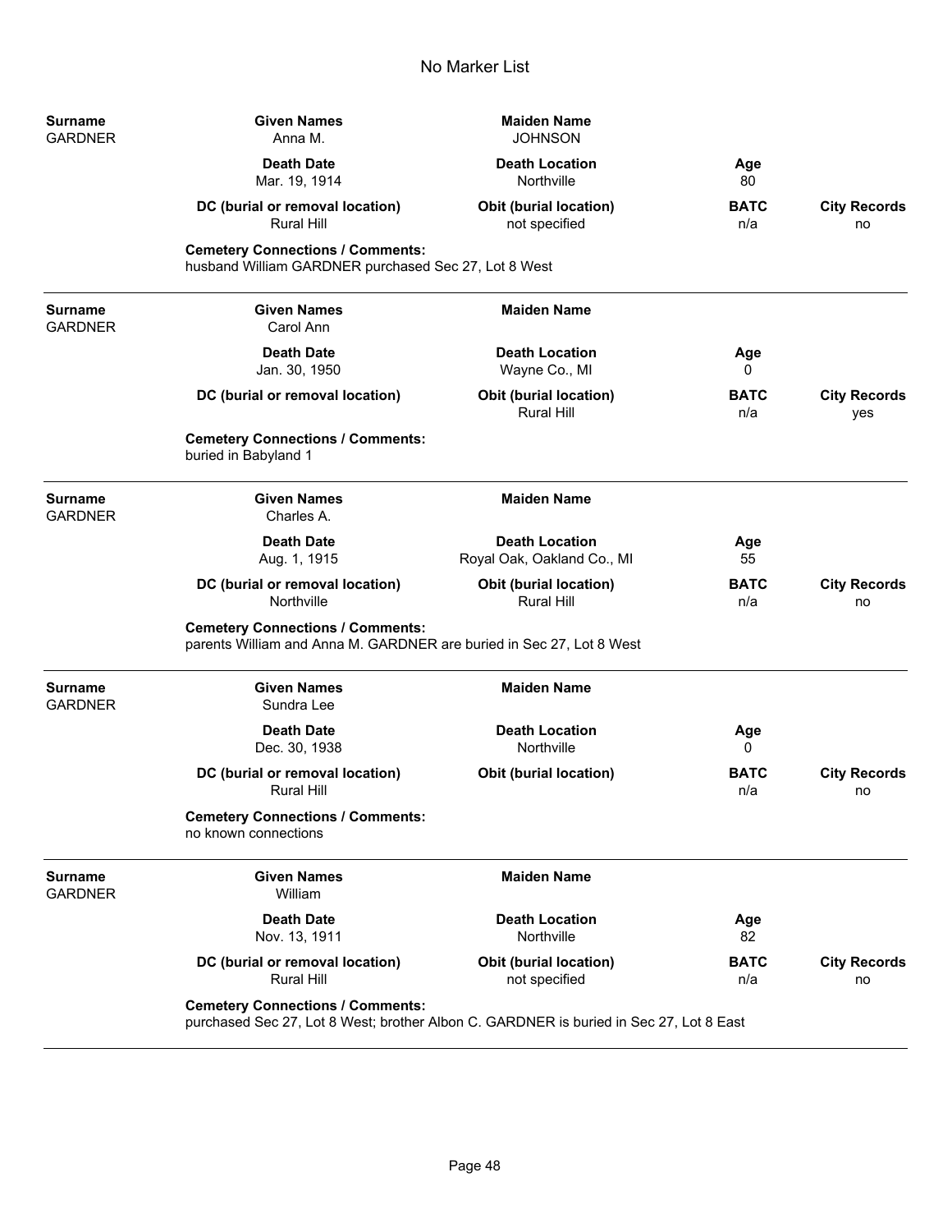# No Marker List

| Surname | Given Names | Maiden Name | | |
|---|---|---|---|---|
| GARDNER | Anna M. | JOHNSON | | |
| | **Death Date** | **Death Location** | **Age** | |
| | Mar. 19, 1914 | Northville | 80 | |
| | **DC (burial or removal location)** | **Obit (burial location)** | **BATC** | **City Records** |
| | Rural Hill | not specified | n/a | no |

**Cemetery Connections / Comments:**
husband William GARDNER purchased Sec 27, Lot 8 West

---

| Surname | Given Names | Maiden Name | | |
|---|---|---|---|---|
| GARDNER | Carol Ann | | | |
| | **Death Date** | **Death Location** | **Age** | |
| | Jan. 30, 1950 | Wayne Co., MI | 0 | |
| | **DC (burial or removal location)** | **Obit (burial location)** | **BATC** | **City Records** |
| | | Rural Hill | n/a | yes |

**Cemetery Connections / Comments:**
buried in Babyland 1

---

| Surname | Given Names | Maiden Name | | |
|---|---|---|---|---|
| GARDNER | Charles A. | | | |
| | **Death Date** | **Death Location** | **Age** | |
| | Aug. 1, 1915 | Royal Oak, Oakland Co., MI | 55 | |
| | **DC (burial or removal location)** | **Obit (burial location)** | **BATC** | **City Records** |
| | Northville | Rural Hill | n/a | no |

**Cemetery Connections / Comments:**
parents William and Anna M. GARDNER are buried in Sec 27, Lot 8 West

---

| Surname | Given Names | Maiden Name | | |
|---|---|---|---|---|
| GARDNER | Sundra Lee | | | |
| | **Death Date** | **Death Location** | **Age** | |
| | Dec. 30, 1938 | Northville | 0 | |
| | **DC (burial or removal location)** | **Obit (burial location)** | **BATC** | **City Records** |
| | Rural Hill | | n/a | no |

**Cemetery Connections / Comments:**
no known connections

---

| Surname | Given Names | Maiden Name | | |
|---|---|---|---|---|
| GARDNER | William | | | |
| | **Death Date** | **Death Location** | **Age** | |
| | Nov. 13, 1911 | Northville | 82 | |
| | **DC (burial or removal location)** | **Obit (burial location)** | **BATC** | **City Records** |
| | Rural Hill | not specified | n/a | no |

**Cemetery Connections / Comments:**
purchased Sec 27, Lot 8 West; brother Albon C. GARDNER is buried in Sec 27, Lot 8 East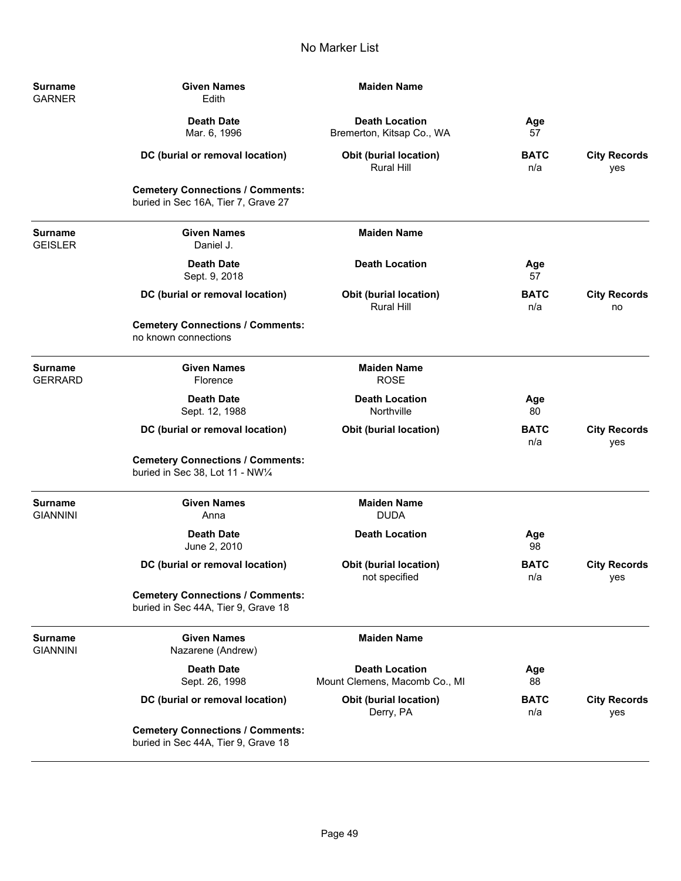# No Marker List

| Surname | Given Names | Maiden Name | | |
|---|---|---|---|---|
| GARNER | Edith | | | |
| | **Death Date** | **Death Location** | **Age** | |
| | Mar. 6, 1996 | Bremerton, Kitsap Co., WA | 57 | |
| | **DC (burial or removal location)** | **Obit (burial location)** | **BATC** | **City Records** |
| | | Rural Hill | n/a | yes |
| | **Cemetery Connections / Comments:** | | | |
| | buried in Sec 16A, Tier 7, Grave 27 | | | |

| Surname | Given Names | Maiden Name | | |
|---|---|---|---|---|
| GEISLER | Daniel J. | | | |
| | **Death Date** | **Death Location** | **Age** | |
| | Sept. 9, 2018 | | 57 | |
| | **DC (burial or removal location)** | **Obit (burial location)** | **BATC** | **City Records** |
| | | Rural Hill | n/a | no |
| | **Cemetery Connections / Comments:** | | | |
| | no known connections | | | |

| Surname | Given Names | Maiden Name | | |
|---|---|---|---|---|
| GERRARD | Florence | ROSE | | |
| | **Death Date** | **Death Location** | **Age** | |
| | Sept. 12, 1988 | Northville | 80 | |
| | **DC (burial or removal location)** | **Obit (burial location)** | **BATC** | **City Records** |
| | | | n/a | yes |
| | **Cemetery Connections / Comments:** | | | |
| | buried in Sec 38, Lot 11 - NW¼ | | | |

| Surname | Given Names | Maiden Name | | |
|---|---|---|---|---|
| GIANNINI | Anna | DUDA | | |
| | **Death Date** | **Death Location** | **Age** | |
| | June 2, 2010 | | 98 | |
| | **DC (burial or removal location)** | **Obit (burial location)** | **BATC** | **City Records** |
| | | not specified | n/a | yes |
| | **Cemetery Connections / Comments:** | | | |
| | buried in Sec 44A, Tier 9, Grave 18 | | | |

| Surname | Given Names | Maiden Name | | |
|---|---|---|---|---|
| GIANNINI | Nazarene (Andrew) | | | |
| | **Death Date** | **Death Location** | **Age** | |
| | Sept. 26, 1998 | Mount Clemens, Macomb Co., MI | 88 | |
| | **DC (burial or removal location)** | **Obit (burial location)** | **BATC** | **City Records** |
| | | Derry, PA | n/a | yes |
| | **Cemetery Connections / Comments:** | | | |
| | buried in Sec 44A, Tier 9, Grave 18 | | | |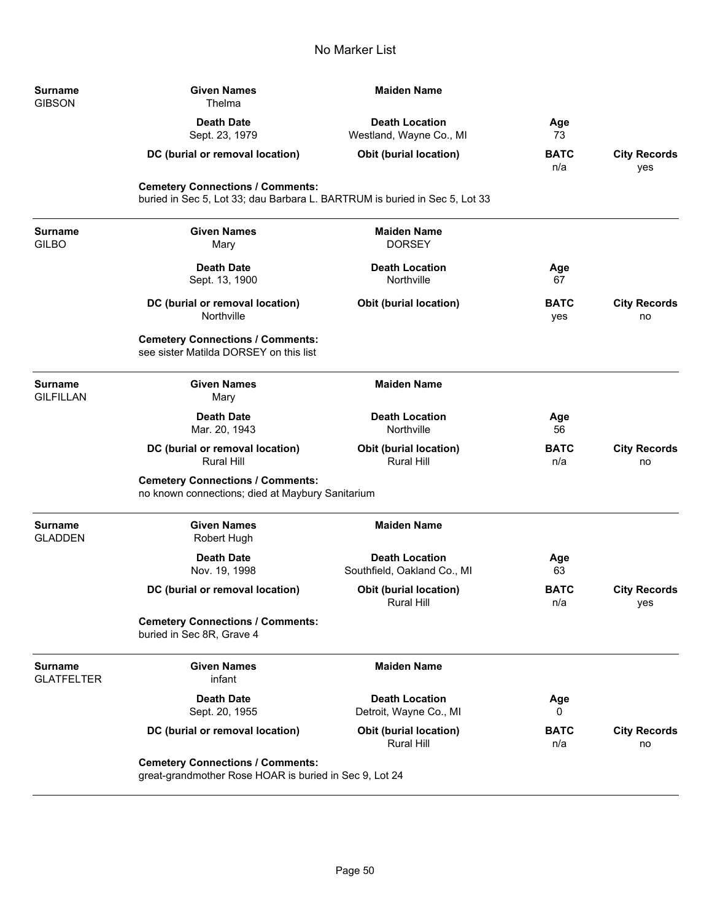# No Marker List

| Surname | Given Names | Maiden Name | | |
|---|---|---|---|---|
| GIBSON | Thelma | | | |
| | **Death Date** | **Death Location** | **Age** | |
| | Sept. 23, 1979 | Westland, Wayne Co., MI | 73 | |
| | **DC (burial or removal location)** | **Obit (burial location)** | **BATC** | **City Records** |
| | | | n/a | yes |

**Cemetery Connections / Comments:**
buried in Sec 5, Lot 33; dau Barbara L. BARTRUM is buried in Sec 5, Lot 33

---

| Surname | Given Names | Maiden Name | | |
|---|---|---|---|---|
| GILBO | Mary | DORSEY | | |
| | **Death Date** | **Death Location** | **Age** | |
| | Sept. 13, 1900 | Northville | 67 | |
| | **DC (burial or removal location)** | **Obit (burial location)** | **BATC** | **City Records** |
| | Northville | | yes | no |

**Cemetery Connections / Comments:**
see sister Matilda DORSEY on this list

---

| Surname | Given Names | Maiden Name | | |
|---|---|---|---|---|
| GILFILLAN | Mary | | | |
| | **Death Date** | **Death Location** | **Age** | |
| | Mar. 20, 1943 | Northville | 56 | |
| | **DC (burial or removal location)** | **Obit (burial location)** | **BATC** | **City Records** |
| | Rural Hill | Rural Hill | n/a | no |

**Cemetery Connections / Comments:**
no known connections; died at Maybury Sanitarium

---

| Surname | Given Names | Maiden Name | | |
|---|---|---|---|---|
| GLADDEN | Robert Hugh | | | |
| | **Death Date** | **Death Location** | **Age** | |
| | Nov. 19, 1998 | Southfield, Oakland Co., MI | 63 | |
| | **DC (burial or removal location)** | **Obit (burial location)** | **BATC** | **City Records** |
| | | Rural Hill | n/a | yes |

**Cemetery Connections / Comments:**
buried in Sec 8R, Grave 4

---

| Surname | Given Names | Maiden Name | | |
|---|---|---|---|---|
| GLATFELTER | infant | | | |
| | **Death Date** | **Death Location** | **Age** | |
| | Sept. 20, 1955 | Detroit, Wayne Co., MI | 0 | |
| | **DC (burial or removal location)** | **Obit (burial location)** | **BATC** | **City Records** |
| | | Rural Hill | n/a | no |

**Cemetery Connections / Comments:**
great-grandmother Rose HOAR is buried in Sec 9, Lot 24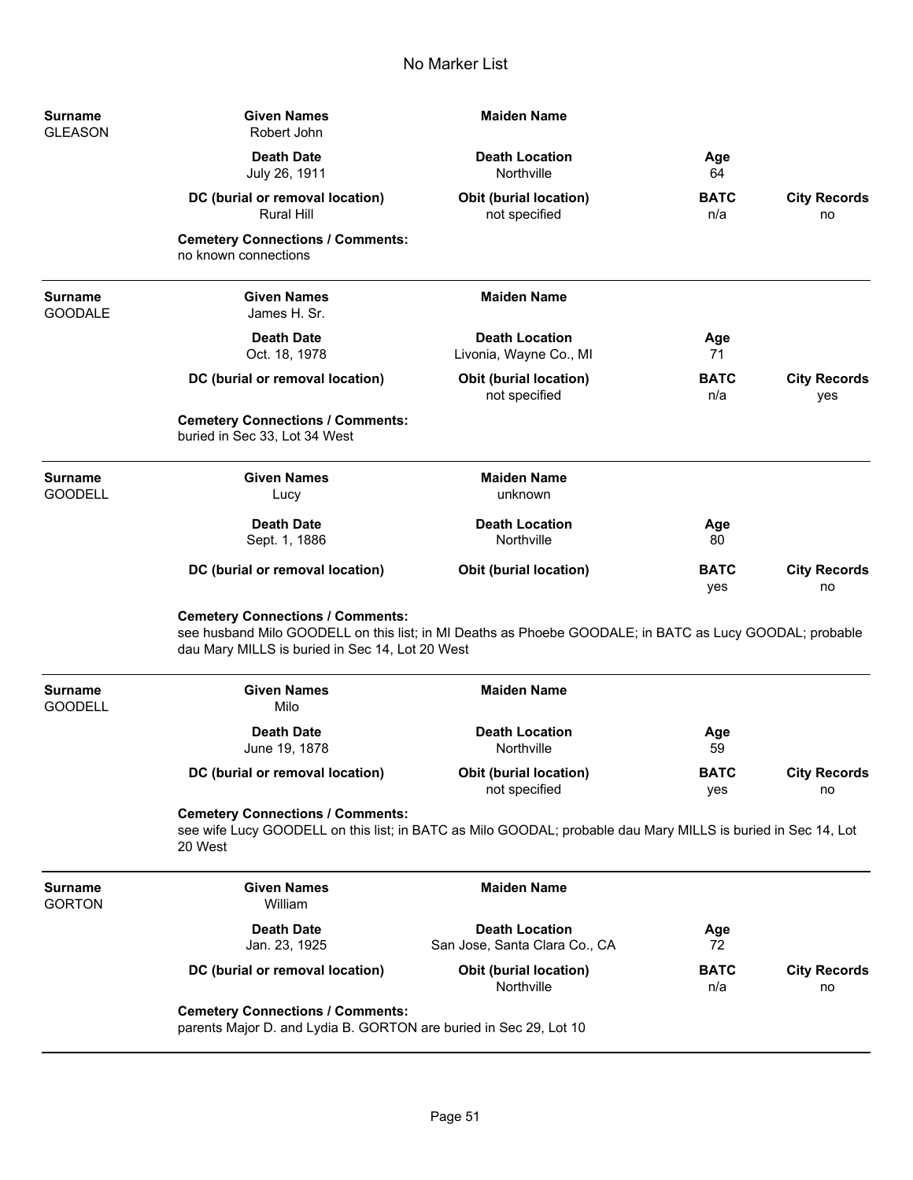# No Marker List

**Surname** GLEASON

| Given Names | Maiden Name | | |
|---|---|---|---|
| Robert John | | | |
| **Death Date** | **Death Location** | **Age** | |
| July 26, 1911 | Northville | 64 | |
| **DC (burial or removal location)** | **Obit (burial location)** | **BATC** | **City Records** |
| Rural Hill | not specified | n/a | no |

**Cemetery Connections / Comments:**
no known connections

---

**Surname** GOODALE

| Given Names | Maiden Name | | |
|---|---|---|---|
| James H. Sr. | | | |
| **Death Date** | **Death Location** | **Age** | |
| Oct. 18, 1978 | Livonia, Wayne Co., MI | 71 | |
| **DC (burial or removal location)** | **Obit (burial location)** | **BATC** | **City Records** |
| | not specified | n/a | yes |

**Cemetery Connections / Comments:**
buried in Sec 33, Lot 34 West

---

**Surname** GOODELL

| Given Names | Maiden Name | | |
|---|---|---|---|
| Lucy | unknown | | |
| **Death Date** | **Death Location** | **Age** | |
| Sept. 1, 1886 | Northville | 80 | |
| **DC (burial or removal location)** | **Obit (burial location)** | **BATC** | **City Records** |
| | | yes | no |

**Cemetery Connections / Comments:**
see husband Milo GOODELL on this list; in MI Deaths as Phoebe GOODALE; in BATC as Lucy GOODAL; probable dau Mary MILLS is buried in Sec 14, Lot 20 West

---

**Surname** GOODELL

| Given Names | Maiden Name | | |
|---|---|---|---|
| Milo | | | |
| **Death Date** | **Death Location** | **Age** | |
| June 19, 1878 | Northville | 59 | |
| **DC (burial or removal location)** | **Obit (burial location)** | **BATC** | **City Records** |
| | not specified | yes | no |

**Cemetery Connections / Comments:**
see wife Lucy GOODELL on this list; in BATC as Milo GOODAL; probable dau Mary MILLS is buried in Sec 14, Lot 20 West

---

**Surname** GORTON

| Given Names | Maiden Name | | |
|---|---|---|---|
| William | | | |
| **Death Date** | **Death Location** | **Age** | |
| Jan. 23, 1925 | San Jose, Santa Clara Co., CA | 72 | |
| **DC (burial or removal location)** | **Obit (burial location)** | **BATC** | **City Records** |
| | Northville | n/a | no |

**Cemetery Connections / Comments:**
parents Major D. and Lydia B. GORTON are buried in Sec 29, Lot 10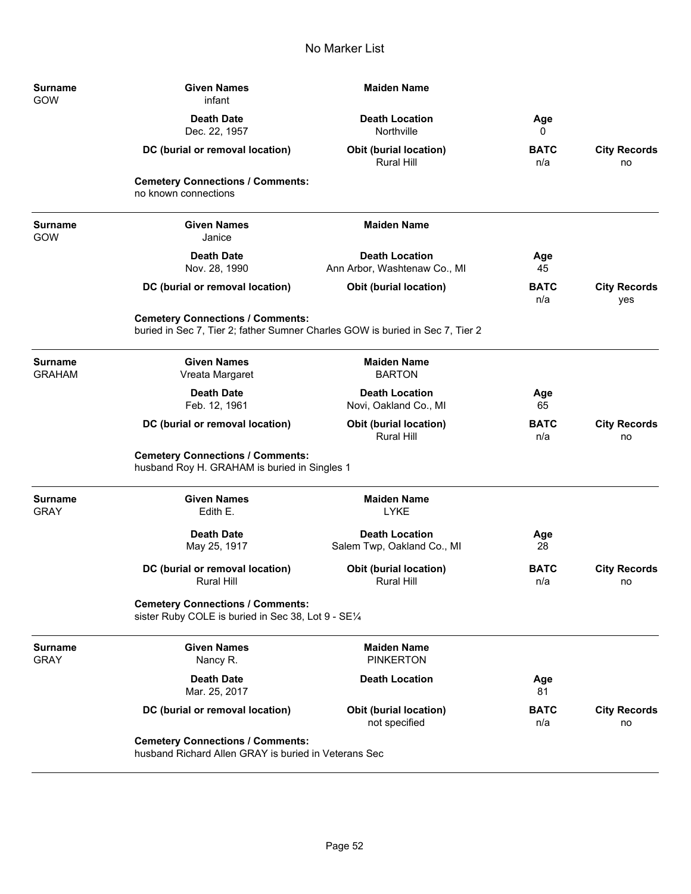# No Marker List

| Surname | Given Names | Maiden Name | | |
|---|---|---|---|---|
| GOW | infant | | | |
| | **Death Date** | **Death Location** | **Age** | |
| | Dec. 22, 1957 | Northville | 0 | |
| | **DC (burial or removal location)** | **Obit (burial location)** | **BATC** | **City Records** |
| | | Rural Hill | n/a | no |

**Cemetery Connections / Comments:**
no known connections

---

| Surname | Given Names | Maiden Name | | |
|---|---|---|---|---|
| GOW | Janice | | | |
| | **Death Date** | **Death Location** | **Age** | |
| | Nov. 28, 1990 | Ann Arbor, Washtenaw Co., MI | 45 | |
| | **DC (burial or removal location)** | **Obit (burial location)** | **BATC** | **City Records** |
| | | | n/a | yes |

**Cemetery Connections / Comments:**
buried in Sec 7, Tier 2; father Sumner Charles GOW is buried in Sec 7, Tier 2

---

| Surname | Given Names | Maiden Name | | |
|---|---|---|---|---|
| GRAHAM | Vreata Margaret | BARTON | | |
| | **Death Date** | **Death Location** | **Age** | |
| | Feb. 12, 1961 | Novi, Oakland Co., MI | 65 | |
| | **DC (burial or removal location)** | **Obit (burial location)** | **BATC** | **City Records** |
| | | Rural Hill | n/a | no |

**Cemetery Connections / Comments:**
husband Roy H. GRAHAM is buried in Singles 1

---

| Surname | Given Names | Maiden Name | | |
|---|---|---|---|---|
| GRAY | Edith E. | LYKE | | |
| | **Death Date** | **Death Location** | **Age** | |
| | May 25, 1917 | Salem Twp, Oakland Co., MI | 28 | |
| | **DC (burial or removal location)** | **Obit (burial location)** | **BATC** | **City Records** |
| | Rural Hill | Rural Hill | n/a | no |

**Cemetery Connections / Comments:**
sister Ruby COLE is buried in Sec 38, Lot 9 - SE¼

---

| Surname | Given Names | Maiden Name | | |
|---|---|---|---|---|
| GRAY | Nancy R. | PINKERTON | | |
| | **Death Date** | **Death Location** | **Age** | |
| | Mar. 25, 2017 | | 81 | |
| | **DC (burial or removal location)** | **Obit (burial location)** | **BATC** | **City Records** |
| | | not specified | n/a | no |

**Cemetery Connections / Comments:**
husband Richard Allen GRAY is buried in Veterans Sec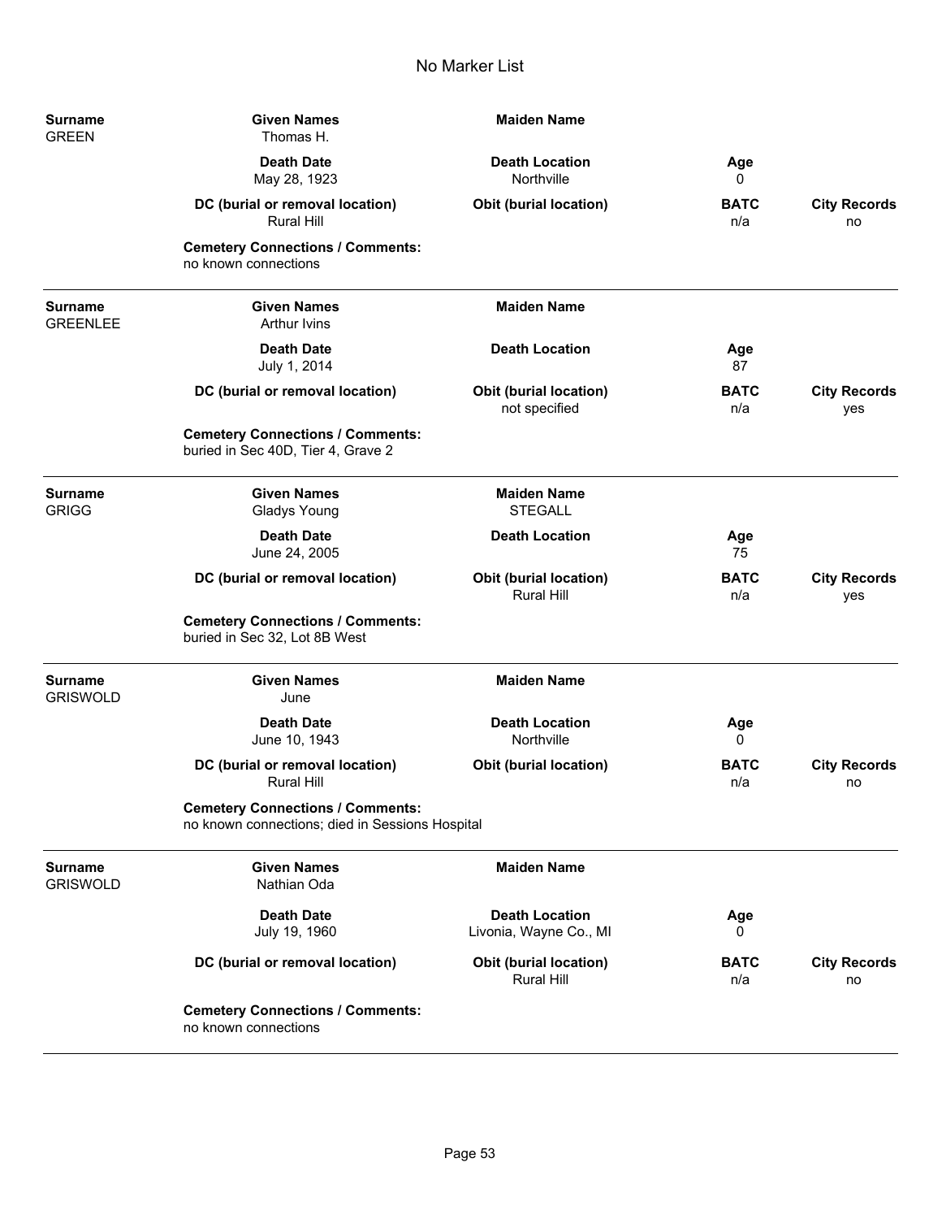# No Marker List

| Surname | Given Names | Maiden Name | | |
|---|---|---|---|---|
| GREEN | Thomas H. | | | |
| | **Death Date** | **Death Location** | **Age** | |
| | May 28, 1923 | Northville | 0 | |
| | **DC (burial or removal location)** | **Obit (burial location)** | **BATC** | **City Records** |
| | Rural Hill | | n/a | no |

**Cemetery Connections / Comments:**
no known connections

---

| Surname | Given Names | Maiden Name | | |
|---|---|---|---|---|
| GREENLEE | Arthur Ivins | | | |
| | **Death Date** | **Death Location** | **Age** | |
| | July 1, 2014 | | 87 | |
| | **DC (burial or removal location)** | **Obit (burial location)** | **BATC** | **City Records** |
| | | not specified | n/a | yes |

**Cemetery Connections / Comments:**
buried in Sec 40D, Tier 4, Grave 2

---

| Surname | Given Names | Maiden Name | | |
|---|---|---|---|---|
| GRIGG | Gladys Young | STEGALL | | |
| | **Death Date** | **Death Location** | **Age** | |
| | June 24, 2005 | | 75 | |
| | **DC (burial or removal location)** | **Obit (burial location)** | **BATC** | **City Records** |
| | | Rural Hill | n/a | yes |

**Cemetery Connections / Comments:**
buried in Sec 32, Lot 8B West

---

| Surname | Given Names | Maiden Name | | |
|---|---|---|---|---|
| GRISWOLD | June | | | |
| | **Death Date** | **Death Location** | **Age** | |
| | June 10, 1943 | Northville | 0 | |
| | **DC (burial or removal location)** | **Obit (burial location)** | **BATC** | **City Records** |
| | Rural Hill | | n/a | no |

**Cemetery Connections / Comments:**
no known connections; died in Sessions Hospital

---

| Surname | Given Names | Maiden Name | | |
|---|---|---|---|---|
| GRISWOLD | Nathian Oda | | | |
| | **Death Date** | **Death Location** | **Age** | |
| | July 19, 1960 | Livonia, Wayne Co., MI | 0 | |
| | **DC (burial or removal location)** | **Obit (burial location)** | **BATC** | **City Records** |
| | | Rural Hill | n/a | no |

**Cemetery Connections / Comments:**
no known connections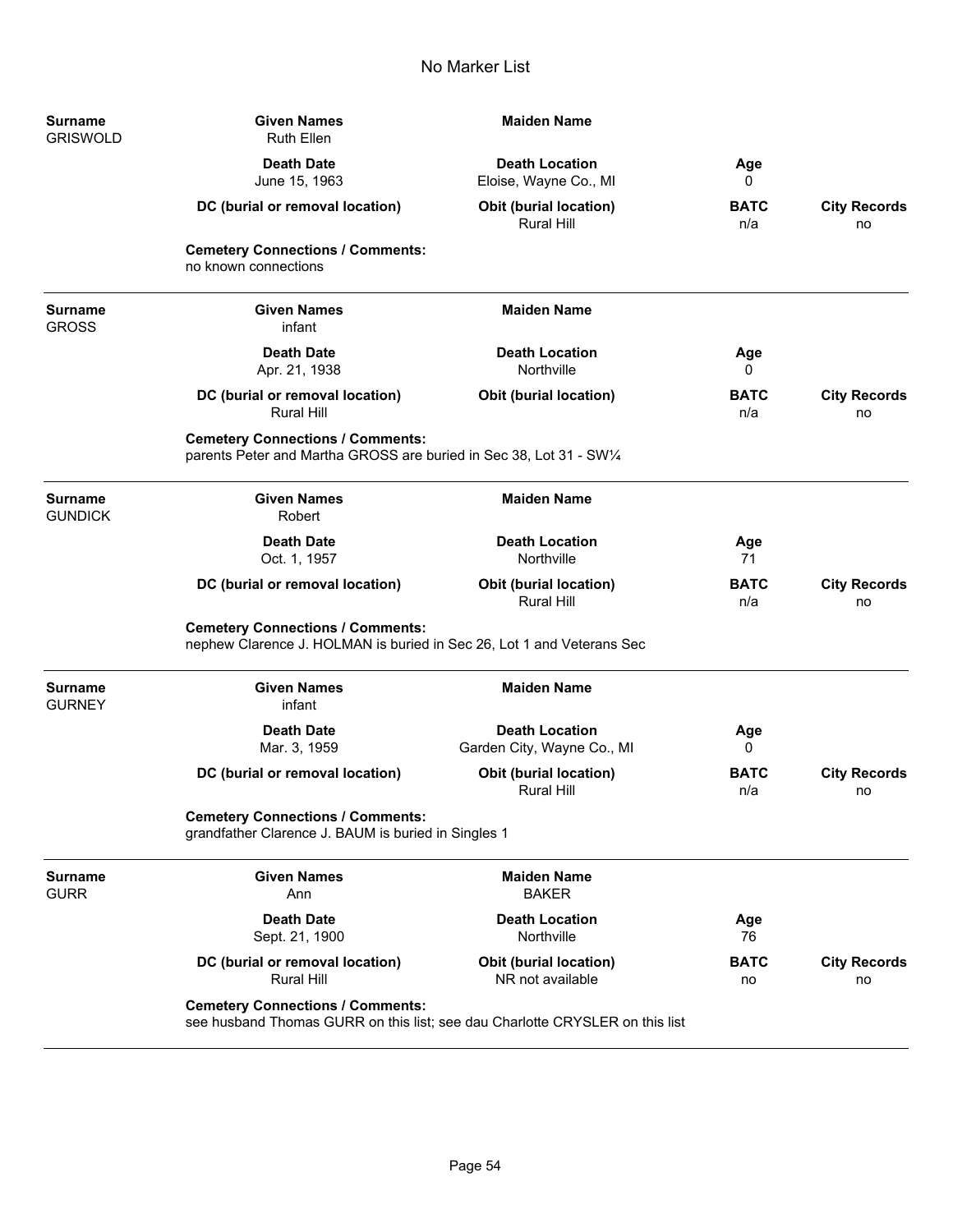# No Marker List

| Surname | Given Names | Maiden Name | | |
|---|---|---|---|---|
| GRISWOLD | Ruth Ellen | | | |
| | **Death Date** | **Death Location** | **Age** | |
| | June 15, 1963 | Eloise, Wayne Co., MI | 0 | |
| | **DC (burial or removal location)** | **Obit (burial location)** | **BATC** | **City Records** |
| | | Rural Hill | n/a | no |

**Cemetery Connections / Comments:**
no known connections

---

| Surname | Given Names | Maiden Name | | |
|---|---|---|---|---|
| GROSS | infant | | | |
| | **Death Date** | **Death Location** | **Age** | |
| | Apr. 21, 1938 | Northville | 0 | |
| | **DC (burial or removal location)** | **Obit (burial location)** | **BATC** | **City Records** |
| | Rural Hill | | n/a | no |

**Cemetery Connections / Comments:**
parents Peter and Martha GROSS are buried in Sec 38, Lot 31 - SW¼

---

| Surname | Given Names | Maiden Name | | |
|---|---|---|---|---|
| GUNDICK | Robert | | | |
| | **Death Date** | **Death Location** | **Age** | |
| | Oct. 1, 1957 | Northville | 71 | |
| | **DC (burial or removal location)** | **Obit (burial location)** | **BATC** | **City Records** |
| | | Rural Hill | n/a | no |

**Cemetery Connections / Comments:**
nephew Clarence J. HOLMAN is buried in Sec 26, Lot 1 and Veterans Sec

---

| Surname | Given Names | Maiden Name | | |
|---|---|---|---|---|
| GURNEY | infant | | | |
| | **Death Date** | **Death Location** | **Age** | |
| | Mar. 3, 1959 | Garden City, Wayne Co., MI | 0 | |
| | **DC (burial or removal location)** | **Obit (burial location)** | **BATC** | **City Records** |
| | | Rural Hill | n/a | no |

**Cemetery Connections / Comments:**
grandfather Clarence J. BAUM is buried in Singles 1

---

| Surname | Given Names | Maiden Name | | |
|---|---|---|---|---|
| GURR | Ann | BAKER | | |
| | **Death Date** | **Death Location** | **Age** | |
| | Sept. 21, 1900 | Northville | 76 | |
| | **DC (burial or removal location)** | **Obit (burial location)** | **BATC** | **City Records** |
| | Rural Hill | NR not available | no | no |

**Cemetery Connections / Comments:**
see husband Thomas GURR on this list; see dau Charlotte CRYSLER on this list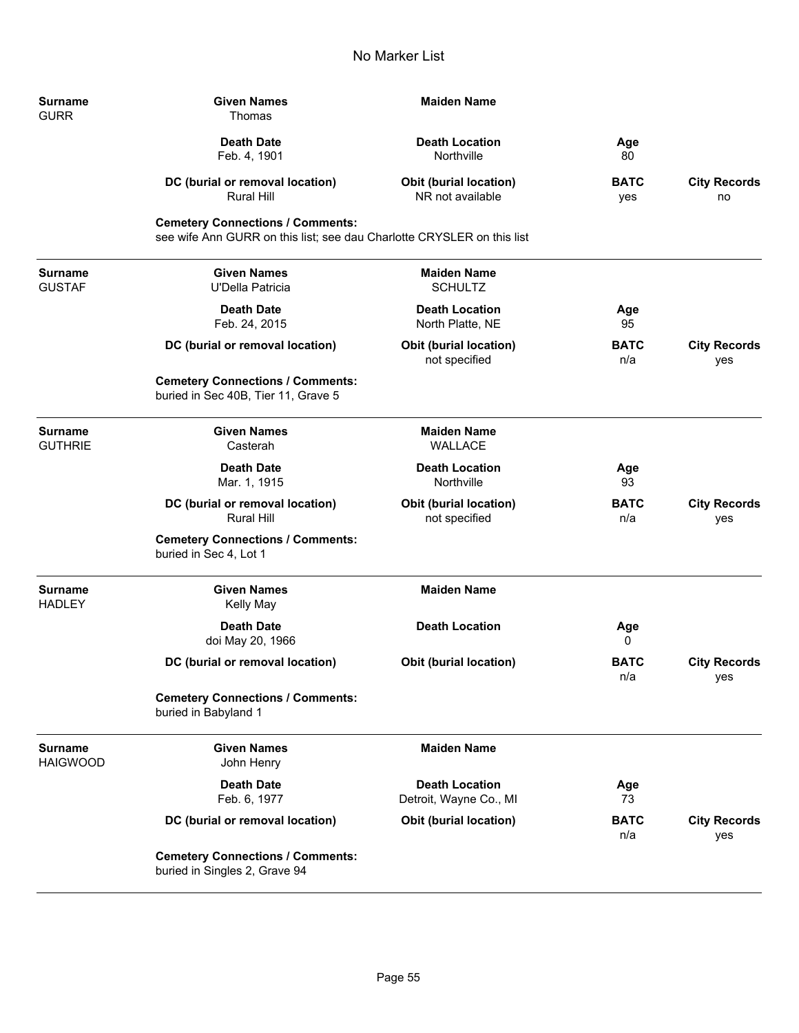# No Marker List

| Surname | Given Names | Maiden Name | | |
|---|---|---|---|---|
| GURR | Thomas | | | |
| | **Death Date** | **Death Location** | **Age** | |
| | Feb. 4, 1901 | Northville | 80 | |
| | **DC (burial or removal location)** | **Obit (burial location)** | **BATC** | **City Records** |
| | Rural Hill | NR not available | yes | no |

**Cemetery Connections / Comments:**
see wife Ann GURR on this list; see dau Charlotte CRYSLER on this list

---

| Surname | Given Names | Maiden Name | | |
|---|---|---|---|---|
| GUSTAF | U'Della Patricia | SCHULTZ | | |
| | **Death Date** | **Death Location** | **Age** | |
| | Feb. 24, 2015 | North Platte, NE | 95 | |
| | **DC (burial or removal location)** | **Obit (burial location)** | **BATC** | **City Records** |
| | | not specified | n/a | yes |

**Cemetery Connections / Comments:**
buried in Sec 40B, Tier 11, Grave 5

---

| Surname | Given Names | Maiden Name | | |
|---|---|---|---|---|
| GUTHRIE | Casterah | WALLACE | | |
| | **Death Date** | **Death Location** | **Age** | |
| | Mar. 1, 1915 | Northville | 93 | |
| | **DC (burial or removal location)** | **Obit (burial location)** | **BATC** | **City Records** |
| | Rural Hill | not specified | n/a | yes |

**Cemetery Connections / Comments:**
buried in Sec 4, Lot 1

---

| Surname | Given Names | Maiden Name | | |
|---|---|---|---|---|
| HADLEY | Kelly May | | | |
| | **Death Date** | **Death Location** | **Age** | |
| | doi May 20, 1966 | | 0 | |
| | **DC (burial or removal location)** | **Obit (burial location)** | **BATC** | **City Records** |
| | | | n/a | yes |

**Cemetery Connections / Comments:**
buried in Babyland 1

---

| Surname | Given Names | Maiden Name | | |
|---|---|---|---|---|
| HAIGWOOD | John Henry | | | |
| | **Death Date** | **Death Location** | **Age** | |
| | Feb. 6, 1977 | Detroit, Wayne Co., MI | 73 | |
| | **DC (burial or removal location)** | **Obit (burial location)** | **BATC** | **City Records** |
| | | | n/a | yes |

**Cemetery Connections / Comments:**
buried in Singles 2, Grave 94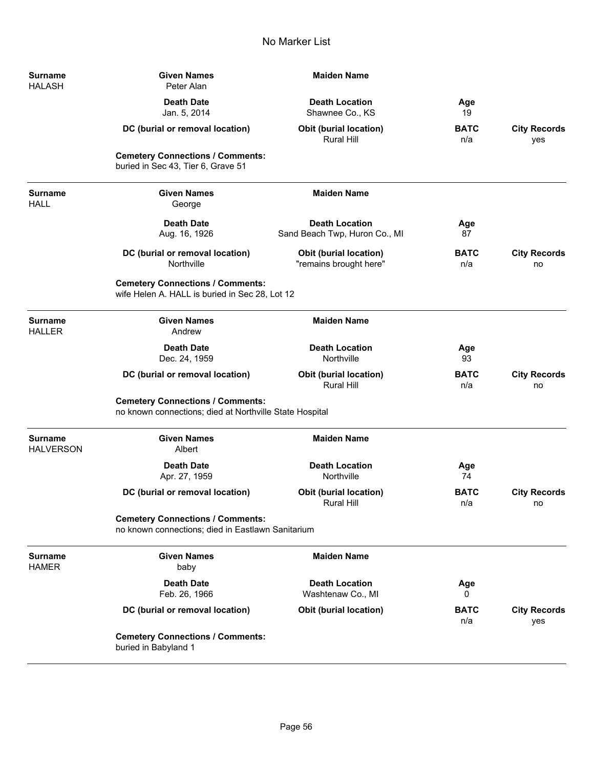# No Marker List

**Surname** HALASH | **Given Names** Peter Alan | **Maiden Name**

| Death Date | Death Location | Age | |
|---|---|---|---|
| Jan. 5, 2014 | Shawnee Co., KS | 19 | |
| **DC (burial or removal location)** | **Obit (burial location)** | **BATC** | **City Records** |
| | Rural Hill | n/a | yes |

**Cemetery Connections / Comments:**
buried in Sec 43, Tier 6, Grave 51

---

**Surname** HALL | **Given Names** George | **Maiden Name**

| Death Date | Death Location | Age | |
|---|---|---|---|
| Aug. 16, 1926 | Sand Beach Twp, Huron Co., MI | 87 | |
| **DC (burial or removal location)** | **Obit (burial location)** | **BATC** | **City Records** |
| Northville | "remains brought here" | n/a | no |

**Cemetery Connections / Comments:**
wife Helen A. HALL is buried in Sec 28, Lot 12

---

**Surname** HALLER | **Given Names** Andrew | **Maiden Name**

| Death Date | Death Location | Age | |
|---|---|---|---|
| Dec. 24, 1959 | Northville | 93 | |
| **DC (burial or removal location)** | **Obit (burial location)** | **BATC** | **City Records** |
| | Rural Hill | n/a | no |

**Cemetery Connections / Comments:**
no known connections; died at Northville State Hospital

---

**Surname** HALVERSON | **Given Names** Albert | **Maiden Name**

| Death Date | Death Location | Age | |
|---|---|---|---|
| Apr. 27, 1959 | Northville | 74 | |
| **DC (burial or removal location)** | **Obit (burial location)** | **BATC** | **City Records** |
| | Rural Hill | n/a | no |

**Cemetery Connections / Comments:**
no known connections; died in Eastlawn Sanitarium

---

**Surname** HAMER | **Given Names** baby | **Maiden Name**

| Death Date | Death Location | Age | |
|---|---|---|---|
| Feb. 26, 1966 | Washtenaw Co., MI | 0 | |
| **DC (burial or removal location)** | **Obit (burial location)** | **BATC** | **City Records** |
| | | n/a | yes |

**Cemetery Connections / Comments:**
buried in Babyland 1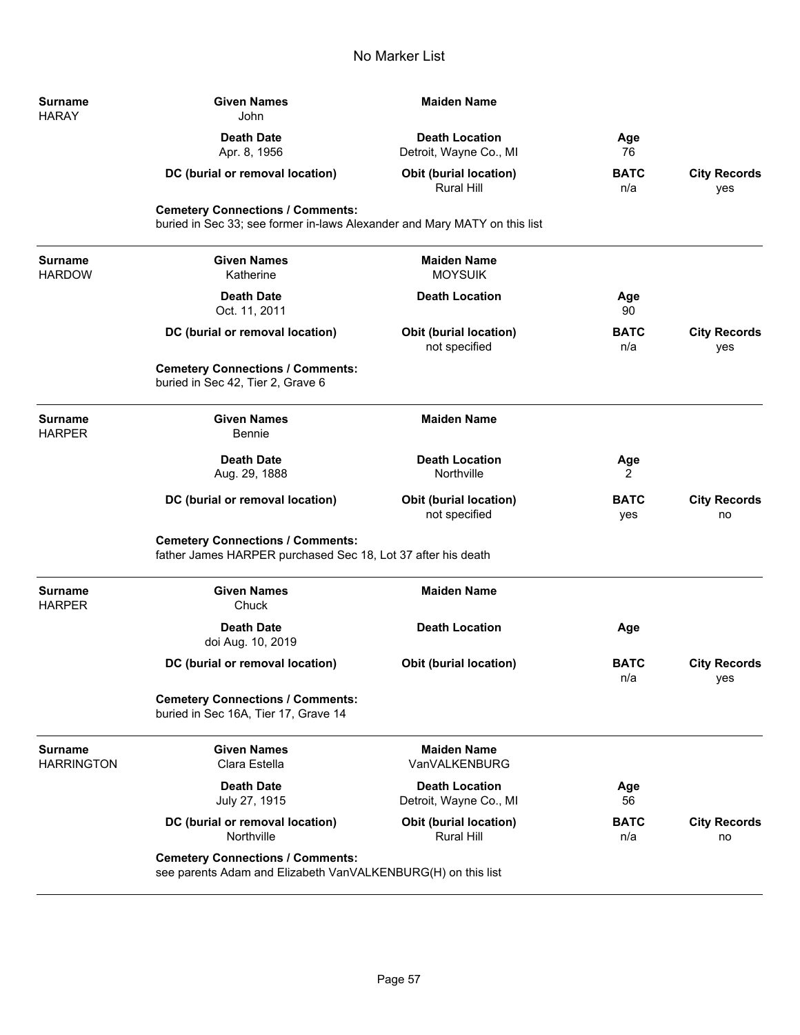# No Marker List

| Surname | Given Names | Maiden Name | | |
|---|---|---|---|---|
| HARAY | John | | | |
| | **Death Date** | **Death Location** | **Age** | |
| | Apr. 8, 1956 | Detroit, Wayne Co., MI | 76 | |
| | **DC (burial or removal location)** | **Obit (burial location)** | **BATC** | **City Records** |
| | | Rural Hill | n/a | yes |

**Cemetery Connections / Comments:**
buried in Sec 33; see former in-laws Alexander and Mary MATY on this list

---

| Surname | Given Names | Maiden Name | | |
|---|---|---|---|---|
| HARDOW | Katherine | MOYSUIK | | |
| | **Death Date** | **Death Location** | **Age** | |
| | Oct. 11, 2011 | | 90 | |
| | **DC (burial or removal location)** | **Obit (burial location)** | **BATC** | **City Records** |
| | | not specified | n/a | yes |

**Cemetery Connections / Comments:**
buried in Sec 42, Tier 2, Grave 6

---

| Surname | Given Names | Maiden Name | | |
|---|---|---|---|---|
| HARPER | Bennie | | | |
| | **Death Date** | **Death Location** | **Age** | |
| | Aug. 29, 1888 | Northville | 2 | |
| | **DC (burial or removal location)** | **Obit (burial location)** | **BATC** | **City Records** |
| | | not specified | yes | no |

**Cemetery Connections / Comments:**
father James HARPER purchased Sec 18, Lot 37 after his death

---

| Surname | Given Names | Maiden Name | | |
|---|---|---|---|---|
| HARPER | Chuck | | | |
| | **Death Date** | **Death Location** | **Age** | |
| | doi Aug. 10, 2019 | | | |
| | **DC (burial or removal location)** | **Obit (burial location)** | **BATC** | **City Records** |
| | | | n/a | yes |

**Cemetery Connections / Comments:**
buried in Sec 16A, Tier 17, Grave 14

---

| Surname | Given Names | Maiden Name | | |
|---|---|---|---|---|
| HARRINGTON | Clara Estella | VanVALKENBURG | | |
| | **Death Date** | **Death Location** | **Age** | |
| | July 27, 1915 | Detroit, Wayne Co., MI | 56 | |
| | **DC (burial or removal location)** | **Obit (burial location)** | **BATC** | **City Records** |
| | Northville | Rural Hill | n/a | no |

**Cemetery Connections / Comments:**
see parents Adam and Elizabeth VanVALKENBURG(H) on this list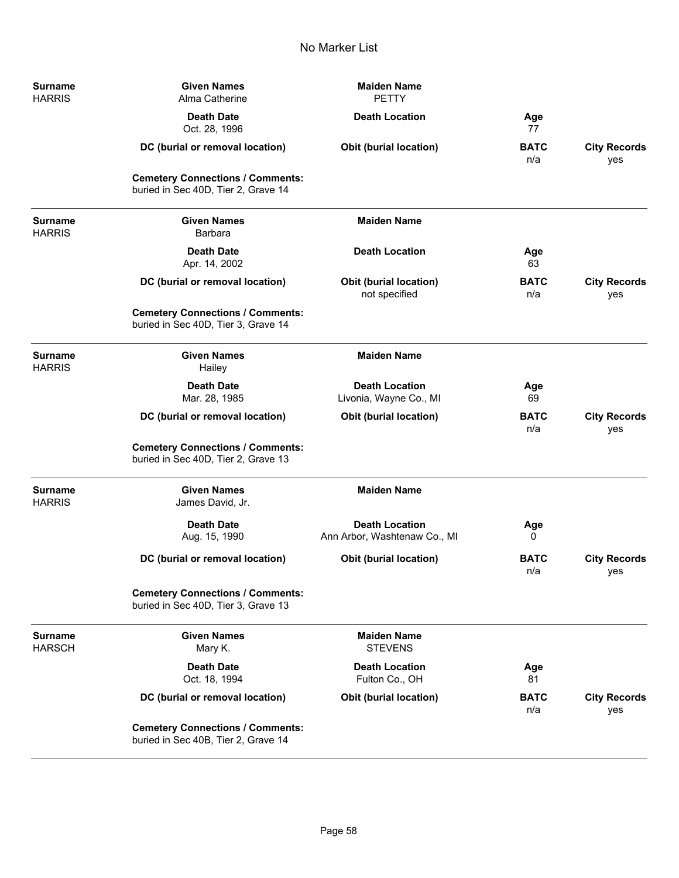# No Marker List

| Surname | Given Names | Maiden Name | | |
|---|---|---|---|---|
| HARRIS | Alma Catherine | PETTY | | |
| | **Death Date** | **Death Location** | **Age** | |
| | Oct. 28, 1996 | | 77 | |
| | **DC (burial or removal location)** | **Obit (burial location)** | **BATC** | **City Records** |
| | | | n/a | yes |

**Cemetery Connections / Comments:**
buried in Sec 40D, Tier 2, Grave 14

---

| Surname | Given Names | Maiden Name | | |
|---|---|---|---|---|
| HARRIS | Barbara | | | |
| | **Death Date** | **Death Location** | **Age** | |
| | Apr. 14, 2002 | | 63 | |
| | **DC (burial or removal location)** | **Obit (burial location)** | **BATC** | **City Records** |
| | | not specified | n/a | yes |

**Cemetery Connections / Comments:**
buried in Sec 40D, Tier 3, Grave 14

---

| Surname | Given Names | Maiden Name | | |
|---|---|---|---|---|
| HARRIS | Hailey | | | |
| | **Death Date** | **Death Location** | **Age** | |
| | Mar. 28, 1985 | Livonia, Wayne Co., MI | 69 | |
| | **DC (burial or removal location)** | **Obit (burial location)** | **BATC** | **City Records** |
| | | | n/a | yes |

**Cemetery Connections / Comments:**
buried in Sec 40D, Tier 2, Grave 13

---

| Surname | Given Names | Maiden Name | | |
|---|---|---|---|---|
| HARRIS | James David, Jr. | | | |
| | **Death Date** | **Death Location** | **Age** | |
| | Aug. 15, 1990 | Ann Arbor, Washtenaw Co., MI | 0 | |
| | **DC (burial or removal location)** | **Obit (burial location)** | **BATC** | **City Records** |
| | | | n/a | yes |

**Cemetery Connections / Comments:**
buried in Sec 40D, Tier 3, Grave 13

---

| Surname | Given Names | Maiden Name | | |
|---|---|---|---|---|
| HARSCH | Mary K. | STEVENS | | |
| | **Death Date** | **Death Location** | **Age** | |
| | Oct. 18, 1994 | Fulton Co., OH | 81 | |
| | **DC (burial or removal location)** | **Obit (burial location)** | **BATC** | **City Records** |
| | | | n/a | yes |

**Cemetery Connections / Comments:**
buried in Sec 40B, Tier 2, Grave 14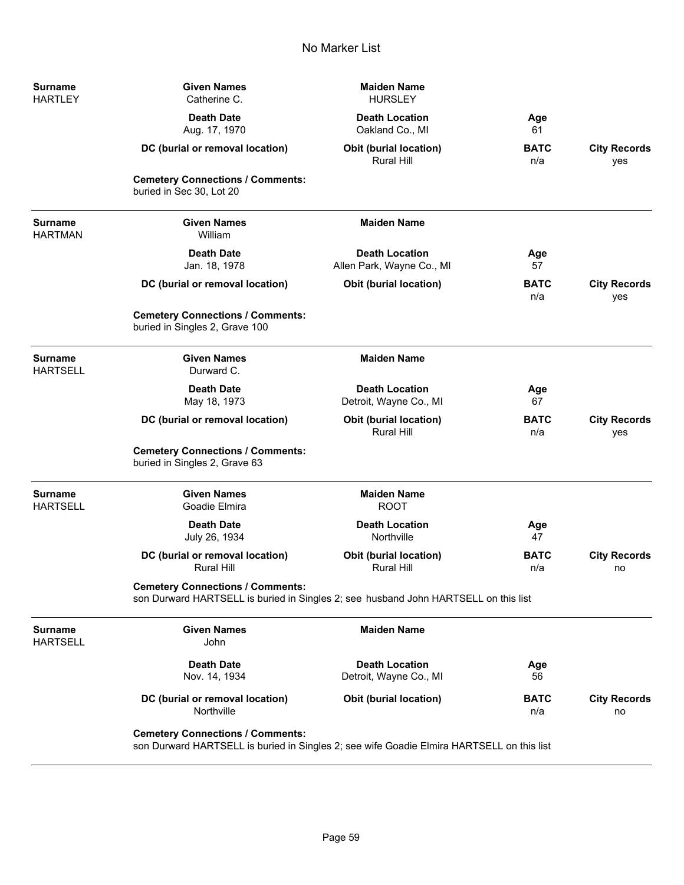# No Marker List

| Surname | Given Names | Maiden Name | | |
|---|---|---|---|---|
| HARTLEY | Catherine C. | HURSLEY | | |
| | **Death Date** | **Death Location** | **Age** | |
| | Aug. 17, 1970 | Oakland Co., MI | 61 | |
| | **DC (burial or removal location)** | **Obit (burial location)** | **BATC** | **City Records** |
| | | Rural Hill | n/a | yes |

**Cemetery Connections / Comments:**
buried in Sec 30, Lot 20

---

| Surname | Given Names | Maiden Name | | |
|---|---|---|---|---|
| HARTMAN | William | | | |
| | **Death Date** | **Death Location** | **Age** | |
| | Jan. 18, 1978 | Allen Park, Wayne Co., MI | 57 | |
| | **DC (burial or removal location)** | **Obit (burial location)** | **BATC** | **City Records** |
| | | | n/a | yes |

**Cemetery Connections / Comments:**
buried in Singles 2, Grave 100

---

| Surname | Given Names | Maiden Name | | |
|---|---|---|---|---|
| HARTSELL | Durward C. | | | |
| | **Death Date** | **Death Location** | **Age** | |
| | May 18, 1973 | Detroit, Wayne Co., MI | 67 | |
| | **DC (burial or removal location)** | **Obit (burial location)** | **BATC** | **City Records** |
| | | Rural Hill | n/a | yes |

**Cemetery Connections / Comments:**
buried in Singles 2, Grave 63

---

| Surname | Given Names | Maiden Name | | |
|---|---|---|---|---|
| HARTSELL | Goadie Elmira | ROOT | | |
| | **Death Date** | **Death Location** | **Age** | |
| | July 26, 1934 | Northville | 47 | |
| | **DC (burial or removal location)** | **Obit (burial location)** | **BATC** | **City Records** |
| | Rural Hill | Rural Hill | n/a | no |

**Cemetery Connections / Comments:**
son Durward HARTSELL is buried in Singles 2; see husband John HARTSELL on this list

---

| Surname | Given Names | Maiden Name | | |
|---|---|---|---|---|
| HARTSELL | John | | | |
| | **Death Date** | **Death Location** | **Age** | |
| | Nov. 14, 1934 | Detroit, Wayne Co., MI | 56 | |
| | **DC (burial or removal location)** | **Obit (burial location)** | **BATC** | **City Records** |
| | Northville | | n/a | no |

**Cemetery Connections / Comments:**
son Durward HARTSELL is buried in Singles 2; see wife Goadie Elmira HARTSELL on this list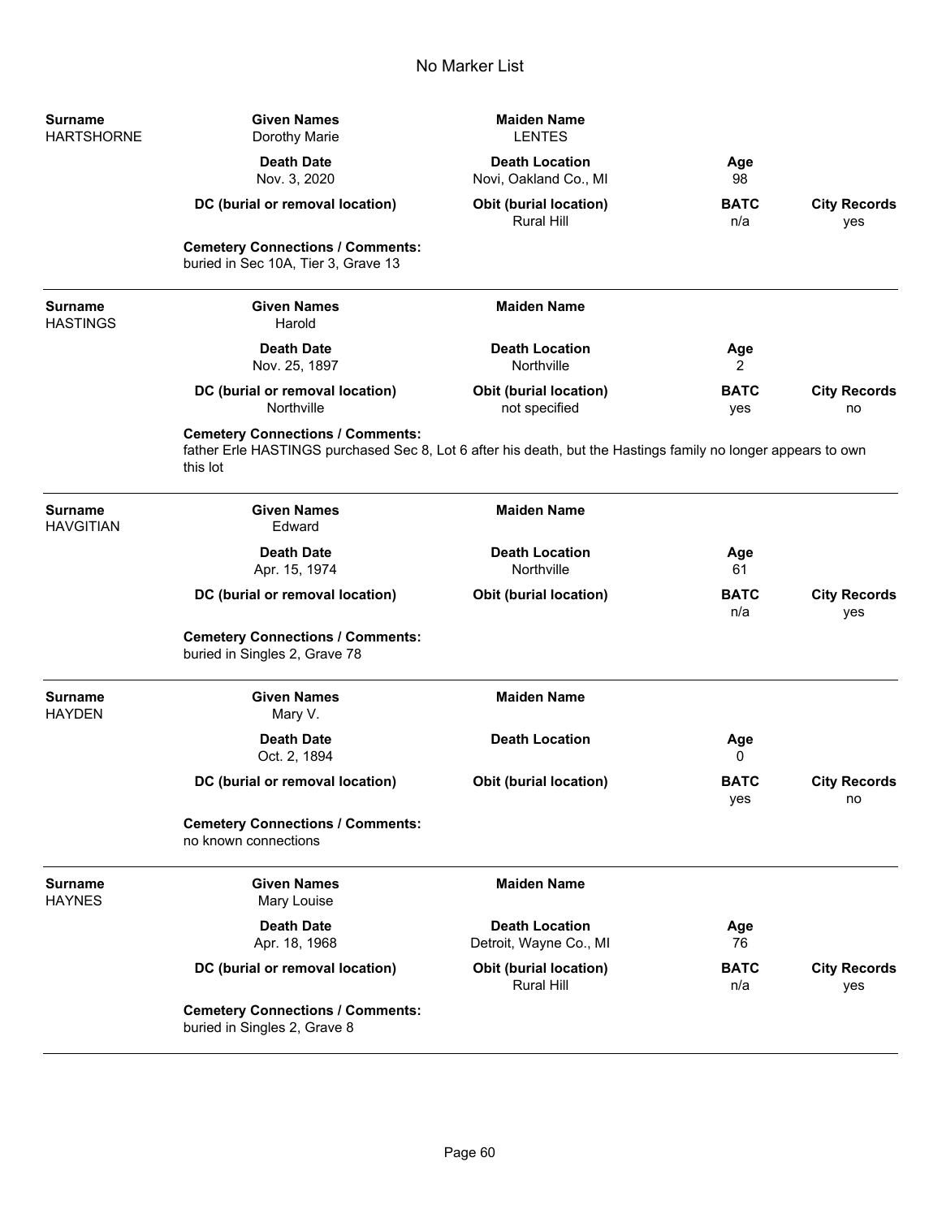# No Marker List

| Surname | Given Names | Maiden Name | | |
|---|---|---|---|---|
| HARTSHORNE | Dorothy Marie | LENTES | | |
| | **Death Date** | **Death Location** | **Age** | |
| | Nov. 3, 2020 | Novi, Oakland Co., MI | 98 | |
| | **DC (burial or removal location)** | **Obit (burial location)** | **BATC** | **City Records** |
| | | Rural Hill | n/a | yes |

**Cemetery Connections / Comments:**
buried in Sec 10A, Tier 3, Grave 13

---

| Surname | Given Names | Maiden Name | | |
|---|---|---|---|---|
| HASTINGS | Harold | | | |
| | **Death Date** | **Death Location** | **Age** | |
| | Nov. 25, 1897 | Northville | 2 | |
| | **DC (burial or removal location)** | **Obit (burial location)** | **BATC** | **City Records** |
| | Northville | not specified | yes | no |

**Cemetery Connections / Comments:**
father Erle HASTINGS purchased Sec 8, Lot 6 after his death, but the Hastings family no longer appears to own this lot

---

| Surname | Given Names | Maiden Name | | |
|---|---|---|---|---|
| HAVGITIAN | Edward | | | |
| | **Death Date** | **Death Location** | **Age** | |
| | Apr. 15, 1974 | Northville | 61 | |
| | **DC (burial or removal location)** | **Obit (burial location)** | **BATC** | **City Records** |
| | | | n/a | yes |

**Cemetery Connections / Comments:**
buried in Singles 2, Grave 78

---

| Surname | Given Names | Maiden Name | | |
|---|---|---|---|---|
| HAYDEN | Mary V. | | | |
| | **Death Date** | **Death Location** | **Age** | |
| | Oct. 2, 1894 | | 0 | |
| | **DC (burial or removal location)** | **Obit (burial location)** | **BATC** | **City Records** |
| | | | yes | no |

**Cemetery Connections / Comments:**
no known connections

---

| Surname | Given Names | Maiden Name | | |
|---|---|---|---|---|
| HAYNES | Mary Louise | | | |
| | **Death Date** | **Death Location** | **Age** | |
| | Apr. 18, 1968 | Detroit, Wayne Co., MI | 76 | |
| | **DC (burial or removal location)** | **Obit (burial location)** | **BATC** | **City Records** |
| | | Rural Hill | n/a | yes |

**Cemetery Connections / Comments:**
buried in Singles 2, Grave 8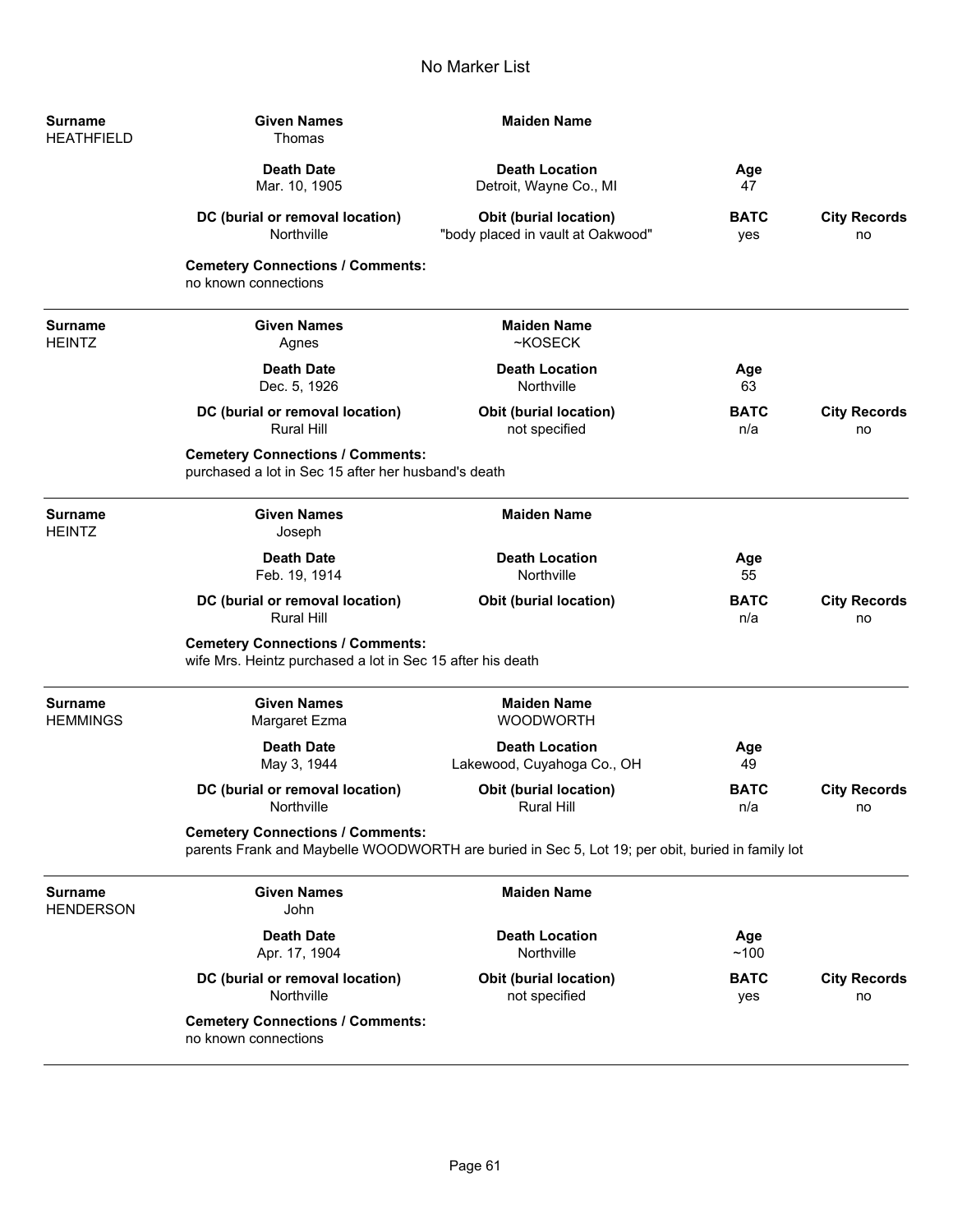# No Marker List

| Surname | Given Names | Maiden Name | | |
|---|---|---|---|---|
| HEATHFIELD | Thomas | | | |
| | **Death Date** | **Death Location** | **Age** | |
| | Mar. 10, 1905 | Detroit, Wayne Co., MI | 47 | |
| | **DC (burial or removal location)** | **Obit (burial location)** | **BATC** | **City Records** |
| | Northville | "body placed in vault at Oakwood" | yes | no |

**Cemetery Connections / Comments:**
no known connections

---

| Surname | Given Names | Maiden Name | | |
|---|---|---|---|---|
| HEINTZ | Agnes | ~KOSECK | | |
| | **Death Date** | **Death Location** | **Age** | |
| | Dec. 5, 1926 | Northville | 63 | |
| | **DC (burial or removal location)** | **Obit (burial location)** | **BATC** | **City Records** |
| | Rural Hill | not specified | n/a | no |

**Cemetery Connections / Comments:**
purchased a lot in Sec 15 after her husband's death

---

| Surname | Given Names | Maiden Name | | |
|---|---|---|---|---|
| HEINTZ | Joseph | | | |
| | **Death Date** | **Death Location** | **Age** | |
| | Feb. 19, 1914 | Northville | 55 | |
| | **DC (burial or removal location)** | **Obit (burial location)** | **BATC** | **City Records** |
| | Rural Hill | | n/a | no |

**Cemetery Connections / Comments:**
wife Mrs. Heintz purchased a lot in Sec 15 after his death

---

| Surname | Given Names | Maiden Name | | |
|---|---|---|---|---|
| HEMMINGS | Margaret Ezma | WOODWORTH | | |
| | **Death Date** | **Death Location** | **Age** | |
| | May 3, 1944 | Lakewood, Cuyahoga Co., OH | 49 | |
| | **DC (burial or removal location)** | **Obit (burial location)** | **BATC** | **City Records** |
| | Northville | Rural Hill | n/a | no |

**Cemetery Connections / Comments:**
parents Frank and Maybelle WOODWORTH are buried in Sec 5, Lot 19; per obit, buried in family lot

---

| Surname | Given Names | Maiden Name | | |
|---|---|---|---|---|
| HENDERSON | John | | | |
| | **Death Date** | **Death Location** | **Age** | |
| | Apr. 17, 1904 | Northville | ~100 | |
| | **DC (burial or removal location)** | **Obit (burial location)** | **BATC** | **City Records** |
| | Northville | not specified | yes | no |

**Cemetery Connections / Comments:**
no known connections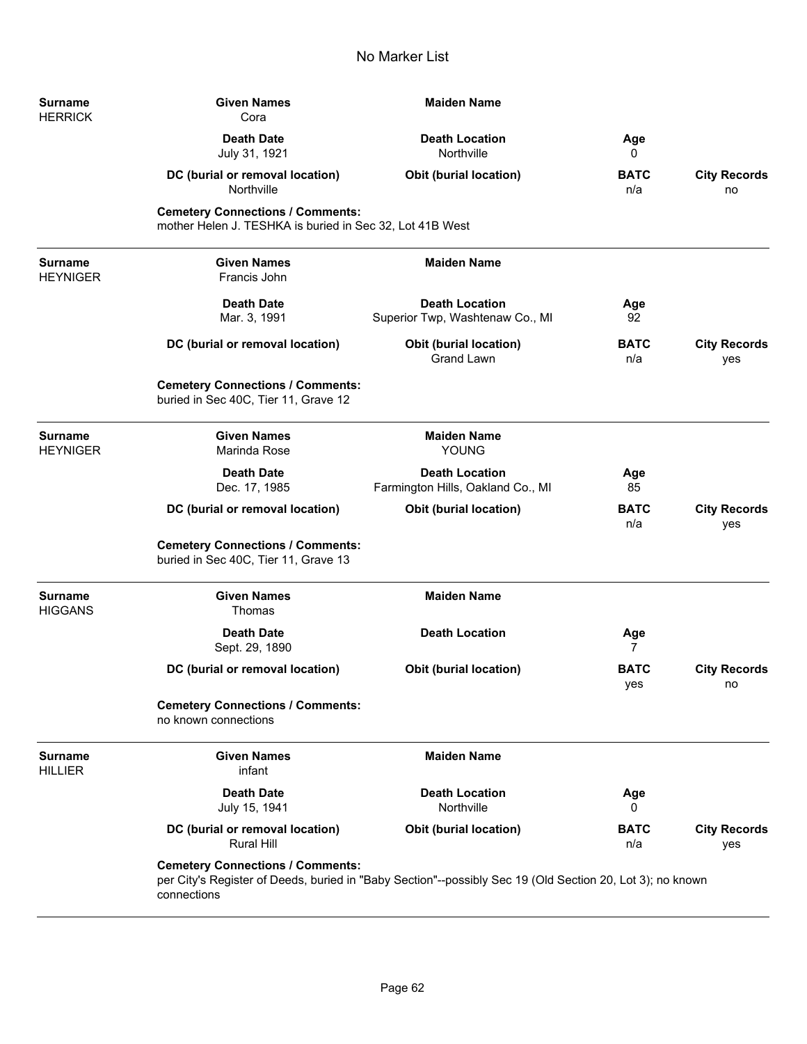# No Marker List

| Surname | Given Names | Maiden Name | | |
|---|---|---|---|---|
| HERRICK | Cora | | | |
| | **Death Date** | **Death Location** | **Age** | |
| | July 31, 1921 | Northville | 0 | |
| | **DC (burial or removal location)** | **Obit (burial location)** | **BATC** | **City Records** |
| | Northville | | n/a | no |

**Cemetery Connections / Comments:**
mother Helen J. TESHKA is buried in Sec 32, Lot 41B West

---

| Surname | Given Names | Maiden Name | | |
|---|---|---|---|---|
| HEYNIGER | Francis John | | | |
| | **Death Date** | **Death Location** | **Age** | |
| | Mar. 3, 1991 | Superior Twp, Washtenaw Co., MI | 92 | |
| | **DC (burial or removal location)** | **Obit (burial location)** | **BATC** | **City Records** |
| | | Grand Lawn | n/a | yes |

**Cemetery Connections / Comments:**
buried in Sec 40C, Tier 11, Grave 12

---

| Surname | Given Names | Maiden Name | | |
|---|---|---|---|---|
| HEYNIGER | Marinda Rose | YOUNG | | |
| | **Death Date** | **Death Location** | **Age** | |
| | Dec. 17, 1985 | Farmington Hills, Oakland Co., MI | 85 | |
| | **DC (burial or removal location)** | **Obit (burial location)** | **BATC** | **City Records** |
| | | | n/a | yes |

**Cemetery Connections / Comments:**
buried in Sec 40C, Tier 11, Grave 13

---

| Surname | Given Names | Maiden Name | | |
|---|---|---|---|---|
| HIGGANS | Thomas | | | |
| | **Death Date** | **Death Location** | **Age** | |
| | Sept. 29, 1890 | | 7 | |
| | **DC (burial or removal location)** | **Obit (burial location)** | **BATC** | **City Records** |
| | | | yes | no |

**Cemetery Connections / Comments:**
no known connections

---

| Surname | Given Names | Maiden Name | | |
|---|---|---|---|---|
| HILLIER | infant | | | |
| | **Death Date** | **Death Location** | **Age** | |
| | July 15, 1941 | Northville | 0 | |
| | **DC (burial or removal location)** | **Obit (burial location)** | **BATC** | **City Records** |
| | Rural Hill | | n/a | yes |

**Cemetery Connections / Comments:**
per City's Register of Deeds, buried in "Baby Section"--possibly Sec 19 (Old Section 20, Lot 3); no known connections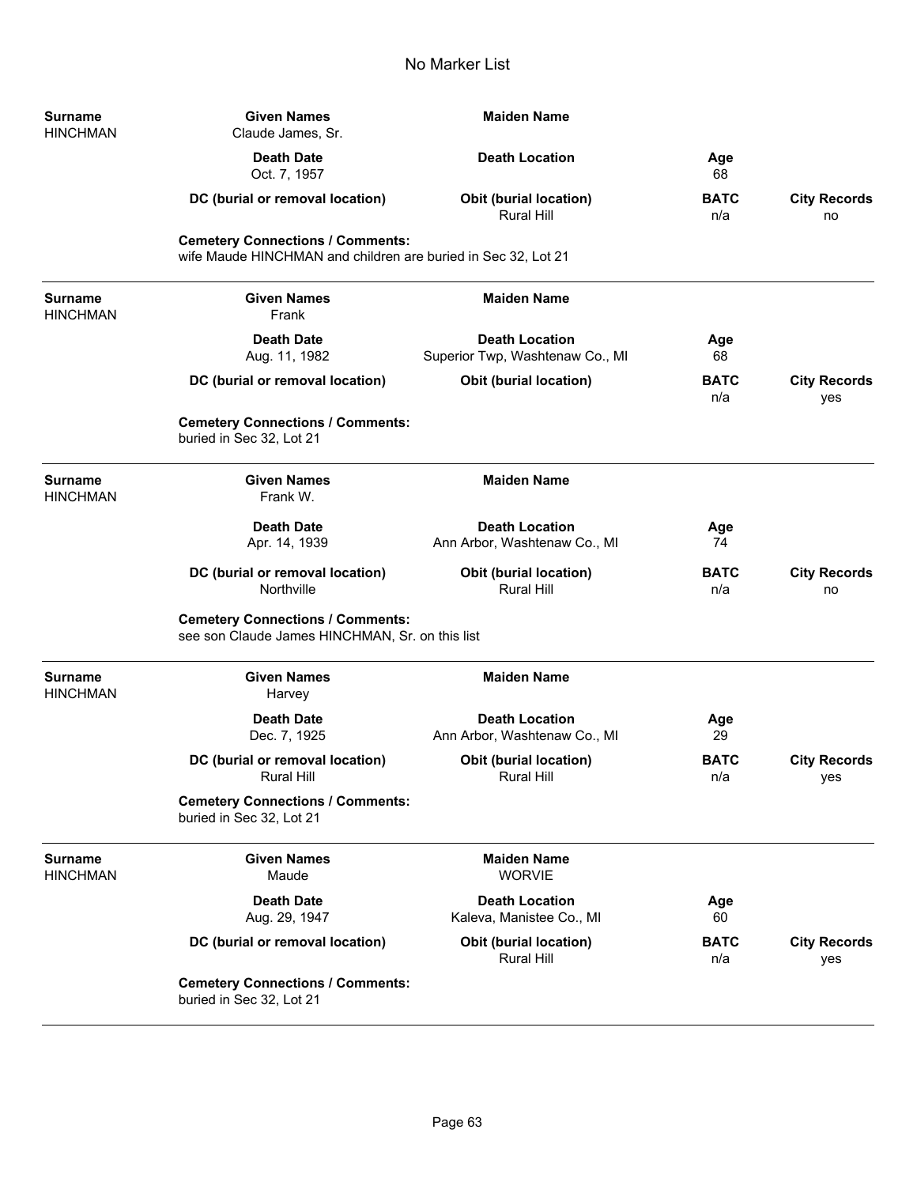# No Marker List

| Surname | Given Names | Maiden Name | | |
|---|---|---|---|---|
| HINCHMAN | Claude James, Sr. | | | |
| | **Death Date** | **Death Location** | **Age** | |
| | Oct. 7, 1957 | | 68 | |
| | **DC (burial or removal location)** | **Obit (burial location)** | **BATC** | **City Records** |
| | | Rural Hill | n/a | no |

**Cemetery Connections / Comments:**
wife Maude HINCHMAN and children are buried in Sec 32, Lot 21

---

| Surname | Given Names | Maiden Name | | |
|---|---|---|---|---|
| HINCHMAN | Frank | | | |
| | **Death Date** | **Death Location** | **Age** | |
| | Aug. 11, 1982 | Superior Twp, Washtenaw Co., MI | 68 | |
| | **DC (burial or removal location)** | **Obit (burial location)** | **BATC** | **City Records** |
| | | | n/a | yes |

**Cemetery Connections / Comments:**
buried in Sec 32, Lot 21

---

| Surname | Given Names | Maiden Name | | |
|---|---|---|---|---|
| HINCHMAN | Frank W. | | | |
| | **Death Date** | **Death Location** | **Age** | |
| | Apr. 14, 1939 | Ann Arbor, Washtenaw Co., MI | 74 | |
| | **DC (burial or removal location)** | **Obit (burial location)** | **BATC** | **City Records** |
| | Northville | Rural Hill | n/a | no |

**Cemetery Connections / Comments:**
see son Claude James HINCHMAN, Sr. on this list

---

| Surname | Given Names | Maiden Name | | |
|---|---|---|---|---|
| HINCHMAN | Harvey | | | |
| | **Death Date** | **Death Location** | **Age** | |
| | Dec. 7, 1925 | Ann Arbor, Washtenaw Co., MI | 29 | |
| | **DC (burial or removal location)** | **Obit (burial location)** | **BATC** | **City Records** |
| | Rural Hill | Rural Hill | n/a | yes |

**Cemetery Connections / Comments:**
buried in Sec 32, Lot 21

---

| Surname | Given Names | Maiden Name | | |
|---|---|---|---|---|
| HINCHMAN | Maude | WORVIE | | |
| | **Death Date** | **Death Location** | **Age** | |
| | Aug. 29, 1947 | Kaleva, Manistee Co., MI | 60 | |
| | **DC (burial or removal location)** | **Obit (burial location)** | **BATC** | **City Records** |
| | | Rural Hill | n/a | yes |

**Cemetery Connections / Comments:**
buried in Sec 32, Lot 21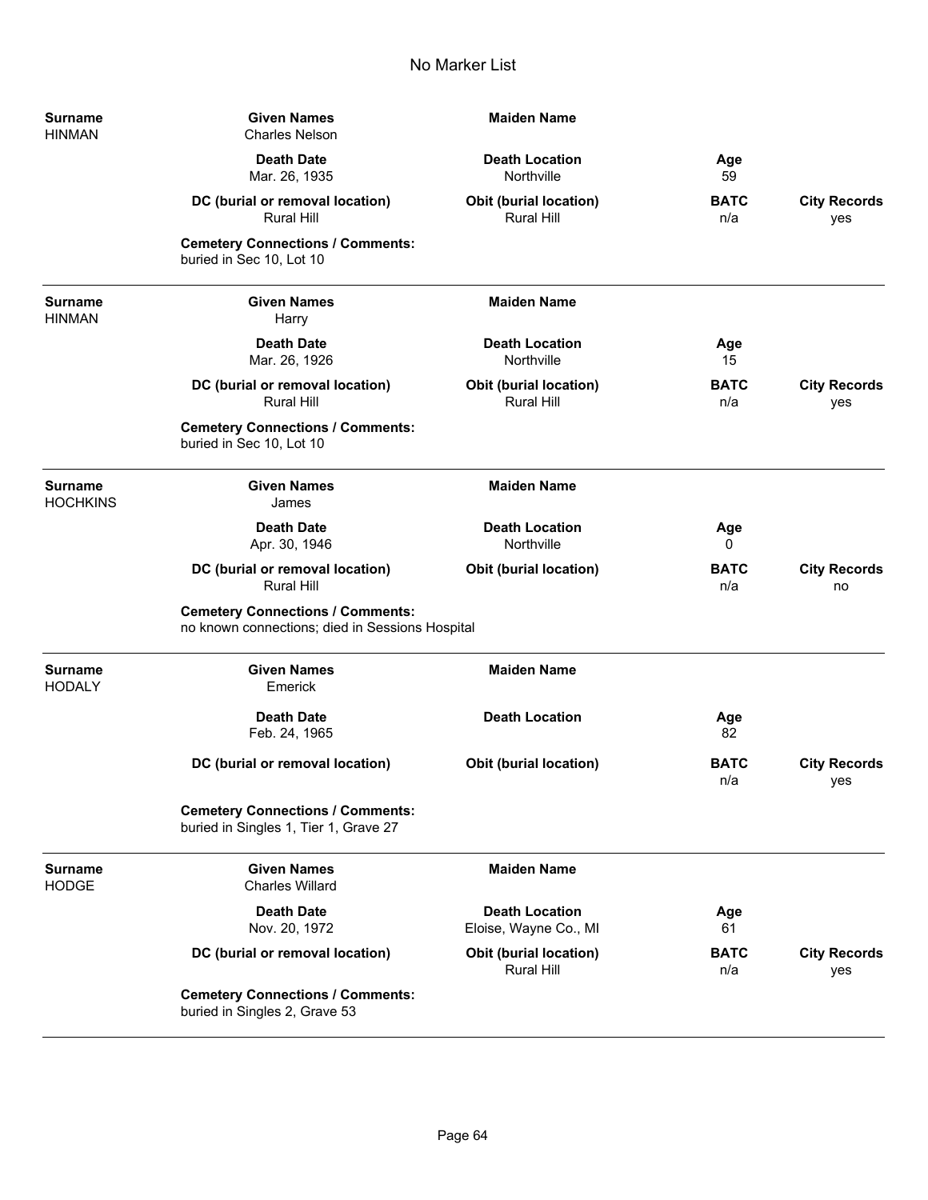# No Marker List

| Surname | Given Names | Maiden Name | | |
|---|---|---|---|---|
| HINMAN | Charles Nelson | | | |
| | **Death Date** | **Death Location** | **Age** | |
| | Mar. 26, 1935 | Northville | 59 | |
| | **DC (burial or removal location)** | **Obit (burial location)** | **BATC** | **City Records** |
| | Rural Hill | Rural Hill | n/a | yes |

**Cemetery Connections / Comments:**
buried in Sec 10, Lot 10

---

| Surname | Given Names | Maiden Name | | |
|---|---|---|---|---|
| HINMAN | Harry | | | |
| | **Death Date** | **Death Location** | **Age** | |
| | Mar. 26, 1926 | Northville | 15 | |
| | **DC (burial or removal location)** | **Obit (burial location)** | **BATC** | **City Records** |
| | Rural Hill | Rural Hill | n/a | yes |

**Cemetery Connections / Comments:**
buried in Sec 10, Lot 10

---

| Surname | Given Names | Maiden Name | | |
|---|---|---|---|---|
| HOCHKINS | James | | | |
| | **Death Date** | **Death Location** | **Age** | |
| | Apr. 30, 1946 | Northville | 0 | |
| | **DC (burial or removal location)** | **Obit (burial location)** | **BATC** | **City Records** |
| | Rural Hill | | n/a | no |

**Cemetery Connections / Comments:**
no known connections; died in Sessions Hospital

---

| Surname | Given Names | Maiden Name | | |
|---|---|---|---|---|
| HODALY | Emerick | | | |
| | **Death Date** | **Death Location** | **Age** | |
| | Feb. 24, 1965 | | 82 | |
| | **DC (burial or removal location)** | **Obit (burial location)** | **BATC** | **City Records** |
| | | | n/a | yes |

**Cemetery Connections / Comments:**
buried in Singles 1, Tier 1, Grave 27

---

| Surname | Given Names | Maiden Name | | |
|---|---|---|---|---|
| HODGE | Charles Willard | | | |
| | **Death Date** | **Death Location** | **Age** | |
| | Nov. 20, 1972 | Eloise, Wayne Co., MI | 61 | |
| | **DC (burial or removal location)** | **Obit (burial location)** | **BATC** | **City Records** |
| | | Rural Hill | n/a | yes |

**Cemetery Connections / Comments:**
buried in Singles 2, Grave 53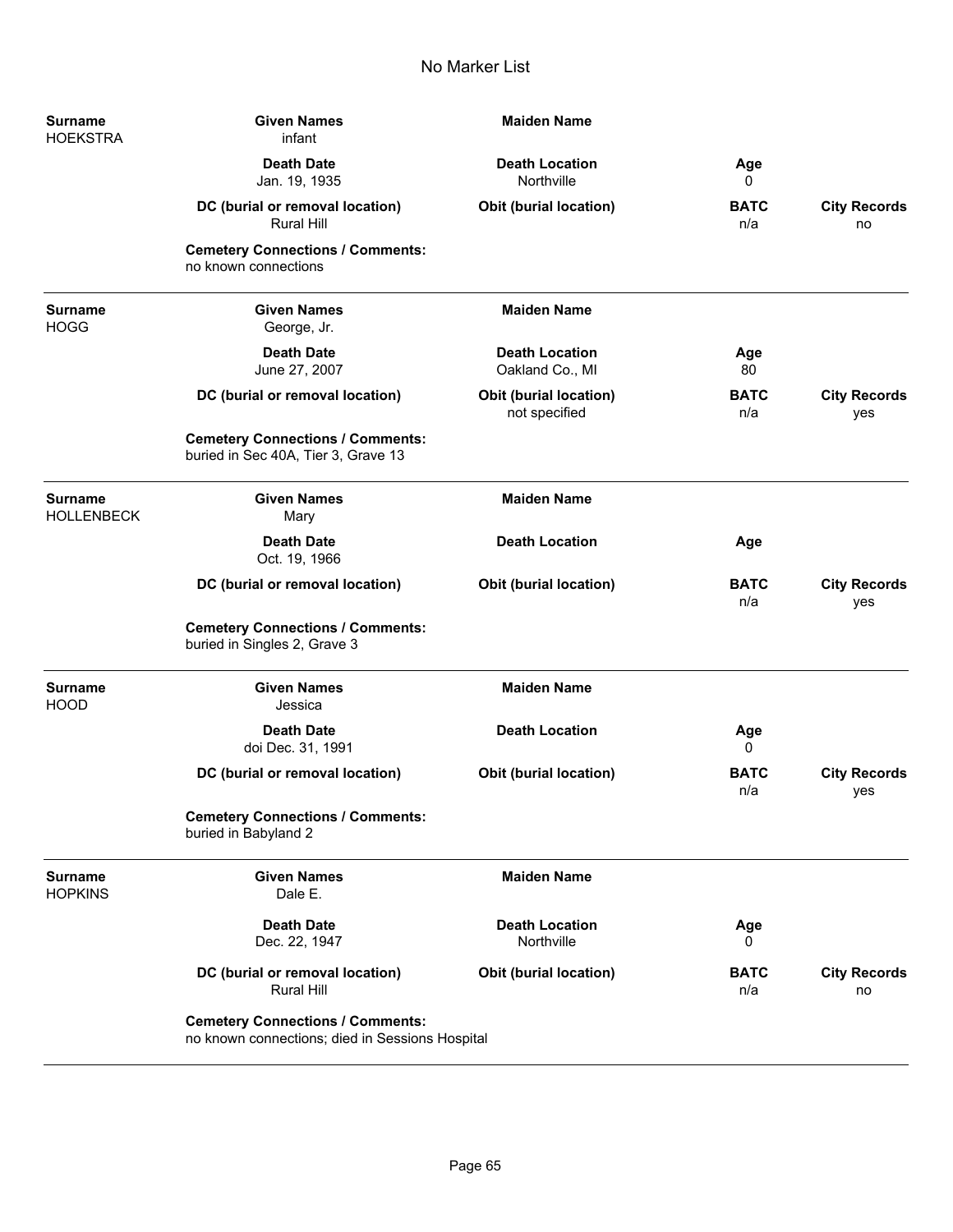No Marker List

**Surname** HOEKSTRA

| Given Names | Maiden Name | | |
|---|---|---|---|
| infant | | | |
| **Death Date** | **Death Location** | **Age** | |
| Jan. 19, 1935 | Northville | 0 | |
| **DC (burial or removal location)** | **Obit (burial location)** | **BATC** | **City Records** |
| Rural Hill | | n/a | no |

**Cemetery Connections / Comments:**
no known connections

---

**Surname** HOGG

| Given Names | Maiden Name | | |
|---|---|---|---|
| George, Jr. | | | |
| **Death Date** | **Death Location** | **Age** | |
| June 27, 2007 | Oakland Co., MI | 80 | |
| **DC (burial or removal location)** | **Obit (burial location)** | **BATC** | **City Records** |
| | not specified | n/a | yes |

**Cemetery Connections / Comments:**
buried in Sec 40A, Tier 3, Grave 13

---

**Surname** HOLLENBECK

| Given Names | Maiden Name | | |
|---|---|---|---|
| Mary | | | |
| **Death Date** | **Death Location** | **Age** | |
| Oct. 19, 1966 | | | |
| **DC (burial or removal location)** | **Obit (burial location)** | **BATC** | **City Records** |
| | | n/a | yes |

**Cemetery Connections / Comments:**
buried in Singles 2, Grave 3

---

**Surname** HOOD

| Given Names | Maiden Name | | |
|---|---|---|---|
| Jessica | | | |
| **Death Date** | **Death Location** | **Age** | |
| doi Dec. 31, 1991 | | 0 | |
| **DC (burial or removal location)** | **Obit (burial location)** | **BATC** | **City Records** |
| | | n/a | yes |

**Cemetery Connections / Comments:**
buried in Babyland 2

---

**Surname** HOPKINS

| Given Names | Maiden Name | | |
|---|---|---|---|
| Dale E. | | | |
| **Death Date** | **Death Location** | **Age** | |
| Dec. 22, 1947 | Northville | 0 | |
| **DC (burial or removal location)** | **Obit (burial location)** | **BATC** | **City Records** |
| Rural Hill | | n/a | no |

**Cemetery Connections / Comments:**
no known connections; died in Sessions Hospital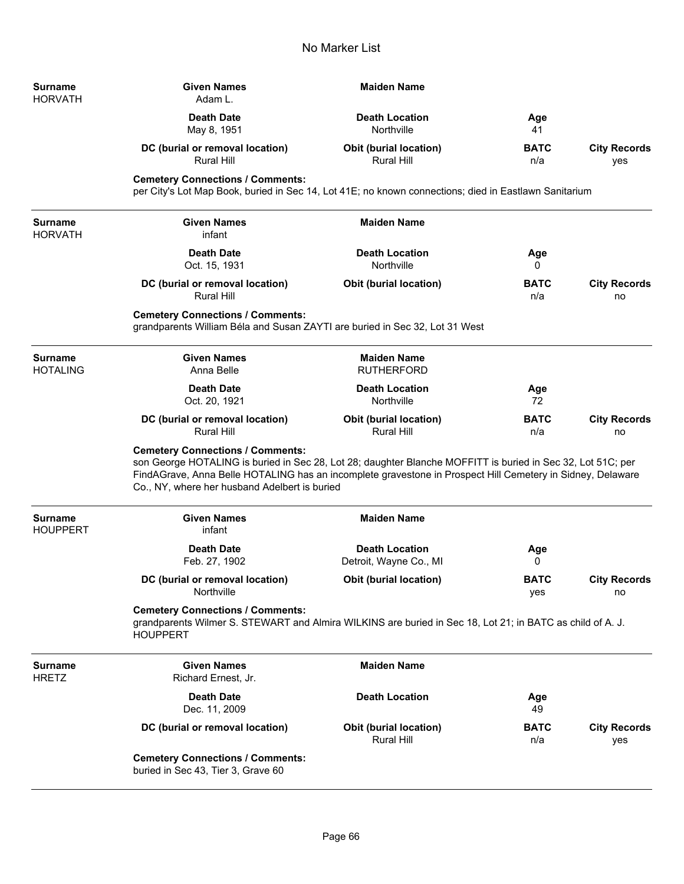# No Marker List

| Surname | Given Names | Maiden Name | | |
|---|---|---|---|---|
| HORVATH | Adam L. | | | |
| | **Death Date** | **Death Location** | **Age** | |
| | May 8, 1951 | Northville | 41 | |
| | **DC (burial or removal location)** | **Obit (burial location)** | **BATC** | **City Records** |
| | Rural Hill | Rural Hill | n/a | yes |

**Cemetery Connections / Comments:**
per City's Lot Map Book, buried in Sec 14, Lot 41E; no known connections; died in Eastlawn Sanitarium

---

| Surname | Given Names | Maiden Name | | |
|---|---|---|---|---|
| HORVATH | infant | | | |
| | **Death Date** | **Death Location** | **Age** | |
| | Oct. 15, 1931 | Northville | 0 | |
| | **DC (burial or removal location)** | **Obit (burial location)** | **BATC** | **City Records** |
| | Rural Hill | | n/a | no |

**Cemetery Connections / Comments:**
grandparents William Béla and Susan ZAYTI are buried in Sec 32, Lot 31 West

---

| Surname | Given Names | Maiden Name | | |
|---|---|---|---|---|
| HOTALING | Anna Belle | RUTHERFORD | | |
| | **Death Date** | **Death Location** | **Age** | |
| | Oct. 20, 1921 | Northville | 72 | |
| | **DC (burial or removal location)** | **Obit (burial location)** | **BATC** | **City Records** |
| | Rural Hill | Rural Hill | n/a | no |

**Cemetery Connections / Comments:**
son George HOTALING is buried in Sec 28, Lot 28; daughter Blanche MOFFITT is buried in Sec 32, Lot 51C; per FindAGrave, Anna Belle HOTALING has an incomplete gravestone in Prospect Hill Cemetery in Sidney, Delaware Co., NY, where her husband Adelbert is buried

---

| Surname | Given Names | Maiden Name | | |
|---|---|---|---|---|
| HOUPPERT | infant | | | |
| | **Death Date** | **Death Location** | **Age** | |
| | Feb. 27, 1902 | Detroit, Wayne Co., MI | 0 | |
| | **DC (burial or removal location)** | **Obit (burial location)** | **BATC** | **City Records** |
| | Northville | | yes | no |

**Cemetery Connections / Comments:**
grandparents Wilmer S. STEWART and Almira WILKINS are buried in Sec 18, Lot 21; in BATC as child of A. J. HOUPPERT

---

| Surname | Given Names | Maiden Name | | |
|---|---|---|---|---|
| HRETZ | Richard Ernest, Jr. | | | |
| | **Death Date** | **Death Location** | **Age** | |
| | Dec. 11, 2009 | | 49 | |
| | **DC (burial or removal location)** | **Obit (burial location)** | **BATC** | **City Records** |
| | | Rural Hill | n/a | yes |

**Cemetery Connections / Comments:**
buried in Sec 43, Tier 3, Grave 60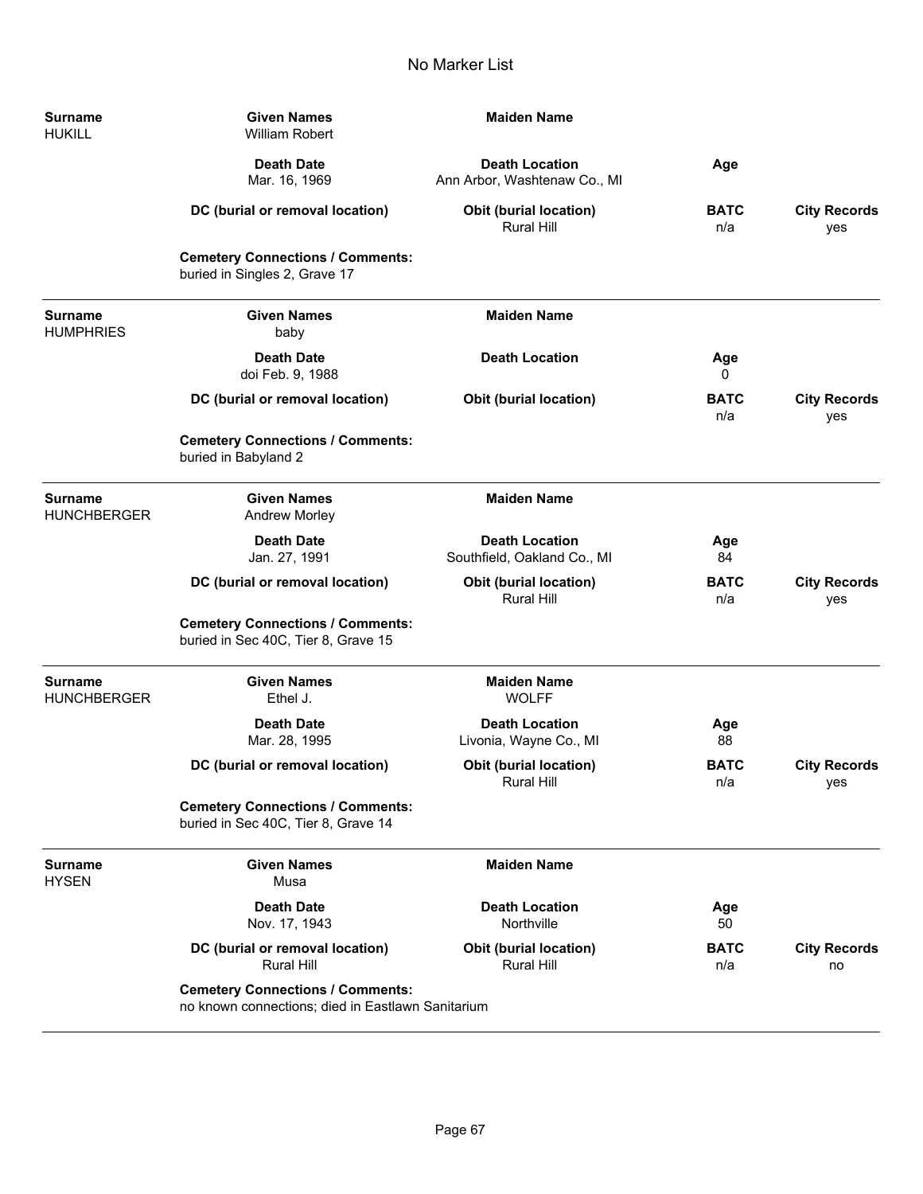# No Marker List

| Surname | Given Names | Maiden Name | | |
|---|---|---|---|---|
| HUKILL | William Robert | | | |
| | **Death Date** | **Death Location** | **Age** | |
| | Mar. 16, 1969 | Ann Arbor, Washtenaw Co., MI | | |
| | **DC (burial or removal location)** | **Obit (burial location)** | **BATC** | **City Records** |
| | | Rural Hill | n/a | yes |
| | **Cemetery Connections / Comments:** buried in Singles 2, Grave 17 | | | |

| Surname | Given Names | Maiden Name | | |
|---|---|---|---|---|
| HUMPHRIES | baby | | | |
| | **Death Date** | **Death Location** | **Age** | |
| | doi Feb. 9, 1988 | | 0 | |
| | **DC (burial or removal location)** | **Obit (burial location)** | **BATC** | **City Records** |
| | | | n/a | yes |
| | **Cemetery Connections / Comments:** buried in Babyland 2 | | | |

| Surname | Given Names | Maiden Name | | |
|---|---|---|---|---|
| HUNCHBERGER | Andrew Morley | | | |
| | **Death Date** | **Death Location** | **Age** | |
| | Jan. 27, 1991 | Southfield, Oakland Co., MI | 84 | |
| | **DC (burial or removal location)** | **Obit (burial location)** | **BATC** | **City Records** |
| | | Rural Hill | n/a | yes |
| | **Cemetery Connections / Comments:** buried in Sec 40C, Tier 8, Grave 15 | | | |

| Surname | Given Names | Maiden Name | | |
|---|---|---|---|---|
| HUNCHBERGER | Ethel J. | WOLFF | | |
| | **Death Date** | **Death Location** | **Age** | |
| | Mar. 28, 1995 | Livonia, Wayne Co., MI | 88 | |
| | **DC (burial or removal location)** | **Obit (burial location)** | **BATC** | **City Records** |
| | | Rural Hill | n/a | yes |
| | **Cemetery Connections / Comments:** buried in Sec 40C, Tier 8, Grave 14 | | | |

| Surname | Given Names | Maiden Name | | |
|---|---|---|---|---|
| HYSEN | Musa | | | |
| | **Death Date** | **Death Location** | **Age** | |
| | Nov. 17, 1943 | Northville | 50 | |
| | **DC (burial or removal location)** | **Obit (burial location)** | **BATC** | **City Records** |
| | Rural Hill | Rural Hill | n/a | no |
| | **Cemetery Connections / Comments:** no known connections; died in Eastlawn Sanitarium | | | |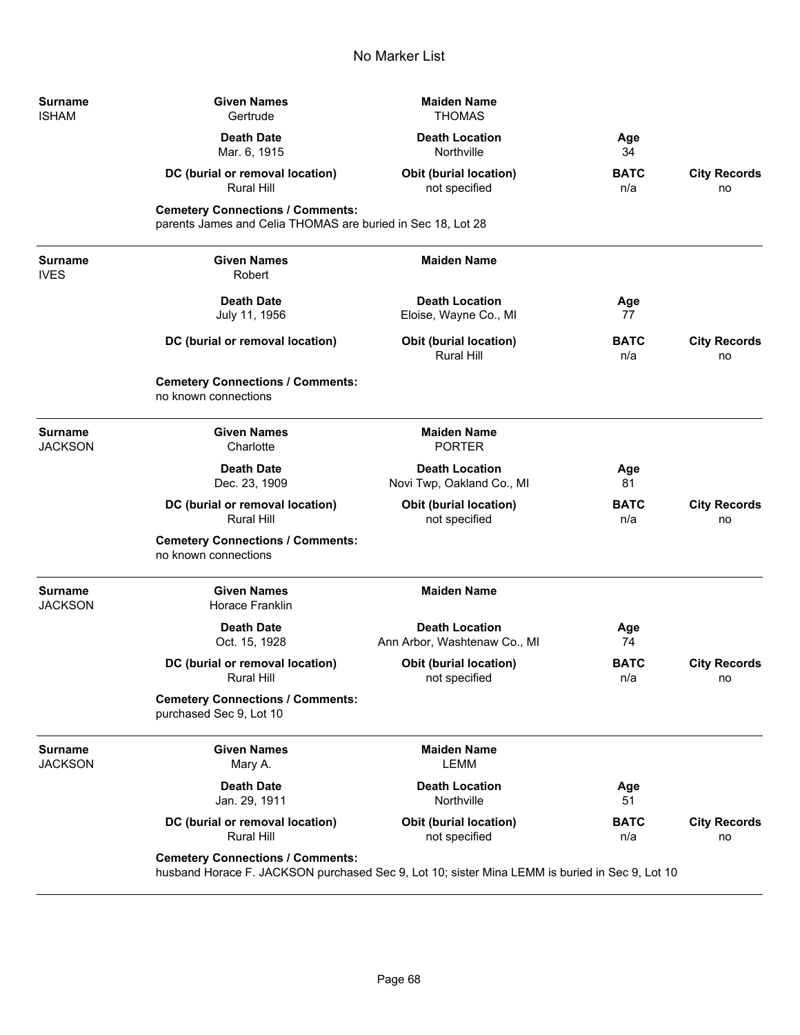# No Marker List

| Surname | Given Names | Maiden Name | | |
|---|---|---|---|---|
| ISHAM | Gertrude | THOMAS | | |
| | **Death Date** | **Death Location** | **Age** | |
| | Mar. 6, 1915 | Northville | 34 | |
| | **DC (burial or removal location)** | **Obit (burial location)** | **BATC** | **City Records** |
| | Rural Hill | not specified | n/a | no |

**Cemetery Connections / Comments:**
parents James and Celia THOMAS are buried in Sec 18, Lot 28

---

| Surname | Given Names | Maiden Name | | |
|---|---|---|---|---|
| IVES | Robert | | | |
| | **Death Date** | **Death Location** | **Age** | |
| | July 11, 1956 | Eloise, Wayne Co., MI | 77 | |
| | **DC (burial or removal location)** | **Obit (burial location)** | **BATC** | **City Records** |
| | | Rural Hill | n/a | no |

**Cemetery Connections / Comments:**
no known connections

---

| Surname | Given Names | Maiden Name | | |
|---|---|---|---|---|
| JACKSON | Charlotte | PORTER | | |
| | **Death Date** | **Death Location** | **Age** | |
| | Dec. 23, 1909 | Novi Twp, Oakland Co., MI | 81 | |
| | **DC (burial or removal location)** | **Obit (burial location)** | **BATC** | **City Records** |
| | Rural Hill | not specified | n/a | no |

**Cemetery Connections / Comments:**
no known connections

---

| Surname | Given Names | Maiden Name | | |
|---|---|---|---|---|
| JACKSON | Horace Franklin | | | |
| | **Death Date** | **Death Location** | **Age** | |
| | Oct. 15, 1928 | Ann Arbor, Washtenaw Co., MI | 74 | |
| | **DC (burial or removal location)** | **Obit (burial location)** | **BATC** | **City Records** |
| | Rural Hill | not specified | n/a | no |

**Cemetery Connections / Comments:**
purchased Sec 9, Lot 10

---

| Surname | Given Names | Maiden Name | | |
|---|---|---|---|---|
| JACKSON | Mary A. | LEMM | | |
| | **Death Date** | **Death Location** | **Age** | |
| | Jan. 29, 1911 | Northville | 51 | |
| | **DC (burial or removal location)** | **Obit (burial location)** | **BATC** | **City Records** |
| | Rural Hill | not specified | n/a | no |

**Cemetery Connections / Comments:**
husband Horace F. JACKSON purchased Sec 9, Lot 10; sister Mina LEMM is buried in Sec 9, Lot 10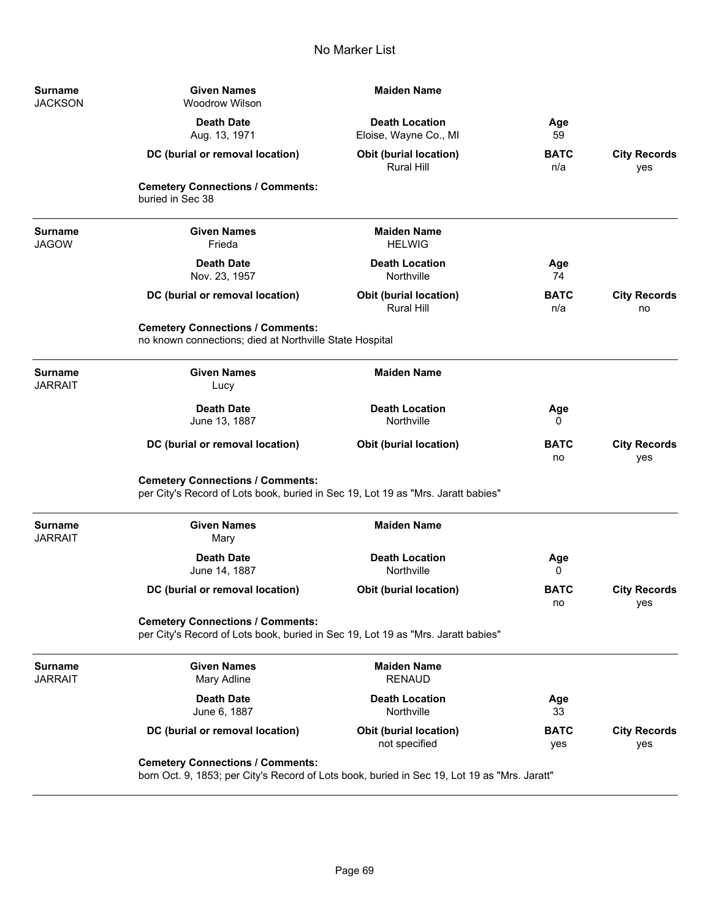# No Marker List

| Surname | Given Names | Maiden Name | | |
|---|---|---|---|---|
| JACKSON | Woodrow Wilson | | | |
| | **Death Date** | **Death Location** | **Age** | |
| | Aug. 13, 1971 | Eloise, Wayne Co., MI | 59 | |
| | **DC (burial or removal location)** | **Obit (burial location)** | **BATC** | **City Records** |
| | | Rural Hill | n/a | yes |

**Cemetery Connections / Comments:**
buried in Sec 38

---

| Surname | Given Names | Maiden Name | | |
|---|---|---|---|---|
| JAGOW | Frieda | HELWIG | | |
| | **Death Date** | **Death Location** | **Age** | |
| | Nov. 23, 1957 | Northville | 74 | |
| | **DC (burial or removal location)** | **Obit (burial location)** | **BATC** | **City Records** |
| | | Rural Hill | n/a | no |

**Cemetery Connections / Comments:**
no known connections; died at Northville State Hospital

---

| Surname | Given Names | Maiden Name | | |
|---|---|---|---|---|
| JARRAIT | Lucy | | | |
| | **Death Date** | **Death Location** | **Age** | |
| | June 13, 1887 | Northville | 0 | |
| | **DC (burial or removal location)** | **Obit (burial location)** | **BATC** | **City Records** |
| | | | no | yes |

**Cemetery Connections / Comments:**
per City's Record of Lots book, buried in Sec 19, Lot 19 as "Mrs. Jaratt babies"

---

| Surname | Given Names | Maiden Name | | |
|---|---|---|---|---|
| JARRAIT | Mary | | | |
| | **Death Date** | **Death Location** | **Age** | |
| | June 14, 1887 | Northville | 0 | |
| | **DC (burial or removal location)** | **Obit (burial location)** | **BATC** | **City Records** |
| | | | no | yes |

**Cemetery Connections / Comments:**
per City's Record of Lots book, buried in Sec 19, Lot 19 as "Mrs. Jaratt babies"

---

| Surname | Given Names | Maiden Name | | |
|---|---|---|---|---|
| JARRAIT | Mary Adline | RENAUD | | |
| | **Death Date** | **Death Location** | **Age** | |
| | June 6, 1887 | Northville | 33 | |
| | **DC (burial or removal location)** | **Obit (burial location)** | **BATC** | **City Records** |
| | | not specified | yes | yes |

**Cemetery Connections / Comments:**
born Oct. 9, 1853; per City's Record of Lots book, buried in Sec 19, Lot 19 as "Mrs. Jaratt"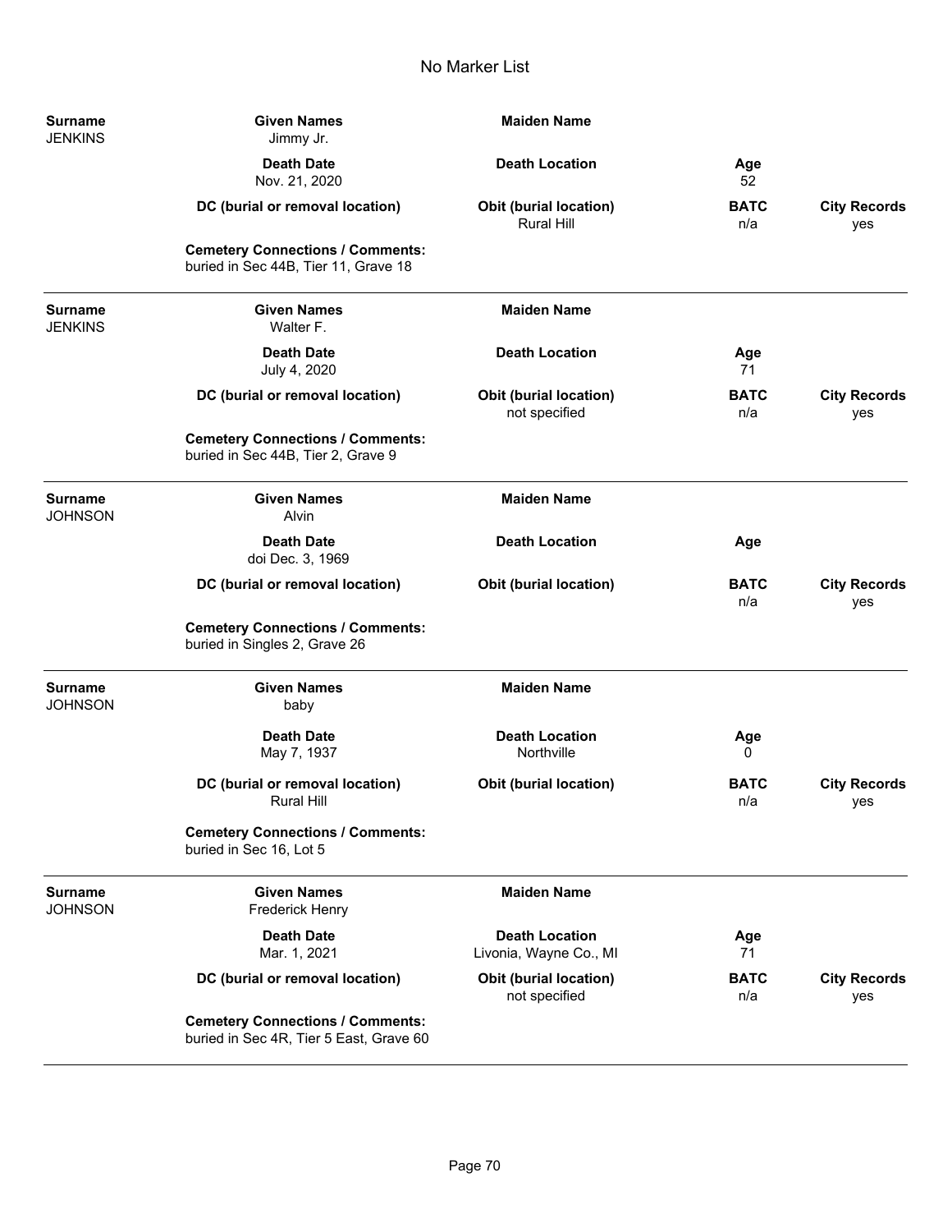No Marker List

| Surname | Given Names | Maiden Name | | |
|---|---|---|---|---|
| JENKINS | Jimmy Jr. | | | |
| | **Death Date** | **Death Location** | **Age** | |
| | Nov. 21, 2020 | | 52 | |
| | **DC (burial or removal location)** | **Obit (burial location)** | **BATC** | **City Records** |
| | | Rural Hill | n/a | yes |
| | **Cemetery Connections / Comments:** | | | |
| | buried in Sec 44B, Tier 11, Grave 18 | | | |

| Surname | Given Names | Maiden Name | | |
|---|---|---|---|---|
| JENKINS | Walter F. | | | |
| | **Death Date** | **Death Location** | **Age** | |
| | July 4, 2020 | | 71 | |
| | **DC (burial or removal location)** | **Obit (burial location)** | **BATC** | **City Records** |
| | | not specified | n/a | yes |
| | **Cemetery Connections / Comments:** | | | |
| | buried in Sec 44B, Tier 2, Grave 9 | | | |

| Surname | Given Names | Maiden Name | | |
|---|---|---|---|---|
| JOHNSON | Alvin | | | |
| | **Death Date** | **Death Location** | **Age** | |
| | doi Dec. 3, 1969 | | | |
| | **DC (burial or removal location)** | **Obit (burial location)** | **BATC** | **City Records** |
| | | | n/a | yes |
| | **Cemetery Connections / Comments:** | | | |
| | buried in Singles 2, Grave 26 | | | |

| Surname | Given Names | Maiden Name | | |
|---|---|---|---|---|
| JOHNSON | baby | | | |
| | **Death Date** | **Death Location** | **Age** | |
| | May 7, 1937 | Northville | 0 | |
| | **DC (burial or removal location)** | **Obit (burial location)** | **BATC** | **City Records** |
| | Rural Hill | | n/a | yes |
| | **Cemetery Connections / Comments:** | | | |
| | buried in Sec 16, Lot 5 | | | |

| Surname | Given Names | Maiden Name | | |
|---|---|---|---|---|
| JOHNSON | Frederick Henry | | | |
| | **Death Date** | **Death Location** | **Age** | |
| | Mar. 1, 2021 | Livonia, Wayne Co., MI | 71 | |
| | **DC (burial or removal location)** | **Obit (burial location)** | **BATC** | **City Records** |
| | | not specified | n/a | yes |
| | **Cemetery Connections / Comments:** | | | |
| | buried in Sec 4R, Tier 5 East, Grave 60 | | | |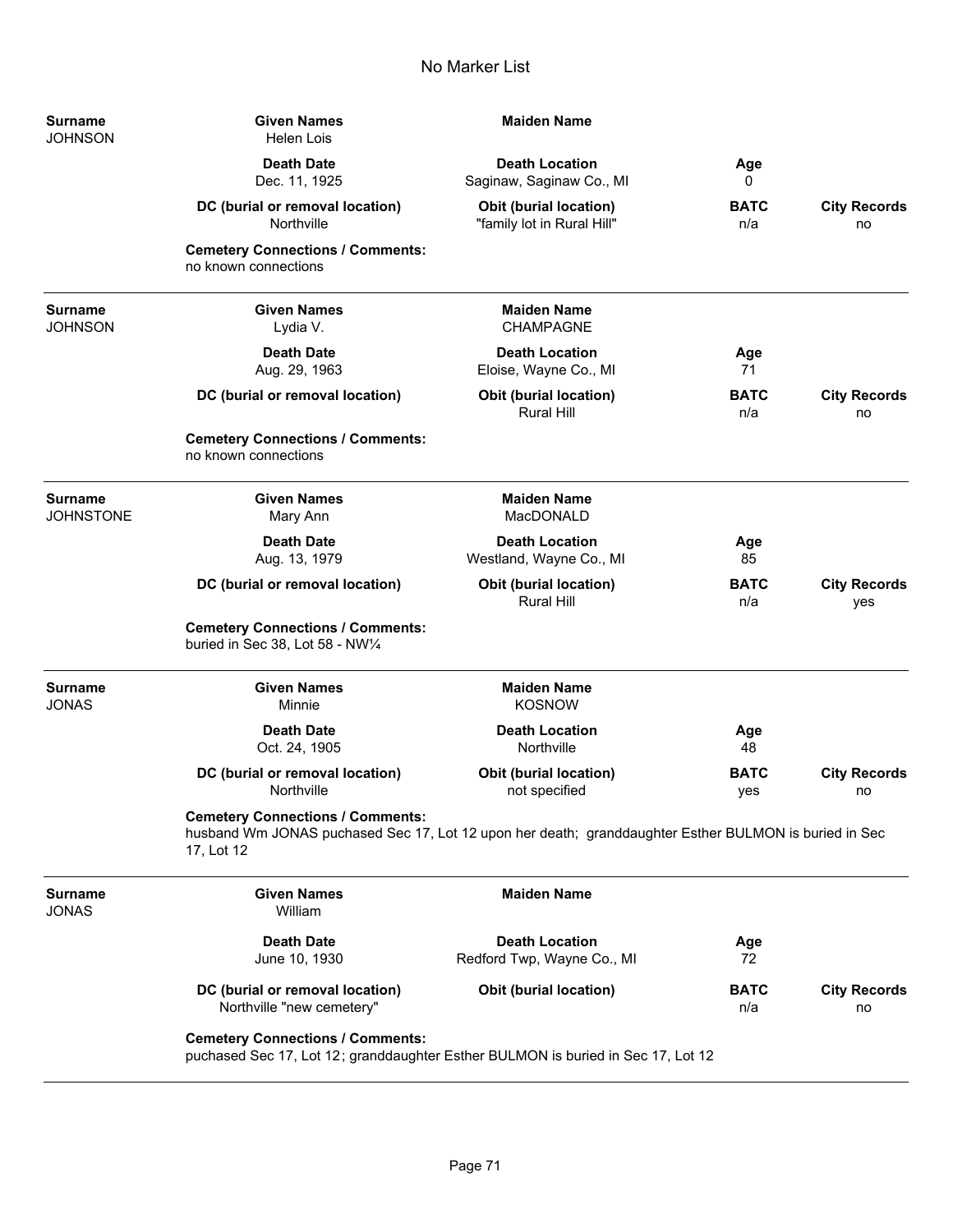# No Marker List

| Surname | Given Names | Maiden Name | | |
|---|---|---|---|---|
| JOHNSON | Helen Lois | | | |
| | **Death Date** | **Death Location** | **Age** | |
| | Dec. 11, 1925 | Saginaw, Saginaw Co., MI | 0 | |
| | **DC (burial or removal location)** | **Obit (burial location)** | **BATC** | **City Records** |
| | Northville | "family lot in Rural Hill" | n/a | no |

**Cemetery Connections / Comments:**
no known connections

---

| Surname | Given Names | Maiden Name | | |
|---|---|---|---|---|
| JOHNSON | Lydia V. | CHAMPAGNE | | |
| | **Death Date** | **Death Location** | **Age** | |
| | Aug. 29, 1963 | Eloise, Wayne Co., MI | 71 | |
| | **DC (burial or removal location)** | **Obit (burial location)** | **BATC** | **City Records** |
| | | Rural Hill | n/a | no |

**Cemetery Connections / Comments:**
no known connections

---

| Surname | Given Names | Maiden Name | | |
|---|---|---|---|---|
| JOHNSTONE | Mary Ann | MacDONALD | | |
| | **Death Date** | **Death Location** | **Age** | |
| | Aug. 13, 1979 | Westland, Wayne Co., MI | 85 | |
| | **DC (burial or removal location)** | **Obit (burial location)** | **BATC** | **City Records** |
| | | Rural Hill | n/a | yes |

**Cemetery Connections / Comments:**
buried in Sec 38, Lot 58 - NW¼

---

| Surname | Given Names | Maiden Name | | |
|---|---|---|---|---|
| JONAS | Minnie | KOSNOW | | |
| | **Death Date** | **Death Location** | **Age** | |
| | Oct. 24, 1905 | Northville | 48 | |
| | **DC (burial or removal location)** | **Obit (burial location)** | **BATC** | **City Records** |
| | Northville | not specified | yes | no |

**Cemetery Connections / Comments:**
husband Wm JONAS puchased Sec 17, Lot 12 upon her death; granddaughter Esther BULMON is buried in Sec 17, Lot 12

---

| Surname | Given Names | Maiden Name | | |
|---|---|---|---|---|
| JONAS | William | | | |
| | **Death Date** | **Death Location** | **Age** | |
| | June 10, 1930 | Redford Twp, Wayne Co., MI | 72 | |
| | **DC (burial or removal location)** | **Obit (burial location)** | **BATC** | **City Records** |
| | Northville "new cemetery" | | n/a | no |

**Cemetery Connections / Comments:**
puchased Sec 17, Lot 12; granddaughter Esther BULMON is buried in Sec 17, Lot 12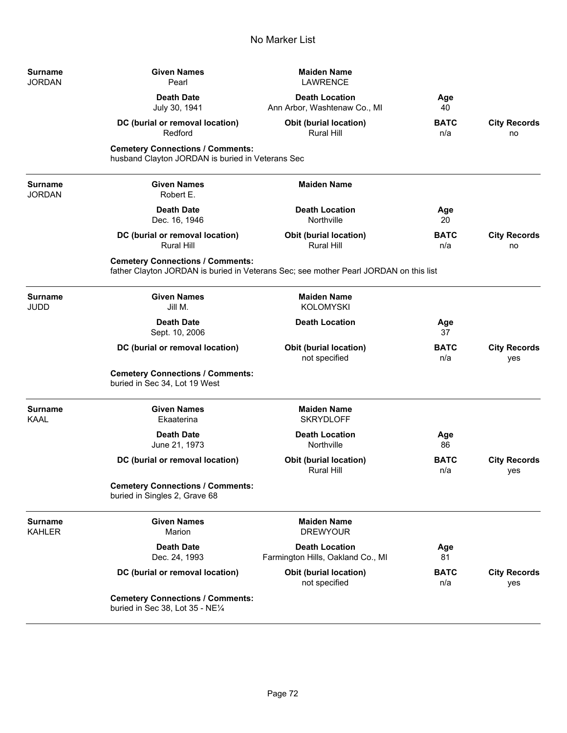# No Marker List

| Surname | Given Names | Maiden Name | | |
|---|---|---|---|---|
| JORDAN | Pearl | LAWRENCE | | |
| | **Death Date** | **Death Location** | **Age** | |
| | July 30, 1941 | Ann Arbor, Washtenaw Co., MI | 40 | |
| | **DC (burial or removal location)** | **Obit (burial location)** | **BATC** | **City Records** |
| | Redford | Rural Hill | n/a | no |

**Cemetery Connections / Comments:**
husband Clayton JORDAN is buried in Veterans Sec

---

| Surname | Given Names | Maiden Name | | |
|---|---|---|---|---|
| JORDAN | Robert E. | | | |
| | **Death Date** | **Death Location** | **Age** | |
| | Dec. 16, 1946 | Northville | 20 | |
| | **DC (burial or removal location)** | **Obit (burial location)** | **BATC** | **City Records** |
| | Rural Hill | Rural Hill | n/a | no |

**Cemetery Connections / Comments:**
father Clayton JORDAN is buried in Veterans Sec; see mother Pearl JORDAN on this list

---

| Surname | Given Names | Maiden Name | | |
|---|---|---|---|---|
| JUDD | Jill M. | KOLOMYSKI | | |
| | **Death Date** | **Death Location** | **Age** | |
| | Sept. 10, 2006 | | 37 | |
| | **DC (burial or removal location)** | **Obit (burial location)** | **BATC** | **City Records** |
| | | not specified | n/a | yes |

**Cemetery Connections / Comments:**
buried in Sec 34, Lot 19 West

---

| Surname | Given Names | Maiden Name | | |
|---|---|---|---|---|
| KAAL | Ekaaterina | SKRYDLOFF | | |
| | **Death Date** | **Death Location** | **Age** | |
| | June 21, 1973 | Northville | 86 | |
| | **DC (burial or removal location)** | **Obit (burial location)** | **BATC** | **City Records** |
| | | Rural Hill | n/a | yes |

**Cemetery Connections / Comments:**
buried in Singles 2, Grave 68

---

| Surname | Given Names | Maiden Name | | |
|---|---|---|---|---|
| KAHLER | Marion | DREWYOUR | | |
| | **Death Date** | **Death Location** | **Age** | |
| | Dec. 24, 1993 | Farmington Hills, Oakland Co., MI | 81 | |
| | **DC (burial or removal location)** | **Obit (burial location)** | **BATC** | **City Records** |
| | | not specified | n/a | yes |

**Cemetery Connections / Comments:**
buried in Sec 38, Lot 35 - NE¼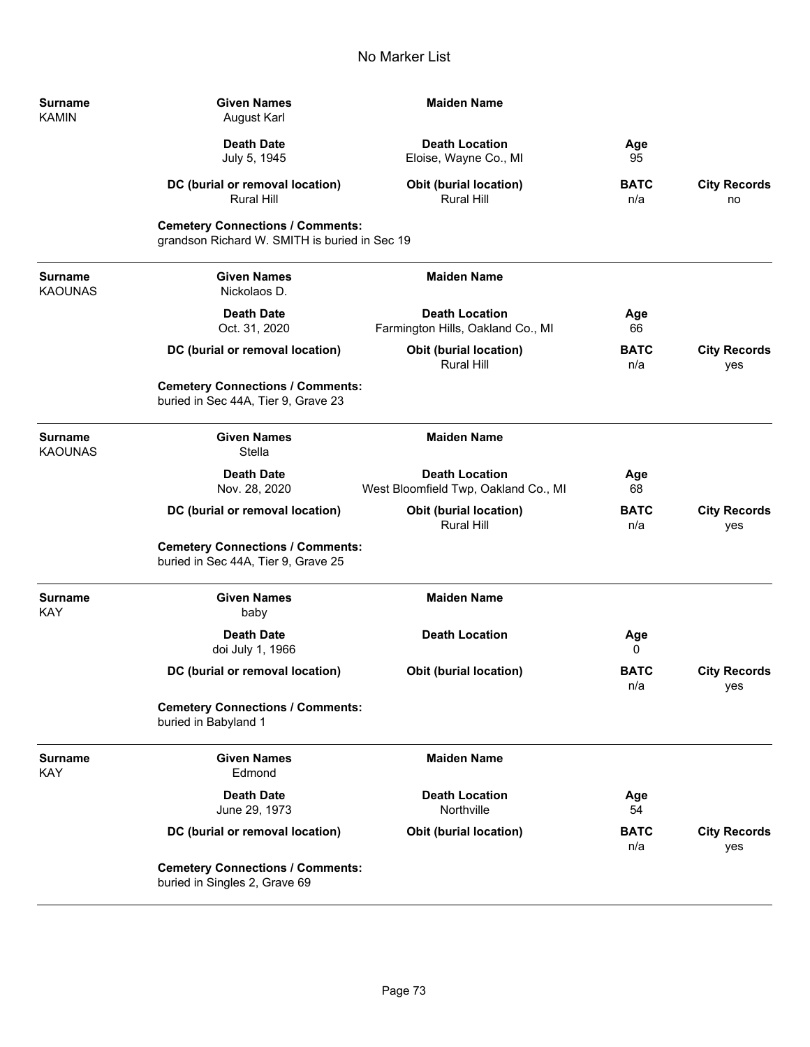# No Marker List

| Surname | Given Names | Maiden Name | | |
|---|---|---|---|---|
| KAMIN | August Karl | | | |
| | **Death Date** | **Death Location** | **Age** | |
| | July 5, 1945 | Eloise, Wayne Co., MI | 95 | |
| | **DC (burial or removal location)** | **Obit (burial location)** | **BATC** | **City Records** |
| | Rural Hill | Rural Hill | n/a | no |

**Cemetery Connections / Comments:**
grandson Richard W. SMITH is buried in Sec 19

---

| Surname | Given Names | Maiden Name | | |
|---|---|---|---|---|
| KAOUNAS | Nickolaos D. | | | |
| | **Death Date** | **Death Location** | **Age** | |
| | Oct. 31, 2020 | Farmington Hills, Oakland Co., MI | 66 | |
| | **DC (burial or removal location)** | **Obit (burial location)** | **BATC** | **City Records** |
| | | Rural Hill | n/a | yes |

**Cemetery Connections / Comments:**
buried in Sec 44A, Tier 9, Grave 23

---

| Surname | Given Names | Maiden Name | | |
|---|---|---|---|---|
| KAOUNAS | Stella | | | |
| | **Death Date** | **Death Location** | **Age** | |
| | Nov. 28, 2020 | West Bloomfield Twp, Oakland Co., MI | 68 | |
| | **DC (burial or removal location)** | **Obit (burial location)** | **BATC** | **City Records** |
| | | Rural Hill | n/a | yes |

**Cemetery Connections / Comments:**
buried in Sec 44A, Tier 9, Grave 25

---

| Surname | Given Names | Maiden Name | | |
|---|---|---|---|---|
| KAY | baby | | | |
| | **Death Date** | **Death Location** | **Age** | |
| | doi July 1, 1966 | | 0 | |
| | **DC (burial or removal location)** | **Obit (burial location)** | **BATC** | **City Records** |
| | | | n/a | yes |

**Cemetery Connections / Comments:**
buried in Babyland 1

---

| Surname | Given Names | Maiden Name | | |
|---|---|---|---|---|
| KAY | Edmond | | | |
| | **Death Date** | **Death Location** | **Age** | |
| | June 29, 1973 | Northville | 54 | |
| | **DC (burial or removal location)** | **Obit (burial location)** | **BATC** | **City Records** |
| | | | n/a | yes |

**Cemetery Connections / Comments:**
buried in Singles 2, Grave 69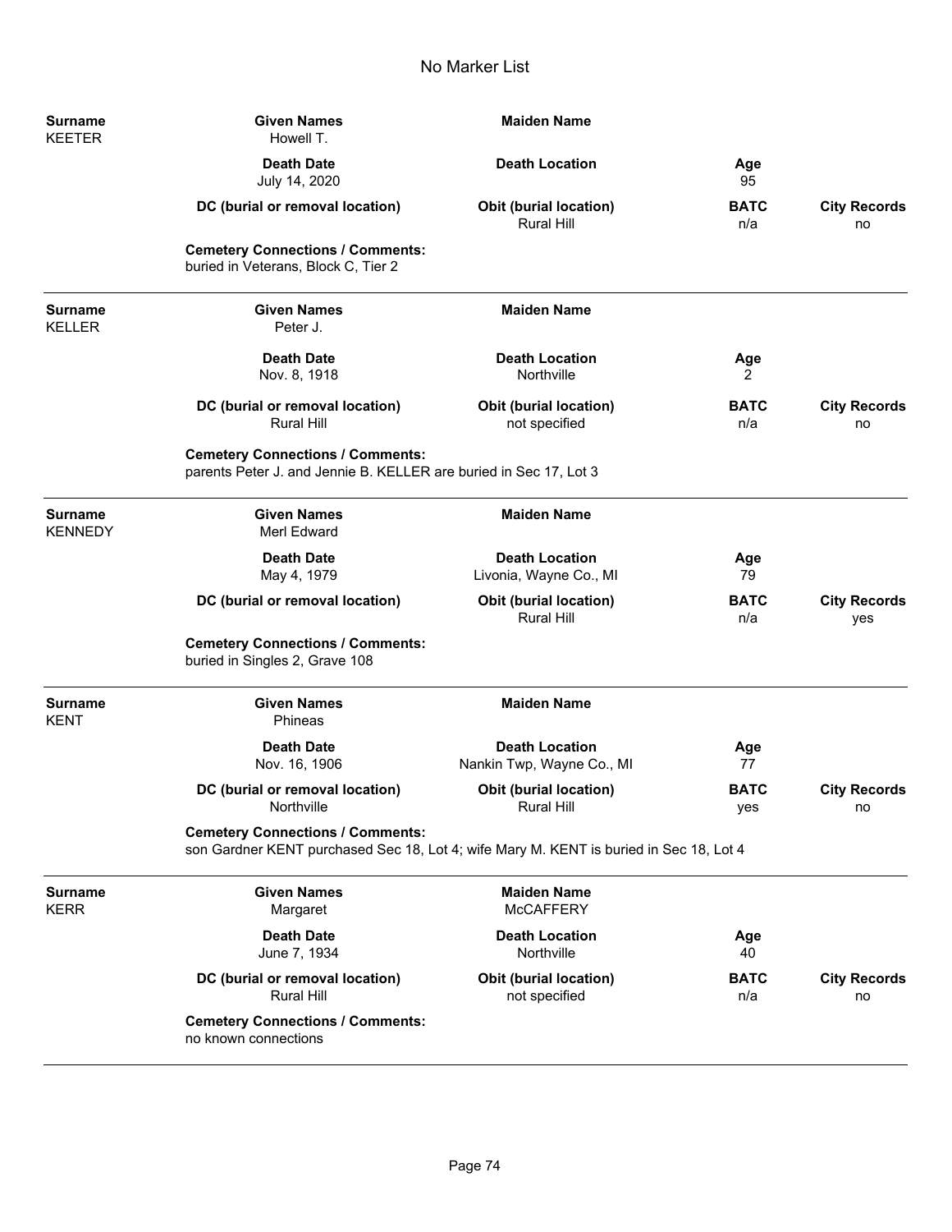# No Marker List

| Surname | Given Names | Maiden Name | | |
|---|---|---|---|---|
| KEETER | Howell T. | | | |
| | **Death Date** | **Death Location** | **Age** | |
| | July 14, 2020 | | 95 | |
| | **DC (burial or removal location)** | **Obit (burial location)** | **BATC** | **City Records** |
| | | Rural Hill | n/a | no |

**Cemetery Connections / Comments:**
buried in Veterans, Block C, Tier 2

---

| Surname | Given Names | Maiden Name | | |
|---|---|---|---|---|
| KELLER | Peter J. | | | |
| | **Death Date** | **Death Location** | **Age** | |
| | Nov. 8, 1918 | Northville | 2 | |
| | **DC (burial or removal location)** | **Obit (burial location)** | **BATC** | **City Records** |
| | Rural Hill | not specified | n/a | no |

**Cemetery Connections / Comments:**
parents Peter J. and Jennie B. KELLER are buried in Sec 17, Lot 3

---

| Surname | Given Names | Maiden Name | | |
|---|---|---|---|---|
| KENNEDY | Merl Edward | | | |
| | **Death Date** | **Death Location** | **Age** | |
| | May 4, 1979 | Livonia, Wayne Co., MI | 79 | |
| | **DC (burial or removal location)** | **Obit (burial location)** | **BATC** | **City Records** |
| | | Rural Hill | n/a | yes |

**Cemetery Connections / Comments:**
buried in Singles 2, Grave 108

---

| Surname | Given Names | Maiden Name | | |
|---|---|---|---|---|
| KENT | Phineas | | | |
| | **Death Date** | **Death Location** | **Age** | |
| | Nov. 16, 1906 | Nankin Twp, Wayne Co., MI | 77 | |
| | **DC (burial or removal location)** | **Obit (burial location)** | **BATC** | **City Records** |
| | Northville | Rural Hill | yes | no |

**Cemetery Connections / Comments:**
son Gardner KENT purchased Sec 18, Lot 4; wife Mary M. KENT is buried in Sec 18, Lot 4

---

| Surname | Given Names | Maiden Name | | |
|---|---|---|---|---|
| KERR | Margaret | McCAFFERY | | |
| | **Death Date** | **Death Location** | **Age** | |
| | June 7, 1934 | Northville | 40 | |
| | **DC (burial or removal location)** | **Obit (burial location)** | **BATC** | **City Records** |
| | Rural Hill | not specified | n/a | no |

**Cemetery Connections / Comments:**
no known connections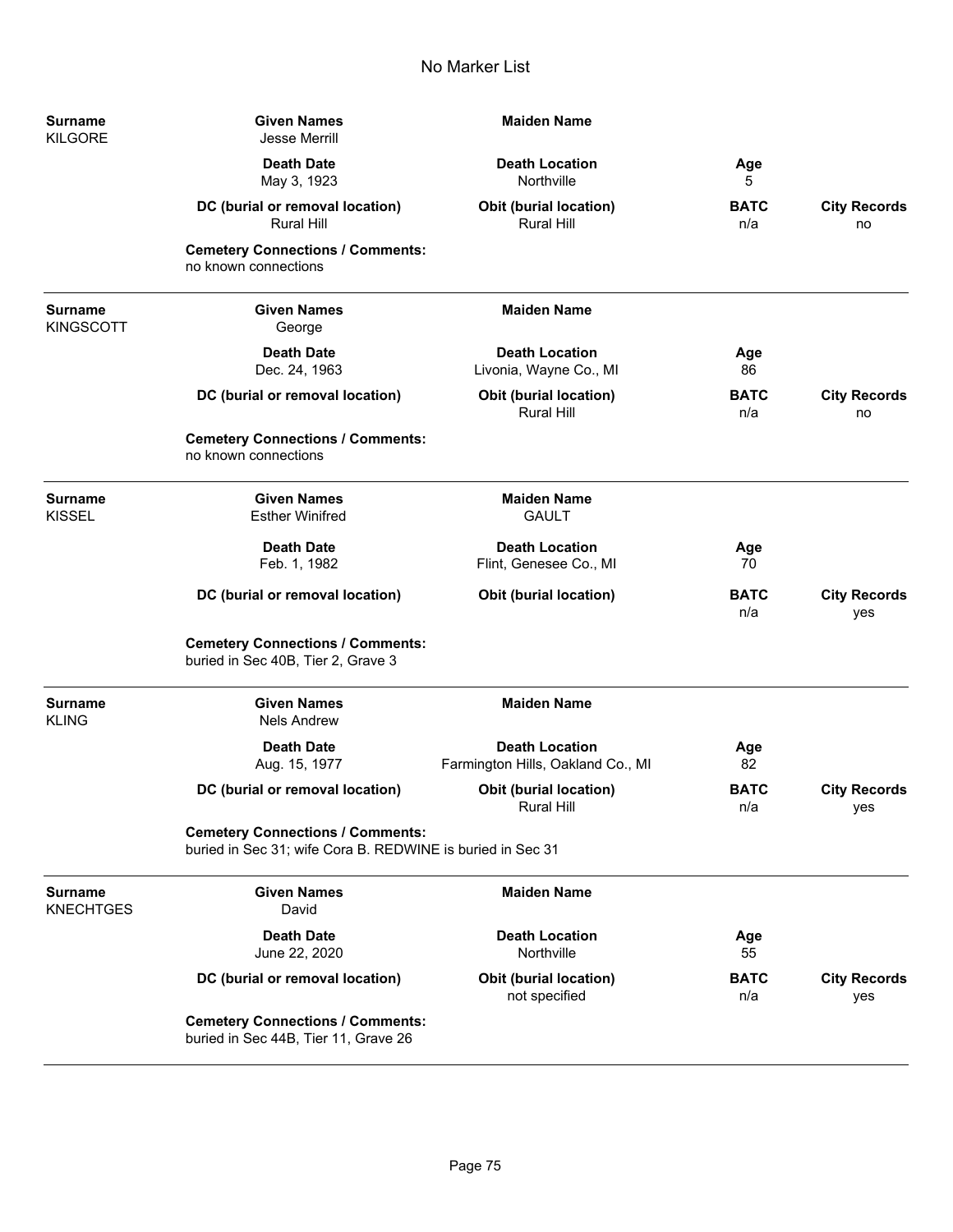No Marker List

| Surname | Given Names | Maiden Name | | |
|---|---|---|---|---|
| KILGORE | Jesse Merrill | | | |
| | **Death Date** | **Death Location** | **Age** | |
| | May 3, 1923 | Northville | 5 | |
| | **DC (burial or removal location)** | **Obit (burial location)** | **BATC** | **City Records** |
| | Rural Hill | Rural Hill | n/a | no |

**Cemetery Connections / Comments:**
no known connections

---

| Surname | Given Names | Maiden Name | | |
|---|---|---|---|---|
| KINGSCOTT | George | | | |
| | **Death Date** | **Death Location** | **Age** | |
| | Dec. 24, 1963 | Livonia, Wayne Co., MI | 86 | |
| | **DC (burial or removal location)** | **Obit (burial location)** | **BATC** | **City Records** |
| | | Rural Hill | n/a | no |

**Cemetery Connections / Comments:**
no known connections

---

| Surname | Given Names | Maiden Name | | |
|---|---|---|---|---|
| KISSEL | Esther Winifred | GAULT | | |
| | **Death Date** | **Death Location** | **Age** | |
| | Feb. 1, 1982 | Flint, Genesee Co., MI | 70 | |
| | **DC (burial or removal location)** | **Obit (burial location)** | **BATC** | **City Records** |
| | | | n/a | yes |

**Cemetery Connections / Comments:**
buried in Sec 40B, Tier 2, Grave 3

---

| Surname | Given Names | Maiden Name | | |
|---|---|---|---|---|
| KLING | Nels Andrew | | | |
| | **Death Date** | **Death Location** | **Age** | |
| | Aug. 15, 1977 | Farmington Hills, Oakland Co., MI | 82 | |
| | **DC (burial or removal location)** | **Obit (burial location)** | **BATC** | **City Records** |
| | | Rural Hill | n/a | yes |

**Cemetery Connections / Comments:**
buried in Sec 31; wife Cora B. REDWINE is buried in Sec 31

---

| Surname | Given Names | Maiden Name | | |
|---|---|---|---|---|
| KNECHTGES | David | | | |
| | **Death Date** | **Death Location** | **Age** | |
| | June 22, 2020 | Northville | 55 | |
| | **DC (burial or removal location)** | **Obit (burial location)** | **BATC** | **City Records** |
| | | not specified | n/a | yes |

**Cemetery Connections / Comments:**
buried in Sec 44B, Tier 11, Grave 26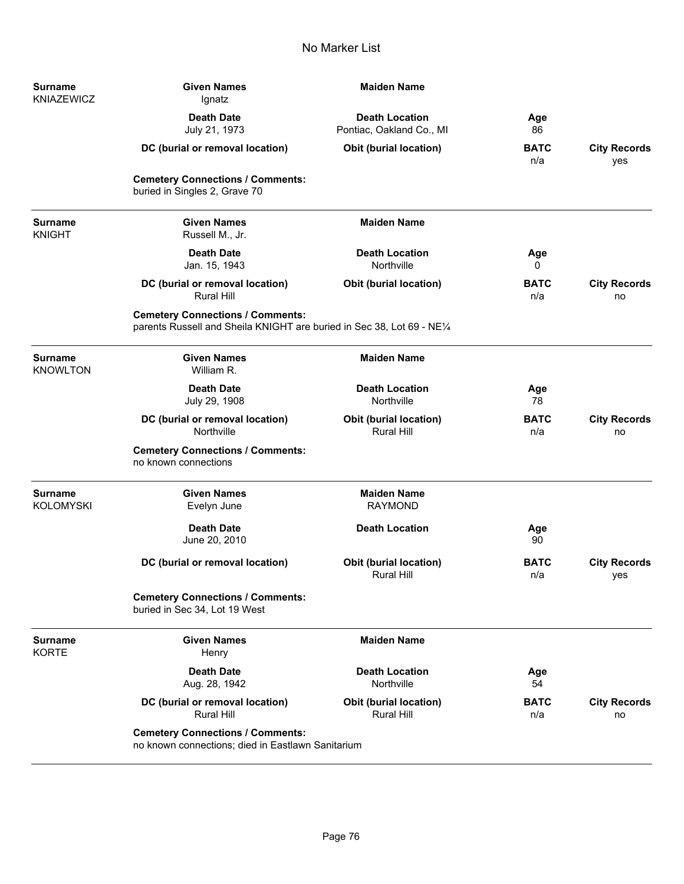## No Marker List

**Surname** KNIAZEWICZ | **Given Names** Ignatz | **Maiden Name**

| Death Date | Death Location | Age | |
|---|---|---|---|
| July 21, 1973 | Pontiac, Oakland Co., MI | 86 | |

| DC (burial or removal location) | Obit (burial location) | BATC | City Records |
|---|---|---|---|
| | | n/a | yes |

**Cemetery Connections / Comments:**
buried in Singles 2, Grave 70

---

**Surname** KNIGHT | **Given Names** Russell M., Jr. | **Maiden Name**

| Death Date | Death Location | Age | |
|---|---|---|---|
| Jan. 15, 1943 | Northville | 0 | |

| DC (burial or removal location) | Obit (burial location) | BATC | City Records |
|---|---|---|---|
| Rural Hill | | n/a | no |

**Cemetery Connections / Comments:**
parents Russell and Sheila KNIGHT are buried in Sec 38, Lot 69 - NE¼

---

**Surname** KNOWLTON | **Given Names** William R. | **Maiden Name**

| Death Date | Death Location | Age | |
|---|---|---|---|
| July 29, 1908 | Northville | 78 | |

| DC (burial or removal location) | Obit (burial location) | BATC | City Records |
|---|---|---|---|
| Northville | Rural Hill | n/a | no |

**Cemetery Connections / Comments:**
no known connections

---

**Surname** KOLOMYSKI | **Given Names** Evelyn June | **Maiden Name** RAYMOND

| Death Date | Death Location | Age | |
|---|---|---|---|
| June 20, 2010 | | 90 | |

| DC (burial or removal location) | Obit (burial location) | BATC | City Records |
|---|---|---|---|
| | Rural Hill | n/a | yes |

**Cemetery Connections / Comments:**
buried in Sec 34, Lot 19 West

---

**Surname** KORTE | **Given Names** Henry | **Maiden Name**

| Death Date | Death Location | Age | |
|---|---|---|---|
| Aug. 28, 1942 | Northville | 54 | |

| DC (burial or removal location) | Obit (burial location) | BATC | City Records |
|---|---|---|---|
| Rural Hill | Rural Hill | n/a | no |

**Cemetery Connections / Comments:**
no known connections; died in Eastlawn Sanitarium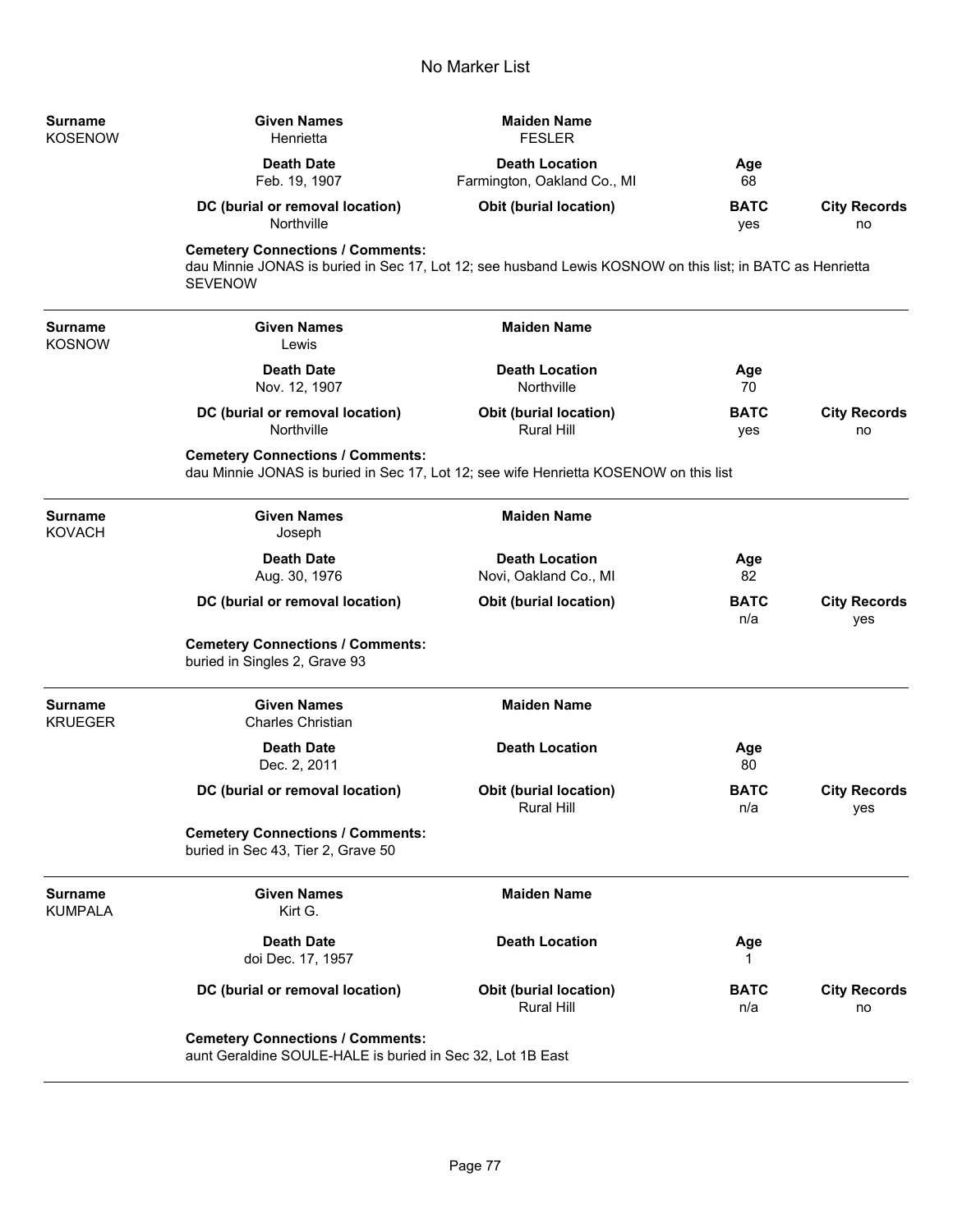# No Marker List

| Surname | Given Names | Maiden Name | | |
|---|---|---|---|---|
| KOSENOW | Henrietta | FESLER | | |
| | **Death Date** | **Death Location** | **Age** | |
| | Feb. 19, 1907 | Farmington, Oakland Co., MI | 68 | |
| | **DC (burial or removal location)** | **Obit (burial location)** | **BATC** | **City Records** |
| | Northville | | yes | no |

**Cemetery Connections / Comments:**
dau Minnie JONAS is buried in Sec 17, Lot 12; see husband Lewis KOSNOW on this list; in BATC as Henrietta SEVENOW

---

| Surname | Given Names | Maiden Name | | |
|---|---|---|---|---|
| KOSNOW | Lewis | | | |
| | **Death Date** | **Death Location** | **Age** | |
| | Nov. 12, 1907 | Northville | 70 | |
| | **DC (burial or removal location)** | **Obit (burial location)** | **BATC** | **City Records** |
| | Northville | Rural Hill | yes | no |

**Cemetery Connections / Comments:**
dau Minnie JONAS is buried in Sec 17, Lot 12; see wife Henrietta KOSENOW on this list

---

| Surname | Given Names | Maiden Name | | |
|---|---|---|---|---|
| KOVACH | Joseph | | | |
| | **Death Date** | **Death Location** | **Age** | |
| | Aug. 30, 1976 | Novi, Oakland Co., MI | 82 | |
| | **DC (burial or removal location)** | **Obit (burial location)** | **BATC** | **City Records** |
| | | | n/a | yes |

**Cemetery Connections / Comments:**
buried in Singles 2, Grave 93

---

| Surname | Given Names | Maiden Name | | |
|---|---|---|---|---|
| KRUEGER | Charles Christian | | | |
| | **Death Date** | **Death Location** | **Age** | |
| | Dec. 2, 2011 | | 80 | |
| | **DC (burial or removal location)** | **Obit (burial location)** | **BATC** | **City Records** |
| | | Rural Hill | n/a | yes |

**Cemetery Connections / Comments:**
buried in Sec 43, Tier 2, Grave 50

---

| Surname | Given Names | Maiden Name | | |
|---|---|---|---|---|
| KUMPALA | Kirt G. | | | |
| | **Death Date** | **Death Location** | **Age** | |
| | doi Dec. 17, 1957 | | 1 | |
| | **DC (burial or removal location)** | **Obit (burial location)** | **BATC** | **City Records** |
| | | Rural Hill | n/a | no |

**Cemetery Connections / Comments:**
aunt Geraldine SOULE-HALE is buried in Sec 32, Lot 1B East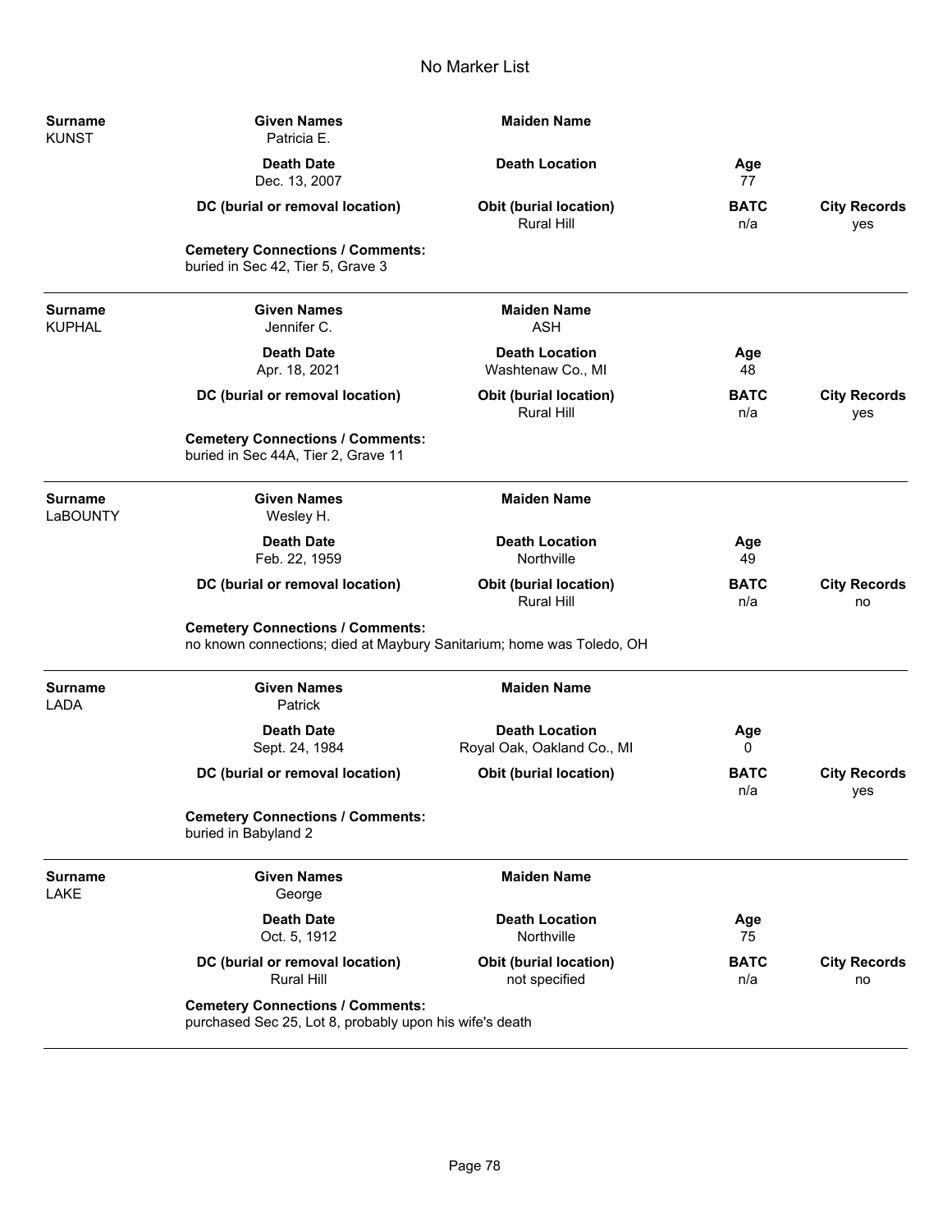| Surname | Given Names | Maiden Name | | |
|---|---|---|---|---|
| KUNST | Patricia E. | | | |
| | **Death Date** | **Death Location** | **Age** | |
| | Dec. 13, 2007 | | 77 | |
| | **DC (burial or removal location)** | **Obit (burial location)** | **BATC** | **City Records** |
| | | Rural Hill | n/a | yes |

**Cemetery Connections / Comments:**
buried in Sec 42, Tier 5, Grave 3

---

| Surname | Given Names | Maiden Name | | |
|---|---|---|---|---|
| KUPHAL | Jennifer C. | ASH | | |
| | **Death Date** | **Death Location** | **Age** | |
| | Apr. 18, 2021 | Washtenaw Co., MI | 48 | |
| | **DC (burial or removal location)** | **Obit (burial location)** | **BATC** | **City Records** |
| | | Rural Hill | n/a | yes |

**Cemetery Connections / Comments:**
buried in Sec 44A, Tier 2, Grave 11

---

| Surname | Given Names | Maiden Name | | |
|---|---|---|---|---|
| LaBOUNTY | Wesley H. | | | |
| | **Death Date** | **Death Location** | **Age** | |
| | Feb. 22, 1959 | Northville | 49 | |
| | **DC (burial or removal location)** | **Obit (burial location)** | **BATC** | **City Records** |
| | | Rural Hill | n/a | no |

**Cemetery Connections / Comments:**
no known connections; died at Maybury Sanitarium; home was Toledo, OH

---

| Surname | Given Names | Maiden Name | | |
|---|---|---|---|---|
| LADA | Patrick | | | |
| | **Death Date** | **Death Location** | **Age** | |
| | Sept. 24, 1984 | Royal Oak, Oakland Co., MI | 0 | |
| | **DC (burial or removal location)** | **Obit (burial location)** | **BATC** | **City Records** |
| | | | n/a | yes |

**Cemetery Connections / Comments:**
buried in Babyland 2

---

| Surname | Given Names | Maiden Name | | |
|---|---|---|---|---|
| LAKE | George | | | |
| | **Death Date** | **Death Location** | **Age** | |
| | Oct. 5, 1912 | Northville | 75 | |
| | **DC (burial or removal location)** | **Obit (burial location)** | **BATC** | **City Records** |
| | Rural Hill | not specified | n/a | no |

**Cemetery Connections / Comments:**
purchased Sec 25, Lot 8, probably upon his wife's death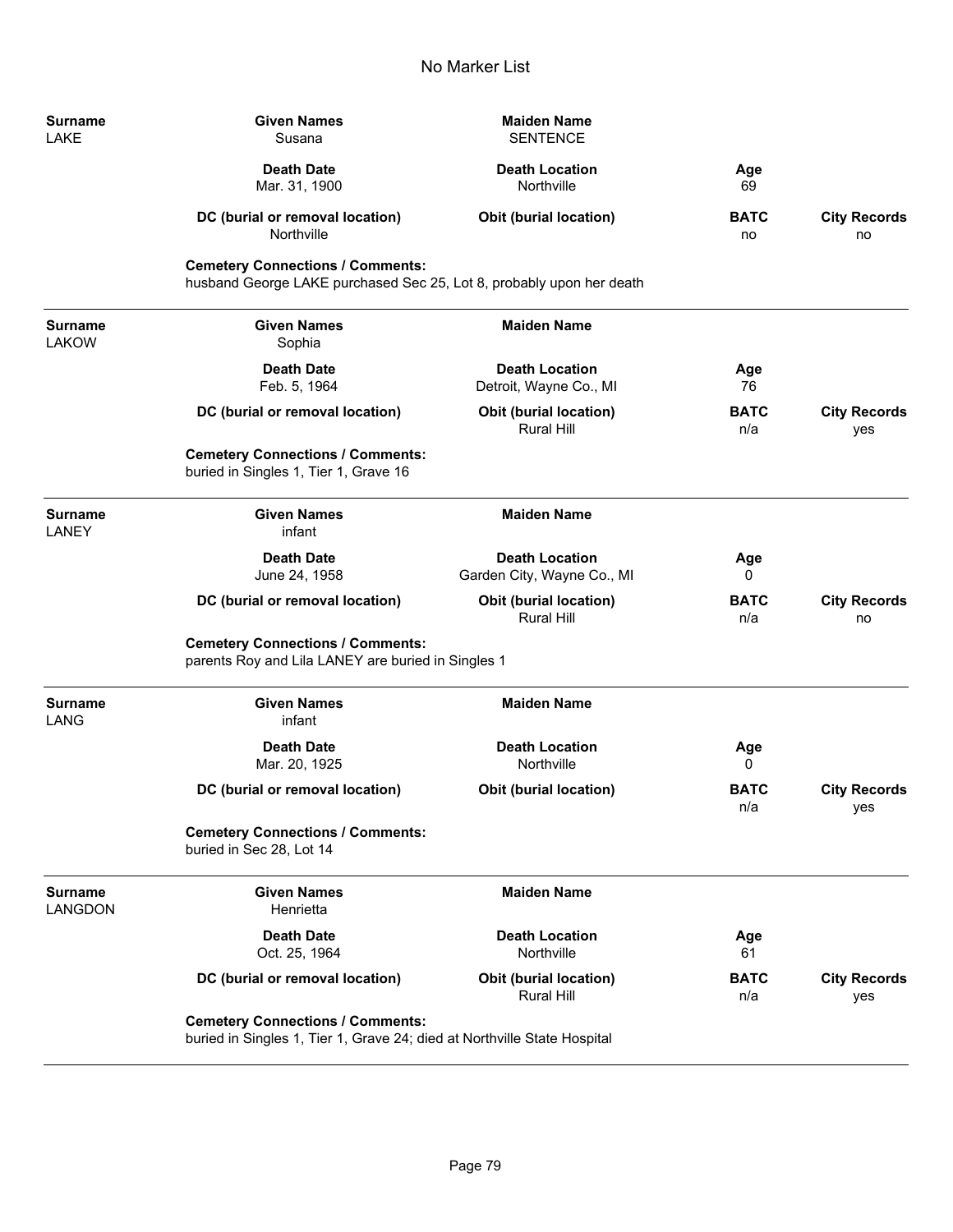# No Marker List

| Surname | Given Names | Maiden Name | | |
|---|---|---|---|---|
| LAKE | Susana | SENTENCE | | |
| | **Death Date** | **Death Location** | **Age** | |
| | Mar. 31, 1900 | Northville | 69 | |
| | **DC (burial or removal location)** | **Obit (burial location)** | **BATC** | **City Records** |
| | Northville | | no | no |

**Cemetery Connections / Comments:**
husband George LAKE purchased Sec 25, Lot 8, probably upon her death

---

| Surname | Given Names | Maiden Name | | |
|---|---|---|---|---|
| LAKOW | Sophia | | | |
| | **Death Date** | **Death Location** | **Age** | |
| | Feb. 5, 1964 | Detroit, Wayne Co., MI | 76 | |
| | **DC (burial or removal location)** | **Obit (burial location)** | **BATC** | **City Records** |
| | | Rural Hill | n/a | yes |

**Cemetery Connections / Comments:**
buried in Singles 1, Tier 1, Grave 16

---

| Surname | Given Names | Maiden Name | | |
|---|---|---|---|---|
| LANEY | infant | | | |
| | **Death Date** | **Death Location** | **Age** | |
| | June 24, 1958 | Garden City, Wayne Co., MI | 0 | |
| | **DC (burial or removal location)** | **Obit (burial location)** | **BATC** | **City Records** |
| | | Rural Hill | n/a | no |

**Cemetery Connections / Comments:**
parents Roy and Lila LANEY are buried in Singles 1

---

| Surname | Given Names | Maiden Name | | |
|---|---|---|---|---|
| LANG | infant | | | |
| | **Death Date** | **Death Location** | **Age** | |
| | Mar. 20, 1925 | Northville | 0 | |
| | **DC (burial or removal location)** | **Obit (burial location)** | **BATC** | **City Records** |
| | | | n/a | yes |

**Cemetery Connections / Comments:**
buried in Sec 28, Lot 14

---

| Surname | Given Names | Maiden Name | | |
|---|---|---|---|---|
| LANGDON | Henrietta | | | |
| | **Death Date** | **Death Location** | **Age** | |
| | Oct. 25, 1964 | Northville | 61 | |
| | **DC (burial or removal location)** | **Obit (burial location)** | **BATC** | **City Records** |
| | | Rural Hill | n/a | yes |

**Cemetery Connections / Comments:**
buried in Singles 1, Tier 1, Grave 24; died at Northville State Hospital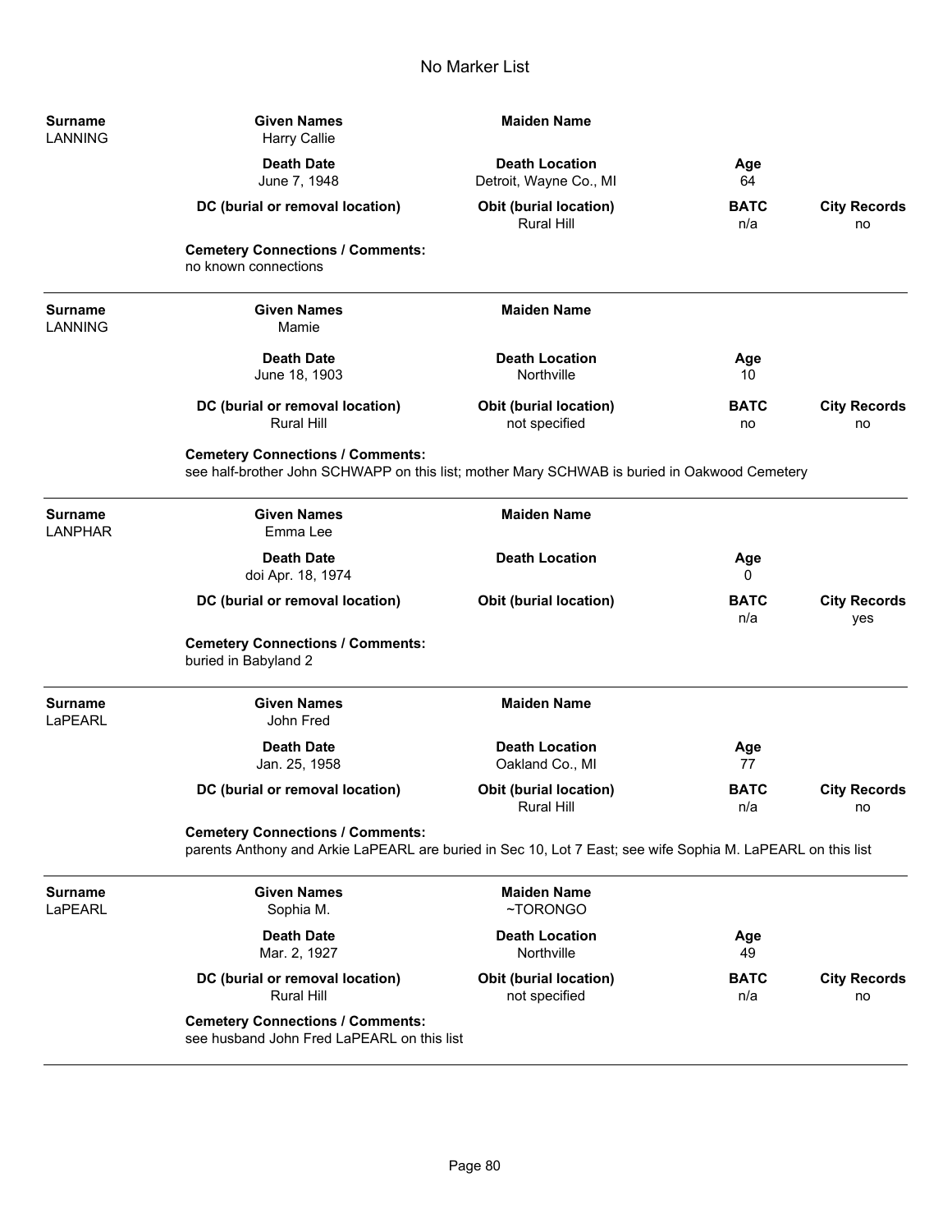# No Marker List

| Surname | Given Names | Maiden Name | | |
|---|---|---|---|---|
| LANNING | Harry Callie | | | |
| | **Death Date** | **Death Location** | **Age** | |
| | June 7, 1948 | Detroit, Wayne Co., MI | 64 | |
| | **DC (burial or removal location)** | **Obit (burial location)** | **BATC** | **City Records** |
| | | Rural Hill | n/a | no |

**Cemetery Connections / Comments:**
no known connections

---

| Surname | Given Names | Maiden Name | | |
|---|---|---|---|---|
| LANNING | Mamie | | | |
| | **Death Date** | **Death Location** | **Age** | |
| | June 18, 1903 | Northville | 10 | |
| | **DC (burial or removal location)** | **Obit (burial location)** | **BATC** | **City Records** |
| | Rural Hill | not specified | no | no |

**Cemetery Connections / Comments:**
see half-brother John SCHWAPP on this list; mother Mary SCHWAB is buried in Oakwood Cemetery

---

| Surname | Given Names | Maiden Name | | |
|---|---|---|---|---|
| LANPHAR | Emma Lee | | | |
| | **Death Date** | **Death Location** | **Age** | |
| | doi Apr. 18, 1974 | | 0 | |
| | **DC (burial or removal location)** | **Obit (burial location)** | **BATC** | **City Records** |
| | | | n/a | yes |

**Cemetery Connections / Comments:**
buried in Babyland 2

---

| Surname | Given Names | Maiden Name | | |
|---|---|---|---|---|
| LaPEARL | John Fred | | | |
| | **Death Date** | **Death Location** | **Age** | |
| | Jan. 25, 1958 | Oakland Co., MI | 77 | |
| | **DC (burial or removal location)** | **Obit (burial location)** | **BATC** | **City Records** |
| | | Rural Hill | n/a | no |

**Cemetery Connections / Comments:**
parents Anthony and Arkie LaPEARL are buried in Sec 10, Lot 7 East; see wife Sophia M. LaPEARL on this list

---

| Surname | Given Names | Maiden Name | | |
|---|---|---|---|---|
| LaPEARL | Sophia M. | ~TORONGO | | |
| | **Death Date** | **Death Location** | **Age** | |
| | Mar. 2, 1927 | Northville | 49 | |
| | **DC (burial or removal location)** | **Obit (burial location)** | **BATC** | **City Records** |
| | Rural Hill | not specified | n/a | no |

**Cemetery Connections / Comments:**
see husband John Fred LaPEARL on this list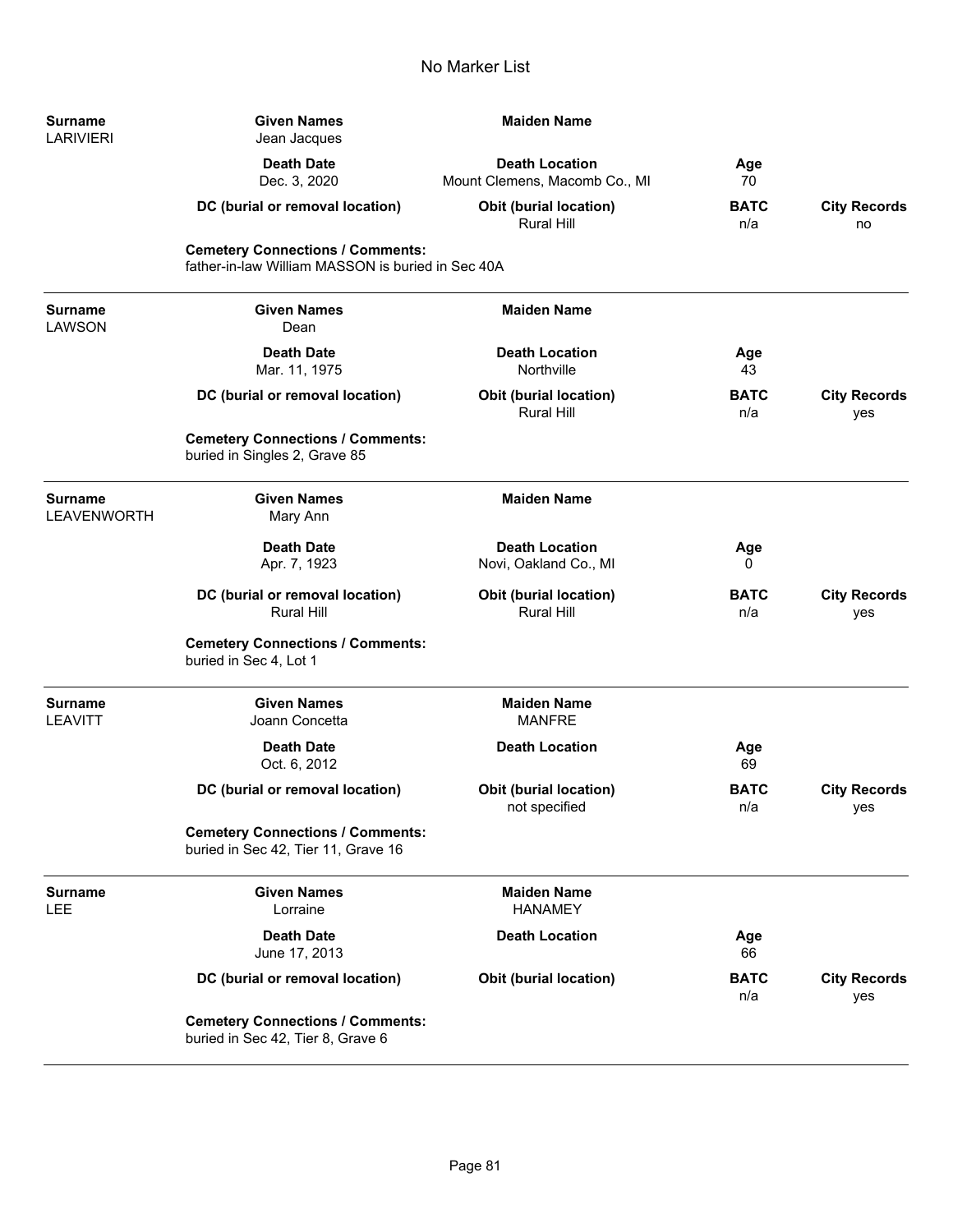# No Marker List

| Surname | Given Names | Maiden Name | | |
|---|---|---|---|---|
| LARIVIERI | Jean Jacques | | | |
| | **Death Date** | **Death Location** | **Age** | |
| | Dec. 3, 2020 | Mount Clemens, Macomb Co., MI | 70 | |
| | **DC (burial or removal location)** | **Obit (burial location)** | **BATC** | **City Records** |
| | | Rural Hill | n/a | no |

**Cemetery Connections / Comments:**
father-in-law William MASSON is buried in Sec 40A

---

| Surname | Given Names | Maiden Name | | |
|---|---|---|---|---|
| LAWSON | Dean | | | |
| | **Death Date** | **Death Location** | **Age** | |
| | Mar. 11, 1975 | Northville | 43 | |
| | **DC (burial or removal location)** | **Obit (burial location)** | **BATC** | **City Records** |
| | | Rural Hill | n/a | yes |

**Cemetery Connections / Comments:**
buried in Singles 2, Grave 85

---

| Surname | Given Names | Maiden Name | | |
|---|---|---|---|---|
| LEAVENWORTH | Mary Ann | | | |
| | **Death Date** | **Death Location** | **Age** | |
| | Apr. 7, 1923 | Novi, Oakland Co., MI | 0 | |
| | **DC (burial or removal location)** | **Obit (burial location)** | **BATC** | **City Records** |
| | Rural Hill | Rural Hill | n/a | yes |

**Cemetery Connections / Comments:**
buried in Sec 4, Lot 1

---

| Surname | Given Names | Maiden Name | | |
|---|---|---|---|---|
| LEAVITT | Joann Concetta | MANFRE | | |
| | **Death Date** | **Death Location** | **Age** | |
| | Oct. 6, 2012 | | 69 | |
| | **DC (burial or removal location)** | **Obit (burial location)** | **BATC** | **City Records** |
| | | not specified | n/a | yes |

**Cemetery Connections / Comments:**
buried in Sec 42, Tier 11, Grave 16

---

| Surname | Given Names | Maiden Name | | |
|---|---|---|---|---|
| LEE | Lorraine | HANAMEY | | |
| | **Death Date** | **Death Location** | **Age** | |
| | June 17, 2013 | | 66 | |
| | **DC (burial or removal location)** | **Obit (burial location)** | **BATC** | **City Records** |
| | | | n/a | yes |

**Cemetery Connections / Comments:**
buried in Sec 42, Tier 8, Grave 6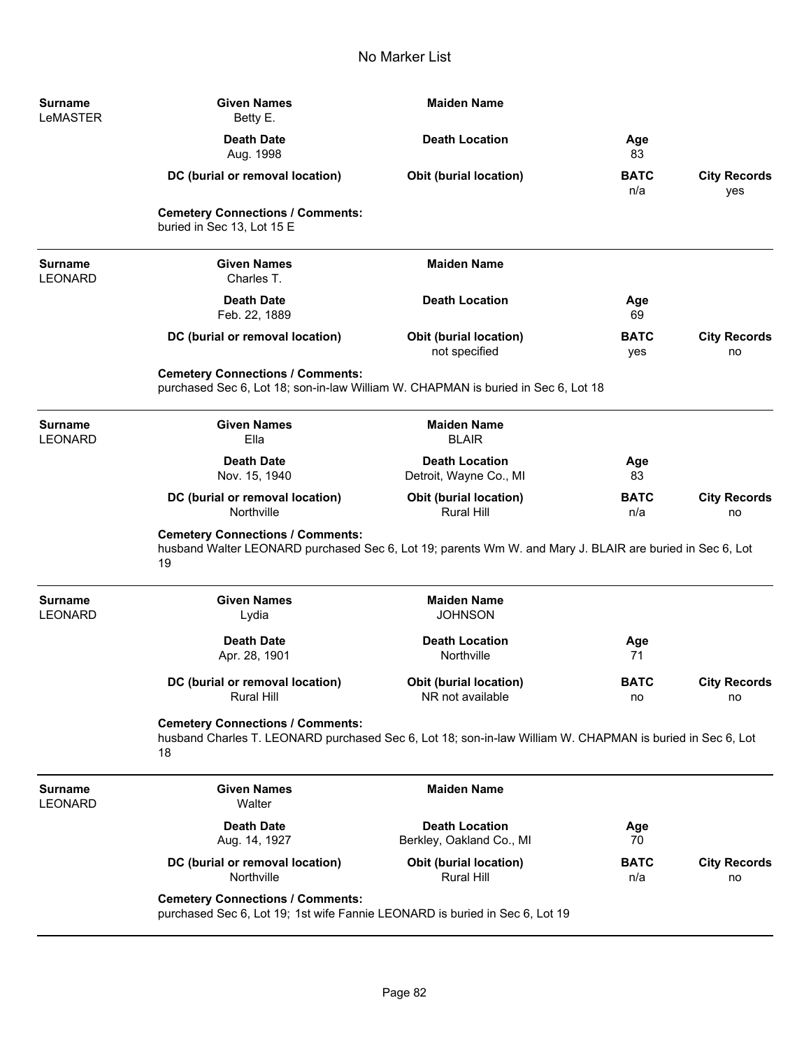# No Marker List

| Surname | Given Names | Maiden Name | | |
|---|---|---|---|---|
| LeMASTER | Betty E. | | | |
| | **Death Date** | **Death Location** | **Age** | |
| | Aug. 1998 | | 83 | |
| | **DC (burial or removal location)** | **Obit (burial location)** | **BATC** | **City Records** |
| | | | n/a | yes |

**Cemetery Connections / Comments:**
buried in Sec 13, Lot 15 E

---

| Surname | Given Names | Maiden Name | | |
|---|---|---|---|---|
| LEONARD | Charles T. | | | |
| | **Death Date** | **Death Location** | **Age** | |
| | Feb. 22, 1889 | | 69 | |
| | **DC (burial or removal location)** | **Obit (burial location)** | **BATC** | **City Records** |
| | | not specified | yes | no |

**Cemetery Connections / Comments:**
purchased Sec 6, Lot 18; son-in-law William W. CHAPMAN is buried in Sec 6, Lot 18

---

| Surname | Given Names | Maiden Name | | |
|---|---|---|---|---|
| LEONARD | Ella | BLAIR | | |
| | **Death Date** | **Death Location** | **Age** | |
| | Nov. 15, 1940 | Detroit, Wayne Co., MI | 83 | |
| | **DC (burial or removal location)** | **Obit (burial location)** | **BATC** | **City Records** |
| | Northville | Rural Hill | n/a | no |

**Cemetery Connections / Comments:**
husband Walter LEONARD purchased Sec 6, Lot 19; parents Wm W. and Mary J. BLAIR are buried in Sec 6, Lot 19

---

| Surname | Given Names | Maiden Name | | |
|---|---|---|---|---|
| LEONARD | Lydia | JOHNSON | | |
| | **Death Date** | **Death Location** | **Age** | |
| | Apr. 28, 1901 | Northville | 71 | |
| | **DC (burial or removal location)** | **Obit (burial location)** | **BATC** | **City Records** |
| | Rural Hill | NR not available | no | no |

**Cemetery Connections / Comments:**
husband Charles T. LEONARD purchased Sec 6, Lot 18; son-in-law William W. CHAPMAN is buried in Sec 6, Lot 18

---

| Surname | Given Names | Maiden Name | | |
|---|---|---|---|---|
| LEONARD | Walter | | | |
| | **Death Date** | **Death Location** | **Age** | |
| | Aug. 14, 1927 | Berkley, Oakland Co., MI | 70 | |
| | **DC (burial or removal location)** | **Obit (burial location)** | **BATC** | **City Records** |
| | Northville | Rural Hill | n/a | no |

**Cemetery Connections / Comments:**
purchased Sec 6, Lot 19; 1st wife Fannie LEONARD is buried in Sec 6, Lot 19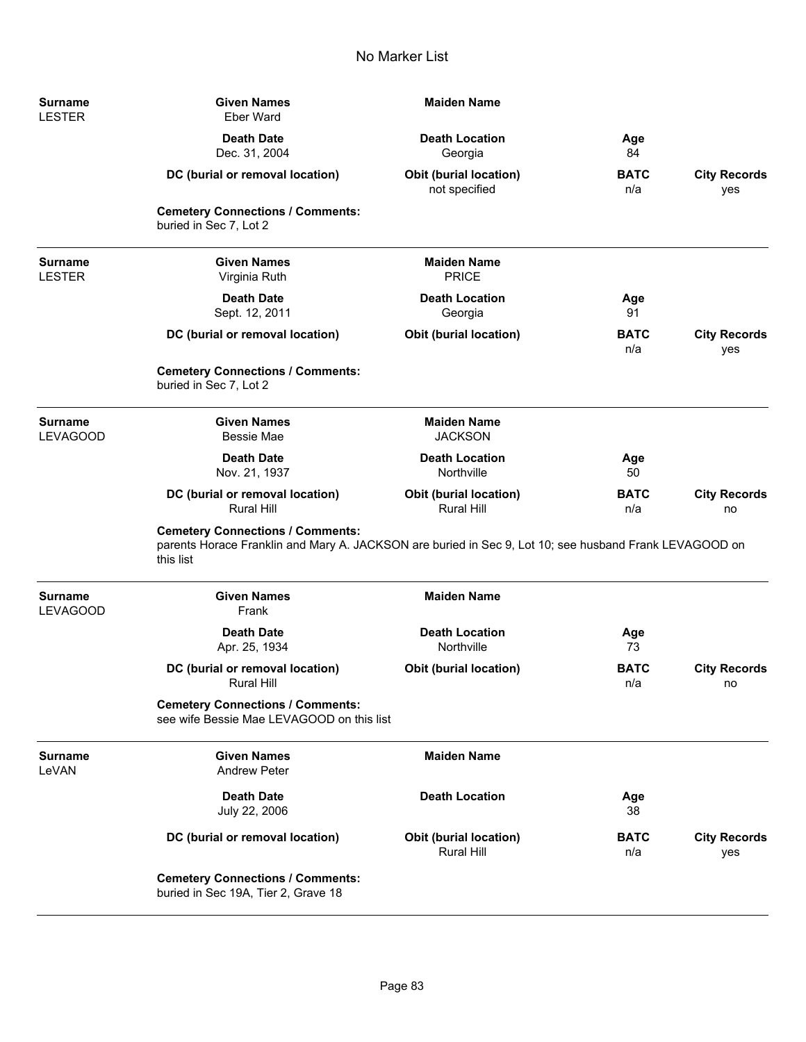# No Marker List

| **Surname** | **Given Names** | **Maiden Name** | | |
|---|---|---|---|---|
| LESTER | Eber Ward | | | |
| | **Death Date** | **Death Location** | **Age** | |
| | Dec. 31, 2004 | Georgia | 84 | |
| | **DC (burial or removal location)** | **Obit (burial location)** | **BATC** | **City Records** |
| | | not specified | n/a | yes |

**Cemetery Connections / Comments:**
buried in Sec 7, Lot 2

---

| **Surname** | **Given Names** | **Maiden Name** | | |
|---|---|---|---|---|
| LESTER | Virginia Ruth | PRICE | | |
| | **Death Date** | **Death Location** | **Age** | |
| | Sept. 12, 2011 | Georgia | 91 | |
| | **DC (burial or removal location)** | **Obit (burial location)** | **BATC** | **City Records** |
| | | | n/a | yes |

**Cemetery Connections / Comments:**
buried in Sec 7, Lot 2

---

| **Surname** | **Given Names** | **Maiden Name** | | |
|---|---|---|---|---|
| LEVAGOOD | Bessie Mae | JACKSON | | |
| | **Death Date** | **Death Location** | **Age** | |
| | Nov. 21, 1937 | Northville | 50 | |
| | **DC (burial or removal location)** | **Obit (burial location)** | **BATC** | **City Records** |
| | Rural Hill | Rural Hill | n/a | no |

**Cemetery Connections / Comments:**
parents Horace Franklin and Mary A. JACKSON are buried in Sec 9, Lot 10; see husband Frank LEVAGOOD on this list

---

| **Surname** | **Given Names** | **Maiden Name** | | |
|---|---|---|---|---|
| LEVAGOOD | Frank | | | |
| | **Death Date** | **Death Location** | **Age** | |
| | Apr. 25, 1934 | Northville | 73 | |
| | **DC (burial or removal location)** | **Obit (burial location)** | **BATC** | **City Records** |
| | Rural Hill | | n/a | no |

**Cemetery Connections / Comments:**
see wife Bessie Mae LEVAGOOD on this list

---

| **Surname** | **Given Names** | **Maiden Name** | | |
|---|---|---|---|---|
| LeVAN | Andrew Peter | | | |
| | **Death Date** | **Death Location** | **Age** | |
| | July 22, 2006 | | 38 | |
| | **DC (burial or removal location)** | **Obit (burial location)** | **BATC** | **City Records** |
| | | Rural Hill | n/a | yes |

**Cemetery Connections / Comments:**
buried in Sec 19A, Tier 2, Grave 18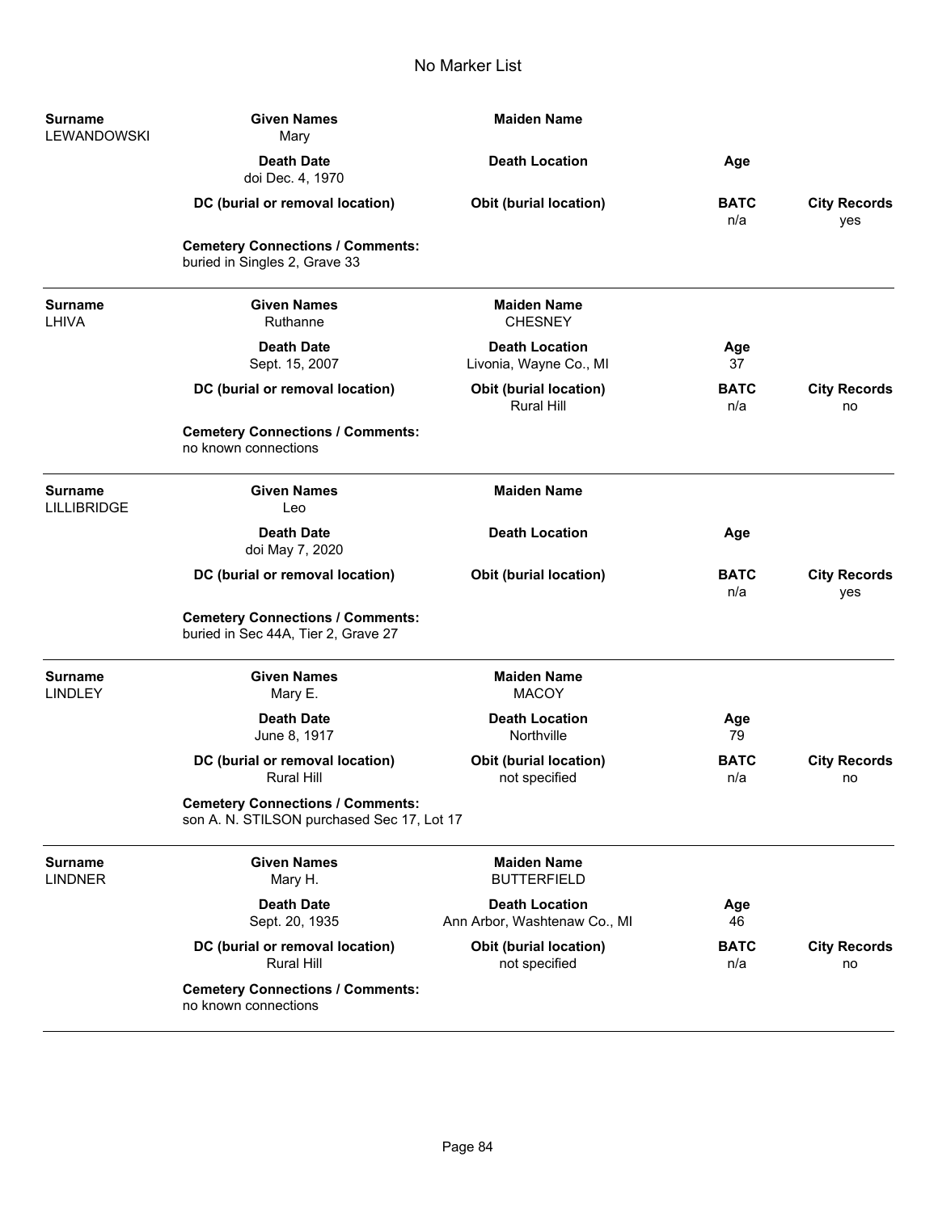## No Marker List

**Surname**: LEWANDOWSKI
**Given Names**: Mary
**Maiden Name**:
**Death Date**: doi Dec. 4, 1970
**Death Location**:
**Age**:
**DC (burial or removal location)**:
**Obit (burial location)**:
**BATC**: n/a
**City Records**: yes
**Cemetery Connections / Comments:** buried in Singles 2, Grave 33

---

**Surname**: LHIVA
**Given Names**: Ruthanne
**Maiden Name**: CHESNEY
**Death Date**: Sept. 15, 2007
**Death Location**: Livonia, Wayne Co., MI
**Age**: 37
**DC (burial or removal location)**:
**Obit (burial location)**: Rural Hill
**BATC**: n/a
**City Records**: no
**Cemetery Connections / Comments:** no known connections

---

**Surname**: LILLIBRIDGE
**Given Names**: Leo
**Maiden Name**:
**Death Date**: doi May 7, 2020
**Death Location**:
**Age**:
**DC (burial or removal location)**:
**Obit (burial location)**:
**BATC**: n/a
**City Records**: yes
**Cemetery Connections / Comments:** buried in Sec 44A, Tier 2, Grave 27

---

**Surname**: LINDLEY
**Given Names**: Mary E.
**Maiden Name**: MACOY
**Death Date**: June 8, 1917
**Death Location**: Northville
**Age**: 79
**DC (burial or removal location)**: Rural Hill
**Obit (burial location)**: not specified
**BATC**: n/a
**City Records**: no
**Cemetery Connections / Comments:** son A. N. STILSON purchased Sec 17, Lot 17

---

**Surname**: LINDNER
**Given Names**: Mary H.
**Maiden Name**: BUTTERFIELD
**Death Date**: Sept. 20, 1935
**Death Location**: Ann Arbor, Washtenaw Co., MI
**Age**: 46
**DC (burial or removal location)**: Rural Hill
**Obit (burial location)**: not specified
**BATC**: n/a
**City Records**: no
**Cemetery Connections / Comments:** no known connections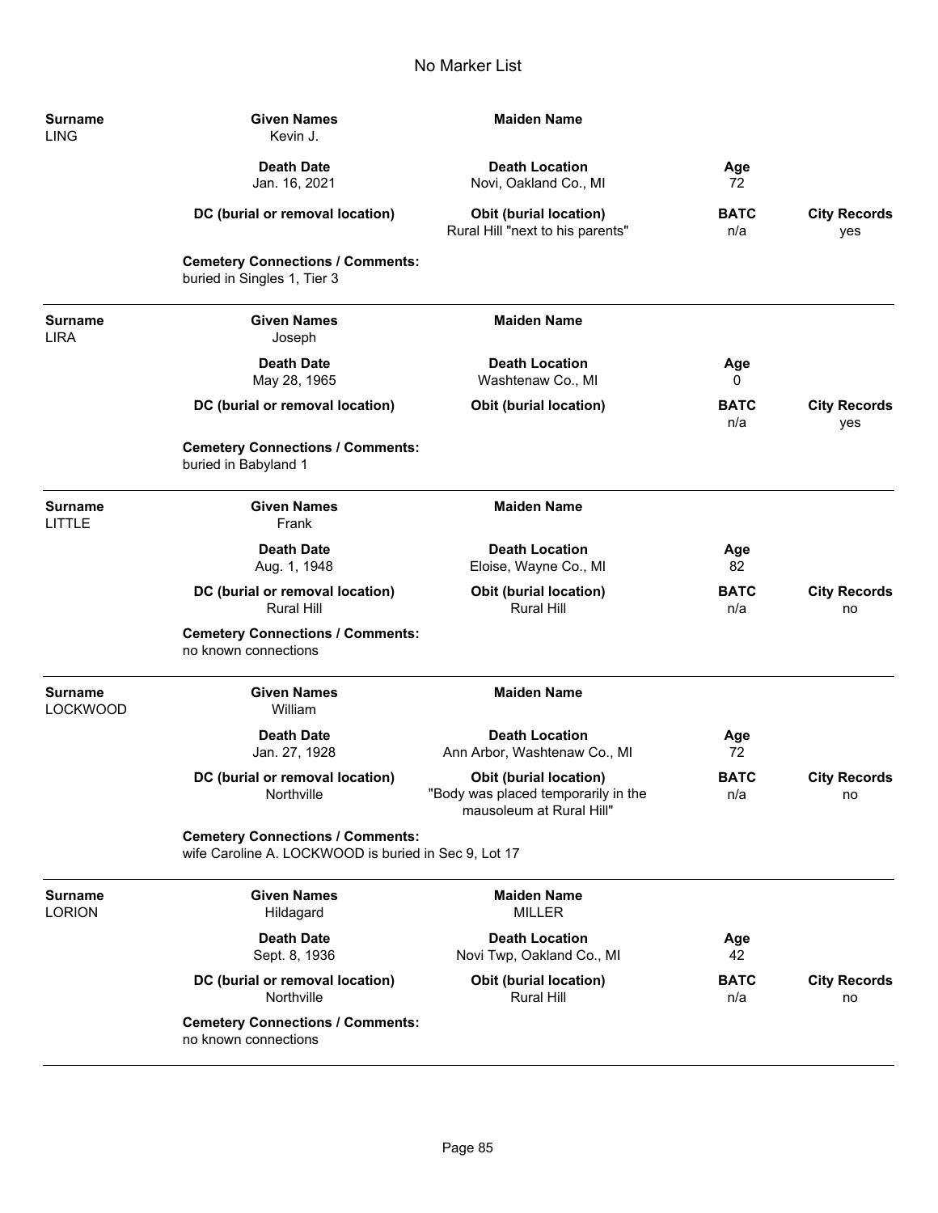# No Marker List

| Surname | Given Names | Maiden Name | | |
|---|---|---|---|---|
| LING | Kevin J. | | | |
| | **Death Date** | **Death Location** | **Age** | |
| | Jan. 16, 2021 | Novi, Oakland Co., MI | 72 | |
| | **DC (burial or removal location)** | **Obit (burial location)** | **BATC** | **City Records** |
| | | Rural Hill "next to his parents" | n/a | yes |
| | **Cemetery Connections / Comments:** buried in Singles 1, Tier 3 | | | |

| Surname | Given Names | Maiden Name | | |
|---|---|---|---|---|
| LIRA | Joseph | | | |
| | **Death Date** | **Death Location** | **Age** | |
| | May 28, 1965 | Washtenaw Co., MI | 0 | |
| | **DC (burial or removal location)** | **Obit (burial location)** | **BATC** | **City Records** |
| | | | n/a | yes |
| | **Cemetery Connections / Comments:** buried in Babyland 1 | | | |

| Surname | Given Names | Maiden Name | | |
|---|---|---|---|---|
| LITTLE | Frank | | | |
| | **Death Date** | **Death Location** | **Age** | |
| | Aug. 1, 1948 | Eloise, Wayne Co., MI | 82 | |
| | **DC (burial or removal location)** | **Obit (burial location)** | **BATC** | **City Records** |
| | Rural Hill | Rural Hill | n/a | no |
| | **Cemetery Connections / Comments:** no known connections | | | |

| Surname | Given Names | Maiden Name | | |
|---|---|---|---|---|
| LOCKWOOD | William | | | |
| | **Death Date** | **Death Location** | **Age** | |
| | Jan. 27, 1928 | Ann Arbor, Washtenaw Co., MI | 72 | |
| | **DC (burial or removal location)** | **Obit (burial location)** | **BATC** | **City Records** |
| | Northville | "Body was placed temporarily in the mausoleum at Rural Hill" | n/a | no |
| | **Cemetery Connections / Comments:** wife Caroline A. LOCKWOOD is buried in Sec 9, Lot 17 | | | |

| Surname | Given Names | Maiden Name | | |
|---|---|---|---|---|
| LORION | Hildagard | MILLER | | |
| | **Death Date** | **Death Location** | **Age** | |
| | Sept. 8, 1936 | Novi Twp, Oakland Co., MI | 42 | |
| | **DC (burial or removal location)** | **Obit (burial location)** | **BATC** | **City Records** |
| | Northville | Rural Hill | n/a | no |
| | **Cemetery Connections / Comments:** no known connections | | | |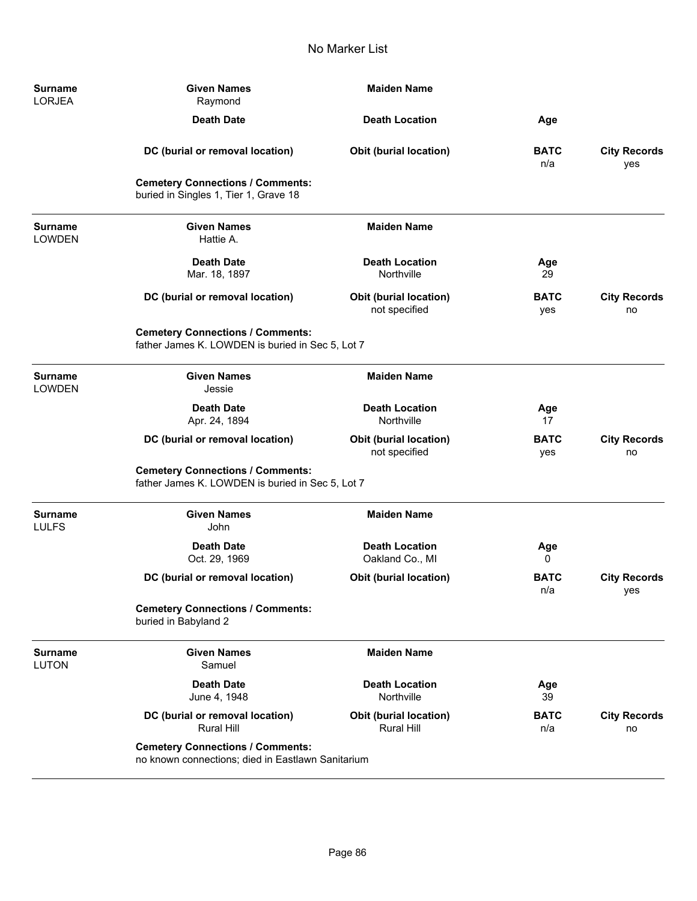# No Marker List

**Surname:** LORJEA
**Given Names:** Raymond
**Maiden Name:**

| Death Date | Death Location | Age | |
|---|---|---|---|
| | | | |

| DC (burial or removal location) | Obit (burial location) | BATC | City Records |
|---|---|---|---|
| | | n/a | yes |

**Cemetery Connections / Comments:**
buried in Singles 1, Tier 1, Grave 18

---

**Surname:** LOWDEN
**Given Names:** Hattie A.
**Maiden Name:**

| Death Date | Death Location | Age | |
|---|---|---|---|
| Mar. 18, 1897 | Northville | 29 | |

| DC (burial or removal location) | Obit (burial location) | BATC | City Records |
|---|---|---|---|
| | not specified | yes | no |

**Cemetery Connections / Comments:**
father James K. LOWDEN is buried in Sec 5, Lot 7

---

**Surname:** LOWDEN
**Given Names:** Jessie
**Maiden Name:**

| Death Date | Death Location | Age | |
|---|---|---|---|
| Apr. 24, 1894 | Northville | 17 | |

| DC (burial or removal location) | Obit (burial location) | BATC | City Records |
|---|---|---|---|
| | not specified | yes | no |

**Cemetery Connections / Comments:**
father James K. LOWDEN is buried in Sec 5, Lot 7

---

**Surname:** LULFS
**Given Names:** John
**Maiden Name:**

| Death Date | Death Location | Age | |
|---|---|---|---|
| Oct. 29, 1969 | Oakland Co., MI | 0 | |

| DC (burial or removal location) | Obit (burial location) | BATC | City Records |
|---|---|---|---|
| | | n/a | yes |

**Cemetery Connections / Comments:**
buried in Babyland 2

---

**Surname:** LUTON
**Given Names:** Samuel
**Maiden Name:**

| Death Date | Death Location | Age | |
|---|---|---|---|
| June 4, 1948 | Northville | 39 | |

| DC (burial or removal location) | Obit (burial location) | BATC | City Records |
|---|---|---|---|
| Rural Hill | Rural Hill | n/a | no |

**Cemetery Connections / Comments:**
no known connections; died in Eastlawn Sanitarium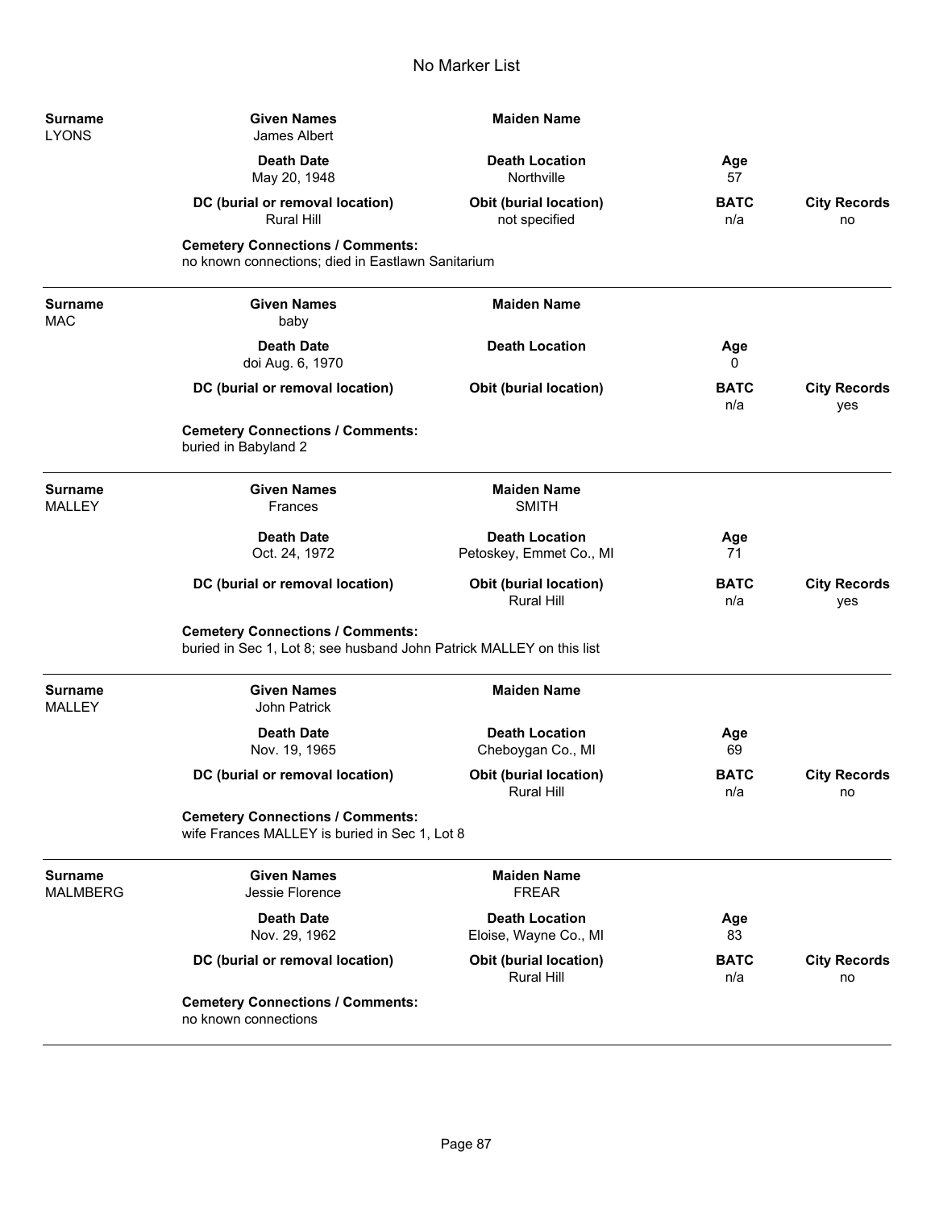# No Marker List

| Surname | Given Names | Maiden Name | | |
|---|---|---|---|---|
| LYONS | James Albert | | | |
| | **Death Date** | **Death Location** | **Age** | |
| | May 20, 1948 | Northville | 57 | |
| | **DC (burial or removal location)** | **Obit (burial location)** | **BATC** | **City Records** |
| | Rural Hill | not specified | n/a | no |

**Cemetery Connections / Comments:**
no known connections; died in Eastlawn Sanitarium

---

| Surname | Given Names | Maiden Name | | |
|---|---|---|---|---|
| MAC | baby | | | |
| | **Death Date** | **Death Location** | **Age** | |
| | doi Aug. 6, 1970 | | 0 | |
| | **DC (burial or removal location)** | **Obit (burial location)** | **BATC** | **City Records** |
| | | | n/a | yes |

**Cemetery Connections / Comments:**
buried in Babyland 2

---

| Surname | Given Names | Maiden Name | | |
|---|---|---|---|---|
| MALLEY | Frances | SMITH | | |
| | **Death Date** | **Death Location** | **Age** | |
| | Oct. 24, 1972 | Petoskey, Emmet Co., MI | 71 | |
| | **DC (burial or removal location)** | **Obit (burial location)** | **BATC** | **City Records** |
| | | Rural Hill | n/a | yes |

**Cemetery Connections / Comments:**
buried in Sec 1, Lot 8; see husband John Patrick MALLEY on this list

---

| Surname | Given Names | Maiden Name | | |
|---|---|---|---|---|
| MALLEY | John Patrick | | | |
| | **Death Date** | **Death Location** | **Age** | |
| | Nov. 19, 1965 | Cheboygan Co., MI | 69 | |
| | **DC (burial or removal location)** | **Obit (burial location)** | **BATC** | **City Records** |
| | | Rural Hill | n/a | no |

**Cemetery Connections / Comments:**
wife Frances MALLEY is buried in Sec 1, Lot 8

---

| Surname | Given Names | Maiden Name | | |
|---|---|---|---|---|
| MALMBERG | Jessie Florence | FREAR | | |
| | **Death Date** | **Death Location** | **Age** | |
| | Nov. 29, 1962 | Eloise, Wayne Co., MI | 83 | |
| | **DC (burial or removal location)** | **Obit (burial location)** | **BATC** | **City Records** |
| | | Rural Hill | n/a | no |

**Cemetery Connections / Comments:**
no known connections

---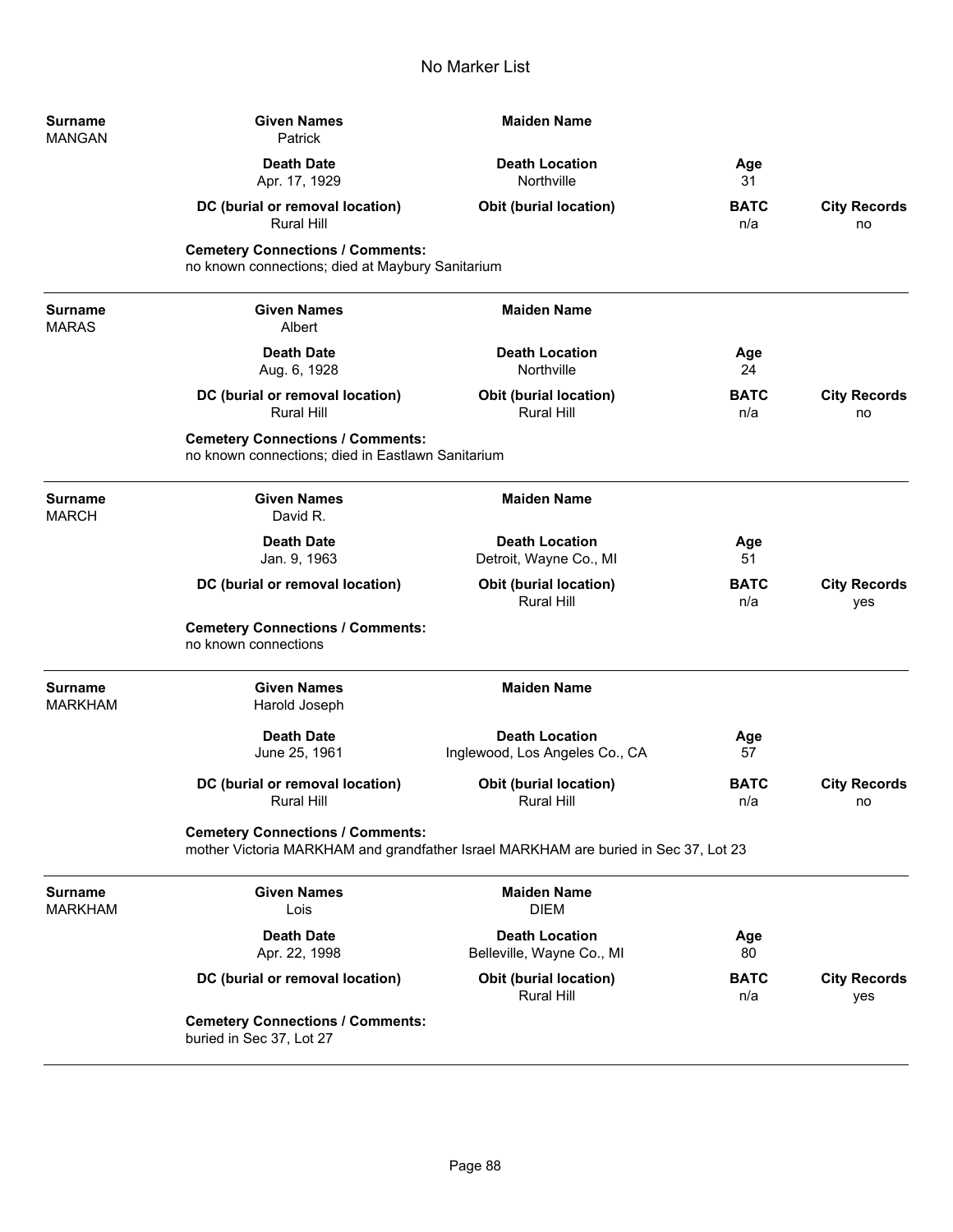# No Marker List

| Surname | Given Names | Maiden Name | | |
|---|---|---|---|---|
| MANGAN | Patrick | | | |
| | **Death Date** | **Death Location** | **Age** | |
| | Apr. 17, 1929 | Northville | 31 | |
| | **DC (burial or removal location)** | **Obit (burial location)** | **BATC** | **City Records** |
| | Rural Hill | | n/a | no |

**Cemetery Connections / Comments:**
no known connections; died at Maybury Sanitarium

---

| Surname | Given Names | Maiden Name | | |
|---|---|---|---|---|
| MARAS | Albert | | | |
| | **Death Date** | **Death Location** | **Age** | |
| | Aug. 6, 1928 | Northville | 24 | |
| | **DC (burial or removal location)** | **Obit (burial location)** | **BATC** | **City Records** |
| | Rural Hill | Rural Hill | n/a | no |

**Cemetery Connections / Comments:**
no known connections; died in Eastlawn Sanitarium

---

| Surname | Given Names | Maiden Name | | |
|---|---|---|---|---|
| MARCH | David R. | | | |
| | **Death Date** | **Death Location** | **Age** | |
| | Jan. 9, 1963 | Detroit, Wayne Co., MI | 51 | |
| | **DC (burial or removal location)** | **Obit (burial location)** | **BATC** | **City Records** |
| | | Rural Hill | n/a | yes |

**Cemetery Connections / Comments:**
no known connections

---

| Surname | Given Names | Maiden Name | | |
|---|---|---|---|---|
| MARKHAM | Harold Joseph | | | |
| | **Death Date** | **Death Location** | **Age** | |
| | June 25, 1961 | Inglewood, Los Angeles Co., CA | 57 | |
| | **DC (burial or removal location)** | **Obit (burial location)** | **BATC** | **City Records** |
| | Rural Hill | Rural Hill | n/a | no |

**Cemetery Connections / Comments:**
mother Victoria MARKHAM and grandfather Israel MARKHAM are buried in Sec 37, Lot 23

---

| Surname | Given Names | Maiden Name | | |
|---|---|---|---|---|
| MARKHAM | Lois | DIEM | | |
| | **Death Date** | **Death Location** | **Age** | |
| | Apr. 22, 1998 | Belleville, Wayne Co., MI | 80 | |
| | **DC (burial or removal location)** | **Obit (burial location)** | **BATC** | **City Records** |
| | | Rural Hill | n/a | yes |

**Cemetery Connections / Comments:**
buried in Sec 37, Lot 27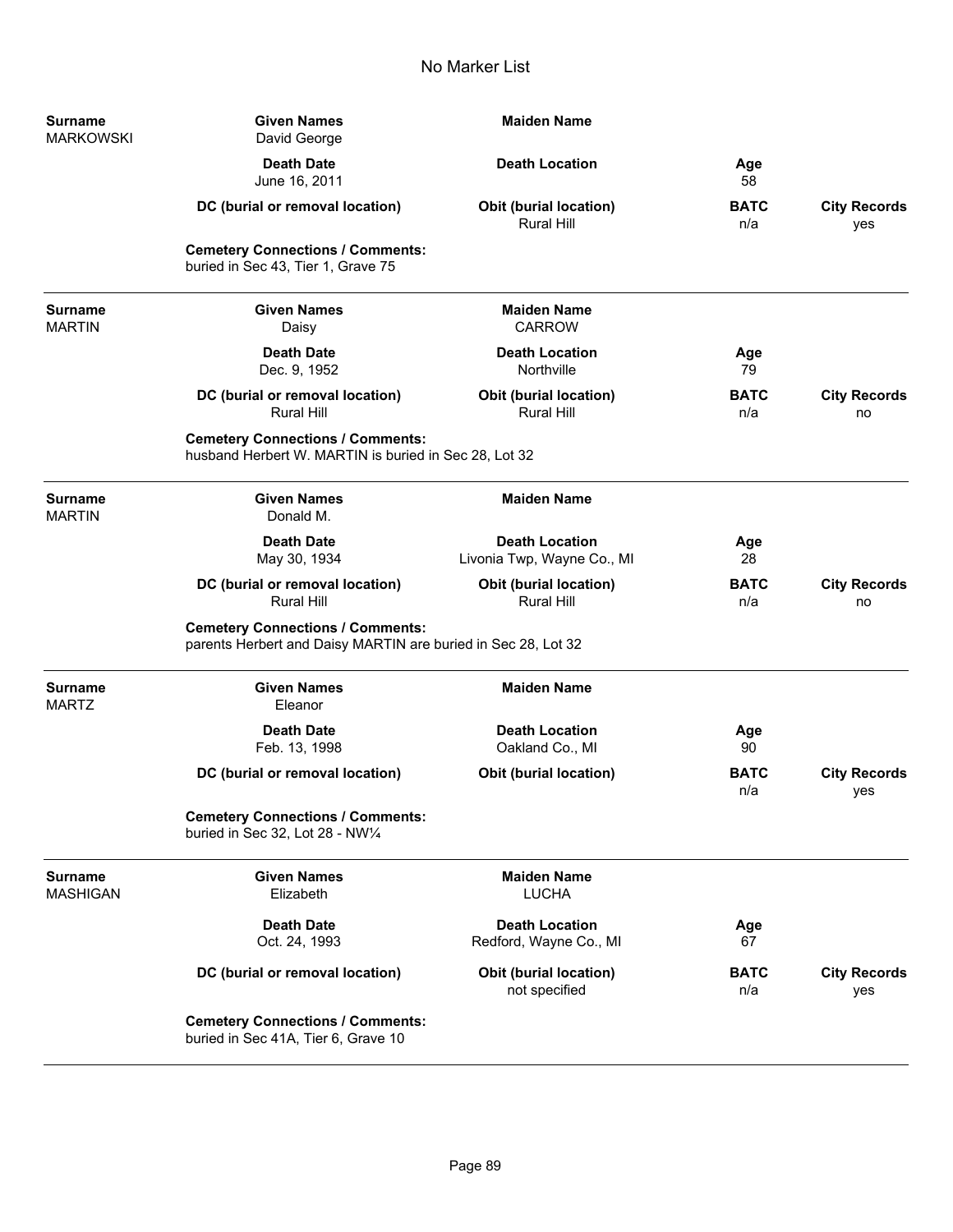# No Marker List

| Surname | Given Names | Maiden Name | | |
|---|---|---|---|---|
| MARKOWSKI | David George | | | |
| | **Death Date** | **Death Location** | **Age** | |
| | June 16, 2011 | | 58 | |
| | **DC (burial or removal location)** | **Obit (burial location)** | **BATC** | **City Records** |
| | | Rural Hill | n/a | yes |

**Cemetery Connections / Comments:**
buried in Sec 43, Tier 1, Grave 75

---

| Surname | Given Names | Maiden Name | | |
|---|---|---|---|---|
| MARTIN | Daisy | CARROW | | |
| | **Death Date** | **Death Location** | **Age** | |
| | Dec. 9, 1952 | Northville | 79 | |
| | **DC (burial or removal location)** | **Obit (burial location)** | **BATC** | **City Records** |
| | Rural Hill | Rural Hill | n/a | no |

**Cemetery Connections / Comments:**
husband Herbert W. MARTIN is buried in Sec 28, Lot 32

---

| Surname | Given Names | Maiden Name | | |
|---|---|---|---|---|
| MARTIN | Donald M. | | | |
| | **Death Date** | **Death Location** | **Age** | |
| | May 30, 1934 | Livonia Twp, Wayne Co., MI | 28 | |
| | **DC (burial or removal location)** | **Obit (burial location)** | **BATC** | **City Records** |
| | Rural Hill | Rural Hill | n/a | no |

**Cemetery Connections / Comments:**
parents Herbert and Daisy MARTIN are buried in Sec 28, Lot 32

---

| Surname | Given Names | Maiden Name | | |
|---|---|---|---|---|
| MARTZ | Eleanor | | | |
| | **Death Date** | **Death Location** | **Age** | |
| | Feb. 13, 1998 | Oakland Co., MI | 90 | |
| | **DC (burial or removal location)** | **Obit (burial location)** | **BATC** | **City Records** |
| | | | n/a | yes |

**Cemetery Connections / Comments:**
buried in Sec 32, Lot 28 - NW¼

---

| Surname | Given Names | Maiden Name | | |
|---|---|---|---|---|
| MASHIGAN | Elizabeth | LUCHA | | |
| | **Death Date** | **Death Location** | **Age** | |
| | Oct. 24, 1993 | Redford, Wayne Co., MI | 67 | |
| | **DC (burial or removal location)** | **Obit (burial location)** | **BATC** | **City Records** |
| | | not specified | n/a | yes |

**Cemetery Connections / Comments:**
buried in Sec 41A, Tier 6, Grave 10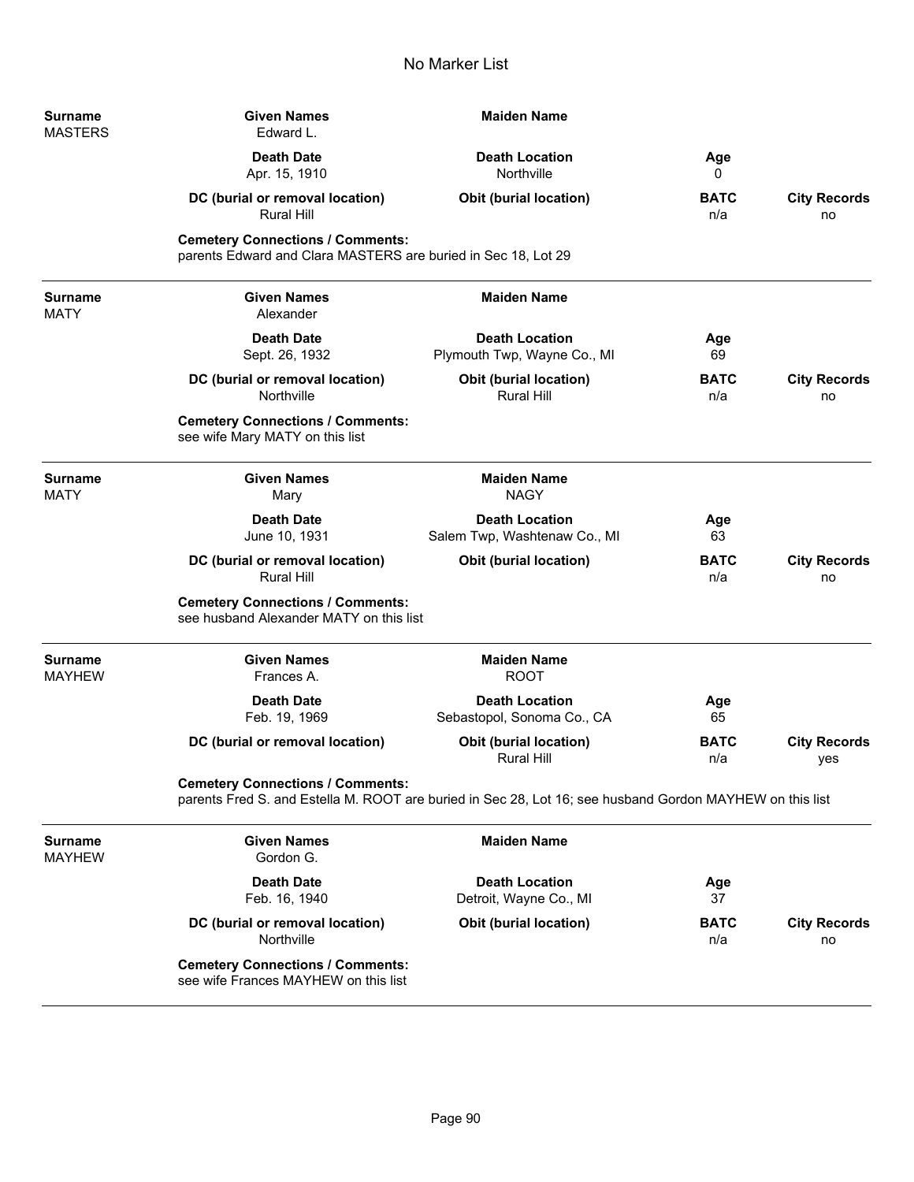# No Marker List

| Surname | Given Names | Maiden Name | | |
|---|---|---|---|---|
| MASTERS | Edward L. | | | |
| | **Death Date** | **Death Location** | **Age** | |
| | Apr. 15, 1910 | Northville | 0 | |
| | **DC (burial or removal location)** | **Obit (burial location)** | **BATC** | **City Records** |
| | Rural Hill | | n/a | no |

**Cemetery Connections / Comments:**
parents Edward and Clara MASTERS are buried in Sec 18, Lot 29

---

| Surname | Given Names | Maiden Name | | |
|---|---|---|---|---|
| MATY | Alexander | | | |
| | **Death Date** | **Death Location** | **Age** | |
| | Sept. 26, 1932 | Plymouth Twp, Wayne Co., MI | 69 | |
| | **DC (burial or removal location)** | **Obit (burial location)** | **BATC** | **City Records** |
| | Northville | Rural Hill | n/a | no |

**Cemetery Connections / Comments:**
see wife Mary MATY on this list

---

| Surname | Given Names | Maiden Name | | |
|---|---|---|---|---|
| MATY | Mary | NAGY | | |
| | **Death Date** | **Death Location** | **Age** | |
| | June 10, 1931 | Salem Twp, Washtenaw Co., MI | 63 | |
| | **DC (burial or removal location)** | **Obit (burial location)** | **BATC** | **City Records** |
| | Rural Hill | | n/a | no |

**Cemetery Connections / Comments:**
see husband Alexander MATY on this list

---

| Surname | Given Names | Maiden Name | | |
|---|---|---|---|---|
| MAYHEW | Frances A. | ROOT | | |
| | **Death Date** | **Death Location** | **Age** | |
| | Feb. 19, 1969 | Sebastopol, Sonoma Co., CA | 65 | |
| | **DC (burial or removal location)** | **Obit (burial location)** | **BATC** | **City Records** |
| | | Rural Hill | n/a | yes |

**Cemetery Connections / Comments:**
parents Fred S. and Estella M. ROOT are buried in Sec 28, Lot 16; see husband Gordon MAYHEW on this list

---

| Surname | Given Names | Maiden Name | | |
|---|---|---|---|---|
| MAYHEW | Gordon G. | | | |
| | **Death Date** | **Death Location** | **Age** | |
| | Feb. 16, 1940 | Detroit, Wayne Co., MI | 37 | |
| | **DC (burial or removal location)** | **Obit (burial location)** | **BATC** | **City Records** |
| | Northville | | n/a | no |

**Cemetery Connections / Comments:**
see wife Frances MAYHEW on this list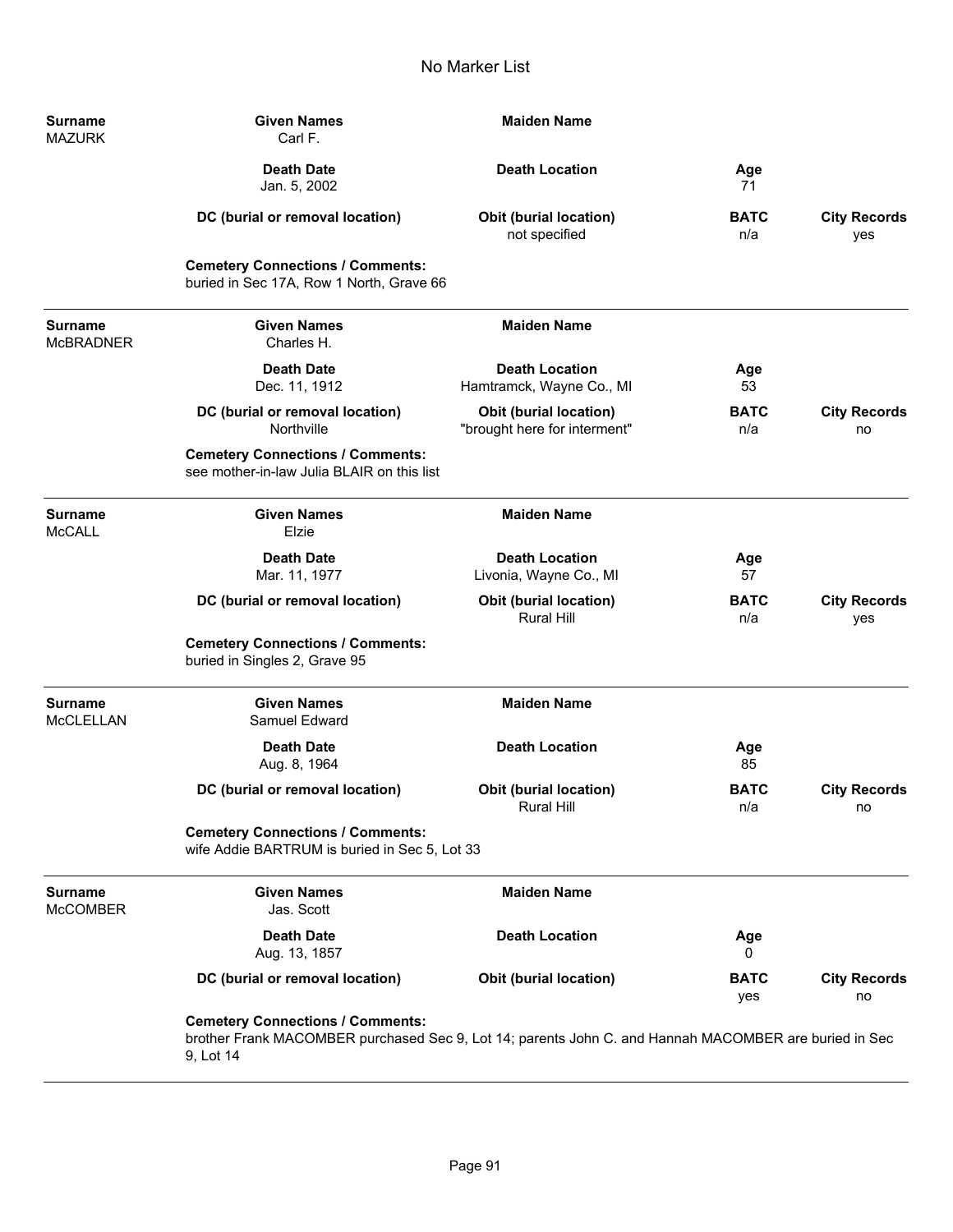# No Marker List

| Surname | Given Names | Maiden Name | | |
|---|---|---|---|---|
| MAZURK | Carl F. | | | |
| | **Death Date** | **Death Location** | **Age** | |
| | Jan. 5, 2002 | | 71 | |
| | **DC (burial or removal location)** | **Obit (burial location)** | **BATC** | **City Records** |
| | | not specified | n/a | yes |

**Cemetery Connections / Comments:**
buried in Sec 17A, Row 1 North, Grave 66

---

| Surname | Given Names | Maiden Name | | |
|---|---|---|---|---|
| McBRADNER | Charles H. | | | |
| | **Death Date** | **Death Location** | **Age** | |
| | Dec. 11, 1912 | Hamtramck, Wayne Co., MI | 53 | |
| | **DC (burial or removal location)** | **Obit (burial location)** | **BATC** | **City Records** |
| | Northville | "brought here for interment" | n/a | no |

**Cemetery Connections / Comments:**
see mother-in-law Julia BLAIR on this list

---

| Surname | Given Names | Maiden Name | | |
|---|---|---|---|---|
| McCALL | Elzie | | | |
| | **Death Date** | **Death Location** | **Age** | |
| | Mar. 11, 1977 | Livonia, Wayne Co., MI | 57 | |
| | **DC (burial or removal location)** | **Obit (burial location)** | **BATC** | **City Records** |
| | | Rural Hill | n/a | yes |

**Cemetery Connections / Comments:**
buried in Singles 2, Grave 95

---

| Surname | Given Names | Maiden Name | | |
|---|---|---|---|---|
| McCLELLAN | Samuel Edward | | | |
| | **Death Date** | **Death Location** | **Age** | |
| | Aug. 8, 1964 | | 85 | |
| | **DC (burial or removal location)** | **Obit (burial location)** | **BATC** | **City Records** |
| | | Rural Hill | n/a | no |

**Cemetery Connections / Comments:**
wife Addie BARTRUM is buried in Sec 5, Lot 33

---

| Surname | Given Names | Maiden Name | | |
|---|---|---|---|---|
| McCOMBER | Jas. Scott | | | |
| | **Death Date** | **Death Location** | **Age** | |
| | Aug. 13, 1857 | | 0 | |
| | **DC (burial or removal location)** | **Obit (burial location)** | **BATC** | **City Records** |
| | | | yes | no |

**Cemetery Connections / Comments:**
brother Frank MACOMBER purchased Sec 9, Lot 14; parents John C. and Hannah MACOMBER are buried in Sec 9, Lot 14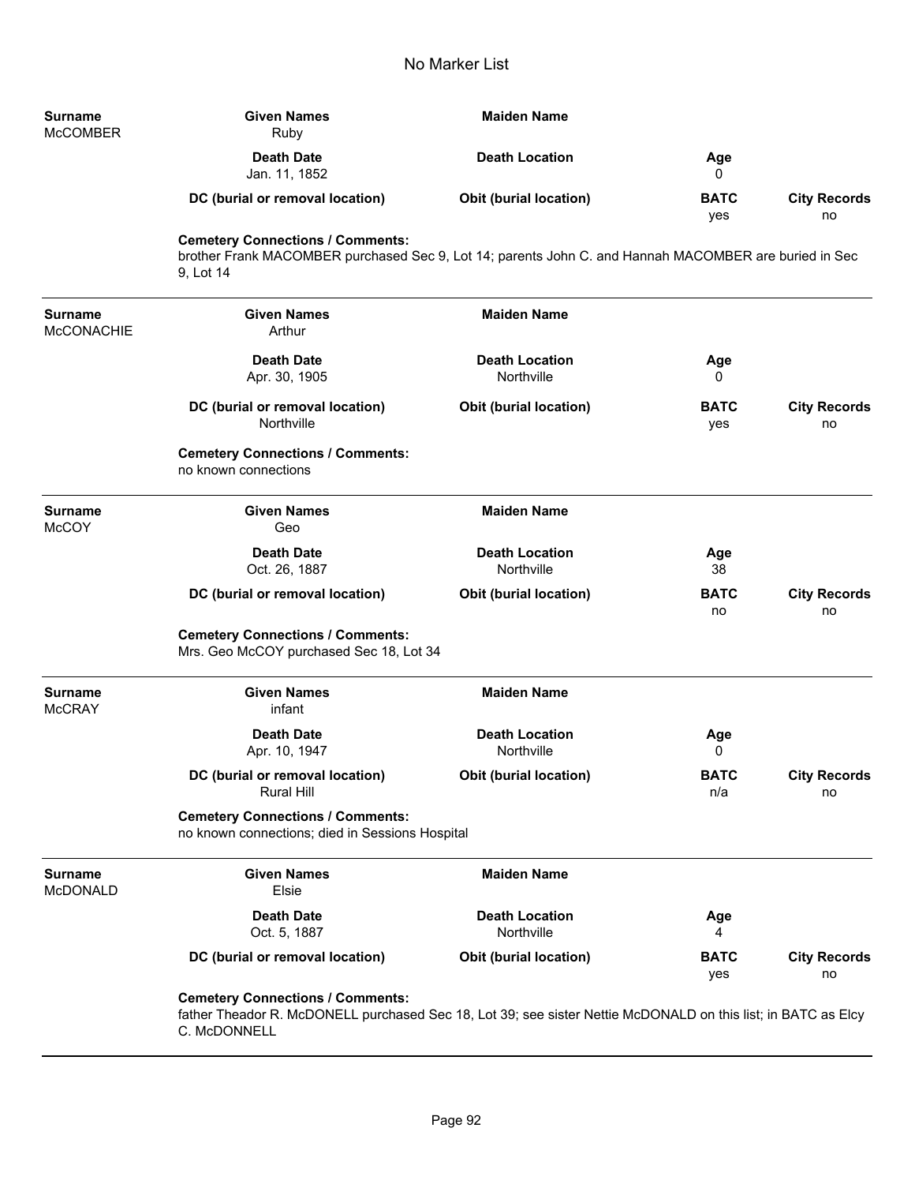| Surname | Given Names | Maiden Name | | |
|---|---|---|---|---|
| McCOMBER | Ruby | | | |
| | **Death Date** | **Death Location** | **Age** | |
| | Jan. 11, 1852 | | 0 | |
| | **DC (burial or removal location)** | **Obit (burial location)** | **BATC** | **City Records** |
| | | | yes | no |

**Cemetery Connections / Comments:**
brother Frank MACOMBER purchased Sec 9, Lot 14; parents John C. and Hannah MACOMBER are buried in Sec 9, Lot 14

---

| Surname | Given Names | Maiden Name | | |
|---|---|---|---|---|
| McCONACHIE | Arthur | | | |
| | **Death Date** | **Death Location** | **Age** | |
| | Apr. 30, 1905 | Northville | 0 | |
| | **DC (burial or removal location)** | **Obit (burial location)** | **BATC** | **City Records** |
| | Northville | | yes | no |

**Cemetery Connections / Comments:**
no known connections

---

| Surname | Given Names | Maiden Name | | |
|---|---|---|---|---|
| McCOY | Geo | | | |
| | **Death Date** | **Death Location** | **Age** | |
| | Oct. 26, 1887 | Northville | 38 | |
| | **DC (burial or removal location)** | **Obit (burial location)** | **BATC** | **City Records** |
| | | | no | no |

**Cemetery Connections / Comments:**
Mrs. Geo McCOY purchased Sec 18, Lot 34

---

| Surname | Given Names | Maiden Name | | |
|---|---|---|---|---|
| McCRAY | infant | | | |
| | **Death Date** | **Death Location** | **Age** | |
| | Apr. 10, 1947 | Northville | 0 | |
| | **DC (burial or removal location)** | **Obit (burial location)** | **BATC** | **City Records** |
| | Rural Hill | | n/a | no |

**Cemetery Connections / Comments:**
no known connections; died in Sessions Hospital

---

| Surname | Given Names | Maiden Name | | |
|---|---|---|---|---|
| McDONALD | Elsie | | | |
| | **Death Date** | **Death Location** | **Age** | |
| | Oct. 5, 1887 | Northville | 4 | |
| | **DC (burial or removal location)** | **Obit (burial location)** | **BATC** | **City Records** |
| | | | yes | no |

**Cemetery Connections / Comments:**
father Theador R. McDONELL purchased Sec 18, Lot 39; see sister Nettie McDONALD on this list; in BATC as Elcy C. McDONNELL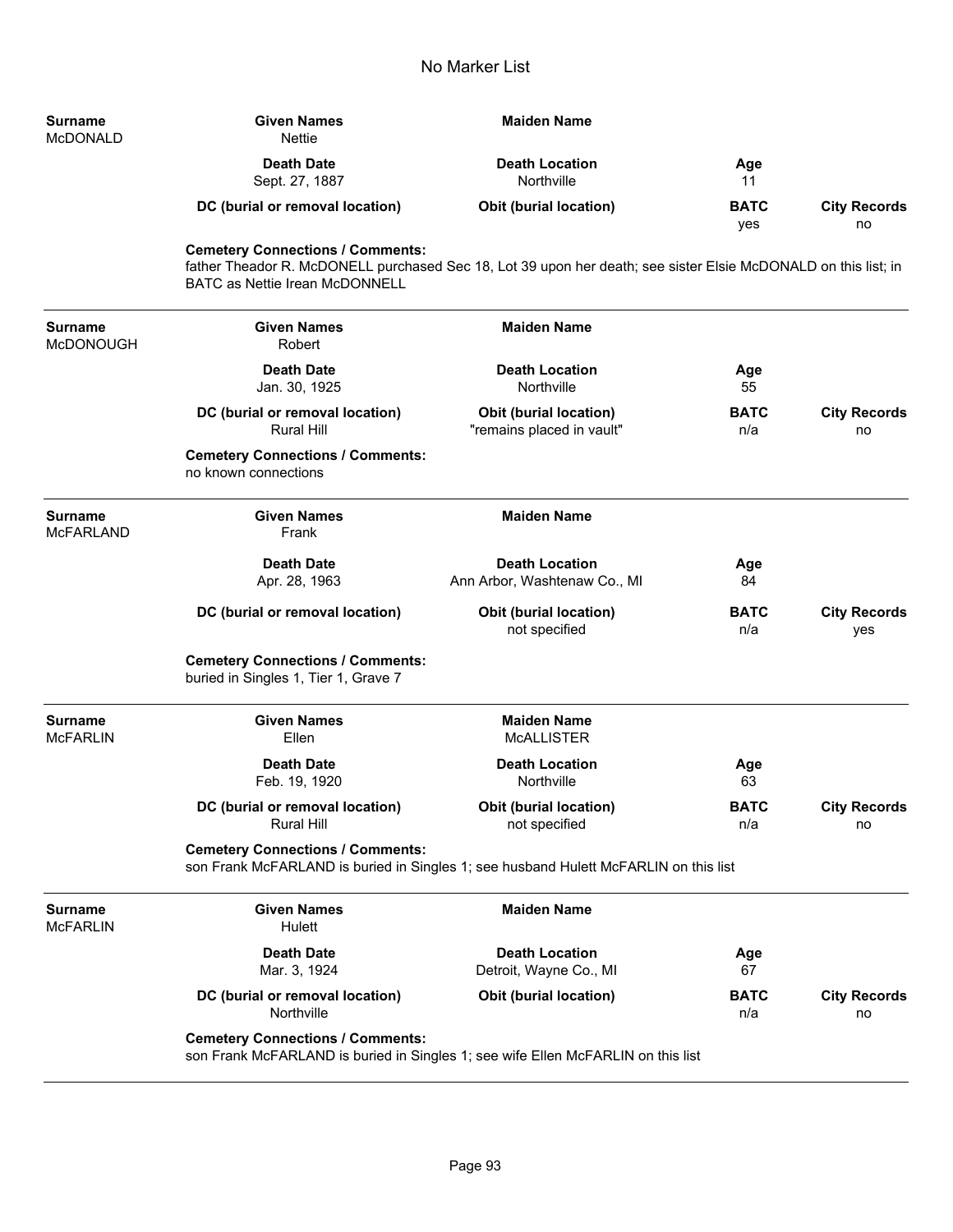# No Marker List

| Surname | Given Names | Maiden Name | | |
|---|---|---|---|---|
| McDONALD | Nettie | | | |
| | **Death Date** | **Death Location** | **Age** | |
| | Sept. 27, 1887 | Northville | 11 | |
| | **DC (burial or removal location)** | **Obit (burial location)** | **BATC** | **City Records** |
| | | | yes | no |

**Cemetery Connections / Comments:**
father Theador R. McDONELL purchased Sec 18, Lot 39 upon her death; see sister Elsie McDONALD on this list; in BATC as Nettie Irean McDONNELL

---

| Surname | Given Names | Maiden Name | | |
|---|---|---|---|---|
| McDONOUGH | Robert | | | |
| | **Death Date** | **Death Location** | **Age** | |
| | Jan. 30, 1925 | Northville | 55 | |
| | **DC (burial or removal location)** | **Obit (burial location)** | **BATC** | **City Records** |
| | Rural Hill | "remains placed in vault" | n/a | no |

**Cemetery Connections / Comments:**
no known connections

---

| Surname | Given Names | Maiden Name | | |
|---|---|---|---|---|
| McFARLAND | Frank | | | |
| | **Death Date** | **Death Location** | **Age** | |
| | Apr. 28, 1963 | Ann Arbor, Washtenaw Co., MI | 84 | |
| | **DC (burial or removal location)** | **Obit (burial location)** | **BATC** | **City Records** |
| | | not specified | n/a | yes |

**Cemetery Connections / Comments:**
buried in Singles 1, Tier 1, Grave 7

---

| Surname | Given Names | Maiden Name | | |
|---|---|---|---|---|
| McFARLIN | Ellen | McALLISTER | | |
| | **Death Date** | **Death Location** | **Age** | |
| | Feb. 19, 1920 | Northville | 63 | |
| | **DC (burial or removal location)** | **Obit (burial location)** | **BATC** | **City Records** |
| | Rural Hill | not specified | n/a | no |

**Cemetery Connections / Comments:**
son Frank McFARLAND is buried in Singles 1; see husband Hulett McFARLIN on this list

---

| Surname | Given Names | Maiden Name | | |
|---|---|---|---|---|
| McFARLIN | Hulett | | | |
| | **Death Date** | **Death Location** | **Age** | |
| | Mar. 3, 1924 | Detroit, Wayne Co., MI | 67 | |
| | **DC (burial or removal location)** | **Obit (burial location)** | **BATC** | **City Records** |
| | Northville | | n/a | no |

**Cemetery Connections / Comments:**
son Frank McFARLAND is buried in Singles 1; see wife Ellen McFARLIN on this list

---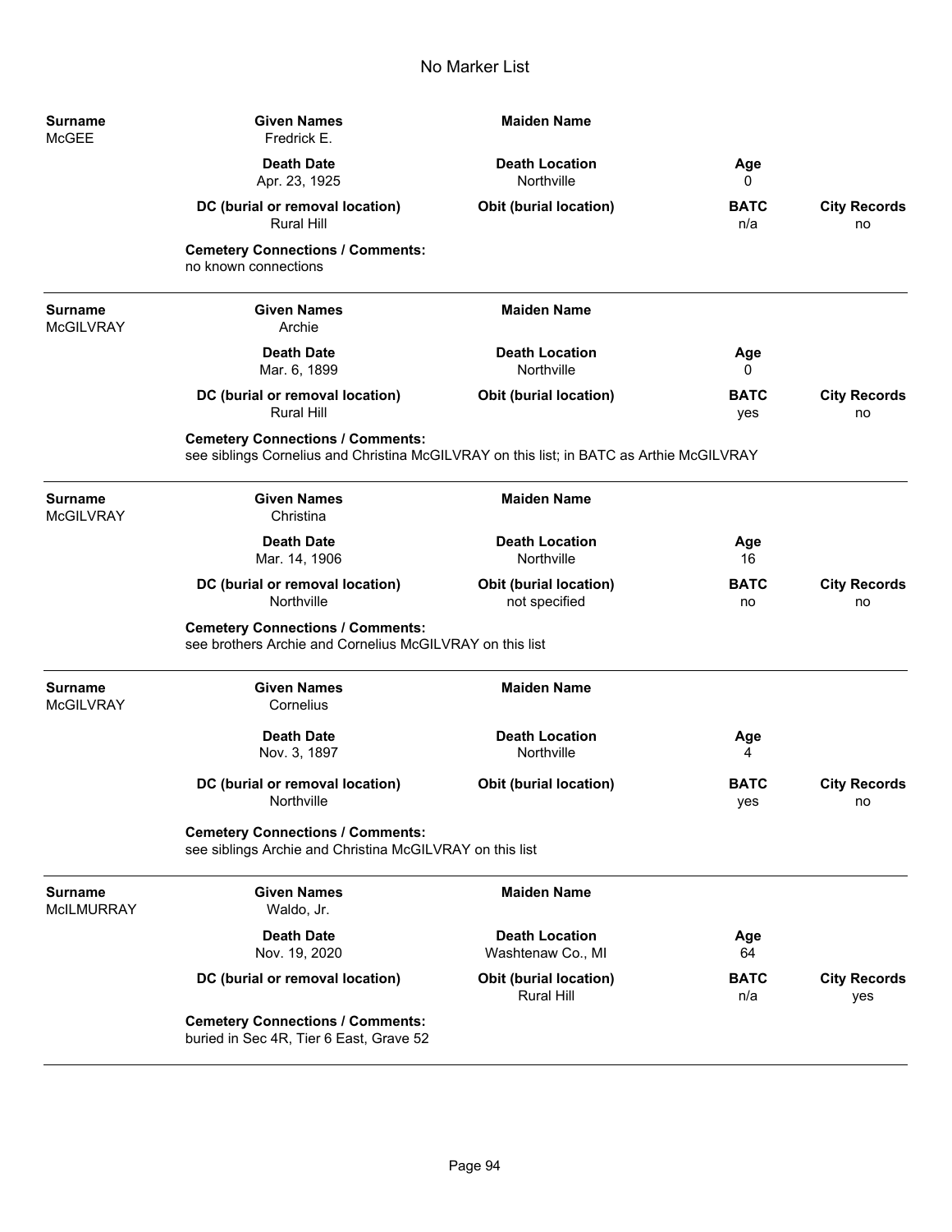# No Marker List

| Surname | Given Names | Maiden Name | | |
|---|---|---|---|---|
| McGEE | Fredrick E. | | | |
| | **Death Date** | **Death Location** | **Age** | |
| | Apr. 23, 1925 | Northville | 0 | |
| | **DC (burial or removal location)** | **Obit (burial location)** | **BATC** | **City Records** |
| | Rural Hill | | n/a | no |

**Cemetery Connections / Comments:**
no known connections

---

| Surname | Given Names | Maiden Name | | |
|---|---|---|---|---|
| McGILVRAY | Archie | | | |
| | **Death Date** | **Death Location** | **Age** | |
| | Mar. 6, 1899 | Northville | 0 | |
| | **DC (burial or removal location)** | **Obit (burial location)** | **BATC** | **City Records** |
| | Rural Hill | | yes | no |

**Cemetery Connections / Comments:**
see siblings Cornelius and Christina McGILVRAY on this list; in BATC as Arthie McGILVRAY

---

| Surname | Given Names | Maiden Name | | |
|---|---|---|---|---|
| McGILVRAY | Christina | | | |
| | **Death Date** | **Death Location** | **Age** | |
| | Mar. 14, 1906 | Northville | 16 | |
| | **DC (burial or removal location)** | **Obit (burial location)** | **BATC** | **City Records** |
| | Northville | not specified | no | no |

**Cemetery Connections / Comments:**
see brothers Archie and Cornelius McGILVRAY on this list

---

| Surname | Given Names | Maiden Name | | |
|---|---|---|---|---|
| McGILVRAY | Cornelius | | | |
| | **Death Date** | **Death Location** | **Age** | |
| | Nov. 3, 1897 | Northville | 4 | |
| | **DC (burial or removal location)** | **Obit (burial location)** | **BATC** | **City Records** |
| | Northville | | yes | no |

**Cemetery Connections / Comments:**
see siblings Archie and Christina McGILVRAY on this list

---

| Surname | Given Names | Maiden Name | | |
|---|---|---|---|---|
| McILMURRAY | Waldo, Jr. | | | |
| | **Death Date** | **Death Location** | **Age** | |
| | Nov. 19, 2020 | Washtenaw Co., MI | 64 | |
| | **DC (burial or removal location)** | **Obit (burial location)** | **BATC** | **City Records** |
| | | Rural Hill | n/a | yes |

**Cemetery Connections / Comments:**
buried in Sec 4R, Tier 6 East, Grave 52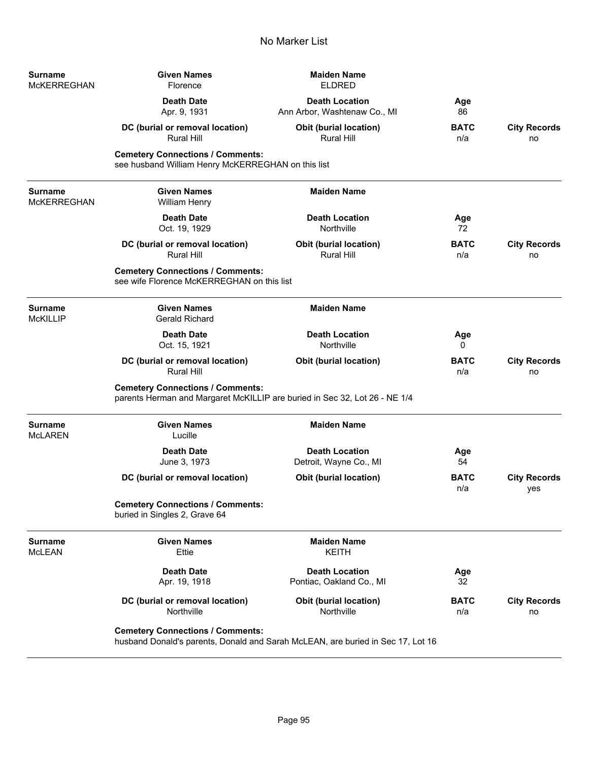# No Marker List

| Surname | Given Names | Maiden Name | | |
|---|---|---|---|---|
| McKERREGHAN | Florence | ELDRED | | |
| | **Death Date** | **Death Location** | **Age** | |
| | Apr. 9, 1931 | Ann Arbor, Washtenaw Co., MI | 86 | |
| | **DC (burial or removal location)** | **Obit (burial location)** | **BATC** | **City Records** |
| | Rural Hill | Rural Hill | n/a | no |

**Cemetery Connections / Comments:**
see husband William Henry McKERREGHAN on this list

---

| Surname | Given Names | Maiden Name | | |
|---|---|---|---|---|
| McKERREGHAN | William Henry | | | |
| | **Death Date** | **Death Location** | **Age** | |
| | Oct. 19, 1929 | Northville | 72 | |
| | **DC (burial or removal location)** | **Obit (burial location)** | **BATC** | **City Records** |
| | Rural Hill | Rural Hill | n/a | no |

**Cemetery Connections / Comments:**
see wife Florence McKERREGHAN on this list

---

| Surname | Given Names | Maiden Name | | |
|---|---|---|---|---|
| McKILLIP | Gerald Richard | | | |
| | **Death Date** | **Death Location** | **Age** | |
| | Oct. 15, 1921 | Northville | 0 | |
| | **DC (burial or removal location)** | **Obit (burial location)** | **BATC** | **City Records** |
| | Rural Hill | | n/a | no |

**Cemetery Connections / Comments:**
parents Herman and Margaret McKILLIP are buried in Sec 32, Lot 26 - NE 1/4

---

| Surname | Given Names | Maiden Name | | |
|---|---|---|---|---|
| McLAREN | Lucille | | | |
| | **Death Date** | **Death Location** | **Age** | |
| | June 3, 1973 | Detroit, Wayne Co., MI | 54 | |
| | **DC (burial or removal location)** | **Obit (burial location)** | **BATC** | **City Records** |
| | | | n/a | yes |

**Cemetery Connections / Comments:**
buried in Singles 2, Grave 64

---

| Surname | Given Names | Maiden Name | | |
|---|---|---|---|---|
| McLEAN | Ettie | KEITH | | |
| | **Death Date** | **Death Location** | **Age** | |
| | Apr. 19, 1918 | Pontiac, Oakland Co., MI | 32 | |
| | **DC (burial or removal location)** | **Obit (burial location)** | **BATC** | **City Records** |
| | Northville | Northville | n/a | no |

**Cemetery Connections / Comments:**
husband Donald's parents, Donald and Sarah McLEAN, are buried in Sec 17, Lot 16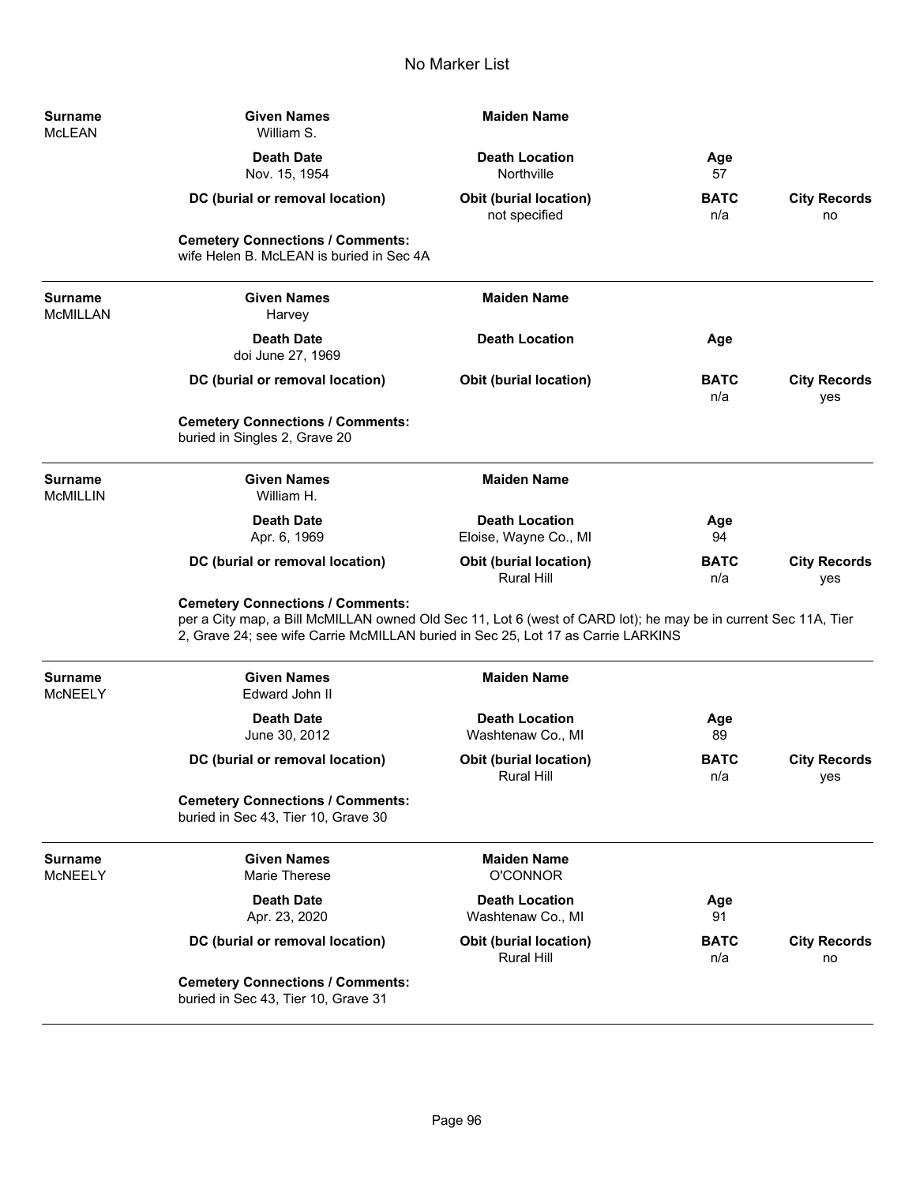# No Marker List

| Surname | Given Names | Maiden Name | | |
|---|---|---|---|---|
| McLEAN | William S. | | | |
| | **Death Date** | **Death Location** | **Age** | |
| | Nov. 15, 1954 | Northville | 57 | |
| | **DC (burial or removal location)** | **Obit (burial location)** | **BATC** | **City Records** |
| | | not specified | n/a | no |

**Cemetery Connections / Comments:**
wife Helen B. McLEAN is buried in Sec 4A

---

| Surname | Given Names | Maiden Name | | |
|---|---|---|---|---|
| McMILLAN | Harvey | | | |
| | **Death Date** | **Death Location** | **Age** | |
| | doi June 27, 1969 | | | |
| | **DC (burial or removal location)** | **Obit (burial location)** | **BATC** | **City Records** |
| | | | n/a | yes |

**Cemetery Connections / Comments:**
buried in Singles 2, Grave 20

---

| Surname | Given Names | Maiden Name | | |
|---|---|---|---|---|
| McMILLIN | William H. | | | |
| | **Death Date** | **Death Location** | **Age** | |
| | Apr. 6, 1969 | Eloise, Wayne Co., MI | 94 | |
| | **DC (burial or removal location)** | **Obit (burial location)** | **BATC** | **City Records** |
| | | Rural Hill | n/a | yes |

**Cemetery Connections / Comments:**
per a City map, a Bill McMILLAN owned Old Sec 11, Lot 6 (west of CARD lot); he may be in current Sec 11A, Tier 2, Grave 24; see wife Carrie McMILLAN buried in Sec 25, Lot 17 as Carrie LARKINS

---

| Surname | Given Names | Maiden Name | | |
|---|---|---|---|---|
| McNEELY | Edward John II | | | |
| | **Death Date** | **Death Location** | **Age** | |
| | June 30, 2012 | Washtenaw Co., MI | 89 | |
| | **DC (burial or removal location)** | **Obit (burial location)** | **BATC** | **City Records** |
| | | Rural Hill | n/a | yes |

**Cemetery Connections / Comments:**
buried in Sec 43, Tier 10, Grave 30

---

| Surname | Given Names | Maiden Name | | |
|---|---|---|---|---|
| McNEELY | Marie Therese | O'CONNOR | | |
| | **Death Date** | **Death Location** | **Age** | |
| | Apr. 23, 2020 | Washtenaw Co., MI | 91 | |
| | **DC (burial or removal location)** | **Obit (burial location)** | **BATC** | **City Records** |
| | | Rural Hill | n/a | no |

**Cemetery Connections / Comments:**
buried in Sec 43, Tier 10, Grave 31

---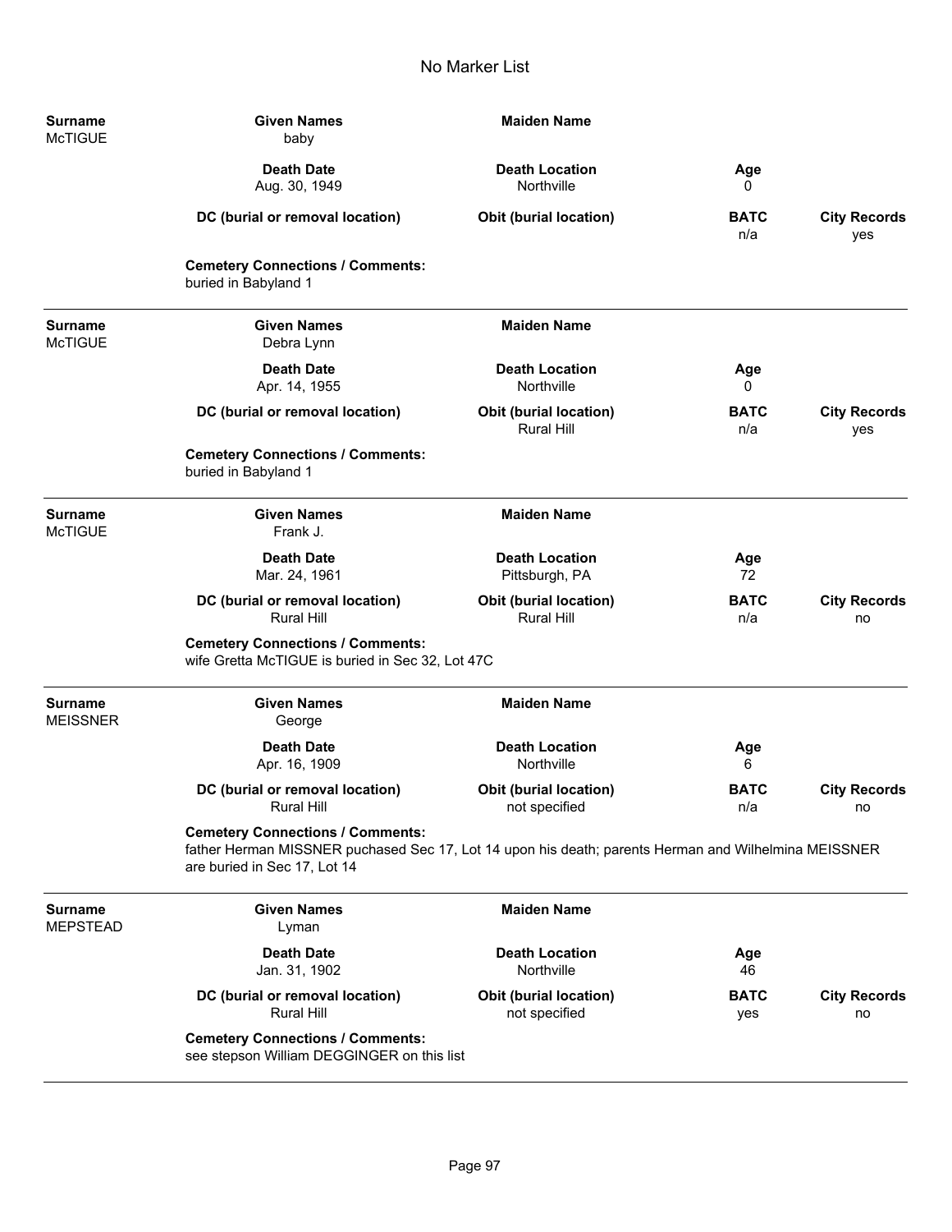# No Marker List

| Surname | Given Names | Maiden Name | | |
|---|---|---|---|---|
| McTIGUE | baby | | | |
| | **Death Date** | **Death Location** | **Age** | |
| | Aug. 30, 1949 | Northville | 0 | |
| | **DC (burial or removal location)** | **Obit (burial location)** | **BATC** | **City Records** |
| | | | n/a | yes |

**Cemetery Connections / Comments:**
buried in Babyland 1

---

| Surname | Given Names | Maiden Name | | |
|---|---|---|---|---|
| McTIGUE | Debra Lynn | | | |
| | **Death Date** | **Death Location** | **Age** | |
| | Apr. 14, 1955 | Northville | 0 | |
| | **DC (burial or removal location)** | **Obit (burial location)** | **BATC** | **City Records** |
| | | Rural Hill | n/a | yes |

**Cemetery Connections / Comments:**
buried in Babyland 1

---

| Surname | Given Names | Maiden Name | | |
|---|---|---|---|---|
| McTIGUE | Frank J. | | | |
| | **Death Date** | **Death Location** | **Age** | |
| | Mar. 24, 1961 | Pittsburgh, PA | 72 | |
| | **DC (burial or removal location)** | **Obit (burial location)** | **BATC** | **City Records** |
| | Rural Hill | Rural Hill | n/a | no |

**Cemetery Connections / Comments:**
wife Gretta McTIGUE is buried in Sec 32, Lot 47C

---

| Surname | Given Names | Maiden Name | | |
|---|---|---|---|---|
| MEISSNER | George | | | |
| | **Death Date** | **Death Location** | **Age** | |
| | Apr. 16, 1909 | Northville | 6 | |
| | **DC (burial or removal location)** | **Obit (burial location)** | **BATC** | **City Records** |
| | Rural Hill | not specified | n/a | no |

**Cemetery Connections / Comments:**
father Herman MISSNER puchased Sec 17, Lot 14 upon his death; parents Herman and Wilhelmina MEISSNER are buried in Sec 17, Lot 14

---

| Surname | Given Names | Maiden Name | | |
|---|---|---|---|---|
| MEPSTEAD | Lyman | | | |
| | **Death Date** | **Death Location** | **Age** | |
| | Jan. 31, 1902 | Northville | 46 | |
| | **DC (burial or removal location)** | **Obit (burial location)** | **BATC** | **City Records** |
| | Rural Hill | not specified | yes | no |

**Cemetery Connections / Comments:**
see stepson William DEGGINGER on this list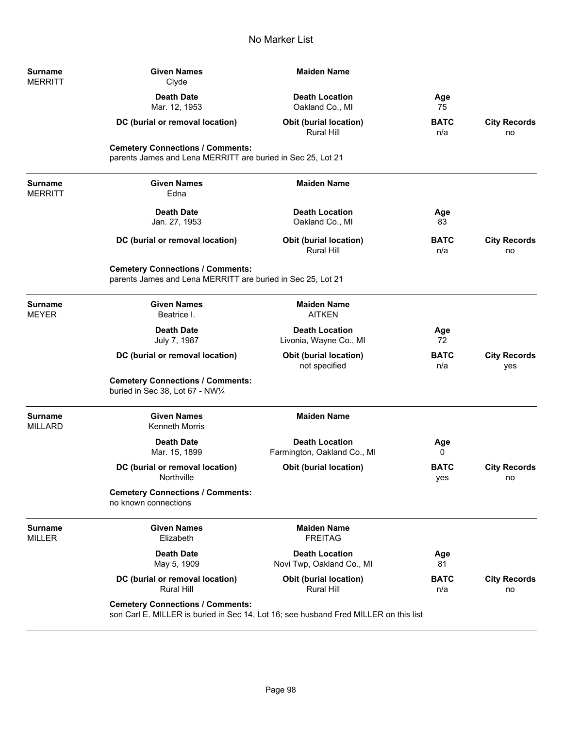# No Marker List

| Surname | Given Names | Maiden Name | | |
|---|---|---|---|---|
| MERRITT | Clyde | | | |
| | **Death Date** | **Death Location** | **Age** | |
| | Mar. 12, 1953 | Oakland Co., MI | 75 | |
| | **DC (burial or removal location)** | **Obit (burial location)** | **BATC** | **City Records** |
| | | Rural Hill | n/a | no |

**Cemetery Connections / Comments:**
parents James and Lena MERRITT are buried in Sec 25, Lot 21

---

| Surname | Given Names | Maiden Name | | |
|---|---|---|---|---|
| MERRITT | Edna | | | |
| | **Death Date** | **Death Location** | **Age** | |
| | Jan. 27, 1953 | Oakland Co., MI | 83 | |
| | **DC (burial or removal location)** | **Obit (burial location)** | **BATC** | **City Records** |
| | | Rural Hill | n/a | no |

**Cemetery Connections / Comments:**
parents James and Lena MERRITT are buried in Sec 25, Lot 21

---

| Surname | Given Names | Maiden Name | | |
|---|---|---|---|---|
| MEYER | Beatrice I. | AITKEN | | |
| | **Death Date** | **Death Location** | **Age** | |
| | July 7, 1987 | Livonia, Wayne Co., MI | 72 | |
| | **DC (burial or removal location)** | **Obit (burial location)** | **BATC** | **City Records** |
| | | not specified | n/a | yes |

**Cemetery Connections / Comments:**
buried in Sec 38, Lot 67 - NW¼

---

| Surname | Given Names | Maiden Name | | |
|---|---|---|---|---|
| MILLARD | Kenneth Morris | | | |
| | **Death Date** | **Death Location** | **Age** | |
| | Mar. 15, 1899 | Farmington, Oakland Co., MI | 0 | |
| | **DC (burial or removal location)** | **Obit (burial location)** | **BATC** | **City Records** |
| | Northville | | yes | no |

**Cemetery Connections / Comments:**
no known connections

---

| Surname | Given Names | Maiden Name | | |
|---|---|---|---|---|
| MILLER | Elizabeth | FREITAG | | |
| | **Death Date** | **Death Location** | **Age** | |
| | May 5, 1909 | Novi Twp, Oakland Co., MI | 81 | |
| | **DC (burial or removal location)** | **Obit (burial location)** | **BATC** | **City Records** |
| | Rural Hill | Rural Hill | n/a | no |

**Cemetery Connections / Comments:**
son Carl E. MILLER is buried in Sec 14, Lot 16; see husband Fred MILLER on this list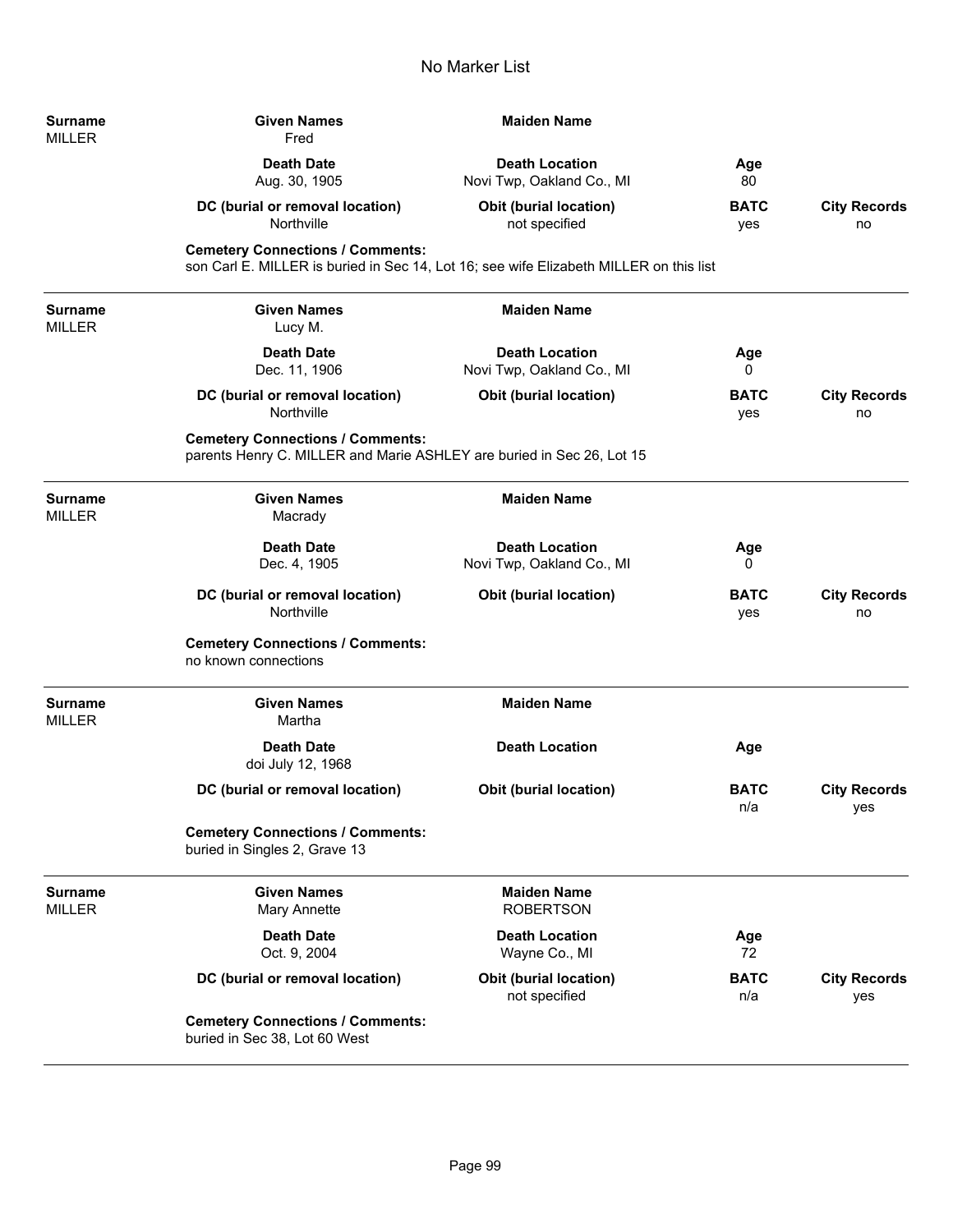# No Marker List

| Surname | Given Names | Maiden Name | | |
|---|---|---|---|---|
| MILLER | Fred | | | |
| | **Death Date** | **Death Location** | **Age** | |
| | Aug. 30, 1905 | Novi Twp, Oakland Co., MI | 80 | |
| | **DC (burial or removal location)** | **Obit (burial location)** | **BATC** | **City Records** |
| | Northville | not specified | yes | no |

**Cemetery Connections / Comments:**
son Carl E. MILLER is buried in Sec 14, Lot 16; see wife Elizabeth MILLER on this list

---

| Surname | Given Names | Maiden Name | | |
|---|---|---|---|---|
| MILLER | Lucy M. | | | |
| | **Death Date** | **Death Location** | **Age** | |
| | Dec. 11, 1906 | Novi Twp, Oakland Co., MI | 0 | |
| | **DC (burial or removal location)** | **Obit (burial location)** | **BATC** | **City Records** |
| | Northville | | yes | no |

**Cemetery Connections / Comments:**
parents Henry C. MILLER and Marie ASHLEY are buried in Sec 26, Lot 15

---

| Surname | Given Names | Maiden Name | | |
|---|---|---|---|---|
| MILLER | Macrady | | | |
| | **Death Date** | **Death Location** | **Age** | |
| | Dec. 4, 1905 | Novi Twp, Oakland Co., MI | 0 | |
| | **DC (burial or removal location)** | **Obit (burial location)** | **BATC** | **City Records** |
| | Northville | | yes | no |

**Cemetery Connections / Comments:**
no known connections

---

| Surname | Given Names | Maiden Name | | |
|---|---|---|---|---|
| MILLER | Martha | | | |
| | **Death Date** | **Death Location** | **Age** | |
| | doi July 12, 1968 | | | |
| | **DC (burial or removal location)** | **Obit (burial location)** | **BATC** | **City Records** |
| | | | n/a | yes |

**Cemetery Connections / Comments:**
buried in Singles 2, Grave 13

---

| Surname | Given Names | Maiden Name | | |
|---|---|---|---|---|
| MILLER | Mary Annette | ROBERTSON | | |
| | **Death Date** | **Death Location** | **Age** | |
| | Oct. 9, 2004 | Wayne Co., MI | 72 | |
| | **DC (burial or removal location)** | **Obit (burial location)** | **BATC** | **City Records** |
| | | not specified | n/a | yes |

**Cemetery Connections / Comments:**
buried in Sec 38, Lot 60 West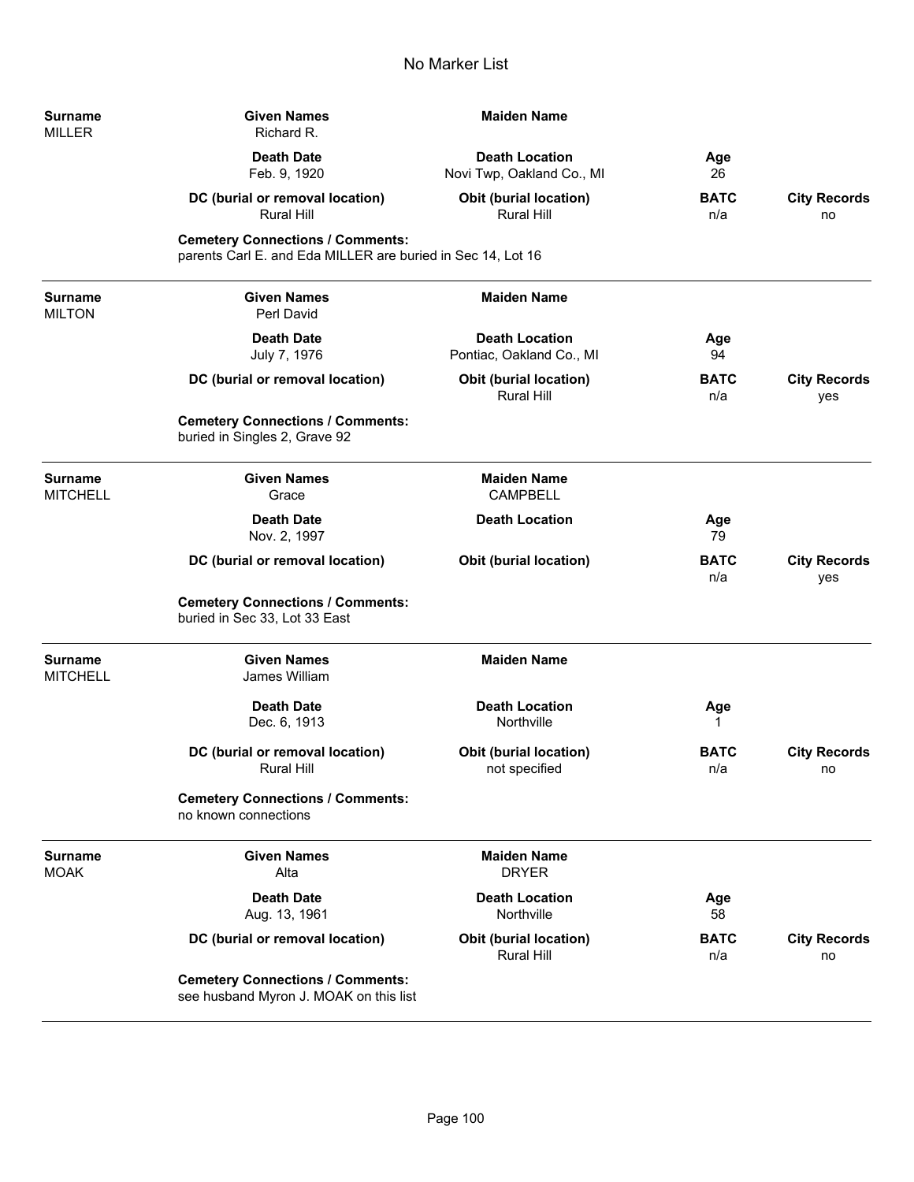# No Marker List

| Surname | Given Names | Maiden Name | | |
|---|---|---|---|---|
| MILLER | Richard R. | | | |
| | **Death Date** | **Death Location** | **Age** | |
| | Feb. 9, 1920 | Novi Twp, Oakland Co., MI | 26 | |
| | **DC (burial or removal location)** | **Obit (burial location)** | **BATC** | **City Records** |
| | Rural Hill | Rural Hill | n/a | no |

**Cemetery Connections / Comments:**
parents Carl E. and Eda MILLER are buried in Sec 14, Lot 16

---

| Surname | Given Names | Maiden Name | | |
|---|---|---|---|---|
| MILTON | Perl David | | | |
| | **Death Date** | **Death Location** | **Age** | |
| | July 7, 1976 | Pontiac, Oakland Co., MI | 94 | |
| | **DC (burial or removal location)** | **Obit (burial location)** | **BATC** | **City Records** |
| | | Rural Hill | n/a | yes |

**Cemetery Connections / Comments:**
buried in Singles 2, Grave 92

---

| Surname | Given Names | Maiden Name | | |
|---|---|---|---|---|
| MITCHELL | Grace | CAMPBELL | | |
| | **Death Date** | **Death Location** | **Age** | |
| | Nov. 2, 1997 | | 79 | |
| | **DC (burial or removal location)** | **Obit (burial location)** | **BATC** | **City Records** |
| | | | n/a | yes |

**Cemetery Connections / Comments:**
buried in Sec 33, Lot 33 East

---

| Surname | Given Names | Maiden Name | | |
|---|---|---|---|---|
| MITCHELL | James William | | | |
| | **Death Date** | **Death Location** | **Age** | |
| | Dec. 6, 1913 | Northville | 1 | |
| | **DC (burial or removal location)** | **Obit (burial location)** | **BATC** | **City Records** |
| | Rural Hill | not specified | n/a | no |

**Cemetery Connections / Comments:**
no known connections

---

| Surname | Given Names | Maiden Name | | |
|---|---|---|---|---|
| MOAK | Alta | DRYER | | |
| | **Death Date** | **Death Location** | **Age** | |
| | Aug. 13, 1961 | Northville | 58 | |
| | **DC (burial or removal location)** | **Obit (burial location)** | **BATC** | **City Records** |
| | | Rural Hill | n/a | no |

**Cemetery Connections / Comments:**
see husband Myron J. MOAK on this list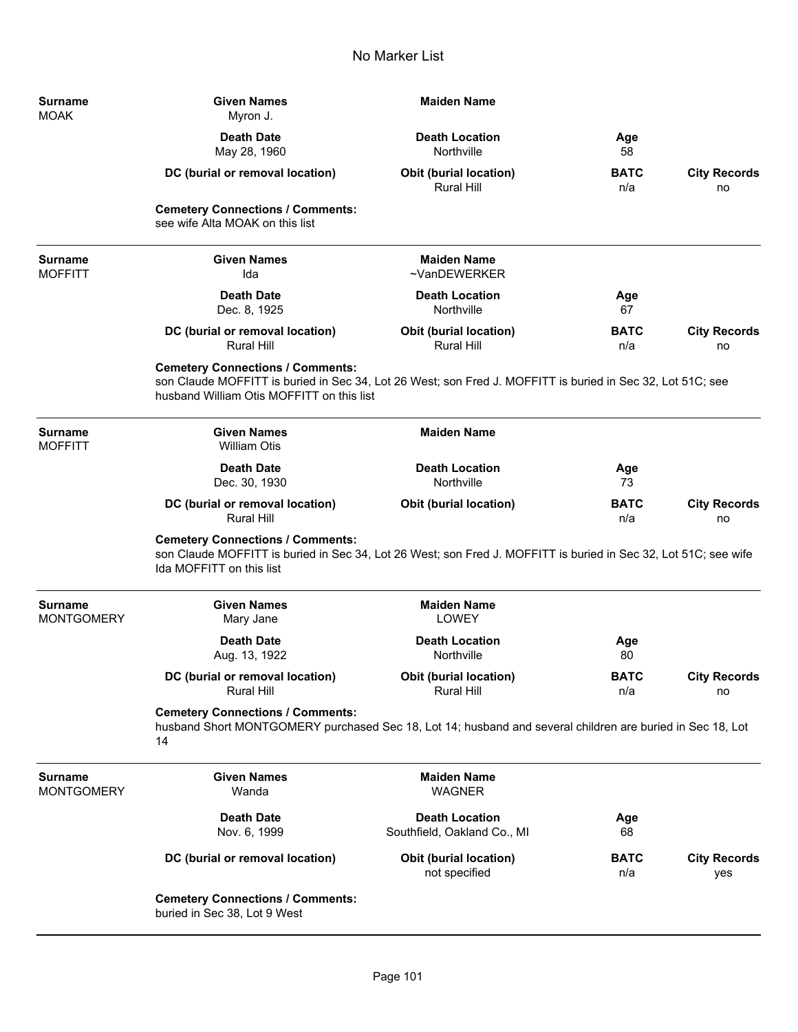# No Marker List

| Surname | Given Names | Maiden Name | | |
|---|---|---|---|---|
| MOAK | Myron J. | | | |
| | **Death Date** | **Death Location** | **Age** | |
| | May 28, 1960 | Northville | 58 | |
| | **DC (burial or removal location)** | **Obit (burial location)** | **BATC** | **City Records** |
| | | Rural Hill | n/a | no |

**Cemetery Connections / Comments:**
see wife Alta MOAK on this list

---

| Surname | Given Names | Maiden Name | | |
|---|---|---|---|---|
| MOFFITT | Ida | ~VanDEWERKER | | |
| | **Death Date** | **Death Location** | **Age** | |
| | Dec. 8, 1925 | Northville | 67 | |
| | **DC (burial or removal location)** | **Obit (burial location)** | **BATC** | **City Records** |
| | Rural Hill | Rural Hill | n/a | no |

**Cemetery Connections / Comments:**
son Claude MOFFITT is buried in Sec 34, Lot 26 West; son Fred J. MOFFITT is buried in Sec 32, Lot 51C; see husband William Otis MOFFITT on this list

---

| Surname | Given Names | Maiden Name | | |
|---|---|---|---|---|
| MOFFITT | William Otis | | | |
| | **Death Date** | **Death Location** | **Age** | |
| | Dec. 30, 1930 | Northville | 73 | |
| | **DC (burial or removal location)** | **Obit (burial location)** | **BATC** | **City Records** |
| | Rural Hill | | n/a | no |

**Cemetery Connections / Comments:**
son Claude MOFFITT is buried in Sec 34, Lot 26 West; son Fred J. MOFFITT is buried in Sec 32, Lot 51C; see wife Ida MOFFITT on this list

---

| Surname | Given Names | Maiden Name | | |
|---|---|---|---|---|
| MONTGOMERY | Mary Jane | LOWEY | | |
| | **Death Date** | **Death Location** | **Age** | |
| | Aug. 13, 1922 | Northville | 80 | |
| | **DC (burial or removal location)** | **Obit (burial location)** | **BATC** | **City Records** |
| | Rural Hill | Rural Hill | n/a | no |

**Cemetery Connections / Comments:**
husband Short MONTGOMERY purchased Sec 18, Lot 14; husband and several children are buried in Sec 18, Lot 14

---

| Surname | Given Names | Maiden Name | | |
|---|---|---|---|---|
| MONTGOMERY | Wanda | WAGNER | | |
| | **Death Date** | **Death Location** | **Age** | |
| | Nov. 6, 1999 | Southfield, Oakland Co., MI | 68 | |
| | **DC (burial or removal location)** | **Obit (burial location)** | **BATC** | **City Records** |
| | | not specified | n/a | yes |

**Cemetery Connections / Comments:**
buried in Sec 38, Lot 9 West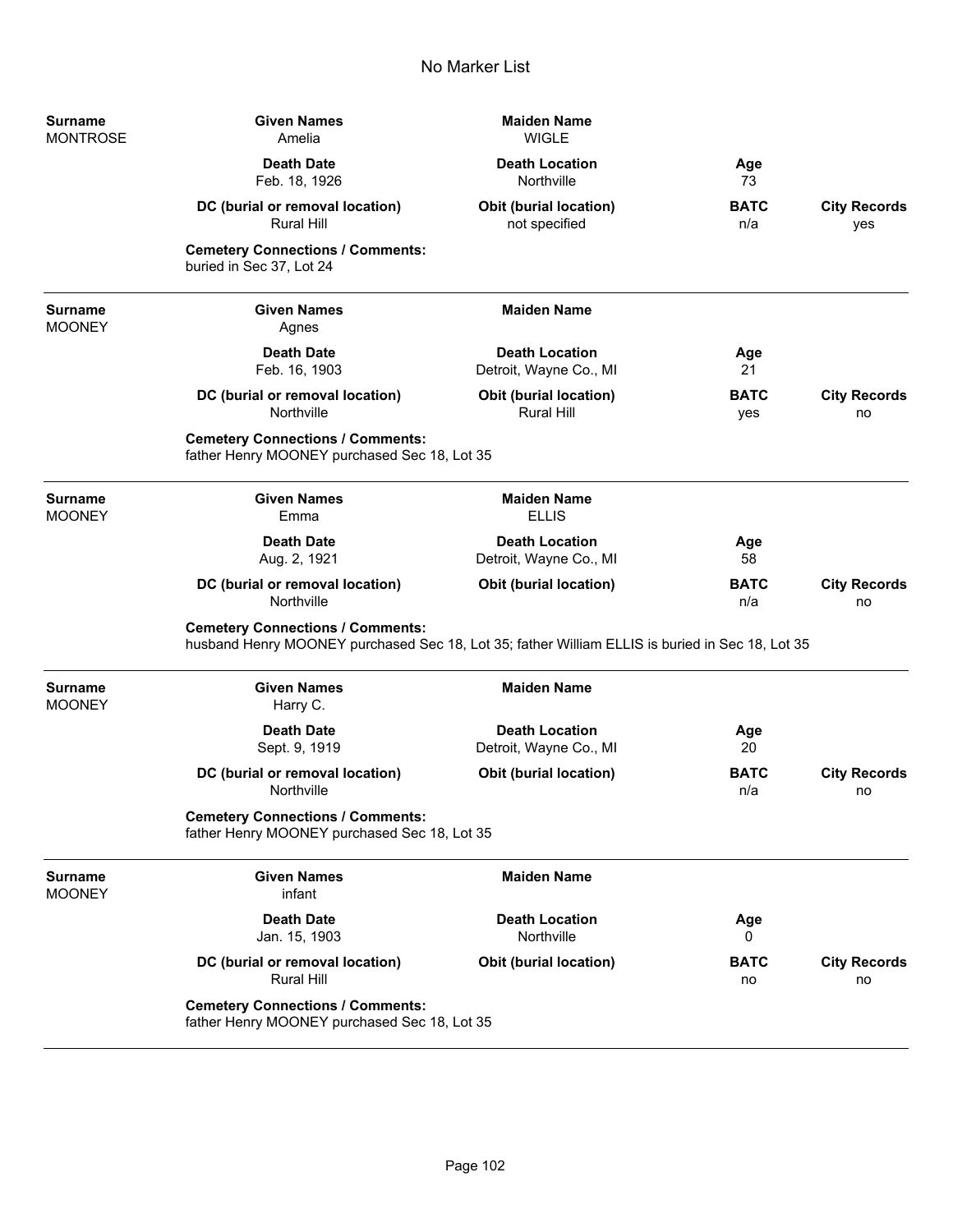# No Marker List

| Surname | Given Names | Maiden Name | | |
|---|---|---|---|---|
| MONTROSE | Amelia | WIGLE | | |
| | **Death Date** | **Death Location** | **Age** | |
| | Feb. 18, 1926 | Northville | 73 | |
| | **DC (burial or removal location)** | **Obit (burial location)** | **BATC** | **City Records** |
| | Rural Hill | not specified | n/a | yes |

**Cemetery Connections / Comments:**
buried in Sec 37, Lot 24

---

| Surname | Given Names | Maiden Name | | |
|---|---|---|---|---|
| MOONEY | Agnes | | | |
| | **Death Date** | **Death Location** | **Age** | |
| | Feb. 16, 1903 | Detroit, Wayne Co., MI | 21 | |
| | **DC (burial or removal location)** | **Obit (burial location)** | **BATC** | **City Records** |
| | Northville | Rural Hill | yes | no |

**Cemetery Connections / Comments:**
father Henry MOONEY purchased Sec 18, Lot 35

---

| Surname | Given Names | Maiden Name | | |
|---|---|---|---|---|
| MOONEY | Emma | ELLIS | | |
| | **Death Date** | **Death Location** | **Age** | |
| | Aug. 2, 1921 | Detroit, Wayne Co., MI | 58 | |
| | **DC (burial or removal location)** | **Obit (burial location)** | **BATC** | **City Records** |
| | Northville | | n/a | no |

**Cemetery Connections / Comments:**
husband Henry MOONEY purchased Sec 18, Lot 35; father William ELLIS is buried in Sec 18, Lot 35

---

| Surname | Given Names | Maiden Name | | |
|---|---|---|---|---|
| MOONEY | Harry C. | | | |
| | **Death Date** | **Death Location** | **Age** | |
| | Sept. 9, 1919 | Detroit, Wayne Co., MI | 20 | |
| | **DC (burial or removal location)** | **Obit (burial location)** | **BATC** | **City Records** |
| | Northville | | n/a | no |

**Cemetery Connections / Comments:**
father Henry MOONEY purchased Sec 18, Lot 35

---

| Surname | Given Names | Maiden Name | | |
|---|---|---|---|---|
| MOONEY | infant | | | |
| | **Death Date** | **Death Location** | **Age** | |
| | Jan. 15, 1903 | Northville | 0 | |
| | **DC (burial or removal location)** | **Obit (burial location)** | **BATC** | **City Records** |
| | Rural Hill | | no | no |

**Cemetery Connections / Comments:**
father Henry MOONEY purchased Sec 18, Lot 35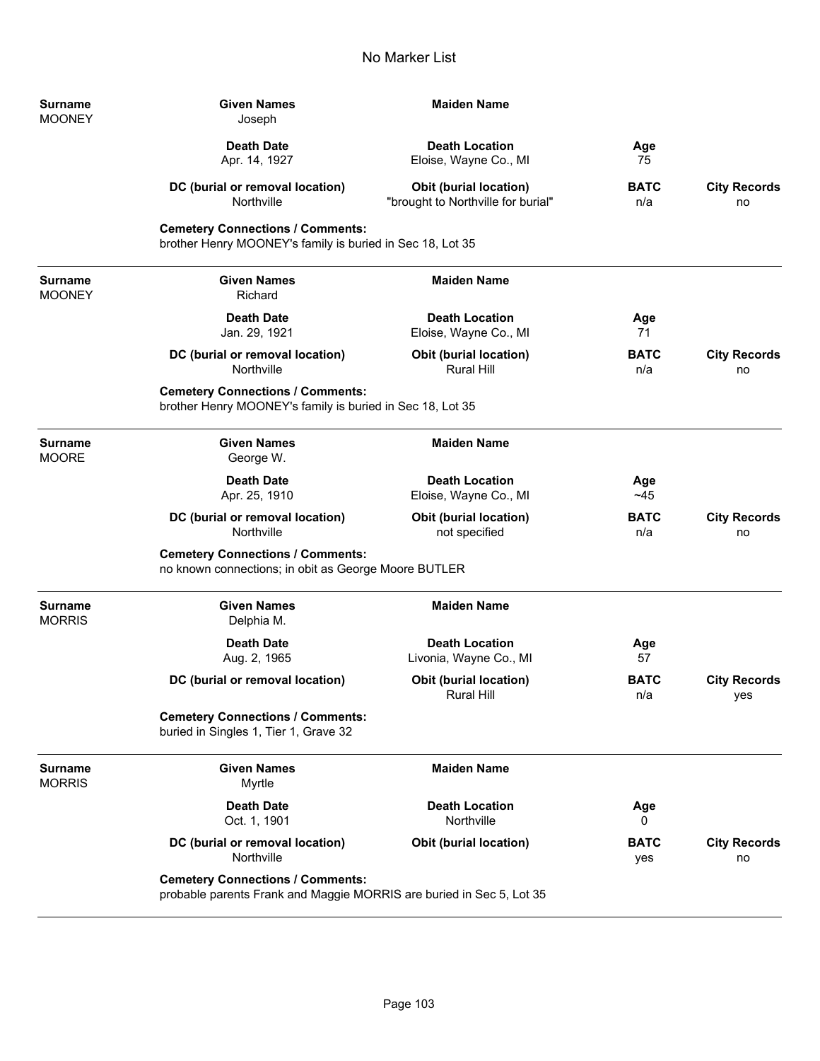# No Marker List

| Surname | Given Names | Maiden Name | | |
|---|---|---|---|---|
| MOONEY | Joseph | | | |
| | **Death Date** | **Death Location** | **Age** | |
| | Apr. 14, 1927 | Eloise, Wayne Co., MI | 75 | |
| | **DC (burial or removal location)** | **Obit (burial location)** | **BATC** | **City Records** |
| | Northville | "brought to Northville for burial" | n/a | no |

**Cemetery Connections / Comments:**
brother Henry MOONEY's family is buried in Sec 18, Lot 35

---

| Surname | Given Names | Maiden Name | | |
|---|---|---|---|---|
| MOONEY | Richard | | | |
| | **Death Date** | **Death Location** | **Age** | |
| | Jan. 29, 1921 | Eloise, Wayne Co., MI | 71 | |
| | **DC (burial or removal location)** | **Obit (burial location)** | **BATC** | **City Records** |
| | Northville | Rural Hill | n/a | no |

**Cemetery Connections / Comments:**
brother Henry MOONEY's family is buried in Sec 18, Lot 35

---

| Surname | Given Names | Maiden Name | | |
|---|---|---|---|---|
| MOORE | George W. | | | |
| | **Death Date** | **Death Location** | **Age** | |
| | Apr. 25, 1910 | Eloise, Wayne Co., MI | ~45 | |
| | **DC (burial or removal location)** | **Obit (burial location)** | **BATC** | **City Records** |
| | Northville | not specified | n/a | no |

**Cemetery Connections / Comments:**
no known connections; in obit as George Moore BUTLER

---

| Surname | Given Names | Maiden Name | | |
|---|---|---|---|---|
| MORRIS | Delphia M. | | | |
| | **Death Date** | **Death Location** | **Age** | |
| | Aug. 2, 1965 | Livonia, Wayne Co., MI | 57 | |
| | **DC (burial or removal location)** | **Obit (burial location)** | **BATC** | **City Records** |
| | | Rural Hill | n/a | yes |

**Cemetery Connections / Comments:**
buried in Singles 1, Tier 1, Grave 32

---

| Surname | Given Names | Maiden Name | | |
|---|---|---|---|---|
| MORRIS | Myrtle | | | |
| | **Death Date** | **Death Location** | **Age** | |
| | Oct. 1, 1901 | Northville | 0 | |
| | **DC (burial or removal location)** | **Obit (burial location)** | **BATC** | **City Records** |
| | Northville | | yes | no |

**Cemetery Connections / Comments:**
probable parents Frank and Maggie MORRIS are buried in Sec 5, Lot 35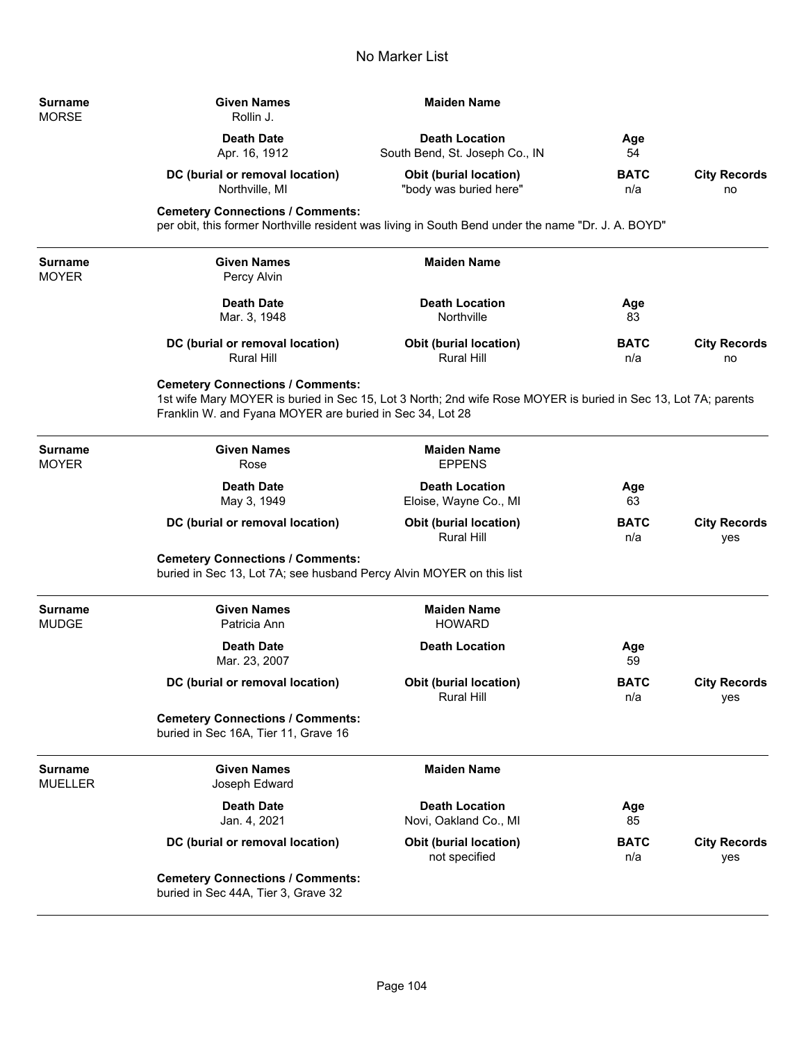# No Marker List

| Surname | Given Names | Maiden Name | | |
|---|---|---|---|---|
| MORSE | Rollin J. | | | |
| | **Death Date** | **Death Location** | **Age** | |
| | Apr. 16, 1912 | South Bend, St. Joseph Co., IN | 54 | |
| | **DC (burial or removal location)** | **Obit (burial location)** | **BATC** | **City Records** |
| | Northville, MI | "body was buried here" | n/a | no |

**Cemetery Connections / Comments:**
per obit, this former Northville resident was living in South Bend under the name "Dr. J. A. BOYD"

---

| Surname | Given Names | Maiden Name | | |
|---|---|---|---|---|
| MOYER | Percy Alvin | | | |
| | **Death Date** | **Death Location** | **Age** | |
| | Mar. 3, 1948 | Northville | 83 | |
| | **DC (burial or removal location)** | **Obit (burial location)** | **BATC** | **City Records** |
| | Rural Hill | Rural Hill | n/a | no |

**Cemetery Connections / Comments:**
1st wife Mary MOYER is buried in Sec 15, Lot 3 North; 2nd wife Rose MOYER is buried in Sec 13, Lot 7A; parents Franklin W. and Fyana MOYER are buried in Sec 34, Lot 28

---

| Surname | Given Names | Maiden Name | | |
|---|---|---|---|---|
| MOYER | Rose | EPPENS | | |
| | **Death Date** | **Death Location** | **Age** | |
| | May 3, 1949 | Eloise, Wayne Co., MI | 63 | |
| | **DC (burial or removal location)** | **Obit (burial location)** | **BATC** | **City Records** |
| | | Rural Hill | n/a | yes |

**Cemetery Connections / Comments:**
buried in Sec 13, Lot 7A; see husband Percy Alvin MOYER on this list

---

| Surname | Given Names | Maiden Name | | |
|---|---|---|---|---|
| MUDGE | Patricia Ann | HOWARD | | |
| | **Death Date** | **Death Location** | **Age** | |
| | Mar. 23, 2007 | | 59 | |
| | **DC (burial or removal location)** | **Obit (burial location)** | **BATC** | **City Records** |
| | | Rural Hill | n/a | yes |

**Cemetery Connections / Comments:**
buried in Sec 16A, Tier 11, Grave 16

---

| Surname | Given Names | Maiden Name | | |
|---|---|---|---|---|
| MUELLER | Joseph Edward | | | |
| | **Death Date** | **Death Location** | **Age** | |
| | Jan. 4, 2021 | Novi, Oakland Co., MI | 85 | |
| | **DC (burial or removal location)** | **Obit (burial location)** | **BATC** | **City Records** |
| | | not specified | n/a | yes |

**Cemetery Connections / Comments:**
buried in Sec 44A, Tier 3, Grave 32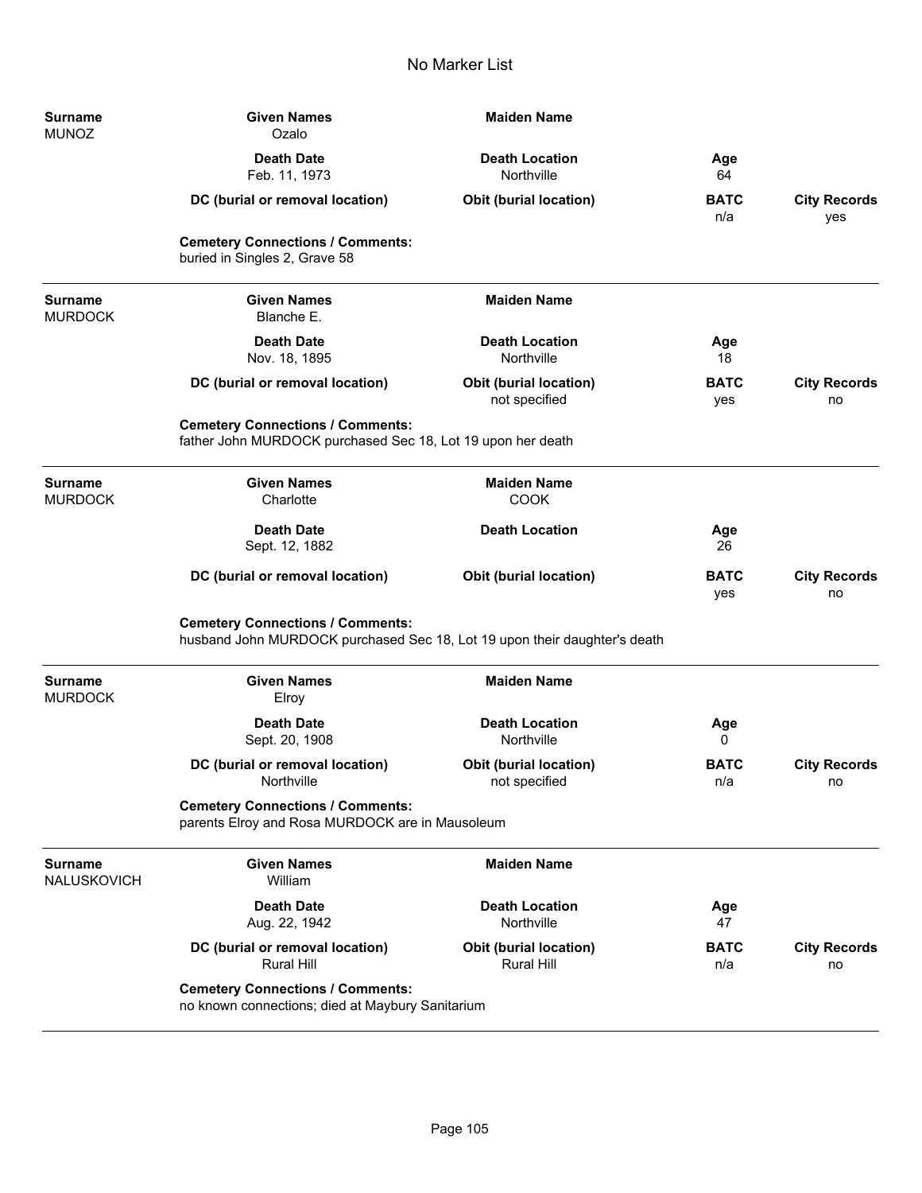# No Marker List

| Surname | Given Names | Maiden Name | | |
|---|---|---|---|---|
| MUNOZ | Ozalo | | | |
| | **Death Date** | **Death Location** | **Age** | |
| | Feb. 11, 1973 | Northville | 64 | |
| | **DC (burial or removal location)** | **Obit (burial location)** | **BATC** | **City Records** |
| | | | n/a | yes |

**Cemetery Connections / Comments:**
buried in Singles 2, Grave 58

---

| Surname | Given Names | Maiden Name | | |
|---|---|---|---|---|
| MURDOCK | Blanche E. | | | |
| | **Death Date** | **Death Location** | **Age** | |
| | Nov. 18, 1895 | Northville | 18 | |
| | **DC (burial or removal location)** | **Obit (burial location)** | **BATC** | **City Records** |
| | | not specified | yes | no |

**Cemetery Connections / Comments:**
father John MURDOCK purchased Sec 18, Lot 19 upon her death

---

| Surname | Given Names | Maiden Name | | |
|---|---|---|---|---|
| MURDOCK | Charlotte | COOK | | |
| | **Death Date** | **Death Location** | **Age** | |
| | Sept. 12, 1882 | | 26 | |
| | **DC (burial or removal location)** | **Obit (burial location)** | **BATC** | **City Records** |
| | | | yes | no |

**Cemetery Connections / Comments:**
husband John MURDOCK purchased Sec 18, Lot 19 upon their daughter's death

---

| Surname | Given Names | Maiden Name | | |
|---|---|---|---|---|
| MURDOCK | Elroy | | | |
| | **Death Date** | **Death Location** | **Age** | |
| | Sept. 20, 1908 | Northville | 0 | |
| | **DC (burial or removal location)** | **Obit (burial location)** | **BATC** | **City Records** |
| | Northville | not specified | n/a | no |

**Cemetery Connections / Comments:**
parents Elroy and Rosa MURDOCK are in Mausoleum

---

| Surname | Given Names | Maiden Name | | |
|---|---|---|---|---|
| NALUSKOVICH | William | | | |
| | **Death Date** | **Death Location** | **Age** | |
| | Aug. 22, 1942 | Northville | 47 | |
| | **DC (burial or removal location)** | **Obit (burial location)** | **BATC** | **City Records** |
| | Rural Hill | Rural Hill | n/a | no |

**Cemetery Connections / Comments:**
no known connections; died at Maybury Sanitarium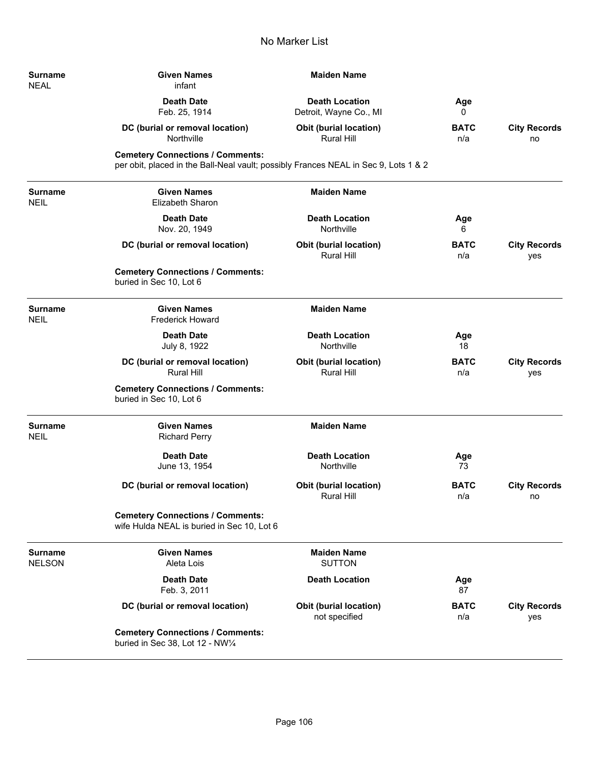# No Marker List

| Surname | Given Names | Maiden Name | | |
|---|---|---|---|---|
| NEAL | infant | | | |
| | **Death Date** | **Death Location** | **Age** | |
| | Feb. 25, 1914 | Detroit, Wayne Co., MI | 0 | |
| | **DC (burial or removal location)** | **Obit (burial location)** | **BATC** | **City Records** |
| | Northville | Rural Hill | n/a | no |

**Cemetery Connections / Comments:**
per obit, placed in the Ball-Neal vault; possibly Frances NEAL in Sec 9, Lots 1 & 2

---

| Surname | Given Names | Maiden Name | | |
|---|---|---|---|---|
| NEIL | Elizabeth Sharon | | | |
| | **Death Date** | **Death Location** | **Age** | |
| | Nov. 20, 1949 | Northville | 6 | |
| | **DC (burial or removal location)** | **Obit (burial location)** | **BATC** | **City Records** |
| | | Rural Hill | n/a | yes |

**Cemetery Connections / Comments:**
buried in Sec 10, Lot 6

---

| Surname | Given Names | Maiden Name | | |
|---|---|---|---|---|
| NEIL | Frederick Howard | | | |
| | **Death Date** | **Death Location** | **Age** | |
| | July 8, 1922 | Northville | 18 | |
| | **DC (burial or removal location)** | **Obit (burial location)** | **BATC** | **City Records** |
| | Rural Hill | Rural Hill | n/a | yes |

**Cemetery Connections / Comments:**
buried in Sec 10, Lot 6

---

| Surname | Given Names | Maiden Name | | |
|---|---|---|---|---|
| NEIL | Richard Perry | | | |
| | **Death Date** | **Death Location** | **Age** | |
| | June 13, 1954 | Northville | 73 | |
| | **DC (burial or removal location)** | **Obit (burial location)** | **BATC** | **City Records** |
| | | Rural Hill | n/a | no |

**Cemetery Connections / Comments:**
wife Hulda NEAL is buried in Sec 10, Lot 6

---

| Surname | Given Names | Maiden Name | | |
|---|---|---|---|---|
| NELSON | Aleta Lois | SUTTON | | |
| | **Death Date** | **Death Location** | **Age** | |
| | Feb. 3, 2011 | | 87 | |
| | **DC (burial or removal location)** | **Obit (burial location)** | **BATC** | **City Records** |
| | | not specified | n/a | yes |

**Cemetery Connections / Comments:**
buried in Sec 38, Lot 12 - NW¼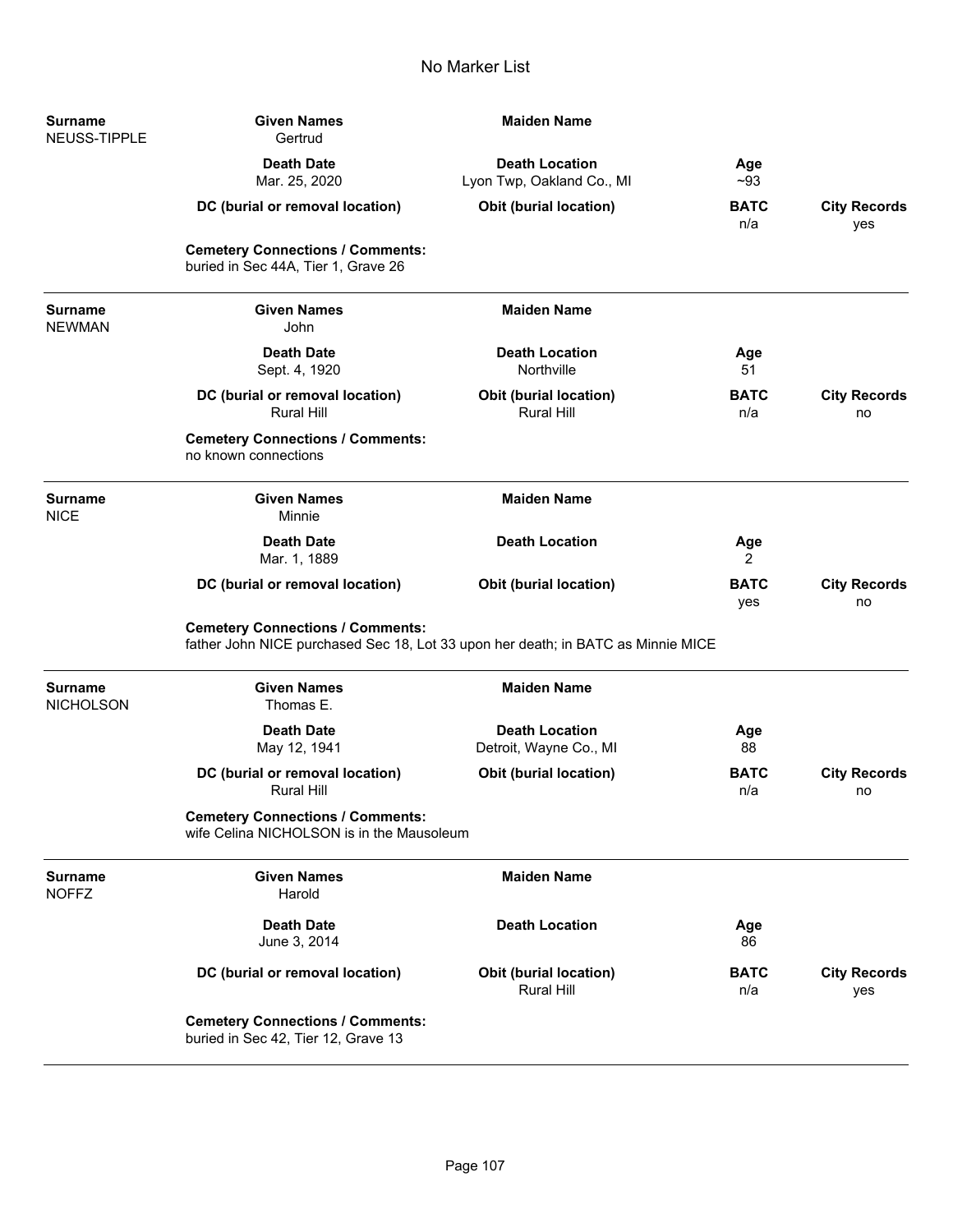# No Marker List

| Surname | Given Names | Maiden Name | | |
|---|---|---|---|---|
| NEUSS-TIPPLE | Gertrud | | | |
| | **Death Date** | **Death Location** | **Age** | |
| | Mar. 25, 2020 | Lyon Twp, Oakland Co., MI | ~93 | |
| | **DC (burial or removal location)** | **Obit (burial location)** | **BATC** | **City Records** |
| | | | n/a | yes |

**Cemetery Connections / Comments:**
buried in Sec 44A, Tier 1, Grave 26

---

| Surname | Given Names | Maiden Name | | |
|---|---|---|---|---|
| NEWMAN | John | | | |
| | **Death Date** | **Death Location** | **Age** | |
| | Sept. 4, 1920 | Northville | 51 | |
| | **DC (burial or removal location)** | **Obit (burial location)** | **BATC** | **City Records** |
| | Rural Hill | Rural Hill | n/a | no |

**Cemetery Connections / Comments:**
no known connections

---

| Surname | Given Names | Maiden Name | | |
|---|---|---|---|---|
| NICE | Minnie | | | |
| | **Death Date** | **Death Location** | **Age** | |
| | Mar. 1, 1889 | | 2 | |
| | **DC (burial or removal location)** | **Obit (burial location)** | **BATC** | **City Records** |
| | | | yes | no |

**Cemetery Connections / Comments:**
father John NICE purchased Sec 18, Lot 33 upon her death; in BATC as Minnie MICE

---

| Surname | Given Names | Maiden Name | | |
|---|---|---|---|---|
| NICHOLSON | Thomas E. | | | |
| | **Death Date** | **Death Location** | **Age** | |
| | May 12, 1941 | Detroit, Wayne Co., MI | 88 | |
| | **DC (burial or removal location)** | **Obit (burial location)** | **BATC** | **City Records** |
| | Rural Hill | | n/a | no |

**Cemetery Connections / Comments:**
wife Celina NICHOLSON is in the Mausoleum

---

| Surname | Given Names | Maiden Name | | |
|---|---|---|---|---|
| NOFFZ | Harold | | | |
| | **Death Date** | **Death Location** | **Age** | |
| | June 3, 2014 | | 86 | |
| | **DC (burial or removal location)** | **Obit (burial location)** | **BATC** | **City Records** |
| | | Rural Hill | n/a | yes |

**Cemetery Connections / Comments:**
buried in Sec 42, Tier 12, Grave 13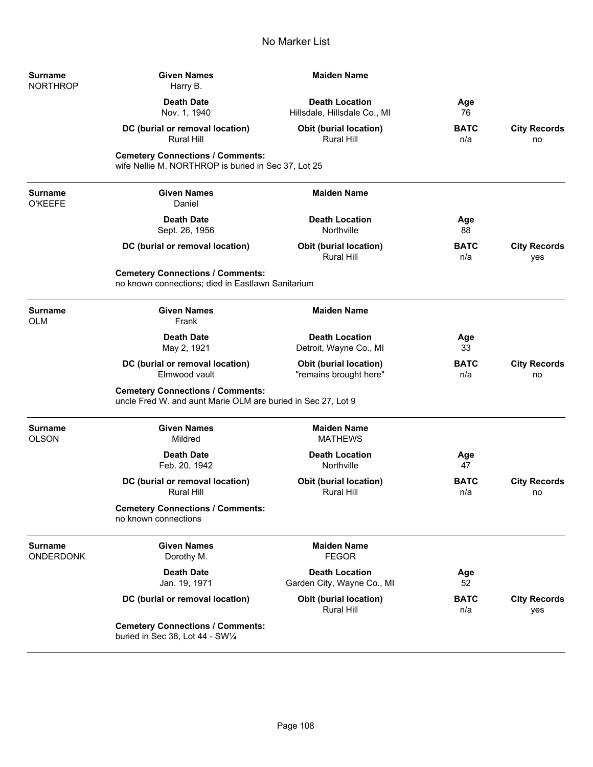# No Marker List

| Surname | Given Names | Maiden Name | | |
|---|---|---|---|---|
| NORTHROP | Harry B. | | | |
| | **Death Date** | **Death Location** | **Age** | |
| | Nov. 1, 1940 | Hillsdale, Hillsdale Co., MI | 76 | |
| | **DC (burial or removal location)** | **Obit (burial location)** | **BATC** | **City Records** |
| | Rural Hill | Rural Hill | n/a | no |

**Cemetery Connections / Comments:**
wife Nellie M. NORTHROP is buried in Sec 37, Lot 25

---

| Surname | Given Names | Maiden Name | | |
|---|---|---|---|---|
| O'KEEFE | Daniel | | | |
| | **Death Date** | **Death Location** | **Age** | |
| | Sept. 26, 1956 | Northville | 88 | |
| | **DC (burial or removal location)** | **Obit (burial location)** | **BATC** | **City Records** |
| | | Rural Hill | n/a | yes |

**Cemetery Connections / Comments:**
no known connections; died in Eastlawn Sanitarium

---

| Surname | Given Names | Maiden Name | | |
|---|---|---|---|---|
| OLM | Frank | | | |
| | **Death Date** | **Death Location** | **Age** | |
| | May 2, 1921 | Detroit, Wayne Co., MI | 33 | |
| | **DC (burial or removal location)** | **Obit (burial location)** | **BATC** | **City Records** |
| | Elmwood vault | "remains brought here" | n/a | no |

**Cemetery Connections / Comments:**
uncle Fred W. and aunt Marie OLM are buried in Sec 27, Lot 9

---

| Surname | Given Names | Maiden Name | | |
|---|---|---|---|---|
| OLSON | Mildred | MATHEWS | | |
| | **Death Date** | **Death Location** | **Age** | |
| | Feb. 20, 1942 | Northville | 47 | |
| | **DC (burial or removal location)** | **Obit (burial location)** | **BATC** | **City Records** |
| | Rural Hill | Rural Hill | n/a | no |

**Cemetery Connections / Comments:**
no known connections

---

| Surname | Given Names | Maiden Name | | |
|---|---|---|---|---|
| ONDERDONK | Dorothy M. | FEGOR | | |
| | **Death Date** | **Death Location** | **Age** | |
| | Jan. 19, 1971 | Garden City, Wayne Co., MI | 52 | |
| | **DC (burial or removal location)** | **Obit (burial location)** | **BATC** | **City Records** |
| | | Rural Hill | n/a | yes |

**Cemetery Connections / Comments:**
buried in Sec 38, Lot 44 - SW¼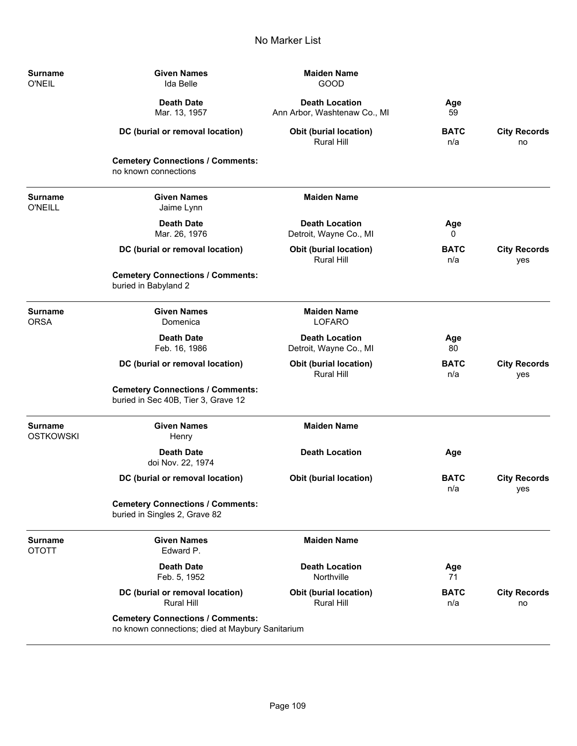# No Marker List

| Surname | Given Names | Maiden Name | | |
|---|---|---|---|---|
| O'NEIL | Ida Belle | GOOD | | |
| | **Death Date** | **Death Location** | **Age** | |
| | Mar. 13, 1957 | Ann Arbor, Washtenaw Co., MI | 59 | |
| | **DC (burial or removal location)** | **Obit (burial location)** | **BATC** | **City Records** |
| | | Rural Hill | n/a | no |
| | **Cemetery Connections / Comments:** no known connections | | | |

| Surname | Given Names | Maiden Name | | |
|---|---|---|---|---|
| O'NEILL | Jaime Lynn | | | |
| | **Death Date** | **Death Location** | **Age** | |
| | Mar. 26, 1976 | Detroit, Wayne Co., MI | 0 | |
| | **DC (burial or removal location)** | **Obit (burial location)** | **BATC** | **City Records** |
| | | Rural Hill | n/a | yes |
| | **Cemetery Connections / Comments:** buried in Babyland 2 | | | |

| Surname | Given Names | Maiden Name | | |
|---|---|---|---|---|
| ORSA | Domenica | LOFARO | | |
| | **Death Date** | **Death Location** | **Age** | |
| | Feb. 16, 1986 | Detroit, Wayne Co., MI | 80 | |
| | **DC (burial or removal location)** | **Obit (burial location)** | **BATC** | **City Records** |
| | | Rural Hill | n/a | yes |
| | **Cemetery Connections / Comments:** buried in Sec 40B, Tier 3, Grave 12 | | | |

| Surname | Given Names | Maiden Name | | |
|---|---|---|---|---|
| OSTKOWSKI | Henry | | | |
| | **Death Date** | **Death Location** | **Age** | |
| | doi Nov. 22, 1974 | | | |
| | **DC (burial or removal location)** | **Obit (burial location)** | **BATC** | **City Records** |
| | | | n/a | yes |
| | **Cemetery Connections / Comments:** buried in Singles 2, Grave 82 | | | |

| Surname | Given Names | Maiden Name | | |
|---|---|---|---|---|
| OTOTT | Edward P. | | | |
| | **Death Date** | **Death Location** | **Age** | |
| | Feb. 5, 1952 | Northville | 71 | |
| | **DC (burial or removal location)** | **Obit (burial location)** | **BATC** | **City Records** |
| | Rural Hill | Rural Hill | n/a | no |
| | **Cemetery Connections / Comments:** no known connections; died at Maybury Sanitarium | | | |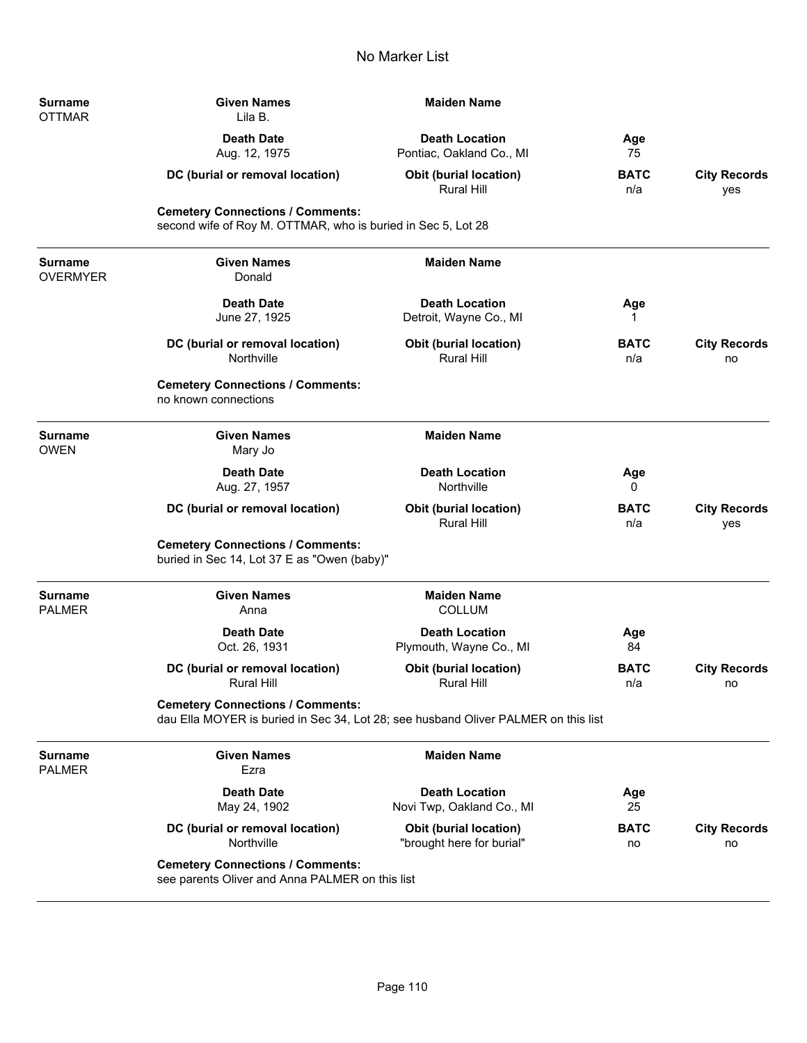# No Marker List

| Surname | Given Names | Maiden Name | | |
|---|---|---|---|---|
| OTTMAR | Lila B. | | | |
| | **Death Date** | **Death Location** | **Age** | |
| | Aug. 12, 1975 | Pontiac, Oakland Co., MI | 75 | |
| | **DC (burial or removal location)** | **Obit (burial location)** | **BATC** | **City Records** |
| | | Rural Hill | n/a | yes |

**Cemetery Connections / Comments:**
second wife of Roy M. OTTMAR, who is buried in Sec 5, Lot 28

---

| Surname | Given Names | Maiden Name | | |
|---|---|---|---|---|
| OVERMYER | Donald | | | |
| | **Death Date** | **Death Location** | **Age** | |
| | June 27, 1925 | Detroit, Wayne Co., MI | 1 | |
| | **DC (burial or removal location)** | **Obit (burial location)** | **BATC** | **City Records** |
| | Northville | Rural Hill | n/a | no |

**Cemetery Connections / Comments:**
no known connections

---

| Surname | Given Names | Maiden Name | | |
|---|---|---|---|---|
| OWEN | Mary Jo | | | |
| | **Death Date** | **Death Location** | **Age** | |
| | Aug. 27, 1957 | Northville | 0 | |
| | **DC (burial or removal location)** | **Obit (burial location)** | **BATC** | **City Records** |
| | | Rural Hill | n/a | yes |

**Cemetery Connections / Comments:**
buried in Sec 14, Lot 37 E as "Owen (baby)"

---

| Surname | Given Names | Maiden Name | | |
|---|---|---|---|---|
| PALMER | Anna | COLLUM | | |
| | **Death Date** | **Death Location** | **Age** | |
| | Oct. 26, 1931 | Plymouth, Wayne Co., MI | 84 | |
| | **DC (burial or removal location)** | **Obit (burial location)** | **BATC** | **City Records** |
| | Rural Hill | Rural Hill | n/a | no |

**Cemetery Connections / Comments:**
dau Ella MOYER is buried in Sec 34, Lot 28; see husband Oliver PALMER on this list

---

| Surname | Given Names | Maiden Name | | |
|---|---|---|---|---|
| PALMER | Ezra | | | |
| | **Death Date** | **Death Location** | **Age** | |
| | May 24, 1902 | Novi Twp, Oakland Co., MI | 25 | |
| | **DC (burial or removal location)** | **Obit (burial location)** | **BATC** | **City Records** |
| | Northville | "brought here for burial" | no | no |

**Cemetery Connections / Comments:**
see parents Oliver and Anna PALMER on this list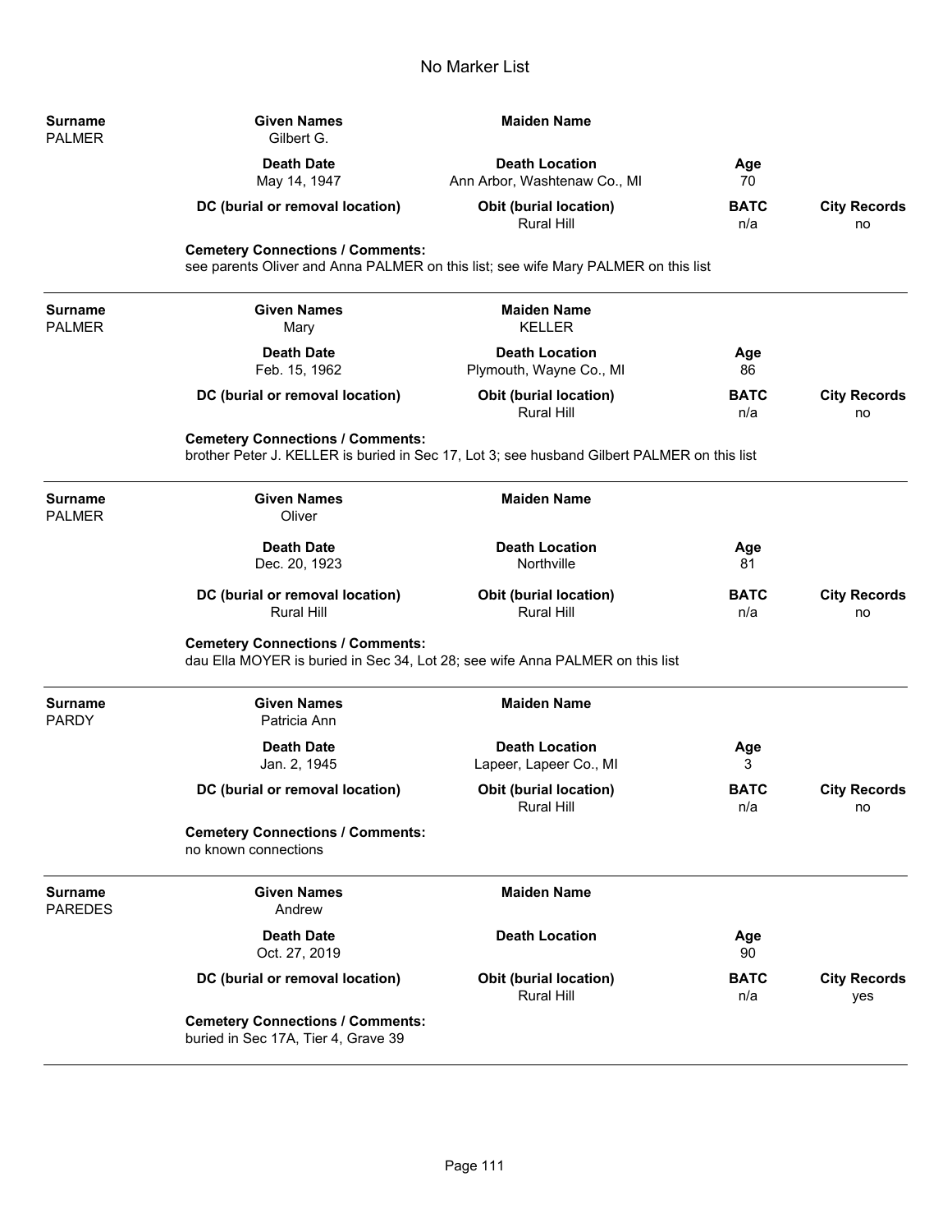# No Marker List

| Surname | Given Names | Maiden Name | | |
|---|---|---|---|---|
| PALMER | Gilbert G. | | | |
| | **Death Date** | **Death Location** | **Age** | |
| | May 14, 1947 | Ann Arbor, Washtenaw Co., MI | 70 | |
| | **DC (burial or removal location)** | **Obit (burial location)** | **BATC** | **City Records** |
| | | Rural Hill | n/a | no |

**Cemetery Connections / Comments:**
see parents Oliver and Anna PALMER on this list; see wife Mary PALMER on this list

---

| Surname | Given Names | Maiden Name | | |
|---|---|---|---|---|
| PALMER | Mary | KELLER | | |
| | **Death Date** | **Death Location** | **Age** | |
| | Feb. 15, 1962 | Plymouth, Wayne Co., MI | 86 | |
| | **DC (burial or removal location)** | **Obit (burial location)** | **BATC** | **City Records** |
| | | Rural Hill | n/a | no |

**Cemetery Connections / Comments:**
brother Peter J. KELLER is buried in Sec 17, Lot 3; see husband Gilbert PALMER on this list

---

| Surname | Given Names | Maiden Name | | |
|---|---|---|---|---|
| PALMER | Oliver | | | |
| | **Death Date** | **Death Location** | **Age** | |
| | Dec. 20, 1923 | Northville | 81 | |
| | **DC (burial or removal location)** | **Obit (burial location)** | **BATC** | **City Records** |
| | Rural Hill | Rural Hill | n/a | no |

**Cemetery Connections / Comments:**
dau Ella MOYER is buried in Sec 34, Lot 28; see wife Anna PALMER on this list

---

| Surname | Given Names | Maiden Name | | |
|---|---|---|---|---|
| PARDY | Patricia Ann | | | |
| | **Death Date** | **Death Location** | **Age** | |
| | Jan. 2, 1945 | Lapeer, Lapeer Co., MI | 3 | |
| | **DC (burial or removal location)** | **Obit (burial location)** | **BATC** | **City Records** |
| | | Rural Hill | n/a | no |

**Cemetery Connections / Comments:**
no known connections

---

| Surname | Given Names | Maiden Name | | |
|---|---|---|---|---|
| PAREDES | Andrew | | | |
| | **Death Date** | **Death Location** | **Age** | |
| | Oct. 27, 2019 | | 90 | |
| | **DC (burial or removal location)** | **Obit (burial location)** | **BATC** | **City Records** |
| | | Rural Hill | n/a | yes |

**Cemetery Connections / Comments:**
buried in Sec 17A, Tier 4, Grave 39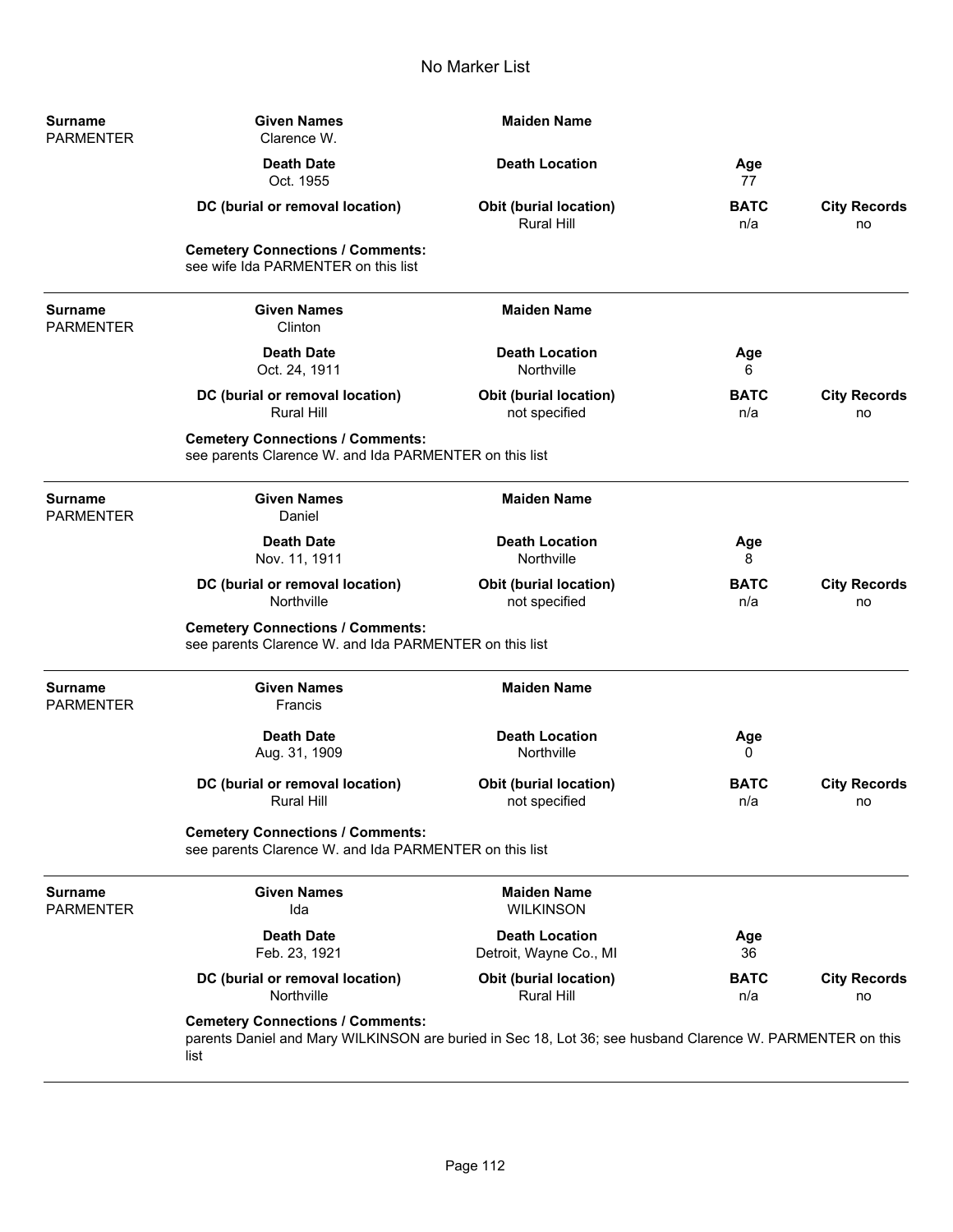# No Marker List

**Surname** PARMENTER | **Given Names** Clarence W. | **Maiden Name**

**Death Date** Oct. 1955 | **Death Location** | **Age** 77

**DC (burial or removal location)** | **Obit (burial location)** Rural Hill | **BATC** n/a | **City Records** no

**Cemetery Connections / Comments:**
see wife Ida PARMENTER on this list

---

**Surname** PARMENTER | **Given Names** Clinton | **Maiden Name**

**Death Date** Oct. 24, 1911 | **Death Location** Northville | **Age** 6

**DC (burial or removal location)** Rural Hill | **Obit (burial location)** not specified | **BATC** n/a | **City Records** no

**Cemetery Connections / Comments:**
see parents Clarence W. and Ida PARMENTER on this list

---

**Surname** PARMENTER | **Given Names** Daniel | **Maiden Name**

**Death Date** Nov. 11, 1911 | **Death Location** Northville | **Age** 8

**DC (burial or removal location)** Northville | **Obit (burial location)** not specified | **BATC** n/a | **City Records** no

**Cemetery Connections / Comments:**
see parents Clarence W. and Ida PARMENTER on this list

---

**Surname** PARMENTER | **Given Names** Francis | **Maiden Name**

**Death Date** Aug. 31, 1909 | **Death Location** Northville | **Age** 0

**DC (burial or removal location)** Rural Hill | **Obit (burial location)** not specified | **BATC** n/a | **City Records** no

**Cemetery Connections / Comments:**
see parents Clarence W. and Ida PARMENTER on this list

---

**Surname** PARMENTER | **Given Names** Ida | **Maiden Name** WILKINSON

**Death Date** Feb. 23, 1921 | **Death Location** Detroit, Wayne Co., MI | **Age** 36

**DC (burial or removal location)** Northville | **Obit (burial location)** Rural Hill | **BATC** n/a | **City Records** no

**Cemetery Connections / Comments:**
parents Daniel and Mary WILKINSON are buried in Sec 18, Lot 36; see husband Clarence W. PARMENTER on this list

---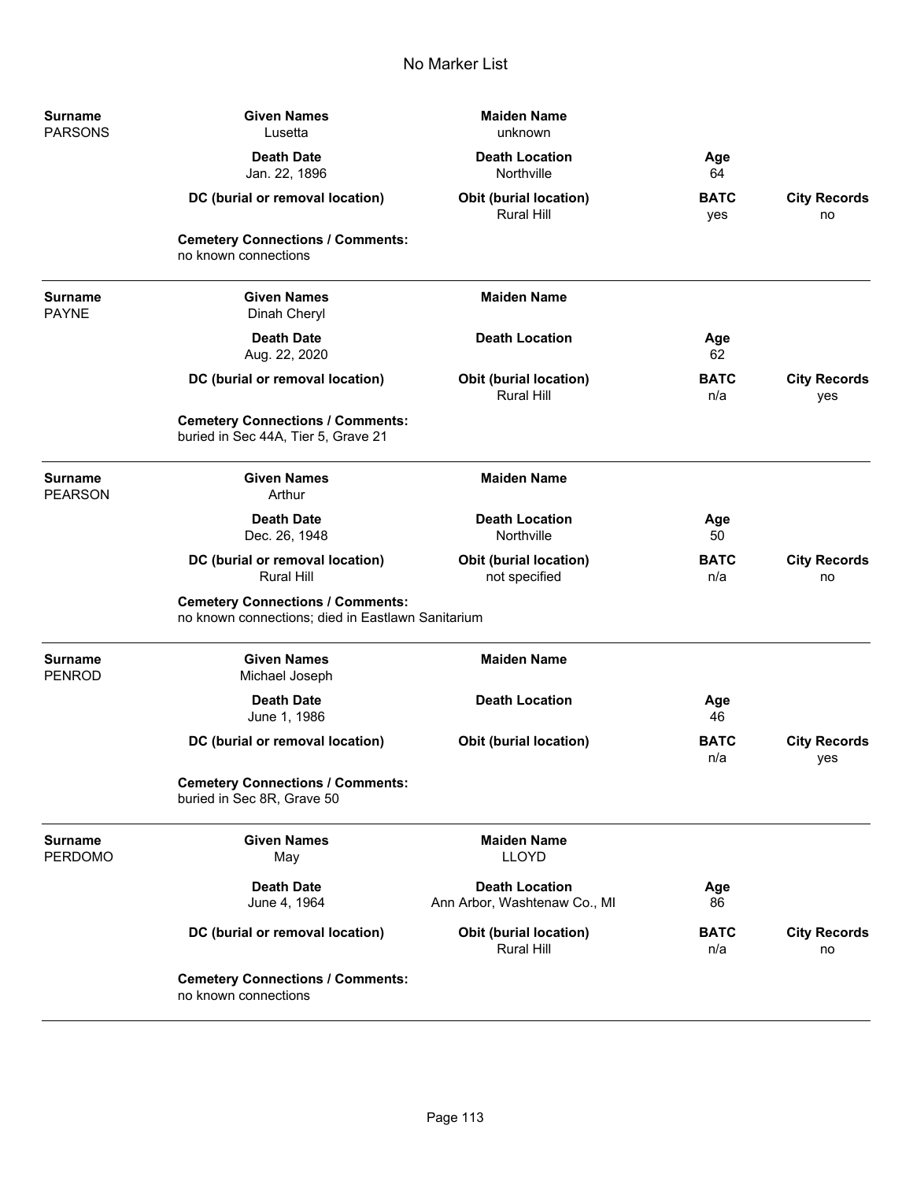# No Marker List

| Field | Value |
|---|---|
| **Surname** | PARSONS |
| **Given Names** | Lusetta |
| **Maiden Name** | unknown |
| **Death Date** | Jan. 22, 1896 |
| **Death Location** | Northville |
| **Age** | 64 |
| **DC (burial or removal location)** | |
| **Obit (burial location)** | Rural Hill |
| **BATC** | yes |
| **City Records** | no |
| **Cemetery Connections / Comments:** | no known connections |

---

| Field | Value |
|---|---|
| **Surname** | PAYNE |
| **Given Names** | Dinah Cheryl |
| **Maiden Name** | |
| **Death Date** | Aug. 22, 2020 |
| **Death Location** | |
| **Age** | 62 |
| **DC (burial or removal location)** | |
| **Obit (burial location)** | Rural Hill |
| **BATC** | n/a |
| **City Records** | yes |
| **Cemetery Connections / Comments:** | buried in Sec 44A, Tier 5, Grave 21 |

---

| Field | Value |
|---|---|
| **Surname** | PEARSON |
| **Given Names** | Arthur |
| **Maiden Name** | |
| **Death Date** | Dec. 26, 1948 |
| **Death Location** | Northville |
| **Age** | 50 |
| **DC (burial or removal location)** | Rural Hill |
| **Obit (burial location)** | not specified |
| **BATC** | n/a |
| **City Records** | no |
| **Cemetery Connections / Comments:** | no known connections; died in Eastlawn Sanitarium |

---

| Field | Value |
|---|---|
| **Surname** | PENROD |
| **Given Names** | Michael Joseph |
| **Maiden Name** | |
| **Death Date** | June 1, 1986 |
| **Death Location** | |
| **Age** | 46 |
| **DC (burial or removal location)** | |
| **Obit (burial location)** | |
| **BATC** | n/a |
| **City Records** | yes |
| **Cemetery Connections / Comments:** | buried in Sec 8R, Grave 50 |

---

| Field | Value |
|---|---|
| **Surname** | PERDOMO |
| **Given Names** | May |
| **Maiden Name** | LLOYD |
| **Death Date** | June 4, 1964 |
| **Death Location** | Ann Arbor, Washtenaw Co., MI |
| **Age** | 86 |
| **DC (burial or removal location)** | |
| **Obit (burial location)** | Rural Hill |
| **BATC** | n/a |
| **City Records** | no |
| **Cemetery Connections / Comments:** | no known connections |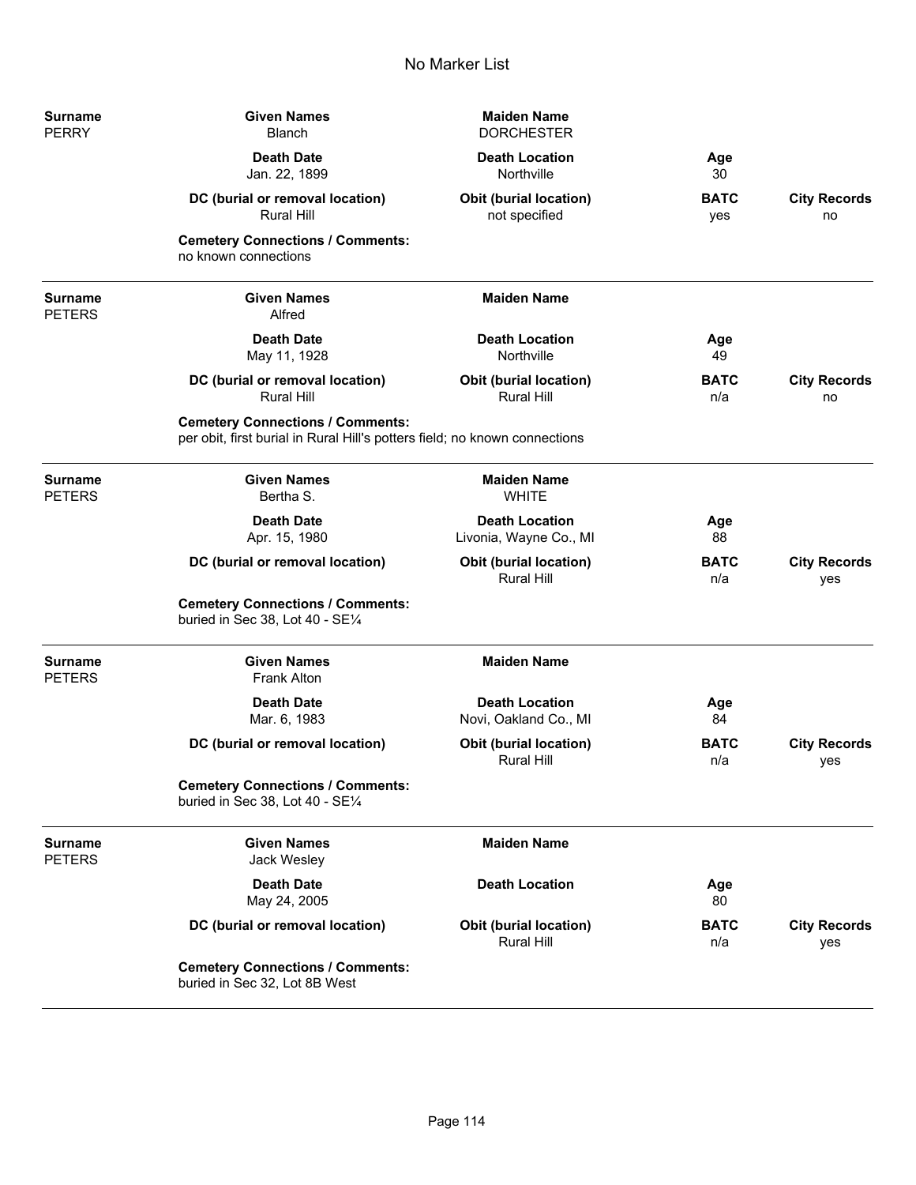# No Marker List

| Surname | Given Names | Maiden Name | | |
|---|---|---|---|---|
| PERRY | Blanch | DORCHESTER | | |
| | **Death Date** | **Death Location** | **Age** | |
| | Jan. 22, 1899 | Northville | 30 | |
| | **DC (burial or removal location)** | **Obit (burial location)** | **BATC** | **City Records** |
| | Rural Hill | not specified | yes | no |

**Cemetery Connections / Comments:**
no known connections

---

| Surname | Given Names | Maiden Name | | |
|---|---|---|---|---|
| PETERS | Alfred | | | |
| | **Death Date** | **Death Location** | **Age** | |
| | May 11, 1928 | Northville | 49 | |
| | **DC (burial or removal location)** | **Obit (burial location)** | **BATC** | **City Records** |
| | Rural Hill | Rural Hill | n/a | no |

**Cemetery Connections / Comments:**
per obit, first burial in Rural Hill's potters field; no known connections

---

| Surname | Given Names | Maiden Name | | |
|---|---|---|---|---|
| PETERS | Bertha S. | WHITE | | |
| | **Death Date** | **Death Location** | **Age** | |
| | Apr. 15, 1980 | Livonia, Wayne Co., MI | 88 | |
| | **DC (burial or removal location)** | **Obit (burial location)** | **BATC** | **City Records** |
| | | Rural Hill | n/a | yes |

**Cemetery Connections / Comments:**
buried in Sec 38, Lot 40 - SE¼

---

| Surname | Given Names | Maiden Name | | |
|---|---|---|---|---|
| PETERS | Frank Alton | | | |
| | **Death Date** | **Death Location** | **Age** | |
| | Mar. 6, 1983 | Novi, Oakland Co., MI | 84 | |
| | **DC (burial or removal location)** | **Obit (burial location)** | **BATC** | **City Records** |
| | | Rural Hill | n/a | yes |

**Cemetery Connections / Comments:**
buried in Sec 38, Lot 40 - SE¼

---

| Surname | Given Names | Maiden Name | | |
|---|---|---|---|---|
| PETERS | Jack Wesley | | | |
| | **Death Date** | **Death Location** | **Age** | |
| | May 24, 2005 | | 80 | |
| | **DC (burial or removal location)** | **Obit (burial location)** | **BATC** | **City Records** |
| | | Rural Hill | n/a | yes |

**Cemetery Connections / Comments:**
buried in Sec 32, Lot 8B West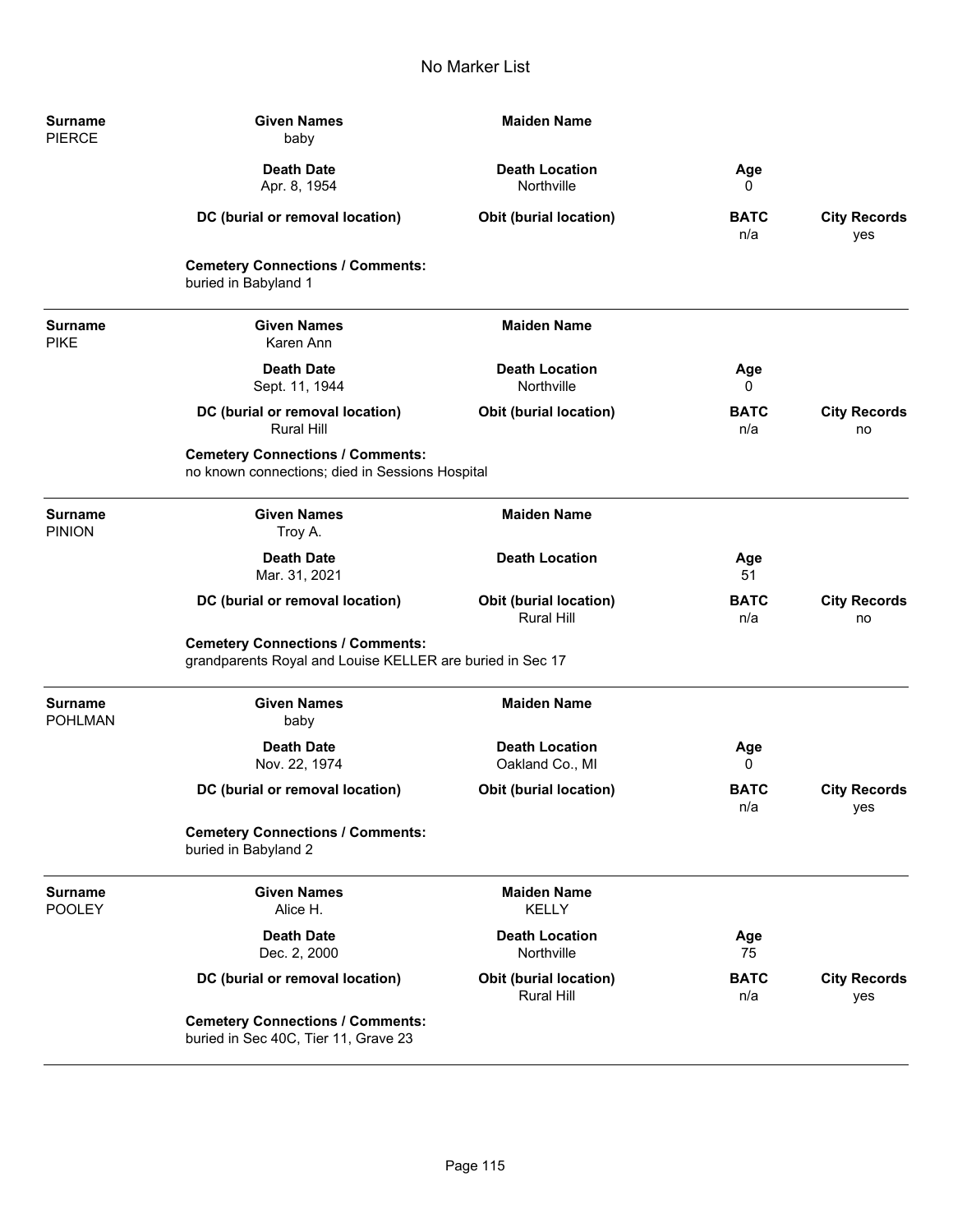## No Marker List

| Surname | Given Names | Maiden Name | | |
|---|---|---|---|---|
| PIERCE | baby | | | |
| | **Death Date** | **Death Location** | **Age** | |
| | Apr. 8, 1954 | Northville | 0 | |
| | **DC (burial or removal location)** | **Obit (burial location)** | **BATC** | **City Records** |
| | | | n/a | yes |
| | **Cemetery Connections / Comments:** buried in Babyland 1 | | | |

| Surname | Given Names | Maiden Name | | |
|---|---|---|---|---|
| PIKE | Karen Ann | | | |
| | **Death Date** | **Death Location** | **Age** | |
| | Sept. 11, 1944 | Northville | 0 | |
| | **DC (burial or removal location)** | **Obit (burial location)** | **BATC** | **City Records** |
| | Rural Hill | | n/a | no |
| | **Cemetery Connections / Comments:** no known connections; died in Sessions Hospital | | | |

| Surname | Given Names | Maiden Name | | |
|---|---|---|---|---|
| PINION | Troy A. | | | |
| | **Death Date** | **Death Location** | **Age** | |
| | Mar. 31, 2021 | | 51 | |
| | **DC (burial or removal location)** | **Obit (burial location)** | **BATC** | **City Records** |
| | | Rural Hill | n/a | no |
| | **Cemetery Connections / Comments:** grandparents Royal and Louise KELLER are buried in Sec 17 | | | |

| Surname | Given Names | Maiden Name | | |
|---|---|---|---|---|
| POHLMAN | baby | | | |
| | **Death Date** | **Death Location** | **Age** | |
| | Nov. 22, 1974 | Oakland Co., MI | 0 | |
| | **DC (burial or removal location)** | **Obit (burial location)** | **BATC** | **City Records** |
| | | | n/a | yes |
| | **Cemetery Connections / Comments:** buried in Babyland 2 | | | |

| Surname | Given Names | Maiden Name | | |
|---|---|---|---|---|
| POOLEY | Alice H. | KELLY | | |
| | **Death Date** | **Death Location** | **Age** | |
| | Dec. 2, 2000 | Northville | 75 | |
| | **DC (burial or removal location)** | **Obit (burial location)** | **BATC** | **City Records** |
| | | Rural Hill | n/a | yes |
| | **Cemetery Connections / Comments:** buried in Sec 40C, Tier 11, Grave 23 | | | |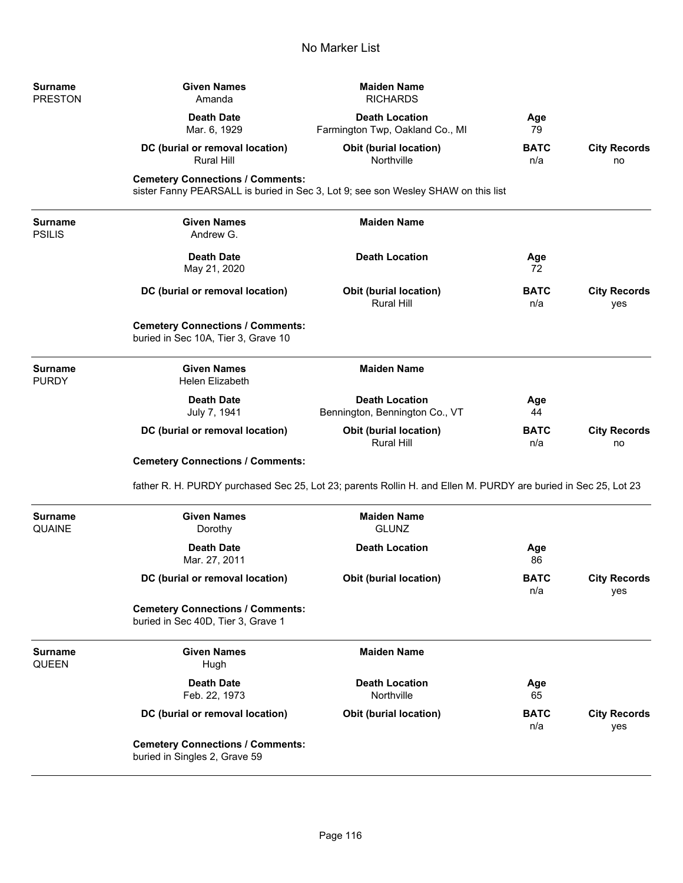# No Marker List

| Surname | Given Names | Maiden Name | | |
|---|---|---|---|---|
| PRESTON | Amanda | RICHARDS | | |
| | **Death Date** | **Death Location** | **Age** | |
| | Mar. 6, 1929 | Farmington Twp, Oakland Co., MI | 79 | |
| | **DC (burial or removal location)** | **Obit (burial location)** | **BATC** | **City Records** |
| | Rural Hill | Northville | n/a | no |

**Cemetery Connections / Comments:**
sister Fanny PEARSALL is buried in Sec 3, Lot 9; see son Wesley SHAW on this list

---

| Surname | Given Names | Maiden Name | | |
|---|---|---|---|---|
| PSILIS | Andrew G. | | | |
| | **Death Date** | **Death Location** | **Age** | |
| | May 21, 2020 | | 72 | |
| | **DC (burial or removal location)** | **Obit (burial location)** | **BATC** | **City Records** |
| | | Rural Hill | n/a | yes |

**Cemetery Connections / Comments:**
buried in Sec 10A, Tier 3, Grave 10

---

| Surname | Given Names | Maiden Name | | |
|---|---|---|---|---|
| PURDY | Helen Elizabeth | | | |
| | **Death Date** | **Death Location** | **Age** | |
| | July 7, 1941 | Bennington, Bennington Co., VT | 44 | |
| | **DC (burial or removal location)** | **Obit (burial location)** | **BATC** | **City Records** |
| | | Rural Hill | n/a | no |

**Cemetery Connections / Comments:**

father R. H. PURDY purchased Sec 25, Lot 23; parents Rollin H. and Ellen M. PURDY are buried in Sec 25, Lot 23

---

| Surname | Given Names | Maiden Name | | |
|---|---|---|---|---|
| QUAINE | Dorothy | GLUNZ | | |
| | **Death Date** | **Death Location** | **Age** | |
| | Mar. 27, 2011 | | 86 | |
| | **DC (burial or removal location)** | **Obit (burial location)** | **BATC** | **City Records** |
| | | | n/a | yes |

**Cemetery Connections / Comments:**
buried in Sec 40D, Tier 3, Grave 1

---

| Surname | Given Names | Maiden Name | | |
|---|---|---|---|---|
| QUEEN | Hugh | | | |
| | **Death Date** | **Death Location** | **Age** | |
| | Feb. 22, 1973 | Northville | 65 | |
| | **DC (burial or removal location)** | **Obit (burial location)** | **BATC** | **City Records** |
| | | | n/a | yes |

**Cemetery Connections / Comments:**
buried in Singles 2, Grave 59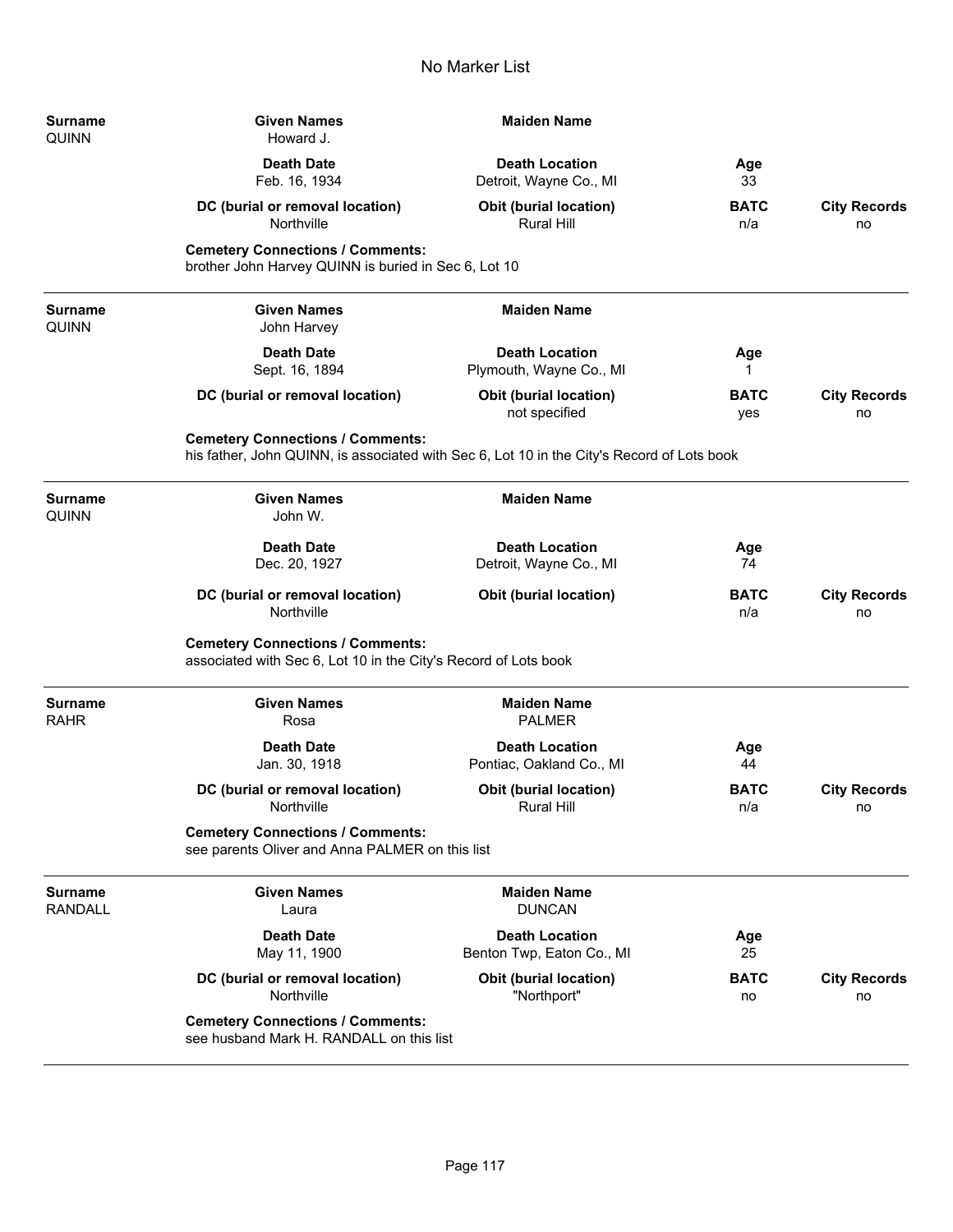# No Marker List

| Surname | Given Names | Maiden Name | | |
|---|---|---|---|---|
| QUINN | Howard J. | | | |
| | **Death Date** | **Death Location** | **Age** | |
| | Feb. 16, 1934 | Detroit, Wayne Co., MI | 33 | |
| | **DC (burial or removal location)** | **Obit (burial location)** | **BATC** | **City Records** |
| | Northville | Rural Hill | n/a | no |

**Cemetery Connections / Comments:**
brother John Harvey QUINN is buried in Sec 6, Lot 10

---

| Surname | Given Names | Maiden Name | | |
|---|---|---|---|---|
| QUINN | John Harvey | | | |
| | **Death Date** | **Death Location** | **Age** | |
| | Sept. 16, 1894 | Plymouth, Wayne Co., MI | 1 | |
| | **DC (burial or removal location)** | **Obit (burial location)** | **BATC** | **City Records** |
| | | not specified | yes | no |

**Cemetery Connections / Comments:**
his father, John QUINN, is associated with Sec 6, Lot 10 in the City's Record of Lots book

---

| Surname | Given Names | Maiden Name | | |
|---|---|---|---|---|
| QUINN | John W. | | | |
| | **Death Date** | **Death Location** | **Age** | |
| | Dec. 20, 1927 | Detroit, Wayne Co., MI | 74 | |
| | **DC (burial or removal location)** | **Obit (burial location)** | **BATC** | **City Records** |
| | Northville | | n/a | no |

**Cemetery Connections / Comments:**
associated with Sec 6, Lot 10 in the City's Record of Lots book

---

| Surname | Given Names | Maiden Name | | |
|---|---|---|---|---|
| RAHR | Rosa | PALMER | | |
| | **Death Date** | **Death Location** | **Age** | |
| | Jan. 30, 1918 | Pontiac, Oakland Co., MI | 44 | |
| | **DC (burial or removal location)** | **Obit (burial location)** | **BATC** | **City Records** |
| | Northville | Rural Hill | n/a | no |

**Cemetery Connections / Comments:**
see parents Oliver and Anna PALMER on this list

---

| Surname | Given Names | Maiden Name | | |
|---|---|---|---|---|
| RANDALL | Laura | DUNCAN | | |
| | **Death Date** | **Death Location** | **Age** | |
| | May 11, 1900 | Benton Twp, Eaton Co., MI | 25 | |
| | **DC (burial or removal location)** | **Obit (burial location)** | **BATC** | **City Records** |
| | Northville | "Northport" | no | no |

**Cemetery Connections / Comments:**
see husband Mark H. RANDALL on this list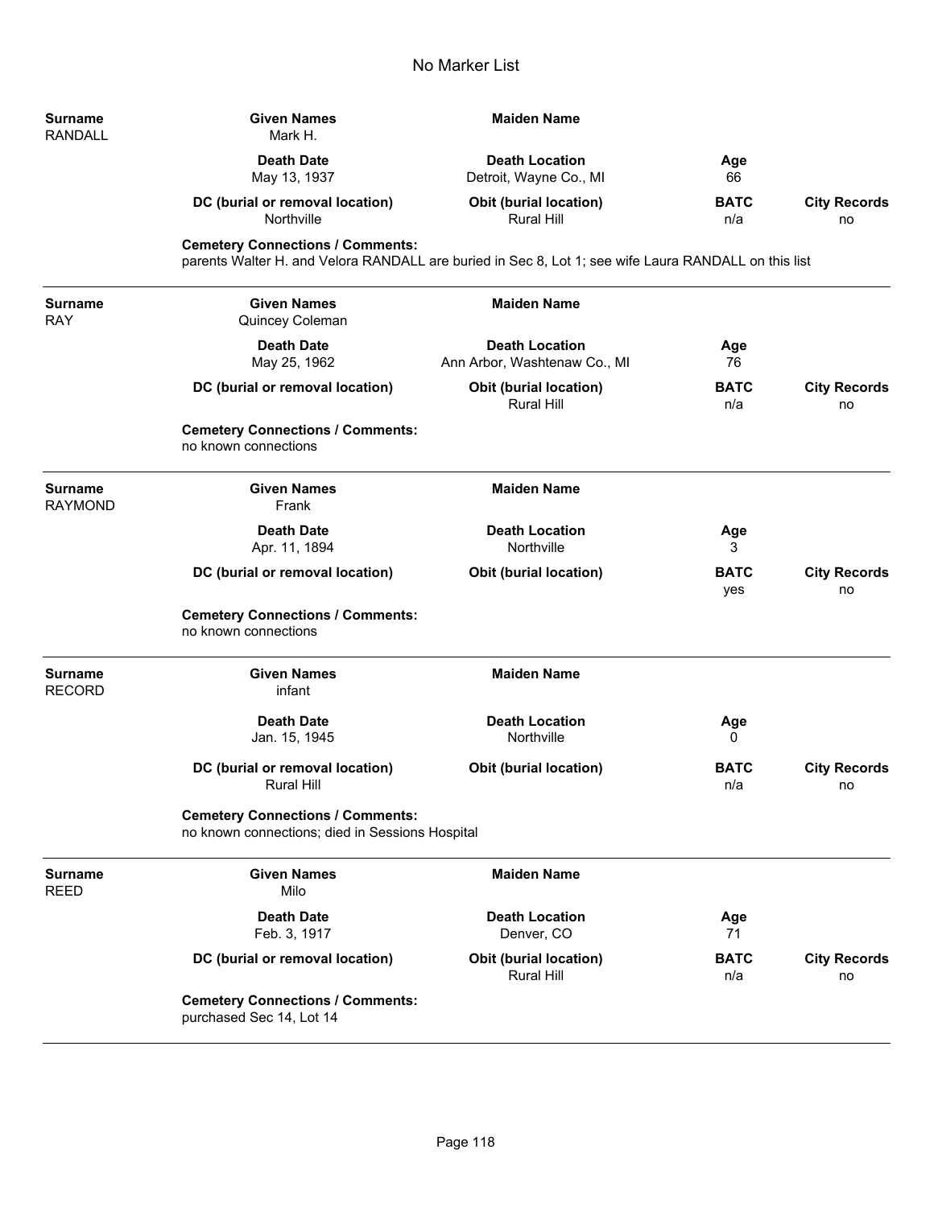# No Marker List

| Surname | Given Names | Maiden Name | | |
|---|---|---|---|---|
| RANDALL | Mark H. | | | |
| | **Death Date** | **Death Location** | **Age** | |
| | May 13, 1937 | Detroit, Wayne Co., MI | 66 | |
| | **DC (burial or removal location)** | **Obit (burial location)** | **BATC** | **City Records** |
| | Northville | Rural Hill | n/a | no |

**Cemetery Connections / Comments:**
parents Walter H. and Velora RANDALL are buried in Sec 8, Lot 1; see wife Laura RANDALL on this list

---

| Surname | Given Names | Maiden Name | | |
|---|---|---|---|---|
| RAY | Quincey Coleman | | | |
| | **Death Date** | **Death Location** | **Age** | |
| | May 25, 1962 | Ann Arbor, Washtenaw Co., MI | 76 | |
| | **DC (burial or removal location)** | **Obit (burial location)** | **BATC** | **City Records** |
| | | Rural Hill | n/a | no |

**Cemetery Connections / Comments:**
no known connections

---

| Surname | Given Names | Maiden Name | | |
|---|---|---|---|---|
| RAYMOND | Frank | | | |
| | **Death Date** | **Death Location** | **Age** | |
| | Apr. 11, 1894 | Northville | 3 | |
| | **DC (burial or removal location)** | **Obit (burial location)** | **BATC** | **City Records** |
| | | | yes | no |

**Cemetery Connections / Comments:**
no known connections

---

| Surname | Given Names | Maiden Name | | |
|---|---|---|---|---|
| RECORD | infant | | | |
| | **Death Date** | **Death Location** | **Age** | |
| | Jan. 15, 1945 | Northville | 0 | |
| | **DC (burial or removal location)** | **Obit (burial location)** | **BATC** | **City Records** |
| | Rural Hill | | n/a | no |

**Cemetery Connections / Comments:**
no known connections; died in Sessions Hospital

---

| Surname | Given Names | Maiden Name | | |
|---|---|---|---|---|
| REED | Milo | | | |
| | **Death Date** | **Death Location** | **Age** | |
| | Feb. 3, 1917 | Denver, CO | 71 | |
| | **DC (burial or removal location)** | **Obit (burial location)** | **BATC** | **City Records** |
| | | Rural Hill | n/a | no |

**Cemetery Connections / Comments:**
purchased Sec 14, Lot 14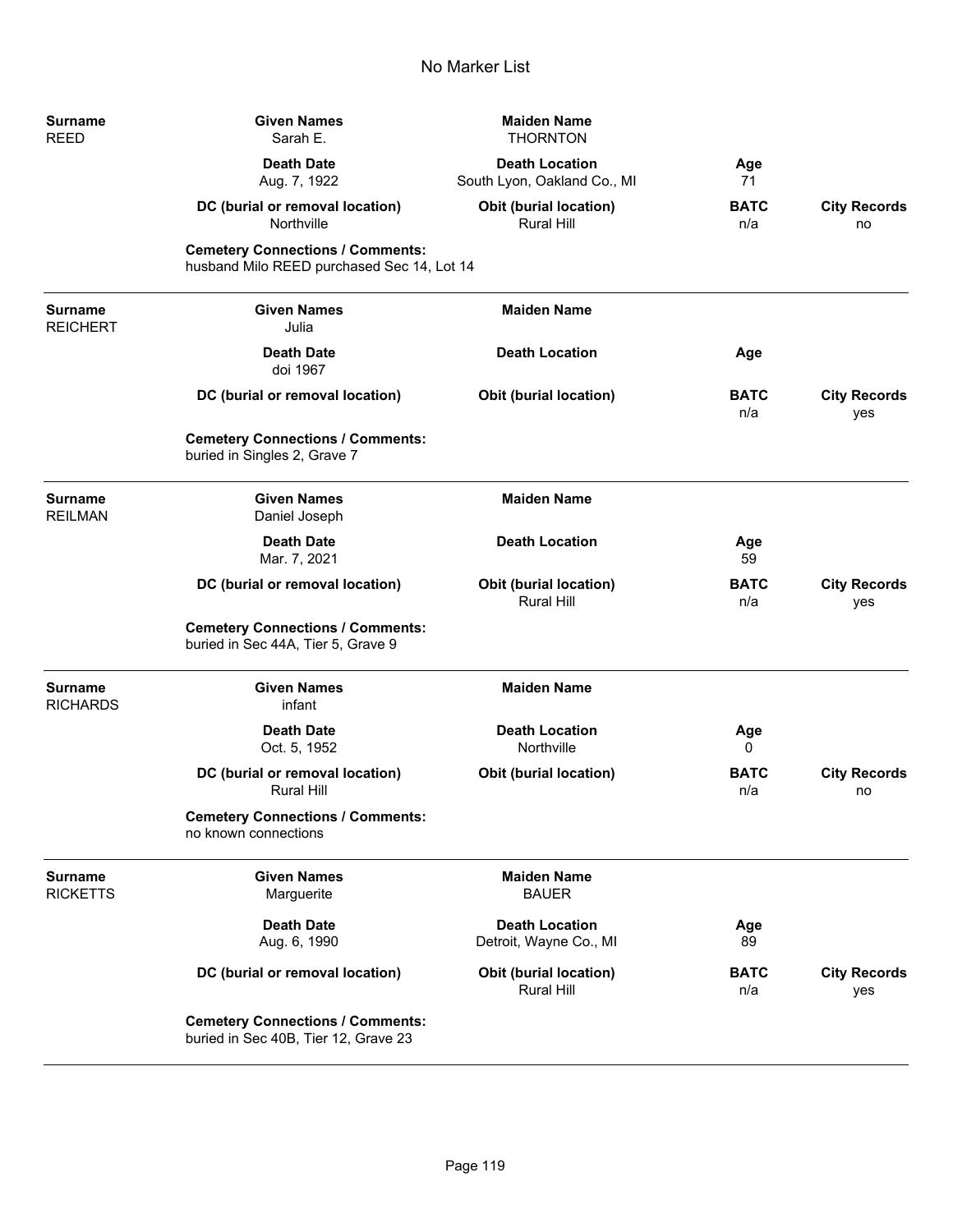| Surname | Given Names | Maiden Name | | |
|---|---|---|---|---|
| REED | Sarah E. | THORNTON | | |
| | **Death Date** | **Death Location** | **Age** | |
| | Aug. 7, 1922 | South Lyon, Oakland Co., MI | 71 | |
| | **DC (burial or removal location)** | **Obit (burial location)** | **BATC** | **City Records** |
| | Northville | Rural Hill | n/a | no |
| | **Cemetery Connections / Comments:** husband Milo REED purchased Sec 14, Lot 14 | | | |

| Surname | Given Names | Maiden Name | | |
|---|---|---|---|---|
| REICHERT | Julia | | | |
| | **Death Date** | **Death Location** | **Age** | |
| | doi 1967 | | | |
| | **DC (burial or removal location)** | **Obit (burial location)** | **BATC** | **City Records** |
| | | | n/a | yes |
| | **Cemetery Connections / Comments:** buried in Singles 2, Grave 7 | | | |

| Surname | Given Names | Maiden Name | | |
|---|---|---|---|---|
| REILMAN | Daniel Joseph | | | |
| | **Death Date** | **Death Location** | **Age** | |
| | Mar. 7, 2021 | | 59 | |
| | **DC (burial or removal location)** | **Obit (burial location)** | **BATC** | **City Records** |
| | | Rural Hill | n/a | yes |
| | **Cemetery Connections / Comments:** buried in Sec 44A, Tier 5, Grave 9 | | | |

| Surname | Given Names | Maiden Name | | |
|---|---|---|---|---|
| RICHARDS | infant | | | |
| | **Death Date** | **Death Location** | **Age** | |
| | Oct. 5, 1952 | Northville | 0 | |
| | **DC (burial or removal location)** | **Obit (burial location)** | **BATC** | **City Records** |
| | Rural Hill | | n/a | no |
| | **Cemetery Connections / Comments:** no known connections | | | |

| Surname | Given Names | Maiden Name | | |
|---|---|---|---|---|
| RICKETTS | Marguerite | BAUER | | |
| | **Death Date** | **Death Location** | **Age** | |
| | Aug. 6, 1990 | Detroit, Wayne Co., MI | 89 | |
| | **DC (burial or removal location)** | **Obit (burial location)** | **BATC** | **City Records** |
| | | Rural Hill | n/a | yes |
| | **Cemetery Connections / Comments:** buried in Sec 40B, Tier 12, Grave 23 | | | |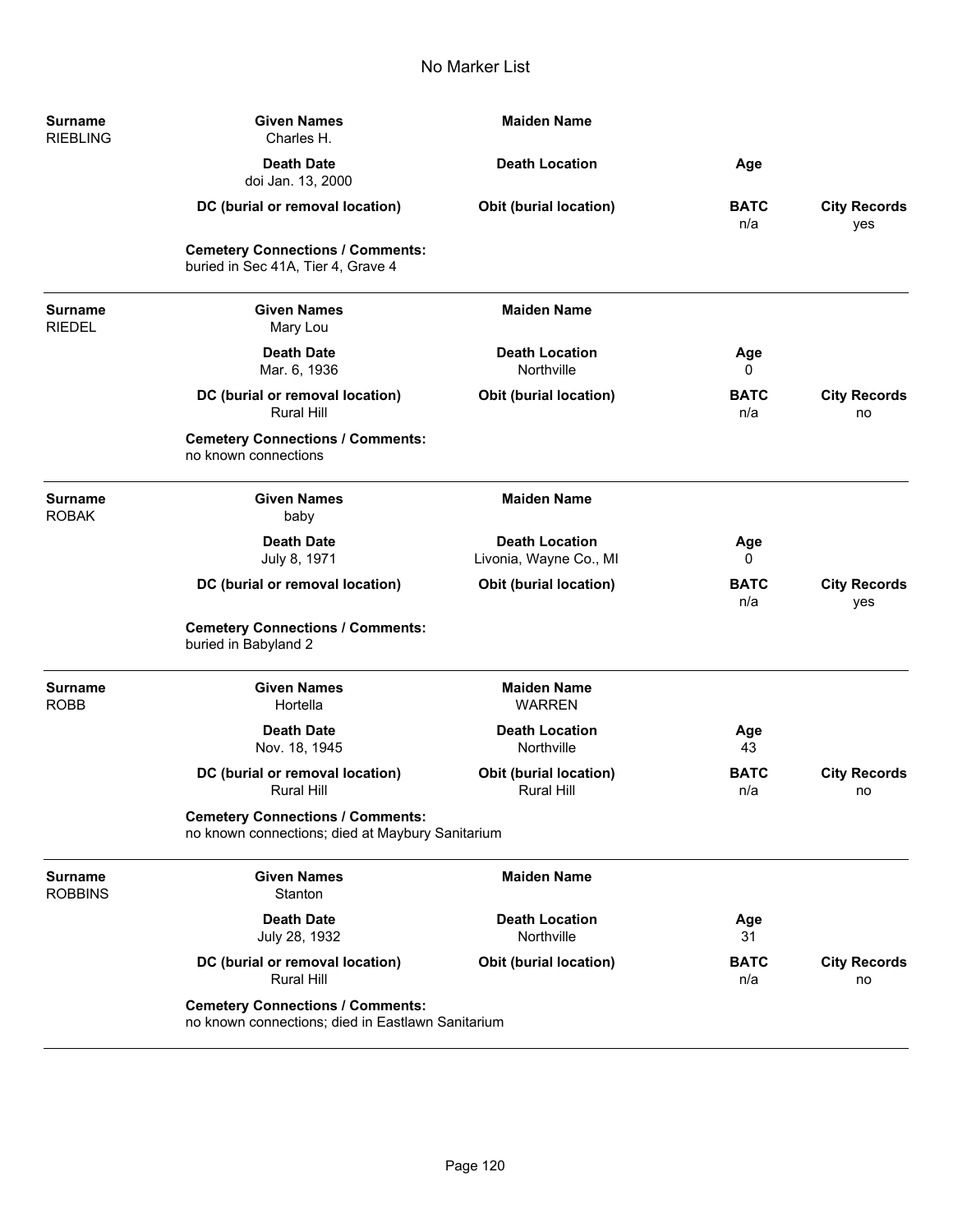# No Marker List

**Surname**: RIEBLING

| Given Names | Maiden Name | | |
|---|---|---|---|
| Charles H. | | | |
| **Death Date** | **Death Location** | **Age** | |
| doi Jan. 13, 2000 | | | |
| **DC (burial or removal location)** | **Obit (burial location)** | **BATC** | **City Records** |
| | | n/a | yes |

**Cemetery Connections / Comments:**
buried in Sec 41A, Tier 4, Grave 4

---

**Surname**: RIEDEL

| Given Names | Maiden Name | | |
|---|---|---|---|
| Mary Lou | | | |
| **Death Date** | **Death Location** | **Age** | |
| Mar. 6, 1936 | Northville | 0 | |
| **DC (burial or removal location)** | **Obit (burial location)** | **BATC** | **City Records** |
| Rural Hill | | n/a | no |

**Cemetery Connections / Comments:**
no known connections

---

**Surname**: ROBAK

| Given Names | Maiden Name | | |
|---|---|---|---|
| baby | | | |
| **Death Date** | **Death Location** | **Age** | |
| July 8, 1971 | Livonia, Wayne Co., MI | 0 | |
| **DC (burial or removal location)** | **Obit (burial location)** | **BATC** | **City Records** |
| | | n/a | yes |

**Cemetery Connections / Comments:**
buried in Babyland 2

---

**Surname**: ROBB

| Given Names | Maiden Name | | |
|---|---|---|---|
| Hortella | WARREN | | |
| **Death Date** | **Death Location** | **Age** | |
| Nov. 18, 1945 | Northville | 43 | |
| **DC (burial or removal location)** | **Obit (burial location)** | **BATC** | **City Records** |
| Rural Hill | Rural Hill | n/a | no |

**Cemetery Connections / Comments:**
no known connections; died at Maybury Sanitarium

---

**Surname**: ROBBINS

| Given Names | Maiden Name | | |
|---|---|---|---|
| Stanton | | | |
| **Death Date** | **Death Location** | **Age** | |
| July 28, 1932 | Northville | 31 | |
| **DC (burial or removal location)** | **Obit (burial location)** | **BATC** | **City Records** |
| Rural Hill | | n/a | no |

**Cemetery Connections / Comments:**
no known connections; died in Eastlawn Sanitarium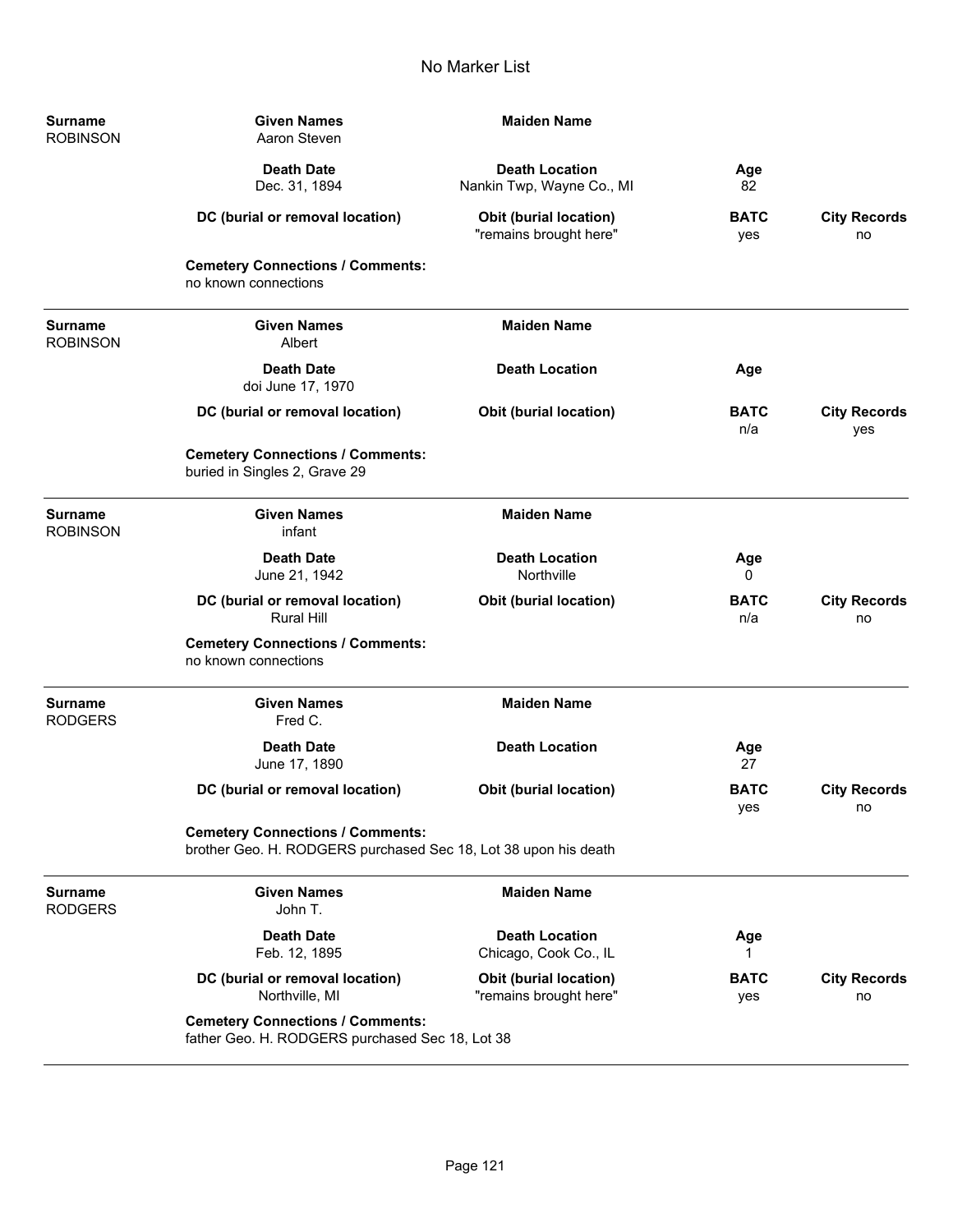# No Marker List

| Surname | Given Names | Maiden Name | | |
|---|---|---|---|---|
| ROBINSON | Aaron Steven | | | |
| | **Death Date** | **Death Location** | **Age** | |
| | Dec. 31, 1894 | Nankin Twp, Wayne Co., MI | 82 | |
| | **DC (burial or removal location)** | **Obit (burial location)** | **BATC** | **City Records** |
| | | "remains brought here" | yes | no |

**Cemetery Connections / Comments:**
no known connections

---

| Surname | Given Names | Maiden Name | | |
|---|---|---|---|---|
| ROBINSON | Albert | | | |
| | **Death Date** | **Death Location** | **Age** | |
| | doi June 17, 1970 | | | |
| | **DC (burial or removal location)** | **Obit (burial location)** | **BATC** | **City Records** |
| | | | n/a | yes |

**Cemetery Connections / Comments:**
buried in Singles 2, Grave 29

---

| Surname | Given Names | Maiden Name | | |
|---|---|---|---|---|
| ROBINSON | infant | | | |
| | **Death Date** | **Death Location** | **Age** | |
| | June 21, 1942 | Northville | 0 | |
| | **DC (burial or removal location)** | **Obit (burial location)** | **BATC** | **City Records** |
| | Rural Hill | | n/a | no |

**Cemetery Connections / Comments:**
no known connections

---

| Surname | Given Names | Maiden Name | | |
|---|---|---|---|---|
| RODGERS | Fred C. | | | |
| | **Death Date** | **Death Location** | **Age** | |
| | June 17, 1890 | | 27 | |
| | **DC (burial or removal location)** | **Obit (burial location)** | **BATC** | **City Records** |
| | | | yes | no |

**Cemetery Connections / Comments:**
brother Geo. H. RODGERS purchased Sec 18, Lot 38 upon his death

---

| Surname | Given Names | Maiden Name | | |
|---|---|---|---|---|
| RODGERS | John T. | | | |
| | **Death Date** | **Death Location** | **Age** | |
| | Feb. 12, 1895 | Chicago, Cook Co., IL | 1 | |
| | **DC (burial or removal location)** | **Obit (burial location)** | **BATC** | **City Records** |
| | Northville, MI | "remains brought here" | yes | no |

**Cemetery Connections / Comments:**
father Geo. H. RODGERS purchased Sec 18, Lot 38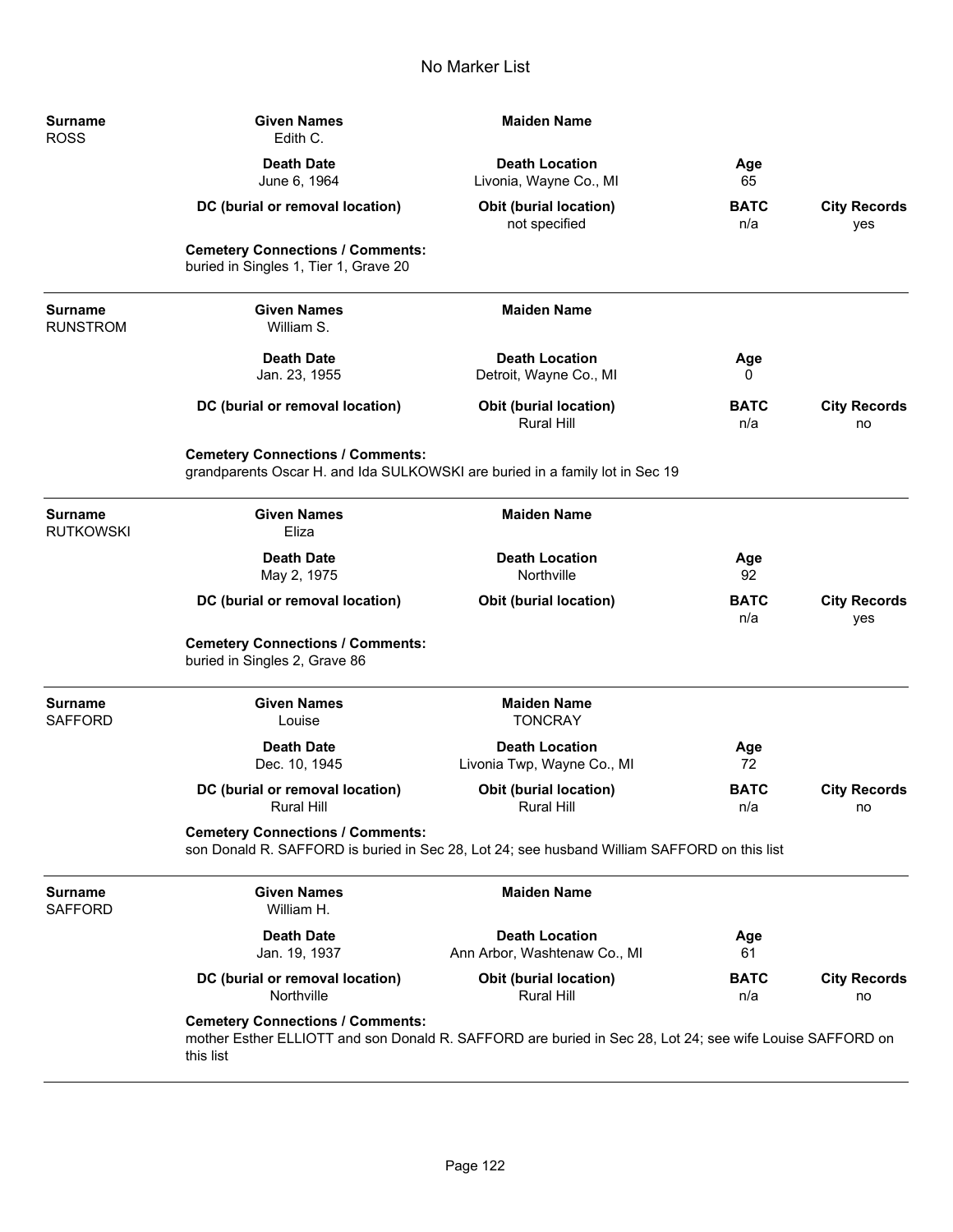# No Marker List

| Surname | Given Names | Maiden Name | | |
|---|---|---|---|---|
| ROSS | Edith C. | | | |
| | **Death Date** | **Death Location** | **Age** | |
| | June 6, 1964 | Livonia, Wayne Co., MI | 65 | |
| | **DC (burial or removal location)** | **Obit (burial location)** | **BATC** | **City Records** |
| | | not specified | n/a | yes |

**Cemetery Connections / Comments:**
buried in Singles 1, Tier 1, Grave 20

---

| Surname | Given Names | Maiden Name | | |
|---|---|---|---|---|
| RUNSTROM | William S. | | | |
| | **Death Date** | **Death Location** | **Age** | |
| | Jan. 23, 1955 | Detroit, Wayne Co., MI | 0 | |
| | **DC (burial or removal location)** | **Obit (burial location)** | **BATC** | **City Records** |
| | | Rural Hill | n/a | no |

**Cemetery Connections / Comments:**
grandparents Oscar H. and Ida SULKOWSKI are buried in a family lot in Sec 19

---

| Surname | Given Names | Maiden Name | | |
|---|---|---|---|---|
| RUTKOWSKI | Eliza | | | |
| | **Death Date** | **Death Location** | **Age** | |
| | May 2, 1975 | Northville | 92 | |
| | **DC (burial or removal location)** | **Obit (burial location)** | **BATC** | **City Records** |
| | | | n/a | yes |

**Cemetery Connections / Comments:**
buried in Singles 2, Grave 86

---

| Surname | Given Names | Maiden Name | | |
|---|---|---|---|---|
| SAFFORD | Louise | TONCRAY | | |
| | **Death Date** | **Death Location** | **Age** | |
| | Dec. 10, 1945 | Livonia Twp, Wayne Co., MI | 72 | |
| | **DC (burial or removal location)** | **Obit (burial location)** | **BATC** | **City Records** |
| | Rural Hill | Rural Hill | n/a | no |

**Cemetery Connections / Comments:**
son Donald R. SAFFORD is buried in Sec 28, Lot 24; see husband William SAFFORD on this list

---

| Surname | Given Names | Maiden Name | | |
|---|---|---|---|---|
| SAFFORD | William H. | | | |
| | **Death Date** | **Death Location** | **Age** | |
| | Jan. 19, 1937 | Ann Arbor, Washtenaw Co., MI | 61 | |
| | **DC (burial or removal location)** | **Obit (burial location)** | **BATC** | **City Records** |
| | Northville | Rural Hill | n/a | no |

**Cemetery Connections / Comments:**
mother Esther ELLIOTT and son Donald R. SAFFORD are buried in Sec 28, Lot 24; see wife Louise SAFFORD on this list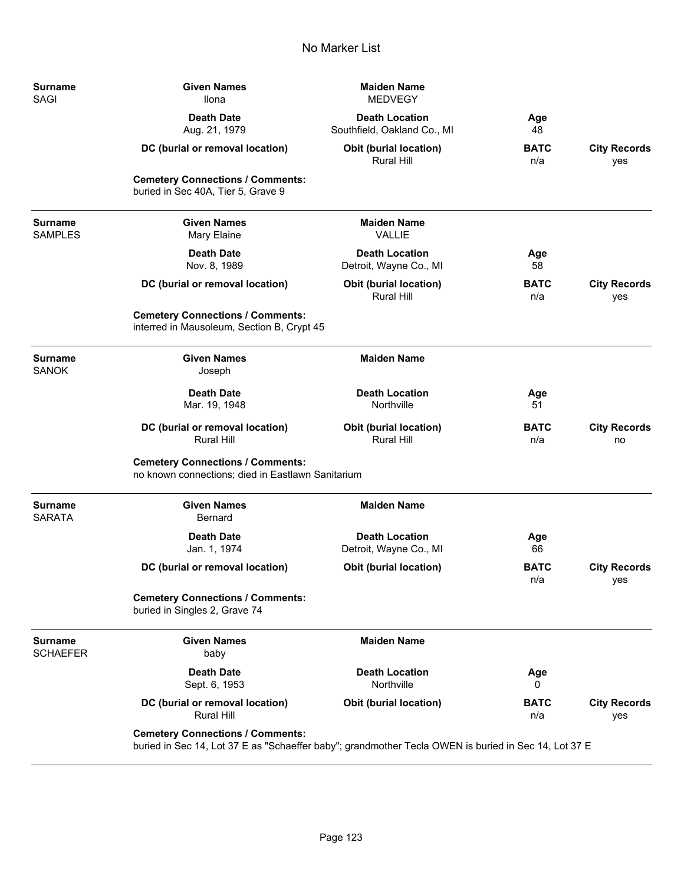# No Marker List

| Surname | Given Names | Maiden Name | | |
|---|---|---|---|---|
| SAGI | Ilona | MEDVEGY | | |
| | **Death Date** | **Death Location** | **Age** | |
| | Aug. 21, 1979 | Southfield, Oakland Co., MI | 48 | |
| | **DC (burial or removal location)** | **Obit (burial location)** | **BATC** | **City Records** |
| | | Rural Hill | n/a | yes |

**Cemetery Connections / Comments:**
buried in Sec 40A, Tier 5, Grave 9

---

| Surname | Given Names | Maiden Name | | |
|---|---|---|---|---|
| SAMPLES | Mary Elaine | VALLIE | | |
| | **Death Date** | **Death Location** | **Age** | |
| | Nov. 8, 1989 | Detroit, Wayne Co., MI | 58 | |
| | **DC (burial or removal location)** | **Obit (burial location)** | **BATC** | **City Records** |
| | | Rural Hill | n/a | yes |

**Cemetery Connections / Comments:**
interred in Mausoleum, Section B, Crypt 45

---

| Surname | Given Names | Maiden Name | | |
|---|---|---|---|---|
| SANOK | Joseph | | | |
| | **Death Date** | **Death Location** | **Age** | |
| | Mar. 19, 1948 | Northville | 51 | |
| | **DC (burial or removal location)** | **Obit (burial location)** | **BATC** | **City Records** |
| | Rural Hill | Rural Hill | n/a | no |

**Cemetery Connections / Comments:**
no known connections; died in Eastlawn Sanitarium

---

| Surname | Given Names | Maiden Name | | |
|---|---|---|---|---|
| SARATA | Bernard | | | |
| | **Death Date** | **Death Location** | **Age** | |
| | Jan. 1, 1974 | Detroit, Wayne Co., MI | 66 | |
| | **DC (burial or removal location)** | **Obit (burial location)** | **BATC** | **City Records** |
| | | | n/a | yes |

**Cemetery Connections / Comments:**
buried in Singles 2, Grave 74

---

| Surname | Given Names | Maiden Name | | |
|---|---|---|---|---|
| SCHAEFER | baby | | | |
| | **Death Date** | **Death Location** | **Age** | |
| | Sept. 6, 1953 | Northville | 0 | |
| | **DC (burial or removal location)** | **Obit (burial location)** | **BATC** | **City Records** |
| | Rural Hill | | n/a | yes |

**Cemetery Connections / Comments:**
buried in Sec 14, Lot 37 E as "Schaeffer baby"; grandmother Tecla OWEN is buried in Sec 14, Lot 37 E

---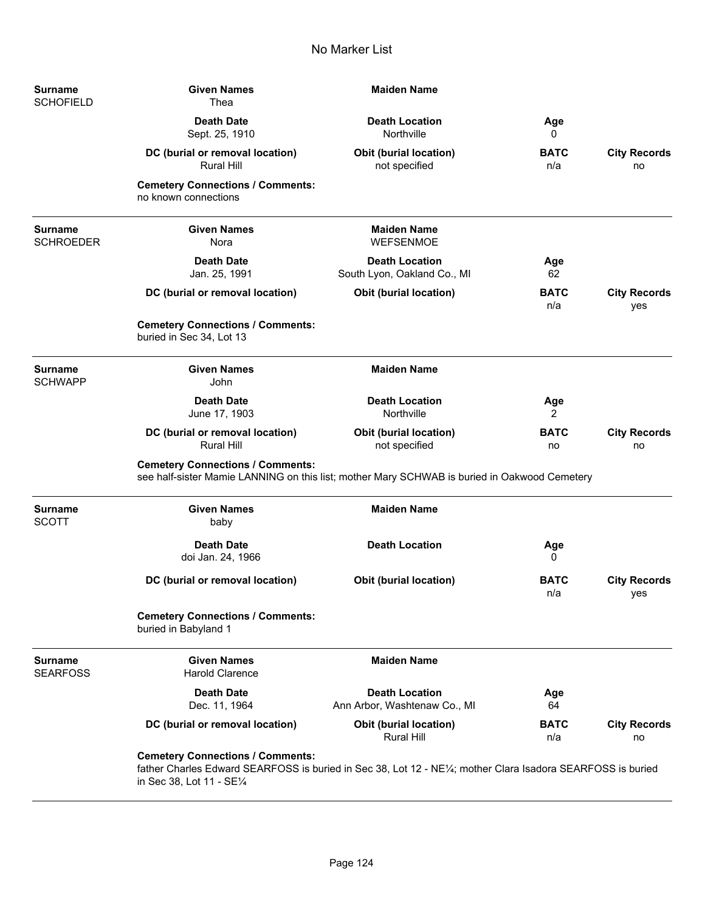# No Marker List

**Surname**
SCHOFIELD

| Given Names | Maiden Name | | |
|---|---|---|---|
| Thea | | | |
| **Death Date** | **Death Location** | **Age** | |
| Sept. 25, 1910 | Northville | 0 | |
| **DC (burial or removal location)** | **Obit (burial location)** | **BATC** | **City Records** |
| Rural Hill | not specified | n/a | no |

**Cemetery Connections / Comments:**
no known connections

---

**Surname**
SCHROEDER

| Given Names | Maiden Name | | |
|---|---|---|---|
| Nora | WEFSENMOE | | |
| **Death Date** | **Death Location** | **Age** | |
| Jan. 25, 1991 | South Lyon, Oakland Co., MI | 62 | |
| **DC (burial or removal location)** | **Obit (burial location)** | **BATC** | **City Records** |
| | | n/a | yes |

**Cemetery Connections / Comments:**
buried in Sec 34, Lot 13

---

**Surname**
SCHWAPP

| Given Names | Maiden Name | | |
|---|---|---|---|
| John | | | |
| **Death Date** | **Death Location** | **Age** | |
| June 17, 1903 | Northville | 2 | |
| **DC (burial or removal location)** | **Obit (burial location)** | **BATC** | **City Records** |
| Rural Hill | not specified | no | no |

**Cemetery Connections / Comments:**
see half-sister Mamie LANNING on this list; mother Mary SCHWAB is buried in Oakwood Cemetery

---

**Surname**
SCOTT

| Given Names | Maiden Name | | |
|---|---|---|---|
| baby | | | |
| **Death Date** | **Death Location** | **Age** | |
| doi Jan. 24, 1966 | | 0 | |
| **DC (burial or removal location)** | **Obit (burial location)** | **BATC** | **City Records** |
| | | n/a | yes |

**Cemetery Connections / Comments:**
buried in Babyland 1

---

**Surname**
SEARFOSS

| Given Names | Maiden Name | | |
|---|---|---|---|
| Harold Clarence | | | |
| **Death Date** | **Death Location** | **Age** | |
| Dec. 11, 1964 | Ann Arbor, Washtenaw Co., MI | 64 | |
| **DC (burial or removal location)** | **Obit (burial location)** | **BATC** | **City Records** |
| | Rural Hill | n/a | no |

**Cemetery Connections / Comments:**
father Charles Edward SEARFOSS is buried in Sec 38, Lot 12 - NE¼; mother Clara Isadora SEARFOSS is buried in Sec 38, Lot 11 - SE¼

---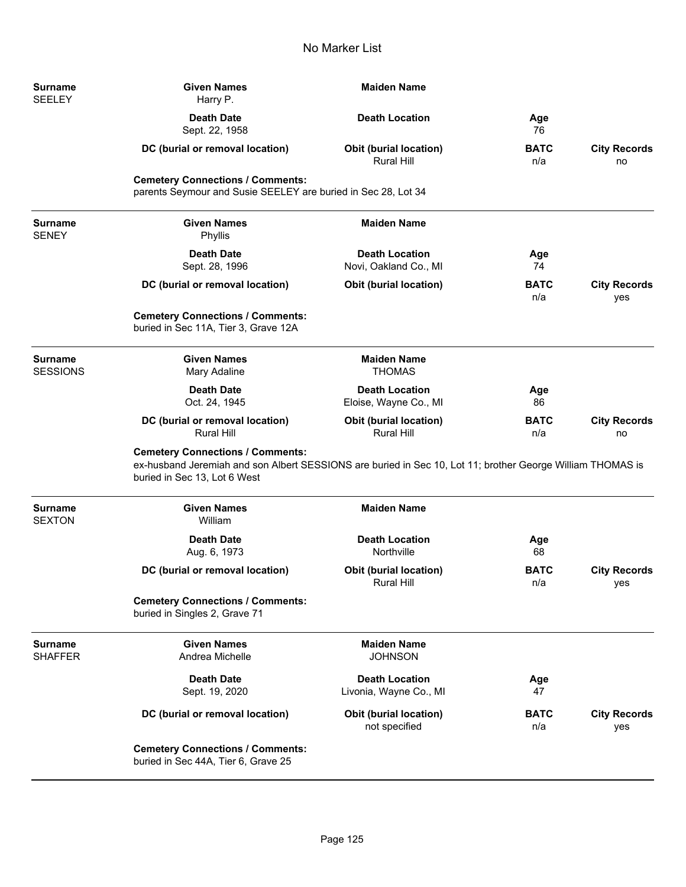# No Marker List

| Surname | Given Names | Maiden Name | | |
|---|---|---|---|---|
| SEELEY | Harry P. | | | |
| | **Death Date** | **Death Location** | **Age** | |
| | Sept. 22, 1958 | | 76 | |
| | **DC (burial or removal location)** | **Obit (burial location)** | **BATC** | **City Records** |
| | | Rural Hill | n/a | no |

**Cemetery Connections / Comments:**
parents Seymour and Susie SEELEY are buried in Sec 28, Lot 34

---

| Surname | Given Names | Maiden Name | | |
|---|---|---|---|---|
| SENEY | Phyllis | | | |
| | **Death Date** | **Death Location** | **Age** | |
| | Sept. 28, 1996 | Novi, Oakland Co., MI | 74 | |
| | **DC (burial or removal location)** | **Obit (burial location)** | **BATC** | **City Records** |
| | | | n/a | yes |

**Cemetery Connections / Comments:**
buried in Sec 11A, Tier 3, Grave 12A

---

| Surname | Given Names | Maiden Name | | |
|---|---|---|---|---|
| SESSIONS | Mary Adaline | THOMAS | | |
| | **Death Date** | **Death Location** | **Age** | |
| | Oct. 24, 1945 | Eloise, Wayne Co., MI | 86 | |
| | **DC (burial or removal location)** | **Obit (burial location)** | **BATC** | **City Records** |
| | Rural Hill | Rural Hill | n/a | no |

**Cemetery Connections / Comments:**
ex-husband Jeremiah and son Albert SESSIONS are buried in Sec 10, Lot 11; brother George William THOMAS is buried in Sec 13, Lot 6 West

---

| Surname | Given Names | Maiden Name | | |
|---|---|---|---|---|
| SEXTON | William | | | |
| | **Death Date** | **Death Location** | **Age** | |
| | Aug. 6, 1973 | Northville | 68 | |
| | **DC (burial or removal location)** | **Obit (burial location)** | **BATC** | **City Records** |
| | | Rural Hill | n/a | yes |

**Cemetery Connections / Comments:**
buried in Singles 2, Grave 71

---

| Surname | Given Names | Maiden Name | | |
|---|---|---|---|---|
| SHAFFER | Andrea Michelle | JOHNSON | | |
| | **Death Date** | **Death Location** | **Age** | |
| | Sept. 19, 2020 | Livonia, Wayne Co., MI | 47 | |
| | **DC (burial or removal location)** | **Obit (burial location)** | **BATC** | **City Records** |
| | | not specified | n/a | yes |

**Cemetery Connections / Comments:**
buried in Sec 44A, Tier 6, Grave 25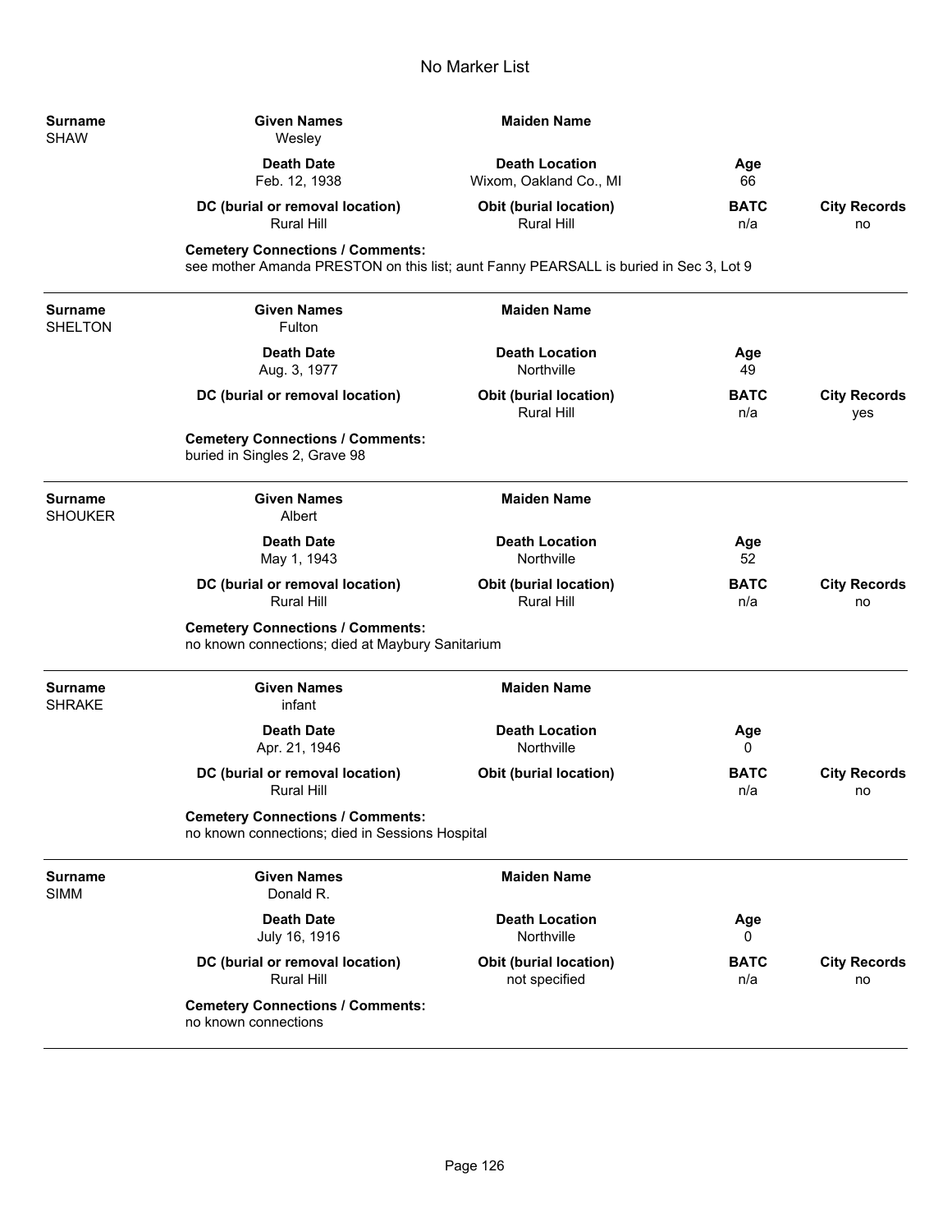# No Marker List

| Surname | Given Names | Maiden Name | | |
|---|---|---|---|---|
| SHAW | Wesley | | | |
| | **Death Date** | **Death Location** | **Age** | |
| | Feb. 12, 1938 | Wixom, Oakland Co., MI | 66 | |
| | **DC (burial or removal location)** | **Obit (burial location)** | **BATC** | **City Records** |
| | Rural Hill | Rural Hill | n/a | no |

**Cemetery Connections / Comments:**
see mother Amanda PRESTON on this list; aunt Fanny PEARSALL is buried in Sec 3, Lot 9

---

| Surname | Given Names | Maiden Name | | |
|---|---|---|---|---|
| SHELTON | Fulton | | | |
| | **Death Date** | **Death Location** | **Age** | |
| | Aug. 3, 1977 | Northville | 49 | |
| | **DC (burial or removal location)** | **Obit (burial location)** | **BATC** | **City Records** |
| | | Rural Hill | n/a | yes |

**Cemetery Connections / Comments:**
buried in Singles 2, Grave 98

---

| Surname | Given Names | Maiden Name | | |
|---|---|---|---|---|
| SHOUKER | Albert | | | |
| | **Death Date** | **Death Location** | **Age** | |
| | May 1, 1943 | Northville | 52 | |
| | **DC (burial or removal location)** | **Obit (burial location)** | **BATC** | **City Records** |
| | Rural Hill | Rural Hill | n/a | no |

**Cemetery Connections / Comments:**
no known connections; died at Maybury Sanitarium

---

| Surname | Given Names | Maiden Name | | |
|---|---|---|---|---|
| SHRAKE | infant | | | |
| | **Death Date** | **Death Location** | **Age** | |
| | Apr. 21, 1946 | Northville | 0 | |
| | **DC (burial or removal location)** | **Obit (burial location)** | **BATC** | **City Records** |
| | Rural Hill | | n/a | no |

**Cemetery Connections / Comments:**
no known connections; died in Sessions Hospital

---

| Surname | Given Names | Maiden Name | | |
|---|---|---|---|---|
| SIMM | Donald R. | | | |
| | **Death Date** | **Death Location** | **Age** | |
| | July 16, 1916 | Northville | 0 | |
| | **DC (burial or removal location)** | **Obit (burial location)** | **BATC** | **City Records** |
| | Rural Hill | not specified | n/a | no |

**Cemetery Connections / Comments:**
no known connections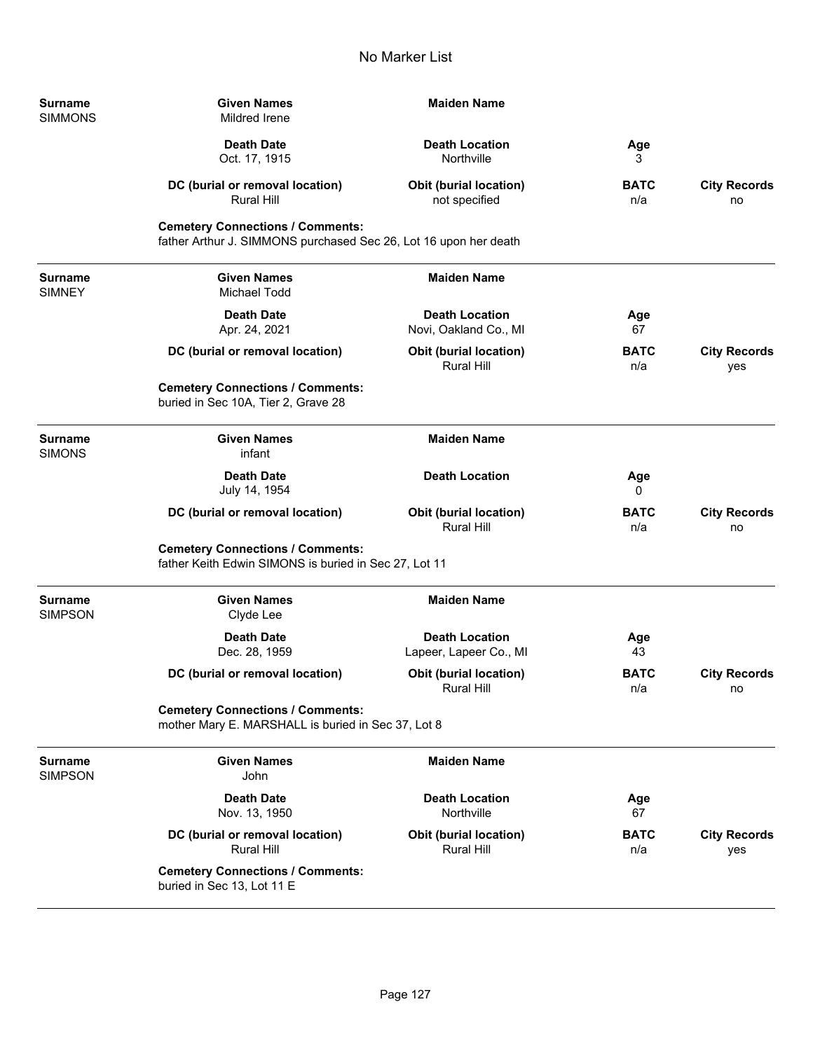# No Marker List

| Surname | Given Names | Maiden Name | | |
|---|---|---|---|---|
| SIMMONS | Mildred Irene | | | |
| | **Death Date** | **Death Location** | **Age** | |
| | Oct. 17, 1915 | Northville | 3 | |
| | **DC (burial or removal location)** | **Obit (burial location)** | **BATC** | **City Records** |
| | Rural Hill | not specified | n/a | no |

**Cemetery Connections / Comments:**
father Arthur J. SIMMONS purchased Sec 26, Lot 16 upon her death

---

| Surname | Given Names | Maiden Name | | |
|---|---|---|---|---|
| SIMNEY | Michael Todd | | | |
| | **Death Date** | **Death Location** | **Age** | |
| | Apr. 24, 2021 | Novi, Oakland Co., MI | 67 | |
| | **DC (burial or removal location)** | **Obit (burial location)** | **BATC** | **City Records** |
| | | Rural Hill | n/a | yes |

**Cemetery Connections / Comments:**
buried in Sec 10A, Tier 2, Grave 28

---

| Surname | Given Names | Maiden Name | | |
|---|---|---|---|---|
| SIMONS | infant | | | |
| | **Death Date** | **Death Location** | **Age** | |
| | July 14, 1954 | | 0 | |
| | **DC (burial or removal location)** | **Obit (burial location)** | **BATC** | **City Records** |
| | | Rural Hill | n/a | no |

**Cemetery Connections / Comments:**
father Keith Edwin SIMONS is buried in Sec 27, Lot 11

---

| Surname | Given Names | Maiden Name | | |
|---|---|---|---|---|
| SIMPSON | Clyde Lee | | | |
| | **Death Date** | **Death Location** | **Age** | |
| | Dec. 28, 1959 | Lapeer, Lapeer Co., MI | 43 | |
| | **DC (burial or removal location)** | **Obit (burial location)** | **BATC** | **City Records** |
| | | Rural Hill | n/a | no |

**Cemetery Connections / Comments:**
mother Mary E. MARSHALL is buried in Sec 37, Lot 8

---

| Surname | Given Names | Maiden Name | | |
|---|---|---|---|---|
| SIMPSON | John | | | |
| | **Death Date** | **Death Location** | **Age** | |
| | Nov. 13, 1950 | Northville | 67 | |
| | **DC (burial or removal location)** | **Obit (burial location)** | **BATC** | **City Records** |
| | Rural Hill | Rural Hill | n/a | yes |

**Cemetery Connections / Comments:**
buried in Sec 13, Lot 11 E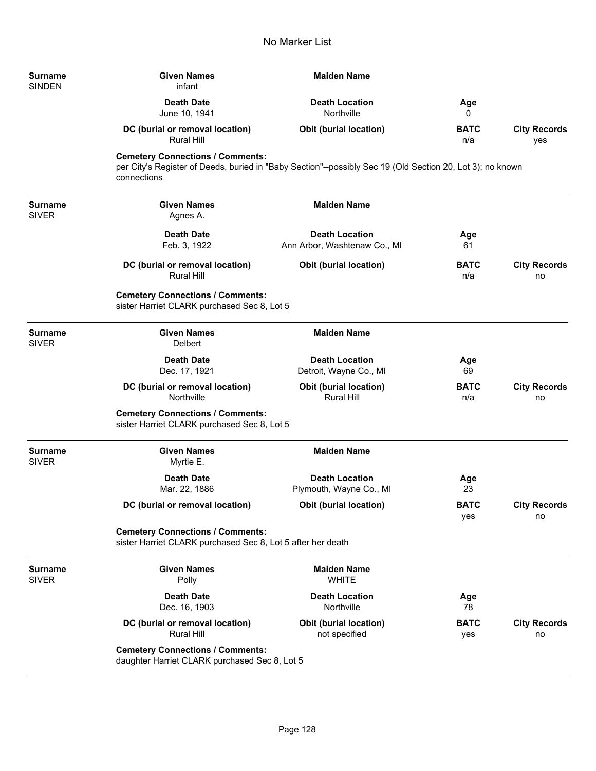# No Marker List

| Surname | Given Names | Maiden Name | | |
|---|---|---|---|---|
| SINDEN | infant | | | |
| | **Death Date** | **Death Location** | **Age** | |
| | June 10, 1941 | Northville | 0 | |
| | **DC (burial or removal location)** | **Obit (burial location)** | **BATC** | **City Records** |
| | Rural Hill | | n/a | yes |

**Cemetery Connections / Comments:**
per City's Register of Deeds, buried in "Baby Section"--possibly Sec 19 (Old Section 20, Lot 3); no known connections

---

| Surname | Given Names | Maiden Name | | |
|---|---|---|---|---|
| SIVER | Agnes A. | | | |
| | **Death Date** | **Death Location** | **Age** | |
| | Feb. 3, 1922 | Ann Arbor, Washtenaw Co., MI | 61 | |
| | **DC (burial or removal location)** | **Obit (burial location)** | **BATC** | **City Records** |
| | Rural Hill | | n/a | no |

**Cemetery Connections / Comments:**
sister Harriet CLARK purchased Sec 8, Lot 5

---

| Surname | Given Names | Maiden Name | | |
|---|---|---|---|---|
| SIVER | Delbert | | | |
| | **Death Date** | **Death Location** | **Age** | |
| | Dec. 17, 1921 | Detroit, Wayne Co., MI | 69 | |
| | **DC (burial or removal location)** | **Obit (burial location)** | **BATC** | **City Records** |
| | Northville | Rural Hill | n/a | no |

**Cemetery Connections / Comments:**
sister Harriet CLARK purchased Sec 8, Lot 5

---

| Surname | Given Names | Maiden Name | | |
|---|---|---|---|---|
| SIVER | Myrtie E. | | | |
| | **Death Date** | **Death Location** | **Age** | |
| | Mar. 22, 1886 | Plymouth, Wayne Co., MI | 23 | |
| | **DC (burial or removal location)** | **Obit (burial location)** | **BATC** | **City Records** |
| | | | yes | no |

**Cemetery Connections / Comments:**
sister Harriet CLARK purchased Sec 8, Lot 5 after her death

---

| Surname | Given Names | Maiden Name | | |
|---|---|---|---|---|
| SIVER | Polly | WHITE | | |
| | **Death Date** | **Death Location** | **Age** | |
| | Dec. 16, 1903 | Northville | 78 | |
| | **DC (burial or removal location)** | **Obit (burial location)** | **BATC** | **City Records** |
| | Rural Hill | not specified | yes | no |

**Cemetery Connections / Comments:**
daughter Harriet CLARK purchased Sec 8, Lot 5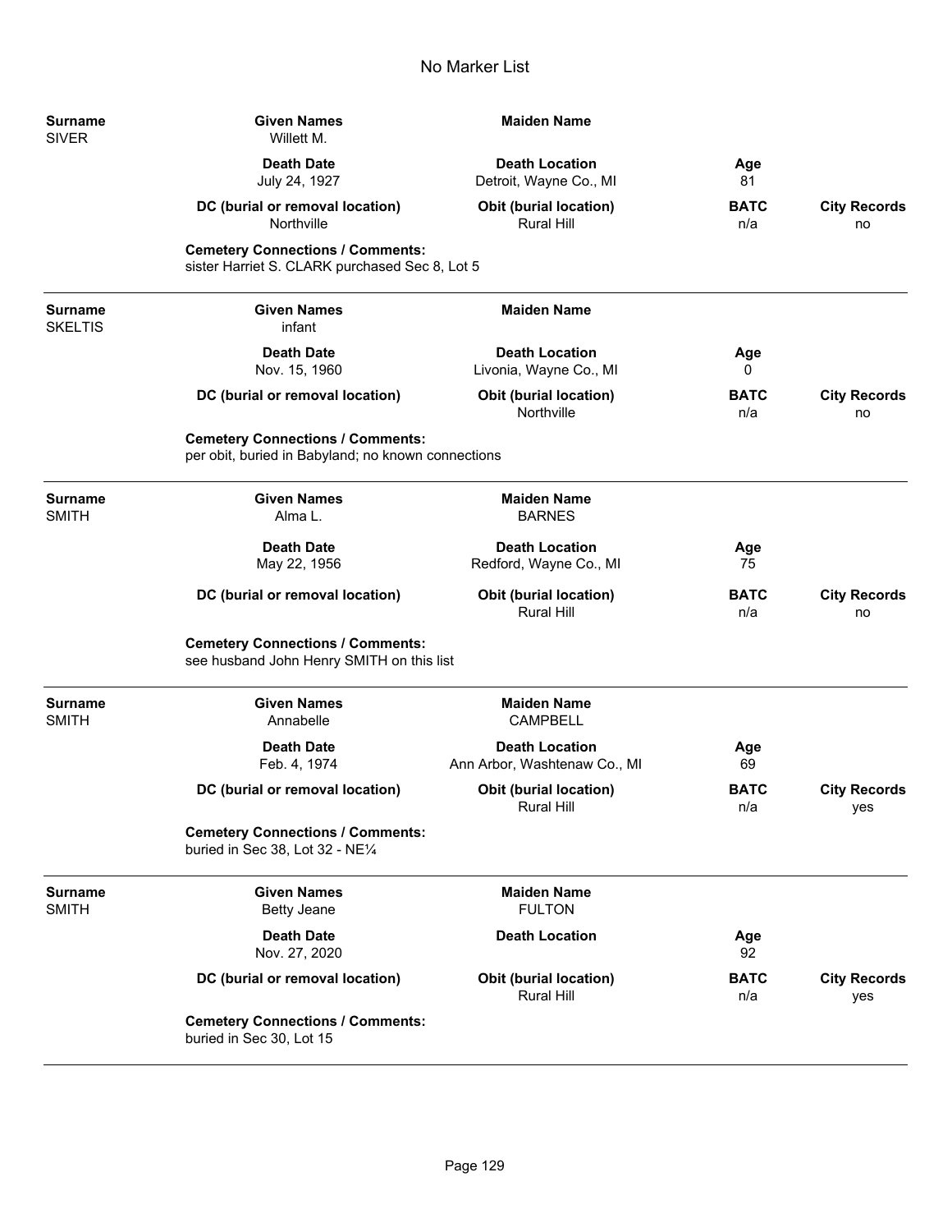# No Marker List

| Surname | Given Names | Maiden Name | | |
|---|---|---|---|---|
| SIVER | Willett M. | | | |
| | **Death Date** | **Death Location** | **Age** | |
| | July 24, 1927 | Detroit, Wayne Co., MI | 81 | |
| | **DC (burial or removal location)** | **Obit (burial location)** | **BATC** | **City Records** |
| | Northville | Rural Hill | n/a | no |

**Cemetery Connections / Comments:**
sister Harriet S. CLARK purchased Sec 8, Lot 5

---

| Surname | Given Names | Maiden Name | | |
|---|---|---|---|---|
| SKELTIS | infant | | | |
| | **Death Date** | **Death Location** | **Age** | |
| | Nov. 15, 1960 | Livonia, Wayne Co., MI | 0 | |
| | **DC (burial or removal location)** | **Obit (burial location)** | **BATC** | **City Records** |
| | | Northville | n/a | no |

**Cemetery Connections / Comments:**
per obit, buried in Babyland; no known connections

---

| Surname | Given Names | Maiden Name | | |
|---|---|---|---|---|
| SMITH | Alma L. | BARNES | | |
| | **Death Date** | **Death Location** | **Age** | |
| | May 22, 1956 | Redford, Wayne Co., MI | 75 | |
| | **DC (burial or removal location)** | **Obit (burial location)** | **BATC** | **City Records** |
| | | Rural Hill | n/a | no |

**Cemetery Connections / Comments:**
see husband John Henry SMITH on this list

---

| Surname | Given Names | Maiden Name | | |
|---|---|---|---|---|
| SMITH | Annabelle | CAMPBELL | | |
| | **Death Date** | **Death Location** | **Age** | |
| | Feb. 4, 1974 | Ann Arbor, Washtenaw Co., MI | 69 | |
| | **DC (burial or removal location)** | **Obit (burial location)** | **BATC** | **City Records** |
| | | Rural Hill | n/a | yes |

**Cemetery Connections / Comments:**
buried in Sec 38, Lot 32 - NE¼

---

| Surname | Given Names | Maiden Name | | |
|---|---|---|---|---|
| SMITH | Betty Jeane | FULTON | | |
| | **Death Date** | **Death Location** | **Age** | |
| | Nov. 27, 2020 | | 92 | |
| | **DC (burial or removal location)** | **Obit (burial location)** | **BATC** | **City Records** |
| | | Rural Hill | n/a | yes |

**Cemetery Connections / Comments:**
buried in Sec 30, Lot 15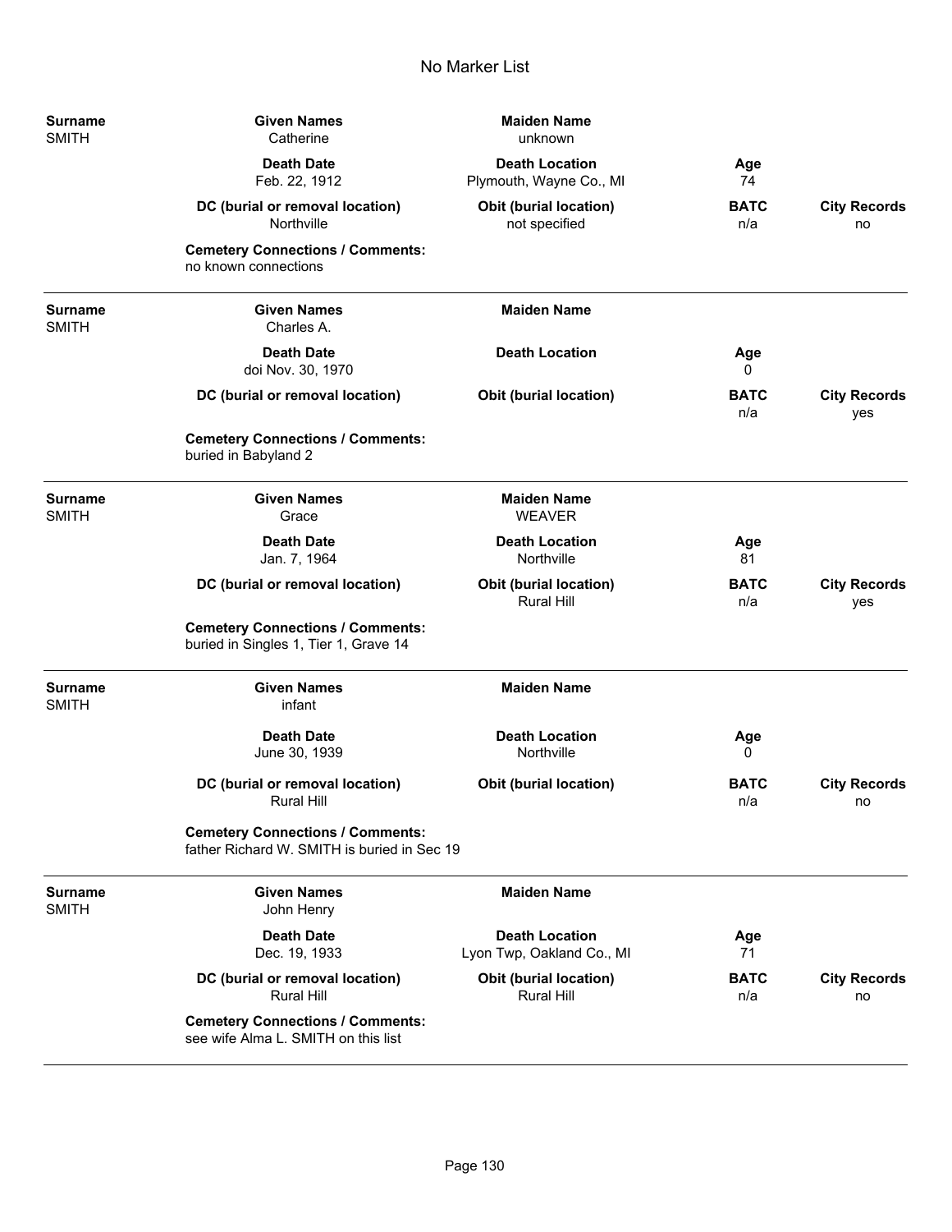# No Marker List

| Surname | Given Names | Maiden Name | | |
|---|---|---|---|---|
| SMITH | Catherine | unknown | | |
| | **Death Date** | **Death Location** | **Age** | |
| | Feb. 22, 1912 | Plymouth, Wayne Co., MI | 74 | |
| | **DC (burial or removal location)** | **Obit (burial location)** | **BATC** | **City Records** |
| | Northville | not specified | n/a | no |

**Cemetery Connections / Comments:**
no known connections

---

| Surname | Given Names | Maiden Name | | |
|---|---|---|---|---|
| SMITH | Charles A. | | | |
| | **Death Date** | **Death Location** | **Age** | |
| | doi Nov. 30, 1970 | | 0 | |
| | **DC (burial or removal location)** | **Obit (burial location)** | **BATC** | **City Records** |
| | | | n/a | yes |

**Cemetery Connections / Comments:**
buried in Babyland 2

---

| Surname | Given Names | Maiden Name | | |
|---|---|---|---|---|
| SMITH | Grace | WEAVER | | |
| | **Death Date** | **Death Location** | **Age** | |
| | Jan. 7, 1964 | Northville | 81 | |
| | **DC (burial or removal location)** | **Obit (burial location)** | **BATC** | **City Records** |
| | | Rural Hill | n/a | yes |

**Cemetery Connections / Comments:**
buried in Singles 1, Tier 1, Grave 14

---

| Surname | Given Names | Maiden Name | | |
|---|---|---|---|---|
| SMITH | infant | | | |
| | **Death Date** | **Death Location** | **Age** | |
| | June 30, 1939 | Northville | 0 | |
| | **DC (burial or removal location)** | **Obit (burial location)** | **BATC** | **City Records** |
| | Rural Hill | | n/a | no |

**Cemetery Connections / Comments:**
father Richard W. SMITH is buried in Sec 19

---

| Surname | Given Names | Maiden Name | | |
|---|---|---|---|---|
| SMITH | John Henry | | | |
| | **Death Date** | **Death Location** | **Age** | |
| | Dec. 19, 1933 | Lyon Twp, Oakland Co., MI | 71 | |
| | **DC (burial or removal location)** | **Obit (burial location)** | **BATC** | **City Records** |
| | Rural Hill | Rural Hill | n/a | no |

**Cemetery Connections / Comments:**
see wife Alma L. SMITH on this list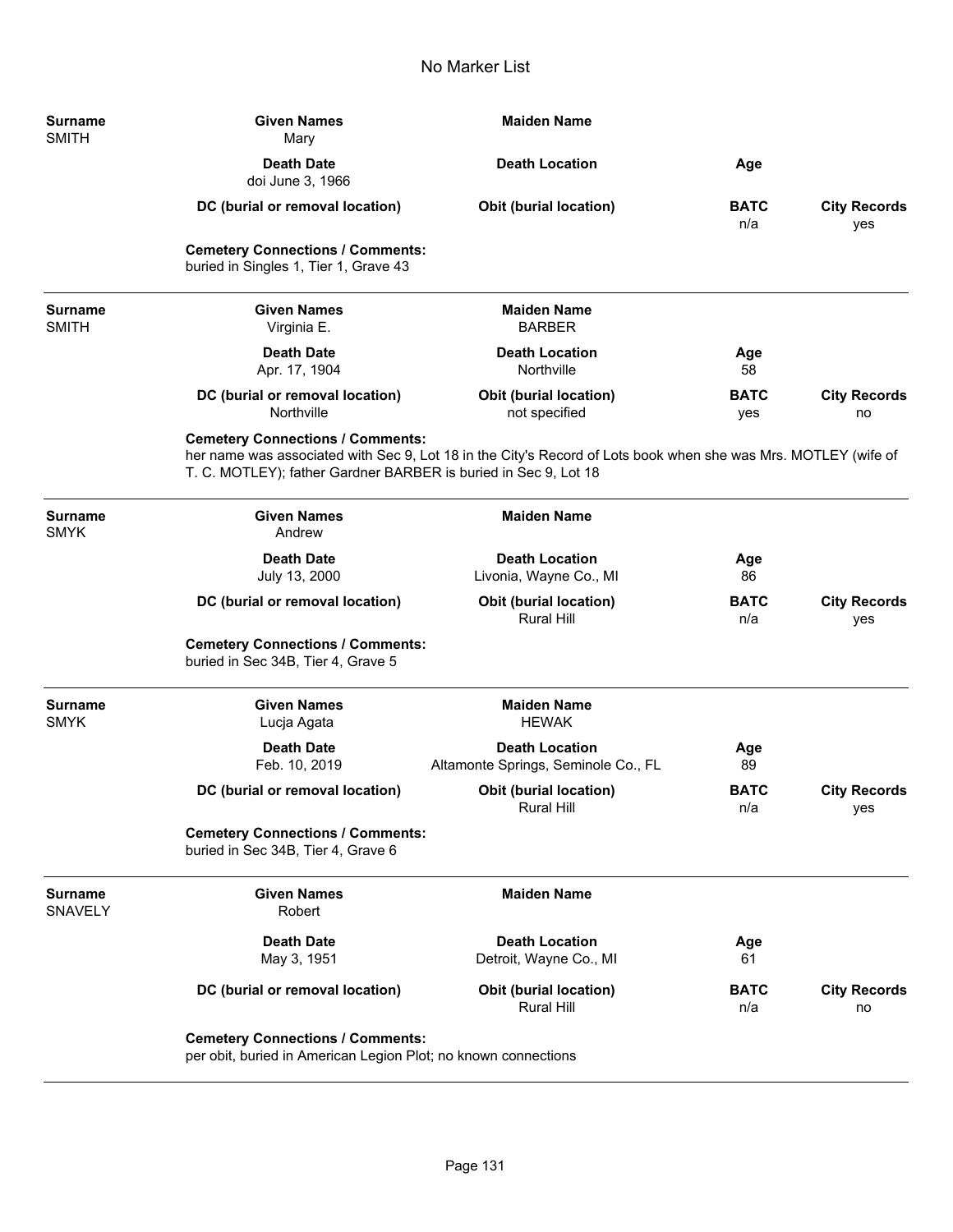# No Marker List

| Surname | Given Names | Maiden Name | | |
|---|---|---|---|---|
| SMITH | Mary | | | |
| | **Death Date** | **Death Location** | **Age** | |
| | doi June 3, 1966 | | | |
| | **DC (burial or removal location)** | **Obit (burial location)** | **BATC** | **City Records** |
| | | | n/a | yes |

**Cemetery Connections / Comments:**
buried in Singles 1, Tier 1, Grave 43

---

| Surname | Given Names | Maiden Name | | |
|---|---|---|---|---|
| SMITH | Virginia E. | BARBER | | |
| | **Death Date** | **Death Location** | **Age** | |
| | Apr. 17, 1904 | Northville | 58 | |
| | **DC (burial or removal location)** | **Obit (burial location)** | **BATC** | **City Records** |
| | Northville | not specified | yes | no |

**Cemetery Connections / Comments:**
her name was associated with Sec 9, Lot 18 in the City's Record of Lots book when she was Mrs. MOTLEY (wife of T. C. MOTLEY); father Gardner BARBER is buried in Sec 9, Lot 18

---

| Surname | Given Names | Maiden Name | | |
|---|---|---|---|---|
| SMYK | Andrew | | | |
| | **Death Date** | **Death Location** | **Age** | |
| | July 13, 2000 | Livonia, Wayne Co., MI | 86 | |
| | **DC (burial or removal location)** | **Obit (burial location)** | **BATC** | **City Records** |
| | | Rural Hill | n/a | yes |

**Cemetery Connections / Comments:**
buried in Sec 34B, Tier 4, Grave 5

---

| Surname | Given Names | Maiden Name | | |
|---|---|---|---|---|
| SMYK | Lucja Agata | HEWAK | | |
| | **Death Date** | **Death Location** | **Age** | |
| | Feb. 10, 2019 | Altamonte Springs, Seminole Co., FL | 89 | |
| | **DC (burial or removal location)** | **Obit (burial location)** | **BATC** | **City Records** |
| | | Rural Hill | n/a | yes |

**Cemetery Connections / Comments:**
buried in Sec 34B, Tier 4, Grave 6

---

| Surname | Given Names | Maiden Name | | |
|---|---|---|---|---|
| SNAVELY | Robert | | | |
| | **Death Date** | **Death Location** | **Age** | |
| | May 3, 1951 | Detroit, Wayne Co., MI | 61 | |
| | **DC (burial or removal location)** | **Obit (burial location)** | **BATC** | **City Records** |
| | | Rural Hill | n/a | no |

**Cemetery Connections / Comments:**
per obit, buried in American Legion Plot; no known connections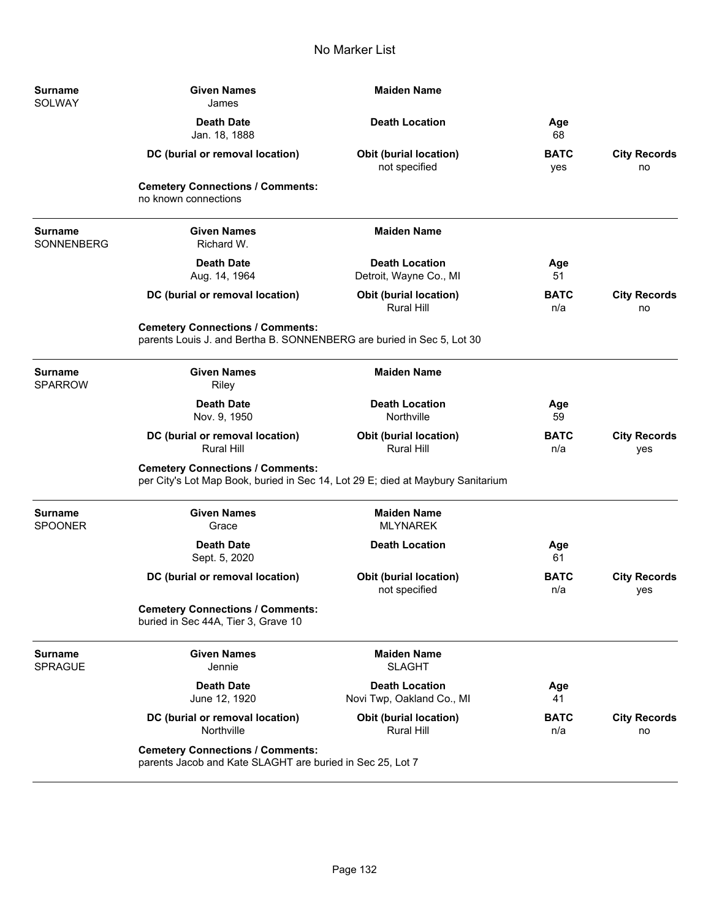# No Marker List

**Surname** SOLWAY

| Given Names | Maiden Name | | |
|---|---|---|---|
| James | | | |
| **Death Date** | **Death Location** | **Age** | |
| Jan. 18, 1888 | | 68 | |
| **DC (burial or removal location)** | **Obit (burial location)** | **BATC** | **City Records** |
| | not specified | yes | no |

**Cemetery Connections / Comments:**
no known connections

---

**Surname** SONNENBERG

| Given Names | Maiden Name | | |
|---|---|---|---|
| Richard W. | | | |
| **Death Date** | **Death Location** | **Age** | |
| Aug. 14, 1964 | Detroit, Wayne Co., MI | 51 | |
| **DC (burial or removal location)** | **Obit (burial location)** | **BATC** | **City Records** |
| | Rural Hill | n/a | no |

**Cemetery Connections / Comments:**
parents Louis J. and Bertha B. SONNENBERG are buried in Sec 5, Lot 30

---

**Surname** SPARROW

| Given Names | Maiden Name | | |
|---|---|---|---|
| Riley | | | |
| **Death Date** | **Death Location** | **Age** | |
| Nov. 9, 1950 | Northville | 59 | |
| **DC (burial or removal location)** | **Obit (burial location)** | **BATC** | **City Records** |
| Rural Hill | Rural Hill | n/a | yes |

**Cemetery Connections / Comments:**
per City's Lot Map Book, buried in Sec 14, Lot 29 E; died at Maybury Sanitarium

---

**Surname** SPOONER

| Given Names | Maiden Name | | |
|---|---|---|---|
| Grace | MLYNAREK | | |
| **Death Date** | **Death Location** | **Age** | |
| Sept. 5, 2020 | | 61 | |
| **DC (burial or removal location)** | **Obit (burial location)** | **BATC** | **City Records** |
| | not specified | n/a | yes |

**Cemetery Connections / Comments:**
buried in Sec 44A, Tier 3, Grave 10

---

**Surname** SPRAGUE

| Given Names | Maiden Name | | |
|---|---|---|---|
| Jennie | SLAGHT | | |
| **Death Date** | **Death Location** | **Age** | |
| June 12, 1920 | Novi Twp, Oakland Co., MI | 41 | |
| **DC (burial or removal location)** | **Obit (burial location)** | **BATC** | **City Records** |
| Northville | Rural Hill | n/a | no |

**Cemetery Connections / Comments:**
parents Jacob and Kate SLAGHT are buried in Sec 25, Lot 7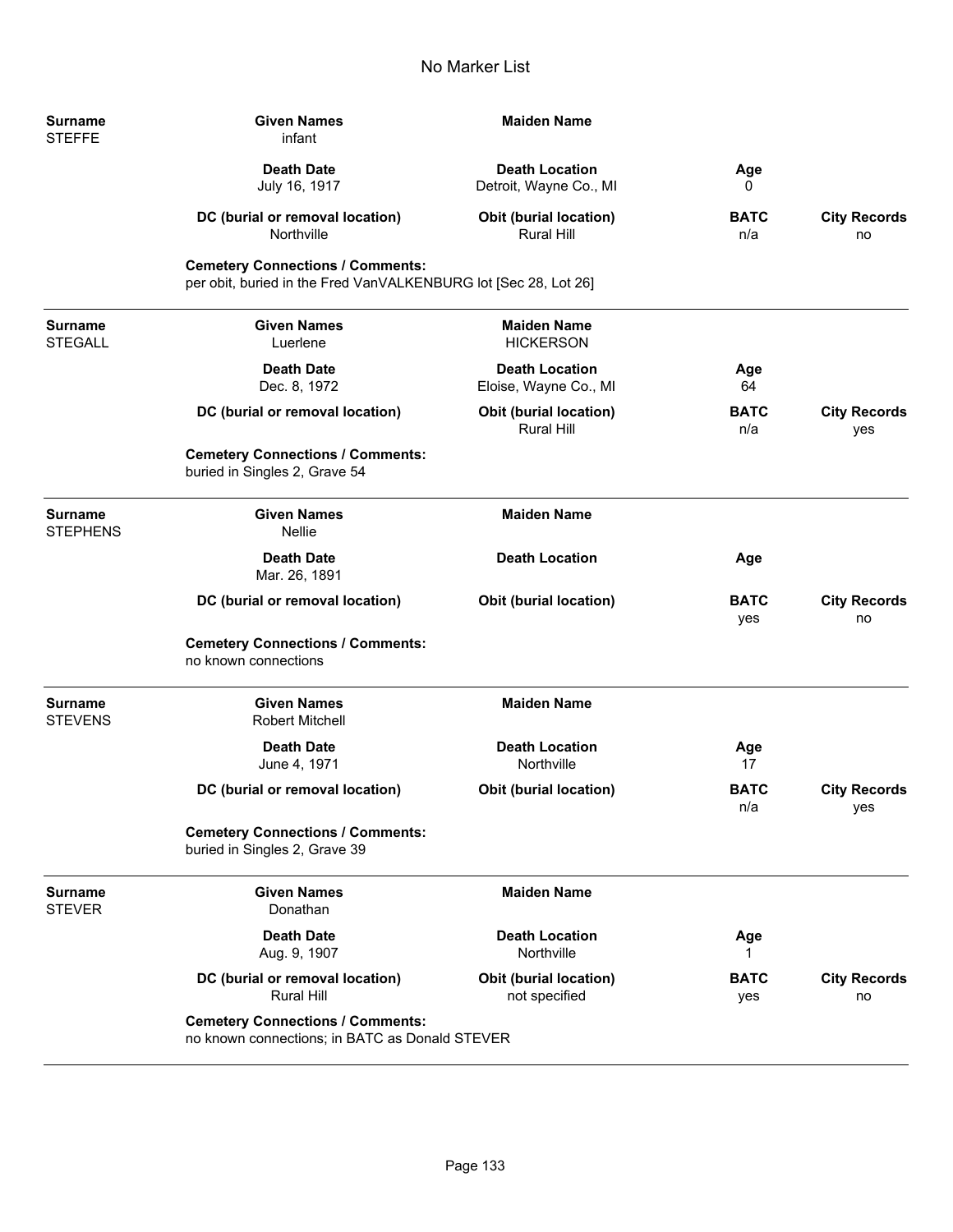# No Marker List

| Surname | Given Names | Maiden Name | | |
|---|---|---|---|---|
| STEFFE | infant | | | |
| | **Death Date** | **Death Location** | **Age** | |
| | July 16, 1917 | Detroit, Wayne Co., MI | 0 | |
| | **DC (burial or removal location)** | **Obit (burial location)** | **BATC** | **City Records** |
| | Northville | Rural Hill | n/a | no |

**Cemetery Connections / Comments:**
per obit, buried in the Fred VanVALKENBURG lot [Sec 28, Lot 26]

---

| Surname | Given Names | Maiden Name | | |
|---|---|---|---|---|
| STEGALL | Luerlene | HICKERSON | | |
| | **Death Date** | **Death Location** | **Age** | |
| | Dec. 8, 1972 | Eloise, Wayne Co., MI | 64 | |
| | **DC (burial or removal location)** | **Obit (burial location)** | **BATC** | **City Records** |
| | | Rural Hill | n/a | yes |

**Cemetery Connections / Comments:**
buried in Singles 2, Grave 54

---

| Surname | Given Names | Maiden Name | | |
|---|---|---|---|---|
| STEPHENS | Nellie | | | |
| | **Death Date** | **Death Location** | **Age** | |
| | Mar. 26, 1891 | | | |
| | **DC (burial or removal location)** | **Obit (burial location)** | **BATC** | **City Records** |
| | | | yes | no |

**Cemetery Connections / Comments:**
no known connections

---

| Surname | Given Names | Maiden Name | | |
|---|---|---|---|---|
| STEVENS | Robert Mitchell | | | |
| | **Death Date** | **Death Location** | **Age** | |
| | June 4, 1971 | Northville | 17 | |
| | **DC (burial or removal location)** | **Obit (burial location)** | **BATC** | **City Records** |
| | | | n/a | yes |

**Cemetery Connections / Comments:**
buried in Singles 2, Grave 39

---

| Surname | Given Names | Maiden Name | | |
|---|---|---|---|---|
| STEVER | Donathan | | | |
| | **Death Date** | **Death Location** | **Age** | |
| | Aug. 9, 1907 | Northville | 1 | |
| | **DC (burial or removal location)** | **Obit (burial location)** | **BATC** | **City Records** |
| | Rural Hill | not specified | yes | no |

**Cemetery Connections / Comments:**
no known connections; in BATC as Donald STEVER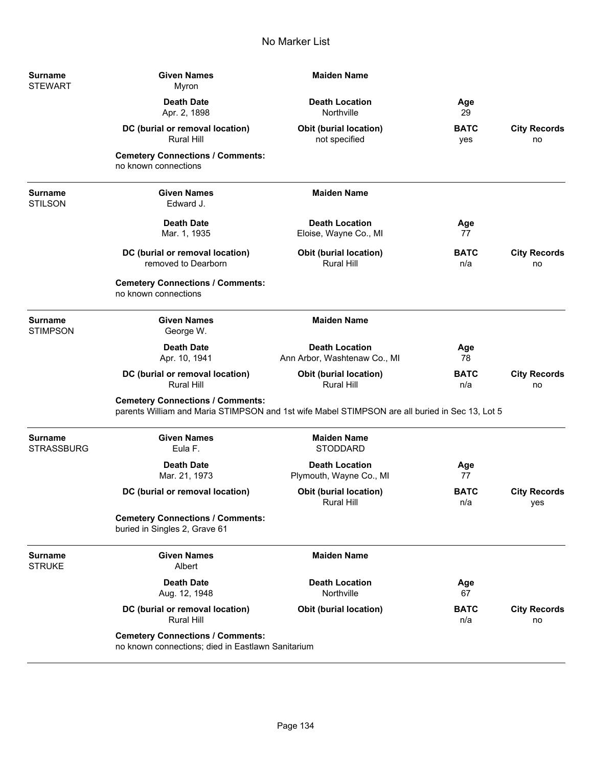# No Marker List

| Surname | Given Names | Maiden Name | | |
|---|---|---|---|---|
| STEWART | Myron | | | |
| | **Death Date** | **Death Location** | **Age** | |
| | Apr. 2, 1898 | Northville | 29 | |
| | **DC (burial or removal location)** | **Obit (burial location)** | **BATC** | **City Records** |
| | Rural Hill | not specified | yes | no |

**Cemetery Connections / Comments:**
no known connections

---

| Surname | Given Names | Maiden Name | | |
|---|---|---|---|---|
| STILSON | Edward J. | | | |
| | **Death Date** | **Death Location** | **Age** | |
| | Mar. 1, 1935 | Eloise, Wayne Co., MI | 77 | |
| | **DC (burial or removal location)** | **Obit (burial location)** | **BATC** | **City Records** |
| | removed to Dearborn | Rural Hill | n/a | no |

**Cemetery Connections / Comments:**
no known connections

---

| Surname | Given Names | Maiden Name | | |
|---|---|---|---|---|
| STIMPSON | George W. | | | |
| | **Death Date** | **Death Location** | **Age** | |
| | Apr. 10, 1941 | Ann Arbor, Washtenaw Co., MI | 78 | |
| | **DC (burial or removal location)** | **Obit (burial location)** | **BATC** | **City Records** |
| | Rural Hill | Rural Hill | n/a | no |

**Cemetery Connections / Comments:**
parents William and Maria STIMPSON and 1st wife Mabel STIMPSON are all buried in Sec 13, Lot 5

---

| Surname | Given Names | Maiden Name | | |
|---|---|---|---|---|
| STRASSBURG | Eula F. | STODDARD | | |
| | **Death Date** | **Death Location** | **Age** | |
| | Mar. 21, 1973 | Plymouth, Wayne Co., MI | 77 | |
| | **DC (burial or removal location)** | **Obit (burial location)** | **BATC** | **City Records** |
| | | Rural Hill | n/a | yes |

**Cemetery Connections / Comments:**
buried in Singles 2, Grave 61

---

| Surname | Given Names | Maiden Name | | |
|---|---|---|---|---|
| STRUKE | Albert | | | |
| | **Death Date** | **Death Location** | **Age** | |
| | Aug. 12, 1948 | Northville | 67 | |
| | **DC (burial or removal location)** | **Obit (burial location)** | **BATC** | **City Records** |
| | Rural Hill | | n/a | no |

**Cemetery Connections / Comments:**
no known connections; died in Eastlawn Sanitarium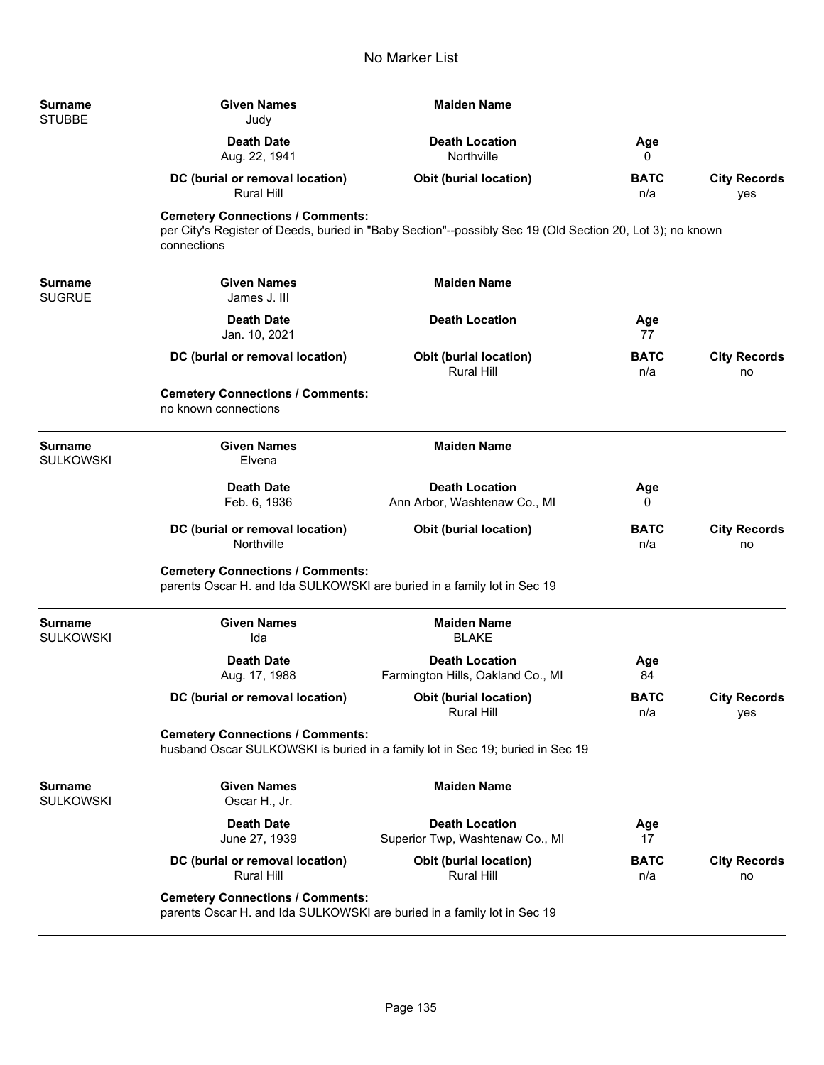# No Marker List

| Surname | Given Names | Maiden Name | | |
|---|---|---|---|---|
| STUBBE | Judy | | | |
| | **Death Date** | **Death Location** | **Age** | |
| | Aug. 22, 1941 | Northville | 0 | |
| | **DC (burial or removal location)** | **Obit (burial location)** | **BATC** | **City Records** |
| | Rural Hill | | n/a | yes |

**Cemetery Connections / Comments:**
per City's Register of Deeds, buried in "Baby Section"--possibly Sec 19 (Old Section 20, Lot 3); no known connections

---

| Surname | Given Names | Maiden Name | | |
|---|---|---|---|---|
| SUGRUE | James J. III | | | |
| | **Death Date** | **Death Location** | **Age** | |
| | Jan. 10, 2021 | | 77 | |
| | **DC (burial or removal location)** | **Obit (burial location)** | **BATC** | **City Records** |
| | | Rural Hill | n/a | no |

**Cemetery Connections / Comments:**
no known connections

---

| Surname | Given Names | Maiden Name | | |
|---|---|---|---|---|
| SULKOWSKI | Elvena | | | |
| | **Death Date** | **Death Location** | **Age** | |
| | Feb. 6, 1936 | Ann Arbor, Washtenaw Co., MI | 0 | |
| | **DC (burial or removal location)** | **Obit (burial location)** | **BATC** | **City Records** |
| | Northville | | n/a | no |

**Cemetery Connections / Comments:**
parents Oscar H. and Ida SULKOWSKI are buried in a family lot in Sec 19

---

| Surname | Given Names | Maiden Name | | |
|---|---|---|---|---|
| SULKOWSKI | Ida | BLAKE | | |
| | **Death Date** | **Death Location** | **Age** | |
| | Aug. 17, 1988 | Farmington Hills, Oakland Co., MI | 84 | |
| | **DC (burial or removal location)** | **Obit (burial location)** | **BATC** | **City Records** |
| | | Rural Hill | n/a | yes |

**Cemetery Connections / Comments:**
husband Oscar SULKOWSKI is buried in a family lot in Sec 19; buried in Sec 19

---

| Surname | Given Names | Maiden Name | | |
|---|---|---|---|---|
| SULKOWSKI | Oscar H., Jr. | | | |
| | **Death Date** | **Death Location** | **Age** | |
| | June 27, 1939 | Superior Twp, Washtenaw Co., MI | 17 | |
| | **DC (burial or removal location)** | **Obit (burial location)** | **BATC** | **City Records** |
| | Rural Hill | Rural Hill | n/a | no |

**Cemetery Connections / Comments:**
parents Oscar H. and Ida SULKOWSKI are buried in a family lot in Sec 19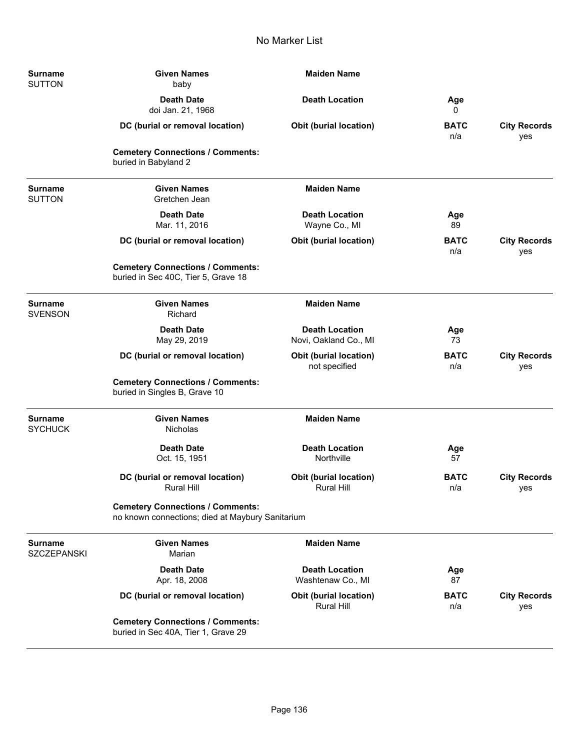# No Marker List

| Surname | Given Names | Maiden Name | | |
|---|---|---|---|---|
| SUTTON | baby | | | |
| | **Death Date** | **Death Location** | **Age** | |
| | doi Jan. 21, 1968 | | 0 | |
| | **DC (burial or removal location)** | **Obit (burial location)** | **BATC** | **City Records** |
| | | | n/a | yes |

**Cemetery Connections / Comments:**
buried in Babyland 2

---

| Surname | Given Names | Maiden Name | | |
|---|---|---|---|---|
| SUTTON | Gretchen Jean | | | |
| | **Death Date** | **Death Location** | **Age** | |
| | Mar. 11, 2016 | Wayne Co., MI | 89 | |
| | **DC (burial or removal location)** | **Obit (burial location)** | **BATC** | **City Records** |
| | | | n/a | yes |

**Cemetery Connections / Comments:**
buried in Sec 40C, Tier 5, Grave 18

---

| Surname | Given Names | Maiden Name | | |
|---|---|---|---|---|
| SVENSON | Richard | | | |
| | **Death Date** | **Death Location** | **Age** | |
| | May 29, 2019 | Novi, Oakland Co., MI | 73 | |
| | **DC (burial or removal location)** | **Obit (burial location)** | **BATC** | **City Records** |
| | | not specified | n/a | yes |

**Cemetery Connections / Comments:**
buried in Singles B, Grave 10

---

| Surname | Given Names | Maiden Name | | |
|---|---|---|---|---|
| SYCHUCK | Nicholas | | | |
| | **Death Date** | **Death Location** | **Age** | |
| | Oct. 15, 1951 | Northville | 57 | |
| | **DC (burial or removal location)** | **Obit (burial location)** | **BATC** | **City Records** |
| | Rural Hill | Rural Hill | n/a | yes |

**Cemetery Connections / Comments:**
no known connections; died at Maybury Sanitarium

---

| Surname | Given Names | Maiden Name | | |
|---|---|---|---|---|
| SZCZEPANSKI | Marian | | | |
| | **Death Date** | **Death Location** | **Age** | |
| | Apr. 18, 2008 | Washtenaw Co., MI | 87 | |
| | **DC (burial or removal location)** | **Obit (burial location)** | **BATC** | **City Records** |
| | | Rural Hill | n/a | yes |

**Cemetery Connections / Comments:**
buried in Sec 40A, Tier 1, Grave 29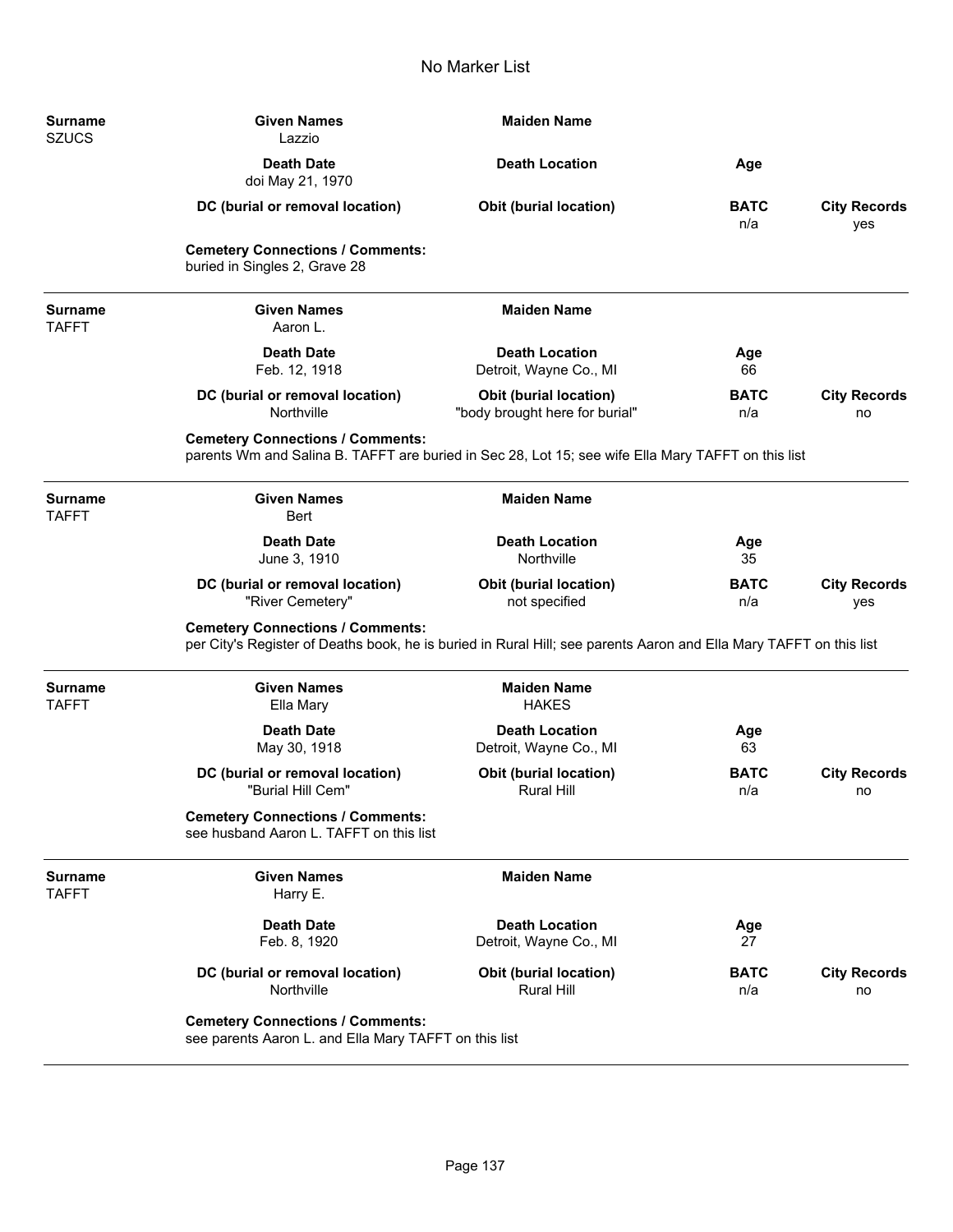# No Marker List

| Surname | Given Names | Maiden Name | | |
|---|---|---|---|---|
| SZUCS | Lazzio | | | |
| | **Death Date** | **Death Location** | **Age** | |
| | doi May 21, 1970 | | | |
| | **DC (burial or removal location)** | **Obit (burial location)** | **BATC** | **City Records** |
| | | | n/a | yes |

**Cemetery Connections / Comments:**
buried in Singles 2, Grave 28

---

| Surname | Given Names | Maiden Name | | |
|---|---|---|---|---|
| TAFFT | Aaron L. | | | |
| | **Death Date** | **Death Location** | **Age** | |
| | Feb. 12, 1918 | Detroit, Wayne Co., MI | 66 | |
| | **DC (burial or removal location)** | **Obit (burial location)** | **BATC** | **City Records** |
| | Northville | "body brought here for burial" | n/a | no |

**Cemetery Connections / Comments:**
parents Wm and Salina B. TAFFT are buried in Sec 28, Lot 15; see wife Ella Mary TAFFT on this list

---

| Surname | Given Names | Maiden Name | | |
|---|---|---|---|---|
| TAFFT | Bert | | | |
| | **Death Date** | **Death Location** | **Age** | |
| | June 3, 1910 | Northville | 35 | |
| | **DC (burial or removal location)** | **Obit (burial location)** | **BATC** | **City Records** |
| | "River Cemetery" | not specified | n/a | yes |

**Cemetery Connections / Comments:**
per City's Register of Deaths book, he is buried in Rural Hill; see parents Aaron and Ella Mary TAFFT on this list

---

| Surname | Given Names | Maiden Name | | |
|---|---|---|---|---|
| TAFFT | Ella Mary | HAKES | | |
| | **Death Date** | **Death Location** | **Age** | |
| | May 30, 1918 | Detroit, Wayne Co., MI | 63 | |
| | **DC (burial or removal location)** | **Obit (burial location)** | **BATC** | **City Records** |
| | "Burial Hill Cem" | Rural Hill | n/a | no |

**Cemetery Connections / Comments:**
see husband Aaron L. TAFFT on this list

---

| Surname | Given Names | Maiden Name | | |
|---|---|---|---|---|
| TAFFT | Harry E. | | | |
| | **Death Date** | **Death Location** | **Age** | |
| | Feb. 8, 1920 | Detroit, Wayne Co., MI | 27 | |
| | **DC (burial or removal location)** | **Obit (burial location)** | **BATC** | **City Records** |
| | Northville | Rural Hill | n/a | no |

**Cemetery Connections / Comments:**
see parents Aaron L. and Ella Mary TAFFT on this list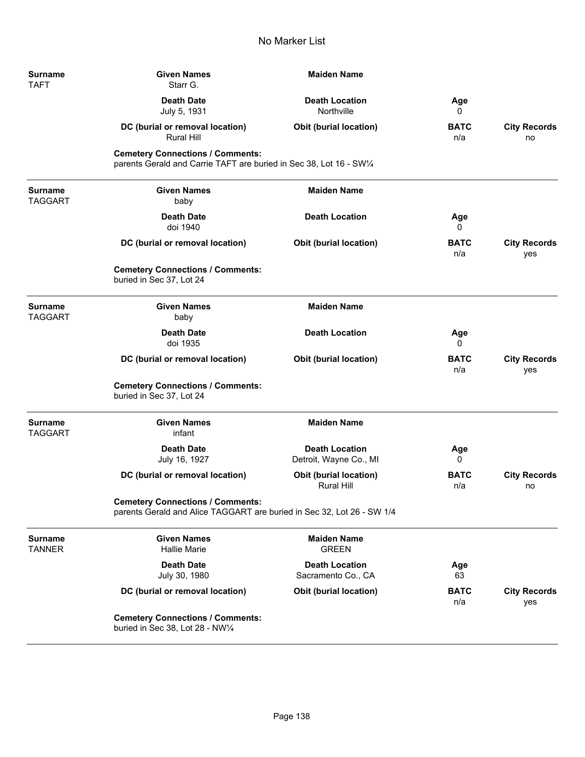# No Marker List

| Surname | Given Names | Maiden Name | | |
|---|---|---|---|---|
| TAFT | Starr G. | | | |
| | **Death Date** | **Death Location** | **Age** | |
| | July 5, 1931 | Northville | 0 | |
| | **DC (burial or removal location)** | **Obit (burial location)** | **BATC** | **City Records** |
| | Rural Hill | | n/a | no |

**Cemetery Connections / Comments:**
parents Gerald and Carrie TAFT are buried in Sec 38, Lot 16 - SW¼

---

| Surname | Given Names | Maiden Name | | |
|---|---|---|---|---|
| TAGGART | baby | | | |
| | **Death Date** | **Death Location** | **Age** | |
| | doi 1940 | | 0 | |
| | **DC (burial or removal location)** | **Obit (burial location)** | **BATC** | **City Records** |
| | | | n/a | yes |

**Cemetery Connections / Comments:**
buried in Sec 37, Lot 24

---

| Surname | Given Names | Maiden Name | | |
|---|---|---|---|---|
| TAGGART | baby | | | |
| | **Death Date** | **Death Location** | **Age** | |
| | doi 1935 | | 0 | |
| | **DC (burial or removal location)** | **Obit (burial location)** | **BATC** | **City Records** |
| | | | n/a | yes |

**Cemetery Connections / Comments:**
buried in Sec 37, Lot 24

---

| Surname | Given Names | Maiden Name | | |
|---|---|---|---|---|
| TAGGART | infant | | | |
| | **Death Date** | **Death Location** | **Age** | |
| | July 16, 1927 | Detroit, Wayne Co., MI | 0 | |
| | **DC (burial or removal location)** | **Obit (burial location)** | **BATC** | **City Records** |
| | | Rural Hill | n/a | no |

**Cemetery Connections / Comments:**
parents Gerald and Alice TAGGART are buried in Sec 32, Lot 26 - SW 1/4

---

| Surname | Given Names | Maiden Name | | |
|---|---|---|---|---|
| TANNER | Hallie Marie | GREEN | | |
| | **Death Date** | **Death Location** | **Age** | |
| | July 30, 1980 | Sacramento Co., CA | 63 | |
| | **DC (burial or removal location)** | **Obit (burial location)** | **BATC** | **City Records** |
| | | | n/a | yes |

**Cemetery Connections / Comments:**
buried in Sec 38, Lot 28 - NW¼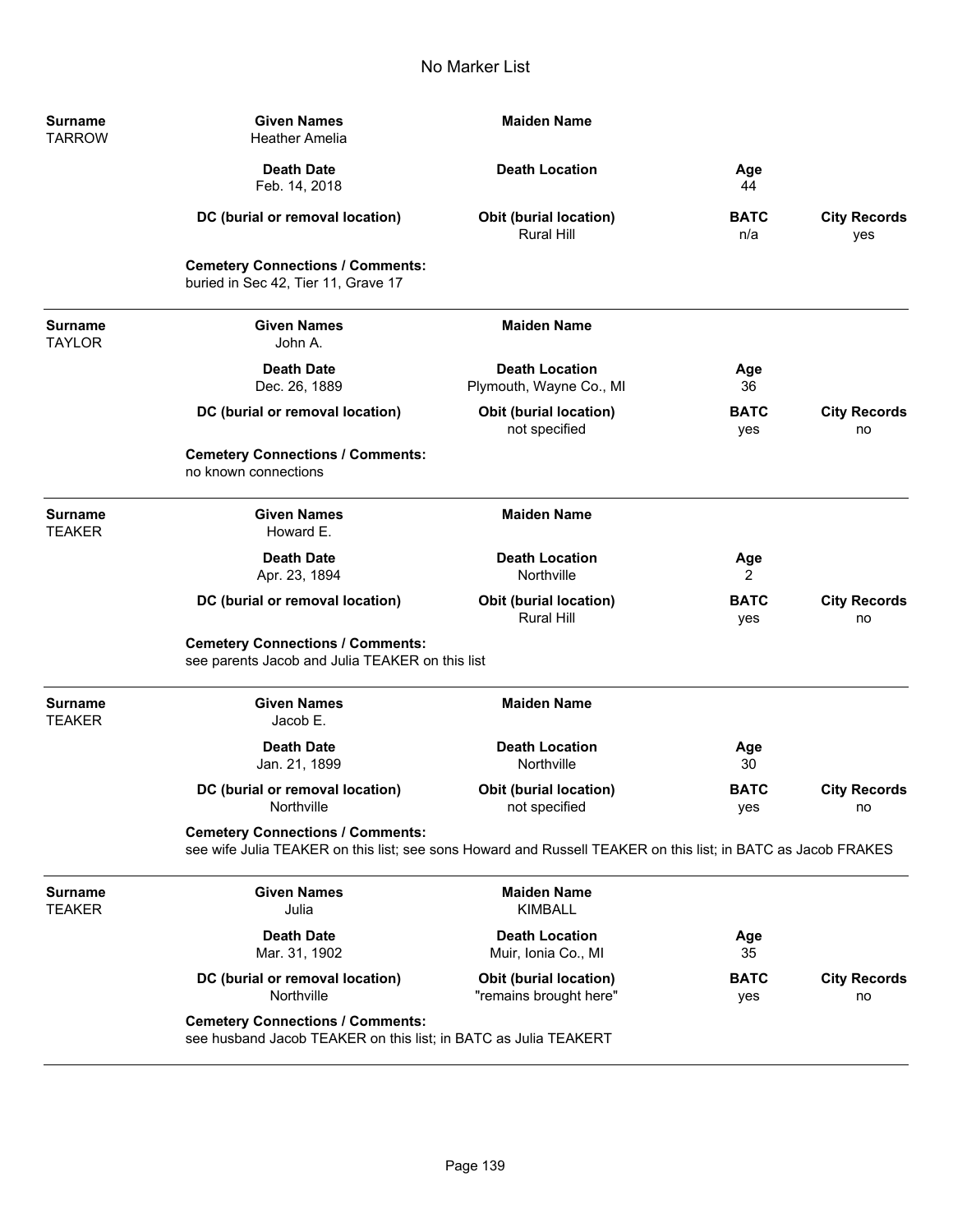# No Marker List

**Surname:** TARROW
**Given Names:** Heather Amelia
**Maiden Name:**

| Death Date | Death Location | Age |
|---|---|---|
| Feb. 14, 2018 | | 44 |

| DC (burial or removal location) | Obit (burial location) | BATC | City Records |
|---|---|---|---|
| | Rural Hill | n/a | yes |

**Cemetery Connections / Comments:**
buried in Sec 42, Tier 11, Grave 17

---

**Surname:** TAYLOR
**Given Names:** John A.
**Maiden Name:**

| Death Date | Death Location | Age |
|---|---|---|
| Dec. 26, 1889 | Plymouth, Wayne Co., MI | 36 |

| DC (burial or removal location) | Obit (burial location) | BATC | City Records |
|---|---|---|---|
| | not specified | yes | no |

**Cemetery Connections / Comments:**
no known connections

---

**Surname:** TEAKER
**Given Names:** Howard E.
**Maiden Name:**

| Death Date | Death Location | Age |
|---|---|---|
| Apr. 23, 1894 | Northville | 2 |

| DC (burial or removal location) | Obit (burial location) | BATC | City Records |
|---|---|---|---|
| | Rural Hill | yes | no |

**Cemetery Connections / Comments:**
see parents Jacob and Julia TEAKER on this list

---

**Surname:** TEAKER
**Given Names:** Jacob E.
**Maiden Name:**

| Death Date | Death Location | Age |
|---|---|---|
| Jan. 21, 1899 | Northville | 30 |

| DC (burial or removal location) | Obit (burial location) | BATC | City Records |
|---|---|---|---|
| Northville | not specified | yes | no |

**Cemetery Connections / Comments:**
see wife Julia TEAKER on this list; see sons Howard and Russell TEAKER on this list; in BATC as Jacob FRAKES

---

**Surname:** TEAKER
**Given Names:** Julia
**Maiden Name:** KIMBALL

| Death Date | Death Location | Age |
|---|---|---|
| Mar. 31, 1902 | Muir, Ionia Co., MI | 35 |

| DC (burial or removal location) | Obit (burial location) | BATC | City Records |
|---|---|---|---|
| Northville | "remains brought here" | yes | no |

**Cemetery Connections / Comments:**
see husband Jacob TEAKER on this list; in BATC as Julia TEAKERT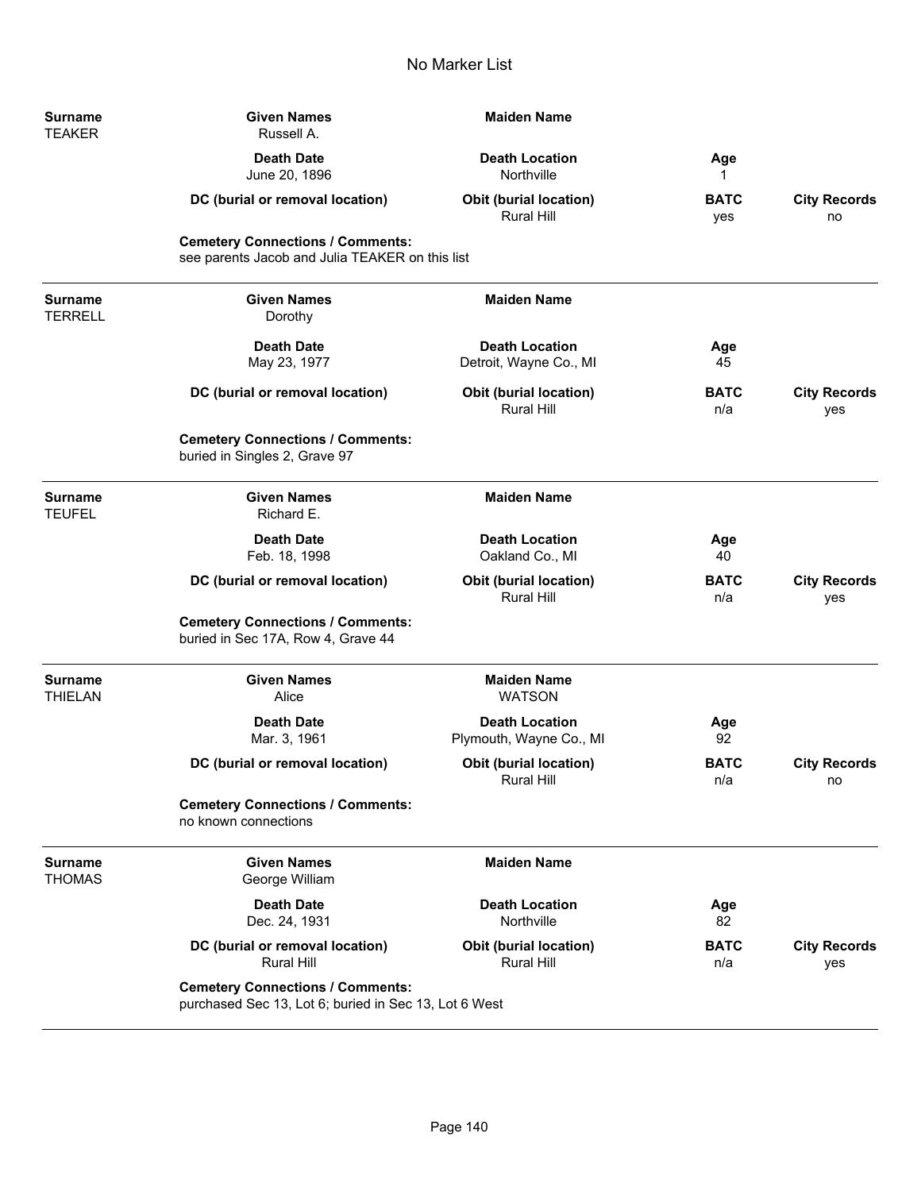# No Marker List

| Surname | Given Names | Maiden Name | | |
|---|---|---|---|---|
| TEAKER | Russell A. | | | |
| | **Death Date** | **Death Location** | **Age** | |
| | June 20, 1896 | Northville | 1 | |
| | **DC (burial or removal location)** | **Obit (burial location)** | **BATC** | **City Records** |
| | | Rural Hill | yes | no |

**Cemetery Connections / Comments:**
see parents Jacob and Julia TEAKER on this list

---

| Surname | Given Names | Maiden Name | | |
|---|---|---|---|---|
| TERRELL | Dorothy | | | |
| | **Death Date** | **Death Location** | **Age** | |
| | May 23, 1977 | Detroit, Wayne Co., MI | 45 | |
| | **DC (burial or removal location)** | **Obit (burial location)** | **BATC** | **City Records** |
| | | Rural Hill | n/a | yes |

**Cemetery Connections / Comments:**
buried in Singles 2, Grave 97

---

| Surname | Given Names | Maiden Name | | |
|---|---|---|---|---|
| TEUFEL | Richard E. | | | |
| | **Death Date** | **Death Location** | **Age** | |
| | Feb. 18, 1998 | Oakland Co., MI | 40 | |
| | **DC (burial or removal location)** | **Obit (burial location)** | **BATC** | **City Records** |
| | | Rural Hill | n/a | yes |

**Cemetery Connections / Comments:**
buried in Sec 17A, Row 4, Grave 44

---

| Surname | Given Names | Maiden Name | | |
|---|---|---|---|---|
| THIELAN | Alice | WATSON | | |
| | **Death Date** | **Death Location** | **Age** | |
| | Mar. 3, 1961 | Plymouth, Wayne Co., MI | 92 | |
| | **DC (burial or removal location)** | **Obit (burial location)** | **BATC** | **City Records** |
| | | Rural Hill | n/a | no |

**Cemetery Connections / Comments:**
no known connections

---

| Surname | Given Names | Maiden Name | | |
|---|---|---|---|---|
| THOMAS | George William | | | |
| | **Death Date** | **Death Location** | **Age** | |
| | Dec. 24, 1931 | Northville | 82 | |
| | **DC (burial or removal location)** | **Obit (burial location)** | **BATC** | **City Records** |
| | Rural Hill | Rural Hill | n/a | yes |

**Cemetery Connections / Comments:**
purchased Sec 13, Lot 6; buried in Sec 13, Lot 6 West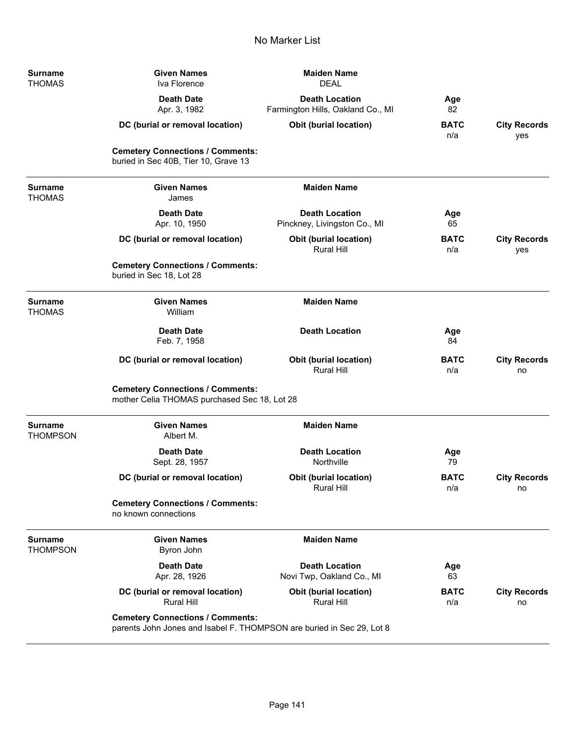# No Marker List

| Surname | Given Names | Maiden Name | | |
|---|---|---|---|---|
| THOMAS | Iva Florence | DEAL | | |
| | **Death Date** | **Death Location** | **Age** | |
| | Apr. 3, 1982 | Farmington Hills, Oakland Co., MI | 82 | |
| | **DC (burial or removal location)** | **Obit (burial location)** | **BATC** | **City Records** |
| | | | n/a | yes |

**Cemetery Connections / Comments:**
buried in Sec 40B, Tier 10, Grave 13

---

| Surname | Given Names | Maiden Name | | |
|---|---|---|---|---|
| THOMAS | James | | | |
| | **Death Date** | **Death Location** | **Age** | |
| | Apr. 10, 1950 | Pinckney, Livingston Co., MI | 65 | |
| | **DC (burial or removal location)** | **Obit (burial location)** | **BATC** | **City Records** |
| | | Rural Hill | n/a | yes |

**Cemetery Connections / Comments:**
buried in Sec 18, Lot 28

---

| Surname | Given Names | Maiden Name | | |
|---|---|---|---|---|
| THOMAS | William | | | |
| | **Death Date** | **Death Location** | **Age** | |
| | Feb. 7, 1958 | | 84 | |
| | **DC (burial or removal location)** | **Obit (burial location)** | **BATC** | **City Records** |
| | | Rural Hill | n/a | no |

**Cemetery Connections / Comments:**
mother Celia THOMAS purchased Sec 18, Lot 28

---

| Surname | Given Names | Maiden Name | | |
|---|---|---|---|---|
| THOMPSON | Albert M. | | | |
| | **Death Date** | **Death Location** | **Age** | |
| | Sept. 28, 1957 | Northville | 79 | |
| | **DC (burial or removal location)** | **Obit (burial location)** | **BATC** | **City Records** |
| | | Rural Hill | n/a | no |

**Cemetery Connections / Comments:**
no known connections

---

| Surname | Given Names | Maiden Name | | |
|---|---|---|---|---|
| THOMPSON | Byron John | | | |
| | **Death Date** | **Death Location** | **Age** | |
| | Apr. 28, 1926 | Novi Twp, Oakland Co., MI | 63 | |
| | **DC (burial or removal location)** | **Obit (burial location)** | **BATC** | **City Records** |
| | Rural Hill | Rural Hill | n/a | no |

**Cemetery Connections / Comments:**
parents John Jones and Isabel F. THOMPSON are buried in Sec 29, Lot 8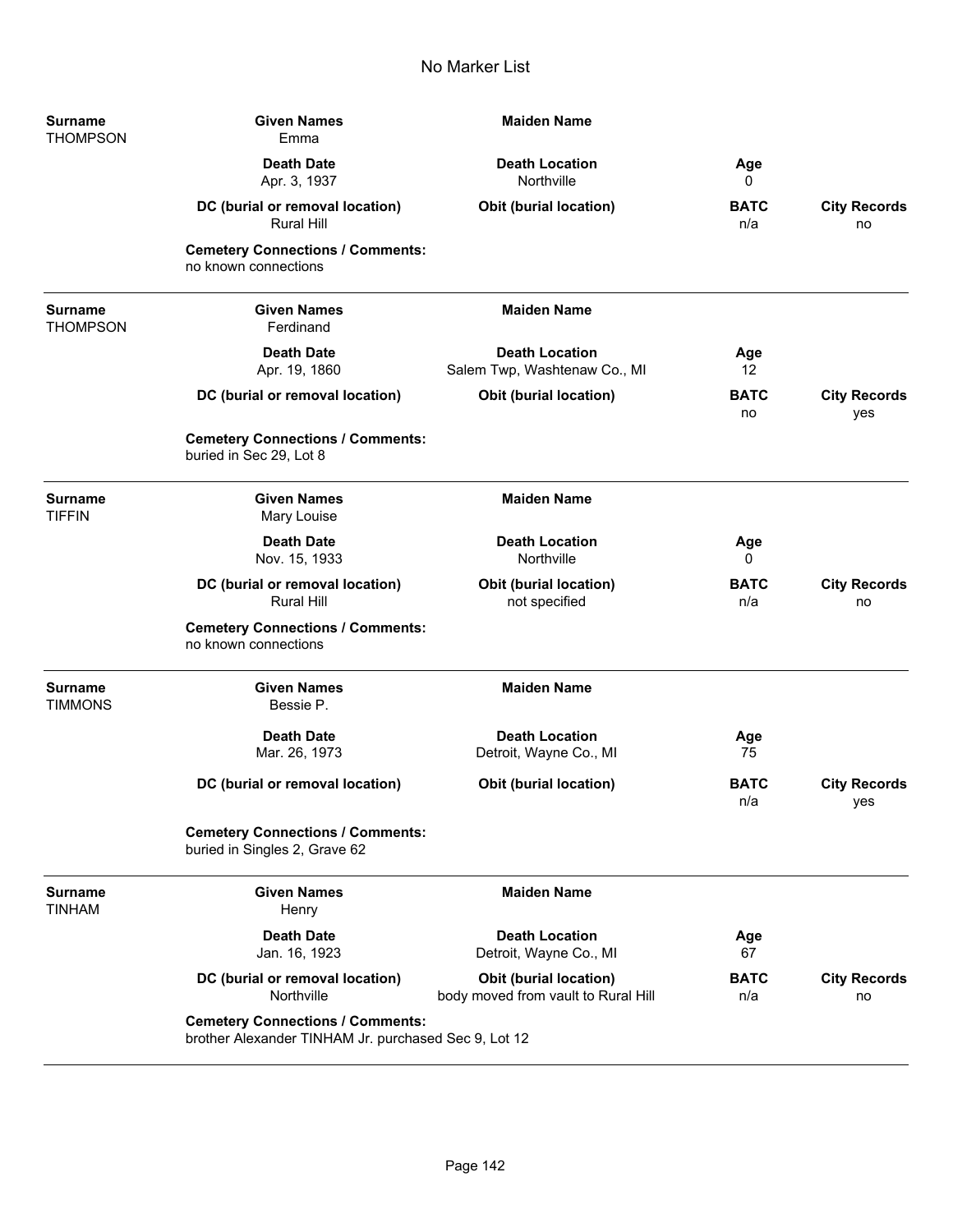# No Marker List

| Surname | Given Names | Maiden Name | | |
|---|---|---|---|---|
| THOMPSON | Emma | | | |
| | **Death Date** | **Death Location** | **Age** | |
| | Apr. 3, 1937 | Northville | 0 | |
| | **DC (burial or removal location)** | **Obit (burial location)** | **BATC** | **City Records** |
| | Rural Hill | | n/a | no |
| | **Cemetery Connections / Comments:** | | | |
| | no known connections | | | |

| Surname | Given Names | Maiden Name | | |
|---|---|---|---|---|
| THOMPSON | Ferdinand | | | |
| | **Death Date** | **Death Location** | **Age** | |
| | Apr. 19, 1860 | Salem Twp, Washtenaw Co., MI | 12 | |
| | **DC (burial or removal location)** | **Obit (burial location)** | **BATC** | **City Records** |
| | | | no | yes |
| | **Cemetery Connections / Comments:** | | | |
| | buried in Sec 29, Lot 8 | | | |

| Surname | Given Names | Maiden Name | | |
|---|---|---|---|---|
| TIFFIN | Mary Louise | | | |
| | **Death Date** | **Death Location** | **Age** | |
| | Nov. 15, 1933 | Northville | 0 | |
| | **DC (burial or removal location)** | **Obit (burial location)** | **BATC** | **City Records** |
| | Rural Hill | not specified | n/a | no |
| | **Cemetery Connections / Comments:** | | | |
| | no known connections | | | |

| Surname | Given Names | Maiden Name | | |
|---|---|---|---|---|
| TIMMONS | Bessie P. | | | |
| | **Death Date** | **Death Location** | **Age** | |
| | Mar. 26, 1973 | Detroit, Wayne Co., MI | 75 | |
| | **DC (burial or removal location)** | **Obit (burial location)** | **BATC** | **City Records** |
| | | | n/a | yes |
| | **Cemetery Connections / Comments:** | | | |
| | buried in Singles 2, Grave 62 | | | |

| Surname | Given Names | Maiden Name | | |
|---|---|---|---|---|
| TINHAM | Henry | | | |
| | **Death Date** | **Death Location** | **Age** | |
| | Jan. 16, 1923 | Detroit, Wayne Co., MI | 67 | |
| | **DC (burial or removal location)** | **Obit (burial location)** | **BATC** | **City Records** |
| | Northville | body moved from vault to Rural Hill | n/a | no |
| | **Cemetery Connections / Comments:** | | | |
| | brother Alexander TINHAM Jr. purchased Sec 9, Lot 12 | | | |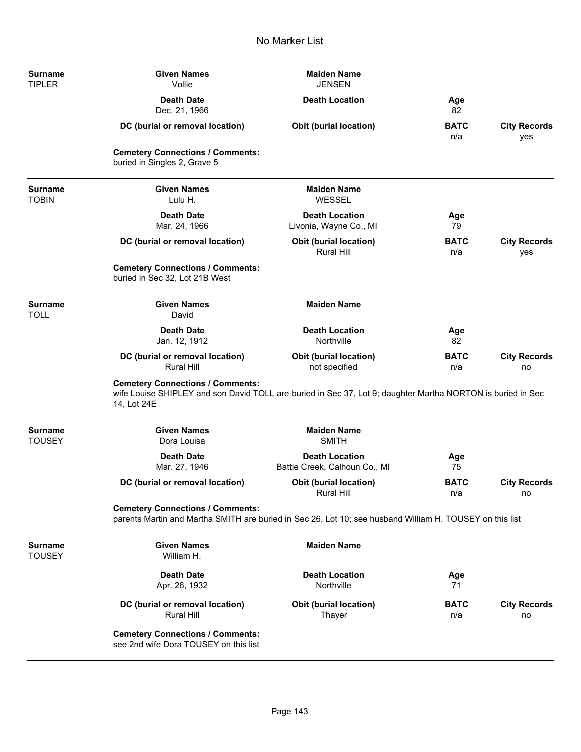# No Marker List

| Surname | Given Names | Maiden Name | | |
|---|---|---|---|---|
| TIPLER | Vollie | JENSEN | | |
| | **Death Date** | **Death Location** | **Age** | |
| | Dec. 21, 1966 | | 82 | |
| | **DC (burial or removal location)** | **Obit (burial location)** | **BATC** | **City Records** |
| | | | n/a | yes |

**Cemetery Connections / Comments:**
buried in Singles 2, Grave 5

---

| Surname | Given Names | Maiden Name | | |
|---|---|---|---|---|
| TOBIN | Lulu H. | WESSEL | | |
| | **Death Date** | **Death Location** | **Age** | |
| | Mar. 24, 1966 | Livonia, Wayne Co., MI | 79 | |
| | **DC (burial or removal location)** | **Obit (burial location)** | **BATC** | **City Records** |
| | | Rural Hill | n/a | yes |

**Cemetery Connections / Comments:**
buried in Sec 32, Lot 21B West

---

| Surname | Given Names | Maiden Name | | |
|---|---|---|---|---|
| TOLL | David | | | |
| | **Death Date** | **Death Location** | **Age** | |
| | Jan. 12, 1912 | Northville | 82 | |
| | **DC (burial or removal location)** | **Obit (burial location)** | **BATC** | **City Records** |
| | Rural Hill | not specified | n/a | no |

**Cemetery Connections / Comments:**
wife Louise SHIPLEY and son David TOLL are buried in Sec 37, Lot 9; daughter Martha NORTON is buried in Sec 14, Lot 24E

---

| Surname | Given Names | Maiden Name | | |
|---|---|---|---|---|
| TOUSEY | Dora Louisa | SMITH | | |
| | **Death Date** | **Death Location** | **Age** | |
| | Mar. 27, 1946 | Battle Creek, Calhoun Co., MI | 75 | |
| | **DC (burial or removal location)** | **Obit (burial location)** | **BATC** | **City Records** |
| | | Rural Hill | n/a | no |

**Cemetery Connections / Comments:**
parents Martin and Martha SMITH are buried in Sec 26, Lot 10; see husband William H. TOUSEY on this list

---

| Surname | Given Names | Maiden Name | | |
|---|---|---|---|---|
| TOUSEY | William H. | | | |
| | **Death Date** | **Death Location** | **Age** | |
| | Apr. 26, 1932 | Northville | 71 | |
| | **DC (burial or removal location)** | **Obit (burial location)** | **BATC** | **City Records** |
| | Rural Hill | Thayer | n/a | no |

**Cemetery Connections / Comments:**
see 2nd wife Dora TOUSEY on this list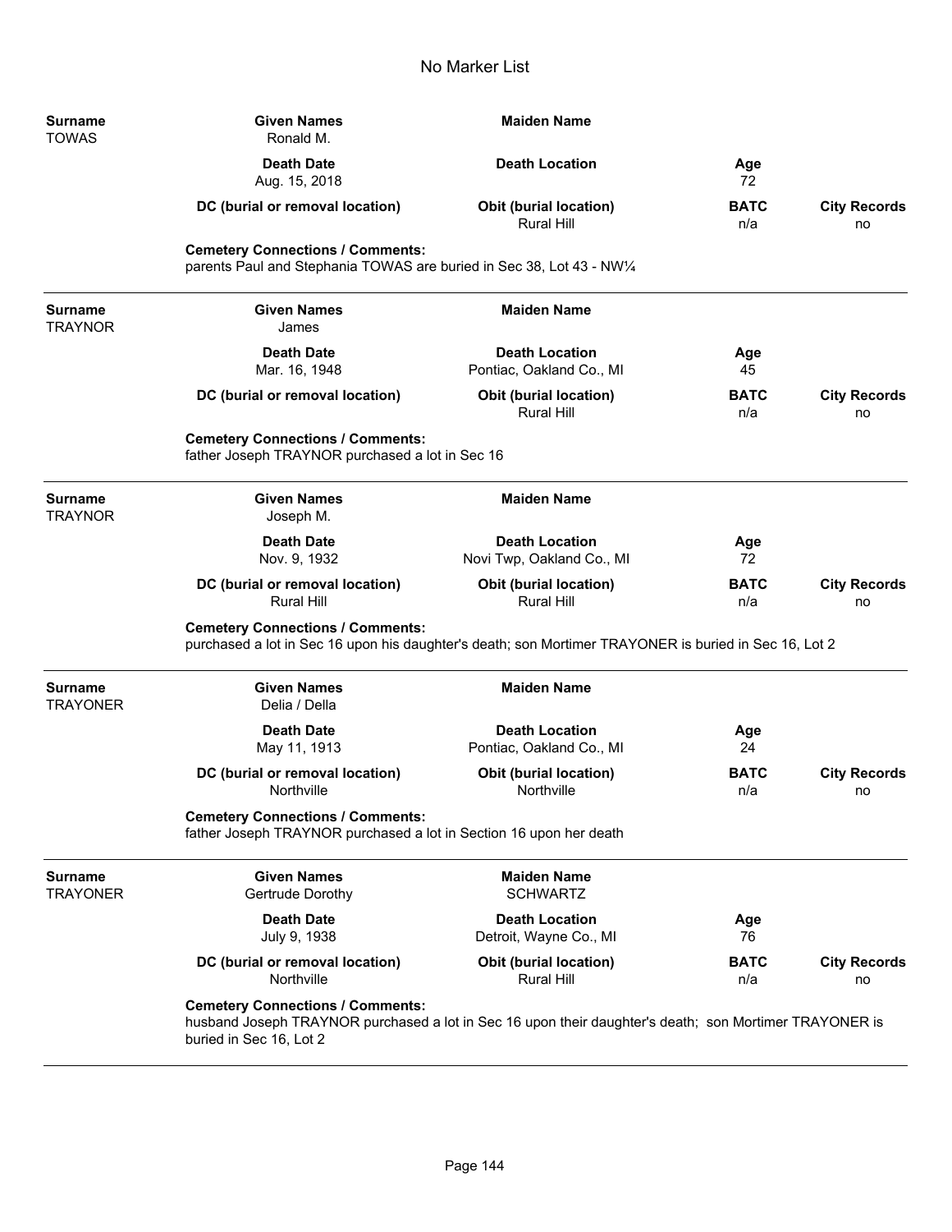# No Marker List

| Surname | Given Names | Maiden Name | | |
|---|---|---|---|---|
| TOWAS | Ronald M. | | | |
| | **Death Date** | **Death Location** | **Age** | |
| | Aug. 15, 2018 | | 72 | |
| | **DC (burial or removal location)** | **Obit (burial location)** | **BATC** | **City Records** |
| | | Rural Hill | n/a | no |

**Cemetery Connections / Comments:**
parents Paul and Stephania TOWAS are buried in Sec 38, Lot 43 - NW¼

---

| Surname | Given Names | Maiden Name | | |
|---|---|---|---|---|
| TRAYNOR | James | | | |
| | **Death Date** | **Death Location** | **Age** | |
| | Mar. 16, 1948 | Pontiac, Oakland Co., MI | 45 | |
| | **DC (burial or removal location)** | **Obit (burial location)** | **BATC** | **City Records** |
| | | Rural Hill | n/a | no |

**Cemetery Connections / Comments:**
father Joseph TRAYNOR purchased a lot in Sec 16

---

| Surname | Given Names | Maiden Name | | |
|---|---|---|---|---|
| TRAYNOR | Joseph M. | | | |
| | **Death Date** | **Death Location** | **Age** | |
| | Nov. 9, 1932 | Novi Twp, Oakland Co., MI | 72 | |
| | **DC (burial or removal location)** | **Obit (burial location)** | **BATC** | **City Records** |
| | Rural Hill | Rural Hill | n/a | no |

**Cemetery Connections / Comments:**
purchased a lot in Sec 16 upon his daughter's death; son Mortimer TRAYONER is buried in Sec 16, Lot 2

---

| Surname | Given Names | Maiden Name | | |
|---|---|---|---|---|
| TRAYONER | Delia / Della | | | |
| | **Death Date** | **Death Location** | **Age** | |
| | May 11, 1913 | Pontiac, Oakland Co., MI | 24 | |
| | **DC (burial or removal location)** | **Obit (burial location)** | **BATC** | **City Records** |
| | Northville | Northville | n/a | no |

**Cemetery Connections / Comments:**
father Joseph TRAYNOR purchased a lot in Section 16 upon her death

---

| Surname | Given Names | Maiden Name | | |
|---|---|---|---|---|
| TRAYONER | Gertrude Dorothy | SCHWARTZ | | |
| | **Death Date** | **Death Location** | **Age** | |
| | July 9, 1938 | Detroit, Wayne Co., MI | 76 | |
| | **DC (burial or removal location)** | **Obit (burial location)** | **BATC** | **City Records** |
| | Northville | Rural Hill | n/a | no |

**Cemetery Connections / Comments:**
husband Joseph TRAYNOR purchased a lot in Sec 16 upon their daughter's death; son Mortimer TRAYONER is buried in Sec 16, Lot 2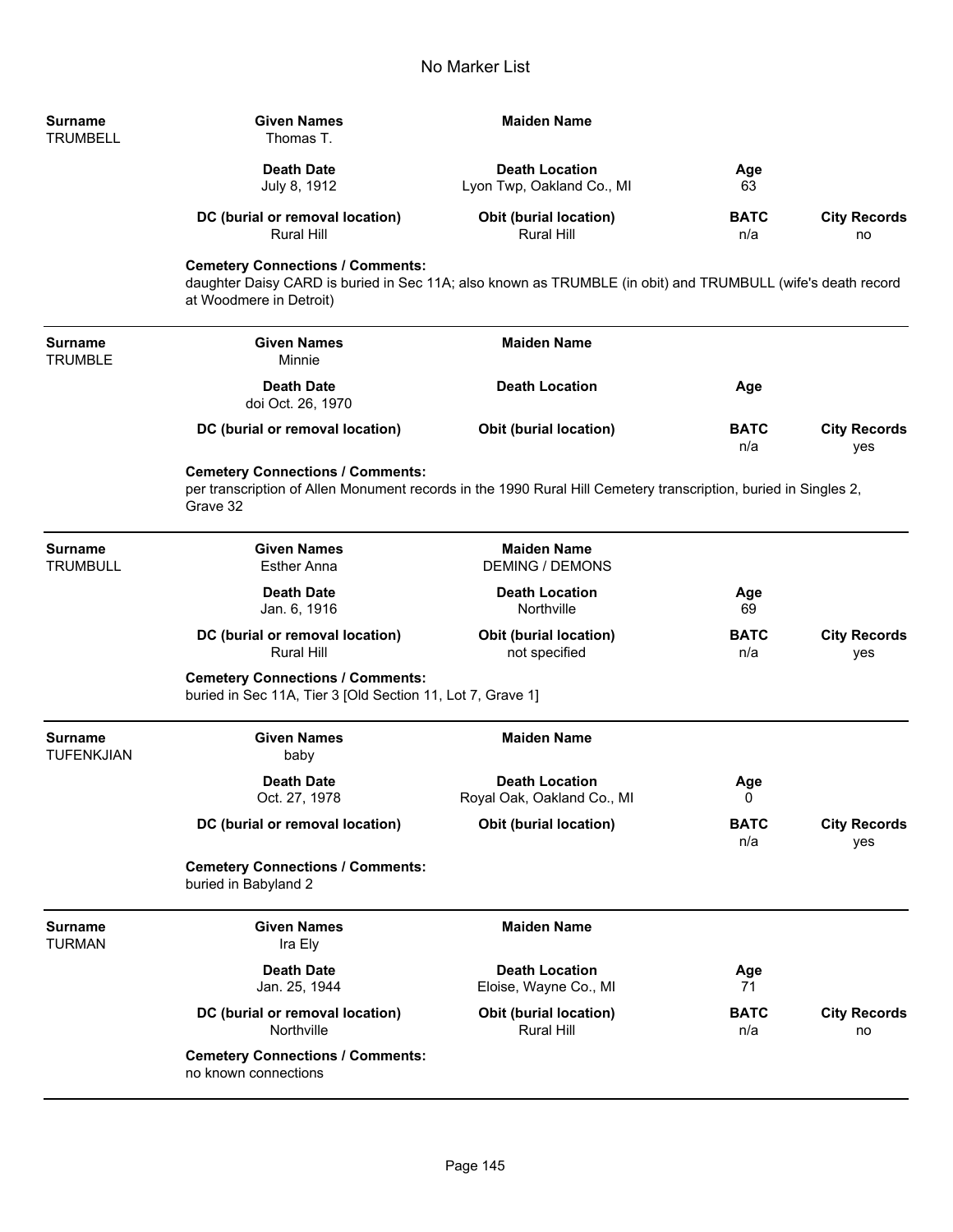# No Marker List

| Surname | Given Names | Maiden Name | | |
|---|---|---|---|---|
| TRUMBELL | Thomas T. | | | |
| | **Death Date** | **Death Location** | **Age** | |
| | July 8, 1912 | Lyon Twp, Oakland Co., MI | 63 | |
| | **DC (burial or removal location)** | **Obit (burial location)** | **BATC** | **City Records** |
| | Rural Hill | Rural Hill | n/a | no |

**Cemetery Connections / Comments:**
daughter Daisy CARD is buried in Sec 11A; also known as TRUMBLE (in obit) and TRUMBULL (wife's death record at Woodmere in Detroit)

---

| Surname | Given Names | Maiden Name | | |
|---|---|---|---|---|
| TRUMBLE | Minnie | | | |
| | **Death Date** | **Death Location** | **Age** | |
| | doi Oct. 26, 1970 | | | |
| | **DC (burial or removal location)** | **Obit (burial location)** | **BATC** | **City Records** |
| | | | n/a | yes |

**Cemetery Connections / Comments:**
per transcription of Allen Monument records in the 1990 Rural Hill Cemetery transcription, buried in Singles 2, Grave 32

---

| Surname | Given Names | Maiden Name | | |
|---|---|---|---|---|
| TRUMBULL | Esther Anna | DEMING / DEMONS | | |
| | **Death Date** | **Death Location** | **Age** | |
| | Jan. 6, 1916 | Northville | 69 | |
| | **DC (burial or removal location)** | **Obit (burial location)** | **BATC** | **City Records** |
| | Rural Hill | not specified | n/a | yes |

**Cemetery Connections / Comments:**
buried in Sec 11A, Tier 3 [Old Section 11, Lot 7, Grave 1]

---

| Surname | Given Names | Maiden Name | | |
|---|---|---|---|---|
| TUFENKJIAN | baby | | | |
| | **Death Date** | **Death Location** | **Age** | |
| | Oct. 27, 1978 | Royal Oak, Oakland Co., MI | 0 | |
| | **DC (burial or removal location)** | **Obit (burial location)** | **BATC** | **City Records** |
| | | | n/a | yes |

**Cemetery Connections / Comments:**
buried in Babyland 2

---

| Surname | Given Names | Maiden Name | | |
|---|---|---|---|---|
| TURMAN | Ira Ely | | | |
| | **Death Date** | **Death Location** | **Age** | |
| | Jan. 25, 1944 | Eloise, Wayne Co., MI | 71 | |
| | **DC (burial or removal location)** | **Obit (burial location)** | **BATC** | **City Records** |
| | Northville | Rural Hill | n/a | no |

**Cemetery Connections / Comments:**
no known connections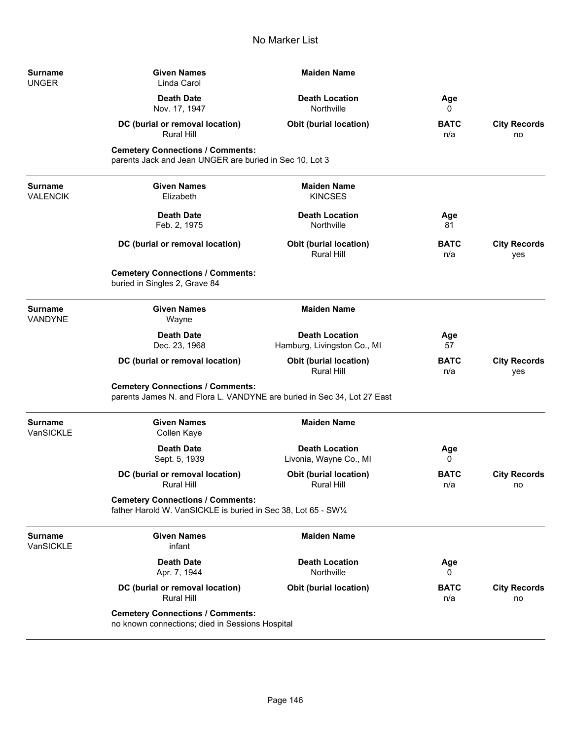# No Marker List

| Surname | Given Names | Maiden Name | | |
|---|---|---|---|---|
| UNGER | Linda Carol | | | |
| | **Death Date** | **Death Location** | **Age** | |
| | Nov. 17, 1947 | Northville | 0 | |
| | **DC (burial or removal location)** | **Obit (burial location)** | **BATC** | **City Records** |
| | Rural Hill | | n/a | no |

**Cemetery Connections / Comments:**
parents Jack and Jean UNGER are buried in Sec 10, Lot 3

---

| Surname | Given Names | Maiden Name | | |
|---|---|---|---|---|
| VALENCIK | Elizabeth | KINCSES | | |
| | **Death Date** | **Death Location** | **Age** | |
| | Feb. 2, 1975 | Northville | 81 | |
| | **DC (burial or removal location)** | **Obit (burial location)** | **BATC** | **City Records** |
| | | Rural Hill | n/a | yes |

**Cemetery Connections / Comments:**
buried in Singles 2, Grave 84

---

| Surname | Given Names | Maiden Name | | |
|---|---|---|---|---|
| VANDYNE | Wayne | | | |
| | **Death Date** | **Death Location** | **Age** | |
| | Dec. 23, 1968 | Hamburg, Livingston Co., MI | 57 | |
| | **DC (burial or removal location)** | **Obit (burial location)** | **BATC** | **City Records** |
| | | Rural Hill | n/a | yes |

**Cemetery Connections / Comments:**
parents James N. and Flora L. VANDYNE are buried in Sec 34, Lot 27 East

---

| Surname | Given Names | Maiden Name | | |
|---|---|---|---|---|
| VanSICKLE | Collen Kaye | | | |
| | **Death Date** | **Death Location** | **Age** | |
| | Sept. 5, 1939 | Livonia, Wayne Co., MI | 0 | |
| | **DC (burial or removal location)** | **Obit (burial location)** | **BATC** | **City Records** |
| | Rural Hill | Rural Hill | n/a | no |

**Cemetery Connections / Comments:**
father Harold W. VanSICKLE is buried in Sec 38, Lot 65 - SW¼

---

| Surname | Given Names | Maiden Name | | |
|---|---|---|---|---|
| VanSICKLE | infant | | | |
| | **Death Date** | **Death Location** | **Age** | |
| | Apr. 7, 1944 | Northville | 0 | |
| | **DC (burial or removal location)** | **Obit (burial location)** | **BATC** | **City Records** |
| | Rural Hill | | n/a | no |

**Cemetery Connections / Comments:**
no known connections; died in Sessions Hospital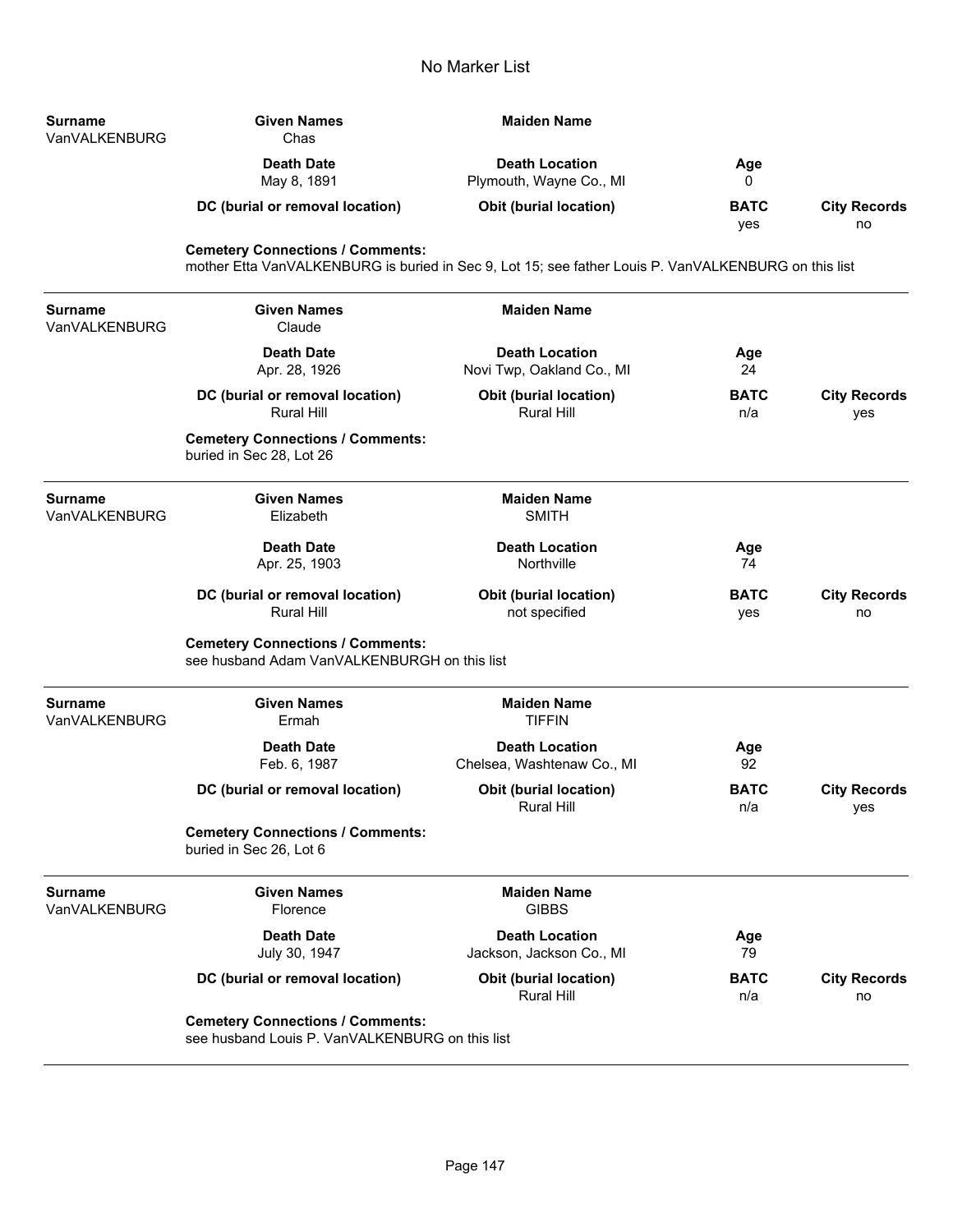# No Marker List

| Surname | Given Names | Maiden Name | | |
|---|---|---|---|---|
| VanVALKENBURG | Chas | | | |
| | **Death Date** | **Death Location** | **Age** | |
| | May 8, 1891 | Plymouth, Wayne Co., MI | 0 | |
| | **DC (burial or removal location)** | **Obit (burial location)** | **BATC** | **City Records** |
| | | | yes | no |

**Cemetery Connections / Comments:**
mother Etta VanVALKENBURG is buried in Sec 9, Lot 15; see father Louis P. VanVALKENBURG on this list

---

| Surname | Given Names | Maiden Name | | |
|---|---|---|---|---|
| VanVALKENBURG | Claude | | | |
| | **Death Date** | **Death Location** | **Age** | |
| | Apr. 28, 1926 | Novi Twp, Oakland Co., MI | 24 | |
| | **DC (burial or removal location)** | **Obit (burial location)** | **BATC** | **City Records** |
| | Rural Hill | Rural Hill | n/a | yes |

**Cemetery Connections / Comments:**
buried in Sec 28, Lot 26

---

| Surname | Given Names | Maiden Name | | |
|---|---|---|---|---|
| VanVALKENBURG | Elizabeth | SMITH | | |
| | **Death Date** | **Death Location** | **Age** | |
| | Apr. 25, 1903 | Northville | 74 | |
| | **DC (burial or removal location)** | **Obit (burial location)** | **BATC** | **City Records** |
| | Rural Hill | not specified | yes | no |

**Cemetery Connections / Comments:**
see husband Adam VanVALKENBURGH on this list

---

| Surname | Given Names | Maiden Name | | |
|---|---|---|---|---|
| VanVALKENBURG | Ermah | TIFFIN | | |
| | **Death Date** | **Death Location** | **Age** | |
| | Feb. 6, 1987 | Chelsea, Washtenaw Co., MI | 92 | |
| | **DC (burial or removal location)** | **Obit (burial location)** | **BATC** | **City Records** |
| | | Rural Hill | n/a | yes |

**Cemetery Connections / Comments:**
buried in Sec 26, Lot 6

---

| Surname | Given Names | Maiden Name | | |
|---|---|---|---|---|
| VanVALKENBURG | Florence | GIBBS | | |
| | **Death Date** | **Death Location** | **Age** | |
| | July 30, 1947 | Jackson, Jackson Co., MI | 79 | |
| | **DC (burial or removal location)** | **Obit (burial location)** | **BATC** | **City Records** |
| | | Rural Hill | n/a | no |

**Cemetery Connections / Comments:**
see husband Louis P. VanVALKENBURG on this list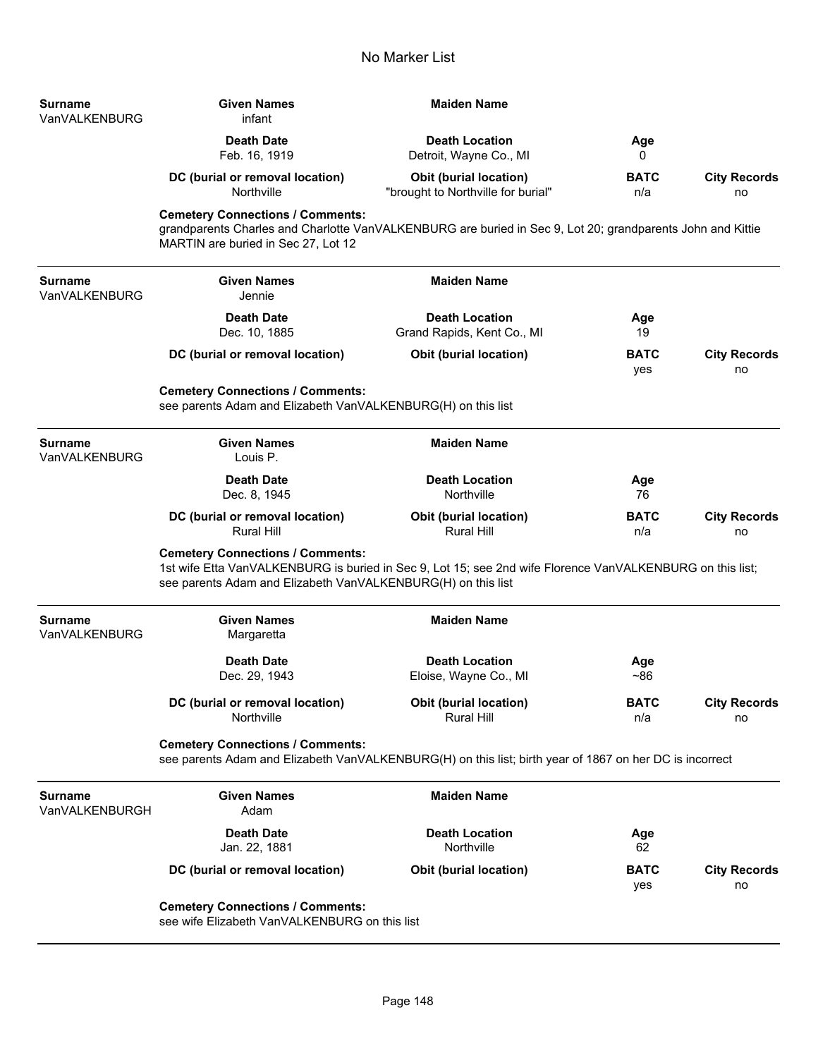# No Marker List

| Surname | Given Names | Maiden Name | | |
|---|---|---|---|---|
| VanVALKENBURG | infant | | | |
| | **Death Date** | **Death Location** | **Age** | |
| | Feb. 16, 1919 | Detroit, Wayne Co., MI | 0 | |
| | **DC (burial or removal location)** | **Obit (burial location)** | **BATC** | **City Records** |
| | Northville | "brought to Northville for burial" | n/a | no |

**Cemetery Connections / Comments:**
grandparents Charles and Charlotte VanVALKENBURG are buried in Sec 9, Lot 20; grandparents John and Kittie MARTIN are buried in Sec 27, Lot 12

---

| Surname | Given Names | Maiden Name | | |
|---|---|---|---|---|
| VanVALKENBURG | Jennie | | | |
| | **Death Date** | **Death Location** | **Age** | |
| | Dec. 10, 1885 | Grand Rapids, Kent Co., MI | 19 | |
| | **DC (burial or removal location)** | **Obit (burial location)** | **BATC** | **City Records** |
| | | | yes | no |

**Cemetery Connections / Comments:**
see parents Adam and Elizabeth VanVALKENBURG(H) on this list

---

| Surname | Given Names | Maiden Name | | |
|---|---|---|---|---|
| VanVALKENBURG | Louis P. | | | |
| | **Death Date** | **Death Location** | **Age** | |
| | Dec. 8, 1945 | Northville | 76 | |
| | **DC (burial or removal location)** | **Obit (burial location)** | **BATC** | **City Records** |
| | Rural Hill | Rural Hill | n/a | no |

**Cemetery Connections / Comments:**
1st wife Etta VanVALKENBURG is buried in Sec 9, Lot 15; see 2nd wife Florence VanVALKENBURG on this list; see parents Adam and Elizabeth VanVALKENBURG(H) on this list

---

| Surname | Given Names | Maiden Name | | |
|---|---|---|---|---|
| VanVALKENBURG | Margaretta | | | |
| | **Death Date** | **Death Location** | **Age** | |
| | Dec. 29, 1943 | Eloise, Wayne Co., MI | ~86 | |
| | **DC (burial or removal location)** | **Obit (burial location)** | **BATC** | **City Records** |
| | Northville | Rural Hill | n/a | no |

**Cemetery Connections / Comments:**
see parents Adam and Elizabeth VanVALKENBURG(H) on this list; birth year of 1867 on her DC is incorrect

---

| Surname | Given Names | Maiden Name | | |
|---|---|---|---|---|
| VanVALKENBURGH | Adam | | | |
| | **Death Date** | **Death Location** | **Age** | |
| | Jan. 22, 1881 | Northville | 62 | |
| | **DC (burial or removal location)** | **Obit (burial location)** | **BATC** | **City Records** |
| | | | yes | no |

**Cemetery Connections / Comments:**
see wife Elizabeth VanVALKENBURG on this list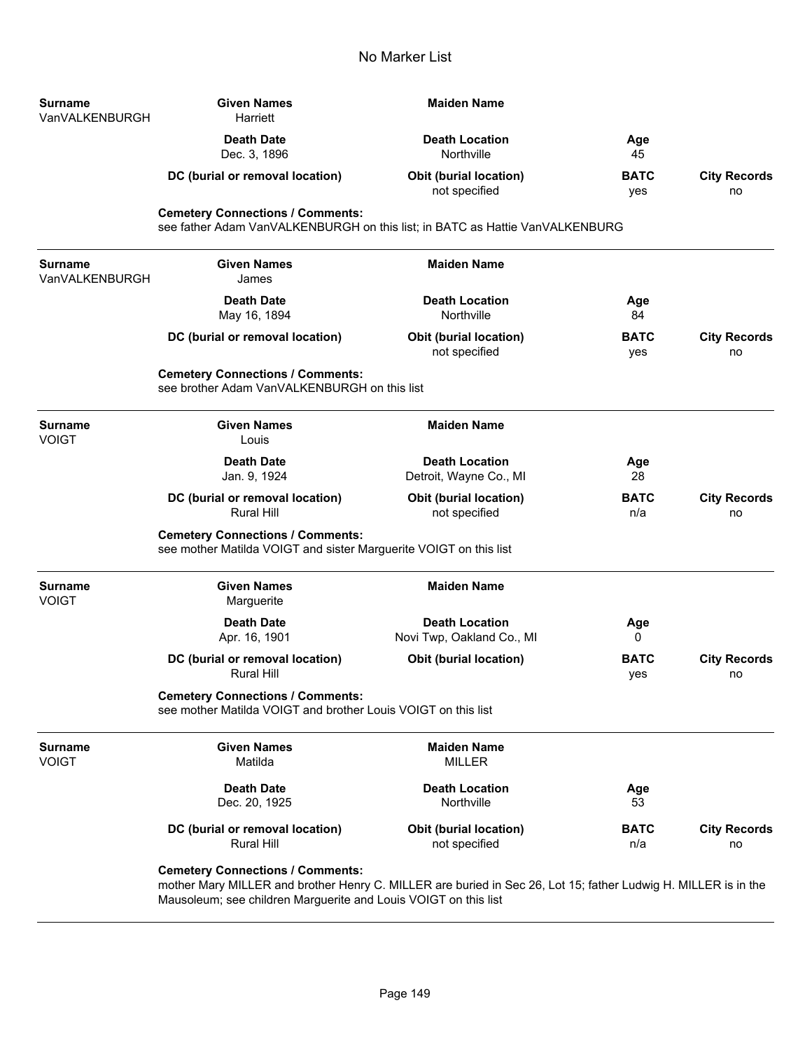# No Marker List

| Surname | Given Names | Maiden Name | | |
|---|---|---|---|---|
| VanVALKENBURGH | Harriett | | | |
| | **Death Date** | **Death Location** | **Age** | |
| | Dec. 3, 1896 | Northville | 45 | |
| | **DC (burial or removal location)** | **Obit (burial location)** | **BATC** | **City Records** |
| | | not specified | yes | no |

**Cemetery Connections / Comments:**
see father Adam VanVALKENBURGH on this list; in BATC as Hattie VanVALKENBURG

---

| Surname | Given Names | Maiden Name | | |
|---|---|---|---|---|
| VanVALKENBURGH | James | | | |
| | **Death Date** | **Death Location** | **Age** | |
| | May 16, 1894 | Northville | 84 | |
| | **DC (burial or removal location)** | **Obit (burial location)** | **BATC** | **City Records** |
| | | not specified | yes | no |

**Cemetery Connections / Comments:**
see brother Adam VanVALKENBURGH on this list

---

| Surname | Given Names | Maiden Name | | |
|---|---|---|---|---|
| VOIGT | Louis | | | |
| | **Death Date** | **Death Location** | **Age** | |
| | Jan. 9, 1924 | Detroit, Wayne Co., MI | 28 | |
| | **DC (burial or removal location)** | **Obit (burial location)** | **BATC** | **City Records** |
| | Rural Hill | not specified | n/a | no |

**Cemetery Connections / Comments:**
see mother Matilda VOIGT and sister Marguerite VOIGT on this list

---

| Surname | Given Names | Maiden Name | | |
|---|---|---|---|---|
| VOIGT | Marguerite | | | |
| | **Death Date** | **Death Location** | **Age** | |
| | Apr. 16, 1901 | Novi Twp, Oakland Co., MI | 0 | |
| | **DC (burial or removal location)** | **Obit (burial location)** | **BATC** | **City Records** |
| | Rural Hill | | yes | no |

**Cemetery Connections / Comments:**
see mother Matilda VOIGT and brother Louis VOIGT on this list

---

| Surname | Given Names | Maiden Name | | |
|---|---|---|---|---|
| VOIGT | Matilda | MILLER | | |
| | **Death Date** | **Death Location** | **Age** | |
| | Dec. 20, 1925 | Northville | 53 | |
| | **DC (burial or removal location)** | **Obit (burial location)** | **BATC** | **City Records** |
| | Rural Hill | not specified | n/a | no |

**Cemetery Connections / Comments:**
mother Mary MILLER and brother Henry C. MILLER are buried in Sec 26, Lot 15; father Ludwig H. MILLER is in the Mausoleum; see children Marguerite and Louis VOIGT on this list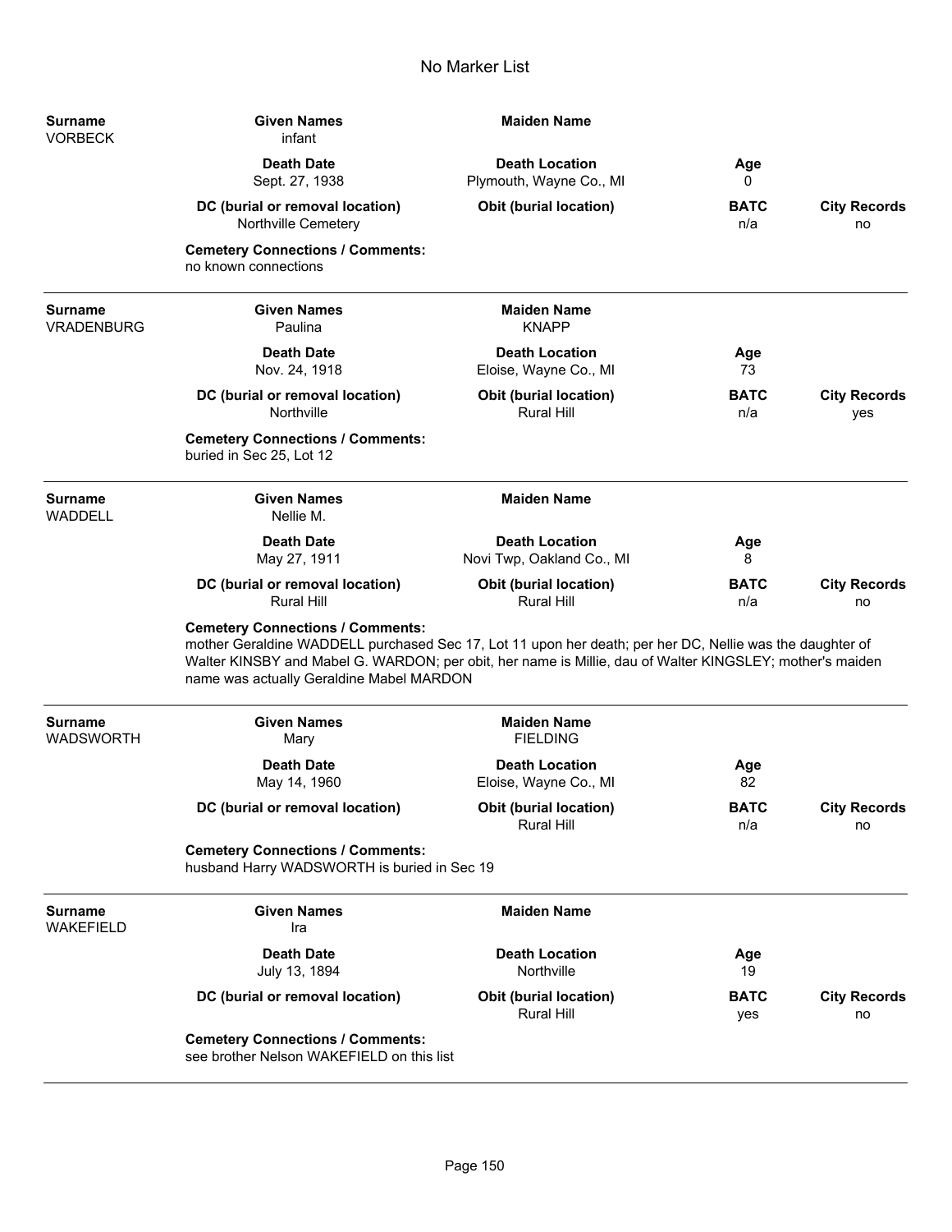# No Marker List

| Surname | Given Names | Maiden Name | | |
|---|---|---|---|---|
| VORBECK | infant | | | |
| | **Death Date** | **Death Location** | **Age** | |
| | Sept. 27, 1938 | Plymouth, Wayne Co., MI | 0 | |
| | **DC (burial or removal location)** | **Obit (burial location)** | **BATC** | **City Records** |
| | Northville Cemetery | | n/a | no |

**Cemetery Connections / Comments:**
no known connections

---

| Surname | Given Names | Maiden Name | | |
|---|---|---|---|---|
| VRADENBURG | Paulina | KNAPP | | |
| | **Death Date** | **Death Location** | **Age** | |
| | Nov. 24, 1918 | Eloise, Wayne Co., MI | 73 | |
| | **DC (burial or removal location)** | **Obit (burial location)** | **BATC** | **City Records** |
| | Northville | Rural Hill | n/a | yes |

**Cemetery Connections / Comments:**
buried in Sec 25, Lot 12

---

| Surname | Given Names | Maiden Name | | |
|---|---|---|---|---|
| WADDELL | Nellie M. | | | |
| | **Death Date** | **Death Location** | **Age** | |
| | May 27, 1911 | Novi Twp, Oakland Co., MI | 8 | |
| | **DC (burial or removal location)** | **Obit (burial location)** | **BATC** | **City Records** |
| | Rural Hill | Rural Hill | n/a | no |

**Cemetery Connections / Comments:**
mother Geraldine WADDELL purchased Sec 17, Lot 11 upon her death; per her DC, Nellie was the daughter of Walter KINSBY and Mabel G. WARDON; per obit, her name is Millie, dau of Walter KINGSLEY; mother's maiden name was actually Geraldine Mabel MARDON

---

| Surname | Given Names | Maiden Name | | |
|---|---|---|---|---|
| WADSWORTH | Mary | FIELDING | | |
| | **Death Date** | **Death Location** | **Age** | |
| | May 14, 1960 | Eloise, Wayne Co., MI | 82 | |
| | **DC (burial or removal location)** | **Obit (burial location)** | **BATC** | **City Records** |
| | | Rural Hill | n/a | no |

**Cemetery Connections / Comments:**
husband Harry WADSWORTH is buried in Sec 19

---

| Surname | Given Names | Maiden Name | | |
|---|---|---|---|---|
| WAKEFIELD | Ira | | | |
| | **Death Date** | **Death Location** | **Age** | |
| | July 13, 1894 | Northville | 19 | |
| | **DC (burial or removal location)** | **Obit (burial location)** | **BATC** | **City Records** |
| | | Rural Hill | yes | no |

**Cemetery Connections / Comments:**
see brother Nelson WAKEFIELD on this list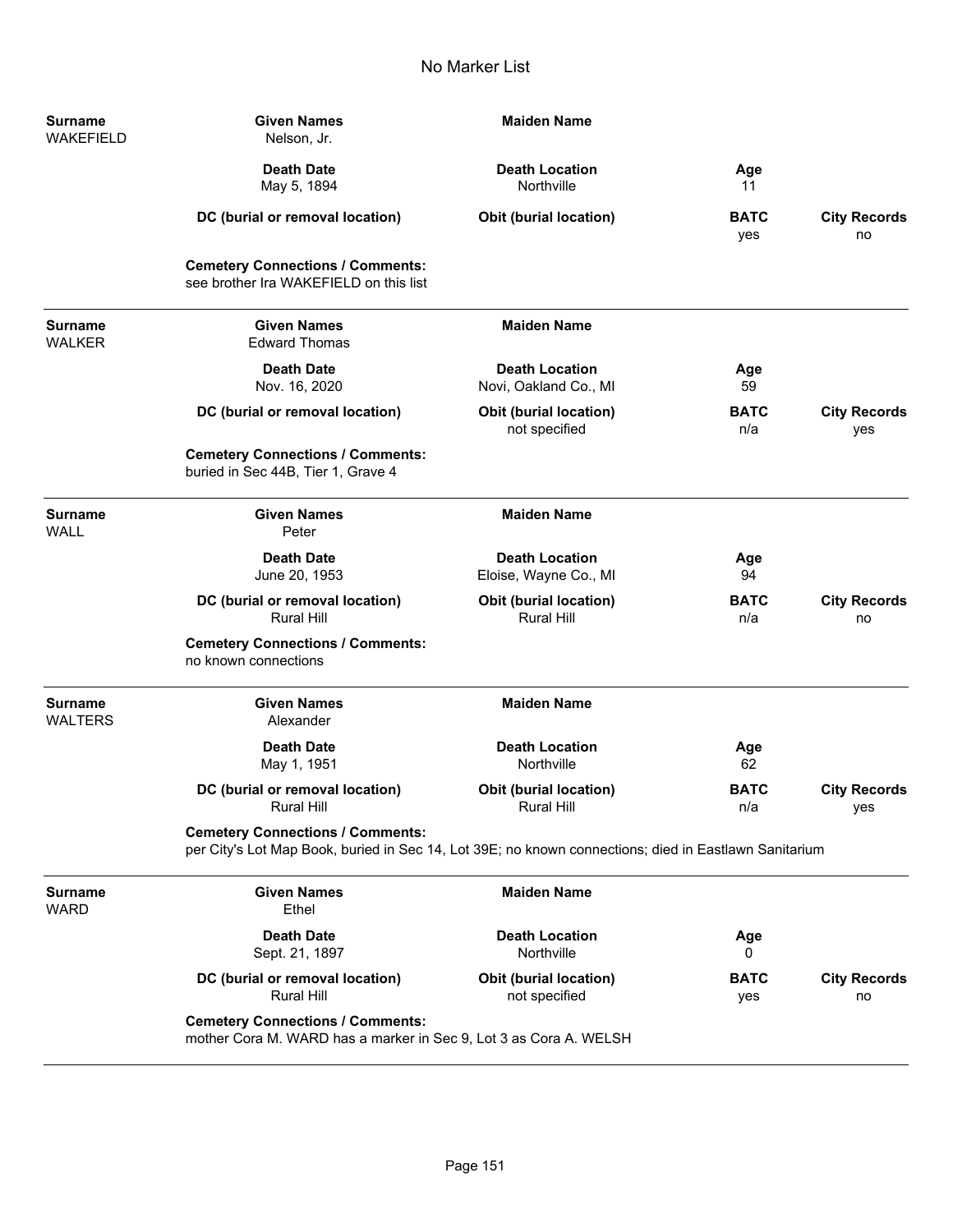# No Marker List

**Surname:** WAKEFIELD
**Given Names:** Nelson, Jr.
**Maiden Name:**

| Death Date | Death Location | Age |
|---|---|---|
| May 5, 1894 | Northville | 11 |

| DC (burial or removal location) | Obit (burial location) | BATC | City Records |
|---|---|---|---|
| | | yes | no |

**Cemetery Connections / Comments:**
see brother Ira WAKEFIELD on this list

---

**Surname:** WALKER
**Given Names:** Edward Thomas
**Maiden Name:**

| Death Date | Death Location | Age |
|---|---|---|
| Nov. 16, 2020 | Novi, Oakland Co., MI | 59 |

| DC (burial or removal location) | Obit (burial location) | BATC | City Records |
|---|---|---|---|
| | not specified | n/a | yes |

**Cemetery Connections / Comments:**
buried in Sec 44B, Tier 1, Grave 4

---

**Surname:** WALL
**Given Names:** Peter
**Maiden Name:**

| Death Date | Death Location | Age |
|---|---|---|
| June 20, 1953 | Eloise, Wayne Co., MI | 94 |

| DC (burial or removal location) | Obit (burial location) | BATC | City Records |
|---|---|---|---|
| Rural Hill | Rural Hill | n/a | no |

**Cemetery Connections / Comments:**
no known connections

---

**Surname:** WALTERS
**Given Names:** Alexander
**Maiden Name:**

| Death Date | Death Location | Age |
|---|---|---|
| May 1, 1951 | Northville | 62 |

| DC (burial or removal location) | Obit (burial location) | BATC | City Records |
|---|---|---|---|
| Rural Hill | Rural Hill | n/a | yes |

**Cemetery Connections / Comments:**
per City's Lot Map Book, buried in Sec 14, Lot 39E; no known connections; died in Eastlawn Sanitarium

---

**Surname:** WARD
**Given Names:** Ethel
**Maiden Name:**

| Death Date | Death Location | Age |
|---|---|---|
| Sept. 21, 1897 | Northville | 0 |

| DC (burial or removal location) | Obit (burial location) | BATC | City Records |
|---|---|---|---|
| Rural Hill | not specified | yes | no |

**Cemetery Connections / Comments:**
mother Cora M. WARD has a marker in Sec 9, Lot 3 as Cora A. WELSH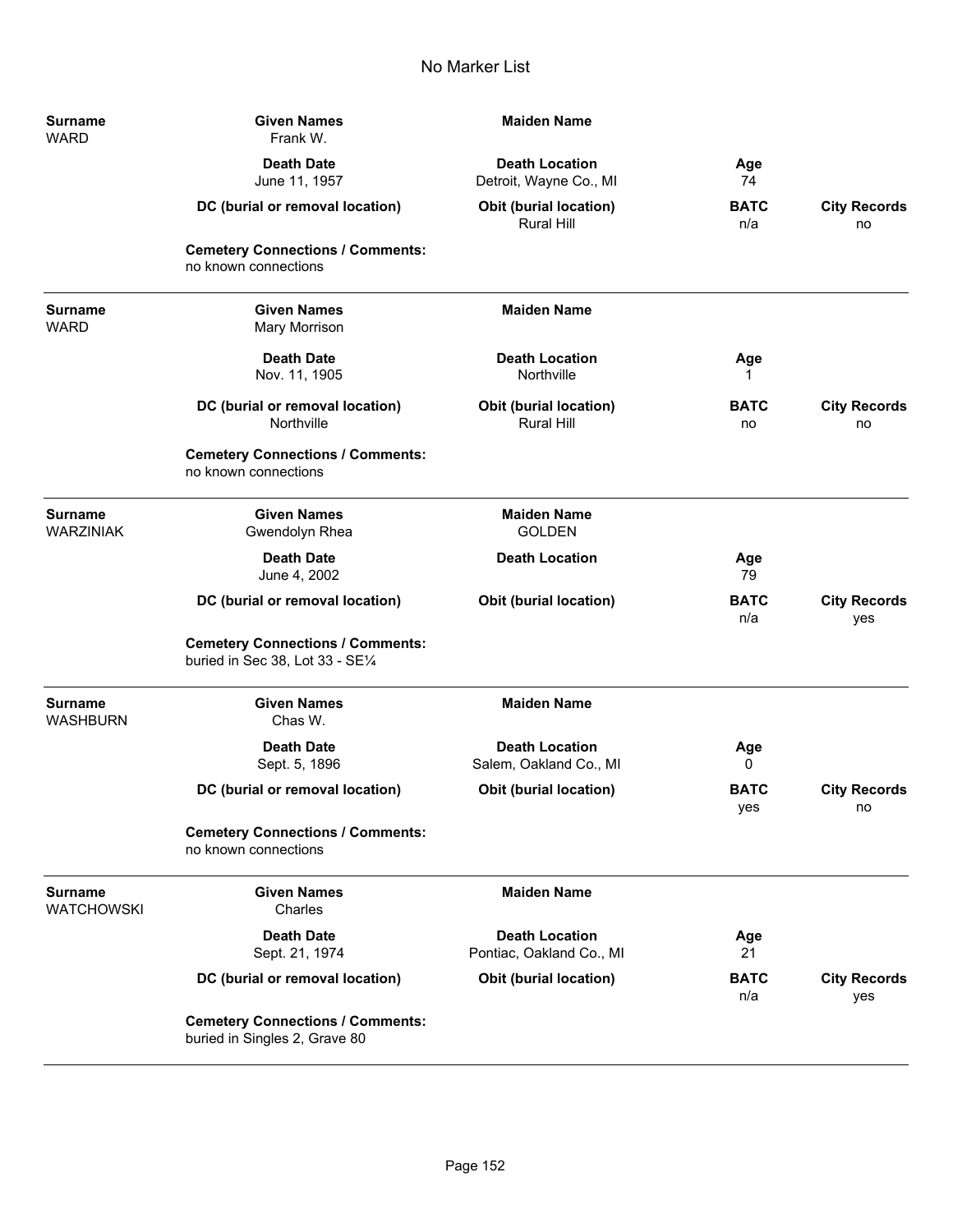# No Marker List

| Surname | Given Names | Maiden Name | | |
|---|---|---|---|---|
| WARD | Frank W. | | | |
| | **Death Date** | **Death Location** | **Age** | |
| | June 11, 1957 | Detroit, Wayne Co., MI | 74 | |
| | **DC (burial or removal location)** | **Obit (burial location)** | **BATC** | **City Records** |
| | | Rural Hill | n/a | no |

**Cemetery Connections / Comments:**
no known connections

---

| Surname | Given Names | Maiden Name | | |
|---|---|---|---|---|
| WARD | Mary Morrison | | | |
| | **Death Date** | **Death Location** | **Age** | |
| | Nov. 11, 1905 | Northville | 1 | |
| | **DC (burial or removal location)** | **Obit (burial location)** | **BATC** | **City Records** |
| | Northville | Rural Hill | no | no |

**Cemetery Connections / Comments:**
no known connections

---

| Surname | Given Names | Maiden Name | | |
|---|---|---|---|---|
| WARZINIAK | Gwendolyn Rhea | GOLDEN | | |
| | **Death Date** | **Death Location** | **Age** | |
| | June 4, 2002 | | 79 | |
| | **DC (burial or removal location)** | **Obit (burial location)** | **BATC** | **City Records** |
| | | | n/a | yes |

**Cemetery Connections / Comments:**
buried in Sec 38, Lot 33 - SE¼

---

| Surname | Given Names | Maiden Name | | |
|---|---|---|---|---|
| WASHBURN | Chas W. | | | |
| | **Death Date** | **Death Location** | **Age** | |
| | Sept. 5, 1896 | Salem, Oakland Co., MI | 0 | |
| | **DC (burial or removal location)** | **Obit (burial location)** | **BATC** | **City Records** |
| | | | yes | no |

**Cemetery Connections / Comments:**
no known connections

---

| Surname | Given Names | Maiden Name | | |
|---|---|---|---|---|
| WATCHOWSKI | Charles | | | |
| | **Death Date** | **Death Location** | **Age** | |
| | Sept. 21, 1974 | Pontiac, Oakland Co., MI | 21 | |
| | **DC (burial or removal location)** | **Obit (burial location)** | **BATC** | **City Records** |
| | | | n/a | yes |

**Cemetery Connections / Comments:**
buried in Singles 2, Grave 80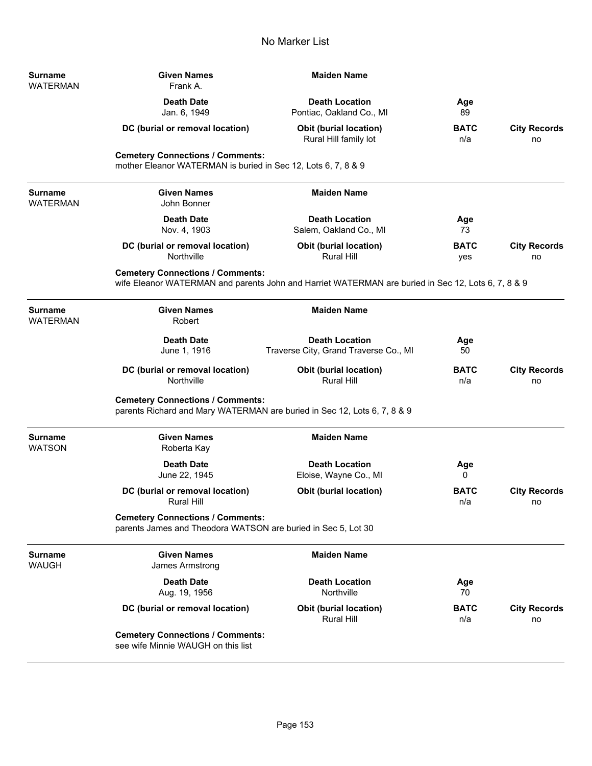# No Marker List

| Surname | Given Names | Maiden Name | | |
|---|---|---|---|---|
| WATERMAN | Frank A. | | | |
| | **Death Date** | **Death Location** | **Age** | |
| | Jan. 6, 1949 | Pontiac, Oakland Co., MI | 89 | |
| | **DC (burial or removal location)** | **Obit (burial location)** | **BATC** | **City Records** |
| | | Rural Hill family lot | n/a | no |

**Cemetery Connections / Comments:**
mother Eleanor WATERMAN is buried in Sec 12, Lots 6, 7, 8 & 9

---

| Surname | Given Names | Maiden Name | | |
|---|---|---|---|---|
| WATERMAN | John Bonner | | | |
| | **Death Date** | **Death Location** | **Age** | |
| | Nov. 4, 1903 | Salem, Oakland Co., MI | 73 | |
| | **DC (burial or removal location)** | **Obit (burial location)** | **BATC** | **City Records** |
| | Northville | Rural Hill | yes | no |

**Cemetery Connections / Comments:**
wife Eleanor WATERMAN and parents John and Harriet WATERMAN are buried in Sec 12, Lots 6, 7, 8 & 9

---

| Surname | Given Names | Maiden Name | | |
|---|---|---|---|---|
| WATERMAN | Robert | | | |
| | **Death Date** | **Death Location** | **Age** | |
| | June 1, 1916 | Traverse City, Grand Traverse Co., MI | 50 | |
| | **DC (burial or removal location)** | **Obit (burial location)** | **BATC** | **City Records** |
| | Northville | Rural Hill | n/a | no |

**Cemetery Connections / Comments:**
parents Richard and Mary WATERMAN are buried in Sec 12, Lots 6, 7, 8 & 9

---

| Surname | Given Names | Maiden Name | | |
|---|---|---|---|---|
| WATSON | Roberta Kay | | | |
| | **Death Date** | **Death Location** | **Age** | |
| | June 22, 1945 | Eloise, Wayne Co., MI | 0 | |
| | **DC (burial or removal location)** | **Obit (burial location)** | **BATC** | **City Records** |
| | Rural Hill | | n/a | no |

**Cemetery Connections / Comments:**
parents James and Theodora WATSON are buried in Sec 5, Lot 30

---

| Surname | Given Names | Maiden Name | | |
|---|---|---|---|---|
| WAUGH | James Armstrong | | | |
| | **Death Date** | **Death Location** | **Age** | |
| | Aug. 19, 1956 | Northville | 70 | |
| | **DC (burial or removal location)** | **Obit (burial location)** | **BATC** | **City Records** |
| | | Rural Hill | n/a | no |

**Cemetery Connections / Comments:**
see wife Minnie WAUGH on this list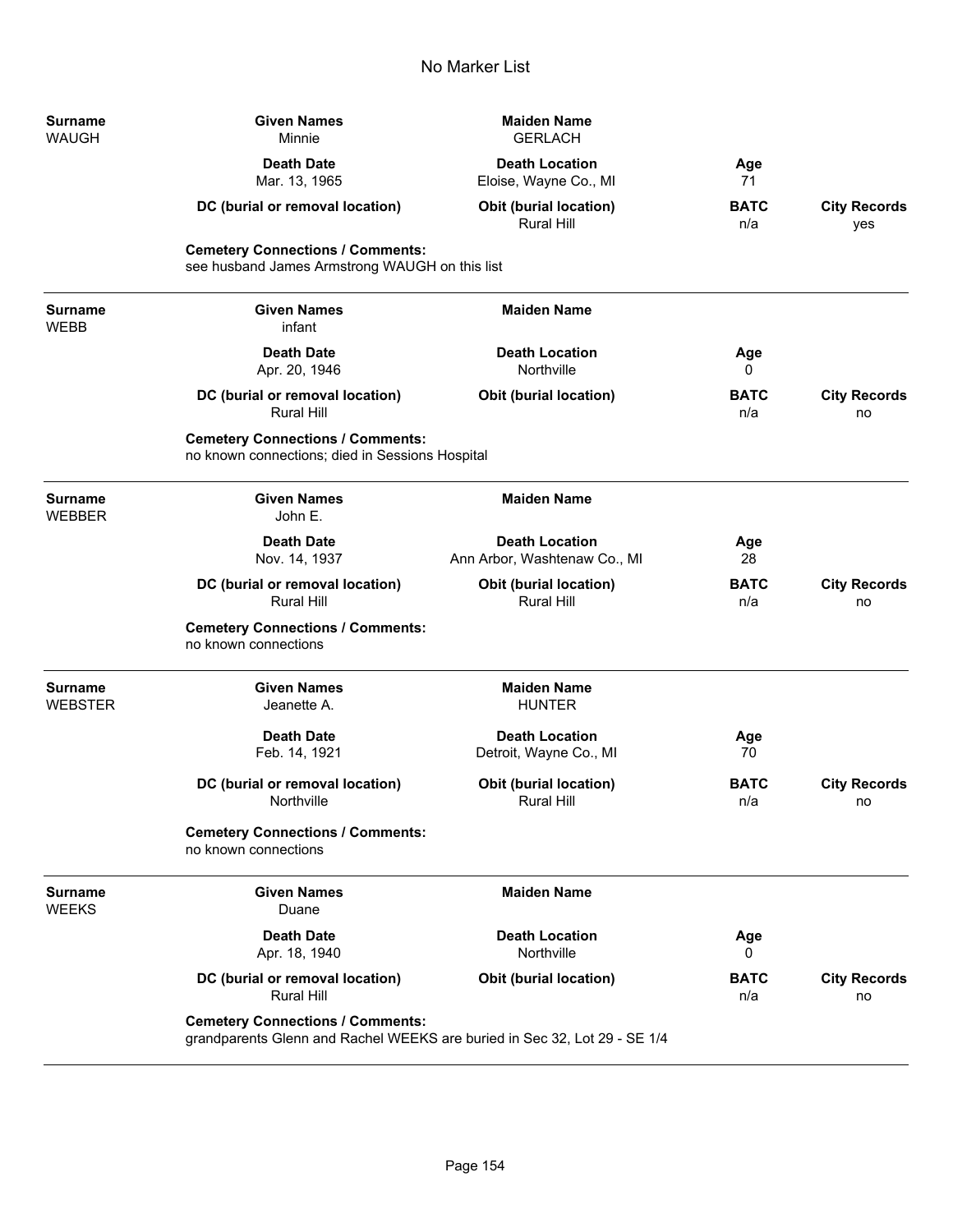# No Marker List

| Surname | Given Names | Maiden Name | | |
|---|---|---|---|---|
| WAUGH | Minnie | GERLACH | | |
| | **Death Date** | **Death Location** | **Age** | |
| | Mar. 13, 1965 | Eloise, Wayne Co., MI | 71 | |
| | **DC (burial or removal location)** | **Obit (burial location)** | **BATC** | **City Records** |
| | | Rural Hill | n/a | yes |

**Cemetery Connections / Comments:**
see husband James Armstrong WAUGH on this list

---

| Surname | Given Names | Maiden Name | | |
|---|---|---|---|---|
| WEBB | infant | | | |
| | **Death Date** | **Death Location** | **Age** | |
| | Apr. 20, 1946 | Northville | 0 | |
| | **DC (burial or removal location)** | **Obit (burial location)** | **BATC** | **City Records** |
| | Rural Hill | | n/a | no |

**Cemetery Connections / Comments:**
no known connections; died in Sessions Hospital

---

| Surname | Given Names | Maiden Name | | |
|---|---|---|---|---|
| WEBBER | John E. | | | |
| | **Death Date** | **Death Location** | **Age** | |
| | Nov. 14, 1937 | Ann Arbor, Washtenaw Co., MI | 28 | |
| | **DC (burial or removal location)** | **Obit (burial location)** | **BATC** | **City Records** |
| | Rural Hill | Rural Hill | n/a | no |

**Cemetery Connections / Comments:**
no known connections

---

| Surname | Given Names | Maiden Name | | |
|---|---|---|---|---|
| WEBSTER | Jeanette A. | HUNTER | | |
| | **Death Date** | **Death Location** | **Age** | |
| | Feb. 14, 1921 | Detroit, Wayne Co., MI | 70 | |
| | **DC (burial or removal location)** | **Obit (burial location)** | **BATC** | **City Records** |
| | Northville | Rural Hill | n/a | no |

**Cemetery Connections / Comments:**
no known connections

---

| Surname | Given Names | Maiden Name | | |
|---|---|---|---|---|
| WEEKS | Duane | | | |
| | **Death Date** | **Death Location** | **Age** | |
| | Apr. 18, 1940 | Northville | 0 | |
| | **DC (burial or removal location)** | **Obit (burial location)** | **BATC** | **City Records** |
| | Rural Hill | | n/a | no |

**Cemetery Connections / Comments:**
grandparents Glenn and Rachel WEEKS are buried in Sec 32, Lot 29 - SE 1/4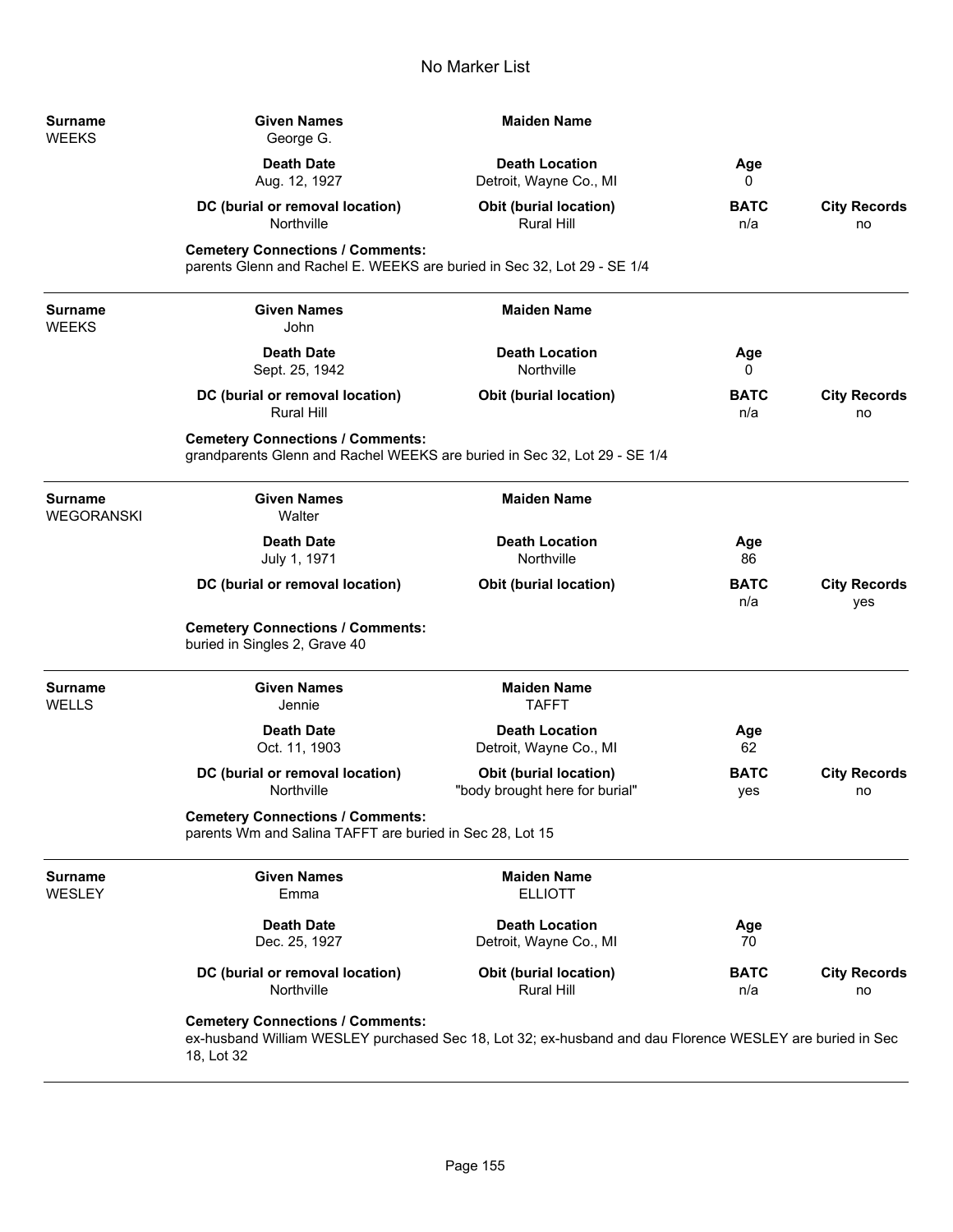# No Marker List

| Surname | Given Names | Maiden Name | | |
|---|---|---|---|---|
| WEEKS | George G. | | | |
| | **Death Date** | **Death Location** | **Age** | |
| | Aug. 12, 1927 | Detroit, Wayne Co., MI | 0 | |
| | **DC (burial or removal location)** | **Obit (burial location)** | **BATC** | **City Records** |
| | Northville | Rural Hill | n/a | no |

**Cemetery Connections / Comments:**
parents Glenn and Rachel E. WEEKS are buried in Sec 32, Lot 29 - SE 1/4

---

| Surname | Given Names | Maiden Name | | |
|---|---|---|---|---|
| WEEKS | John | | | |
| | **Death Date** | **Death Location** | **Age** | |
| | Sept. 25, 1942 | Northville | 0 | |
| | **DC (burial or removal location)** | **Obit (burial location)** | **BATC** | **City Records** |
| | Rural Hill | | n/a | no |

**Cemetery Connections / Comments:**
grandparents Glenn and Rachel WEEKS are buried in Sec 32, Lot 29 - SE 1/4

---

| Surname | Given Names | Maiden Name | | |
|---|---|---|---|---|
| WEGORANSKI | Walter | | | |
| | **Death Date** | **Death Location** | **Age** | |
| | July 1, 1971 | Northville | 86 | |
| | **DC (burial or removal location)** | **Obit (burial location)** | **BATC** | **City Records** |
| | | | n/a | yes |

**Cemetery Connections / Comments:**
buried in Singles 2, Grave 40

---

| Surname | Given Names | Maiden Name | | |
|---|---|---|---|---|
| WELLS | Jennie | TAFFT | | |
| | **Death Date** | **Death Location** | **Age** | |
| | Oct. 11, 1903 | Detroit, Wayne Co., MI | 62 | |
| | **DC (burial or removal location)** | **Obit (burial location)** | **BATC** | **City Records** |
| | Northville | "body brought here for burial" | yes | no |

**Cemetery Connections / Comments:**
parents Wm and Salina TAFFT are buried in Sec 28, Lot 15

---

| Surname | Given Names | Maiden Name | | |
|---|---|---|---|---|
| WESLEY | Emma | ELLIOTT | | |
| | **Death Date** | **Death Location** | **Age** | |
| | Dec. 25, 1927 | Detroit, Wayne Co., MI | 70 | |
| | **DC (burial or removal location)** | **Obit (burial location)** | **BATC** | **City Records** |
| | Northville | Rural Hill | n/a | no |

**Cemetery Connections / Comments:**
ex-husband William WESLEY purchased Sec 18, Lot 32; ex-husband and dau Florence WESLEY are buried in Sec 18, Lot 32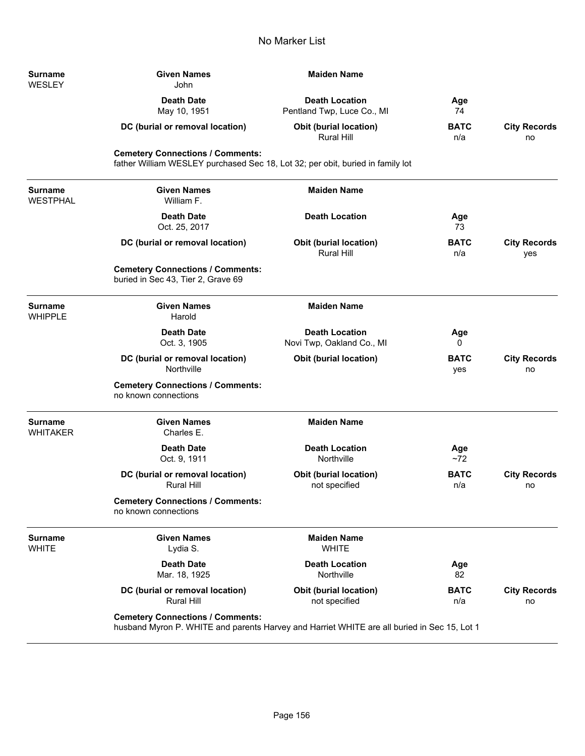# No Marker List

| Surname | Given Names | Maiden Name | | |
|---|---|---|---|---|
| WESLEY | John | | | |
| | **Death Date** | **Death Location** | **Age** | |
| | May 10, 1951 | Pentland Twp, Luce Co., MI | 74 | |
| | **DC (burial or removal location)** | **Obit (burial location)** | **BATC** | **City Records** |
| | | Rural Hill | n/a | no |

**Cemetery Connections / Comments:**
father William WESLEY purchased Sec 18, Lot 32; per obit, buried in family lot

---

| Surname | Given Names | Maiden Name | | |
|---|---|---|---|---|
| WESTPHAL | William F. | | | |
| | **Death Date** | **Death Location** | **Age** | |
| | Oct. 25, 2017 | | 73 | |
| | **DC (burial or removal location)** | **Obit (burial location)** | **BATC** | **City Records** |
| | | Rural Hill | n/a | yes |

**Cemetery Connections / Comments:**
buried in Sec 43, Tier 2, Grave 69

---

| Surname | Given Names | Maiden Name | | |
|---|---|---|---|---|
| WHIPPLE | Harold | | | |
| | **Death Date** | **Death Location** | **Age** | |
| | Oct. 3, 1905 | Novi Twp, Oakland Co., MI | 0 | |
| | **DC (burial or removal location)** | **Obit (burial location)** | **BATC** | **City Records** |
| | Northville | | yes | no |

**Cemetery Connections / Comments:**
no known connections

---

| Surname | Given Names | Maiden Name | | |
|---|---|---|---|---|
| WHITAKER | Charles E. | | | |
| | **Death Date** | **Death Location** | **Age** | |
| | Oct. 9, 1911 | Northville | ~72 | |
| | **DC (burial or removal location)** | **Obit (burial location)** | **BATC** | **City Records** |
| | Rural Hill | not specified | n/a | no |

**Cemetery Connections / Comments:**
no known connections

---

| Surname | Given Names | Maiden Name | | |
|---|---|---|---|---|
| WHITE | Lydia S. | WHITE | | |
| | **Death Date** | **Death Location** | **Age** | |
| | Mar. 18, 1925 | Northville | 82 | |
| | **DC (burial or removal location)** | **Obit (burial location)** | **BATC** | **City Records** |
| | Rural Hill | not specified | n/a | no |

**Cemetery Connections / Comments:**
husband Myron P. WHITE and parents Harvey and Harriet WHITE are all buried in Sec 15, Lot 1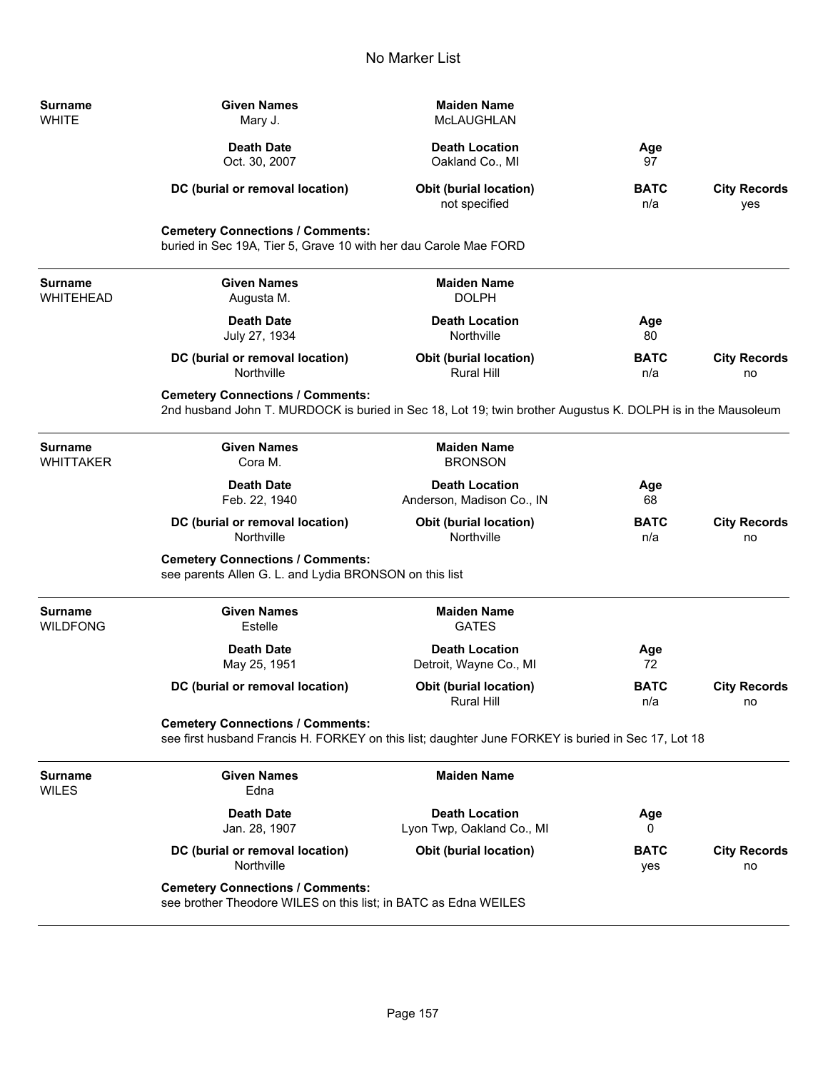# No Marker List

| Surname | Given Names | Maiden Name | | |
|---|---|---|---|---|
| WHITE | Mary J. | McLAUGHLAN | | |
| | **Death Date** | **Death Location** | **Age** | |
| | Oct. 30, 2007 | Oakland Co., MI | 97 | |
| | **DC (burial or removal location)** | **Obit (burial location)** | **BATC** | **City Records** |
| | | not specified | n/a | yes |

**Cemetery Connections / Comments:**
buried in Sec 19A, Tier 5, Grave 10 with her dau Carole Mae FORD

---

| Surname | Given Names | Maiden Name | | |
|---|---|---|---|---|
| WHITEHEAD | Augusta M. | DOLPH | | |
| | **Death Date** | **Death Location** | **Age** | |
| | July 27, 1934 | Northville | 80 | |
| | **DC (burial or removal location)** | **Obit (burial location)** | **BATC** | **City Records** |
| | Northville | Rural Hill | n/a | no |

**Cemetery Connections / Comments:**
2nd husband John T. MURDOCK is buried in Sec 18, Lot 19; twin brother Augustus K. DOLPH is in the Mausoleum

---

| Surname | Given Names | Maiden Name | | |
|---|---|---|---|---|
| WHITTAKER | Cora M. | BRONSON | | |
| | **Death Date** | **Death Location** | **Age** | |
| | Feb. 22, 1940 | Anderson, Madison Co., IN | 68 | |
| | **DC (burial or removal location)** | **Obit (burial location)** | **BATC** | **City Records** |
| | Northville | Northville | n/a | no |

**Cemetery Connections / Comments:**
see parents Allen G. L. and Lydia BRONSON on this list

---

| Surname | Given Names | Maiden Name | | |
|---|---|---|---|---|
| WILDFONG | Estelle | GATES | | |
| | **Death Date** | **Death Location** | **Age** | |
| | May 25, 1951 | Detroit, Wayne Co., MI | 72 | |
| | **DC (burial or removal location)** | **Obit (burial location)** | **BATC** | **City Records** |
| | | Rural Hill | n/a | no |

**Cemetery Connections / Comments:**
see first husband Francis H. FORKEY on this list; daughter June FORKEY is buried in Sec 17, Lot 18

---

| Surname | Given Names | Maiden Name | | |
|---|---|---|---|---|
| WILES | Edna | | | |
| | **Death Date** | **Death Location** | **Age** | |
| | Jan. 28, 1907 | Lyon Twp, Oakland Co., MI | 0 | |
| | **DC (burial or removal location)** | **Obit (burial location)** | **BATC** | **City Records** |
| | Northville | | yes | no |

**Cemetery Connections / Comments:**
see brother Theodore WILES on this list; in BATC as Edna WEILES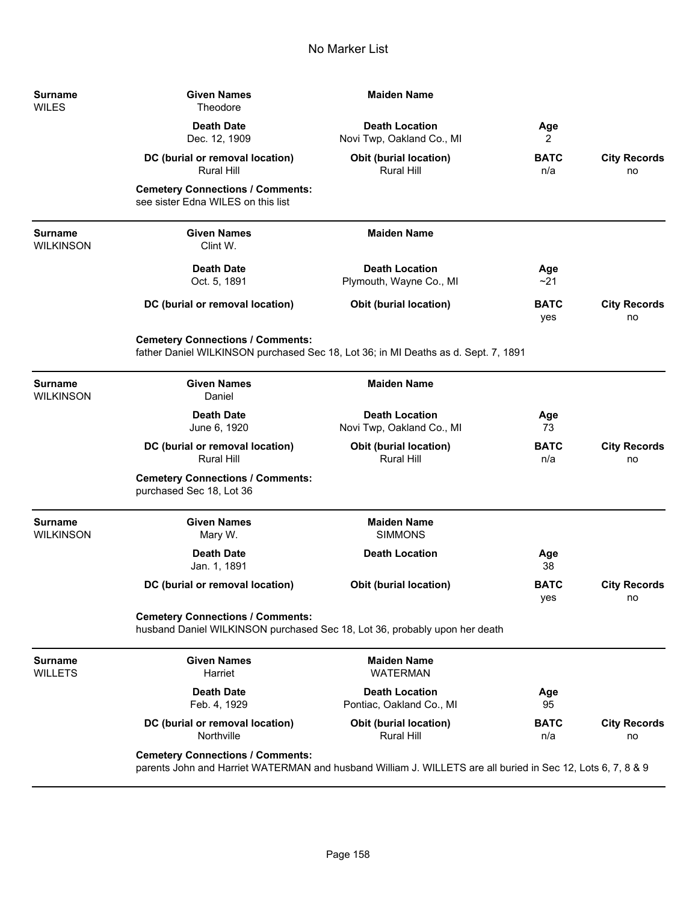# No Marker List

| Surname | Given Names | Maiden Name | | |
|---|---|---|---|---|
| WILES | Theodore | | | |
| | **Death Date** | **Death Location** | **Age** | |
| | Dec. 12, 1909 | Novi Twp, Oakland Co., MI | 2 | |
| | **DC (burial or removal location)** | **Obit (burial location)** | **BATC** | **City Records** |
| | Rural Hill | Rural Hill | n/a | no |

**Cemetery Connections / Comments:**
see sister Edna WILES on this list

---

| Surname | Given Names | Maiden Name | | |
|---|---|---|---|---|
| WILKINSON | Clint W. | | | |
| | **Death Date** | **Death Location** | **Age** | |
| | Oct. 5, 1891 | Plymouth, Wayne Co., MI | ~21 | |
| | **DC (burial or removal location)** | **Obit (burial location)** | **BATC** | **City Records** |
| | | | yes | no |

**Cemetery Connections / Comments:**
father Daniel WILKINSON purchased Sec 18, Lot 36; in MI Deaths as d. Sept. 7, 1891

---

| Surname | Given Names | Maiden Name | | |
|---|---|---|---|---|
| WILKINSON | Daniel | | | |
| | **Death Date** | **Death Location** | **Age** | |
| | June 6, 1920 | Novi Twp, Oakland Co., MI | 73 | |
| | **DC (burial or removal location)** | **Obit (burial location)** | **BATC** | **City Records** |
| | Rural Hill | Rural Hill | n/a | no |

**Cemetery Connections / Comments:**
purchased Sec 18, Lot 36

---

| Surname | Given Names | Maiden Name | | |
|---|---|---|---|---|
| WILKINSON | Mary W. | SIMMONS | | |
| | **Death Date** | **Death Location** | **Age** | |
| | Jan. 1, 1891 | | 38 | |
| | **DC (burial or removal location)** | **Obit (burial location)** | **BATC** | **City Records** |
| | | | yes | no |

**Cemetery Connections / Comments:**
husband Daniel WILKINSON purchased Sec 18, Lot 36, probably upon her death

---

| Surname | Given Names | Maiden Name | | |
|---|---|---|---|---|
| WILLETS | Harriet | WATERMAN | | |
| | **Death Date** | **Death Location** | **Age** | |
| | Feb. 4, 1929 | Pontiac, Oakland Co., MI | 95 | |
| | **DC (burial or removal location)** | **Obit (burial location)** | **BATC** | **City Records** |
| | Northville | Rural Hill | n/a | no |

**Cemetery Connections / Comments:**
parents John and Harriet WATERMAN and husband William J. WILLETS are all buried in Sec 12, Lots 6, 7, 8 & 9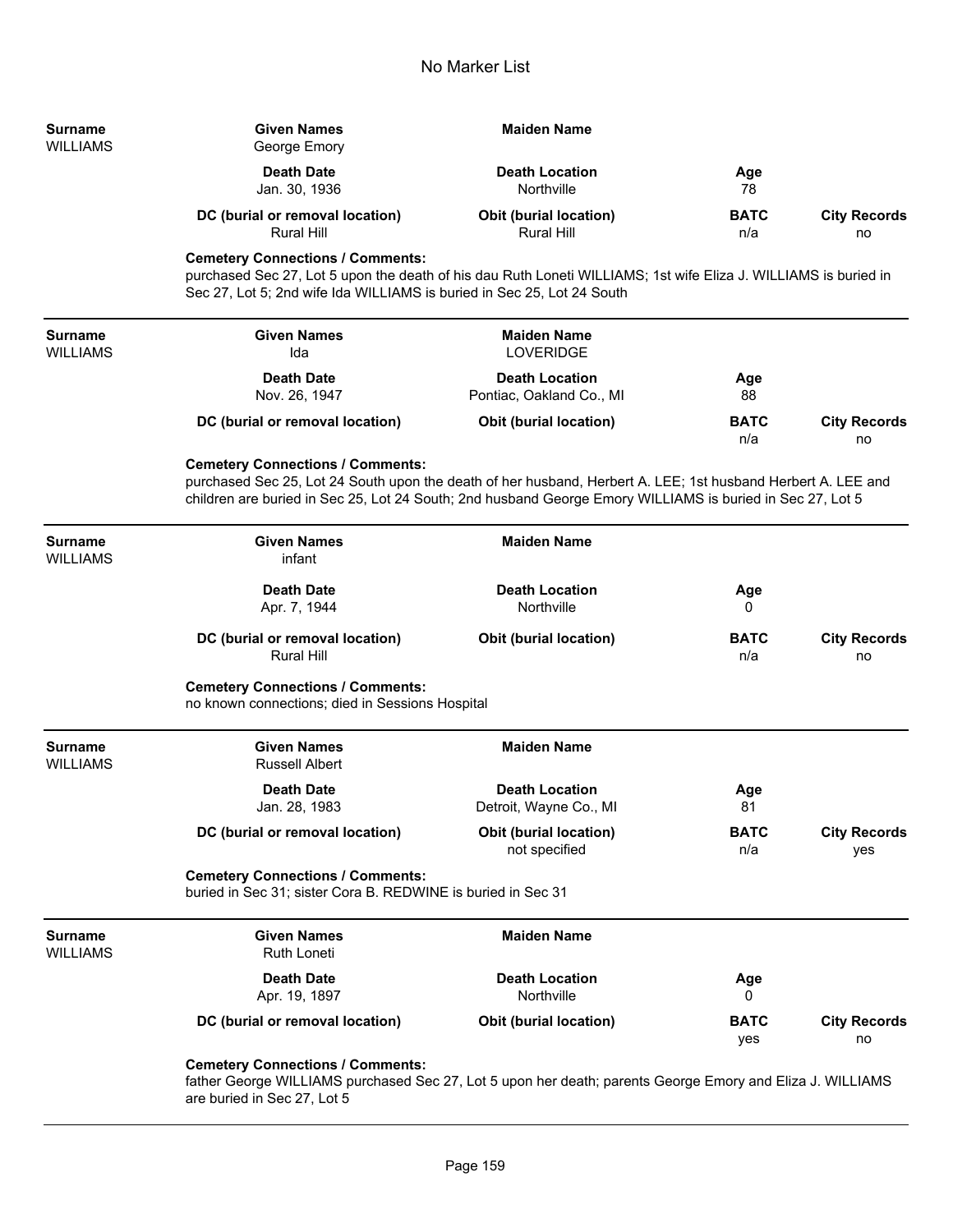# No Marker List

| Surname | Given Names | Maiden Name | | |
|---|---|---|---|---|
| WILLIAMS | George Emory | | | |
| | **Death Date** | **Death Location** | **Age** | |
| | Jan. 30, 1936 | Northville | 78 | |
| | **DC (burial or removal location)** | **Obit (burial location)** | **BATC** | **City Records** |
| | Rural Hill | Rural Hill | n/a | no |

**Cemetery Connections / Comments:**
purchased Sec 27, Lot 5 upon the death of his dau Ruth Loneti WILLIAMS; 1st wife Eliza J. WILLIAMS is buried in Sec 27, Lot 5; 2nd wife Ida WILLIAMS is buried in Sec 25, Lot 24 South

---

| Surname | Given Names | Maiden Name | | |
|---|---|---|---|---|
| WILLIAMS | Ida | LOVERIDGE | | |
| | **Death Date** | **Death Location** | **Age** | |
| | Nov. 26, 1947 | Pontiac, Oakland Co., MI | 88 | |
| | **DC (burial or removal location)** | **Obit (burial location)** | **BATC** | **City Records** |
| | | | n/a | no |

**Cemetery Connections / Comments:**
purchased Sec 25, Lot 24 South upon the death of her husband, Herbert A. LEE; 1st husband Herbert A. LEE and children are buried in Sec 25, Lot 24 South; 2nd husband George Emory WILLIAMS is buried in Sec 27, Lot 5

---

| Surname | Given Names | Maiden Name | | |
|---|---|---|---|---|
| WILLIAMS | infant | | | |
| | **Death Date** | **Death Location** | **Age** | |
| | Apr. 7, 1944 | Northville | 0 | |
| | **DC (burial or removal location)** | **Obit (burial location)** | **BATC** | **City Records** |
| | Rural Hill | | n/a | no |

**Cemetery Connections / Comments:**
no known connections; died in Sessions Hospital

---

| Surname | Given Names | Maiden Name | | |
|---|---|---|---|---|
| WILLIAMS | Russell Albert | | | |
| | **Death Date** | **Death Location** | **Age** | |
| | Jan. 28, 1983 | Detroit, Wayne Co., MI | 81 | |
| | **DC (burial or removal location)** | **Obit (burial location)** | **BATC** | **City Records** |
| | | not specified | n/a | yes |

**Cemetery Connections / Comments:**
buried in Sec 31; sister Cora B. REDWINE is buried in Sec 31

---

| Surname | Given Names | Maiden Name | | |
|---|---|---|---|---|
| WILLIAMS | Ruth Loneti | | | |
| | **Death Date** | **Death Location** | **Age** | |
| | Apr. 19, 1897 | Northville | 0 | |
| | **DC (burial or removal location)** | **Obit (burial location)** | **BATC** | **City Records** |
| | | | yes | no |

**Cemetery Connections / Comments:**
father George WILLIAMS purchased Sec 27, Lot 5 upon her death; parents George Emory and Eliza J. WILLIAMS are buried in Sec 27, Lot 5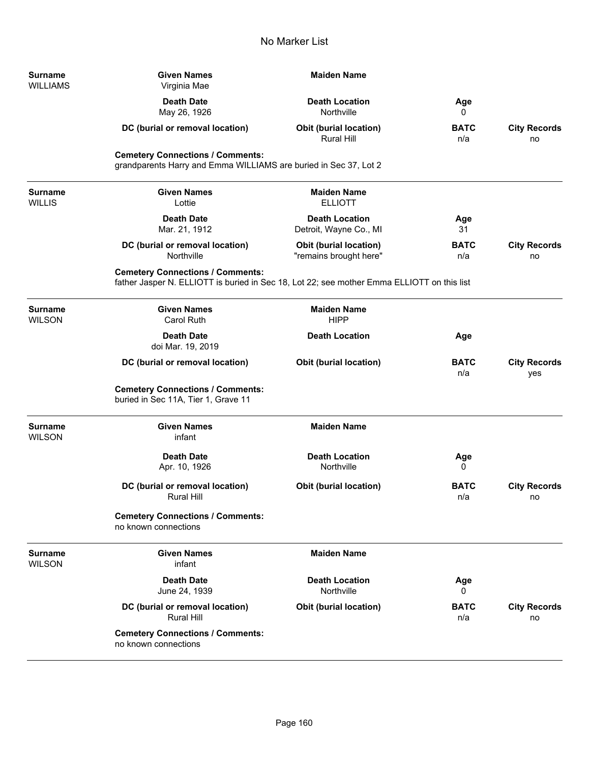# No Marker List

| Surname | Given Names | Maiden Name | | |
|---|---|---|---|---|
| WILLIAMS | Virginia Mae | | | |
| | **Death Date** | **Death Location** | **Age** | |
| | May 26, 1926 | Northville | 0 | |
| | **DC (burial or removal location)** | **Obit (burial location)** | **BATC** | **City Records** |
| | | Rural Hill | n/a | no |

**Cemetery Connections / Comments:**
grandparents Harry and Emma WILLIAMS are buried in Sec 37, Lot 2

---

| Surname | Given Names | Maiden Name | | |
|---|---|---|---|---|
| WILLIS | Lottie | ELLIOTT | | |
| | **Death Date** | **Death Location** | **Age** | |
| | Mar. 21, 1912 | Detroit, Wayne Co., MI | 31 | |
| | **DC (burial or removal location)** | **Obit (burial location)** | **BATC** | **City Records** |
| | Northville | "remains brought here" | n/a | no |

**Cemetery Connections / Comments:**
father Jasper N. ELLIOTT is buried in Sec 18, Lot 22; see mother Emma ELLIOTT on this list

---

| Surname | Given Names | Maiden Name | | |
|---|---|---|---|---|
| WILSON | Carol Ruth | HIPP | | |
| | **Death Date** | **Death Location** | **Age** | |
| | doi Mar. 19, 2019 | | | |
| | **DC (burial or removal location)** | **Obit (burial location)** | **BATC** | **City Records** |
| | | | n/a | yes |

**Cemetery Connections / Comments:**
buried in Sec 11A, Tier 1, Grave 11

---

| Surname | Given Names | Maiden Name | | |
|---|---|---|---|---|
| WILSON | infant | | | |
| | **Death Date** | **Death Location** | **Age** | |
| | Apr. 10, 1926 | Northville | 0 | |
| | **DC (burial or removal location)** | **Obit (burial location)** | **BATC** | **City Records** |
| | Rural Hill | | n/a | no |

**Cemetery Connections / Comments:**
no known connections

---

| Surname | Given Names | Maiden Name | | |
|---|---|---|---|---|
| WILSON | infant | | | |
| | **Death Date** | **Death Location** | **Age** | |
| | June 24, 1939 | Northville | 0 | |
| | **DC (burial or removal location)** | **Obit (burial location)** | **BATC** | **City Records** |
| | Rural Hill | | n/a | no |

**Cemetery Connections / Comments:**
no known connections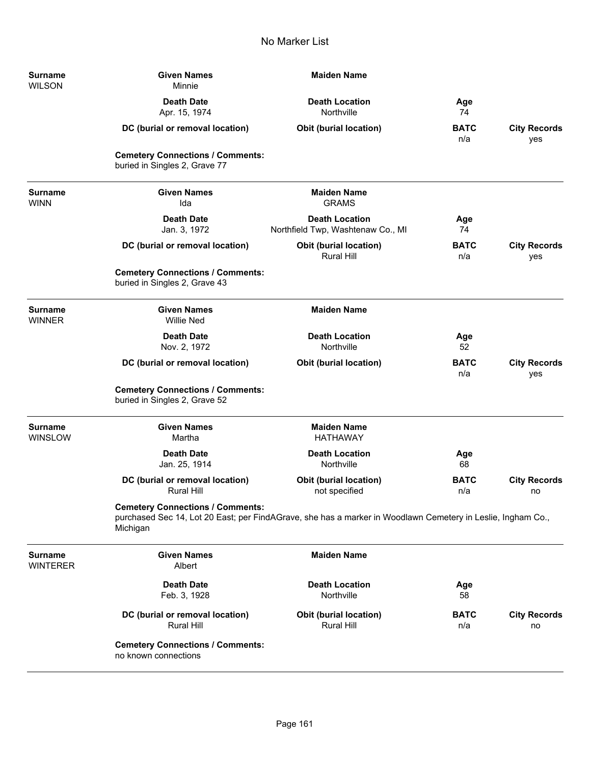# No Marker List

| Surname | Given Names | Maiden Name | | |
|---|---|---|---|---|
| WILSON | Minnie | | | |
| | **Death Date** | **Death Location** | **Age** | |
| | Apr. 15, 1974 | Northville | 74 | |
| | **DC (burial or removal location)** | **Obit (burial location)** | **BATC** | **City Records** |
| | | | n/a | yes |

**Cemetery Connections / Comments:**
buried in Singles 2, Grave 77

---

| Surname | Given Names | Maiden Name | | |
|---|---|---|---|---|
| WINN | Ida | GRAMS | | |
| | **Death Date** | **Death Location** | **Age** | |
| | Jan. 3, 1972 | Northfield Twp, Washtenaw Co., MI | 74 | |
| | **DC (burial or removal location)** | **Obit (burial location)** | **BATC** | **City Records** |
| | | Rural Hill | n/a | yes |

**Cemetery Connections / Comments:**
buried in Singles 2, Grave 43

---

| Surname | Given Names | Maiden Name | | |
|---|---|---|---|---|
| WINNER | Willie Ned | | | |
| | **Death Date** | **Death Location** | **Age** | |
| | Nov. 2, 1972 | Northville | 52 | |
| | **DC (burial or removal location)** | **Obit (burial location)** | **BATC** | **City Records** |
| | | | n/a | yes |

**Cemetery Connections / Comments:**
buried in Singles 2, Grave 52

---

| Surname | Given Names | Maiden Name | | |
|---|---|---|---|---|
| WINSLOW | Martha | HATHAWAY | | |
| | **Death Date** | **Death Location** | **Age** | |
| | Jan. 25, 1914 | Northville | 68 | |
| | **DC (burial or removal location)** | **Obit (burial location)** | **BATC** | **City Records** |
| | Rural Hill | not specified | n/a | no |

**Cemetery Connections / Comments:**
purchased Sec 14, Lot 20 East; per FindAGrave, she has a marker in Woodlawn Cemetery in Leslie, Ingham Co., Michigan

---

| Surname | Given Names | Maiden Name | | |
|---|---|---|---|---|
| WINTERER | Albert | | | |
| | **Death Date** | **Death Location** | **Age** | |
| | Feb. 3, 1928 | Northville | 58 | |
| | **DC (burial or removal location)** | **Obit (burial location)** | **BATC** | **City Records** |
| | Rural Hill | Rural Hill | n/a | no |

**Cemetery Connections / Comments:**
no known connections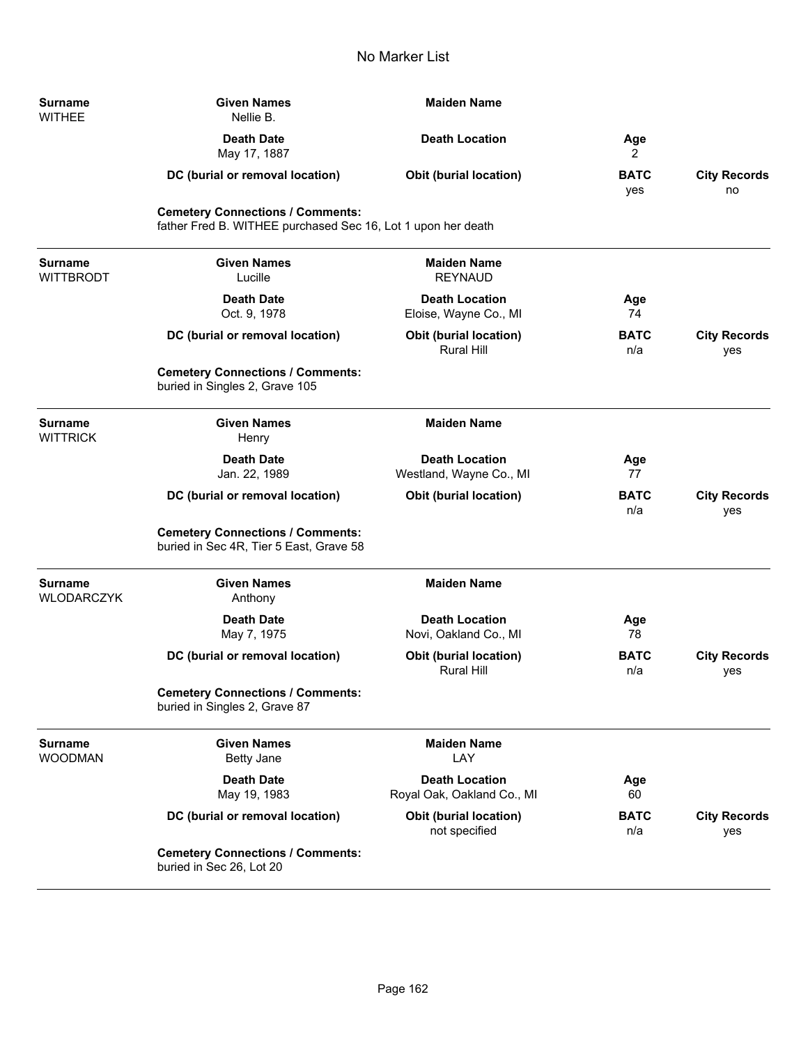# No Marker List

| Surname | Given Names | Maiden Name | | |
|---|---|---|---|---|
| WITHEE | Nellie B. | | | |
| | **Death Date** | **Death Location** | **Age** | |
| | May 17, 1887 | | 2 | |
| | **DC (burial or removal location)** | **Obit (burial location)** | **BATC** | **City Records** |
| | | | yes | no |

**Cemetery Connections / Comments:**
father Fred B. WITHEE purchased Sec 16, Lot 1 upon her death

---

| Surname | Given Names | Maiden Name | | |
|---|---|---|---|---|
| WITTBRODT | Lucille | REYNAUD | | |
| | **Death Date** | **Death Location** | **Age** | |
| | Oct. 9, 1978 | Eloise, Wayne Co., MI | 74 | |
| | **DC (burial or removal location)** | **Obit (burial location)** | **BATC** | **City Records** |
| | | Rural Hill | n/a | yes |

**Cemetery Connections / Comments:**
buried in Singles 2, Grave 105

---

| Surname | Given Names | Maiden Name | | |
|---|---|---|---|---|
| WITTRICK | Henry | | | |
| | **Death Date** | **Death Location** | **Age** | |
| | Jan. 22, 1989 | Westland, Wayne Co., MI | 77 | |
| | **DC (burial or removal location)** | **Obit (burial location)** | **BATC** | **City Records** |
| | | | n/a | yes |

**Cemetery Connections / Comments:**
buried in Sec 4R, Tier 5 East, Grave 58

---

| Surname | Given Names | Maiden Name | | |
|---|---|---|---|---|
| WLODARCZYK | Anthony | | | |
| | **Death Date** | **Death Location** | **Age** | |
| | May 7, 1975 | Novi, Oakland Co., MI | 78 | |
| | **DC (burial or removal location)** | **Obit (burial location)** | **BATC** | **City Records** |
| | | Rural Hill | n/a | yes |

**Cemetery Connections / Comments:**
buried in Singles 2, Grave 87

---

| Surname | Given Names | Maiden Name | | |
|---|---|---|---|---|
| WOODMAN | Betty Jane | LAY | | |
| | **Death Date** | **Death Location** | **Age** | |
| | May 19, 1983 | Royal Oak, Oakland Co., MI | 60 | |
| | **DC (burial or removal location)** | **Obit (burial location)** | **BATC** | **City Records** |
| | | not specified | n/a | yes |

**Cemetery Connections / Comments:**
buried in Sec 26, Lot 20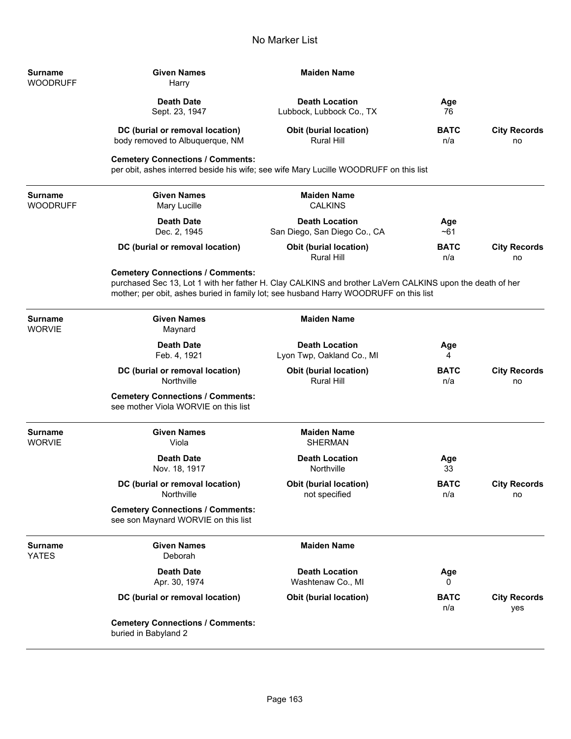# No Marker List

**Surname** WOODRUFF | **Given Names** Harry | **Maiden Name**

| **Death Date** | **Death Location** | **Age** | |
|---|---|---|---|
| Sept. 23, 1947 | Lubbock, Lubbock Co., TX | 76 | |
| **DC (burial or removal location)** | **Obit (burial location)** | **BATC** | **City Records** |
| body removed to Albuquerque, NM | Rural Hill | n/a | no |

**Cemetery Connections / Comments:**
per obit, ashes interred beside his wife; see wife Mary Lucille WOODRUFF on this list

---

**Surname** WOODRUFF | **Given Names** Mary Lucille | **Maiden Name** CALKINS

| **Death Date** | **Death Location** | **Age** | |
|---|---|---|---|
| Dec. 2, 1945 | San Diego, San Diego Co., CA | ~61 | |
| **DC (burial or removal location)** | **Obit (burial location)** | **BATC** | **City Records** |
| | Rural Hill | n/a | no |

**Cemetery Connections / Comments:**
purchased Sec 13, Lot 1 with her father H. Clay CALKINS and brother LaVern CALKINS upon the death of her mother; per obit, ashes buried in family lot; see husband Harry WOODRUFF on this list

---

**Surname** WORVIE | **Given Names** Maynard | **Maiden Name**

| **Death Date** | **Death Location** | **Age** | |
|---|---|---|---|
| Feb. 4, 1921 | Lyon Twp, Oakland Co., MI | 4 | |
| **DC (burial or removal location)** | **Obit (burial location)** | **BATC** | **City Records** |
| Northville | Rural Hill | n/a | no |

**Cemetery Connections / Comments:**
see mother Viola WORVIE on this list

---

**Surname** WORVIE | **Given Names** Viola | **Maiden Name** SHERMAN

| **Death Date** | **Death Location** | **Age** | |
|---|---|---|---|
| Nov. 18, 1917 | Northville | 33 | |
| **DC (burial or removal location)** | **Obit (burial location)** | **BATC** | **City Records** |
| Northville | not specified | n/a | no |

**Cemetery Connections / Comments:**
see son Maynard WORVIE on this list

---

**Surname** YATES | **Given Names** Deborah | **Maiden Name**

| **Death Date** | **Death Location** | **Age** | |
|---|---|---|---|
| Apr. 30, 1974 | Washtenaw Co., MI | 0 | |
| **DC (burial or removal location)** | **Obit (burial location)** | **BATC** | **City Records** |
| | | n/a | yes |

**Cemetery Connections / Comments:**
buried in Babyland 2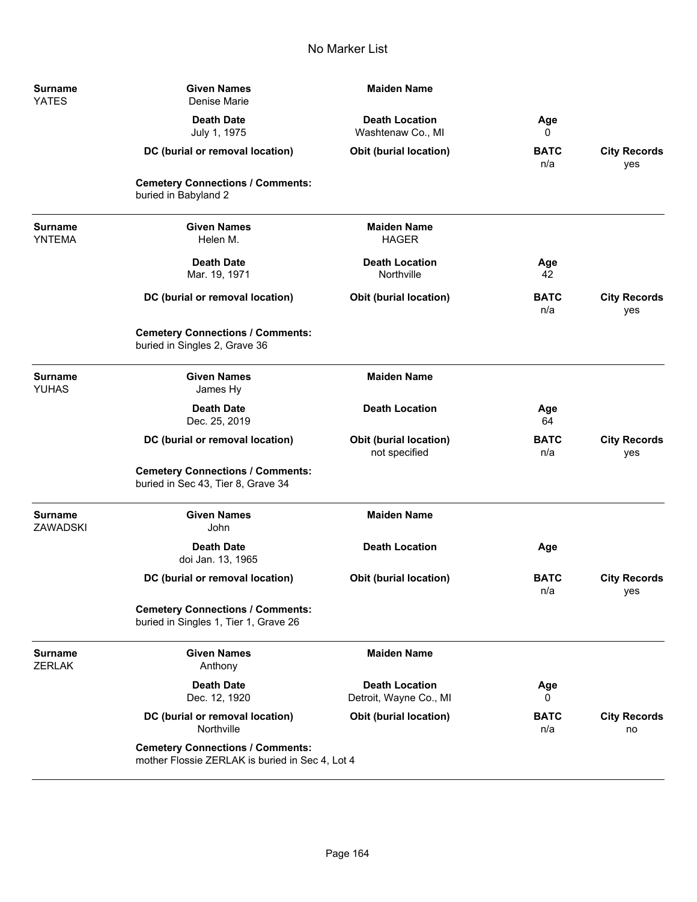# No Marker List

| Surname | Given Names | Maiden Name | | |
|---|---|---|---|---|
| YATES | Denise Marie | | | |
| | **Death Date** | **Death Location** | **Age** | |
| | July 1, 1975 | Washtenaw Co., MI | 0 | |
| | **DC (burial or removal location)** | **Obit (burial location)** | **BATC** | **City Records** |
| | | | n/a | yes |
| | **Cemetery Connections / Comments:** | | | |
| | buried in Babyland 2 | | | |

---

| Surname | Given Names | Maiden Name | | |
|---|---|---|---|---|
| YNTEMA | Helen M. | HAGER | | |
| | **Death Date** | **Death Location** | **Age** | |
| | Mar. 19, 1971 | Northville | 42 | |
| | **DC (burial or removal location)** | **Obit (burial location)** | **BATC** | **City Records** |
| | | | n/a | yes |
| | **Cemetery Connections / Comments:** | | | |
| | buried in Singles 2, Grave 36 | | | |

---

| Surname | Given Names | Maiden Name | | |
|---|---|---|---|---|
| YUHAS | James Hy | | | |
| | **Death Date** | **Death Location** | **Age** | |
| | Dec. 25, 2019 | | 64 | |
| | **DC (burial or removal location)** | **Obit (burial location)** | **BATC** | **City Records** |
| | | not specified | n/a | yes |
| | **Cemetery Connections / Comments:** | | | |
| | buried in Sec 43, Tier 8, Grave 34 | | | |

---

| Surname | Given Names | Maiden Name | | |
|---|---|---|---|---|
| ZAWADSKI | John | | | |
| | **Death Date** | **Death Location** | **Age** | |
| | doi Jan. 13, 1965 | | | |
| | **DC (burial or removal location)** | **Obit (burial location)** | **BATC** | **City Records** |
| | | | n/a | yes |
| | **Cemetery Connections / Comments:** | | | |
| | buried in Singles 1, Tier 1, Grave 26 | | | |

---

| Surname | Given Names | Maiden Name | | |
|---|---|---|---|---|
| ZERLAK | Anthony | | | |
| | **Death Date** | **Death Location** | **Age** | |
| | Dec. 12, 1920 | Detroit, Wayne Co., MI | 0 | |
| | **DC (burial or removal location)** | **Obit (burial location)** | **BATC** | **City Records** |
| | Northville | | n/a | no |
| | **Cemetery Connections / Comments:** | | | |
| | mother Flossie ZERLAK is buried in Sec 4, Lot 4 | | | |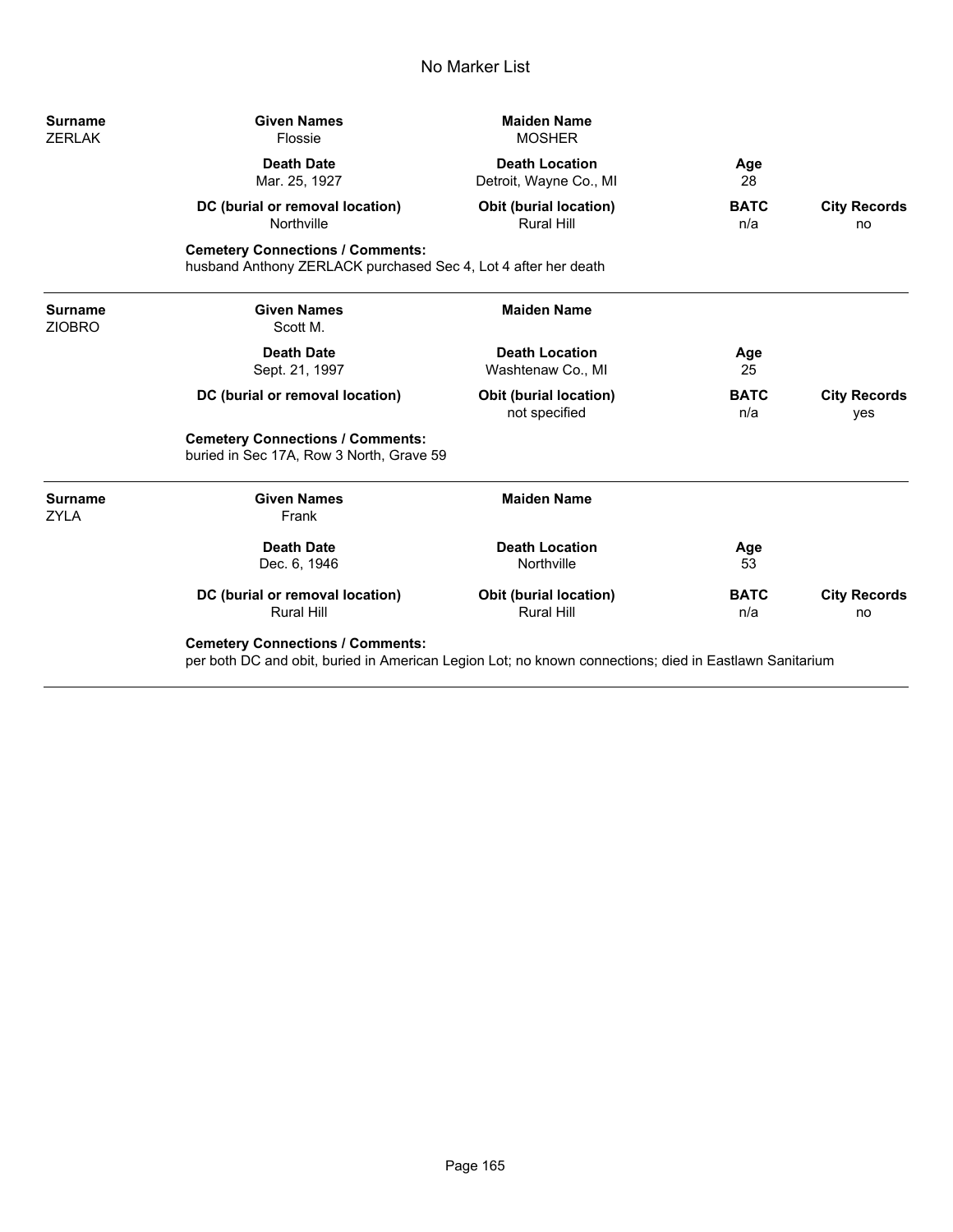# No Marker List

| Surname | Given Names | Maiden Name | | |
|---|---|---|---|---|
| ZERLAK | Flossie | MOSHER | | |
| | **Death Date** | **Death Location** | **Age** | |
| | Mar. 25, 1927 | Detroit, Wayne Co., MI | 28 | |
| | **DC (burial or removal location)** | **Obit (burial location)** | **BATC** | **City Records** |
| | Northville | Rural Hill | n/a | no |

**Cemetery Connections / Comments:**
husband Anthony ZERLACK purchased Sec 4, Lot 4 after her death

---

| Surname | Given Names | Maiden Name | | |
|---|---|---|---|---|
| ZIOBRO | Scott M. | | | |
| | **Death Date** | **Death Location** | **Age** | |
| | Sept. 21, 1997 | Washtenaw Co., MI | 25 | |
| | **DC (burial or removal location)** | **Obit (burial location)** | **BATC** | **City Records** |
| | | not specified | n/a | yes |

**Cemetery Connections / Comments:**
buried in Sec 17A, Row 3 North, Grave 59

---

| Surname | Given Names | Maiden Name | | |
|---|---|---|---|---|
| ZYLA | Frank | | | |
| | **Death Date** | **Death Location** | **Age** | |
| | Dec. 6, 1946 | Northville | 53 | |
| | **DC (burial or removal location)** | **Obit (burial location)** | **BATC** | **City Records** |
| | Rural Hill | Rural Hill | n/a | no |

**Cemetery Connections / Comments:**
per both DC and obit, buried in American Legion Lot; no known connections; died in Eastlawn Sanitarium